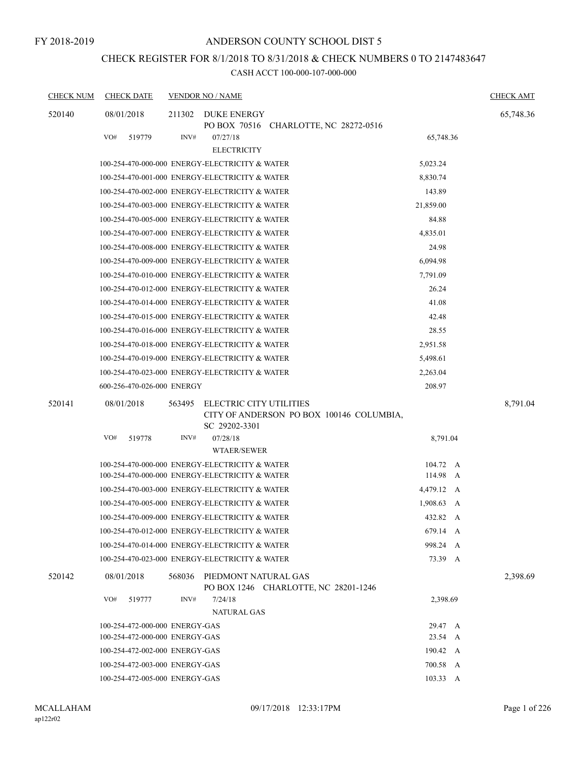FY 2018-2019

# ANDERSON COUNTY SCHOOL DIST 5

## CHECK REGISTER FOR 8/1/2018 TO 8/31/2018 & CHECK NUMBERS 0 TO 2147483647

### CASH ACCT 100-000-107-000-000

| CHECK NUM | CHECK DATE | VENDOR NO / NAME | | | CHECK AMT |
|---|---|---|---|---|---|
| 520140 | 08/01/2018 | 211302 DUKE ENERGY<br>PO BOX 70516 CHARLOTTE, NC 28272-0516 | | | 65,748.36 |
| | VO# 519779 | INV# 07/27/18<br>ELECTRICITY | 65,748.36 | | |
| | 100-254-470-000-000 ENERGY-ELECTRICITY & WATER | | 5,023.24 | | |
| | 100-254-470-001-000 ENERGY-ELECTRICITY & WATER | | 8,830.74 | | |
| | 100-254-470-002-000 ENERGY-ELECTRICITY & WATER | | 143.89 | | |
| | 100-254-470-003-000 ENERGY-ELECTRICITY & WATER | | 21,859.00 | | |
| | 100-254-470-005-000 ENERGY-ELECTRICITY & WATER | | 84.88 | | |
| | 100-254-470-007-000 ENERGY-ELECTRICITY & WATER | | 4,835.01 | | |
| | 100-254-470-008-000 ENERGY-ELECTRICITY & WATER | | 24.98 | | |
| | 100-254-470-009-000 ENERGY-ELECTRICITY & WATER | | 6,094.98 | | |
| | 100-254-470-010-000 ENERGY-ELECTRICITY & WATER | | 7,791.09 | | |
| | 100-254-470-012-000 ENERGY-ELECTRICITY & WATER | | 26.24 | | |
| | 100-254-470-014-000 ENERGY-ELECTRICITY & WATER | | 41.08 | | |
| | 100-254-470-015-000 ENERGY-ELECTRICITY & WATER | | 42.48 | | |
| | 100-254-470-016-000 ENERGY-ELECTRICITY & WATER | | 28.55 | | |
| | 100-254-470-018-000 ENERGY-ELECTRICITY & WATER | | 2,951.58 | | |
| | 100-254-470-019-000 ENERGY-ELECTRICITY & WATER | | 5,498.61 | | |
| | 100-254-470-023-000 ENERGY-ELECTRICITY & WATER | | 2,263.04 | | |
| | 600-256-470-026-000 ENERGY | | 208.97 | | |
| 520141 | 08/01/2018 | 563495 ELECTRIC CITY UTILITIES<br>CITY OF ANDERSON PO BOX 100146 COLUMBIA, SC 29202-3301 | | | 8,791.04 |
| | VO# 519778 | INV# 07/28/18<br>WTAER/SEWER | 8,791.04 | | |
| | 100-254-470-000-000 ENERGY-ELECTRICITY & WATER | | 104.72 | A | |
| | 100-254-470-000-000 ENERGY-ELECTRICITY & WATER | | 114.98 | A | |
| | 100-254-470-003-000 ENERGY-ELECTRICITY & WATER | | 4,479.12 | A | |
| | 100-254-470-005-000 ENERGY-ELECTRICITY & WATER | | 1,908.63 | A | |
| | 100-254-470-009-000 ENERGY-ELECTRICITY & WATER | | 432.82 | A | |
| | 100-254-470-012-000 ENERGY-ELECTRICITY & WATER | | 679.14 | A | |
| | 100-254-470-014-000 ENERGY-ELECTRICITY & WATER | | 998.24 | A | |
| | 100-254-470-023-000 ENERGY-ELECTRICITY & WATER | | 73.39 | A | |
| 520142 | 08/01/2018 | 568036 PIEDMONT NATURAL GAS<br>PO BOX 1246 CHARLOTTE, NC 28201-1246 | | | 2,398.69 |
| | VO# 519777 | INV# 7/24/18<br>NATURAL GAS | 2,398.69 | | |
| | 100-254-472-000-000 ENERGY-GAS | | 29.47 | A | |
| | 100-254-472-000-000 ENERGY-GAS | | 23.54 | A | |
| | 100-254-472-002-000 ENERGY-GAS | | 190.42 | A | |
| | 100-254-472-003-000 ENERGY-GAS | | 700.58 | A | |
| | 100-254-472-005-000 ENERGY-GAS | | 103.33 | A | |

MCALLAHAM
ap122r02

09/17/2018 12:33:17PM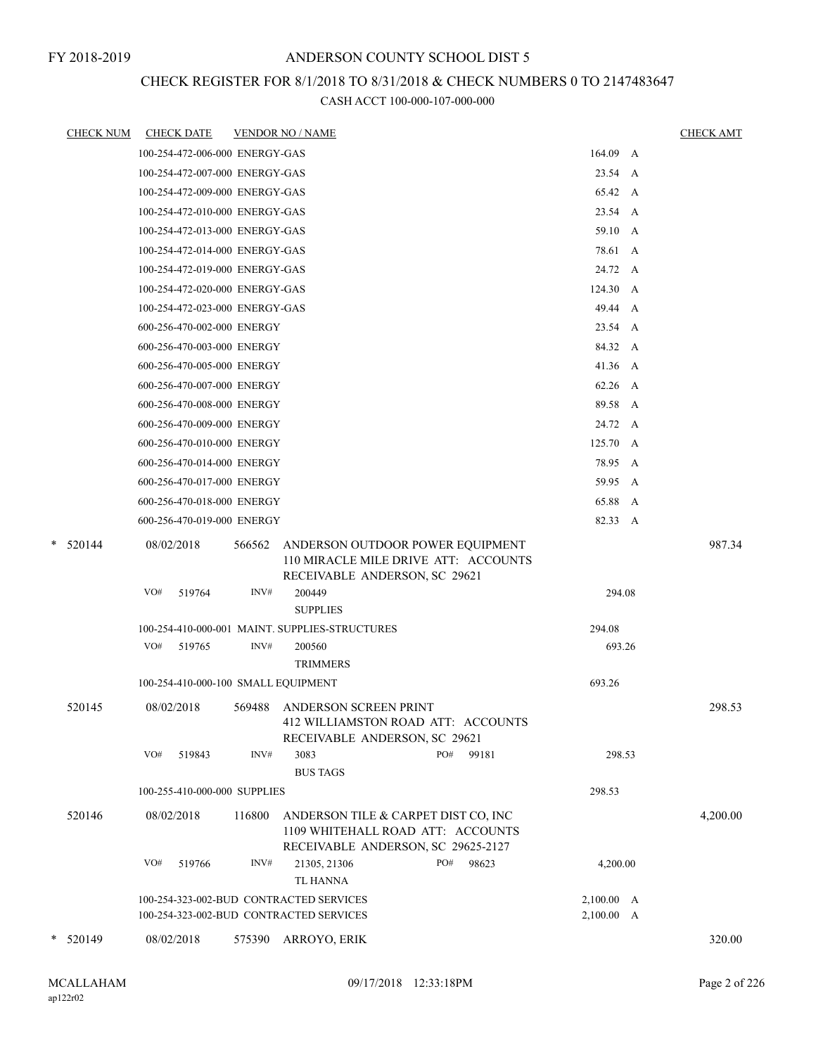FY 2018-2019

# ANDERSON COUNTY SCHOOL DIST 5

## CHECK REGISTER FOR 8/1/2018 TO 8/31/2018 & CHECK NUMBERS 0 TO 2147483647

CASH ACCT 100-000-107-000-000

| CHECK NUM | CHECK DATE | VENDOR NO / NAME | | CHECK AMT |
|---|---|---|---|---|
| | 100-254-472-006-000 ENERGY-GAS | | 164.09 A | |
| | 100-254-472-007-000 ENERGY-GAS | | 23.54 A | |
| | 100-254-472-009-000 ENERGY-GAS | | 65.42 A | |
| | 100-254-472-010-000 ENERGY-GAS | | 23.54 A | |
| | 100-254-472-013-000 ENERGY-GAS | | 59.10 A | |
| | 100-254-472-014-000 ENERGY-GAS | | 78.61 A | |
| | 100-254-472-019-000 ENERGY-GAS | | 24.72 A | |
| | 100-254-472-020-000 ENERGY-GAS | | 124.30 A | |
| | 100-254-472-023-000 ENERGY-GAS | | 49.44 A | |
| | 600-256-470-002-000 ENERGY | | 23.54 A | |
| | 600-256-470-003-000 ENERGY | | 84.32 A | |
| | 600-256-470-005-000 ENERGY | | 41.36 A | |
| | 600-256-470-007-000 ENERGY | | 62.26 A | |
| | 600-256-470-008-000 ENERGY | | 89.58 A | |
| | 600-256-470-009-000 ENERGY | | 24.72 A | |
| | 600-256-470-010-000 ENERGY | | 125.70 A | |
| | 600-256-470-014-000 ENERGY | | 78.95 A | |
| | 600-256-470-017-000 ENERGY | | 59.95 A | |
| | 600-256-470-018-000 ENERGY | | 65.88 A | |
| | 600-256-470-019-000 ENERGY | | 82.33 A | |
| * 520144 | 08/02/2018 | 566562 ANDERSON OUTDOOR POWER EQUIPMENT 110 MIRACLE MILE DRIVE ATT: ACCOUNTS RECEIVABLE ANDERSON, SC 29621 | | 987.34 |
| | VO# 519764 | INV# 200449 SUPPLIES | 294.08 | |
| | 100-254-410-000-001 MAINT. SUPPLIES-STRUCTURES | | 294.08 | |
| | VO# 519765 | INV# 200560 TRIMMERS | 693.26 | |
| | 100-254-410-000-100 SMALL EQUIPMENT | | 693.26 | |
| 520145 | 08/02/2018 | 569488 ANDERSON SCREEN PRINT 412 WILLIAMSTON ROAD ATT: ACCOUNTS RECEIVABLE ANDERSON, SC 29621 | | 298.53 |
| | VO# 519843 | INV# 3083 PO# 99181 BUS TAGS | 298.53 | |
| | 100-255-410-000-000 SUPPLIES | | 298.53 | |
| 520146 | 08/02/2018 | 116800 ANDERSON TILE & CARPET DIST CO, INC 1109 WHITEHALL ROAD ATT: ACCOUNTS RECEIVABLE ANDERSON, SC 29625-2127 | | 4,200.00 |
| | VO# 519766 | INV# 21305, 21306 PO# 98623 TL HANNA | 4,200.00 | |
| | 100-254-323-002-BUD CONTRACTED SERVICES | | 2,100.00 A | |
| | 100-254-323-002-BUD CONTRACTED SERVICES | | 2,100.00 A | |
| * 520149 | 08/02/2018 | 575390 ARROYO, ERIK | | 320.00 |

MCALLAHAM
ap122r02
09/17/2018 12:33:18PM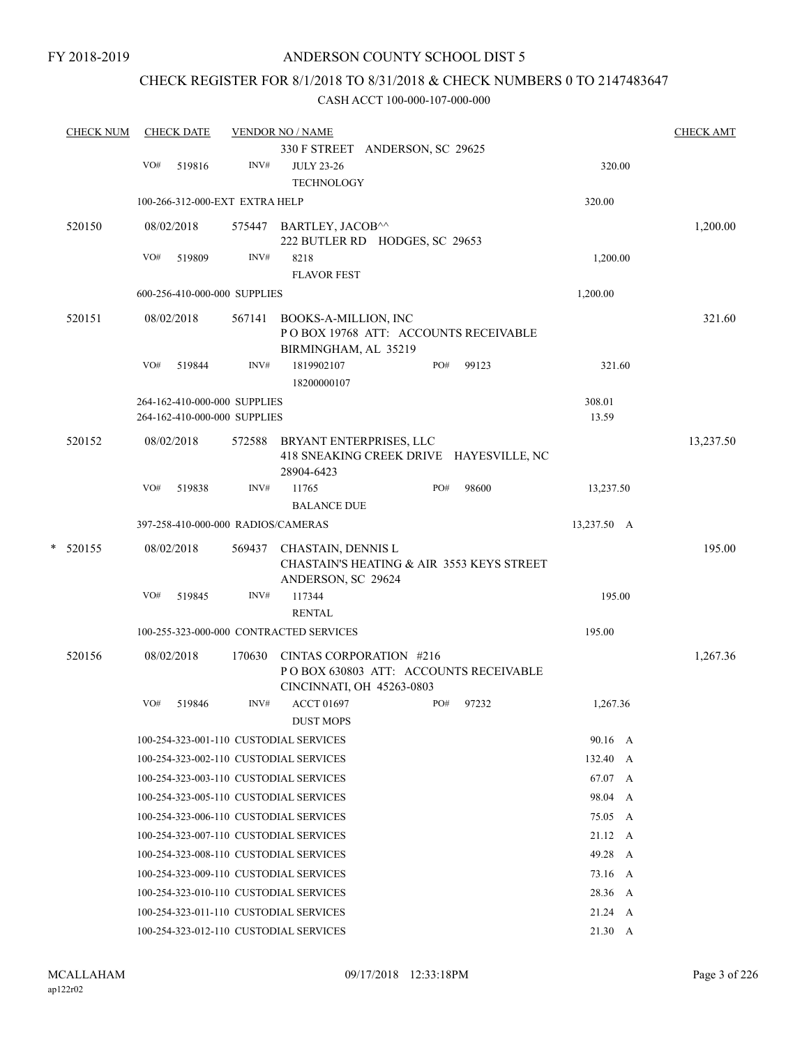FY 2018-2019

# ANDERSON COUNTY SCHOOL DIST 5

## CHECK REGISTER FOR 8/1/2018 TO 8/31/2018 & CHECK NUMBERS 0 TO 2147483647

### CASH ACCT 100-000-107-000-000

| CHECK NUM | CHECK DATE | VENDOR NO / NAME | | | CHECK AMT |
|---|---|---|---|---|---|
| | | | 330 F STREET ANDERSON, SC 29625 | | |
| | VO# 519816 | INV# | JULY 23-26<br>TECHNOLOGY | 320.00 | |
| | 100-266-312-000-EXT EXTRA HELP | | | 320.00 | |
| 520150 | 08/02/2018 | 575447 | BARTLEY, JACOB^^<br>222 BUTLER RD HODGES, SC 29653 | | 1,200.00 |
| | VO# 519809 | INV# | 8218<br>FLAVOR FEST | 1,200.00 | |
| | 600-256-410-000-000 SUPPLIES | | | 1,200.00 | |
| 520151 | 08/02/2018 | 567141 | BOOKS-A-MILLION, INC<br>P O BOX 19768 ATT: ACCOUNTS RECEIVABLE<br>BIRMINGHAM, AL 35219 | | 321.60 |
| | VO# 519844 | INV# | 1819902107 PO# 99123<br>18200000107 | 321.60 | |
| | 264-162-410-000-000 SUPPLIES | | | 308.01 | |
| | 264-162-410-000-000 SUPPLIES | | | 13.59 | |
| 520152 | 08/02/2018 | 572588 | BRYANT ENTERPRISES, LLC<br>418 SNEAKING CREEK DRIVE HAYESVILLE, NC<br>28904-6423 | | 13,237.50 |
| | VO# 519838 | INV# | 11765 PO# 98600<br>BALANCE DUE | 13,237.50 | |
| | 397-258-410-000-000 RADIOS/CAMERAS | | | 13,237.50 A | |
| * 520155 | 08/02/2018 | 569437 | CHASTAIN, DENNIS L<br>CHASTAIN'S HEATING & AIR 3553 KEYS STREET<br>ANDERSON, SC 29624 | | 195.00 |
| | VO# 519845 | INV# | 117344<br>RENTAL | 195.00 | |
| | 100-255-323-000-000 CONTRACTED SERVICES | | | 195.00 | |
| 520156 | 08/02/2018 | 170630 | CINTAS CORPORATION #216<br>P O BOX 630803 ATT: ACCOUNTS RECEIVABLE<br>CINCINNATI, OH 45263-0803 | | 1,267.36 |
| | VO# 519846 | INV# | ACCT 01697 PO# 97232<br>DUST MOPS | 1,267.36 | |
| | 100-254-323-001-110 CUSTODIAL SERVICES | | | 90.16 A | |
| | 100-254-323-002-110 CUSTODIAL SERVICES | | | 132.40 A | |
| | 100-254-323-003-110 CUSTODIAL SERVICES | | | 67.07 A | |
| | 100-254-323-005-110 CUSTODIAL SERVICES | | | 98.04 A | |
| | 100-254-323-006-110 CUSTODIAL SERVICES | | | 75.05 A | |
| | 100-254-323-007-110 CUSTODIAL SERVICES | | | 21.12 A | |
| | 100-254-323-008-110 CUSTODIAL SERVICES | | | 49.28 A | |
| | 100-254-323-009-110 CUSTODIAL SERVICES | | | 73.16 A | |
| | 100-254-323-010-110 CUSTODIAL SERVICES | | | 28.36 A | |
| | 100-254-323-011-110 CUSTODIAL SERVICES | | | 21.24 A | |
| | 100-254-323-012-110 CUSTODIAL SERVICES | | | 21.30 A | |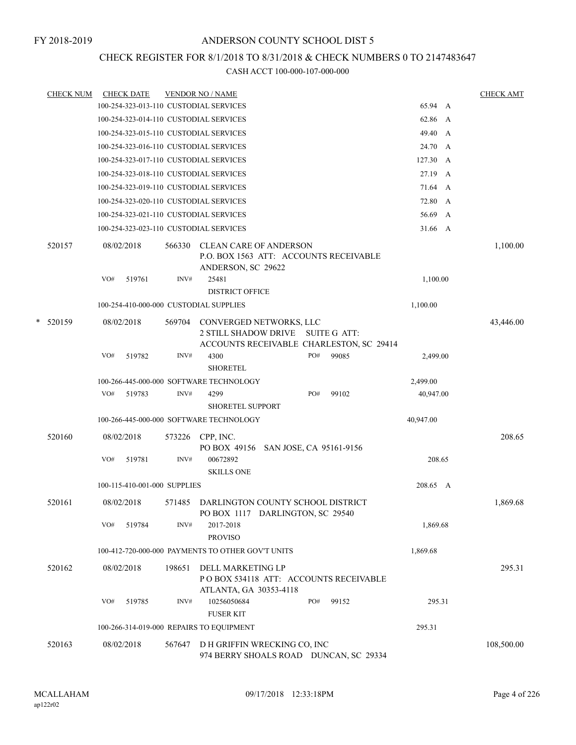FY 2018-2019

# ANDERSON COUNTY SCHOOL DIST 5

## CHECK REGISTER FOR 8/1/2018 TO 8/31/2018 & CHECK NUMBERS 0 TO 2147483647

### CASH ACCT 100-000-107-000-000

| CHECK NUM | CHECK DATE | VENDOR NO / NAME | | CHECK AMT |
|---|---|---|---|---|
| | 100-254-323-013-110 CUSTODIAL SERVICES | | 65.94 A | |
| | 100-254-323-014-110 CUSTODIAL SERVICES | | 62.86 A | |
| | 100-254-323-015-110 CUSTODIAL SERVICES | | 49.40 A | |
| | 100-254-323-016-110 CUSTODIAL SERVICES | | 24.70 A | |
| | 100-254-323-017-110 CUSTODIAL SERVICES | | 127.30 A | |
| | 100-254-323-018-110 CUSTODIAL SERVICES | | 27.19 A | |
| | 100-254-323-019-110 CUSTODIAL SERVICES | | 71.64 A | |
| | 100-254-323-020-110 CUSTODIAL SERVICES | | 72.80 A | |
| | 100-254-323-021-110 CUSTODIAL SERVICES | | 56.69 A | |
| | 100-254-323-023-110 CUSTODIAL SERVICES | | 31.66 A | |
| 520157 | 08/02/2018 | 566330 CLEAN CARE OF ANDERSON<br>P.O. BOX 1563 ATT: ACCOUNTS RECEIVABLE<br>ANDERSON, SC 29622 | | 1,100.00 |
| | VO# 519761 | INV# 25481<br>DISTRICT OFFICE | 1,100.00 | |
| | 100-254-410-000-000 CUSTODIAL SUPPLIES | | 1,100.00 | |
| * 520159 | 08/02/2018 | 569704 CONVERGED NETWORKS, LLC<br>2 STILL SHADOW DRIVE SUITE G ATT:<br>ACCOUNTS RECEIVABLE CHARLESTON, SC 29414 | | 43,446.00 |
| | VO# 519782 | INV# 4300 PO# 99085<br>SHORETEL | 2,499.00 | |
| | 100-266-445-000-000 SOFTWARE TECHNOLOGY | | 2,499.00 | |
| | VO# 519783 | INV# 4299 PO# 99102<br>SHORETEL SUPPORT | 40,947.00 | |
| | 100-266-445-000-000 SOFTWARE TECHNOLOGY | | 40,947.00 | |
| 520160 | 08/02/2018 | 573226 CPP, INC.<br>PO BOX 49156 SAN JOSE, CA 95161-9156 | | 208.65 |
| | VO# 519781 | INV# 00672892<br>SKILLS ONE | 208.65 | |
| | 100-115-410-001-000 SUPPLIES | | 208.65 A | |
| 520161 | 08/02/2018 | 571485 DARLINGTON COUNTY SCHOOL DISTRICT<br>PO BOX 1117 DARLINGTON, SC 29540 | | 1,869.68 |
| | VO# 519784 | INV# 2017-2018<br>PROVISO | 1,869.68 | |
| | 100-412-720-000-000 PAYMENTS TO OTHER GOV'T UNITS | | 1,869.68 | |
| 520162 | 08/02/2018 | 198651 DELL MARKETING LP<br>P O BOX 534118 ATT: ACCOUNTS RECEIVABLE<br>ATLANTA, GA 30353-4118 | | 295.31 |
| | VO# 519785 | INV# 10256050684 PO# 99152<br>FUSER KIT | 295.31 | |
| | 100-266-314-019-000 REPAIRS TO EQUIPMENT | | 295.31 | |
| 520163 | 08/02/2018 | 567647 D H GRIFFIN WRECKING CO, INC<br>974 BERRY SHOALS ROAD DUNCAN, SC 29334 | | 108,500.00 |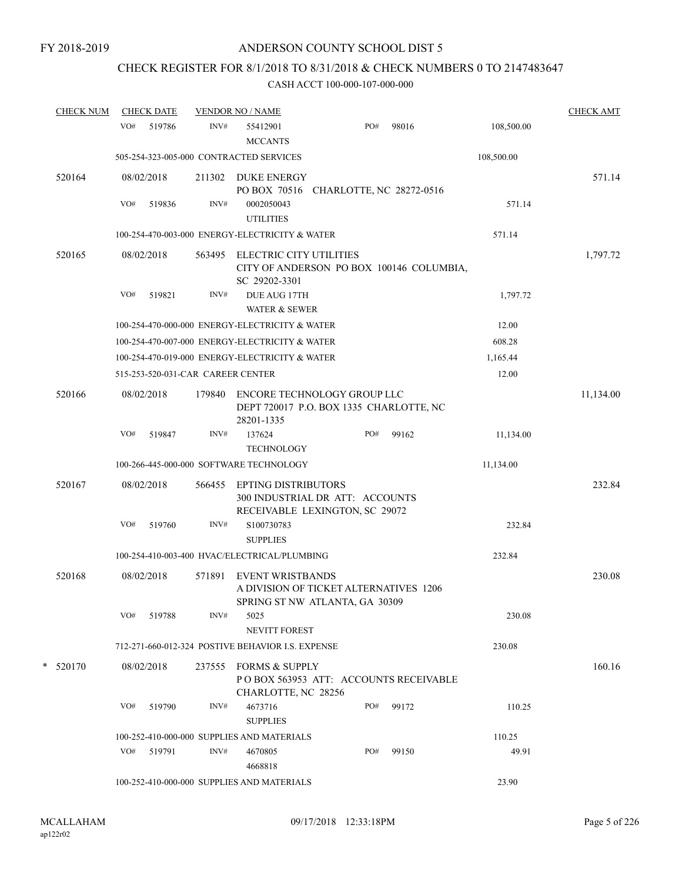FY 2018-2019

ANDERSON COUNTY SCHOOL DIST 5

CHECK REGISTER FOR 8/1/2018 TO 8/31/2018 & CHECK NUMBERS 0 TO 2147483647

CASH ACCT 100-000-107-000-000

| CHECK NUM | CHECK DATE | VENDOR NO / NAME | | | CHECK AMT |
|---|---|---|---|---|---|
| | VO# 519786 | INV# 55412901 MCCANTS | PO# 98016 | 108,500.00 | |
| | 505-254-323-005-000 CONTRACTED SERVICES | | | 108,500.00 | |
| 520164 | 08/02/2018 | 211302 DUKE ENERGY PO BOX 70516 CHARLOTTE, NC 28272-0516 | | | 571.14 |
| | VO# 519836 | INV# 0002050043 UTILITIES | | 571.14 | |
| | 100-254-470-003-000 ENERGY-ELECTRICITY & WATER | | | 571.14 | |
| 520165 | 08/02/2018 | 563495 ELECTRIC CITY UTILITIES CITY OF ANDERSON PO BOX 100146 COLUMBIA, SC 29202-3301 | | | 1,797.72 |
| | VO# 519821 | INV# DUE AUG 17TH WATER & SEWER | | 1,797.72 | |
| | 100-254-470-000-000 ENERGY-ELECTRICITY & WATER | | | 12.00 | |
| | 100-254-470-007-000 ENERGY-ELECTRICITY & WATER | | | 608.28 | |
| | 100-254-470-019-000 ENERGY-ELECTRICITY & WATER | | | 1,165.44 | |
| | 515-253-520-031-CAR CAREER CENTER | | | 12.00 | |
| 520166 | 08/02/2018 | 179840 ENCORE TECHNOLOGY GROUP LLC DEPT 720017 P.O. BOX 1335 CHARLOTTE, NC 28201-1335 | | | 11,134.00 |
| | VO# 519847 | INV# 137624 TECHNOLOGY | PO# 99162 | 11,134.00 | |
| | 100-266-445-000-000 SOFTWARE TECHNOLOGY | | | 11,134.00 | |
| 520167 | 08/02/2018 | 566455 EPTING DISTRIBUTORS 300 INDUSTRIAL DR ATT: ACCOUNTS RECEIVABLE LEXINGTON, SC 29072 | | | 232.84 |
| | VO# 519760 | INV# S100730783 SUPPLIES | | 232.84 | |
| | 100-254-410-003-400 HVAC/ELECTRICAL/PLUMBING | | | 232.84 | |
| 520168 | 08/02/2018 | 571891 EVENT WRISTBANDS A DIVISION OF TICKET ALTERNATIVES 1206 SPRING ST NW ATLANTA, GA 30309 | | | 230.08 |
| | VO# 519788 | INV# 5025 NEVITT FOREST | | 230.08 | |
| | 712-271-660-012-324 POSTIVE BEHAVIOR I.S. EXPENSE | | | 230.08 | |
| * 520170 | 08/02/2018 | 237555 FORMS & SUPPLY P O BOX 563953 ATT: ACCOUNTS RECEIVABLE CHARLOTTE, NC 28256 | | | 160.16 |
| | VO# 519790 | INV# 4673716 SUPPLIES | PO# 99172 | 110.25 | |
| | 100-252-410-000-000 SUPPLIES AND MATERIALS | | | 110.25 | |
| | VO# 519791 | INV# 4670805 4668818 | PO# 99150 | 49.91 | |
| | 100-252-410-000-000 SUPPLIES AND MATERIALS | | | 23.90 | |

MCALLAHAM
ap122r02

09/17/2018 12:33:18PM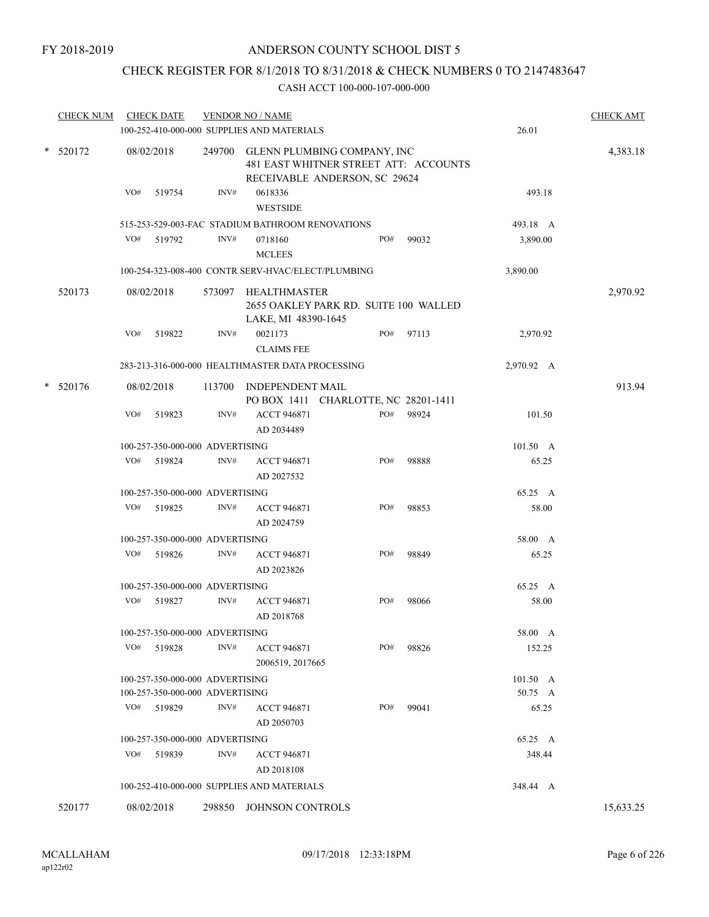FY 2018-2019

ANDERSON COUNTY SCHOOL DIST 5

CHECK REGISTER FOR 8/1/2018 TO 8/31/2018 & CHECK NUMBERS 0 TO 2147483647

CASH ACCT 100-000-107-000-000

| CHECK NUM | CHECK DATE | VENDOR NO / NAME | | | CHECK AMT |
|---|---|---|---|---|---|
| | 100-252-410-000-000 SUPPLIES AND MATERIALS | | | 26.01 | |
| * 520172 | 08/02/2018 | 249700 GLENN PLUMBING COMPANY, INC 481 EAST WHITNER STREET ATT: ACCOUNTS RECEIVABLE ANDERSON, SC 29624 | | | 4,383.18 |
| | VO# 519754 | INV# 0618336 WESTSIDE | | 493.18 | |
| | 515-253-529-003-FAC STADIUM BATHROOM RENOVATIONS | | | 493.18 A | |
| | VO# 519792 | INV# 0718160 MCLEES | PO# 99032 | 3,890.00 | |
| | 100-254-323-008-400 CONTR SERV-HVAC/ELECT/PLUMBING | | | 3,890.00 | |
| 520173 | 08/02/2018 | 573097 HEALTHMASTER 2655 OAKLEY PARK RD. SUITE 100 WALLED LAKE, MI 48390-1645 | | | 2,970.92 |
| | VO# 519822 | INV# 0021173 CLAIMS FEE | PO# 97113 | 2,970.92 | |
| | 283-213-316-000-000 HEALTHMASTER DATA PROCESSING | | | 2,970.92 A | |
| * 520176 | 08/02/2018 | 113700 INDEPENDENT MAIL PO BOX 1411 CHARLOTTE, NC 28201-1411 | | | 913.94 |
| | VO# 519823 | INV# ACCT 946871 AD 2034489 | PO# 98924 | 101.50 | |
| | 100-257-350-000-000 ADVERTISING | | | 101.50 A | |
| | VO# 519824 | INV# ACCT 946871 AD 2027532 | PO# 98888 | 65.25 | |
| | 100-257-350-000-000 ADVERTISING | | | 65.25 A | |
| | VO# 519825 | INV# ACCT 946871 AD 2024759 | PO# 98853 | 58.00 | |
| | 100-257-350-000-000 ADVERTISING | | | 58.00 A | |
| | VO# 519826 | INV# ACCT 946871 AD 2023826 | PO# 98849 | 65.25 | |
| | 100-257-350-000-000 ADVERTISING | | | 65.25 A | |
| | VO# 519827 | INV# ACCT 946871 AD 2018768 | PO# 98066 | 58.00 | |
| | 100-257-350-000-000 ADVERTISING | | | 58.00 A | |
| | VO# 519828 | INV# ACCT 946871 2006519, 2017665 | PO# 98826 | 152.25 | |
| | 100-257-350-000-000 ADVERTISING | | | 101.50 A | |
| | 100-257-350-000-000 ADVERTISING | | | 50.75 A | |
| | VO# 519829 | INV# ACCT 946871 AD 2050703 | PO# 99041 | 65.25 | |
| | 100-257-350-000-000 ADVERTISING | | | 65.25 A | |
| | VO# 519839 | INV# ACCT 946871 AD 2018108 | | 348.44 | |
| | 100-252-410-000-000 SUPPLIES AND MATERIALS | | | 348.44 A | |
| 520177 | 08/02/2018 | 298850 JOHNSON CONTROLS | | | 15,633.25 |

MCALLAHAM ap122r02 09/17/2018 12:33:18PM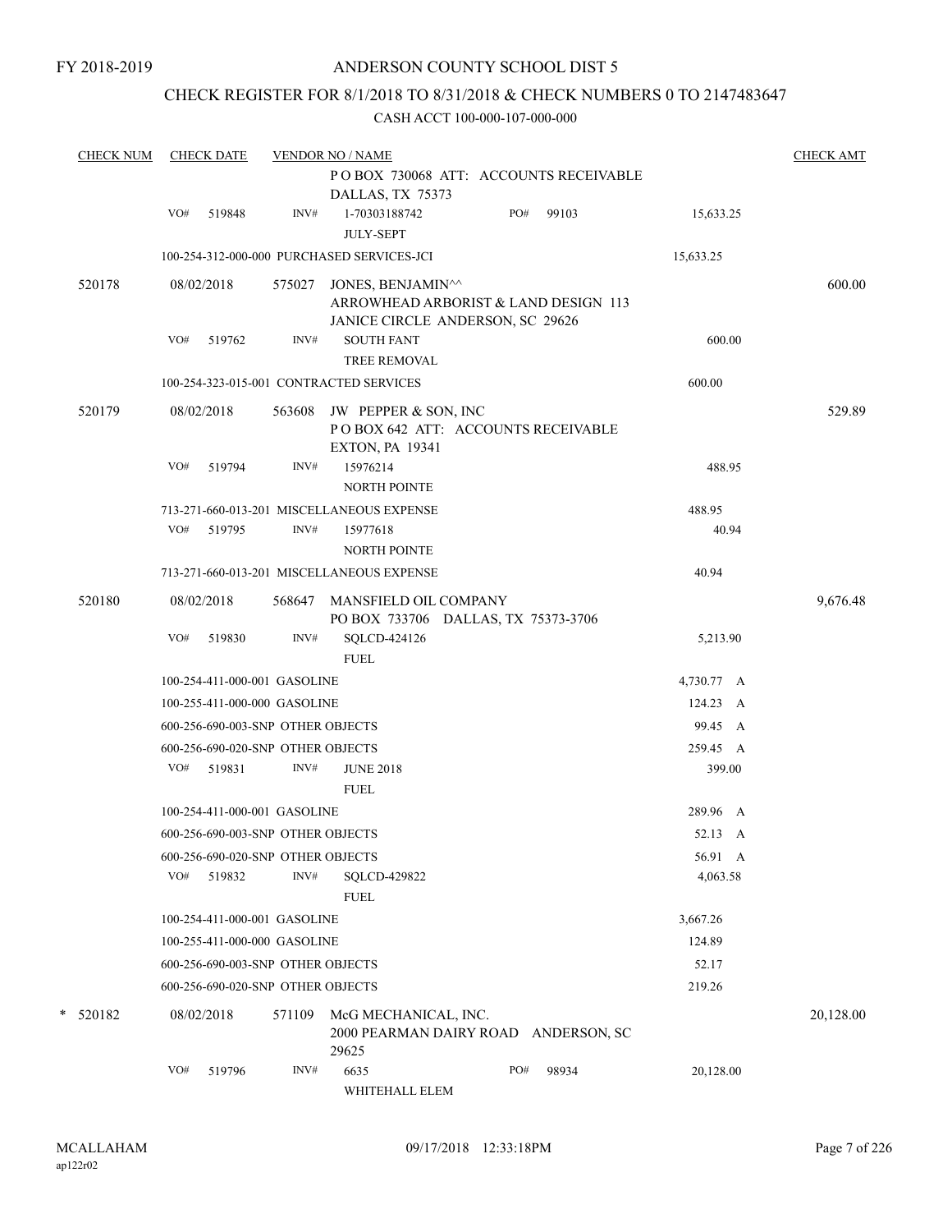FY 2018-2019

# ANDERSON COUNTY SCHOOL DIST 5

## CHECK REGISTER FOR 8/1/2018 TO 8/31/2018 & CHECK NUMBERS 0 TO 2147483647

CASH ACCT 100-000-107-000-000

| CHECK NUM | CHECK DATE | VENDOR NO / NAME | | | CHECK AMT |
|---|---|---|---|---|---|
| | | | P O BOX 730068 ATT: ACCOUNTS RECEIVABLE DALLAS, TX 75373 | | |
| | VO# 519848 | INV# | 1-70303188742 PO# 99103 JULY-SEPT | 15,633.25 | |
| | 100-254-312-000-000 PURCHASED SERVICES-JCI | | | 15,633.25 | |
| 520178 | 08/02/2018 | 575027 | JONES, BENJAMIN^^ ARROWHEAD ARBORIST & LAND DESIGN 113 JANICE CIRCLE ANDERSON, SC 29626 | | 600.00 |
| | VO# 519762 | INV# | SOUTH FANT TREE REMOVAL | 600.00 | |
| | 100-254-323-015-001 CONTRACTED SERVICES | | | 600.00 | |
| 520179 | 08/02/2018 | 563608 | JW PEPPER & SON, INC P O BOX 642 ATT: ACCOUNTS RECEIVABLE EXTON, PA 19341 | | 529.89 |
| | VO# 519794 | INV# | 15976214 NORTH POINTE | 488.95 | |
| | 713-271-660-013-201 MISCELLANEOUS EXPENSE | | | 488.95 | |
| | VO# 519795 | INV# | 15977618 NORTH POINTE | 40.94 | |
| | 713-271-660-013-201 MISCELLANEOUS EXPENSE | | | 40.94 | |
| 520180 | 08/02/2018 | 568647 | MANSFIELD OIL COMPANY PO BOX 733706 DALLAS, TX 75373-3706 | | 9,676.48 |
| | VO# 519830 | INV# | SQLCD-424126 FUEL | 5,213.90 | |
| | 100-254-411-000-001 GASOLINE | | | 4,730.77 A | |
| | 100-255-411-000-000 GASOLINE | | | 124.23 A | |
| | 600-256-690-003-SNP OTHER OBJECTS | | | 99.45 A | |
| | 600-256-690-020-SNP OTHER OBJECTS | | | 259.45 A | |
| | VO# 519831 | INV# | JUNE 2018 FUEL | 399.00 | |
| | 100-254-411-000-001 GASOLINE | | | 289.96 A | |
| | 600-256-690-003-SNP OTHER OBJECTS | | | 52.13 A | |
| | 600-256-690-020-SNP OTHER OBJECTS | | | 56.91 A | |
| | VO# 519832 | INV# | SQLCD-429822 FUEL | 4,063.58 | |
| | 100-254-411-000-001 GASOLINE | | | 3,667.26 | |
| | 100-255-411-000-000 GASOLINE | | | 124.89 | |
| | 600-256-690-003-SNP OTHER OBJECTS | | | 52.17 | |
| | 600-256-690-020-SNP OTHER OBJECTS | | | 219.26 | |
| * 520182 | 08/02/2018 | 571109 | McG MECHANICAL, INC. 2000 PEARMAN DAIRY ROAD ANDERSON, SC 29625 | | 20,128.00 |
| | VO# 519796 | INV# | 6635 PO# 98934 WHITEHALL ELEM | 20,128.00 | |

MCALLAHAM
ap122r02

09/17/2018 12:33:18PM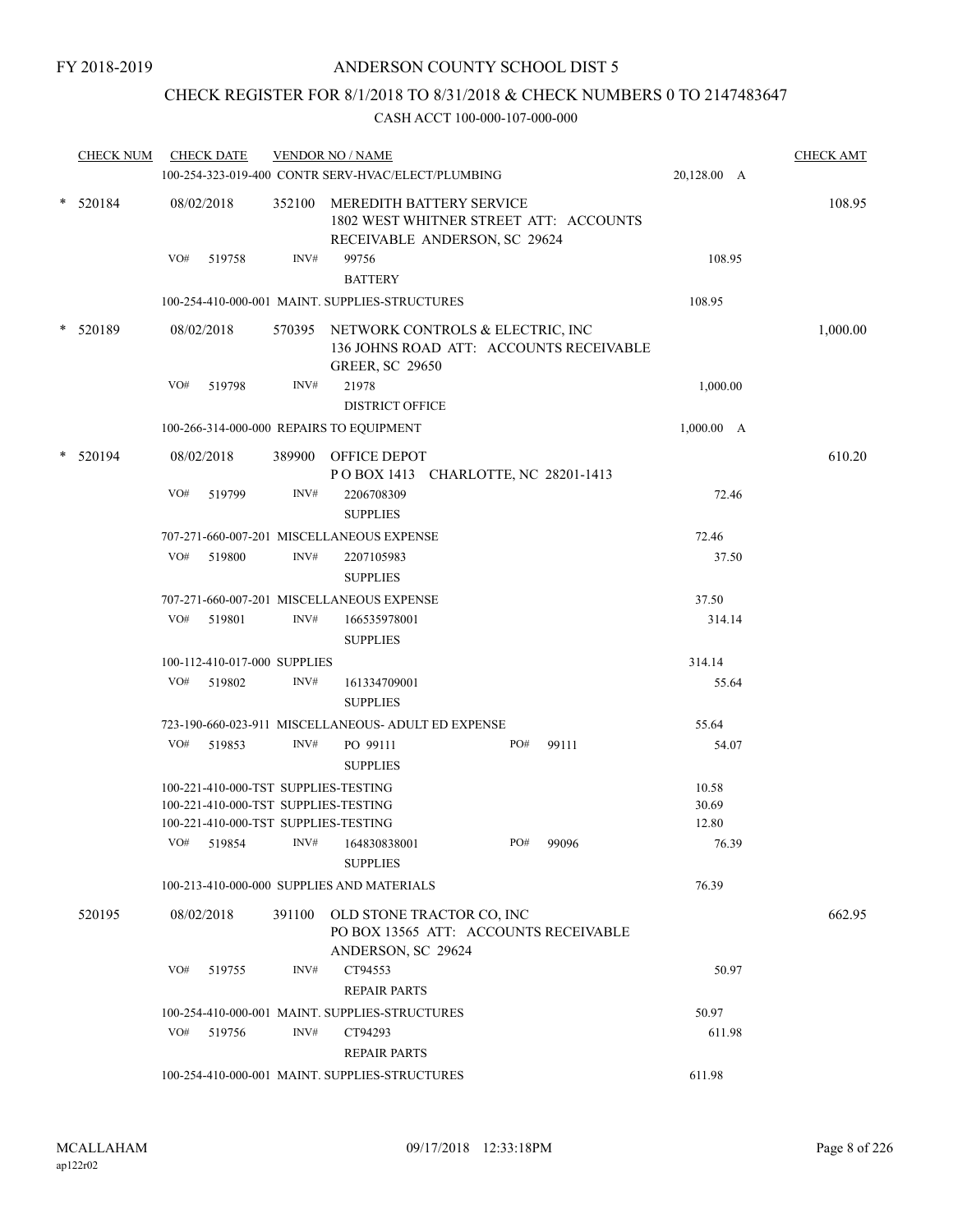FY 2018-2019

ANDERSON COUNTY SCHOOL DIST 5

CHECK REGISTER FOR 8/1/2018 TO 8/31/2018 & CHECK NUMBERS 0 TO 2147483647

CASH ACCT 100-000-107-000-000

| CHECK NUM | CHECK DATE | VENDOR NO / NAME | | CHECK AMT |
|---|---|---|---|---|
| | | 100-254-323-019-400 CONTR SERV-HVAC/ELECT/PLUMBING | 20,128.00 A | |
| * 520184 | 08/02/2018 | 352100 MEREDITH BATTERY SERVICE 1802 WEST WHITNER STREET ATT: ACCOUNTS RECEIVABLE ANDERSON, SC 29624 | | 108.95 |
| | VO# 519758 | INV# 99756 BATTERY | 108.95 | |
| | | 100-254-410-000-001 MAINT. SUPPLIES-STRUCTURES | 108.95 | |
| * 520189 | 08/02/2018 | 570395 NETWORK CONTROLS & ELECTRIC, INC 136 JOHNS ROAD ATT: ACCOUNTS RECEIVABLE GREER, SC 29650 | | 1,000.00 |
| | VO# 519798 | INV# 21978 DISTRICT OFFICE | 1,000.00 | |
| | | 100-266-314-000-000 REPAIRS TO EQUIPMENT | 1,000.00 A | |
| * 520194 | 08/02/2018 | 389900 OFFICE DEPOT P O BOX 1413 CHARLOTTE, NC 28201-1413 | | 610.20 |
| | VO# 519799 | INV# 2206708309 SUPPLIES | 72.46 | |
| | | 707-271-660-007-201 MISCELLANEOUS EXPENSE | 72.46 | |
| | VO# 519800 | INV# 2207105983 SUPPLIES | 37.50 | |
| | | 707-271-660-007-201 MISCELLANEOUS EXPENSE | 37.50 | |
| | VO# 519801 | INV# 166535978001 SUPPLIES | 314.14 | |
| | | 100-112-410-017-000 SUPPLIES | 314.14 | |
| | VO# 519802 | INV# 161334709001 SUPPLIES | 55.64 | |
| | | 723-190-660-023-911 MISCELLANEOUS- ADULT ED EXPENSE | 55.64 | |
| | VO# 519853 | INV# PO 99111 PO# 99111 SUPPLIES | 54.07 | |
| | | 100-221-410-000-TST SUPPLIES-TESTING | 10.58 | |
| | | 100-221-410-000-TST SUPPLIES-TESTING | 30.69 | |
| | | 100-221-410-000-TST SUPPLIES-TESTING | 12.80 | |
| | VO# 519854 | INV# 164830838001 PO# 99096 SUPPLIES | 76.39 | |
| | | 100-213-410-000-000 SUPPLIES AND MATERIALS | 76.39 | |
| 520195 | 08/02/2018 | 391100 OLD STONE TRACTOR CO, INC PO BOX 13565 ATT: ACCOUNTS RECEIVABLE ANDERSON, SC 29624 | | 662.95 |
| | VO# 519755 | INV# CT94553 REPAIR PARTS | 50.97 | |
| | | 100-254-410-000-001 MAINT. SUPPLIES-STRUCTURES | 50.97 | |
| | VO# 519756 | INV# CT94293 REPAIR PARTS | 611.98 | |
| | | 100-254-410-000-001 MAINT. SUPPLIES-STRUCTURES | 611.98 | |

MCALLAHAM
ap122r02

09/17/2018 12:33:18PM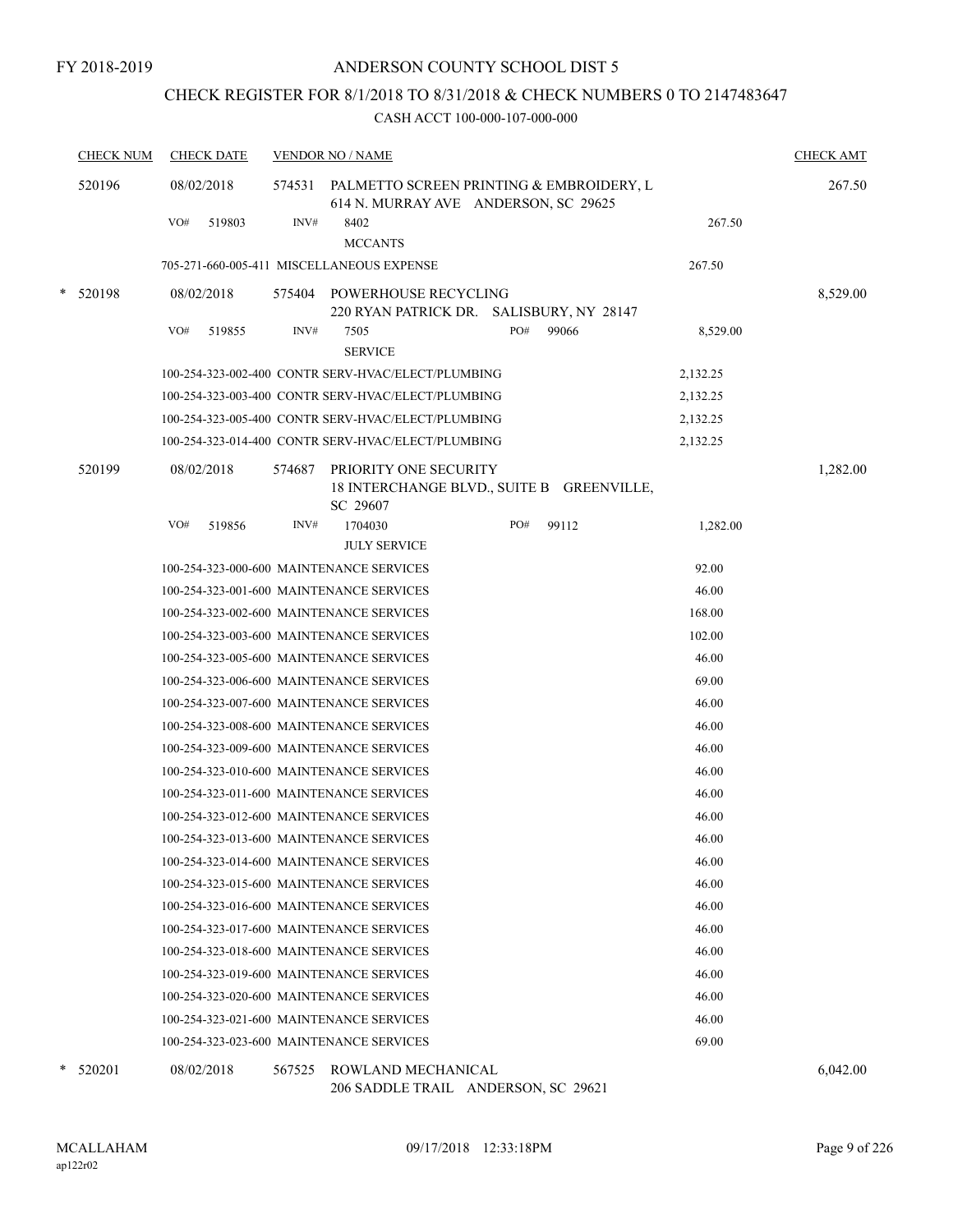FY 2018-2019

# ANDERSON COUNTY SCHOOL DIST 5

## CHECK REGISTER FOR 8/1/2018 TO 8/31/2018 & CHECK NUMBERS 0 TO 2147483647

CASH ACCT 100-000-107-000-000

| CHECK NUM | CHECK DATE | VENDOR NO / NAME | | | CHECK AMT |
|---|---|---|---|---|---|
| 520196 | 08/02/2018 | 574531 PALMETTO SCREEN PRINTING & EMBROIDERY, L 614 N. MURRAY AVE ANDERSON, SC 29625 | | | 267.50 |
| | VO# 519803 | INV# 8402 MCCANTS | | 267.50 | |
| | 705-271-660-005-411 MISCELLANEOUS EXPENSE | | | 267.50 | |
| * 520198 | 08/02/2018 | 575404 POWERHOUSE RECYCLING 220 RYAN PATRICK DR. SALISBURY, NY 28147 | | | 8,529.00 |
| | VO# 519855 | INV# 7505 SERVICE | PO# 99066 | 8,529.00 | |
| | 100-254-323-002-400 CONTR SERV-HVAC/ELECT/PLUMBING | | | 2,132.25 | |
| | 100-254-323-003-400 CONTR SERV-HVAC/ELECT/PLUMBING | | | 2,132.25 | |
| | 100-254-323-005-400 CONTR SERV-HVAC/ELECT/PLUMBING | | | 2,132.25 | |
| | 100-254-323-014-400 CONTR SERV-HVAC/ELECT/PLUMBING | | | 2,132.25 | |
| 520199 | 08/02/2018 | 574687 PRIORITY ONE SECURITY 18 INTERCHANGE BLVD., SUITE B GREENVILLE, SC 29607 | | | 1,282.00 |
| | VO# 519856 | INV# 1704030 JULY SERVICE | PO# 99112 | 1,282.00 | |
| | 100-254-323-000-600 MAINTENANCE SERVICES | | | 92.00 | |
| | 100-254-323-001-600 MAINTENANCE SERVICES | | | 46.00 | |
| | 100-254-323-002-600 MAINTENANCE SERVICES | | | 168.00 | |
| | 100-254-323-003-600 MAINTENANCE SERVICES | | | 102.00 | |
| | 100-254-323-005-600 MAINTENANCE SERVICES | | | 46.00 | |
| | 100-254-323-006-600 MAINTENANCE SERVICES | | | 69.00 | |
| | 100-254-323-007-600 MAINTENANCE SERVICES | | | 46.00 | |
| | 100-254-323-008-600 MAINTENANCE SERVICES | | | 46.00 | |
| | 100-254-323-009-600 MAINTENANCE SERVICES | | | 46.00 | |
| | 100-254-323-010-600 MAINTENANCE SERVICES | | | 46.00 | |
| | 100-254-323-011-600 MAINTENANCE SERVICES | | | 46.00 | |
| | 100-254-323-012-600 MAINTENANCE SERVICES | | | 46.00 | |
| | 100-254-323-013-600 MAINTENANCE SERVICES | | | 46.00 | |
| | 100-254-323-014-600 MAINTENANCE SERVICES | | | 46.00 | |
| | 100-254-323-015-600 MAINTENANCE SERVICES | | | 46.00 | |
| | 100-254-323-016-600 MAINTENANCE SERVICES | | | 46.00 | |
| | 100-254-323-017-600 MAINTENANCE SERVICES | | | 46.00 | |
| | 100-254-323-018-600 MAINTENANCE SERVICES | | | 46.00 | |
| | 100-254-323-019-600 MAINTENANCE SERVICES | | | 46.00 | |
| | 100-254-323-020-600 MAINTENANCE SERVICES | | | 46.00 | |
| | 100-254-323-021-600 MAINTENANCE SERVICES | | | 46.00 | |
| | 100-254-323-023-600 MAINTENANCE SERVICES | | | 69.00 | |
| * 520201 | 08/02/2018 | 567525 ROWLAND MECHANICAL 206 SADDLE TRAIL ANDERSON, SC 29621 | | | 6,042.00 |

MCALLAHAM
ap122r02

09/17/2018 12:33:18PM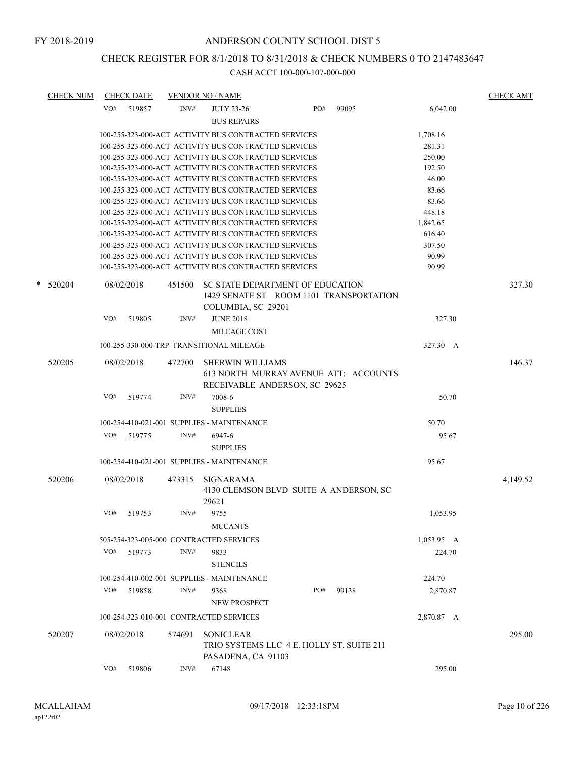FY 2018-2019

# ANDERSON COUNTY SCHOOL DIST 5

## CHECK REGISTER FOR 8/1/2018 TO 8/31/2018 & CHECK NUMBERS 0 TO 2147483647

### CASH ACCT 100-000-107-000-000

| CHECK NUM | CHECK DATE | VENDOR NO / NAME | | | CHECK AMT |
|---|---|---|---|---|---|
| | VO# 519857 | INV# JULY 23-26 BUS REPAIRS | PO# 99095 | 6,042.00 | |
| | | 100-255-323-000-ACT ACTIVITY BUS CONTRACTED SERVICES | | 1,708.16 | |
| | | 100-255-323-000-ACT ACTIVITY BUS CONTRACTED SERVICES | | 281.31 | |
| | | 100-255-323-000-ACT ACTIVITY BUS CONTRACTED SERVICES | | 250.00 | |
| | | 100-255-323-000-ACT ACTIVITY BUS CONTRACTED SERVICES | | 192.50 | |
| | | 100-255-323-000-ACT ACTIVITY BUS CONTRACTED SERVICES | | 46.00 | |
| | | 100-255-323-000-ACT ACTIVITY BUS CONTRACTED SERVICES | | 83.66 | |
| | | 100-255-323-000-ACT ACTIVITY BUS CONTRACTED SERVICES | | 83.66 | |
| | | 100-255-323-000-ACT ACTIVITY BUS CONTRACTED SERVICES | | 448.18 | |
| | | 100-255-323-000-ACT ACTIVITY BUS CONTRACTED SERVICES | | 1,842.65 | |
| | | 100-255-323-000-ACT ACTIVITY BUS CONTRACTED SERVICES | | 616.40 | |
| | | 100-255-323-000-ACT ACTIVITY BUS CONTRACTED SERVICES | | 307.50 | |
| | | 100-255-323-000-ACT ACTIVITY BUS CONTRACTED SERVICES | | 90.99 | |
| | | 100-255-323-000-ACT ACTIVITY BUS CONTRACTED SERVICES | | 90.99 | |
| * 520204 | 08/02/2018 | 451500 SC STATE DEPARTMENT OF EDUCATION 1429 SENATE ST ROOM 1101 TRANSPORTATION COLUMBIA, SC 29201 | | | 327.30 |
| | VO# 519805 | INV# JUNE 2018 MILEAGE COST | | 327.30 | |
| | | 100-255-330-000-TRP TRANSITIONAL MILEAGE | | 327.30 A | |
| 520205 | 08/02/2018 | 472700 SHERWIN WILLIAMS 613 NORTH MURRAY AVENUE ATT: ACCOUNTS RECEIVABLE ANDERSON, SC 29625 | | | 146.37 |
| | VO# 519774 | INV# 7008-6 SUPPLIES | | 50.70 | |
| | | 100-254-410-021-001 SUPPLIES - MAINTENANCE | | 50.70 | |
| | VO# 519775 | INV# 6947-6 SUPPLIES | | 95.67 | |
| | | 100-254-410-021-001 SUPPLIES - MAINTENANCE | | 95.67 | |
| 520206 | 08/02/2018 | 473315 SIGNARAMA 4130 CLEMSON BLVD SUITE A ANDERSON, SC 29621 | | | 4,149.52 |
| | VO# 519753 | INV# 9755 MCCANTS | | 1,053.95 | |
| | | 505-254-323-005-000 CONTRACTED SERVICES | | 1,053.95 A | |
| | VO# 519773 | INV# 9833 STENCILS | | 224.70 | |
| | | 100-254-410-002-001 SUPPLIES - MAINTENANCE | | 224.70 | |
| | VO# 519858 | INV# 9368 NEW PROSPECT | PO# 99138 | 2,870.87 | |
| | | 100-254-323-010-001 CONTRACTED SERVICES | | 2,870.87 A | |
| 520207 | 08/02/2018 | 574691 SONICLEAR TRIO SYSTEMS LLC 4 E. HOLLY ST. SUITE 211 PASADENA, CA 91103 | | | 295.00 |
| | VO# 519806 | INV# 67148 | | 295.00 | |

MCALLAHAM
ap122r02

09/17/2018 12:33:18PM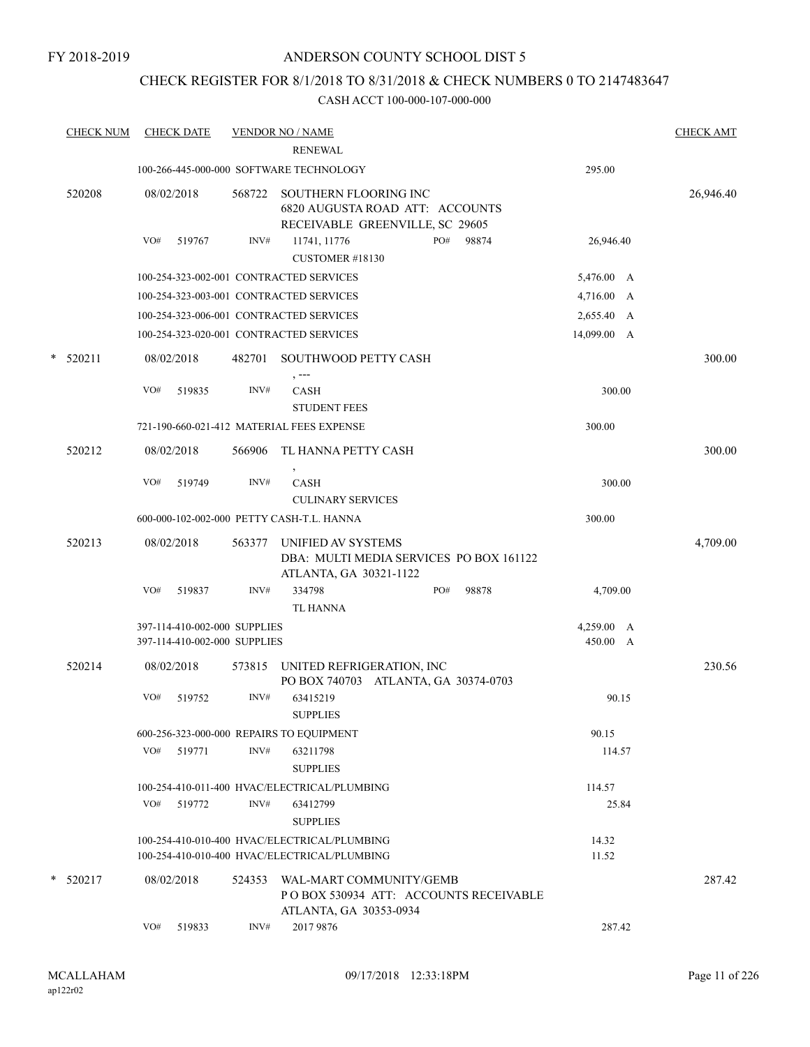FY 2018-2019

# ANDERSON COUNTY SCHOOL DIST 5

## CHECK REGISTER FOR 8/1/2018 TO 8/31/2018 & CHECK NUMBERS 0 TO 2147483647

### CASH ACCT 100-000-107-000-000

| CHECK NUM | CHECK DATE | VENDOR NO / NAME | | CHECK AMT |
|---|---|---|---|---|
| | | RENEWAL | | |
| | | 100-266-445-000-000 SOFTWARE TECHNOLOGY | 295.00 | |
| 520208 | 08/02/2018 | 568722 SOUTHERN FLOORING INC 6820 AUGUSTA ROAD ATT: ACCOUNTS RECEIVABLE GREENVILLE, SC 29605 | | 26,946.40 |
| | VO# 519767 | INV# 11741, 11776 PO# 98874 CUSTOMER #18130 | 26,946.40 | |
| | | 100-254-323-002-001 CONTRACTED SERVICES | 5,476.00 A | |
| | | 100-254-323-003-001 CONTRACTED SERVICES | 4,716.00 A | |
| | | 100-254-323-006-001 CONTRACTED SERVICES | 2,655.40 A | |
| | | 100-254-323-020-001 CONTRACTED SERVICES | 14,099.00 A | |
| * 520211 | 08/02/2018 | 482701 SOUTHWOOD PETTY CASH , --- | | 300.00 |
| | VO# 519835 | INV# CASH STUDENT FEES | 300.00 | |
| | | 721-190-660-021-412 MATERIAL FEES EXPENSE | 300.00 | |
| 520212 | 08/02/2018 | 566906 TL HANNA PETTY CASH , | | 300.00 |
| | VO# 519749 | INV# CASH CULINARY SERVICES | 300.00 | |
| | | 600-000-102-002-000 PETTY CASH-T.L. HANNA | 300.00 | |
| 520213 | 08/02/2018 | 563377 UNIFIED AV SYSTEMS DBA: MULTI MEDIA SERVICES PO BOX 161122 ATLANTA, GA 30321-1122 | | 4,709.00 |
| | VO# 519837 | INV# 334798 PO# 98878 TL HANNA | 4,709.00 | |
| | | 397-114-410-002-000 SUPPLIES | 4,259.00 A | |
| | | 397-114-410-002-000 SUPPLIES | 450.00 A | |
| 520214 | 08/02/2018 | 573815 UNITED REFRIGERATION, INC PO BOX 740703 ATLANTA, GA 30374-0703 | | 230.56 |
| | VO# 519752 | INV# 63415219 SUPPLIES | 90.15 | |
| | | 600-256-323-000-000 REPAIRS TO EQUIPMENT | 90.15 | |
| | VO# 519771 | INV# 63211798 SUPPLIES | 114.57 | |
| | | 100-254-410-011-400 HVAC/ELECTRICAL/PLUMBING | 114.57 | |
| | VO# 519772 | INV# 63412799 SUPPLIES | 25.84 | |
| | | 100-254-410-010-400 HVAC/ELECTRICAL/PLUMBING | 14.32 | |
| | | 100-254-410-010-400 HVAC/ELECTRICAL/PLUMBING | 11.52 | |
| * 520217 | 08/02/2018 | 524353 WAL-MART COMMUNITY/GEMB P O BOX 530934 ATT: ACCOUNTS RECEIVABLE ATLANTA, GA 30353-0934 | | 287.42 |
| | VO# 519833 | INV# 2017 9876 | 287.42 | |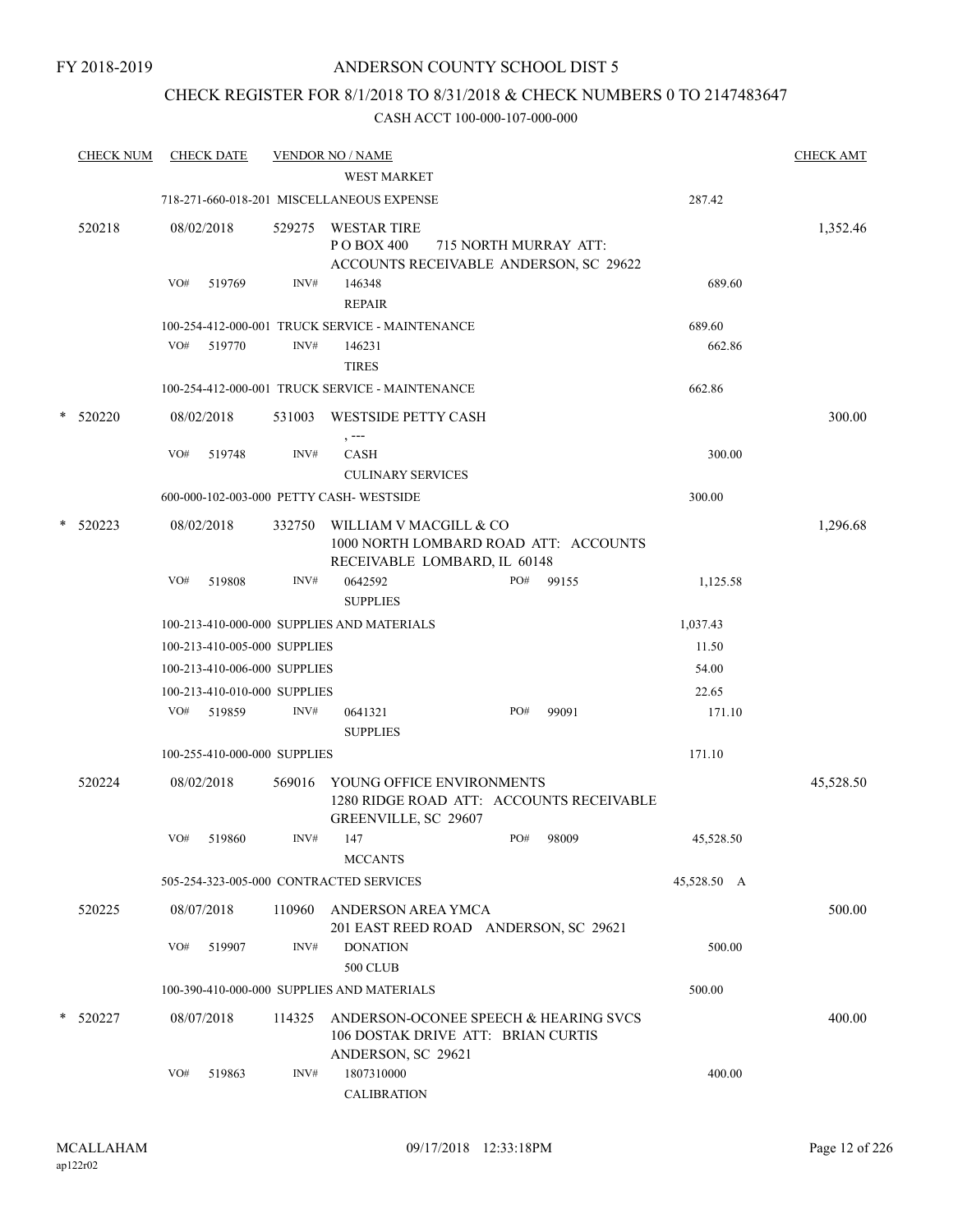FY 2018-2019

# ANDERSON COUNTY SCHOOL DIST 5

## CHECK REGISTER FOR 8/1/2018 TO 8/31/2018 & CHECK NUMBERS 0 TO 2147483647

CASH ACCT 100-000-107-000-000

| CHECK NUM | CHECK DATE | VENDOR NO / NAME | | CHECK AMT |
|---|---|---|---|---|
| | | WEST MARKET | | |
| | | 718-271-660-018-201 MISCELLANEOUS EXPENSE | 287.42 | |
| 520218 | 08/02/2018 | 529275 WESTAR TIRE P O BOX 400 715 NORTH MURRAY ATT: ACCOUNTS RECEIVABLE ANDERSON, SC 29622 | | 1,352.46 |
| | VO# 519769 | INV# 146348 REPAIR | 689.60 | |
| | | 100-254-412-000-001 TRUCK SERVICE - MAINTENANCE | 689.60 | |
| | VO# 519770 | INV# 146231 TIRES | 662.86 | |
| | | 100-254-412-000-001 TRUCK SERVICE - MAINTENANCE | 662.86 | |
| * 520220 | 08/02/2018 | 531003 WESTSIDE PETTY CASH , --- | | 300.00 |
| | VO# 519748 | INV# CASH CULINARY SERVICES | 300.00 | |
| | | 600-000-102-003-000 PETTY CASH- WESTSIDE | 300.00 | |
| * 520223 | 08/02/2018 | 332750 WILLIAM V MACGILL & CO 1000 NORTH LOMBARD ROAD ATT: ACCOUNTS RECEIVABLE LOMBARD, IL 60148 | | 1,296.68 |
| | VO# 519808 | INV# 0642592 SUPPLIES PO# 99155 | 1,125.58 | |
| | | 100-213-410-000-000 SUPPLIES AND MATERIALS | 1,037.43 | |
| | | 100-213-410-005-000 SUPPLIES | 11.50 | |
| | | 100-213-410-006-000 SUPPLIES | 54.00 | |
| | | 100-213-410-010-000 SUPPLIES | 22.65 | |
| | VO# 519859 | INV# 0641321 SUPPLIES PO# 99091 | 171.10 | |
| | | 100-255-410-000-000 SUPPLIES | 171.10 | |
| 520224 | 08/02/2018 | 569016 YOUNG OFFICE ENVIRONMENTS 1280 RIDGE ROAD ATT: ACCOUNTS RECEIVABLE GREENVILLE, SC 29607 | | 45,528.50 |
| | VO# 519860 | INV# 147 MCCANTS PO# 98009 | 45,528.50 | |
| | | 505-254-323-005-000 CONTRACTED SERVICES | 45,528.50 A | |
| 520225 | 08/07/2018 | 110960 ANDERSON AREA YMCA 201 EAST REED ROAD ANDERSON, SC 29621 | | 500.00 |
| | VO# 519907 | INV# DONATION 500 CLUB | 500.00 | |
| | | 100-390-410-000-000 SUPPLIES AND MATERIALS | 500.00 | |
| * 520227 | 08/07/2018 | 114325 ANDERSON-OCONEE SPEECH & HEARING SVCS 106 DOSTAK DRIVE ATT: BRIAN CURTIS ANDERSON, SC 29621 | | 400.00 |
| | VO# 519863 | INV# 1807310000 CALIBRATION | 400.00 | |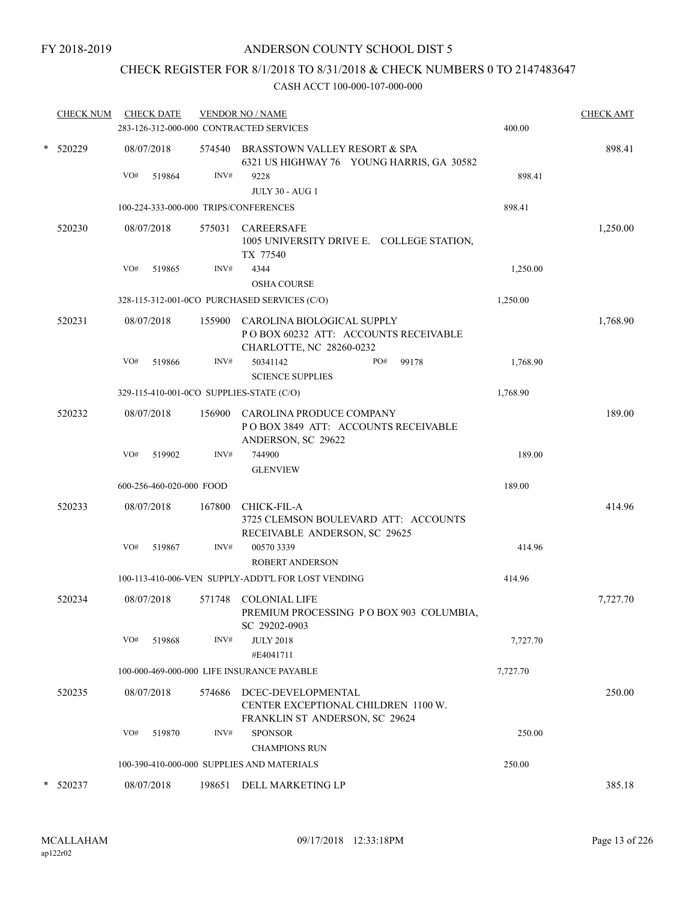FY 2018-2019

ANDERSON COUNTY SCHOOL DIST 5

CHECK REGISTER FOR 8/1/2018 TO 8/31/2018 & CHECK NUMBERS 0 TO 2147483647

CASH ACCT 100-000-107-000-000

| CHECK NUM | CHECK DATE | VENDOR NO / NAME | | CHECK AMT |
|---|---|---|---|---|
| | 283-126-312-000-000 CONTRACTED SERVICES | | 400.00 | |
| * 520229 | 08/07/2018 | 574540 BRASSTOWN VALLEY RESORT & SPA 6321 US HIGHWAY 76 YOUNG HARRIS, GA 30582 | | 898.41 |
| | VO# 519864 | INV# 9228 JULY 30 - AUG 1 | 898.41 | |
| | 100-224-333-000-000 TRIPS/CONFERENCES | | 898.41 | |
| 520230 | 08/07/2018 | 575031 CAREERSAFE 1005 UNIVERSITY DRIVE E. COLLEGE STATION, TX 77540 | | 1,250.00 |
| | VO# 519865 | INV# 4344 OSHA COURSE | 1,250.00 | |
| | 328-115-312-001-0CO PURCHASED SERVICES (C/O) | | 1,250.00 | |
| 520231 | 08/07/2018 | 155900 CAROLINA BIOLOGICAL SUPPLY P O BOX 60232 ATT: ACCOUNTS RECEIVABLE CHARLOTTE, NC 28260-0232 | | 1,768.90 |
| | VO# 519866 | INV# 50341142 PO# 99178 SCIENCE SUPPLIES | 1,768.90 | |
| | 329-115-410-001-0CO SUPPLIES-STATE (C/O) | | 1,768.90 | |
| 520232 | 08/07/2018 | 156900 CAROLINA PRODUCE COMPANY P O BOX 3849 ATT: ACCOUNTS RECEIVABLE ANDERSON, SC 29622 | | 189.00 |
| | VO# 519902 | INV# 744900 GLENVIEW | 189.00 | |
| | 600-256-460-020-000 FOOD | | 189.00 | |
| 520233 | 08/07/2018 | 167800 CHICK-FIL-A 3725 CLEMSON BOULEVARD ATT: ACCOUNTS RECEIVABLE ANDERSON, SC 29625 | | 414.96 |
| | VO# 519867 | INV# 00570 3339 ROBERT ANDERSON | 414.96 | |
| | 100-113-410-006-VEN SUPPLY-ADDT'L FOR LOST VENDING | | 414.96 | |
| 520234 | 08/07/2018 | 571748 COLONIAL LIFE PREMIUM PROCESSING P O BOX 903 COLUMBIA, SC 29202-0903 | | 7,727.70 |
| | VO# 519868 | INV# JULY 2018 #E4041711 | 7,727.70 | |
| | 100-000-469-000-000 LIFE INSURANCE PAYABLE | | 7,727.70 | |
| 520235 | 08/07/2018 | 574686 DCEC-DEVELOPMENTAL CENTER EXCEPTIONAL CHILDREN 1100 W. FRANKLIN ST ANDERSON, SC 29624 | | 250.00 |
| | VO# 519870 | INV# SPONSOR CHAMPIONS RUN | 250.00 | |
| | 100-390-410-000-000 SUPPLIES AND MATERIALS | | 250.00 | |
| * 520237 | 08/07/2018 | 198651 DELL MARKETING LP | | 385.18 |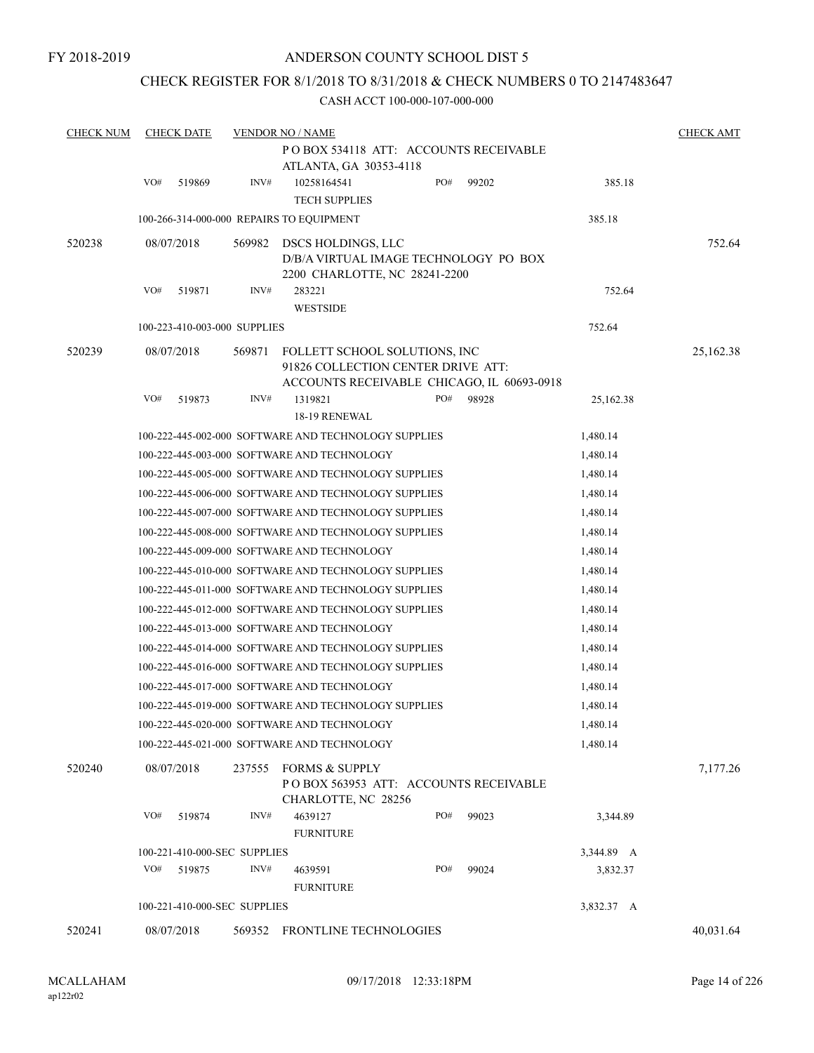FY 2018-2019

# ANDERSON COUNTY SCHOOL DIST 5

## CHECK REGISTER FOR 8/1/2018 TO 8/31/2018 & CHECK NUMBERS 0 TO 2147483647

CASH ACCT 100-000-107-000-000

| CHECK NUM | CHECK DATE | VENDOR NO / NAME | | CHECK AMT |
|---|---|---|---|---|
| | | P O BOX 534118 ATT: ACCOUNTS RECEIVABLE ATLANTA, GA 30353-4118 | | |
| | VO# 519869 | INV# 10258164541 PO# 99202 TECH SUPPLIES | 385.18 | |
| | | 100-266-314-000-000 REPAIRS TO EQUIPMENT | 385.18 | |
| 520238 | 08/07/2018 | 569982 DSCS HOLDINGS, LLC D/B/A VIRTUAL IMAGE TECHNOLOGY PO BOX 2200 CHARLOTTE, NC 28241-2200 | | 752.64 |
| | VO# 519871 | INV# 283221 WESTSIDE | 752.64 | |
| | | 100-223-410-003-000 SUPPLIES | 752.64 | |
| 520239 | 08/07/2018 | 569871 FOLLETT SCHOOL SOLUTIONS, INC 91826 COLLECTION CENTER DRIVE ATT: ACCOUNTS RECEIVABLE CHICAGO, IL 60693-0918 | | 25,162.38 |
| | VO# 519873 | INV# 1319821 PO# 98928 18-19 RENEWAL | 25,162.38 | |
| | | 100-222-445-002-000 SOFTWARE AND TECHNOLOGY SUPPLIES | 1,480.14 | |
| | | 100-222-445-003-000 SOFTWARE AND TECHNOLOGY | 1,480.14 | |
| | | 100-222-445-005-000 SOFTWARE AND TECHNOLOGY SUPPLIES | 1,480.14 | |
| | | 100-222-445-006-000 SOFTWARE AND TECHNOLOGY SUPPLIES | 1,480.14 | |
| | | 100-222-445-007-000 SOFTWARE AND TECHNOLOGY SUPPLIES | 1,480.14 | |
| | | 100-222-445-008-000 SOFTWARE AND TECHNOLOGY SUPPLIES | 1,480.14 | |
| | | 100-222-445-009-000 SOFTWARE AND TECHNOLOGY | 1,480.14 | |
| | | 100-222-445-010-000 SOFTWARE AND TECHNOLOGY SUPPLIES | 1,480.14 | |
| | | 100-222-445-011-000 SOFTWARE AND TECHNOLOGY SUPPLIES | 1,480.14 | |
| | | 100-222-445-012-000 SOFTWARE AND TECHNOLOGY SUPPLIES | 1,480.14 | |
| | | 100-222-445-013-000 SOFTWARE AND TECHNOLOGY | 1,480.14 | |
| | | 100-222-445-014-000 SOFTWARE AND TECHNOLOGY SUPPLIES | 1,480.14 | |
| | | 100-222-445-016-000 SOFTWARE AND TECHNOLOGY SUPPLIES | 1,480.14 | |
| | | 100-222-445-017-000 SOFTWARE AND TECHNOLOGY | 1,480.14 | |
| | | 100-222-445-019-000 SOFTWARE AND TECHNOLOGY SUPPLIES | 1,480.14 | |
| | | 100-222-445-020-000 SOFTWARE AND TECHNOLOGY | 1,480.14 | |
| | | 100-222-445-021-000 SOFTWARE AND TECHNOLOGY | 1,480.14 | |
| 520240 | 08/07/2018 | 237555 FORMS & SUPPLY P O BOX 563953 ATT: ACCOUNTS RECEIVABLE CHARLOTTE, NC 28256 | | 7,177.26 |
| | VO# 519874 | INV# 4639127 PO# 99023 FURNITURE | 3,344.89 | |
| | | 100-221-410-000-SEC SUPPLIES | 3,344.89 A | |
| | VO# 519875 | INV# 4639591 PO# 99024 FURNITURE | 3,832.37 | |
| | | 100-221-410-000-SEC SUPPLIES | 3,832.37 A | |
| 520241 | 08/07/2018 | 569352 FRONTLINE TECHNOLOGIES | | 40,031.64 |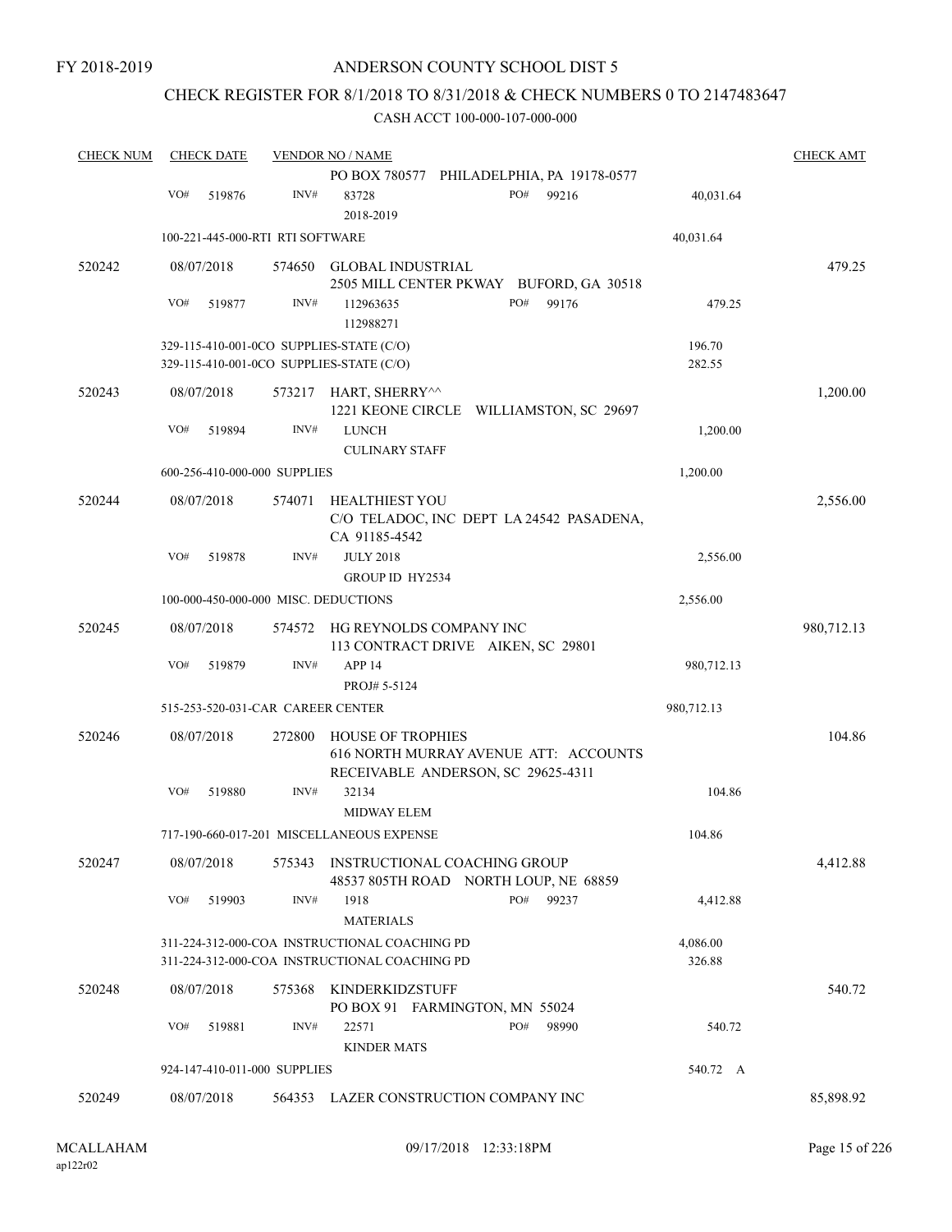FY 2018-2019

# ANDERSON COUNTY SCHOOL DIST 5

## CHECK REGISTER FOR 8/1/2018 TO 8/31/2018 & CHECK NUMBERS 0 TO 2147483647

### CASH ACCT 100-000-107-000-000

| CHECK NUM | CHECK DATE | VENDOR NO / NAME | | | CHECK AMT |
|---|---|---|---|---|---|
| | | | PO BOX 780577 PHILADELPHIA, PA 19178-0577 | | |
| | VO# 519876 | INV# | 83728 2018-2019 | PO# 99216 | 40,031.64 |
| | 100-221-445-000-RTI RTI SOFTWARE | | | 40,031.64 | |
| 520242 | 08/07/2018 | 574650 | GLOBAL INDUSTRIAL 2505 MILL CENTER PKWAY BUFORD, GA 30518 | | 479.25 |
| | VO# 519877 | INV# | 112963635 112988271 | PO# 99176 | 479.25 |
| | 329-115-410-001-0CO SUPPLIES-STATE (C/O) | | | 196.70 | |
| | 329-115-410-001-0CO SUPPLIES-STATE (C/O) | | | 282.55 | |
| 520243 | 08/07/2018 | 573217 | HART, SHERRY^^ 1221 KEONE CIRCLE WILLIAMSTON, SC 29697 | | 1,200.00 |
| | VO# 519894 | INV# | LUNCH CULINARY STAFF | | 1,200.00 |
| | 600-256-410-000-000 SUPPLIES | | | 1,200.00 | |
| 520244 | 08/07/2018 | 574071 | HEALTHIEST YOU C/O TELADOC, INC DEPT LA 24542 PASADENA, CA 91185-4542 | | 2,556.00 |
| | VO# 519878 | INV# | JULY 2018 GROUP ID HY2534 | | 2,556.00 |
| | 100-000-450-000-000 MISC. DEDUCTIONS | | | 2,556.00 | |
| 520245 | 08/07/2018 | 574572 | HG REYNOLDS COMPANY INC 113 CONTRACT DRIVE AIKEN, SC 29801 | | 980,712.13 |
| | VO# 519879 | INV# | APP 14 PROJ# 5-5124 | | 980,712.13 |
| | 515-253-520-031-CAR CAREER CENTER | | | 980,712.13 | |
| 520246 | 08/07/2018 | 272800 | HOUSE OF TROPHIES 616 NORTH MURRAY AVENUE ATT: ACCOUNTS RECEIVABLE ANDERSON, SC 29625-4311 | | 104.86 |
| | VO# 519880 | INV# | 32134 MIDWAY ELEM | | 104.86 |
| | 717-190-660-017-201 MISCELLANEOUS EXPENSE | | | 104.86 | |
| 520247 | 08/07/2018 | 575343 | INSTRUCTIONAL COACHING GROUP 48537 805TH ROAD NORTH LOUP, NE 68859 | | 4,412.88 |
| | VO# 519903 | INV# | 1918 MATERIALS | PO# 99237 | 4,412.88 |
| | 311-224-312-000-COA INSTRUCTIONAL COACHING PD | | | 4,086.00 | |
| | 311-224-312-000-COA INSTRUCTIONAL COACHING PD | | | 326.88 | |
| 520248 | 08/07/2018 | 575368 | KINDERKIDZSTUFF PO BOX 91 FARMINGTON, MN 55024 | | 540.72 |
| | VO# 519881 | INV# | 22571 KINDER MATS | PO# 98990 | 540.72 |
| | 924-147-410-011-000 SUPPLIES | | | 540.72 A | |
| 520249 | 08/07/2018 | 564353 | LAZER CONSTRUCTION COMPANY INC | | 85,898.92 |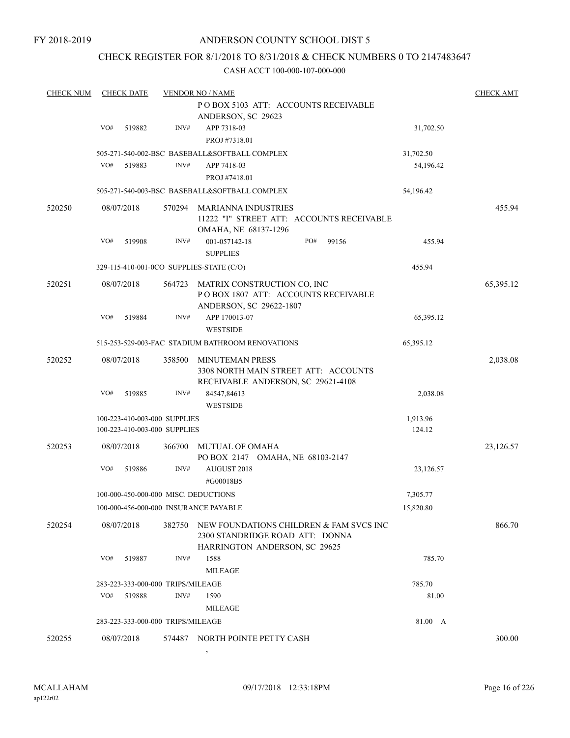FY 2018-2019

# ANDERSON COUNTY SCHOOL DIST 5

## CHECK REGISTER FOR 8/1/2018 TO 8/31/2018 & CHECK NUMBERS 0 TO 2147483647

### CASH ACCT 100-000-107-000-000

| CHECK NUM | CHECK DATE | VENDOR NO / NAME | | CHECK AMT |
|---|---|---|---|---|
| | | P O BOX 5103 ATT: ACCOUNTS RECEIVABLE ANDERSON, SC 29623 | | |
| | VO# 519882 | INV# APP 7318-03 PROJ #7318.01 | 31,702.50 | |
| | | 505-271-540-002-BSC BASEBALL&SOFTBALL COMPLEX | 31,702.50 | |
| | VO# 519883 | INV# APP 7418-03 PROJ #7418.01 | 54,196.42 | |
| | | 505-271-540-003-BSC BASEBALL&SOFTBALL COMPLEX | 54,196.42 | |
| 520250 | 08/07/2018 | 570294 MARIANNA INDUSTRIES 11222 "I" STREET ATT: ACCOUNTS RECEIVABLE OMAHA, NE 68137-1296 | | 455.94 |
| | VO# 519908 | INV# 001-057142-18 PO# 99156 SUPPLIES | 455.94 | |
| | | 329-115-410-001-0CO SUPPLIES-STATE (C/O) | 455.94 | |
| 520251 | 08/07/2018 | 564723 MATRIX CONSTRUCTION CO, INC P O BOX 1807 ATT: ACCOUNTS RECEIVABLE ANDERSON, SC 29622-1807 | | 65,395.12 |
| | VO# 519884 | INV# APP 170013-07 WESTSIDE | 65,395.12 | |
| | | 515-253-529-003-FAC STADIUM BATHROOM RENOVATIONS | 65,395.12 | |
| 520252 | 08/07/2018 | 358500 MINUTEMAN PRESS 3308 NORTH MAIN STREET ATT: ACCOUNTS RECEIVABLE ANDERSON, SC 29621-4108 | | 2,038.08 |
| | VO# 519885 | INV# 84547,84613 WESTSIDE | 2,038.08 | |
| | | 100-223-410-003-000 SUPPLIES | 1,913.96 | |
| | | 100-223-410-003-000 SUPPLIES | 124.12 | |
| 520253 | 08/07/2018 | 366700 MUTUAL OF OMAHA PO BOX 2147 OMAHA, NE 68103-2147 | | 23,126.57 |
| | VO# 519886 | INV# AUGUST 2018 #G00018B5 | 23,126.57 | |
| | | 100-000-450-000-000 MISC. DEDUCTIONS | 7,305.77 | |
| | | 100-000-456-000-000 INSURANCE PAYABLE | 15,820.80 | |
| 520254 | 08/07/2018 | 382750 NEW FOUNDATIONS CHILDREN & FAM SVCS INC 2300 STANDRIDGE ROAD ATT: DONNA HARRINGTON ANDERSON, SC 29625 | | 866.70 |
| | VO# 519887 | INV# 1588 MILEAGE | 785.70 | |
| | | 283-223-333-000-000 TRIPS/MILEAGE | 785.70 | |
| | VO# 519888 | INV# 1590 MILEAGE | 81.00 | |
| | | 283-223-333-000-000 TRIPS/MILEAGE | 81.00 A | |
| 520255 | 08/07/2018 | 574487 NORTH POINTE PETTY CASH , | | 300.00 |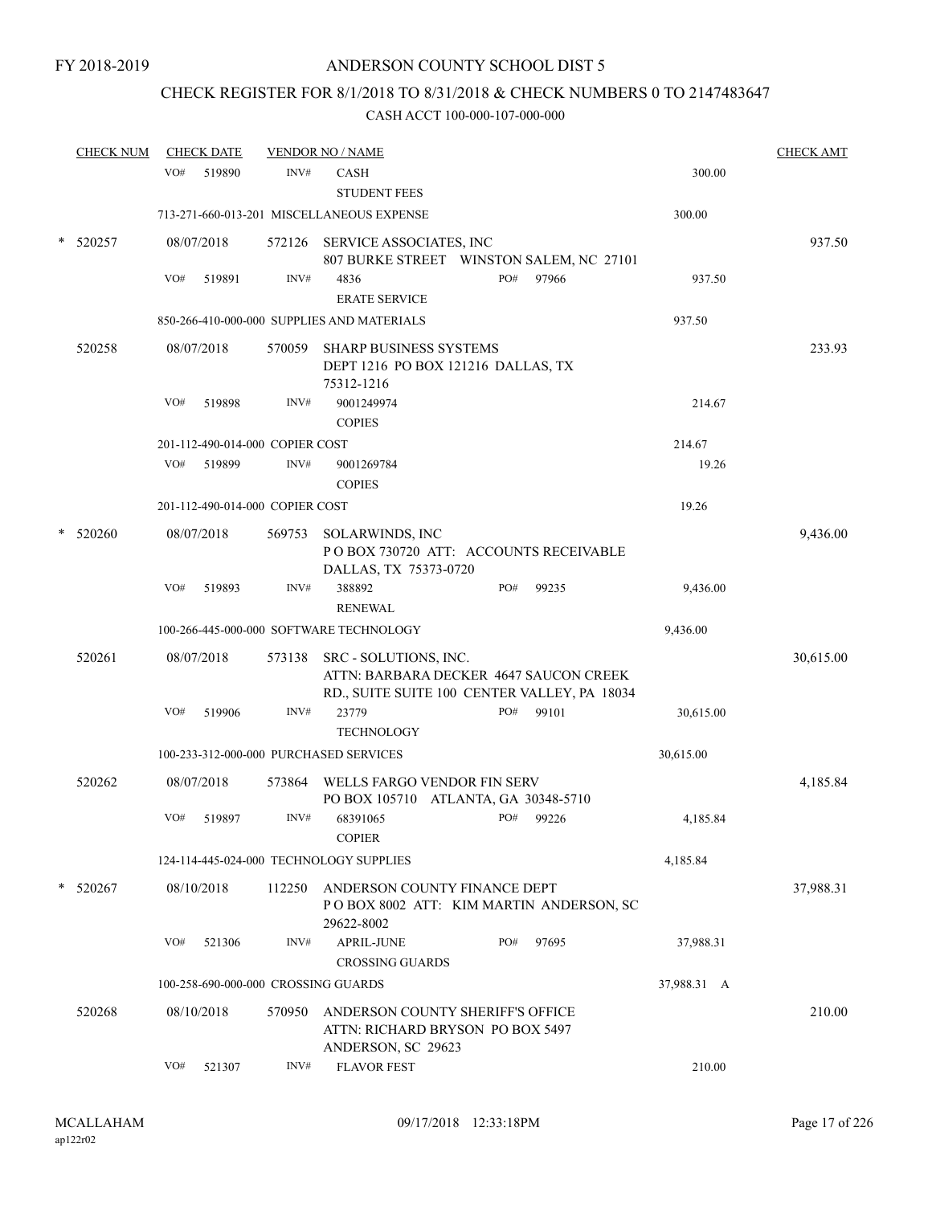FY 2018-2019

# ANDERSON COUNTY SCHOOL DIST 5

## CHECK REGISTER FOR 8/1/2018 TO 8/31/2018 & CHECK NUMBERS 0 TO 2147483647

### CASH ACCT 100-000-107-000-000

| CHECK NUM | CHECK DATE | VENDOR NO / NAME | | | CHECK AMT |
|---|---|---|---|---|---|
| | VO# 519890 | INV# | CASH<br>STUDENT FEES | 300.00 | |
| | 713-271-660-013-201 MISCELLANEOUS EXPENSE | | | 300.00 | |
| * 520257 | 08/07/2018 | 572126 | SERVICE ASSOCIATES, INC<br>807 BURKE STREET WINSTON SALEM, NC 27101 | | 937.50 |
| | VO# 519891 | INV# | 4836 PO# 97966<br>ERATE SERVICE | 937.50 | |
| | 850-266-410-000-000 SUPPLIES AND MATERIALS | | | 937.50 | |
| 520258 | 08/07/2018 | 570059 | SHARP BUSINESS SYSTEMS<br>DEPT 1216 PO BOX 121216 DALLAS, TX 75312-1216 | | 233.93 |
| | VO# 519898 | INV# | 9001249974<br>COPIES | 214.67 | |
| | 201-112-490-014-000 COPIER COST | | | 214.67 | |
| | VO# 519899 | INV# | 9001269784<br>COPIES | 19.26 | |
| | 201-112-490-014-000 COPIER COST | | | 19.26 | |
| * 520260 | 08/07/2018 | 569753 | SOLARWINDS, INC<br>P O BOX 730720 ATT: ACCOUNTS RECEIVABLE DALLAS, TX 75373-0720 | | 9,436.00 |
| | VO# 519893 | INV# | 388892 PO# 99235<br>RENEWAL | 9,436.00 | |
| | 100-266-445-000-000 SOFTWARE TECHNOLOGY | | | 9,436.00 | |
| 520261 | 08/07/2018 | 573138 | SRC - SOLUTIONS, INC.<br>ATTN: BARBARA DECKER 4647 SAUCON CREEK RD., SUITE SUITE 100 CENTER VALLEY, PA 18034 | | 30,615.00 |
| | VO# 519906 | INV# | 23779 PO# 99101<br>TECHNOLOGY | 30,615.00 | |
| | 100-233-312-000-000 PURCHASED SERVICES | | | 30,615.00 | |
| 520262 | 08/07/2018 | 573864 | WELLS FARGO VENDOR FIN SERV<br>PO BOX 105710 ATLANTA, GA 30348-5710 | | 4,185.84 |
| | VO# 519897 | INV# | 68391065 PO# 99226<br>COPIER | 4,185.84 | |
| | 124-114-445-024-000 TECHNOLOGY SUPPLIES | | | 4,185.84 | |
| * 520267 | 08/10/2018 | 112250 | ANDERSON COUNTY FINANCE DEPT<br>P O BOX 8002 ATT: KIM MARTIN ANDERSON, SC 29622-8002 | | 37,988.31 |
| | VO# 521306 | INV# | APRIL-JUNE PO# 97695<br>CROSSING GUARDS | 37,988.31 | |
| | 100-258-690-000-000 CROSSING GUARDS | | | 37,988.31 A | |
| 520268 | 08/10/2018 | 570950 | ANDERSON COUNTY SHERIFF'S OFFICE<br>ATTN: RICHARD BRYSON PO BOX 5497 ANDERSON, SC 29623 | | 210.00 |
| | VO# 521307 | INV# | FLAVOR FEST | 210.00 | |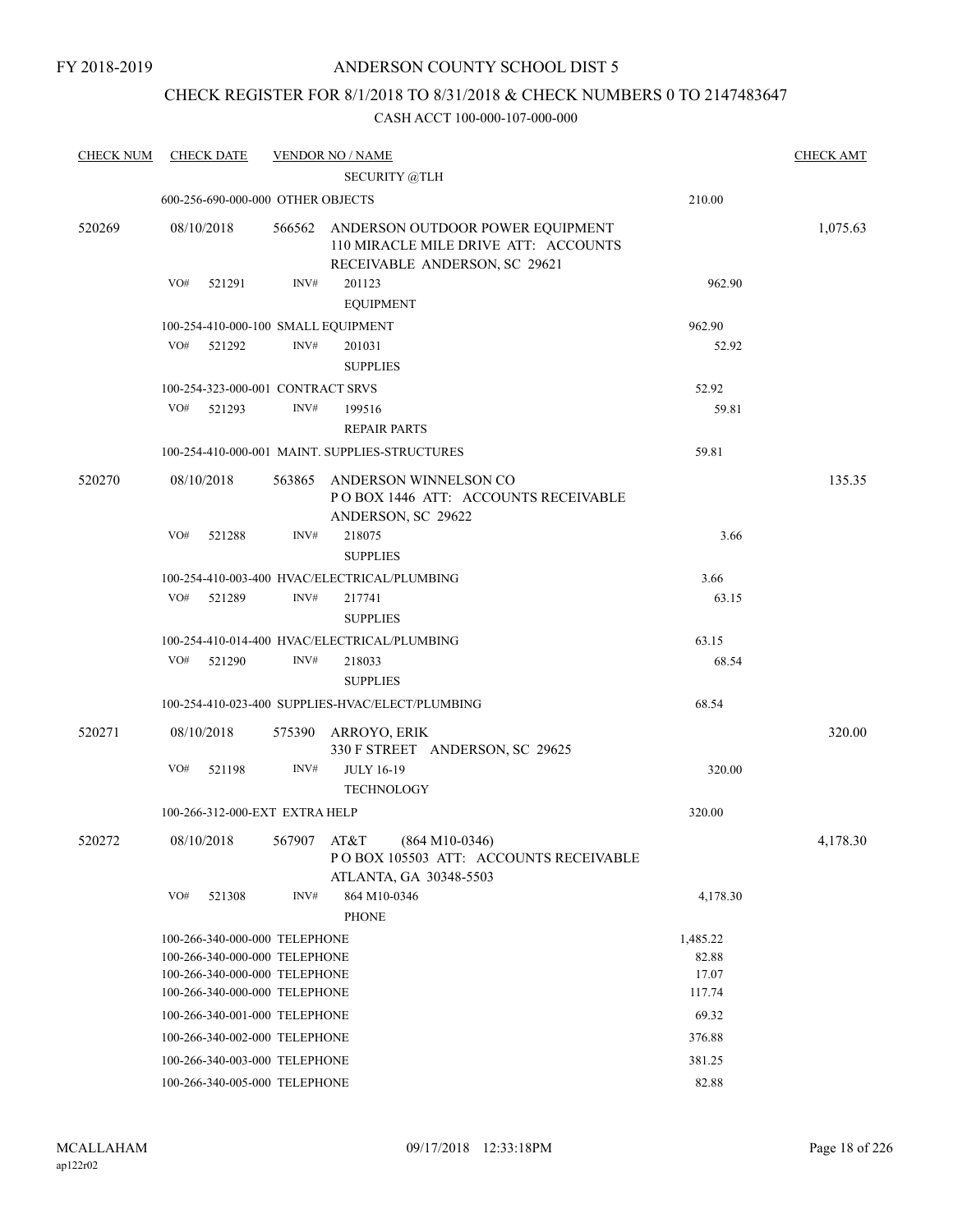FY 2018-2019

ANDERSON COUNTY SCHOOL DIST 5

CHECK REGISTER FOR 8/1/2018 TO 8/31/2018 & CHECK NUMBERS 0 TO 2147483647

CASH ACCT 100-000-107-000-000

| CHECK NUM | CHECK DATE | VENDOR NO / NAME | | CHECK AMT |
|---|---|---|---|---|
| | | SECURITY @TLH | | |
| | 600-256-690-000-000 OTHER OBJECTS | | 210.00 | |
| 520269 | 08/10/2018 | 566562 ANDERSON OUTDOOR POWER EQUIPMENT 110 MIRACLE MILE DRIVE ATT: ACCOUNTS RECEIVABLE ANDERSON, SC 29621 | | 1,075.63 |
| | VO# 521291 | INV# 201123 EQUIPMENT | 962.90 | |
| | 100-254-410-000-100 SMALL EQUIPMENT | | 962.90 | |
| | VO# 521292 | INV# 201031 SUPPLIES | 52.92 | |
| | 100-254-323-000-001 CONTRACT SRVS | | 52.92 | |
| | VO# 521293 | INV# 199516 REPAIR PARTS | 59.81 | |
| | 100-254-410-000-001 MAINT. SUPPLIES-STRUCTURES | | 59.81 | |
| 520270 | 08/10/2018 | 563865 ANDERSON WINNELSON CO P O BOX 1446 ATT: ACCOUNTS RECEIVABLE ANDERSON, SC 29622 | | 135.35 |
| | VO# 521288 | INV# 218075 SUPPLIES | 3.66 | |
| | 100-254-410-003-400 HVAC/ELECTRICAL/PLUMBING | | 3.66 | |
| | VO# 521289 | INV# 217741 SUPPLIES | 63.15 | |
| | 100-254-410-014-400 HVAC/ELECTRICAL/PLUMBING | | 63.15 | |
| | VO# 521290 | INV# 218033 SUPPLIES | 68.54 | |
| | 100-254-410-023-400 SUPPLIES-HVAC/ELECT/PLUMBING | | 68.54 | |
| 520271 | 08/10/2018 | 575390 ARROYO, ERIK 330 F STREET ANDERSON, SC 29625 | | 320.00 |
| | VO# 521198 | INV# JULY 16-19 TECHNOLOGY | 320.00 | |
| | 100-266-312-000-EXT EXTRA HELP | | 320.00 | |
| 520272 | 08/10/2018 | 567907 AT&T (864 M10-0346) P O BOX 105503 ATT: ACCOUNTS RECEIVABLE ATLANTA, GA 30348-5503 | | 4,178.30 |
| | VO# 521308 | INV# 864 M10-0346 PHONE | 4,178.30 | |
| | 100-266-340-000-000 TELEPHONE | | 1,485.22 | |
| | 100-266-340-000-000 TELEPHONE | | 82.88 | |
| | 100-266-340-000-000 TELEPHONE | | 17.07 | |
| | 100-266-340-000-000 TELEPHONE | | 117.74 | |
| | 100-266-340-001-000 TELEPHONE | | 69.32 | |
| | 100-266-340-002-000 TELEPHONE | | 376.88 | |
| | 100-266-340-003-000 TELEPHONE | | 381.25 | |
| | 100-266-340-005-000 TELEPHONE | | 82.88 | |

MCALLAHAM ap122r02 09/17/2018 12:33:18PM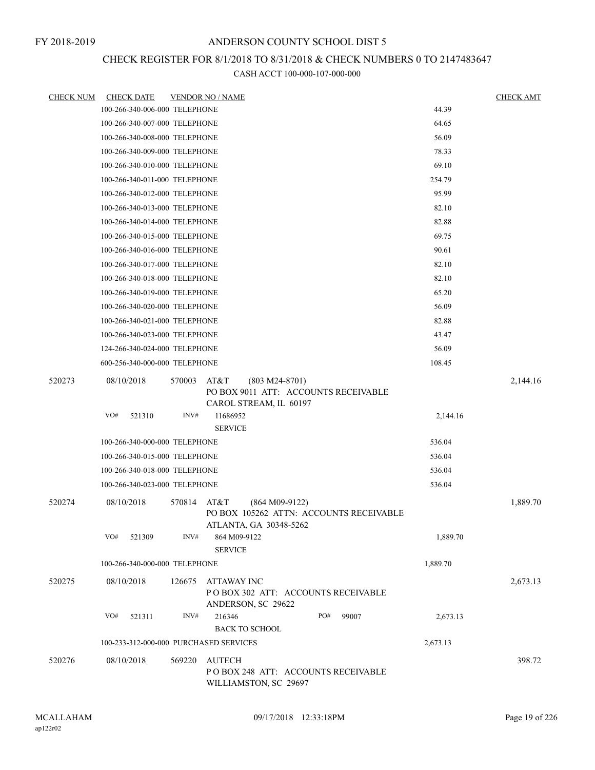FY 2018-2019

# ANDERSON COUNTY SCHOOL DIST 5

## CHECK REGISTER FOR 8/1/2018 TO 8/31/2018 & CHECK NUMBERS 0 TO 2147483647

### CASH ACCT 100-000-107-000-000

| CHECK NUM | CHECK DATE | VENDOR NO / NAME | | CHECK AMT |
|---|---|---|---|---|
| | 100-266-340-006-000 TELEPHONE | | 44.39 | |
| | 100-266-340-007-000 TELEPHONE | | 64.65 | |
| | 100-266-340-008-000 TELEPHONE | | 56.09 | |
| | 100-266-340-009-000 TELEPHONE | | 78.33 | |
| | 100-266-340-010-000 TELEPHONE | | 69.10 | |
| | 100-266-340-011-000 TELEPHONE | | 254.79 | |
| | 100-266-340-012-000 TELEPHONE | | 95.99 | |
| | 100-266-340-013-000 TELEPHONE | | 82.10 | |
| | 100-266-340-014-000 TELEPHONE | | 82.88 | |
| | 100-266-340-015-000 TELEPHONE | | 69.75 | |
| | 100-266-340-016-000 TELEPHONE | | 90.61 | |
| | 100-266-340-017-000 TELEPHONE | | 82.10 | |
| | 100-266-340-018-000 TELEPHONE | | 82.10 | |
| | 100-266-340-019-000 TELEPHONE | | 65.20 | |
| | 100-266-340-020-000 TELEPHONE | | 56.09 | |
| | 100-266-340-021-000 TELEPHONE | | 82.88 | |
| | 100-266-340-023-000 TELEPHONE | | 43.47 | |
| | 124-266-340-024-000 TELEPHONE | | 56.09 | |
| | 600-256-340-000-000 TELEPHONE | | 108.45 | |
| 520273 | 08/10/2018 | 570003 AT&T (803 M24-8701)<br>PO BOX 9011 ATT: ACCOUNTS RECEIVABLE<br>CAROL STREAM, IL 60197 | | 2,144.16 |
| | VO# 521310 | INV# 11686952<br>SERVICE | 2,144.16 | |
| | 100-266-340-000-000 TELEPHONE | | 536.04 | |
| | 100-266-340-015-000 TELEPHONE | | 536.04 | |
| | 100-266-340-018-000 TELEPHONE | | 536.04 | |
| | 100-266-340-023-000 TELEPHONE | | 536.04 | |
| 520274 | 08/10/2018 | 570814 AT&T (864 M09-9122)<br>PO BOX 105262 ATTN: ACCOUNTS RECEIVABLE<br>ATLANTA, GA 30348-5262 | | 1,889.70 |
| | VO# 521309 | INV# 864 M09-9122<br>SERVICE | 1,889.70 | |
| | 100-266-340-000-000 TELEPHONE | | 1,889.70 | |
| 520275 | 08/10/2018 | 126675 ATTAWAY INC<br>P O BOX 302 ATT: ACCOUNTS RECEIVABLE<br>ANDERSON, SC 29622 | | 2,673.13 |
| | VO# 521311 | INV# 216346 PO# 99007<br>BACK TO SCHOOL | 2,673.13 | |
| | 100-233-312-000-000 PURCHASED SERVICES | | 2,673.13 | |
| 520276 | 08/10/2018 | 569220 AUTECH<br>P O BOX 248 ATT: ACCOUNTS RECEIVABLE<br>WILLIAMSTON, SC 29697 | | 398.72 |

MCALLAHAM
ap122r02
09/17/2018 12:33:18PM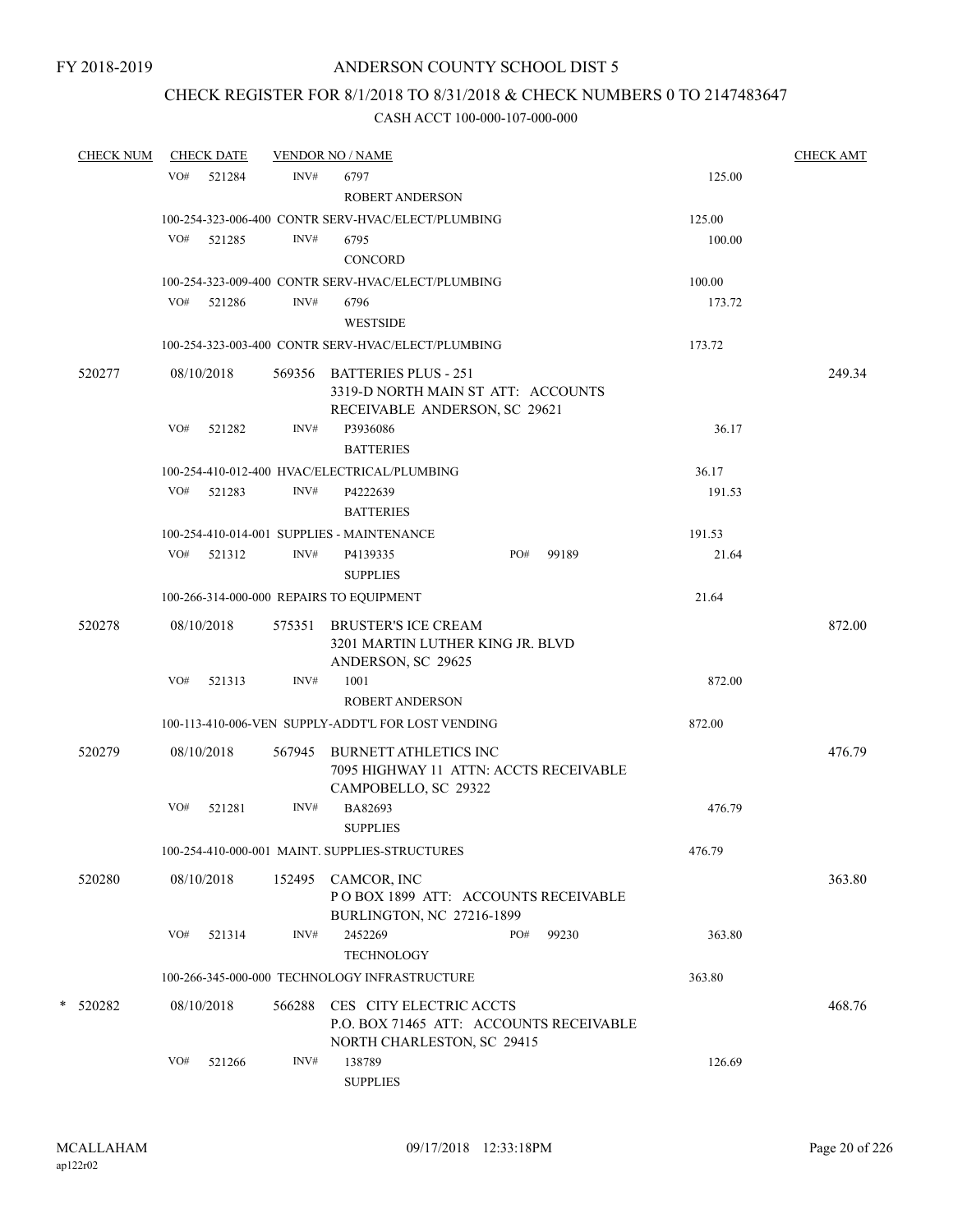FY 2018-2019

# ANDERSON COUNTY SCHOOL DIST 5

## CHECK REGISTER FOR 8/1/2018 TO 8/31/2018 & CHECK NUMBERS 0 TO 2147483647

### CASH ACCT 100-000-107-000-000

| CHECK NUM | CHECK DATE | VENDOR NO / NAME | | | CHECK AMT |
|---|---|---|---|---|---|
| | VO# 521284 | INV# 6797 ROBERT ANDERSON | | 125.00 | |
| | 100-254-323-006-400 CONTR SERV-HVAC/ELECT/PLUMBING | | | 125.00 | |
| | VO# 521285 | INV# 6795 CONCORD | | 100.00 | |
| | 100-254-323-009-400 CONTR SERV-HVAC/ELECT/PLUMBING | | | 100.00 | |
| | VO# 521286 | INV# 6796 WESTSIDE | | 173.72 | |
| | 100-254-323-003-400 CONTR SERV-HVAC/ELECT/PLUMBING | | | 173.72 | |
| 520277 | 08/10/2018 | 569356 BATTERIES PLUS - 251 3319-D NORTH MAIN ST ATT: ACCOUNTS RECEIVABLE ANDERSON, SC 29621 | | | 249.34 |
| | VO# 521282 | INV# P3936086 BATTERIES | | 36.17 | |
| | 100-254-410-012-400 HVAC/ELECTRICAL/PLUMBING | | | 36.17 | |
| | VO# 521283 | INV# P4222639 BATTERIES | | 191.53 | |
| | 100-254-410-014-001 SUPPLIES - MAINTENANCE | | | 191.53 | |
| | VO# 521312 | INV# P4139335 SUPPLIES | PO# 99189 | 21.64 | |
| | 100-266-314-000-000 REPAIRS TO EQUIPMENT | | | 21.64 | |
| 520278 | 08/10/2018 | 575351 BRUSTER'S ICE CREAM 3201 MARTIN LUTHER KING JR. BLVD ANDERSON, SC 29625 | | | 872.00 |
| | VO# 521313 | INV# 1001 ROBERT ANDERSON | | 872.00 | |
| | 100-113-410-006-VEN SUPPLY-ADDT'L FOR LOST VENDING | | | 872.00 | |
| 520279 | 08/10/2018 | 567945 BURNETT ATHLETICS INC 7095 HIGHWAY 11 ATTN: ACCTS RECEIVABLE CAMPOBELLO, SC 29322 | | | 476.79 |
| | VO# 521281 | INV# BA82693 SUPPLIES | | 476.79 | |
| | 100-254-410-000-001 MAINT. SUPPLIES-STRUCTURES | | | 476.79 | |
| 520280 | 08/10/2018 | 152495 CAMCOR, INC P O BOX 1899 ATT: ACCOUNTS RECEIVABLE BURLINGTON, NC 27216-1899 | | | 363.80 |
| | VO# 521314 | INV# 2452269 TECHNOLOGY | PO# 99230 | 363.80 | |
| | 100-266-345-000-000 TECHNOLOGY INFRASTRUCTURE | | | 363.80 | |
| * 520282 | 08/10/2018 | 566288 CES CITY ELECTRIC ACCTS P.O. BOX 71465 ATT: ACCOUNTS RECEIVABLE NORTH CHARLESTON, SC 29415 | | | 468.76 |
| | VO# 521266 | INV# 138789 SUPPLIES | | 126.69 | |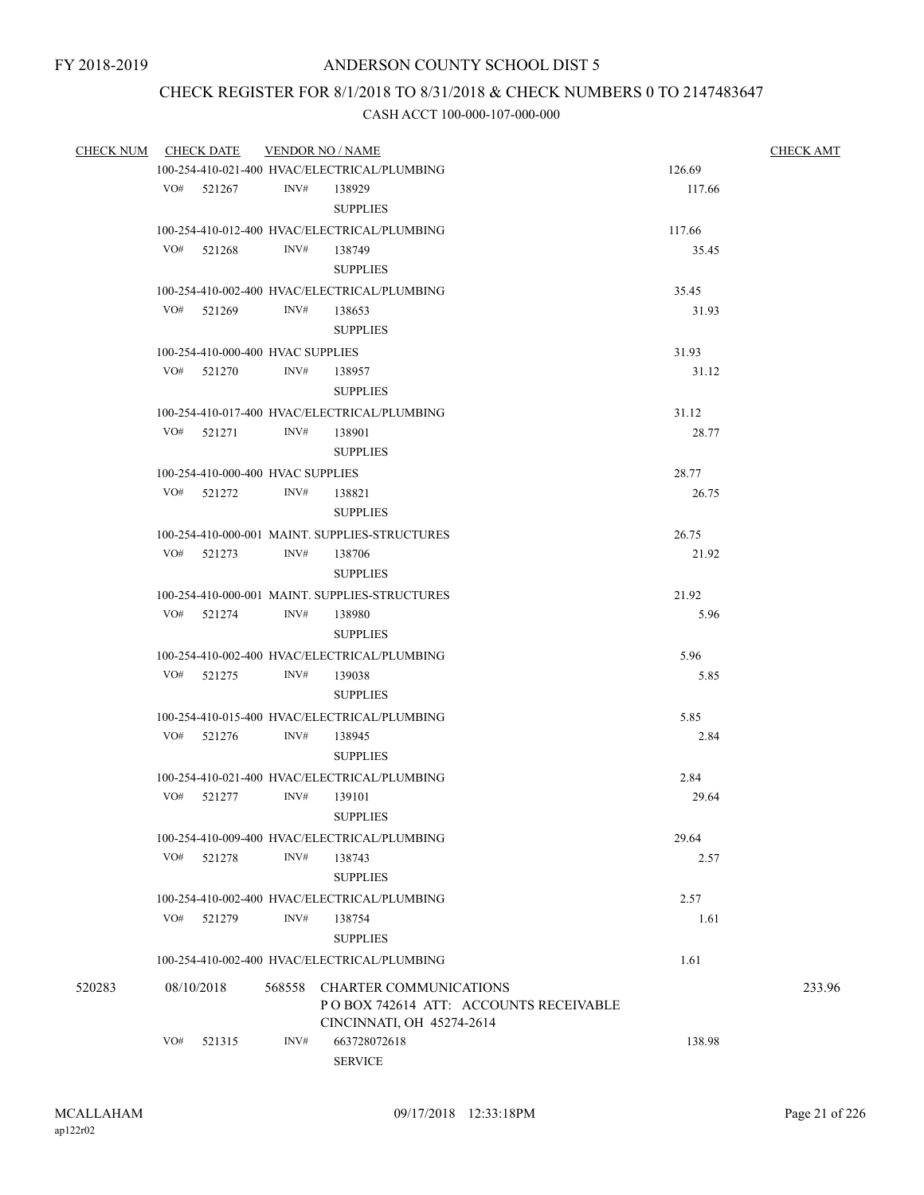FY 2018-2019

# ANDERSON COUNTY SCHOOL DIST 5

## CHECK REGISTER FOR 8/1/2018 TO 8/31/2018 & CHECK NUMBERS 0 TO 2147483647

### CASH ACCT 100-000-107-000-000

| CHECK NUM | CHECK DATE | VENDOR NO / NAME | | CHECK AMT |
|---|---|---|---|---|
| | 100-254-410-021-400 HVAC/ELECTRICAL/PLUMBING | | 126.69 | |
| | VO# 521267 | INV# 138929 SUPPLIES | 117.66 | |
| | 100-254-410-012-400 HVAC/ELECTRICAL/PLUMBING | | 117.66 | |
| | VO# 521268 | INV# 138749 SUPPLIES | 35.45 | |
| | 100-254-410-002-400 HVAC/ELECTRICAL/PLUMBING | | 35.45 | |
| | VO# 521269 | INV# 138653 SUPPLIES | 31.93 | |
| | 100-254-410-000-400 HVAC SUPPLIES | | 31.93 | |
| | VO# 521270 | INV# 138957 SUPPLIES | 31.12 | |
| | 100-254-410-017-400 HVAC/ELECTRICAL/PLUMBING | | 31.12 | |
| | VO# 521271 | INV# 138901 SUPPLIES | 28.77 | |
| | 100-254-410-000-400 HVAC SUPPLIES | | 28.77 | |
| | VO# 521272 | INV# 138821 SUPPLIES | 26.75 | |
| | 100-254-410-000-001 MAINT. SUPPLIES-STRUCTURES | | 26.75 | |
| | VO# 521273 | INV# 138706 SUPPLIES | 21.92 | |
| | 100-254-410-000-001 MAINT. SUPPLIES-STRUCTURES | | 21.92 | |
| | VO# 521274 | INV# 138980 SUPPLIES | 5.96 | |
| | 100-254-410-002-400 HVAC/ELECTRICAL/PLUMBING | | 5.96 | |
| | VO# 521275 | INV# 139038 SUPPLIES | 5.85 | |
| | 100-254-410-015-400 HVAC/ELECTRICAL/PLUMBING | | 5.85 | |
| | VO# 521276 | INV# 138945 SUPPLIES | 2.84 | |
| | 100-254-410-021-400 HVAC/ELECTRICAL/PLUMBING | | 2.84 | |
| | VO# 521277 | INV# 139101 SUPPLIES | 29.64 | |
| | 100-254-410-009-400 HVAC/ELECTRICAL/PLUMBING | | 29.64 | |
| | VO# 521278 | INV# 138743 SUPPLIES | 2.57 | |
| | 100-254-410-002-400 HVAC/ELECTRICAL/PLUMBING | | 2.57 | |
| | VO# 521279 | INV# 138754 SUPPLIES | 1.61 | |
| | 100-254-410-002-400 HVAC/ELECTRICAL/PLUMBING | | 1.61 | |
| 520283 | 08/10/2018 | 568558 CHARTER COMMUNICATIONS P O BOX 742614 ATT: ACCOUNTS RECEIVABLE CINCINNATI, OH 45274-2614 | | 233.96 |
| | VO# 521315 | INV# 663728072618 SERVICE | 138.98 | |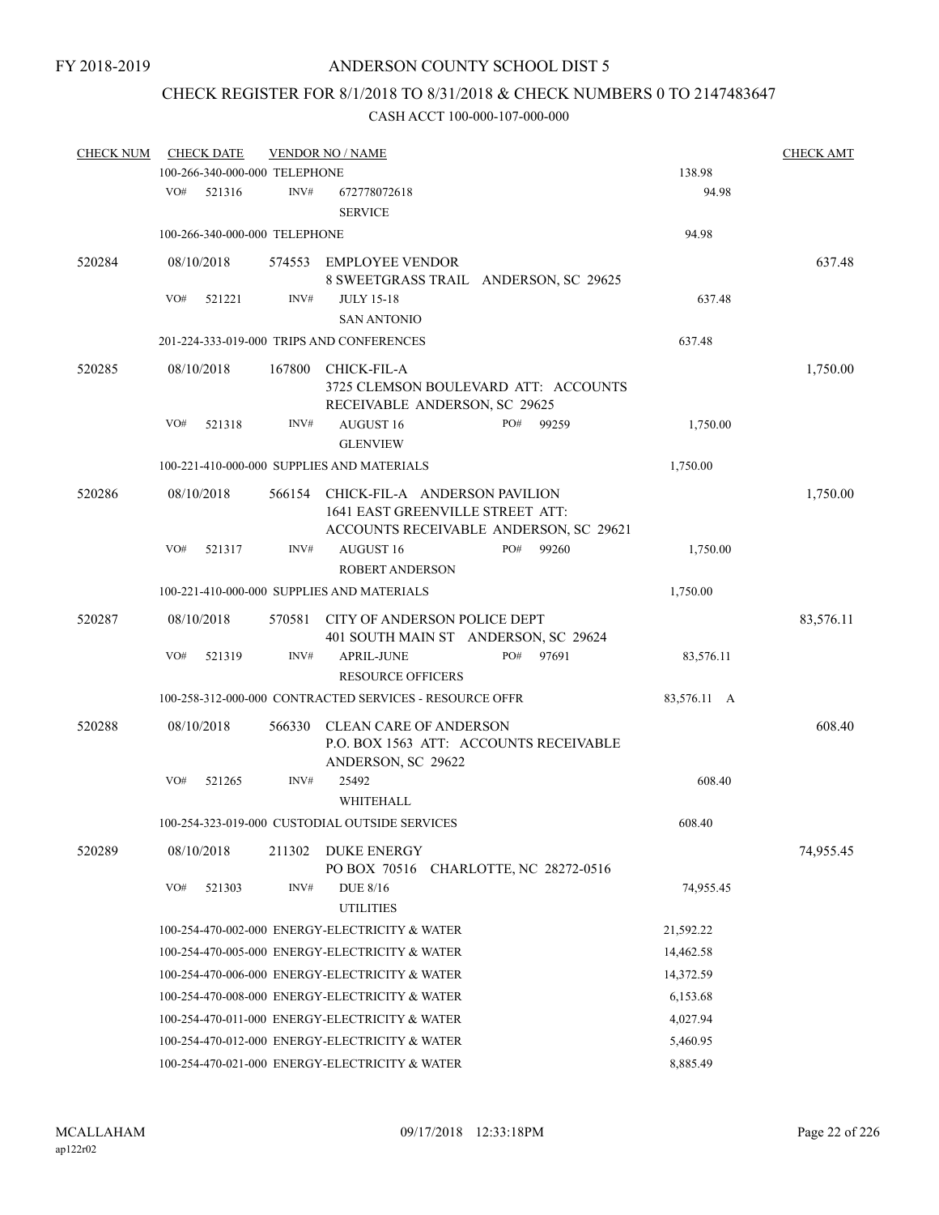FY 2018-2019

ANDERSON COUNTY SCHOOL DIST 5

CHECK REGISTER FOR 8/1/2018 TO 8/31/2018 & CHECK NUMBERS 0 TO 2147483647

CASH ACCT 100-000-107-000-000

| CHECK NUM | CHECK DATE | VENDOR NO / NAME | | CHECK AMT |
|---|---|---|---|---|
| | 100-266-340-000-000 TELEPHONE | | 138.98 | |
| | VO# 521316 | INV# 672778072618 SERVICE | 94.98 | |
| | 100-266-340-000-000 TELEPHONE | | 94.98 | |
| 520284 | 08/10/2018 | 574553 EMPLOYEE VENDOR 8 SWEETGRASS TRAIL ANDERSON, SC 29625 | | 637.48 |
| | VO# 521221 | INV# JULY 15-18 SAN ANTONIO | 637.48 | |
| | 201-224-333-019-000 TRIPS AND CONFERENCES | | 637.48 | |
| 520285 | 08/10/2018 | 167800 CHICK-FIL-A 3725 CLEMSON BOULEVARD ATT: ACCOUNTS RECEIVABLE ANDERSON, SC 29625 | | 1,750.00 |
| | VO# 521318 | INV# AUGUST 16 PO# 99259 GLENVIEW | 1,750.00 | |
| | 100-221-410-000-000 SUPPLIES AND MATERIALS | | 1,750.00 | |
| 520286 | 08/10/2018 | 566154 CHICK-FIL-A ANDERSON PAVILION 1641 EAST GREENVILLE STREET ATT: ACCOUNTS RECEIVABLE ANDERSON, SC 29621 | | 1,750.00 |
| | VO# 521317 | INV# AUGUST 16 PO# 99260 ROBERT ANDERSON | 1,750.00 | |
| | 100-221-410-000-000 SUPPLIES AND MATERIALS | | 1,750.00 | |
| 520287 | 08/10/2018 | 570581 CITY OF ANDERSON POLICE DEPT 401 SOUTH MAIN ST ANDERSON, SC 29624 | | 83,576.11 |
| | VO# 521319 | INV# APRIL-JUNE PO# 97691 RESOURCE OFFICERS | 83,576.11 | |
| | 100-258-312-000-000 CONTRACTED SERVICES - RESOURCE OFFR | | 83,576.11 A | |
| 520288 | 08/10/2018 | 566330 CLEAN CARE OF ANDERSON P.O. BOX 1563 ATT: ACCOUNTS RECEIVABLE ANDERSON, SC 29622 | | 608.40 |
| | VO# 521265 | INV# 25492 WHITEHALL | 608.40 | |
| | 100-254-323-019-000 CUSTODIAL OUTSIDE SERVICES | | 608.40 | |
| 520289 | 08/10/2018 | 211302 DUKE ENERGY PO BOX 70516 CHARLOTTE, NC 28272-0516 | | 74,955.45 |
| | VO# 521303 | INV# DUE 8/16 UTILITIES | 74,955.45 | |
| | 100-254-470-002-000 ENERGY-ELECTRICITY & WATER | | 21,592.22 | |
| | 100-254-470-005-000 ENERGY-ELECTRICITY & WATER | | 14,462.58 | |
| | 100-254-470-006-000 ENERGY-ELECTRICITY & WATER | | 14,372.59 | |
| | 100-254-470-008-000 ENERGY-ELECTRICITY & WATER | | 6,153.68 | |
| | 100-254-470-011-000 ENERGY-ELECTRICITY & WATER | | 4,027.94 | |
| | 100-254-470-012-000 ENERGY-ELECTRICITY & WATER | | 5,460.95 | |
| | 100-254-470-021-000 ENERGY-ELECTRICITY & WATER | | 8,885.49 | |

MCALLAHAM
ap122r02

09/17/2018 12:33:18PM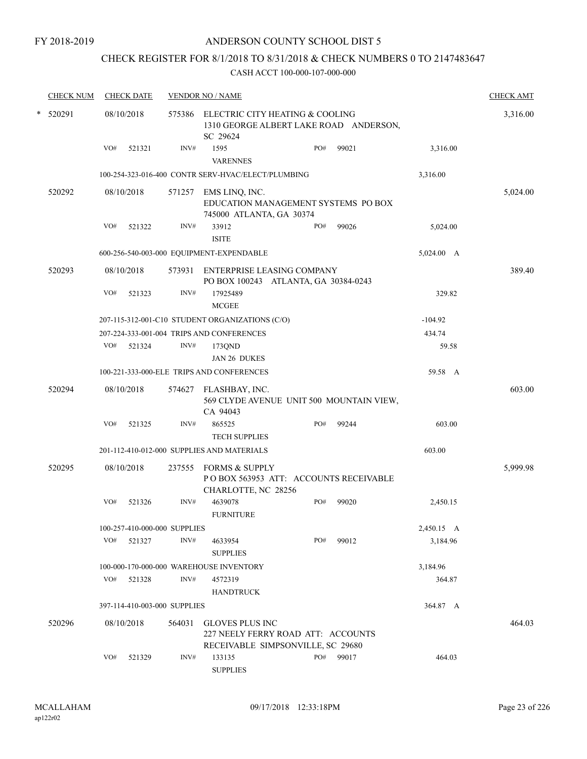FY 2018-2019

# ANDERSON COUNTY SCHOOL DIST 5

## CHECK REGISTER FOR 8/1/2018 TO 8/31/2018 & CHECK NUMBERS 0 TO 2147483647

### CASH ACCT 100-000-107-000-000

| CHECK NUM | CHECK DATE | VENDOR NO / NAME | | | | CHECK AMT |
|---|---|---|---|---|---|---|
| * 520291 | 08/10/2018 | 575386 ELECTRIC CITY HEATING & COOLING 1310 GEORGE ALBERT LAKE ROAD ANDERSON, SC 29624 | | | | 3,316.00 |
| | VO# 521321 | INV# 1595 VARENNES | PO# 99021 | | 3,316.00 | |
| | 100-254-323-016-400 CONTR SERV-HVAC/ELECT/PLUMBING | | | | 3,316.00 | |
| 520292 | 08/10/2018 | 571257 EMS LINQ, INC. EDUCATION MANAGEMENT SYSTEMS PO BOX 745000 ATLANTA, GA 30374 | | | | 5,024.00 |
| | VO# 521322 | INV# 33912 ISITE | PO# 99026 | | 5,024.00 | |
| | 600-256-540-003-000 EQUIPMENT-EXPENDABLE | | | | 5,024.00 A | |
| 520293 | 08/10/2018 | 573931 ENTERPRISE LEASING COMPANY PO BOX 100243 ATLANTA, GA 30384-0243 | | | | 389.40 |
| | VO# 521323 | INV# 17925489 MCGEE | | | 329.82 | |
| | 207-115-312-001-C10 STUDENT ORGANIZATIONS (C/O) | | | | -104.92 | |
| | 207-224-333-001-004 TRIPS AND CONFERENCES | | | | 434.74 | |
| | VO# 521324 | INV# 173QND JAN 26 DUKES | | | 59.58 | |
| | 100-221-333-000-ELE TRIPS AND CONFERENCES | | | | 59.58 A | |
| 520294 | 08/10/2018 | 574627 FLASHBAY, INC. 569 CLYDE AVENUE UNIT 500 MOUNTAIN VIEW, CA 94043 | | | | 603.00 |
| | VO# 521325 | INV# 865525 TECH SUPPLIES | PO# 99244 | | 603.00 | |
| | 201-112-410-012-000 SUPPLIES AND MATERIALS | | | | 603.00 | |
| 520295 | 08/10/2018 | 237555 FORMS & SUPPLY P O BOX 563953 ATT: ACCOUNTS RECEIVABLE CHARLOTTE, NC 28256 | | | | 5,999.98 |
| | VO# 521326 | INV# 4639078 FURNITURE | PO# 99020 | | 2,450.15 | |
| | 100-257-410-000-000 SUPPLIES | | | | 2,450.15 A | |
| | VO# 521327 | INV# 4633954 SUPPLIES | PO# 99012 | | 3,184.96 | |
| | 100-000-170-000-000 WAREHOUSE INVENTORY | | | | 3,184.96 | |
| | VO# 521328 | INV# 4572319 HANDTRUCK | | | 364.87 | |
| | 397-114-410-003-000 SUPPLIES | | | | 364.87 A | |
| 520296 | 08/10/2018 | 564031 GLOVES PLUS INC 227 NEELY FERRY ROAD ATT: ACCOUNTS RECEIVABLE SIMPSONVILLE, SC 29680 | | | | 464.03 |
| | VO# 521329 | INV# 133135 SUPPLIES | PO# 99017 | | 464.03 | |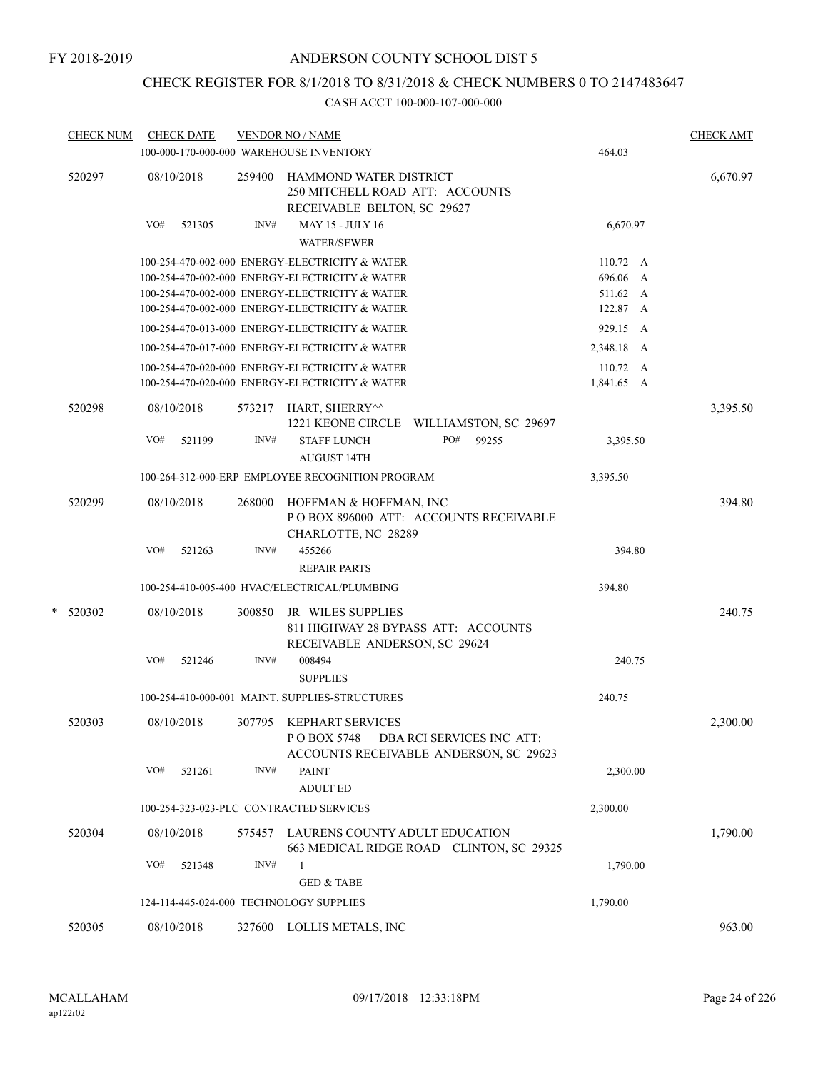FY 2018-2019

ANDERSON COUNTY SCHOOL DIST 5

CHECK REGISTER FOR 8/1/2018 TO 8/31/2018 & CHECK NUMBERS 0 TO 2147483647

CASH ACCT 100-000-107-000-000

| CHECK NUM | CHECK DATE | VENDOR NO / NAME | | CHECK AMT |
|---|---|---|---|---|
| | | 100-000-170-000-000 WAREHOUSE INVENTORY | 464.03 | |
| 520297 | 08/10/2018 | 259400 HAMMOND WATER DISTRICT<br>250 MITCHELL ROAD ATT: ACCOUNTS RECEIVABLE BELTON, SC 29627 | | 6,670.97 |
| | VO# 521305 | INV# MAY 15 - JULY 16<br>WATER/SEWER | 6,670.97 | |
| | | 100-254-470-002-000 ENERGY-ELECTRICITY & WATER | 110.72 A | |
| | | 100-254-470-002-000 ENERGY-ELECTRICITY & WATER | 696.06 A | |
| | | 100-254-470-002-000 ENERGY-ELECTRICITY & WATER | 511.62 A | |
| | | 100-254-470-002-000 ENERGY-ELECTRICITY & WATER | 122.87 A | |
| | | 100-254-470-013-000 ENERGY-ELECTRICITY & WATER | 929.15 A | |
| | | 100-254-470-017-000 ENERGY-ELECTRICITY & WATER | 2,348.18 A | |
| | | 100-254-470-020-000 ENERGY-ELECTRICITY & WATER | 110.72 A | |
| | | 100-254-470-020-000 ENERGY-ELECTRICITY & WATER | 1,841.65 A | |
| 520298 | 08/10/2018 | 573217 HART, SHERRY^^<br>1221 KEONE CIRCLE WILLIAMSTON, SC 29697 | | 3,395.50 |
| | VO# 521199 | INV# STAFF LUNCH PO# 99255<br>AUGUST 14TH | 3,395.50 | |
| | | 100-264-312-000-ERP EMPLOYEE RECOGNITION PROGRAM | 3,395.50 | |
| 520299 | 08/10/2018 | 268000 HOFFMAN & HOFFMAN, INC<br>P O BOX 896000 ATT: ACCOUNTS RECEIVABLE CHARLOTTE, NC 28289 | | 394.80 |
| | VO# 521263 | INV# 455266<br>REPAIR PARTS | 394.80 | |
| | | 100-254-410-005-400 HVAC/ELECTRICAL/PLUMBING | 394.80 | |
| * 520302 | 08/10/2018 | 300850 JR WILES SUPPLIES<br>811 HIGHWAY 28 BYPASS ATT: ACCOUNTS RECEIVABLE ANDERSON, SC 29624 | | 240.75 |
| | VO# 521246 | INV# 008494<br>SUPPLIES | 240.75 | |
| | | 100-254-410-000-001 MAINT. SUPPLIES-STRUCTURES | 240.75 | |
| 520303 | 08/10/2018 | 307795 KEPHART SERVICES<br>P O BOX 5748 DBA RCI SERVICES INC ATT: ACCOUNTS RECEIVABLE ANDERSON, SC 29623 | | 2,300.00 |
| | VO# 521261 | INV# PAINT<br>ADULT ED | 2,300.00 | |
| | | 100-254-323-023-PLC CONTRACTED SERVICES | 2,300.00 | |
| 520304 | 08/10/2018 | 575457 LAURENS COUNTY ADULT EDUCATION<br>663 MEDICAL RIDGE ROAD CLINTON, SC 29325 | | 1,790.00 |
| | VO# 521348 | INV# 1<br>GED & TABE | 1,790.00 | |
| | | 124-114-445-024-000 TECHNOLOGY SUPPLIES | 1,790.00 | |
| 520305 | 08/10/2018 | 327600 LOLLIS METALS, INC | | 963.00 |

MCALLAHAM
ap122r02

09/17/2018 12:33:18PM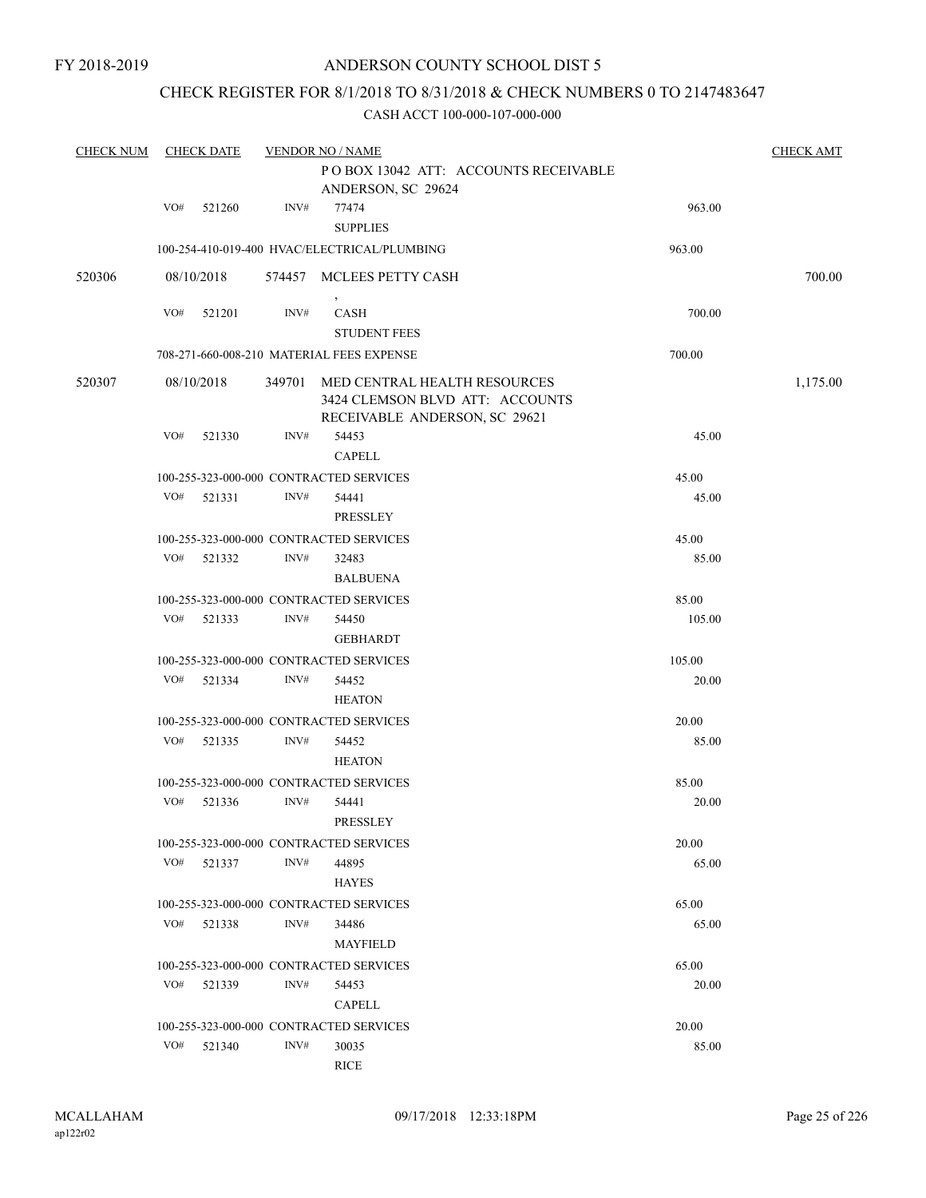FY 2018-2019

# ANDERSON COUNTY SCHOOL DIST 5

## CHECK REGISTER FOR 8/1/2018 TO 8/31/2018 & CHECK NUMBERS 0 TO 2147483647

### CASH ACCT 100-000-107-000-000

| CHECK NUM | CHECK DATE | VENDOR NO / NAME | | CHECK AMT |
|---|---|---|---|---|
| | | P O BOX 13042 ATT: ACCOUNTS RECEIVABLE ANDERSON, SC 29624 | | |
| | VO# 521260 | INV# 77474 SUPPLIES | 963.00 | |
| | | 100-254-410-019-400 HVAC/ELECTRICAL/PLUMBING | 963.00 | |
| 520306 | 08/10/2018 | 574457 MCLEES PETTY CASH , | | 700.00 |
| | VO# 521201 | INV# CASH STUDENT FEES | 700.00 | |
| | | 708-271-660-008-210 MATERIAL FEES EXPENSE | 700.00 | |
| 520307 | 08/10/2018 | 349701 MED CENTRAL HEALTH RESOURCES 3424 CLEMSON BLVD ATT: ACCOUNTS RECEIVABLE ANDERSON, SC 29621 | | 1,175.00 |
| | VO# 521330 | INV# 54453 CAPELL | 45.00 | |
| | | 100-255-323-000-000 CONTRACTED SERVICES | 45.00 | |
| | VO# 521331 | INV# 54441 PRESSLEY | 45.00 | |
| | | 100-255-323-000-000 CONTRACTED SERVICES | 45.00 | |
| | VO# 521332 | INV# 32483 BALBUENA | 85.00 | |
| | | 100-255-323-000-000 CONTRACTED SERVICES | 85.00 | |
| | VO# 521333 | INV# 54450 GEBHARDT | 105.00 | |
| | | 100-255-323-000-000 CONTRACTED SERVICES | 105.00 | |
| | VO# 521334 | INV# 54452 HEATON | 20.00 | |
| | | 100-255-323-000-000 CONTRACTED SERVICES | 20.00 | |
| | VO# 521335 | INV# 54452 HEATON | 85.00 | |
| | | 100-255-323-000-000 CONTRACTED SERVICES | 85.00 | |
| | VO# 521336 | INV# 54441 PRESSLEY | 20.00 | |
| | | 100-255-323-000-000 CONTRACTED SERVICES | 20.00 | |
| | VO# 521337 | INV# 44895 HAYES | 65.00 | |
| | | 100-255-323-000-000 CONTRACTED SERVICES | 65.00 | |
| | VO# 521338 | INV# 34486 MAYFIELD | 65.00 | |
| | | 100-255-323-000-000 CONTRACTED SERVICES | 65.00 | |
| | VO# 521339 | INV# 54453 CAPELL | 20.00 | |
| | | 100-255-323-000-000 CONTRACTED SERVICES | 20.00 | |
| | VO# 521340 | INV# 30035 RICE | 85.00 | |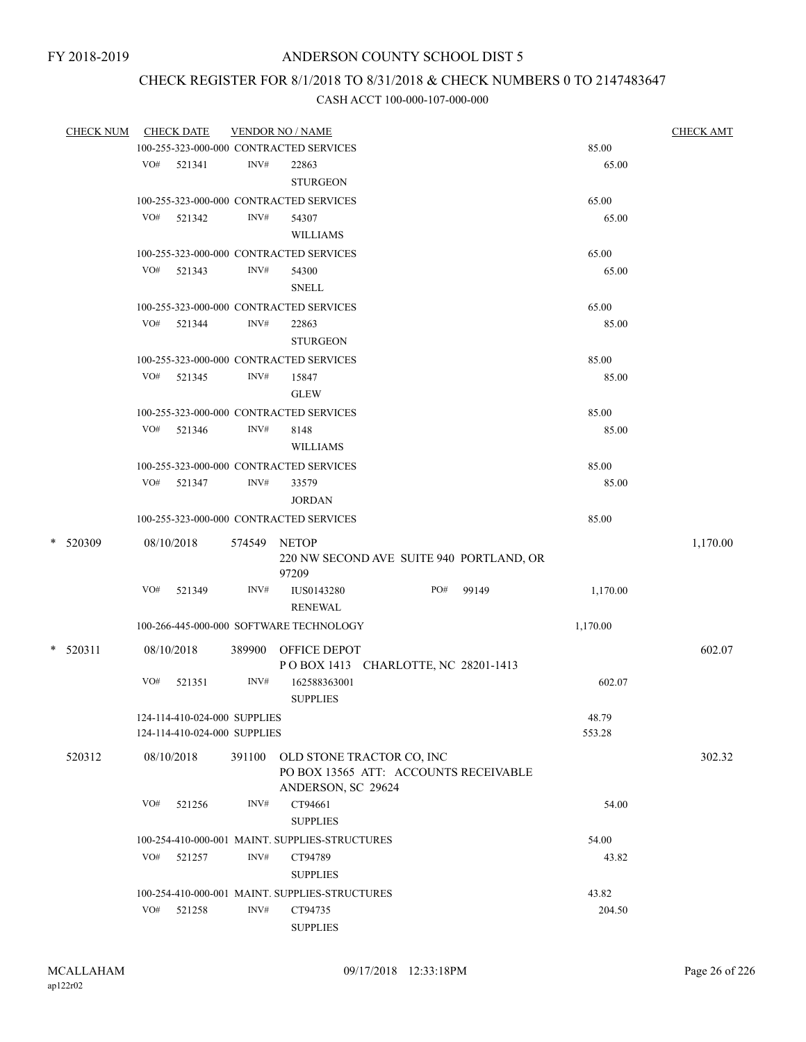FY 2018-2019

ANDERSON COUNTY SCHOOL DIST 5

CHECK REGISTER FOR 8/1/2018 TO 8/31/2018 & CHECK NUMBERS 0 TO 2147483647

CASH ACCT 100-000-107-000-000

| CHECK NUM | CHECK DATE | VENDOR NO / NAME | | | CHECK AMT |
|---|---|---|---|---|---|
| | 100-255-323-000-000 CONTRACTED SERVICES | | | 85.00 | |
| | VO# 521341 | INV# 22863 STURGEON | | 65.00 | |
| | 100-255-323-000-000 CONTRACTED SERVICES | | | 65.00 | |
| | VO# 521342 | INV# 54307 WILLIAMS | | 65.00 | |
| | 100-255-323-000-000 CONTRACTED SERVICES | | | 65.00 | |
| | VO# 521343 | INV# 54300 SNELL | | 65.00 | |
| | 100-255-323-000-000 CONTRACTED SERVICES | | | 65.00 | |
| | VO# 521344 | INV# 22863 STURGEON | | 85.00 | |
| | 100-255-323-000-000 CONTRACTED SERVICES | | | 85.00 | |
| | VO# 521345 | INV# 15847 GLEW | | 85.00 | |
| | 100-255-323-000-000 CONTRACTED SERVICES | | | 85.00 | |
| | VO# 521346 | INV# 8148 WILLIAMS | | 85.00 | |
| | 100-255-323-000-000 CONTRACTED SERVICES | | | 85.00 | |
| | VO# 521347 | INV# 33579 JORDAN | | 85.00 | |
| | 100-255-323-000-000 CONTRACTED SERVICES | | | 85.00 | |
| * 520309 | 08/10/2018 | 574549 NETOP 220 NW SECOND AVE SUITE 940 PORTLAND, OR 97209 | | | 1,170.00 |
| | VO# 521349 | INV# IUS0143280 RENEWAL | PO# 99149 | 1,170.00 | |
| | 100-266-445-000-000 SOFTWARE TECHNOLOGY | | | 1,170.00 | |
| * 520311 | 08/10/2018 | 389900 OFFICE DEPOT P O BOX 1413 CHARLOTTE, NC 28201-1413 | | | 602.07 |
| | VO# 521351 | INV# 162588363001 SUPPLIES | | 602.07 | |
| | 124-114-410-024-000 SUPPLIES | | | 48.79 | |
| | 124-114-410-024-000 SUPPLIES | | | 553.28 | |
| 520312 | 08/10/2018 | 391100 OLD STONE TRACTOR CO, INC PO BOX 13565 ATT: ACCOUNTS RECEIVABLE ANDERSON, SC 29624 | | | 302.32 |
| | VO# 521256 | INV# CT94661 SUPPLIES | | 54.00 | |
| | 100-254-410-000-001 MAINT. SUPPLIES-STRUCTURES | | | 54.00 | |
| | VO# 521257 | INV# CT94789 SUPPLIES | | 43.82 | |
| | 100-254-410-000-001 MAINT. SUPPLIES-STRUCTURES | | | 43.82 | |
| | VO# 521258 | INV# CT94735 SUPPLIES | | 204.50 | |

MCALLAHAM
ap122r02

09/17/2018 12:33:18PM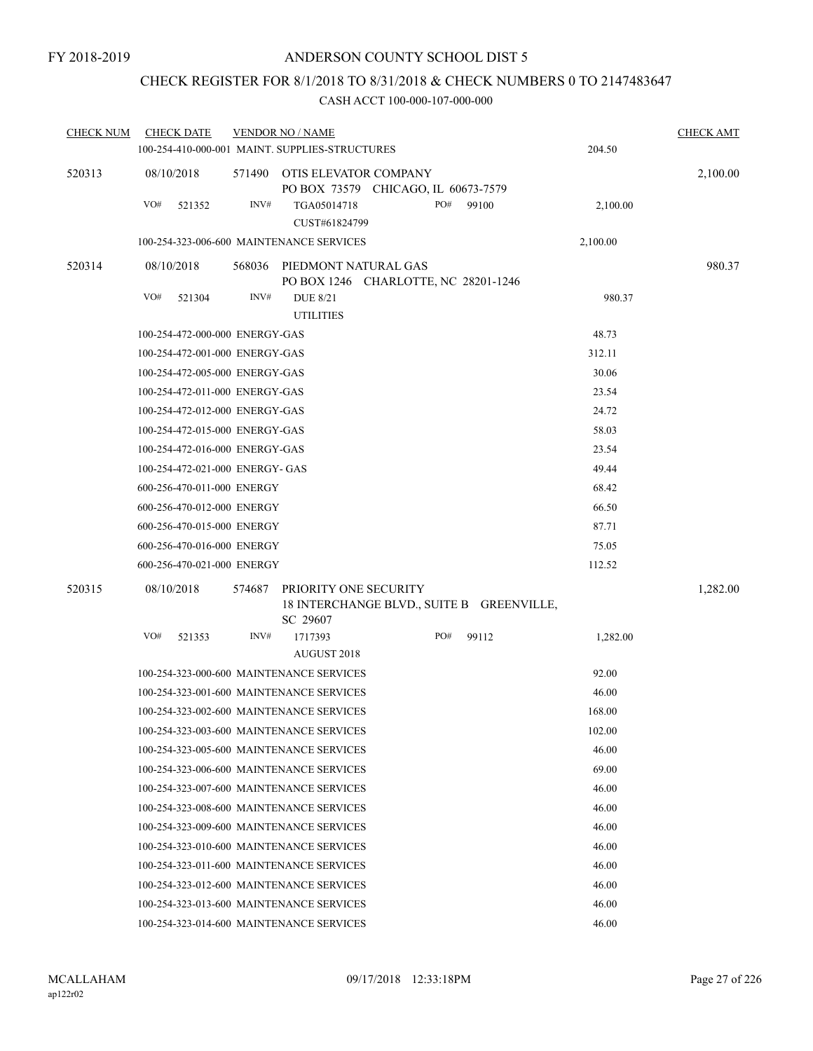FY 2018-2019

ANDERSON COUNTY SCHOOL DIST 5

CHECK REGISTER FOR 8/1/2018 TO 8/31/2018 & CHECK NUMBERS 0 TO 2147483647

CASH ACCT 100-000-107-000-000

| CHECK NUM | CHECK DATE | VENDOR NO / NAME | | CHECK AMT |
|---|---|---|---|---|
| | | 100-254-410-000-001 MAINT. SUPPLIES-STRUCTURES | 204.50 | |
| 520313 | 08/10/2018 | 571490 OTIS ELEVATOR COMPANY<br>PO BOX 73579 CHICAGO, IL 60673-7579 | | 2,100.00 |
| | VO# 521352 | INV# TGA05014718 PO# 99100<br>CUST#61824799 | 2,100.00 | |
| | | 100-254-323-006-600 MAINTENANCE SERVICES | 2,100.00 | |
| 520314 | 08/10/2018 | 568036 PIEDMONT NATURAL GAS<br>PO BOX 1246 CHARLOTTE, NC 28201-1246 | | 980.37 |
| | VO# 521304 | INV# DUE 8/21<br>UTILITIES | 980.37 | |
| | | 100-254-472-000-000 ENERGY-GAS | 48.73 | |
| | | 100-254-472-001-000 ENERGY-GAS | 312.11 | |
| | | 100-254-472-005-000 ENERGY-GAS | 30.06 | |
| | | 100-254-472-011-000 ENERGY-GAS | 23.54 | |
| | | 100-254-472-012-000 ENERGY-GAS | 24.72 | |
| | | 100-254-472-015-000 ENERGY-GAS | 58.03 | |
| | | 100-254-472-016-000 ENERGY-GAS | 23.54 | |
| | | 100-254-472-021-000 ENERGY- GAS | 49.44 | |
| | | 600-256-470-011-000 ENERGY | 68.42 | |
| | | 600-256-470-012-000 ENERGY | 66.50 | |
| | | 600-256-470-015-000 ENERGY | 87.71 | |
| | | 600-256-470-016-000 ENERGY | 75.05 | |
| | | 600-256-470-021-000 ENERGY | 112.52 | |
| 520315 | 08/10/2018 | 574687 PRIORITY ONE SECURITY<br>18 INTERCHANGE BLVD., SUITE B GREENVILLE, SC 29607 | | 1,282.00 |
| | VO# 521353 | INV# 1717393 PO# 99112<br>AUGUST 2018 | 1,282.00 | |
| | | 100-254-323-000-600 MAINTENANCE SERVICES | 92.00 | |
| | | 100-254-323-001-600 MAINTENANCE SERVICES | 46.00 | |
| | | 100-254-323-002-600 MAINTENANCE SERVICES | 168.00 | |
| | | 100-254-323-003-600 MAINTENANCE SERVICES | 102.00 | |
| | | 100-254-323-005-600 MAINTENANCE SERVICES | 46.00 | |
| | | 100-254-323-006-600 MAINTENANCE SERVICES | 69.00 | |
| | | 100-254-323-007-600 MAINTENANCE SERVICES | 46.00 | |
| | | 100-254-323-008-600 MAINTENANCE SERVICES | 46.00 | |
| | | 100-254-323-009-600 MAINTENANCE SERVICES | 46.00 | |
| | | 100-254-323-010-600 MAINTENANCE SERVICES | 46.00 | |
| | | 100-254-323-011-600 MAINTENANCE SERVICES | 46.00 | |
| | | 100-254-323-012-600 MAINTENANCE SERVICES | 46.00 | |
| | | 100-254-323-013-600 MAINTENANCE SERVICES | 46.00 | |
| | | 100-254-323-014-600 MAINTENANCE SERVICES | 46.00 | |

MCALLAHAM
ap122r02

09/17/2018 12:33:18PM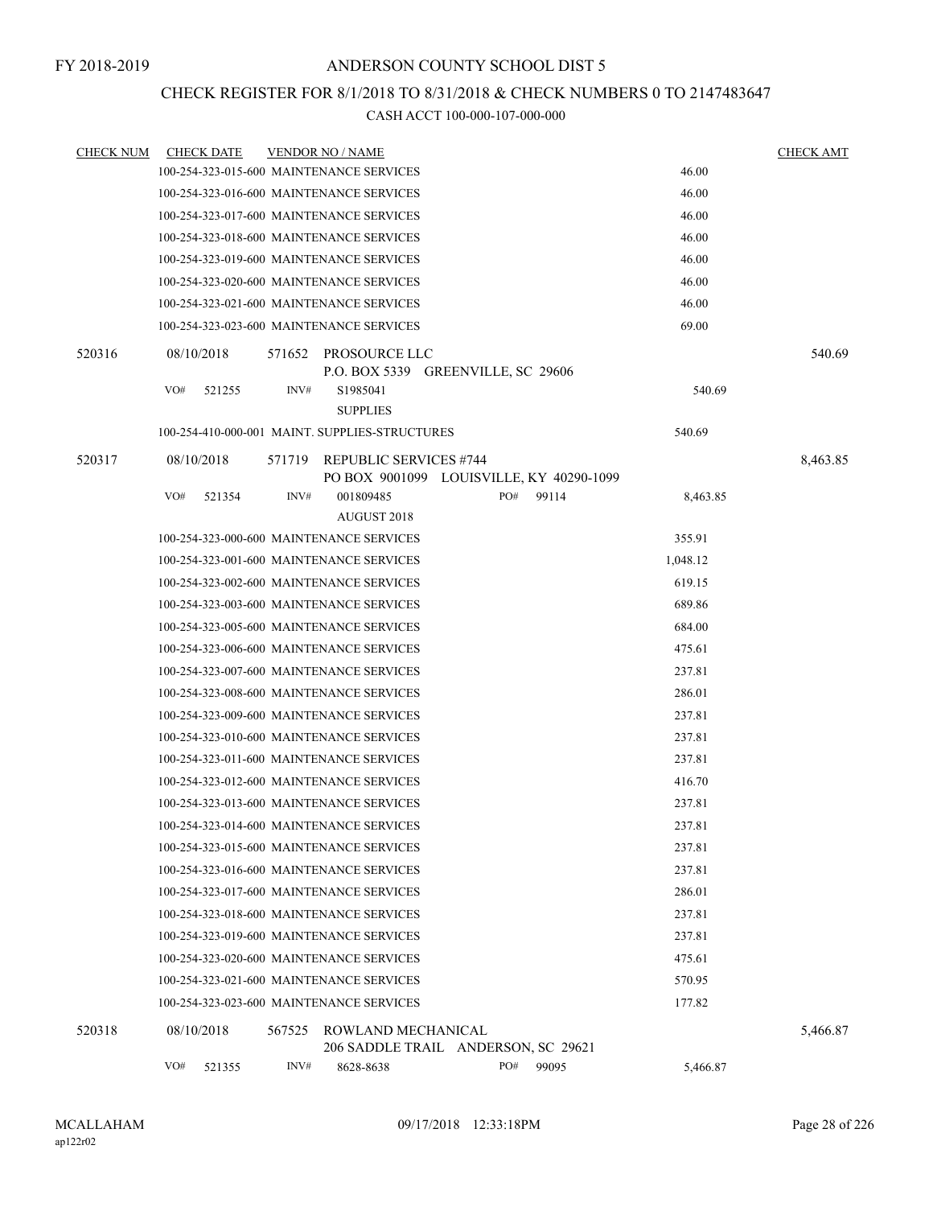FY 2018-2019

# ANDERSON COUNTY SCHOOL DIST 5

## CHECK REGISTER FOR 8/1/2018 TO 8/31/2018 & CHECK NUMBERS 0 TO 2147483647

### CASH ACCT 100-000-107-000-000

| CHECK NUM | CHECK DATE | VENDOR NO / NAME | | CHECK AMT |
|---|---|---|---|---|
| | | 100-254-323-015-600 MAINTENANCE SERVICES | 46.00 | |
| | | 100-254-323-016-600 MAINTENANCE SERVICES | 46.00 | |
| | | 100-254-323-017-600 MAINTENANCE SERVICES | 46.00 | |
| | | 100-254-323-018-600 MAINTENANCE SERVICES | 46.00 | |
| | | 100-254-323-019-600 MAINTENANCE SERVICES | 46.00 | |
| | | 100-254-323-020-600 MAINTENANCE SERVICES | 46.00 | |
| | | 100-254-323-021-600 MAINTENANCE SERVICES | 46.00 | |
| | | 100-254-323-023-600 MAINTENANCE SERVICES | 69.00 | |
| 520316 | 08/10/2018 | 571652 PROSOURCE LLC<br>P.O. BOX 5339 GREENVILLE, SC 29606 | | 540.69 |
| | VO# 521255 | INV# S1985041<br>SUPPLIES | 540.69 | |
| | | 100-254-410-000-001 MAINT. SUPPLIES-STRUCTURES | 540.69 | |
| 520317 | 08/10/2018 | 571719 REPUBLIC SERVICES #744<br>PO BOX 9001099 LOUISVILLE, KY 40290-1099 | | 8,463.85 |
| | VO# 521354 | INV# 001809485 PO# 99114<br>AUGUST 2018 | 8,463.85 | |
| | | 100-254-323-000-600 MAINTENANCE SERVICES | 355.91 | |
| | | 100-254-323-001-600 MAINTENANCE SERVICES | 1,048.12 | |
| | | 100-254-323-002-600 MAINTENANCE SERVICES | 619.15 | |
| | | 100-254-323-003-600 MAINTENANCE SERVICES | 689.86 | |
| | | 100-254-323-005-600 MAINTENANCE SERVICES | 684.00 | |
| | | 100-254-323-006-600 MAINTENANCE SERVICES | 475.61 | |
| | | 100-254-323-007-600 MAINTENANCE SERVICES | 237.81 | |
| | | 100-254-323-008-600 MAINTENANCE SERVICES | 286.01 | |
| | | 100-254-323-009-600 MAINTENANCE SERVICES | 237.81 | |
| | | 100-254-323-010-600 MAINTENANCE SERVICES | 237.81 | |
| | | 100-254-323-011-600 MAINTENANCE SERVICES | 237.81 | |
| | | 100-254-323-012-600 MAINTENANCE SERVICES | 416.70 | |
| | | 100-254-323-013-600 MAINTENANCE SERVICES | 237.81 | |
| | | 100-254-323-014-600 MAINTENANCE SERVICES | 237.81 | |
| | | 100-254-323-015-600 MAINTENANCE SERVICES | 237.81 | |
| | | 100-254-323-016-600 MAINTENANCE SERVICES | 237.81 | |
| | | 100-254-323-017-600 MAINTENANCE SERVICES | 286.01 | |
| | | 100-254-323-018-600 MAINTENANCE SERVICES | 237.81 | |
| | | 100-254-323-019-600 MAINTENANCE SERVICES | 237.81 | |
| | | 100-254-323-020-600 MAINTENANCE SERVICES | 475.61 | |
| | | 100-254-323-021-600 MAINTENANCE SERVICES | 570.95 | |
| | | 100-254-323-023-600 MAINTENANCE SERVICES | 177.82 | |
| 520318 | 08/10/2018 | 567525 ROWLAND MECHANICAL<br>206 SADDLE TRAIL ANDERSON, SC 29621 | | 5,466.87 |
| | VO# 521355 | INV# 8628-8638 PO# 99095 | 5,466.87 | |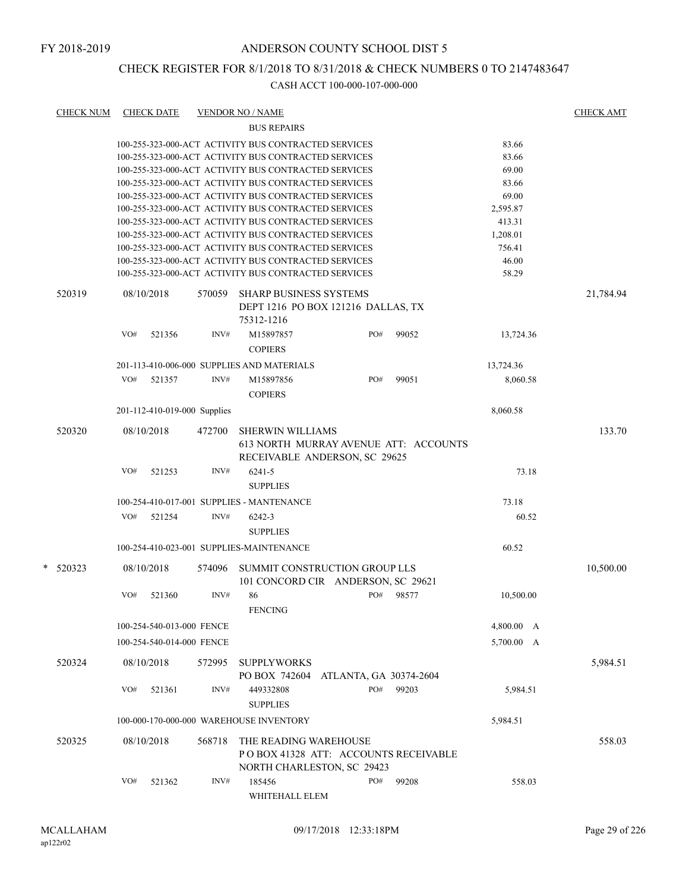FY 2018-2019

# ANDERSON COUNTY SCHOOL DIST 5

## CHECK REGISTER FOR 8/1/2018 TO 8/31/2018 & CHECK NUMBERS 0 TO 2147483647

### CASH ACCT 100-000-107-000-000

| CHECK NUM | CHECK DATE | VENDOR NO / NAME | | CHECK AMT |
|---|---|---|---|---|
| | | BUS REPAIRS | | |
| | | 100-255-323-000-ACT ACTIVITY BUS CONTRACTED SERVICES | 83.66 | |
| | | 100-255-323-000-ACT ACTIVITY BUS CONTRACTED SERVICES | 83.66 | |
| | | 100-255-323-000-ACT ACTIVITY BUS CONTRACTED SERVICES | 69.00 | |
| | | 100-255-323-000-ACT ACTIVITY BUS CONTRACTED SERVICES | 83.66 | |
| | | 100-255-323-000-ACT ACTIVITY BUS CONTRACTED SERVICES | 69.00 | |
| | | 100-255-323-000-ACT ACTIVITY BUS CONTRACTED SERVICES | 2,595.87 | |
| | | 100-255-323-000-ACT ACTIVITY BUS CONTRACTED SERVICES | 413.31 | |
| | | 100-255-323-000-ACT ACTIVITY BUS CONTRACTED SERVICES | 1,208.01 | |
| | | 100-255-323-000-ACT ACTIVITY BUS CONTRACTED SERVICES | 756.41 | |
| | | 100-255-323-000-ACT ACTIVITY BUS CONTRACTED SERVICES | 46.00 | |
| | | 100-255-323-000-ACT ACTIVITY BUS CONTRACTED SERVICES | 58.29 | |
| 520319 | 08/10/2018 | 570059 SHARP BUSINESS SYSTEMS<br>DEPT 1216 PO BOX 121216 DALLAS, TX 75312-1216 | | 21,784.94 |
| | VO# 521356 | INV# M15897857 PO# 99052<br>COPIERS | 13,724.36 | |
| | | 201-113-410-006-000 SUPPLIES AND MATERIALS | 13,724.36 | |
| | VO# 521357 | INV# M15897856 PO# 99051<br>COPIERS | 8,060.58 | |
| | | 201-112-410-019-000 Supplies | 8,060.58 | |
| 520320 | 08/10/2018 | 472700 SHERWIN WILLIAMS<br>613 NORTH MURRAY AVENUE ATT: ACCOUNTS RECEIVABLE ANDERSON, SC 29625 | | 133.70 |
| | VO# 521253 | INV# 6241-5<br>SUPPLIES | 73.18 | |
| | | 100-254-410-017-001 SUPPLIES - MANTENANCE | 73.18 | |
| | VO# 521254 | INV# 6242-3<br>SUPPLIES | 60.52 | |
| | | 100-254-410-023-001 SUPPLIES-MAINTENANCE | 60.52 | |
| * 520323 | 08/10/2018 | 574096 SUMMIT CONSTRUCTION GROUP LLS<br>101 CONCORD CIR ANDERSON, SC 29621 | | 10,500.00 |
| | VO# 521360 | INV# 86 PO# 98577<br>FENCING | 10,500.00 | |
| | | 100-254-540-013-000 FENCE | 4,800.00 A | |
| | | 100-254-540-014-000 FENCE | 5,700.00 A | |
| 520324 | 08/10/2018 | 572995 SUPPLYWORKS<br>PO BOX 742604 ATLANTA, GA 30374-2604 | | 5,984.51 |
| | VO# 521361 | INV# 449332808 PO# 99203<br>SUPPLIES | 5,984.51 | |
| | | 100-000-170-000-000 WAREHOUSE INVENTORY | 5,984.51 | |
| 520325 | 08/10/2018 | 568718 THE READING WAREHOUSE<br>P O BOX 41328 ATT: ACCOUNTS RECEIVABLE NORTH CHARLESTON, SC 29423 | | 558.03 |
| | VO# 521362 | INV# 185456 PO# 99208<br>WHITEHALL ELEM | 558.03 | |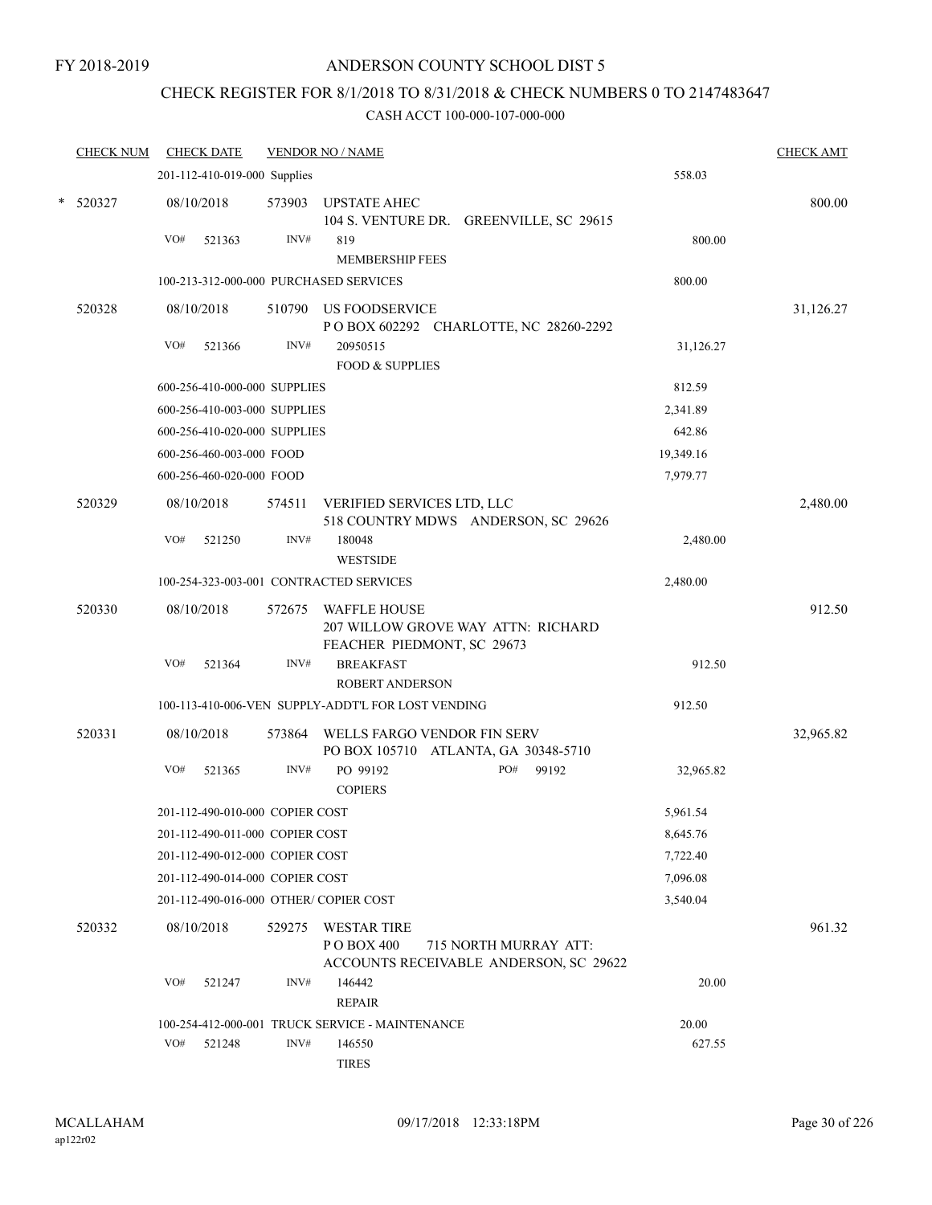FY 2018-2019

# ANDERSON COUNTY SCHOOL DIST 5

## CHECK REGISTER FOR 8/1/2018 TO 8/31/2018 & CHECK NUMBERS 0 TO 2147483647

### CASH ACCT 100-000-107-000-000

| CHECK NUM | CHECK DATE | VENDOR NO / NAME | | CHECK AMT |
|---|---|---|---|---|
| | 201-112-410-019-000 Supplies | | 558.03 | |
| * 520327 | 08/10/2018 | 573903 UPSTATE AHEC<br>104 S. VENTURE DR. GREENVILLE, SC 29615 | | 800.00 |
| | VO# 521363 | INV# 819<br>MEMBERSHIP FEES | 800.00 | |
| | 100-213-312-000-000 PURCHASED SERVICES | | 800.00 | |
| 520328 | 08/10/2018 | 510790 US FOODSERVICE<br>P O BOX 602292 CHARLOTTE, NC 28260-2292 | | 31,126.27 |
| | VO# 521366 | INV# 20950515<br>FOOD & SUPPLIES | 31,126.27 | |
| | 600-256-410-000-000 SUPPLIES | | 812.59 | |
| | 600-256-410-003-000 SUPPLIES | | 2,341.89 | |
| | 600-256-410-020-000 SUPPLIES | | 642.86 | |
| | 600-256-460-003-000 FOOD | | 19,349.16 | |
| | 600-256-460-020-000 FOOD | | 7,979.77 | |
| 520329 | 08/10/2018 | 574511 VERIFIED SERVICES LTD, LLC<br>518 COUNTRY MDWS ANDERSON, SC 29626 | | 2,480.00 |
| | VO# 521250 | INV# 180048<br>WESTSIDE | 2,480.00 | |
| | 100-254-323-003-001 CONTRACTED SERVICES | | 2,480.00 | |
| 520330 | 08/10/2018 | 572675 WAFFLE HOUSE<br>207 WILLOW GROVE WAY ATTN: RICHARD FEACHER PIEDMONT, SC 29673 | | 912.50 |
| | VO# 521364 | INV# BREAKFAST<br>ROBERT ANDERSON | 912.50 | |
| | 100-113-410-006-VEN SUPPLY-ADDT'L FOR LOST VENDING | | 912.50 | |
| 520331 | 08/10/2018 | 573864 WELLS FARGO VENDOR FIN SERV<br>PO BOX 105710 ATLANTA, GA 30348-5710 | | 32,965.82 |
| | VO# 521365 | INV# PO 99192 PO# 99192<br>COPIERS | 32,965.82 | |
| | 201-112-490-010-000 COPIER COST | | 5,961.54 | |
| | 201-112-490-011-000 COPIER COST | | 8,645.76 | |
| | 201-112-490-012-000 COPIER COST | | 7,722.40 | |
| | 201-112-490-014-000 COPIER COST | | 7,096.08 | |
| | 201-112-490-016-000 OTHER/ COPIER COST | | 3,540.04 | |
| 520332 | 08/10/2018 | 529275 WESTAR TIRE<br>P O BOX 400 715 NORTH MURRAY ATT: ACCOUNTS RECEIVABLE ANDERSON, SC 29622 | | 961.32 |
| | VO# 521247 | INV# 146442<br>REPAIR | 20.00 | |
| | 100-254-412-000-001 TRUCK SERVICE - MAINTENANCE | | 20.00 | |
| | VO# 521248 | INV# 146550<br>TIRES | 627.55 | |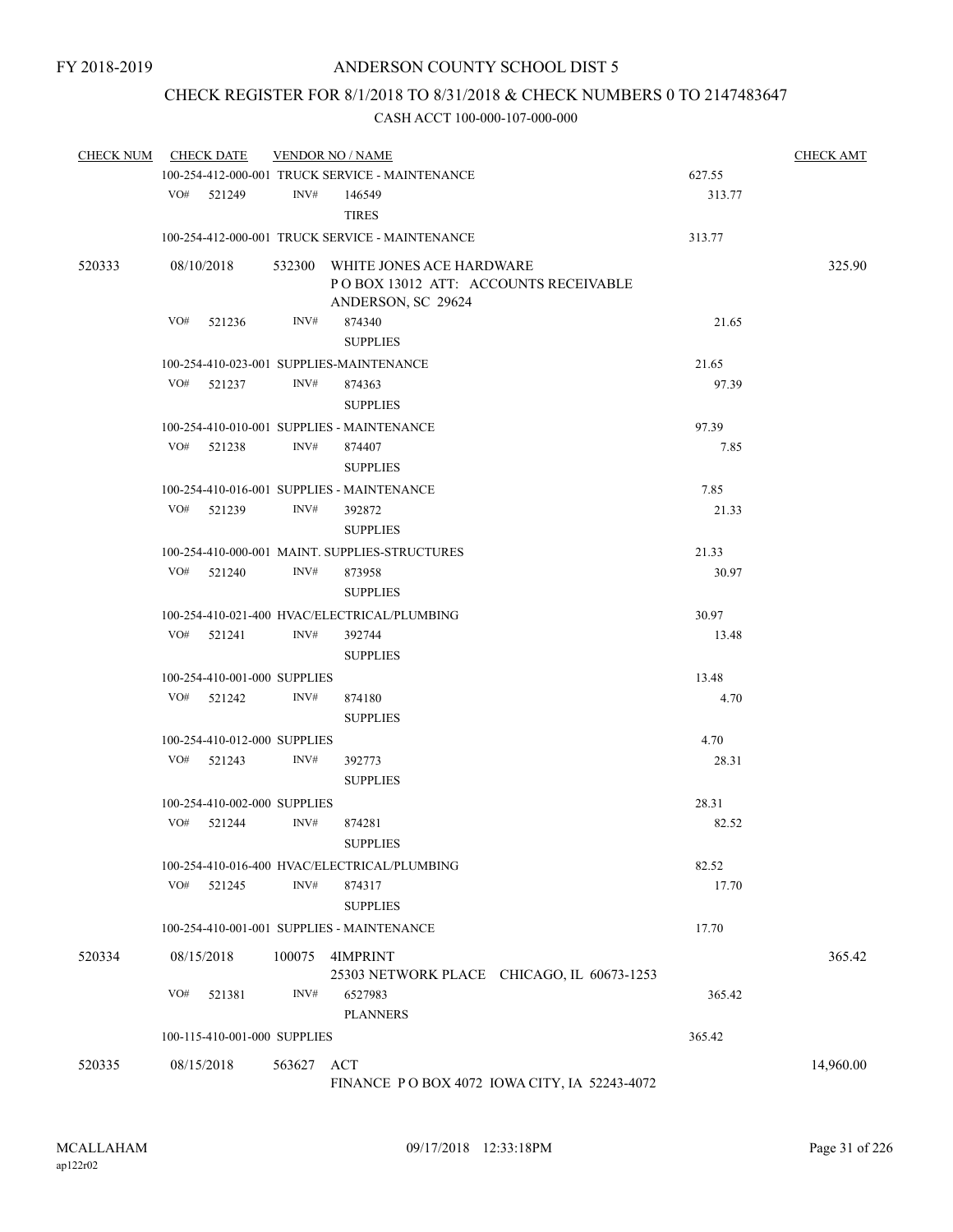FY 2018-2019

# ANDERSON COUNTY SCHOOL DIST 5

## CHECK REGISTER FOR 8/1/2018 TO 8/31/2018 & CHECK NUMBERS 0 TO 2147483647

### CASH ACCT 100-000-107-000-000

| CHECK NUM | CHECK DATE | VENDOR NO / NAME | | CHECK AMT |
|---|---|---|---|---|
| | | 100-254-412-000-001 TRUCK SERVICE - MAINTENANCE | 627.55 | |
| | VO# 521249 | INV# 146549 TIRES | 313.77 | |
| | | 100-254-412-000-001 TRUCK SERVICE - MAINTENANCE | 313.77 | |
| 520333 | 08/10/2018 | 532300 WHITE JONES ACE HARDWARE P O BOX 13012 ATT: ACCOUNTS RECEIVABLE ANDERSON, SC 29624 | | 325.90 |
| | VO# 521236 | INV# 874340 SUPPLIES | 21.65 | |
| | | 100-254-410-023-001 SUPPLIES-MAINTENANCE | 21.65 | |
| | VO# 521237 | INV# 874363 SUPPLIES | 97.39 | |
| | | 100-254-410-010-001 SUPPLIES - MAINTENANCE | 97.39 | |
| | VO# 521238 | INV# 874407 SUPPLIES | 7.85 | |
| | | 100-254-410-016-001 SUPPLIES - MAINTENANCE | 7.85 | |
| | VO# 521239 | INV# 392872 SUPPLIES | 21.33 | |
| | | 100-254-410-000-001 MAINT. SUPPLIES-STRUCTURES | 21.33 | |
| | VO# 521240 | INV# 873958 SUPPLIES | 30.97 | |
| | | 100-254-410-021-400 HVAC/ELECTRICAL/PLUMBING | 30.97 | |
| | VO# 521241 | INV# 392744 SUPPLIES | 13.48 | |
| | | 100-254-410-001-000 SUPPLIES | 13.48 | |
| | VO# 521242 | INV# 874180 SUPPLIES | 4.70 | |
| | | 100-254-410-012-000 SUPPLIES | 4.70 | |
| | VO# 521243 | INV# 392773 SUPPLIES | 28.31 | |
| | | 100-254-410-002-000 SUPPLIES | 28.31 | |
| | VO# 521244 | INV# 874281 SUPPLIES | 82.52 | |
| | | 100-254-410-016-400 HVAC/ELECTRICAL/PLUMBING | 82.52 | |
| | VO# 521245 | INV# 874317 SUPPLIES | 17.70 | |
| | | 100-254-410-001-001 SUPPLIES - MAINTENANCE | 17.70 | |
| 520334 | 08/15/2018 | 100075 4IMPRINT 25303 NETWORK PLACE CHICAGO, IL 60673-1253 | | 365.42 |
| | VO# 521381 | INV# 6527983 PLANNERS | 365.42 | |
| | | 100-115-410-001-000 SUPPLIES | 365.42 | |
| 520335 | 08/15/2018 | 563627 ACT FINANCE P O BOX 4072 IOWA CITY, IA 52243-4072 | | 14,960.00 |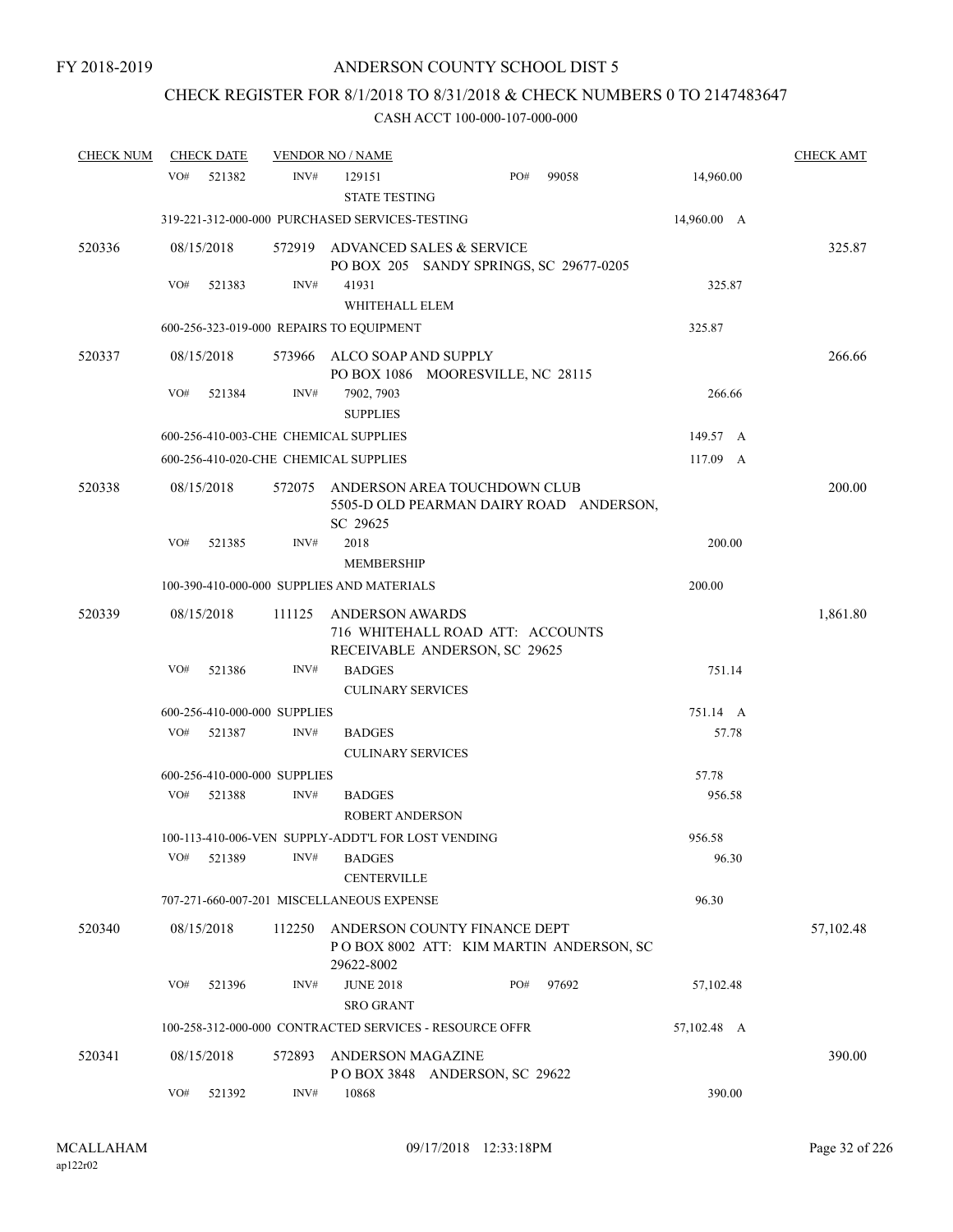FY 2018-2019

# ANDERSON COUNTY SCHOOL DIST 5

## CHECK REGISTER FOR 8/1/2018 TO 8/31/2018 & CHECK NUMBERS 0 TO 2147483647

### CASH ACCT 100-000-107-000-000

| CHECK NUM | CHECK DATE | VENDOR NO / NAME | | | CHECK AMT |
|---|---|---|---|---|---|
| | VO# 521382 | INV# 129151 STATE TESTING | PO# 99058 | 14,960.00 | |
| | 319-221-312-000-000 PURCHASED SERVICES-TESTING | | | 14,960.00 A | |
| 520336 | 08/15/2018 | 572919 ADVANCED SALES & SERVICE PO BOX 205 SANDY SPRINGS, SC 29677-0205 | | | 325.87 |
| | VO# 521383 | INV# 41931 WHITEHALL ELEM | | 325.87 | |
| | 600-256-323-019-000 REPAIRS TO EQUIPMENT | | | 325.87 | |
| 520337 | 08/15/2018 | 573966 ALCO SOAP AND SUPPLY PO BOX 1086 MOORESVILLE, NC 28115 | | | 266.66 |
| | VO# 521384 | INV# 7902, 7903 SUPPLIES | | 266.66 | |
| | 600-256-410-003-CHE CHEMICAL SUPPLIES | | | 149.57 A | |
| | 600-256-410-020-CHE CHEMICAL SUPPLIES | | | 117.09 A | |
| 520338 | 08/15/2018 | 572075 ANDERSON AREA TOUCHDOWN CLUB 5505-D OLD PEARMAN DAIRY ROAD ANDERSON, SC 29625 | | | 200.00 |
| | VO# 521385 | INV# 2018 MEMBERSHIP | | 200.00 | |
| | 100-390-410-000-000 SUPPLIES AND MATERIALS | | | 200.00 | |
| 520339 | 08/15/2018 | 111125 ANDERSON AWARDS 716 WHITEHALL ROAD ATT: ACCOUNTS RECEIVABLE ANDERSON, SC 29625 | | | 1,861.80 |
| | VO# 521386 | INV# BADGES CULINARY SERVICES | | 751.14 | |
| | 600-256-410-000-000 SUPPLIES | | | 751.14 A | |
| | VO# 521387 | INV# BADGES CULINARY SERVICES | | 57.78 | |
| | 600-256-410-000-000 SUPPLIES | | | 57.78 | |
| | VO# 521388 | INV# BADGES ROBERT ANDERSON | | 956.58 | |
| | 100-113-410-006-VEN SUPPLY-ADDT'L FOR LOST VENDING | | | 956.58 | |
| | VO# 521389 | INV# BADGES CENTERVILLE | | 96.30 | |
| | 707-271-660-007-201 MISCELLANEOUS EXPENSE | | | 96.30 | |
| 520340 | 08/15/2018 | 112250 ANDERSON COUNTY FINANCE DEPT P O BOX 8002 ATT: KIM MARTIN ANDERSON, SC 29622-8002 | | | 57,102.48 |
| | VO# 521396 | INV# JUNE 2018 SRO GRANT | PO# 97692 | 57,102.48 | |
| | 100-258-312-000-000 CONTRACTED SERVICES - RESOURCE OFFR | | | 57,102.48 A | |
| 520341 | 08/15/2018 | 572893 ANDERSON MAGAZINE P O BOX 3848 ANDERSON, SC 29622 | | | 390.00 |
| | VO# 521392 | INV# 10868 | | 390.00 | |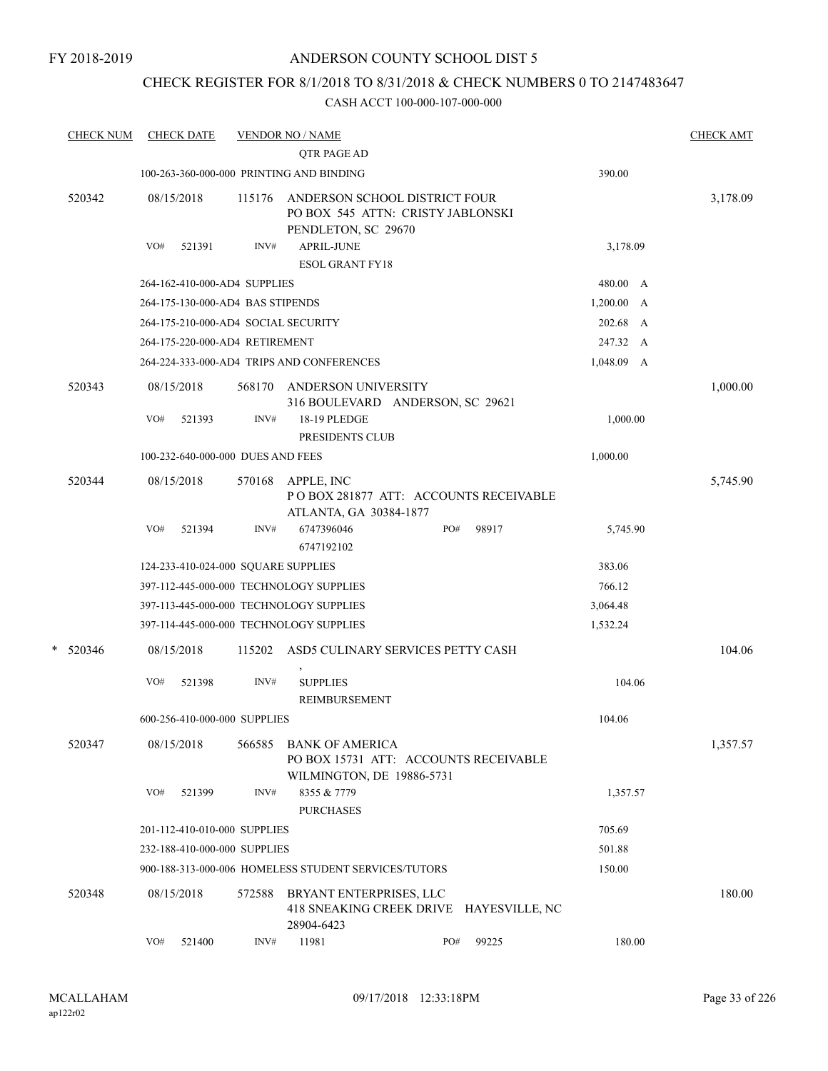FY 2018-2019

# ANDERSON COUNTY SCHOOL DIST 5

## CHECK REGISTER FOR 8/1/2018 TO 8/31/2018 & CHECK NUMBERS 0 TO 2147483647

CASH ACCT 100-000-107-000-000

| CHECK NUM | CHECK DATE | VENDOR NO / NAME | | CHECK AMT |
|---|---|---|---|---|
| | | QTR PAGE AD | | |
| | 100-263-360-000-000 PRINTING AND BINDING | | 390.00 | |
| 520342 | 08/15/2018 | 115176 ANDERSON SCHOOL DISTRICT FOUR<br>PO BOX 545 ATTN: CRISTY JABLONSKI<br>PENDLETON, SC 29670 | | 3,178.09 |
| | VO# 521391 | INV# APRIL-JUNE<br>ESOL GRANT FY18 | 3,178.09 | |
| | 264-162-410-000-AD4 SUPPLIES | | 480.00 A | |
| | 264-175-130-000-AD4 BAS STIPENDS | | 1,200.00 A | |
| | 264-175-210-000-AD4 SOCIAL SECURITY | | 202.68 A | |
| | 264-175-220-000-AD4 RETIREMENT | | 247.32 A | |
| | 264-224-333-000-AD4 TRIPS AND CONFERENCES | | 1,048.09 A | |
| 520343 | 08/15/2018 | 568170 ANDERSON UNIVERSITY<br>316 BOULEVARD ANDERSON, SC 29621 | | 1,000.00 |
| | VO# 521393 | INV# 18-19 PLEDGE<br>PRESIDENTS CLUB | 1,000.00 | |
| | 100-232-640-000-000 DUES AND FEES | | 1,000.00 | |
| 520344 | 08/15/2018 | 570168 APPLE, INC<br>P O BOX 281877 ATT: ACCOUNTS RECEIVABLE<br>ATLANTA, GA 30384-1877 | | 5,745.90 |
| | VO# 521394 | INV# 6747396046 PO# 98917<br>6747192102 | 5,745.90 | |
| | 124-233-410-024-000 SQUARE SUPPLIES | | 383.06 | |
| | 397-112-445-000-000 TECHNOLOGY SUPPLIES | | 766.12 | |
| | 397-113-445-000-000 TECHNOLOGY SUPPLIES | | 3,064.48 | |
| | 397-114-445-000-000 TECHNOLOGY SUPPLIES | | 1,532.24 | |
| * 520346 | 08/15/2018 | 115202 ASD5 CULINARY SERVICES PETTY CASH<br>, | | 104.06 |
| | VO# 521398 | INV# SUPPLIES<br>REIMBURSEMENT | 104.06 | |
| | 600-256-410-000-000 SUPPLIES | | 104.06 | |
| 520347 | 08/15/2018 | 566585 BANK OF AMERICA<br>PO BOX 15731 ATT: ACCOUNTS RECEIVABLE<br>WILMINGTON, DE 19886-5731 | | 1,357.57 |
| | VO# 521399 | INV# 8355 & 7779<br>PURCHASES | 1,357.57 | |
| | 201-112-410-010-000 SUPPLIES | | 705.69 | |
| | 232-188-410-000-000 SUPPLIES | | 501.88 | |
| | 900-188-313-000-006 HOMELESS STUDENT SERVICES/TUTORS | | 150.00 | |
| 520348 | 08/15/2018 | 572588 BRYANT ENTERPRISES, LLC<br>418 SNEAKING CREEK DRIVE HAYESVILLE, NC<br>28904-6423 | | 180.00 |
| | VO# 521400 | INV# 11981 PO# 99225 | 180.00 | |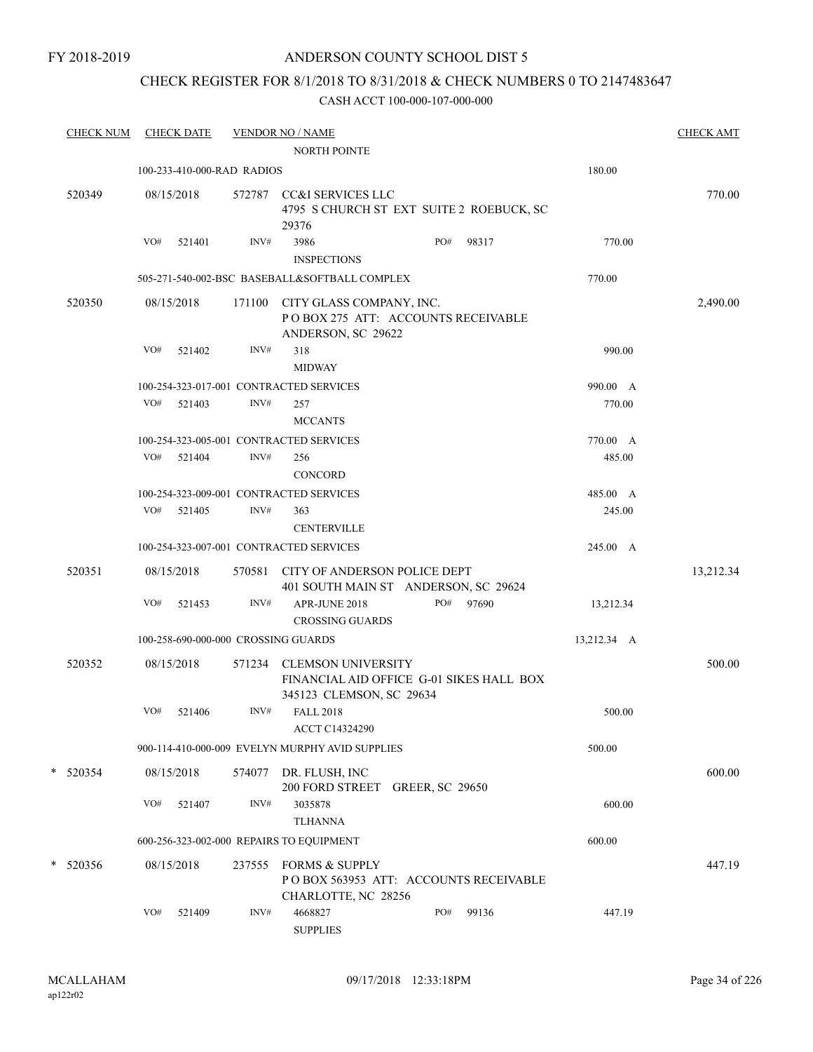FY 2018-2019

# ANDERSON COUNTY SCHOOL DIST 5

## CHECK REGISTER FOR 8/1/2018 TO 8/31/2018 & CHECK NUMBERS 0 TO 2147483647

### CASH ACCT 100-000-107-000-000

| CHECK NUM | CHECK DATE | VENDOR NO / NAME | | CHECK AMT |
|---|---|---|---|---|
| | | NORTH POINTE | | |
| | 100-233-410-000-RAD RADIOS | | 180.00 | |
| 520349 | 08/15/2018 | 572787 CC&I SERVICES LLC<br>4795 S CHURCH ST EXT SUITE 2 ROEBUCK, SC 29376 | | 770.00 |
| | VO# 521401 | INV# 3986 PO# 98317<br>INSPECTIONS | 770.00 | |
| | 505-271-540-002-BSC BASEBALL&SOFTBALL COMPLEX | | 770.00 | |
| 520350 | 08/15/2018 | 171100 CITY GLASS COMPANY, INC.<br>P O BOX 275 ATT: ACCOUNTS RECEIVABLE<br>ANDERSON, SC 29622 | | 2,490.00 |
| | VO# 521402 | INV# 318<br>MIDWAY | 990.00 | |
| | 100-254-323-017-001 CONTRACTED SERVICES | | 990.00 A | |
| | VO# 521403 | INV# 257<br>MCCANTS | 770.00 | |
| | 100-254-323-005-001 CONTRACTED SERVICES | | 770.00 A | |
| | VO# 521404 | INV# 256<br>CONCORD | 485.00 | |
| | 100-254-323-009-001 CONTRACTED SERVICES | | 485.00 A | |
| | VO# 521405 | INV# 363<br>CENTERVILLE | 245.00 | |
| | 100-254-323-007-001 CONTRACTED SERVICES | | 245.00 A | |
| 520351 | 08/15/2018 | 570581 CITY OF ANDERSON POLICE DEPT<br>401 SOUTH MAIN ST ANDERSON, SC 29624 | | 13,212.34 |
| | VO# 521453 | INV# APR-JUNE 2018 PO# 97690<br>CROSSING GUARDS | 13,212.34 | |
| | 100-258-690-000-000 CROSSING GUARDS | | 13,212.34 A | |
| 520352 | 08/15/2018 | 571234 CLEMSON UNIVERSITY<br>FINANCIAL AID OFFICE G-01 SIKES HALL BOX<br>345123 CLEMSON, SC 29634 | | 500.00 |
| | VO# 521406 | INV# FALL 2018<br>ACCT C14324290 | 500.00 | |
| | 900-114-410-000-009 EVELYN MURPHY AVID SUPPLIES | | 500.00 | |
| * 520354 | 08/15/2018 | 574077 DR. FLUSH, INC<br>200 FORD STREET GREER, SC 29650 | | 600.00 |
| | VO# 521407 | INV# 3035878<br>TLHANNA | 600.00 | |
| | 600-256-323-002-000 REPAIRS TO EQUIPMENT | | 600.00 | |
| * 520356 | 08/15/2018 | 237555 FORMS & SUPPLY<br>P O BOX 563953 ATT: ACCOUNTS RECEIVABLE<br>CHARLOTTE, NC 28256 | | 447.19 |
| | VO# 521409 | INV# 4668827 PO# 99136<br>SUPPLIES | 447.19 | |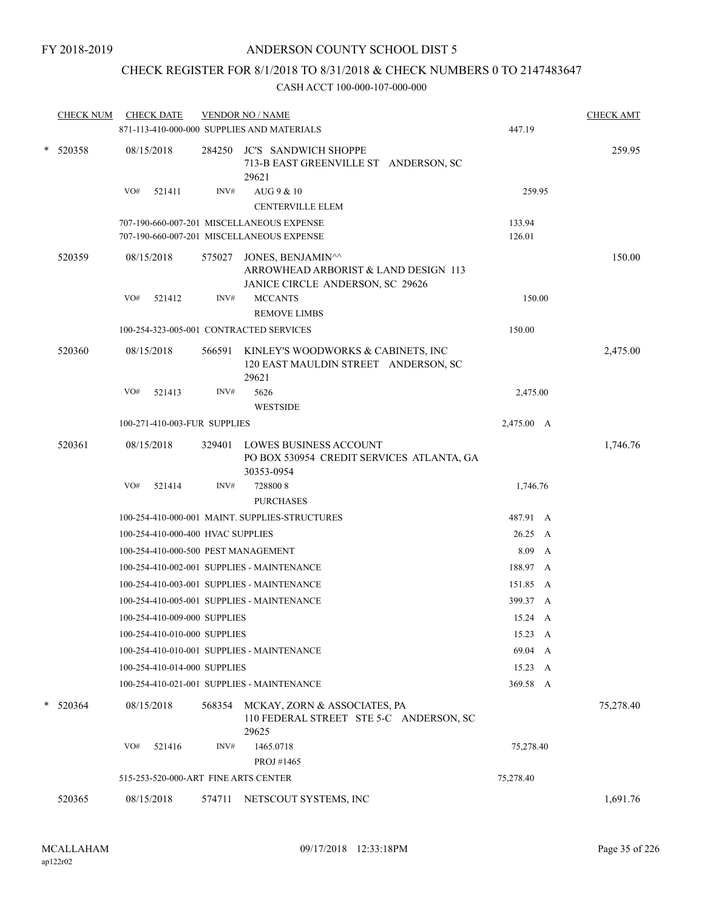FY 2018-2019

ANDERSON COUNTY SCHOOL DIST 5

CHECK REGISTER FOR 8/1/2018 TO 8/31/2018 & CHECK NUMBERS 0 TO 2147483647

CASH ACCT 100-000-107-000-000

| CHECK NUM | CHECK DATE | VENDOR NO / NAME | | | CHECK AMT |
|---|---|---|---|---|---|
| | 871-113-410-000-000 SUPPLIES AND MATERIALS | | | 447.19 | |
| * 520358 | 08/15/2018 | 284250 | JC'S SANDWICH SHOPPE 713-B EAST GREENVILLE ST ANDERSON, SC 29621 | | 259.95 |
| | VO# 521411 | INV# | AUG 9 & 10 CENTERVILLE ELEM | 259.95 | |
| | 707-190-660-007-201 MISCELLANEOUS EXPENSE | | | 133.94 | |
| | 707-190-660-007-201 MISCELLANEOUS EXPENSE | | | 126.01 | |
| 520359 | 08/15/2018 | 575027 | JONES, BENJAMIN^^ ARROWHEAD ARBORIST & LAND DESIGN 113 JANICE CIRCLE ANDERSON, SC 29626 | | 150.00 |
| | VO# 521412 | INV# | MCCANTS REMOVE LIMBS | 150.00 | |
| | 100-254-323-005-001 CONTRACTED SERVICES | | | 150.00 | |
| 520360 | 08/15/2018 | 566591 | KINLEY'S WOODWORKS & CABINETS, INC 120 EAST MAULDIN STREET ANDERSON, SC 29621 | | 2,475.00 |
| | VO# 521413 | INV# | 5626 WESTSIDE | 2,475.00 | |
| | 100-271-410-003-FUR SUPPLIES | | | 2,475.00 A | |
| 520361 | 08/15/2018 | 329401 | LOWES BUSINESS ACCOUNT PO BOX 530954 CREDIT SERVICES ATLANTA, GA 30353-0954 | | 1,746.76 |
| | VO# 521414 | INV# | 728800 8 PURCHASES | 1,746.76 | |
| | 100-254-410-000-001 MAINT. SUPPLIES-STRUCTURES | | | 487.91 A | |
| | 100-254-410-000-400 HVAC SUPPLIES | | | 26.25 A | |
| | 100-254-410-000-500 PEST MANAGEMENT | | | 8.09 A | |
| | 100-254-410-002-001 SUPPLIES - MAINTENANCE | | | 188.97 A | |
| | 100-254-410-003-001 SUPPLIES - MAINTENANCE | | | 151.85 A | |
| | 100-254-410-005-001 SUPPLIES - MAINTENANCE | | | 399.37 A | |
| | 100-254-410-009-000 SUPPLIES | | | 15.24 A | |
| | 100-254-410-010-000 SUPPLIES | | | 15.23 A | |
| | 100-254-410-010-001 SUPPLIES - MAINTENANCE | | | 69.04 A | |
| | 100-254-410-014-000 SUPPLIES | | | 15.23 A | |
| | 100-254-410-021-001 SUPPLIES - MAINTENANCE | | | 369.58 A | |
| * 520364 | 08/15/2018 | 568354 | MCKAY, ZORN & ASSOCIATES, PA 110 FEDERAL STREET STE 5-C ANDERSON, SC 29625 | | 75,278.40 |
| | VO# 521416 | INV# | 1465.0718 PROJ #1465 | 75,278.40 | |
| | 515-253-520-000-ART FINE ARTS CENTER | | | 75,278.40 | |
| 520365 | 08/15/2018 | 574711 | NETSCOUT SYSTEMS, INC | | 1,691.76 |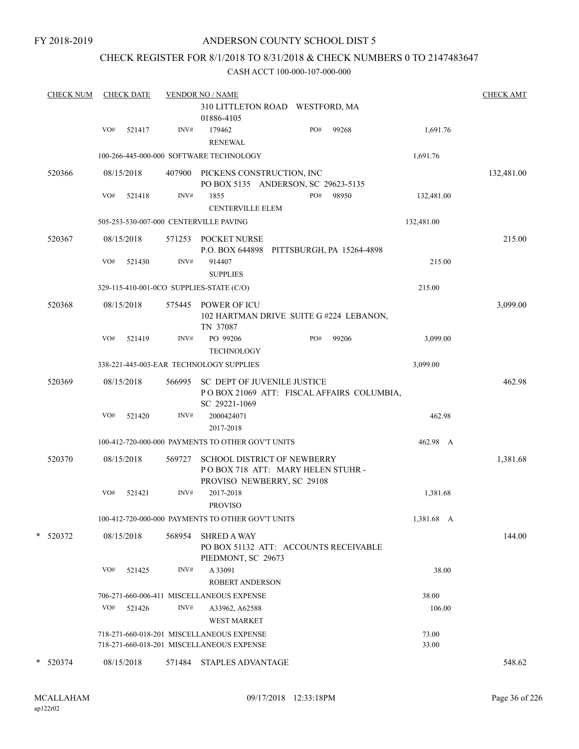FY 2018-2019

# ANDERSON COUNTY SCHOOL DIST 5

## CHECK REGISTER FOR 8/1/2018 TO 8/31/2018 & CHECK NUMBERS 0 TO 2147483647

### CASH ACCT 100-000-107-000-000

| CHECK NUM | CHECK DATE | VENDOR NO / NAME | | | CHECK AMT |
|---|---|---|---|---|---|
| | | 310 LITTLETON ROAD WESTFORD, MA 01886-4105 | | | |
| | VO# 521417 | INV# 179462 RENEWAL | PO# 99268 | 1,691.76 | |
| | | 100-266-445-000-000 SOFTWARE TECHNOLOGY | | 1,691.76 | |
| 520366 | 08/15/2018 | 407900 PICKENS CONSTRUCTION, INC PO BOX 5135 ANDERSON, SC 29623-5135 | | | 132,481.00 |
| | VO# 521418 | INV# 1855 CENTERVILLE ELEM | PO# 98950 | 132,481.00 | |
| | | 505-253-530-007-000 CENTERVILLE PAVING | | 132,481.00 | |
| 520367 | 08/15/2018 | 571253 POCKET NURSE P.O. BOX 644898 PITTSBURGH, PA 15264-4898 | | | 215.00 |
| | VO# 521430 | INV# 914407 SUPPLIES | | 215.00 | |
| | | 329-115-410-001-0CO SUPPLIES-STATE (C/O) | | 215.00 | |
| 520368 | 08/15/2018 | 575445 POWER OF ICU 102 HARTMAN DRIVE SUITE G #224 LEBANON, TN 37087 | | | 3,099.00 |
| | VO# 521419 | INV# PO 99206 TECHNOLOGY | PO# 99206 | 3,099.00 | |
| | | 338-221-445-003-EAR TECHNOLOGY SUPPLIES | | 3,099.00 | |
| 520369 | 08/15/2018 | 566995 SC DEPT OF JUVENILE JUSTICE P O BOX 21069 ATT: FISCAL AFFAIRS COLUMBIA, SC 29221-1069 | | | 462.98 |
| | VO# 521420 | INV# 2000424071 2017-2018 | | 462.98 | |
| | | 100-412-720-000-000 PAYMENTS TO OTHER GOV'T UNITS | | 462.98 A | |
| 520370 | 08/15/2018 | 569727 SCHOOL DISTRICT OF NEWBERRY P O BOX 718 ATT: MARY HELEN STUHR - PROVISO NEWBERRY, SC 29108 | | | 1,381.68 |
| | VO# 521421 | INV# 2017-2018 PROVISO | | 1,381.68 | |
| | | 100-412-720-000-000 PAYMENTS TO OTHER GOV'T UNITS | | 1,381.68 A | |
| * 520372 | 08/15/2018 | 568954 SHRED A WAY PO BOX 51132 ATT: ACCOUNTS RECEIVABLE PIEDMONT, SC 29673 | | | 144.00 |
| | VO# 521425 | INV# A 33091 ROBERT ANDERSON | | 38.00 | |
| | | 706-271-660-006-411 MISCELLANEOUS EXPENSE | | 38.00 | |
| | VO# 521426 | INV# A33962, A62588 WEST MARKET | | 106.00 | |
| | | 718-271-660-018-201 MISCELLANEOUS EXPENSE | | 73.00 | |
| | | 718-271-660-018-201 MISCELLANEOUS EXPENSE | | 33.00 | |
| * 520374 | 08/15/2018 | 571484 STAPLES ADVANTAGE | | | 548.62 |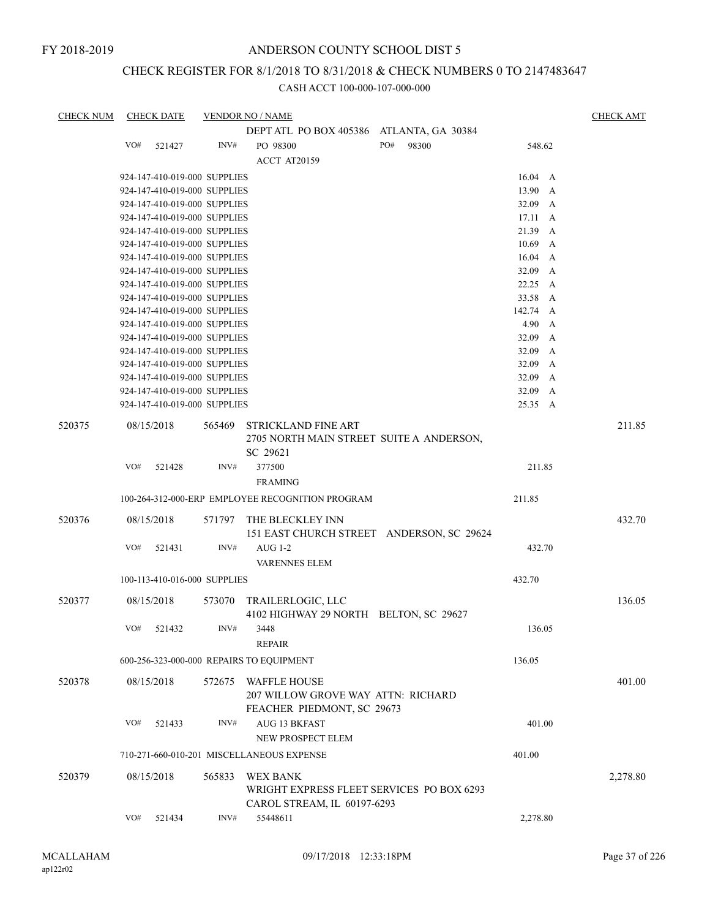FY 2018-2019

ANDERSON COUNTY SCHOOL DIST 5

CHECK REGISTER FOR 8/1/2018 TO 8/31/2018 & CHECK NUMBERS 0 TO 2147483647

CASH ACCT 100-000-107-000-000

| CHECK NUM | CHECK DATE | VENDOR NO / NAME | | CHECK AMT |
|---|---|---|---|---|
| | | DEPT ATL PO BOX 405386 ATLANTA, GA 30384 | | |
| | VO# 521427 | INV# PO 98300 PO# 98300 ACCT AT20159 | 548.62 | |
| | 924-147-410-019-000 SUPPLIES | | 16.04 A | |
| | 924-147-410-019-000 SUPPLIES | | 13.90 A | |
| | 924-147-410-019-000 SUPPLIES | | 32.09 A | |
| | 924-147-410-019-000 SUPPLIES | | 17.11 A | |
| | 924-147-410-019-000 SUPPLIES | | 21.39 A | |
| | 924-147-410-019-000 SUPPLIES | | 10.69 A | |
| | 924-147-410-019-000 SUPPLIES | | 16.04 A | |
| | 924-147-410-019-000 SUPPLIES | | 32.09 A | |
| | 924-147-410-019-000 SUPPLIES | | 22.25 A | |
| | 924-147-410-019-000 SUPPLIES | | 33.58 A | |
| | 924-147-410-019-000 SUPPLIES | | 142.74 A | |
| | 924-147-410-019-000 SUPPLIES | | 4.90 A | |
| | 924-147-410-019-000 SUPPLIES | | 32.09 A | |
| | 924-147-410-019-000 SUPPLIES | | 32.09 A | |
| | 924-147-410-019-000 SUPPLIES | | 32.09 A | |
| | 924-147-410-019-000 SUPPLIES | | 32.09 A | |
| | 924-147-410-019-000 SUPPLIES | | 32.09 A | |
| | 924-147-410-019-000 SUPPLIES | | 25.35 A | |
| 520375 | 08/15/2018 | 565469 STRICKLAND FINE ART 2705 NORTH MAIN STREET SUITE A ANDERSON, SC 29621 | | 211.85 |
| | VO# 521428 | INV# 377500 FRAMING | 211.85 | |
| | 100-264-312-000-ERP EMPLOYEE RECOGNITION PROGRAM | | 211.85 | |
| 520376 | 08/15/2018 | 571797 THE BLECKLEY INN 151 EAST CHURCH STREET ANDERSON, SC 29624 | | 432.70 |
| | VO# 521431 | INV# AUG 1-2 VARENNES ELEM | 432.70 | |
| | 100-113-410-016-000 SUPPLIES | | 432.70 | |
| 520377 | 08/15/2018 | 573070 TRAILERLOGIC, LLC 4102 HIGHWAY 29 NORTH BELTON, SC 29627 | | 136.05 |
| | VO# 521432 | INV# 3448 REPAIR | 136.05 | |
| | 600-256-323-000-000 REPAIRS TO EQUIPMENT | | 136.05 | |
| 520378 | 08/15/2018 | 572675 WAFFLE HOUSE 207 WILLOW GROVE WAY ATTN: RICHARD FEACHER PIEDMONT, SC 29673 | | 401.00 |
| | VO# 521433 | INV# AUG 13 BKFAST NEW PROSPECT ELEM | 401.00 | |
| | 710-271-660-010-201 MISCELLANEOUS EXPENSE | | 401.00 | |
| 520379 | 08/15/2018 | 565833 WEX BANK WRIGHT EXPRESS FLEET SERVICES PO BOX 6293 CAROL STREAM, IL 60197-6293 | | 2,278.80 |
| | VO# 521434 | INV# 55448611 | 2,278.80 | |

MCALLAHAM ap122r02 09/17/2018 12:33:18PM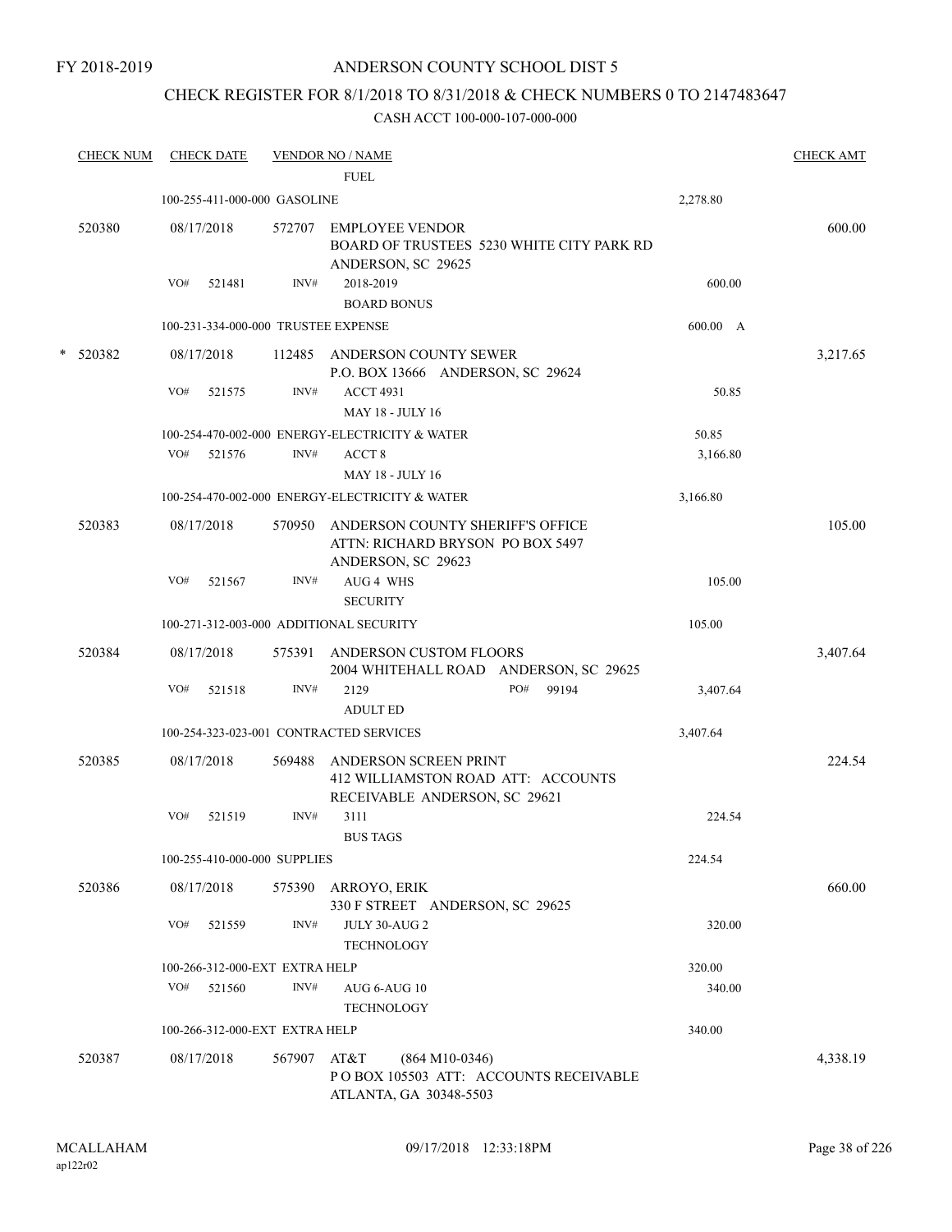FY 2018-2019

# ANDERSON COUNTY SCHOOL DIST 5

## CHECK REGISTER FOR 8/1/2018 TO 8/31/2018 & CHECK NUMBERS 0 TO 2147483647

CASH ACCT 100-000-107-000-000

| CHECK NUM | CHECK DATE | VENDOR NO / NAME | | CHECK AMT |
|---|---|---|---|---|
| | | FUEL | | |
| | 100-255-411-000-000 GASOLINE | | 2,278.80 | |
| 520380 | 08/17/2018 | 572707 EMPLOYEE VENDOR<br>BOARD OF TRUSTEES 5230 WHITE CITY PARK RD<br>ANDERSON, SC 29625 | | 600.00 |
| | VO# 521481 | INV# 2018-2019<br>BOARD BONUS | 600.00 | |
| | 100-231-334-000-000 TRUSTEE EXPENSE | | 600.00 A | |
| * 520382 | 08/17/2018 | 112485 ANDERSON COUNTY SEWER<br>P.O. BOX 13666 ANDERSON, SC 29624 | | 3,217.65 |
| | VO# 521575 | INV# ACCT 4931<br>MAY 18 - JULY 16 | 50.85 | |
| | 100-254-470-002-000 ENERGY-ELECTRICITY & WATER | | 50.85 | |
| | VO# 521576 | INV# ACCT 8<br>MAY 18 - JULY 16 | 3,166.80 | |
| | 100-254-470-002-000 ENERGY-ELECTRICITY & WATER | | 3,166.80 | |
| 520383 | 08/17/2018 | 570950 ANDERSON COUNTY SHERIFF'S OFFICE<br>ATTN: RICHARD BRYSON PO BOX 5497<br>ANDERSON, SC 29623 | | 105.00 |
| | VO# 521567 | INV# AUG 4 WHS<br>SECURITY | 105.00 | |
| | 100-271-312-003-000 ADDITIONAL SECURITY | | 105.00 | |
| 520384 | 08/17/2018 | 575391 ANDERSON CUSTOM FLOORS<br>2004 WHITEHALL ROAD ANDERSON, SC 29625 | | 3,407.64 |
| | VO# 521518 | INV# 2129 PO# 99194<br>ADULT ED | 3,407.64 | |
| | 100-254-323-023-001 CONTRACTED SERVICES | | 3,407.64 | |
| 520385 | 08/17/2018 | 569488 ANDERSON SCREEN PRINT<br>412 WILLIAMSTON ROAD ATT: ACCOUNTS<br>RECEIVABLE ANDERSON, SC 29621 | | 224.54 |
| | VO# 521519 | INV# 3111<br>BUS TAGS | 224.54 | |
| | 100-255-410-000-000 SUPPLIES | | 224.54 | |
| 520386 | 08/17/2018 | 575390 ARROYO, ERIK<br>330 F STREET ANDERSON, SC 29625 | | 660.00 |
| | VO# 521559 | INV# JULY 30-AUG 2<br>TECHNOLOGY | 320.00 | |
| | 100-266-312-000-EXT EXTRA HELP | | 320.00 | |
| | VO# 521560 | INV# AUG 6-AUG 10<br>TECHNOLOGY | 340.00 | |
| | 100-266-312-000-EXT EXTRA HELP | | 340.00 | |
| 520387 | 08/17/2018 | 567907 AT&T (864 M10-0346)<br>P O BOX 105503 ATT: ACCOUNTS RECEIVABLE<br>ATLANTA, GA 30348-5503 | | 4,338.19 |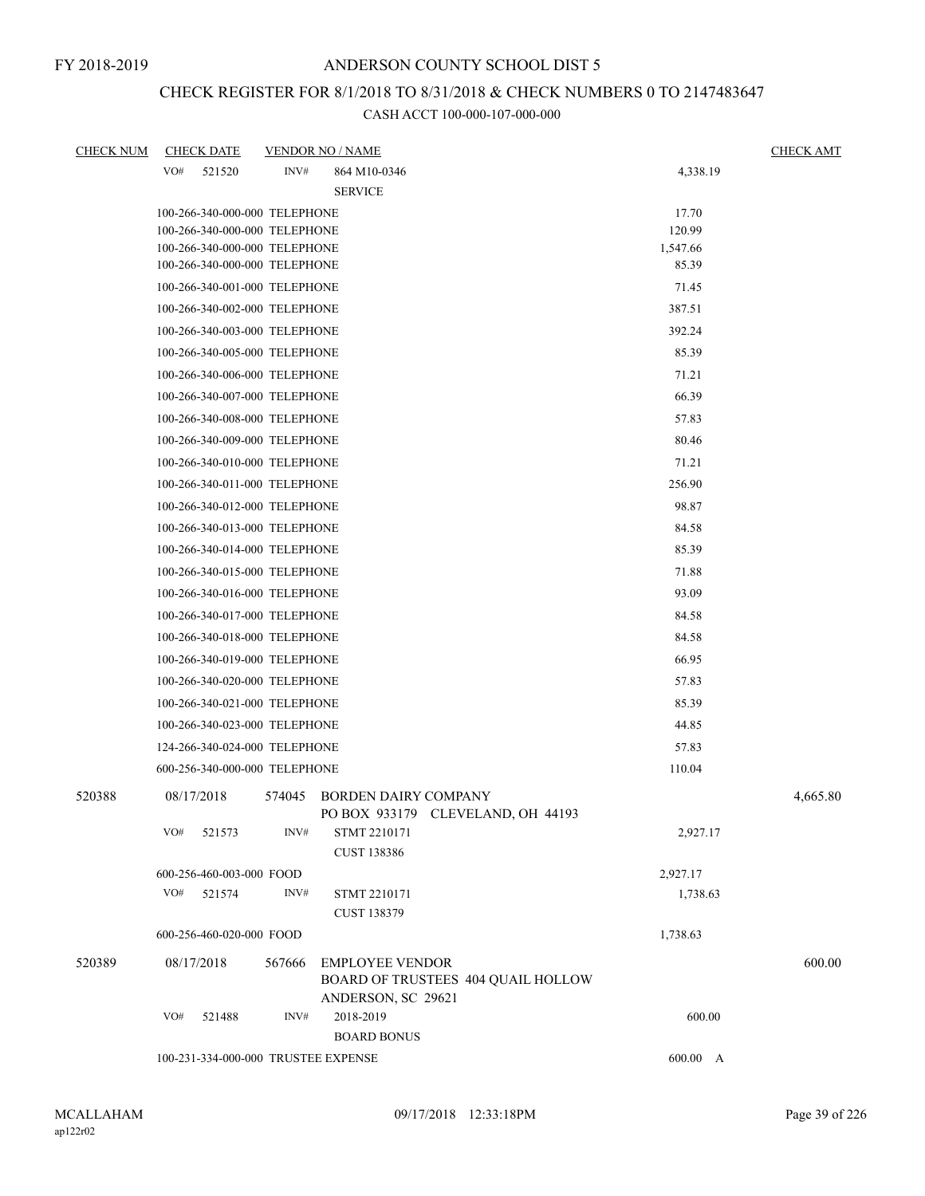FY 2018-2019

# ANDERSON COUNTY SCHOOL DIST 5

## CHECK REGISTER FOR 8/1/2018 TO 8/31/2018 & CHECK NUMBERS 0 TO 2147483647

### CASH ACCT 100-000-107-000-000

| CHECK NUM | CHECK DATE | VENDOR NO / NAME | | CHECK AMT |
|---|---|---|---|---|
| | VO# 521520 | INV# 864 M10-0346 SERVICE | 4,338.19 | |
| | 100-266-340-000-000 TELEPHONE | | 17.70 | |
| | 100-266-340-000-000 TELEPHONE | | 120.99 | |
| | 100-266-340-000-000 TELEPHONE | | 1,547.66 | |
| | 100-266-340-000-000 TELEPHONE | | 85.39 | |
| | 100-266-340-001-000 TELEPHONE | | 71.45 | |
| | 100-266-340-002-000 TELEPHONE | | 387.51 | |
| | 100-266-340-003-000 TELEPHONE | | 392.24 | |
| | 100-266-340-005-000 TELEPHONE | | 85.39 | |
| | 100-266-340-006-000 TELEPHONE | | 71.21 | |
| | 100-266-340-007-000 TELEPHONE | | 66.39 | |
| | 100-266-340-008-000 TELEPHONE | | 57.83 | |
| | 100-266-340-009-000 TELEPHONE | | 80.46 | |
| | 100-266-340-010-000 TELEPHONE | | 71.21 | |
| | 100-266-340-011-000 TELEPHONE | | 256.90 | |
| | 100-266-340-012-000 TELEPHONE | | 98.87 | |
| | 100-266-340-013-000 TELEPHONE | | 84.58 | |
| | 100-266-340-014-000 TELEPHONE | | 85.39 | |
| | 100-266-340-015-000 TELEPHONE | | 71.88 | |
| | 100-266-340-016-000 TELEPHONE | | 93.09 | |
| | 100-266-340-017-000 TELEPHONE | | 84.58 | |
| | 100-266-340-018-000 TELEPHONE | | 84.58 | |
| | 100-266-340-019-000 TELEPHONE | | 66.95 | |
| | 100-266-340-020-000 TELEPHONE | | 57.83 | |
| | 100-266-340-021-000 TELEPHONE | | 85.39 | |
| | 100-266-340-023-000 TELEPHONE | | 44.85 | |
| | 124-266-340-024-000 TELEPHONE | | 57.83 | |
| | 600-256-340-000-000 TELEPHONE | | 110.04 | |
| 520388 | 08/17/2018 | 574045 BORDEN DAIRY COMPANY PO BOX 933179 CLEVELAND, OH 44193 | | 4,665.80 |
| | VO# 521573 | INV# STMT 2210171 CUST 138386 | 2,927.17 | |
| | 600-256-460-003-000 FOOD | | 2,927.17 | |
| | VO# 521574 | INV# STMT 2210171 CUST 138379 | 1,738.63 | |
| | 600-256-460-020-000 FOOD | | 1,738.63 | |
| 520389 | 08/17/2018 | 567666 EMPLOYEE VENDOR BOARD OF TRUSTEES 404 QUAIL HOLLOW ANDERSON, SC 29621 | | 600.00 |
| | VO# 521488 | INV# 2018-2019 BOARD BONUS | 600.00 | |
| | 100-231-334-000-000 TRUSTEE EXPENSE | | 600.00 A | |

MCALLAHAM
ap122r02

09/17/2018 12:33:18PM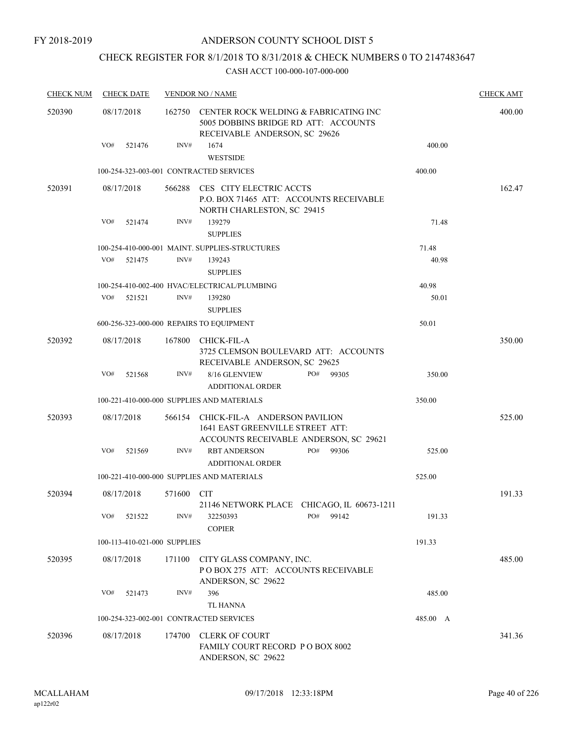FY 2018-2019

# ANDERSON COUNTY SCHOOL DIST 5

## CHECK REGISTER FOR 8/1/2018 TO 8/31/2018 & CHECK NUMBERS 0 TO 2147483647

### CASH ACCT 100-000-107-000-000

| CHECK NUM | CHECK DATE | VENDOR NO / NAME | | | CHECK AMT |
|---|---|---|---|---|---|
| 520390 | 08/17/2018 | 162750 | CENTER ROCK WELDING & FABRICATING INC 5005 DOBBINS BRIDGE RD ATT: ACCOUNTS RECEIVABLE ANDERSON, SC 29626 | | 400.00 |
| | VO# 521476 | INV# | 1674 WESTSIDE | 400.00 | |
| | 100-254-323-003-001 CONTRACTED SERVICES | | | 400.00 | |
| 520391 | 08/17/2018 | 566288 | CES CITY ELECTRIC ACCTS P.O. BOX 71465 ATT: ACCOUNTS RECEIVABLE NORTH CHARLESTON, SC 29415 | | 162.47 |
| | VO# 521474 | INV# | 139279 SUPPLIES | 71.48 | |
| | 100-254-410-000-001 MAINT. SUPPLIES-STRUCTURES | | | 71.48 | |
| | VO# 521475 | INV# | 139243 SUPPLIES | 40.98 | |
| | 100-254-410-002-400 HVAC/ELECTRICAL/PLUMBING | | | 40.98 | |
| | VO# 521521 | INV# | 139280 SUPPLIES | 50.01 | |
| | 600-256-323-000-000 REPAIRS TO EQUIPMENT | | | 50.01 | |
| 520392 | 08/17/2018 | 167800 | CHICK-FIL-A 3725 CLEMSON BOULEVARD ATT: ACCOUNTS RECEIVABLE ANDERSON, SC 29625 | | 350.00 |
| | VO# 521568 | INV# | 8/16 GLENVIEW PO# 99305 ADDITIONAL ORDER | 350.00 | |
| | 100-221-410-000-000 SUPPLIES AND MATERIALS | | | 350.00 | |
| 520393 | 08/17/2018 | 566154 | CHICK-FIL-A ANDERSON PAVILION 1641 EAST GREENVILLE STREET ATT: ACCOUNTS RECEIVABLE ANDERSON, SC 29621 | | 525.00 |
| | VO# 521569 | INV# | RBT ANDERSON PO# 99306 ADDITIONAL ORDER | 525.00 | |
| | 100-221-410-000-000 SUPPLIES AND MATERIALS | | | 525.00 | |
| 520394 | 08/17/2018 | 571600 | CIT 21146 NETWORK PLACE CHICAGO, IL 60673-1211 | | 191.33 |
| | VO# 521522 | INV# | 32250393 PO# 99142 COPIER | 191.33 | |
| | 100-113-410-021-000 SUPPLIES | | | 191.33 | |
| 520395 | 08/17/2018 | 171100 | CITY GLASS COMPANY, INC. P O BOX 275 ATT: ACCOUNTS RECEIVABLE ANDERSON, SC 29622 | | 485.00 |
| | VO# 521473 | INV# | 396 TL HANNA | 485.00 | |
| | 100-254-323-002-001 CONTRACTED SERVICES | | | 485.00 A | |
| 520396 | 08/17/2018 | 174700 | CLERK OF COURT FAMILY COURT RECORD P O BOX 8002 ANDERSON, SC 29622 | | 341.36 |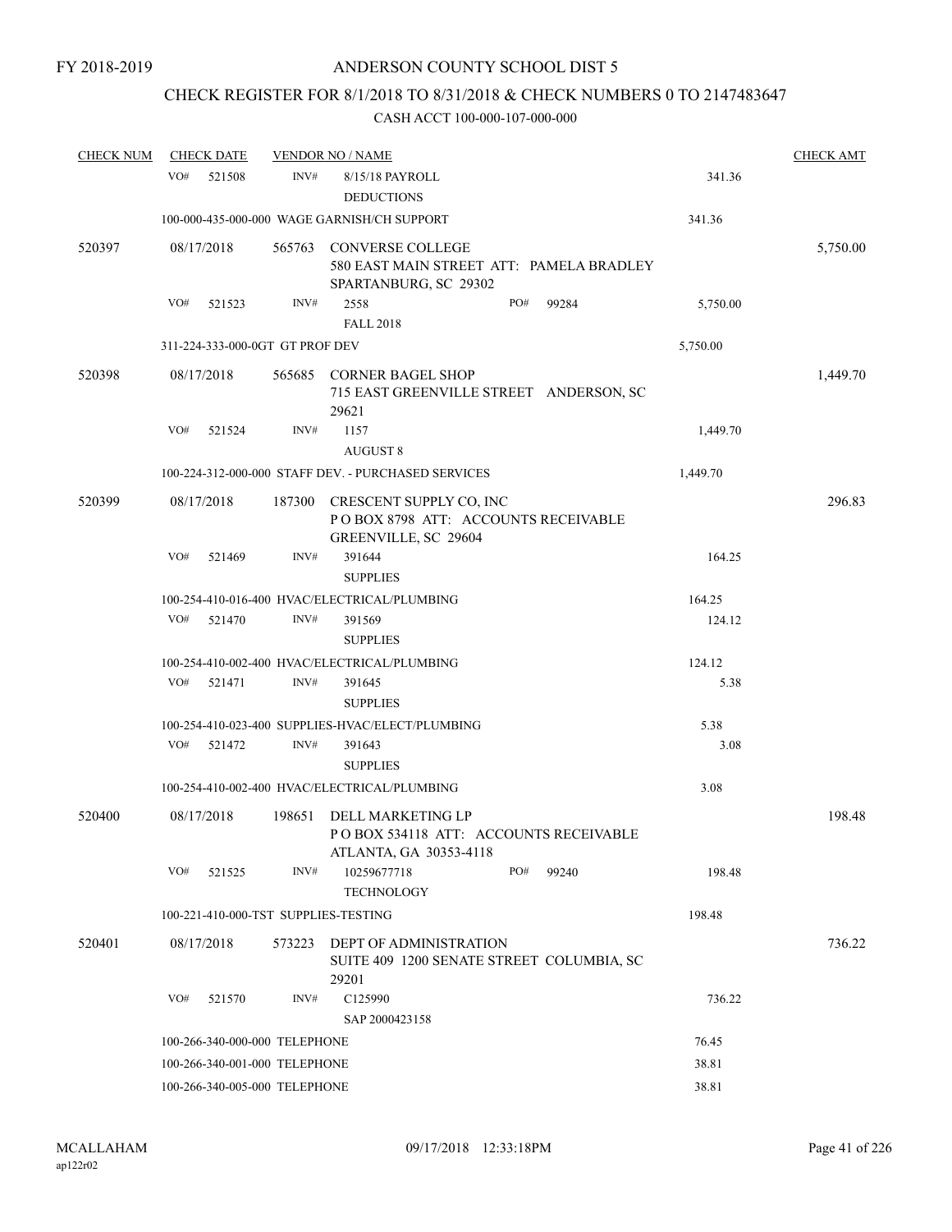FY 2018-2019

# ANDERSON COUNTY SCHOOL DIST 5

## CHECK REGISTER FOR 8/1/2018 TO 8/31/2018 & CHECK NUMBERS 0 TO 2147483647

### CASH ACCT 100-000-107-000-000

| CHECK NUM | CHECK DATE | VENDOR NO / NAME | | CHECK AMT |
|---|---|---|---|---|
| | VO# 521508 | INV# 8/15/18 PAYROLL DEDUCTIONS | 341.36 | |
| | | 100-000-435-000-000 WAGE GARNISH/CH SUPPORT | 341.36 | |
| 520397 | 08/17/2018 | 565763 CONVERSE COLLEGE 580 EAST MAIN STREET ATT: PAMELA BRADLEY SPARTANBURG, SC 29302 | | 5,750.00 |
| | VO# 521523 | INV# 2558 PO# 99284 FALL 2018 | 5,750.00 | |
| | | 311-224-333-000-0GT GT PROF DEV | 5,750.00 | |
| 520398 | 08/17/2018 | 565685 CORNER BAGEL SHOP 715 EAST GREENVILLE STREET ANDERSON, SC 29621 | | 1,449.70 |
| | VO# 521524 | INV# 1157 AUGUST 8 | 1,449.70 | |
| | | 100-224-312-000-000 STAFF DEV. - PURCHASED SERVICES | 1,449.70 | |
| 520399 | 08/17/2018 | 187300 CRESCENT SUPPLY CO, INC P O BOX 8798 ATT: ACCOUNTS RECEIVABLE GREENVILLE, SC 29604 | | 296.83 |
| | VO# 521469 | INV# 391644 SUPPLIES | 164.25 | |
| | | 100-254-410-016-400 HVAC/ELECTRICAL/PLUMBING | 164.25 | |
| | VO# 521470 | INV# 391569 SUPPLIES | 124.12 | |
| | | 100-254-410-002-400 HVAC/ELECTRICAL/PLUMBING | 124.12 | |
| | VO# 521471 | INV# 391645 SUPPLIES | 5.38 | |
| | | 100-254-410-023-400 SUPPLIES-HVAC/ELECT/PLUMBING | 5.38 | |
| | VO# 521472 | INV# 391643 SUPPLIES | 3.08 | |
| | | 100-254-410-002-400 HVAC/ELECTRICAL/PLUMBING | 3.08 | |
| 520400 | 08/17/2018 | 198651 DELL MARKETING LP P O BOX 534118 ATT: ACCOUNTS RECEIVABLE ATLANTA, GA 30353-4118 | | 198.48 |
| | VO# 521525 | INV# 10259677718 PO# 99240 TECHNOLOGY | 198.48 | |
| | | 100-221-410-000-TST SUPPLIES-TESTING | 198.48 | |
| 520401 | 08/17/2018 | 573223 DEPT OF ADMINISTRATION SUITE 409 1200 SENATE STREET COLUMBIA, SC 29201 | | 736.22 |
| | VO# 521570 | INV# C125990 SAP 2000423158 | 736.22 | |
| | | 100-266-340-000-000 TELEPHONE | 76.45 | |
| | | 100-266-340-001-000 TELEPHONE | 38.81 | |
| | | 100-266-340-005-000 TELEPHONE | 38.81 | |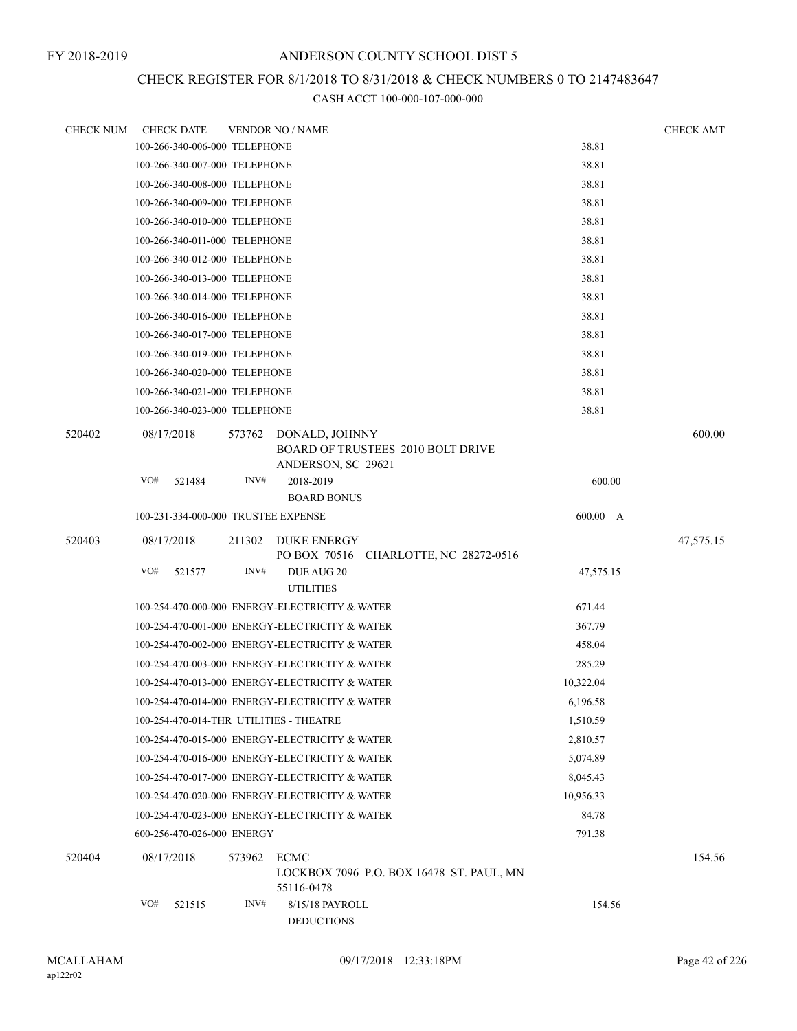FY 2018-2019

# ANDERSON COUNTY SCHOOL DIST 5

## CHECK REGISTER FOR 8/1/2018 TO 8/31/2018 & CHECK NUMBERS 0 TO 2147483647

CASH ACCT 100-000-107-000-000

| CHECK NUM | CHECK DATE | VENDOR NO / NAME | | CHECK AMT |
|---|---|---|---|---|
| | 100-266-340-006-000 TELEPHONE | | 38.81 | |
| | 100-266-340-007-000 TELEPHONE | | 38.81 | |
| | 100-266-340-008-000 TELEPHONE | | 38.81 | |
| | 100-266-340-009-000 TELEPHONE | | 38.81 | |
| | 100-266-340-010-000 TELEPHONE | | 38.81 | |
| | 100-266-340-011-000 TELEPHONE | | 38.81 | |
| | 100-266-340-012-000 TELEPHONE | | 38.81 | |
| | 100-266-340-013-000 TELEPHONE | | 38.81 | |
| | 100-266-340-014-000 TELEPHONE | | 38.81 | |
| | 100-266-340-016-000 TELEPHONE | | 38.81 | |
| | 100-266-340-017-000 TELEPHONE | | 38.81 | |
| | 100-266-340-019-000 TELEPHONE | | 38.81 | |
| | 100-266-340-020-000 TELEPHONE | | 38.81 | |
| | 100-266-340-021-000 TELEPHONE | | 38.81 | |
| | 100-266-340-023-000 TELEPHONE | | 38.81 | |
| 520402 | 08/17/2018 | 573762 DONALD, JOHNNY<br>BOARD OF TRUSTEES 2010 BOLT DRIVE<br>ANDERSON, SC 29621 | | 600.00 |
| | VO# 521484 | INV# 2018-2019<br>BOARD BONUS | 600.00 | |
| | 100-231-334-000-000 TRUSTEE EXPENSE | | 600.00 A | |
| 520403 | 08/17/2018 | 211302 DUKE ENERGY<br>PO BOX 70516 CHARLOTTE, NC 28272-0516 | | 47,575.15 |
| | VO# 521577 | INV# DUE AUG 20<br>UTILITIES | 47,575.15 | |
| | 100-254-470-000-000 ENERGY-ELECTRICITY & WATER | | 671.44 | |
| | 100-254-470-001-000 ENERGY-ELECTRICITY & WATER | | 367.79 | |
| | 100-254-470-002-000 ENERGY-ELECTRICITY & WATER | | 458.04 | |
| | 100-254-470-003-000 ENERGY-ELECTRICITY & WATER | | 285.29 | |
| | 100-254-470-013-000 ENERGY-ELECTRICITY & WATER | | 10,322.04 | |
| | 100-254-470-014-000 ENERGY-ELECTRICITY & WATER | | 6,196.58 | |
| | 100-254-470-014-THR UTILITIES - THEATRE | | 1,510.59 | |
| | 100-254-470-015-000 ENERGY-ELECTRICITY & WATER | | 2,810.57 | |
| | 100-254-470-016-000 ENERGY-ELECTRICITY & WATER | | 5,074.89 | |
| | 100-254-470-017-000 ENERGY-ELECTRICITY & WATER | | 8,045.43 | |
| | 100-254-470-020-000 ENERGY-ELECTRICITY & WATER | | 10,956.33 | |
| | 100-254-470-023-000 ENERGY-ELECTRICITY & WATER | | 84.78 | |
| | 600-256-470-026-000 ENERGY | | 791.38 | |
| 520404 | 08/17/2018 | 573962 ECMC<br>LOCKBOX 7096 P.O. BOX 16478 ST. PAUL, MN<br>55116-0478 | | 154.56 |
| | VO# 521515 | INV# 8/15/18 PAYROLL<br>DEDUCTIONS | 154.56 | |

MCALLAHAM
ap122r02

09/17/2018 12:33:18PM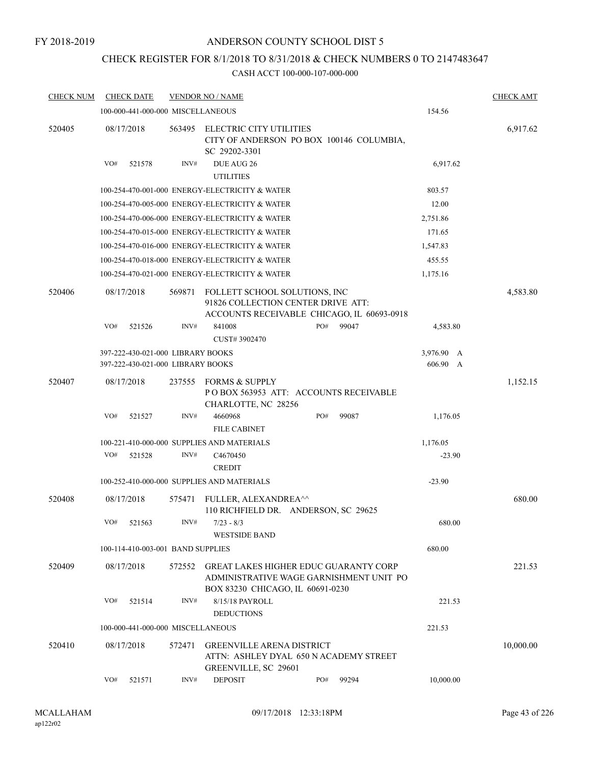FY 2018-2019

ANDERSON COUNTY SCHOOL DIST 5

CHECK REGISTER FOR 8/1/2018 TO 8/31/2018 & CHECK NUMBERS 0 TO 2147483647

CASH ACCT 100-000-107-000-000

| CHECK NUM | CHECK DATE | VENDOR NO / NAME | | CHECK AMT |
|---|---|---|---|---|
| | 100-000-441-000-000 MISCELLANEOUS | | 154.56 | |
| 520405 | 08/17/2018 | 563495 ELECTRIC CITY UTILITIES<br>CITY OF ANDERSON PO BOX 100146 COLUMBIA, SC 29202-3301 | | 6,917.62 |
| | VO# 521578 | INV# DUE AUG 26<br>UTILITIES | 6,917.62 | |
| | 100-254-470-001-000 ENERGY-ELECTRICITY & WATER | | 803.57 | |
| | 100-254-470-005-000 ENERGY-ELECTRICITY & WATER | | 12.00 | |
| | 100-254-470-006-000 ENERGY-ELECTRICITY & WATER | | 2,751.86 | |
| | 100-254-470-015-000 ENERGY-ELECTRICITY & WATER | | 171.65 | |
| | 100-254-470-016-000 ENERGY-ELECTRICITY & WATER | | 1,547.83 | |
| | 100-254-470-018-000 ENERGY-ELECTRICITY & WATER | | 455.55 | |
| | 100-254-470-021-000 ENERGY-ELECTRICITY & WATER | | 1,175.16 | |
| 520406 | 08/17/2018 | 569871 FOLLETT SCHOOL SOLUTIONS, INC<br>91826 COLLECTION CENTER DRIVE ATT: ACCOUNTS RECEIVABLE CHICAGO, IL 60693-0918 | | 4,583.80 |
| | VO# 521526 | INV# 841008 PO# 99047<br>CUST# 3902470 | 4,583.80 | |
| | 397-222-430-021-000 LIBRARY BOOKS | | 3,976.90 A | |
| | 397-222-430-021-000 LIBRARY BOOKS | | 606.90 A | |
| 520407 | 08/17/2018 | 237555 FORMS & SUPPLY<br>P O BOX 563953 ATT: ACCOUNTS RECEIVABLE CHARLOTTE, NC 28256 | | 1,152.15 |
| | VO# 521527 | INV# 4660968 PO# 99087<br>FILE CABINET | 1,176.05 | |
| | 100-221-410-000-000 SUPPLIES AND MATERIALS | | 1,176.05 | |
| | VO# 521528 | INV# C4670450<br>CREDIT | -23.90 | |
| | 100-252-410-000-000 SUPPLIES AND MATERIALS | | -23.90 | |
| 520408 | 08/17/2018 | 575471 FULLER, ALEXANDREA^^<br>110 RICHFIELD DR. ANDERSON, SC 29625 | | 680.00 |
| | VO# 521563 | INV# 7/23 - 8/3<br>WESTSIDE BAND | 680.00 | |
| | 100-114-410-003-001 BAND SUPPLIES | | 680.00 | |
| 520409 | 08/17/2018 | 572552 GREAT LAKES HIGHER EDUC GUARANTY CORP<br>ADMINISTRATIVE WAGE GARNISHMENT UNIT PO BOX 83230 CHICAGO, IL 60691-0230 | | 221.53 |
| | VO# 521514 | INV# 8/15/18 PAYROLL<br>DEDUCTIONS | 221.53 | |
| | 100-000-441-000-000 MISCELLANEOUS | | 221.53 | |
| 520410 | 08/17/2018 | 572471 GREENVILLE ARENA DISTRICT<br>ATTN: ASHLEY DYAL 650 N ACADEMY STREET GREENVILLE, SC 29601 | | 10,000.00 |
| | VO# 521571 | INV# DEPOSIT PO# 99294 | 10,000.00 | |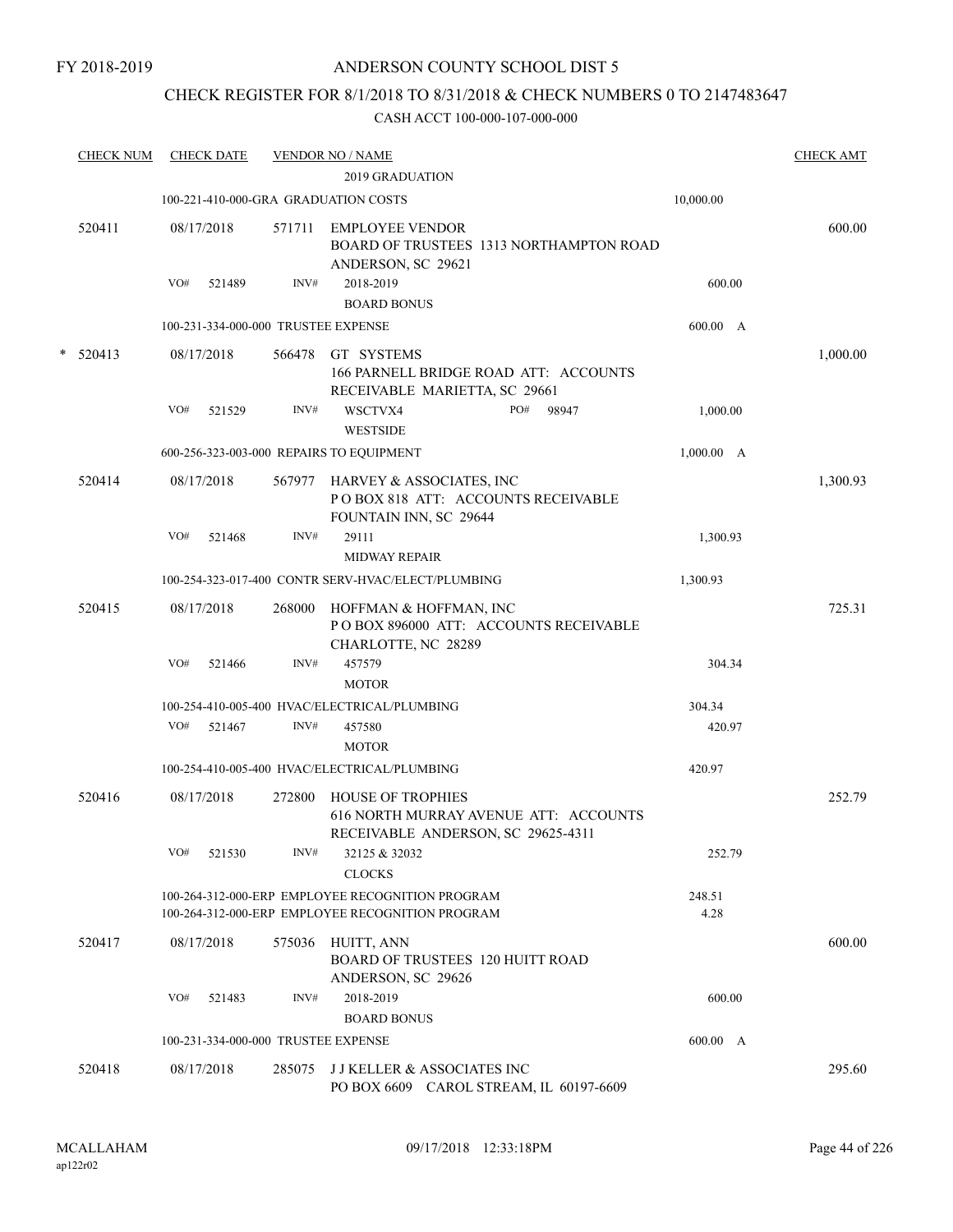FY 2018-2019

# ANDERSON COUNTY SCHOOL DIST 5

## CHECK REGISTER FOR 8/1/2018 TO 8/31/2018 & CHECK NUMBERS 0 TO 2147483647

### CASH ACCT 100-000-107-000-000

| CHECK NUM | CHECK DATE | VENDOR NO / NAME | | CHECK AMT |
|---|---|---|---|---|
| | | 2019 GRADUATION | | |
| | 100-221-410-000-GRA GRADUATION COSTS | | 10,000.00 | |
| 520411 | 08/17/2018 | 571711 EMPLOYEE VENDOR<br>BOARD OF TRUSTEES 1313 NORTHAMPTON ROAD<br>ANDERSON, SC 29621 | | 600.00 |
| | VO# 521489 | INV# 2018-2019<br>BOARD BONUS | 600.00 | |
| | 100-231-334-000-000 TRUSTEE EXPENSE | | 600.00 A | |
| * 520413 | 08/17/2018 | 566478 GT SYSTEMS<br>166 PARNELL BRIDGE ROAD ATT: ACCOUNTS<br>RECEIVABLE MARIETTA, SC 29661 | | 1,000.00 |
| | VO# 521529 | INV# WSCTVX4 PO# 98947<br>WESTSIDE | 1,000.00 | |
| | 600-256-323-003-000 REPAIRS TO EQUIPMENT | | 1,000.00 A | |
| 520414 | 08/17/2018 | 567977 HARVEY & ASSOCIATES, INC<br>P O BOX 818 ATT: ACCOUNTS RECEIVABLE<br>FOUNTAIN INN, SC 29644 | | 1,300.93 |
| | VO# 521468 | INV# 29111<br>MIDWAY REPAIR | 1,300.93 | |
| | 100-254-323-017-400 CONTR SERV-HVAC/ELECT/PLUMBING | | 1,300.93 | |
| 520415 | 08/17/2018 | 268000 HOFFMAN & HOFFMAN, INC<br>P O BOX 896000 ATT: ACCOUNTS RECEIVABLE<br>CHARLOTTE, NC 28289 | | 725.31 |
| | VO# 521466 | INV# 457579<br>MOTOR | 304.34 | |
| | 100-254-410-005-400 HVAC/ELECTRICAL/PLUMBING | | 304.34 | |
| | VO# 521467 | INV# 457580<br>MOTOR | 420.97 | |
| | 100-254-410-005-400 HVAC/ELECTRICAL/PLUMBING | | 420.97 | |
| 520416 | 08/17/2018 | 272800 HOUSE OF TROPHIES<br>616 NORTH MURRAY AVENUE ATT: ACCOUNTS<br>RECEIVABLE ANDERSON, SC 29625-4311 | | 252.79 |
| | VO# 521530 | INV# 32125 & 32032<br>CLOCKS | 252.79 | |
| | 100-264-312-000-ERP EMPLOYEE RECOGNITION PROGRAM | | 248.51 | |
| | 100-264-312-000-ERP EMPLOYEE RECOGNITION PROGRAM | | 4.28 | |
| 520417 | 08/17/2018 | 575036 HUITT, ANN<br>BOARD OF TRUSTEES 120 HUITT ROAD<br>ANDERSON, SC 29626 | | 600.00 |
| | VO# 521483 | INV# 2018-2019<br>BOARD BONUS | 600.00 | |
| | 100-231-334-000-000 TRUSTEE EXPENSE | | 600.00 A | |
| 520418 | 08/17/2018 | 285075 J J KELLER & ASSOCIATES INC<br>PO BOX 6609 CAROL STREAM, IL 60197-6609 | | 295.60 |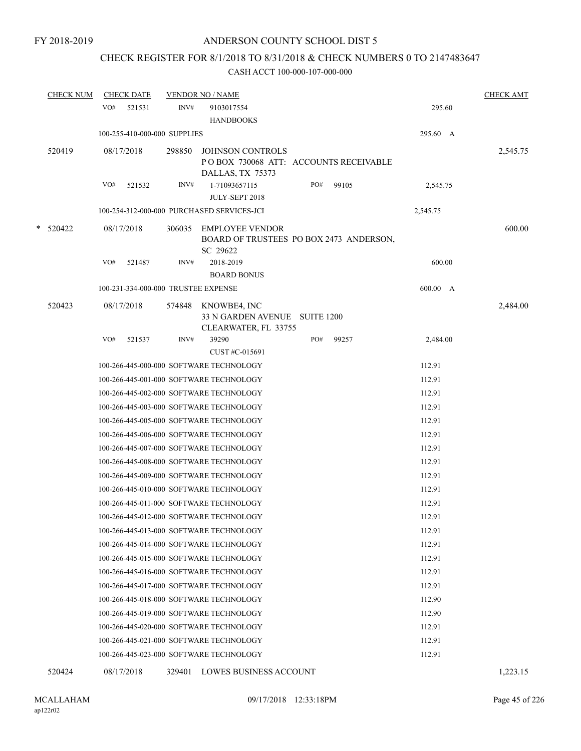FY 2018-2019

# ANDERSON COUNTY SCHOOL DIST 5

## CHECK REGISTER FOR 8/1/2018 TO 8/31/2018 & CHECK NUMBERS 0 TO 2147483647

### CASH ACCT 100-000-107-000-000

| CHECK NUM | CHECK DATE | VENDOR NO / NAME | | CHECK AMT |
|---|---|---|---|---|
| | VO# 521531 | INV# 9103017554 HANDBOOKS | 295.60 | |
| | 100-255-410-000-000 SUPPLIES | | 295.60 A | |
| 520419 | 08/17/2018 | 298850 JOHNSON CONTROLS P O BOX 730068 ATT: ACCOUNTS RECEIVABLE DALLAS, TX 75373 | | 2,545.75 |
| | VO# 521532 | INV# 1-71093657115 PO# 99105 JULY-SEPT 2018 | 2,545.75 | |
| | 100-254-312-000-000 PURCHASED SERVICES-JCI | | 2,545.75 | |
| * 520422 | 08/17/2018 | 306035 EMPLOYEE VENDOR BOARD OF TRUSTEES PO BOX 2473 ANDERSON, SC 29622 | | 600.00 |
| | VO# 521487 | INV# 2018-2019 BOARD BONUS | 600.00 | |
| | 100-231-334-000-000 TRUSTEE EXPENSE | | 600.00 A | |
| 520423 | 08/17/2018 | 574848 KNOWBE4, INC 33 N GARDEN AVENUE SUITE 1200 CLEARWATER, FL 33755 | | 2,484.00 |
| | VO# 521537 | INV# 39290 PO# 99257 CUST #C-015691 | 2,484.00 | |
| | 100-266-445-000-000 SOFTWARE TECHNOLOGY | | 112.91 | |
| | 100-266-445-001-000 SOFTWARE TECHNOLOGY | | 112.91 | |
| | 100-266-445-002-000 SOFTWARE TECHNOLOGY | | 112.91 | |
| | 100-266-445-003-000 SOFTWARE TECHNOLOGY | | 112.91 | |
| | 100-266-445-005-000 SOFTWARE TECHNOLOGY | | 112.91 | |
| | 100-266-445-006-000 SOFTWARE TECHNOLOGY | | 112.91 | |
| | 100-266-445-007-000 SOFTWARE TECHNOLOGY | | 112.91 | |
| | 100-266-445-008-000 SOFTWARE TECHNOLOGY | | 112.91 | |
| | 100-266-445-009-000 SOFTWARE TECHNOLOGY | | 112.91 | |
| | 100-266-445-010-000 SOFTWARE TECHNOLOGY | | 112.91 | |
| | 100-266-445-011-000 SOFTWARE TECHNOLOGY | | 112.91 | |
| | 100-266-445-012-000 SOFTWARE TECHNOLOGY | | 112.91 | |
| | 100-266-445-013-000 SOFTWARE TECHNOLOGY | | 112.91 | |
| | 100-266-445-014-000 SOFTWARE TECHNOLOGY | | 112.91 | |
| | 100-266-445-015-000 SOFTWARE TECHNOLOGY | | 112.91 | |
| | 100-266-445-016-000 SOFTWARE TECHNOLOGY | | 112.91 | |
| | 100-266-445-017-000 SOFTWARE TECHNOLOGY | | 112.91 | |
| | 100-266-445-018-000 SOFTWARE TECHNOLOGY | | 112.90 | |
| | 100-266-445-019-000 SOFTWARE TECHNOLOGY | | 112.90 | |
| | 100-266-445-020-000 SOFTWARE TECHNOLOGY | | 112.91 | |
| | 100-266-445-021-000 SOFTWARE TECHNOLOGY | | 112.91 | |
| | 100-266-445-023-000 SOFTWARE TECHNOLOGY | | 112.91 | |
| 520424 | 08/17/2018 | 329401 LOWES BUSINESS ACCOUNT | | 1,223.15 |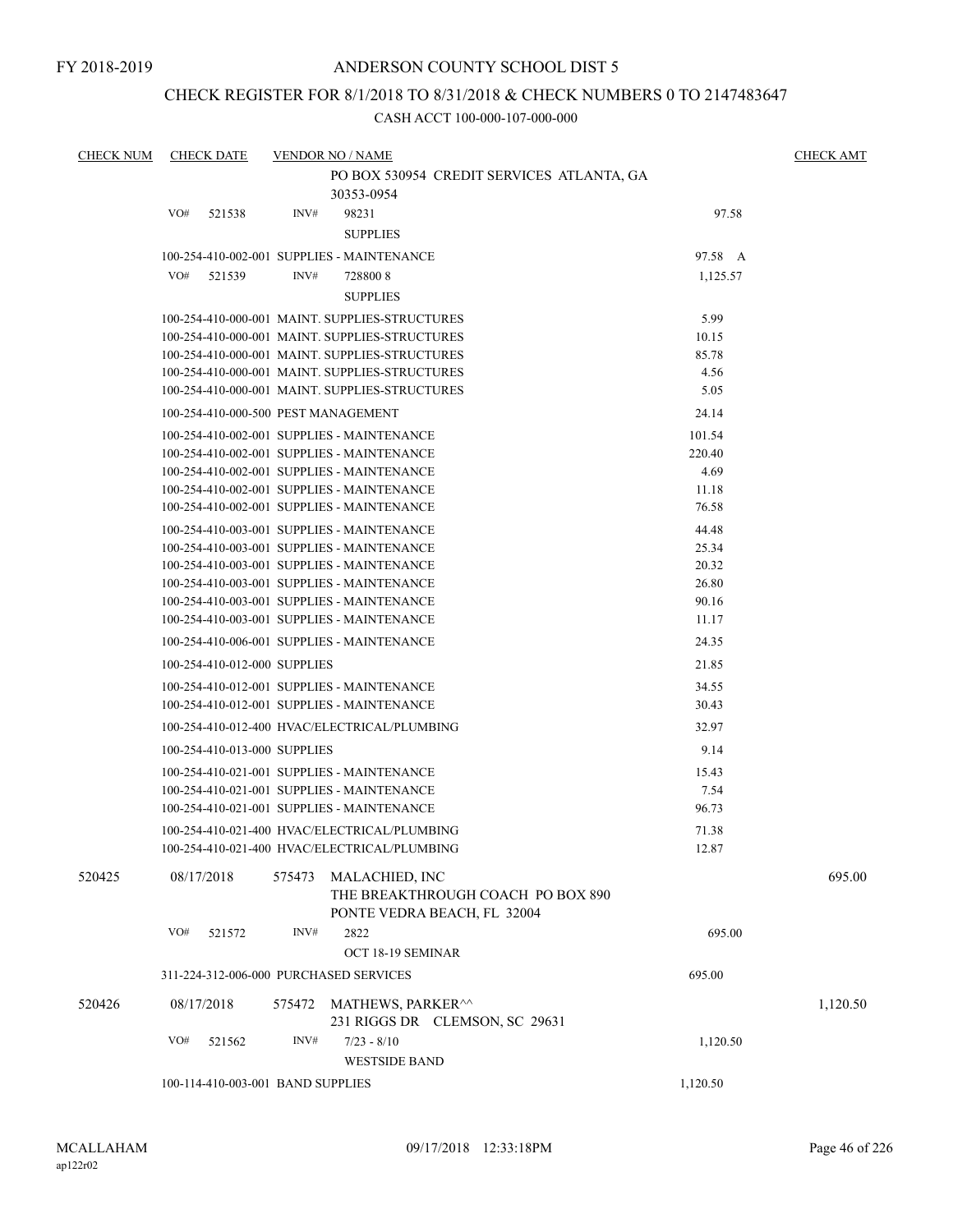FY 2018-2019

# ANDERSON COUNTY SCHOOL DIST 5

## CHECK REGISTER FOR 8/1/2018 TO 8/31/2018 & CHECK NUMBERS 0 TO 2147483647

CASH ACCT 100-000-107-000-000

| CHECK NUM | CHECK DATE | VENDOR NO / NAME | | CHECK AMT |
|---|---|---|---|---|
| | | PO BOX 530954 CREDIT SERVICES ATLANTA, GA 30353-0954 | | |
| | VO# 521538 | INV# 98231 SUPPLIES | 97.58 | |
| | | 100-254-410-002-001 SUPPLIES - MAINTENANCE | 97.58 A | |
| | VO# 521539 | INV# 728800 8 SUPPLIES | 1,125.57 | |
| | | 100-254-410-000-001 MAINT. SUPPLIES-STRUCTURES | 5.99 | |
| | | 100-254-410-000-001 MAINT. SUPPLIES-STRUCTURES | 10.15 | |
| | | 100-254-410-000-001 MAINT. SUPPLIES-STRUCTURES | 85.78 | |
| | | 100-254-410-000-001 MAINT. SUPPLIES-STRUCTURES | 4.56 | |
| | | 100-254-410-000-001 MAINT. SUPPLIES-STRUCTURES | 5.05 | |
| | | 100-254-410-000-500 PEST MANAGEMENT | 24.14 | |
| | | 100-254-410-002-001 SUPPLIES - MAINTENANCE | 101.54 | |
| | | 100-254-410-002-001 SUPPLIES - MAINTENANCE | 220.40 | |
| | | 100-254-410-002-001 SUPPLIES - MAINTENANCE | 4.69 | |
| | | 100-254-410-002-001 SUPPLIES - MAINTENANCE | 11.18 | |
| | | 100-254-410-002-001 SUPPLIES - MAINTENANCE | 76.58 | |
| | | 100-254-410-003-001 SUPPLIES - MAINTENANCE | 44.48 | |
| | | 100-254-410-003-001 SUPPLIES - MAINTENANCE | 25.34 | |
| | | 100-254-410-003-001 SUPPLIES - MAINTENANCE | 20.32 | |
| | | 100-254-410-003-001 SUPPLIES - MAINTENANCE | 26.80 | |
| | | 100-254-410-003-001 SUPPLIES - MAINTENANCE | 90.16 | |
| | | 100-254-410-003-001 SUPPLIES - MAINTENANCE | 11.17 | |
| | | 100-254-410-006-001 SUPPLIES - MAINTENANCE | 24.35 | |
| | | 100-254-410-012-000 SUPPLIES | 21.85 | |
| | | 100-254-410-012-001 SUPPLIES - MAINTENANCE | 34.55 | |
| | | 100-254-410-012-001 SUPPLIES - MAINTENANCE | 30.43 | |
| | | 100-254-410-012-400 HVAC/ELECTRICAL/PLUMBING | 32.97 | |
| | | 100-254-410-013-000 SUPPLIES | 9.14 | |
| | | 100-254-410-021-001 SUPPLIES - MAINTENANCE | 15.43 | |
| | | 100-254-410-021-001 SUPPLIES - MAINTENANCE | 7.54 | |
| | | 100-254-410-021-001 SUPPLIES - MAINTENANCE | 96.73 | |
| | | 100-254-410-021-400 HVAC/ELECTRICAL/PLUMBING | 71.38 | |
| | | 100-254-410-021-400 HVAC/ELECTRICAL/PLUMBING | 12.87 | |
| 520425 | 08/17/2018 | 575473 MALACHIED, INC THE BREAKTHROUGH COACH PO BOX 890 PONTE VEDRA BEACH, FL 32004 | | 695.00 |
| | VO# 521572 | INV# 2822 OCT 18-19 SEMINAR | 695.00 | |
| | | 311-224-312-006-000 PURCHASED SERVICES | 695.00 | |
| 520426 | 08/17/2018 | 575472 MATHEWS, PARKER^^ 231 RIGGS DR CLEMSON, SC 29631 | | 1,120.50 |
| | VO# 521562 | INV# 7/23 - 8/10 WESTSIDE BAND | 1,120.50 | |
| | | 100-114-410-003-001 BAND SUPPLIES | 1,120.50 | |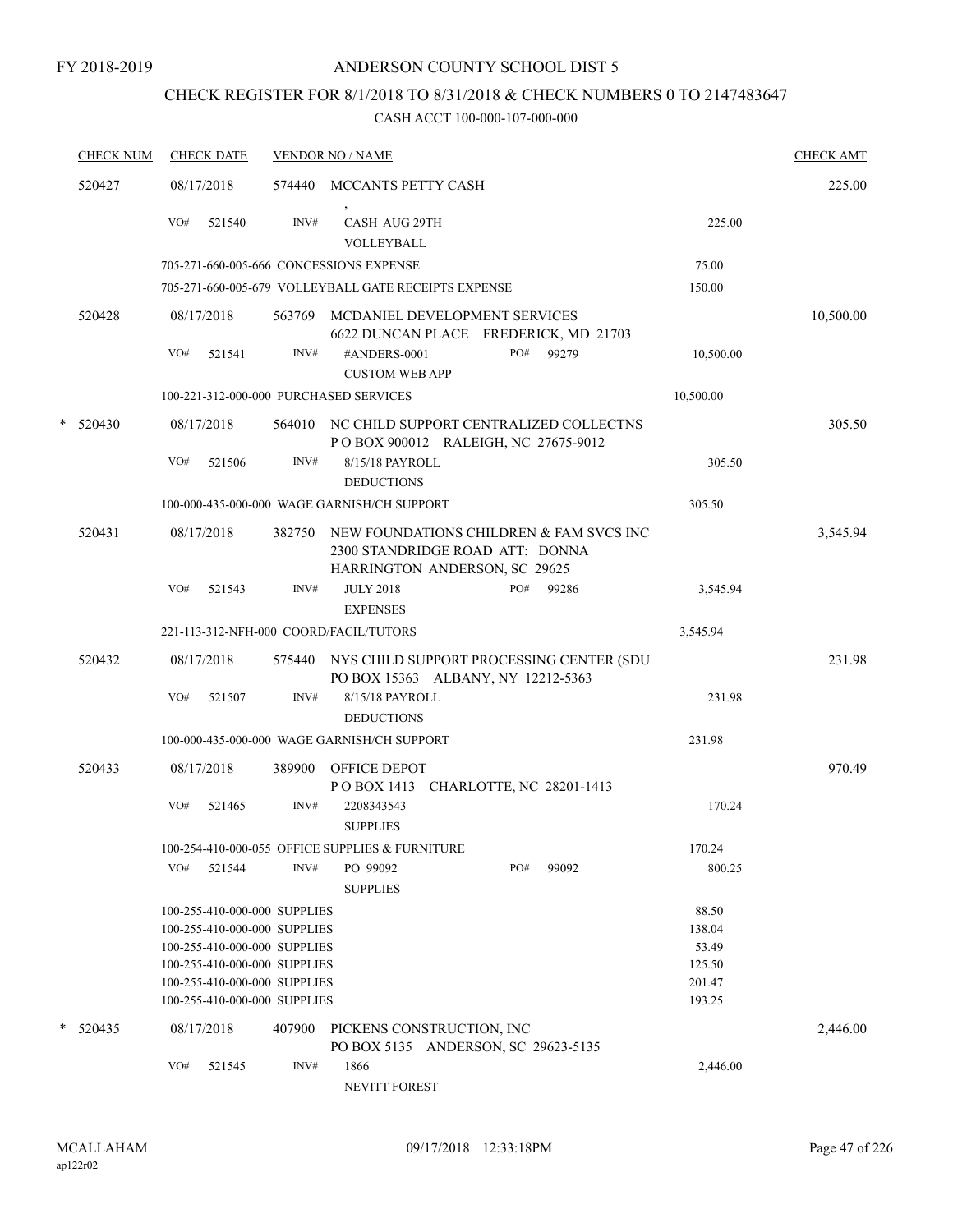FY 2018-2019

# ANDERSON COUNTY SCHOOL DIST 5

## CHECK REGISTER FOR 8/1/2018 TO 8/31/2018 & CHECK NUMBERS 0 TO 2147483647

CASH ACCT 100-000-107-000-000

| CHECK NUM | CHECK DATE | VENDOR NO / NAME | | CHECK AMT |
|---|---|---|---|---|
| 520427 | 08/17/2018 | 574440 MCCANTS PETTY CASH<br>, | | 225.00 |
| | VO# 521540 | INV# CASH AUG 29TH<br>VOLLEYBALL | 225.00 | |
| | 705-271-660-005-666 CONCESSIONS EXPENSE | | 75.00 | |
| | 705-271-660-005-679 VOLLEYBALL GATE RECEIPTS EXPENSE | | 150.00 | |
| 520428 | 08/17/2018 | 563769 MCDANIEL DEVELOPMENT SERVICES<br>6622 DUNCAN PLACE FREDERICK, MD 21703 | | 10,500.00 |
| | VO# 521541 | INV# #ANDERS-0001 PO# 99279<br>CUSTOM WEB APP | 10,500.00 | |
| | 100-221-312-000-000 PURCHASED SERVICES | | 10,500.00 | |
| * 520430 | 08/17/2018 | 564010 NC CHILD SUPPORT CENTRALIZED COLLECTNS<br>P O BOX 900012 RALEIGH, NC 27675-9012 | | 305.50 |
| | VO# 521506 | INV# 8/15/18 PAYROLL<br>DEDUCTIONS | 305.50 | |
| | 100-000-435-000-000 WAGE GARNISH/CH SUPPORT | | 305.50 | |
| 520431 | 08/17/2018 | 382750 NEW FOUNDATIONS CHILDREN & FAM SVCS INC<br>2300 STANDRIDGE ROAD ATT: DONNA<br>HARRINGTON ANDERSON, SC 29625 | | 3,545.94 |
| | VO# 521543 | INV# JULY 2018 PO# 99286<br>EXPENSES | 3,545.94 | |
| | 221-113-312-NFH-000 COORD/FACIL/TUTORS | | 3,545.94 | |
| 520432 | 08/17/2018 | 575440 NYS CHILD SUPPORT PROCESSING CENTER (SDU<br>PO BOX 15363 ALBANY, NY 12212-5363 | | 231.98 |
| | VO# 521507 | INV# 8/15/18 PAYROLL<br>DEDUCTIONS | 231.98 | |
| | 100-000-435-000-000 WAGE GARNISH/CH SUPPORT | | 231.98 | |
| 520433 | 08/17/2018 | 389900 OFFICE DEPOT<br>P O BOX 1413 CHARLOTTE, NC 28201-1413 | | 970.49 |
| | VO# 521465 | INV# 2208343543<br>SUPPLIES | 170.24 | |
| | 100-254-410-000-055 OFFICE SUPPLIES & FURNITURE | | 170.24 | |
| | VO# 521544 | INV# PO 99092 PO# 99092<br>SUPPLIES | 800.25 | |
| | 100-255-410-000-000 SUPPLIES | | 88.50 | |
| | 100-255-410-000-000 SUPPLIES | | 138.04 | |
| | 100-255-410-000-000 SUPPLIES | | 53.49 | |
| | 100-255-410-000-000 SUPPLIES | | 125.50 | |
| | 100-255-410-000-000 SUPPLIES | | 201.47 | |
| | 100-255-410-000-000 SUPPLIES | | 193.25 | |
| * 520435 | 08/17/2018 | 407900 PICKENS CONSTRUCTION, INC<br>PO BOX 5135 ANDERSON, SC 29623-5135 | | 2,446.00 |
| | VO# 521545 | INV# 1866<br>NEVITT FOREST | 2,446.00 | |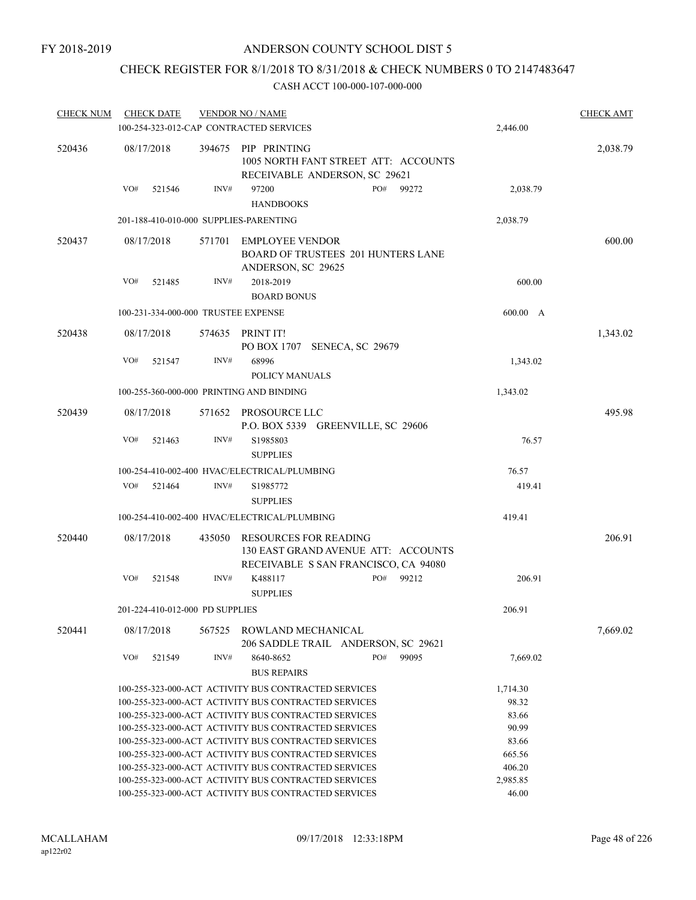FY 2018-2019

ANDERSON COUNTY SCHOOL DIST 5

CHECK REGISTER FOR 8/1/2018 TO 8/31/2018 & CHECK NUMBERS 0 TO 2147483647

CASH ACCT 100-000-107-000-000

| CHECK NUM | CHECK DATE | VENDOR NO / NAME | | CHECK AMT |
|---|---|---|---|---|
| | | 100-254-323-012-CAP CONTRACTED SERVICES | 2,446.00 | |
| 520436 | 08/17/2018 | 394675 PIP PRINTING 1005 NORTH FANT STREET ATT: ACCOUNTS RECEIVABLE ANDERSON, SC 29621 | | 2,038.79 |
| | VO# 521546 | INV# 97200 PO# 99272 HANDBOOKS | 2,038.79 | |
| | | 201-188-410-010-000 SUPPLIES-PARENTING | 2,038.79 | |
| 520437 | 08/17/2018 | 571701 EMPLOYEE VENDOR BOARD OF TRUSTEES 201 HUNTERS LANE ANDERSON, SC 29625 | | 600.00 |
| | VO# 521485 | INV# 2018-2019 BOARD BONUS | 600.00 | |
| | | 100-231-334-000-000 TRUSTEE EXPENSE | 600.00 A | |
| 520438 | 08/17/2018 | 574635 PRINT IT! PO BOX 1707 SENECA, SC 29679 | | 1,343.02 |
| | VO# 521547 | INV# 68996 POLICY MANUALS | 1,343.02 | |
| | | 100-255-360-000-000 PRINTING AND BINDING | 1,343.02 | |
| 520439 | 08/17/2018 | 571652 PROSOURCE LLC P.O. BOX 5339 GREENVILLE, SC 29606 | | 495.98 |
| | VO# 521463 | INV# S1985803 SUPPLIES | 76.57 | |
| | | 100-254-410-002-400 HVAC/ELECTRICAL/PLUMBING | 76.57 | |
| | VO# 521464 | INV# S1985772 SUPPLIES | 419.41 | |
| | | 100-254-410-002-400 HVAC/ELECTRICAL/PLUMBING | 419.41 | |
| 520440 | 08/17/2018 | 435050 RESOURCES FOR READING 130 EAST GRAND AVENUE ATT: ACCOUNTS RECEIVABLE S SAN FRANCISCO, CA 94080 | | 206.91 |
| | VO# 521548 | INV# K488117 PO# 99212 SUPPLIES | 206.91 | |
| | | 201-224-410-012-000 PD SUPPLIES | 206.91 | |
| 520441 | 08/17/2018 | 567525 ROWLAND MECHANICAL 206 SADDLE TRAIL ANDERSON, SC 29621 | | 7,669.02 |
| | VO# 521549 | INV# 8640-8652 PO# 99095 BUS REPAIRS | 7,669.02 | |
| | | 100-255-323-000-ACT ACTIVITY BUS CONTRACTED SERVICES | 1,714.30 | |
| | | 100-255-323-000-ACT ACTIVITY BUS CONTRACTED SERVICES | 98.32 | |
| | | 100-255-323-000-ACT ACTIVITY BUS CONTRACTED SERVICES | 83.66 | |
| | | 100-255-323-000-ACT ACTIVITY BUS CONTRACTED SERVICES | 90.99 | |
| | | 100-255-323-000-ACT ACTIVITY BUS CONTRACTED SERVICES | 83.66 | |
| | | 100-255-323-000-ACT ACTIVITY BUS CONTRACTED SERVICES | 665.56 | |
| | | 100-255-323-000-ACT ACTIVITY BUS CONTRACTED SERVICES | 406.20 | |
| | | 100-255-323-000-ACT ACTIVITY BUS CONTRACTED SERVICES | 2,985.85 | |
| | | 100-255-323-000-ACT ACTIVITY BUS CONTRACTED SERVICES | 46.00 | |

MCALLAHAM ap122r02 09/17/2018 12:33:18PM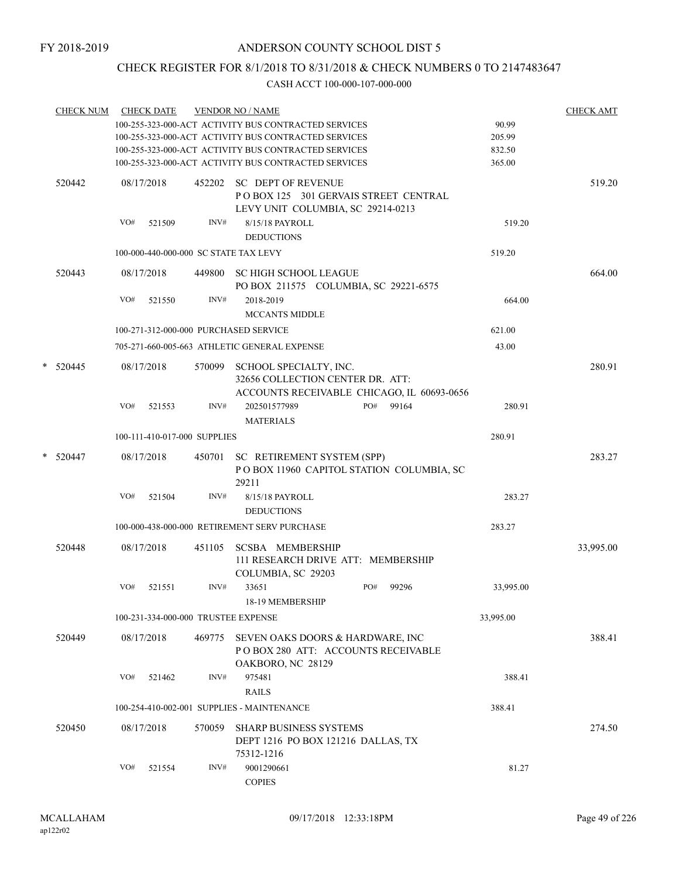FY 2018-2019

# ANDERSON COUNTY SCHOOL DIST 5

## CHECK REGISTER FOR 8/1/2018 TO 8/31/2018 & CHECK NUMBERS 0 TO 2147483647

### CASH ACCT 100-000-107-000-000

| CHECK NUM | CHECK DATE | VENDOR NO / NAME | | CHECK AMT |
|---|---|---|---|---|
| | | 100-255-323-000-ACT ACTIVITY BUS CONTRACTED SERVICES | 90.99 | |
| | | 100-255-323-000-ACT ACTIVITY BUS CONTRACTED SERVICES | 205.99 | |
| | | 100-255-323-000-ACT ACTIVITY BUS CONTRACTED SERVICES | 832.50 | |
| | | 100-255-323-000-ACT ACTIVITY BUS CONTRACTED SERVICES | 365.00 | |
| 520442 | 08/17/2018 | 452202 SC DEPT OF REVENUE<br>P O BOX 125 301 GERVAIS STREET CENTRAL LEVY UNIT COLUMBIA, SC 29214-0213 | | 519.20 |
| | VO# 521509 | INV# 8/15/18 PAYROLL DEDUCTIONS | 519.20 | |
| | | 100-000-440-000-000 SC STATE TAX LEVY | 519.20 | |
| 520443 | 08/17/2018 | 449800 SC HIGH SCHOOL LEAGUE<br>PO BOX 211575 COLUMBIA, SC 29221-6575 | | 664.00 |
| | VO# 521550 | INV# 2018-2019 MCCANTS MIDDLE | 664.00 | |
| | | 100-271-312-000-000 PURCHASED SERVICE | 621.00 | |
| | | 705-271-660-005-663 ATHLETIC GENERAL EXPENSE | 43.00 | |
| * 520445 | 08/17/2018 | 570099 SCHOOL SPECIALTY, INC.<br>32656 COLLECTION CENTER DR. ATT: ACCOUNTS RECEIVABLE CHICAGO, IL 60693-0656 | | 280.91 |
| | VO# 521553 | INV# 202501577989 PO# 99164 MATERIALS | 280.91 | |
| | | 100-111-410-017-000 SUPPLIES | 280.91 | |
| * 520447 | 08/17/2018 | 450701 SC RETIREMENT SYSTEM (SPP)<br>P O BOX 11960 CAPITOL STATION COLUMBIA, SC 29211 | | 283.27 |
| | VO# 521504 | INV# 8/15/18 PAYROLL DEDUCTIONS | 283.27 | |
| | | 100-000-438-000-000 RETIREMENT SERV PURCHASE | 283.27 | |
| 520448 | 08/17/2018 | 451105 SCSBA MEMBERSHIP<br>111 RESEARCH DRIVE ATT: MEMBERSHIP COLUMBIA, SC 29203 | | 33,995.00 |
| | VO# 521551 | INV# 33651 PO# 99296 18-19 MEMBERSHIP | 33,995.00 | |
| | | 100-231-334-000-000 TRUSTEE EXPENSE | 33,995.00 | |
| 520449 | 08/17/2018 | 469775 SEVEN OAKS DOORS & HARDWARE, INC<br>P O BOX 280 ATT: ACCOUNTS RECEIVABLE OAKBORO, NC 28129 | | 388.41 |
| | VO# 521462 | INV# 975481 RAILS | 388.41 | |
| | | 100-254-410-002-001 SUPPLIES - MAINTENANCE | 388.41 | |
| 520450 | 08/17/2018 | 570059 SHARP BUSINESS SYSTEMS<br>DEPT 1216 PO BOX 121216 DALLAS, TX 75312-1216 | | 274.50 |
| | VO# 521554 | INV# 9001290661 COPIES | 81.27 | |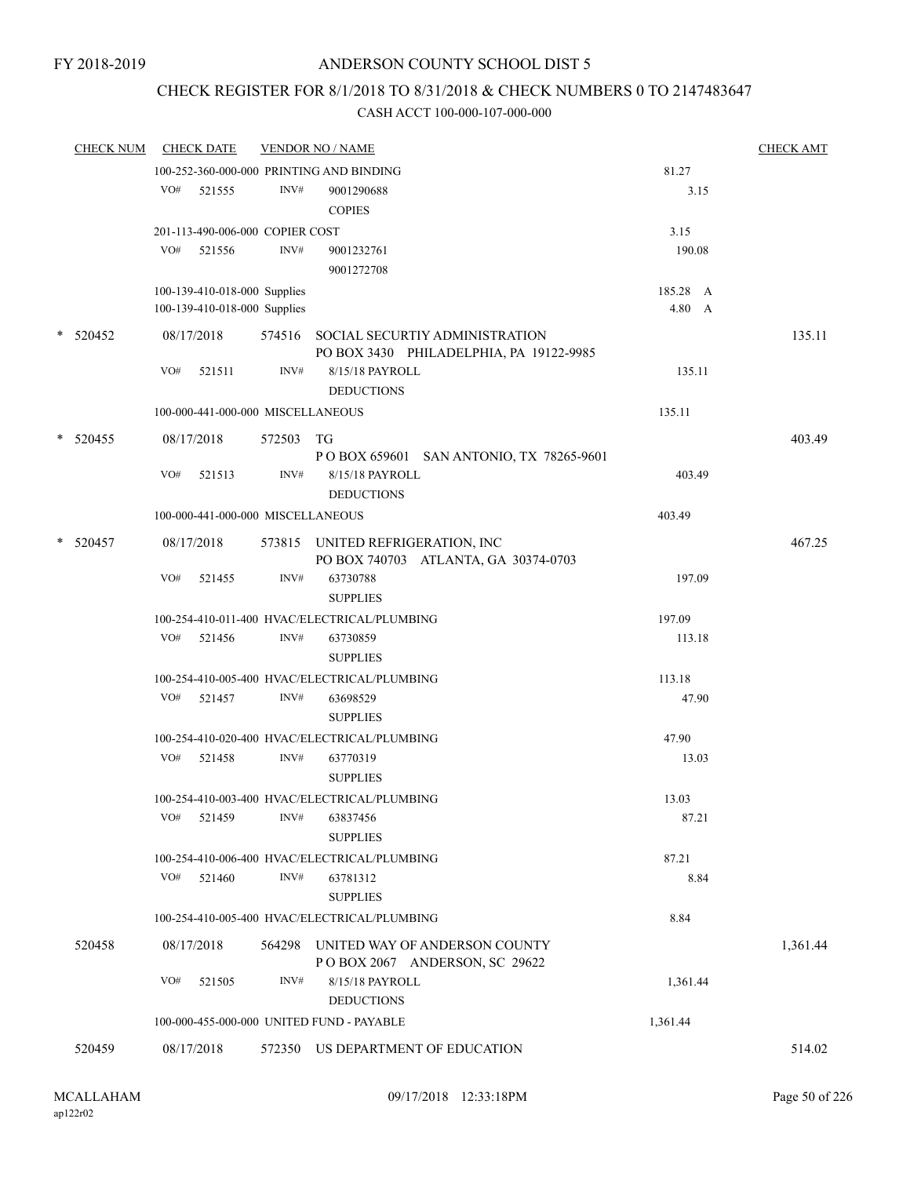FY 2018-2019

# ANDERSON COUNTY SCHOOL DIST 5

## CHECK REGISTER FOR 8/1/2018 TO 8/31/2018 & CHECK NUMBERS 0 TO 2147483647

### CASH ACCT 100-000-107-000-000

| CHECK NUM | CHECK DATE | VENDOR NO / NAME | | CHECK AMT |
|---|---|---|---|---|
| | 100-252-360-000-000 PRINTING AND BINDING | | 81.27 | |
| | VO# 521555 | INV# 9001290688 COPIES | 3.15 | |
| | 201-113-490-006-000 COPIER COST | | 3.15 | |
| | VO# 521556 | INV# 9001232761 9001272708 | 190.08 | |
| | 100-139-410-018-000 Supplies | | 185.28 A | |
| | 100-139-410-018-000 Supplies | | 4.80 A | |
| * 520452 | 08/17/2018 | 574516 SOCIAL SECURTIY ADMINISTRATION PO BOX 3430 PHILADELPHIA, PA 19122-9985 | | 135.11 |
| | VO# 521511 | INV# 8/15/18 PAYROLL DEDUCTIONS | 135.11 | |
| | 100-000-441-000-000 MISCELLANEOUS | | 135.11 | |
| * 520455 | 08/17/2018 | 572503 TG P O BOX 659601 SAN ANTONIO, TX 78265-9601 | | 403.49 |
| | VO# 521513 | INV# 8/15/18 PAYROLL DEDUCTIONS | 403.49 | |
| | 100-000-441-000-000 MISCELLANEOUS | | 403.49 | |
| * 520457 | 08/17/2018 | 573815 UNITED REFRIGERATION, INC PO BOX 740703 ATLANTA, GA 30374-0703 | | 467.25 |
| | VO# 521455 | INV# 63730788 SUPPLIES | 197.09 | |
| | 100-254-410-011-400 HVAC/ELECTRICAL/PLUMBING | | 197.09 | |
| | VO# 521456 | INV# 63730859 SUPPLIES | 113.18 | |
| | 100-254-410-005-400 HVAC/ELECTRICAL/PLUMBING | | 113.18 | |
| | VO# 521457 | INV# 63698529 SUPPLIES | 47.90 | |
| | 100-254-410-020-400 HVAC/ELECTRICAL/PLUMBING | | 47.90 | |
| | VO# 521458 | INV# 63770319 SUPPLIES | 13.03 | |
| | 100-254-410-003-400 HVAC/ELECTRICAL/PLUMBING | | 13.03 | |
| | VO# 521459 | INV# 63837456 SUPPLIES | 87.21 | |
| | 100-254-410-006-400 HVAC/ELECTRICAL/PLUMBING | | 87.21 | |
| | VO# 521460 | INV# 63781312 SUPPLIES | 8.84 | |
| | 100-254-410-005-400 HVAC/ELECTRICAL/PLUMBING | | 8.84 | |
| 520458 | 08/17/2018 | 564298 UNITED WAY OF ANDERSON COUNTY P O BOX 2067 ANDERSON, SC 29622 | | 1,361.44 |
| | VO# 521505 | INV# 8/15/18 PAYROLL DEDUCTIONS | 1,361.44 | |
| | 100-000-455-000-000 UNITED FUND - PAYABLE | | 1,361.44 | |
| 520459 | 08/17/2018 | 572350 US DEPARTMENT OF EDUCATION | | 514.02 |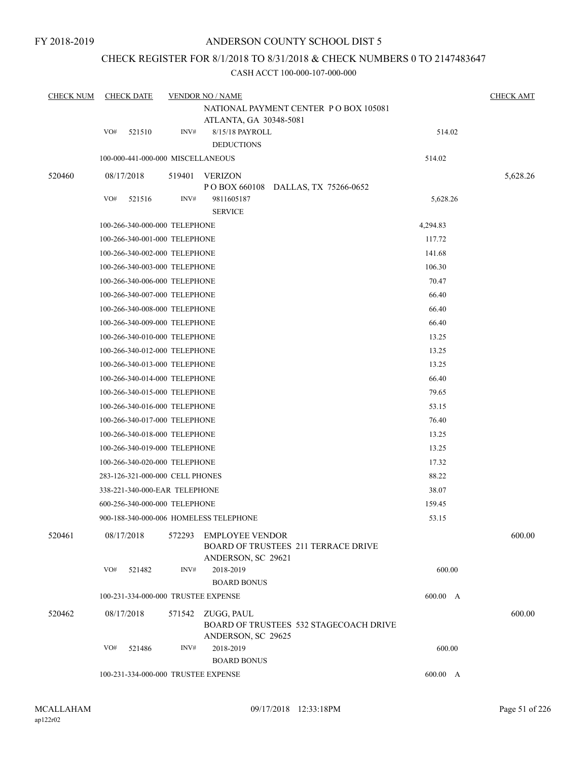FY 2018-2019

# ANDERSON COUNTY SCHOOL DIST 5

## CHECK REGISTER FOR 8/1/2018 TO 8/31/2018 & CHECK NUMBERS 0 TO 2147483647

### CASH ACCT 100-000-107-000-000

| CHECK NUM | CHECK DATE | VENDOR NO / NAME | | CHECK AMT |
|---|---|---|---|---|
| | | NATIONAL PAYMENT CENTER P O BOX 105081 ATLANTA, GA 30348-5081 | | |
| | VO# 521510 | INV# 8/15/18 PAYROLL DEDUCTIONS | 514.02 | |
| | 100-000-441-000-000 MISCELLANEOUS | | 514.02 | |
| 520460 | 08/17/2018 | 519401 VERIZON P O BOX 660108 DALLAS, TX 75266-0652 | | 5,628.26 |
| | VO# 521516 | INV# 9811605187 SERVICE | 5,628.26 | |
| | 100-266-340-000-000 TELEPHONE | | 4,294.83 | |
| | 100-266-340-001-000 TELEPHONE | | 117.72 | |
| | 100-266-340-002-000 TELEPHONE | | 141.68 | |
| | 100-266-340-003-000 TELEPHONE | | 106.30 | |
| | 100-266-340-006-000 TELEPHONE | | 70.47 | |
| | 100-266-340-007-000 TELEPHONE | | 66.40 | |
| | 100-266-340-008-000 TELEPHONE | | 66.40 | |
| | 100-266-340-009-000 TELEPHONE | | 66.40 | |
| | 100-266-340-010-000 TELEPHONE | | 13.25 | |
| | 100-266-340-012-000 TELEPHONE | | 13.25 | |
| | 100-266-340-013-000 TELEPHONE | | 13.25 | |
| | 100-266-340-014-000 TELEPHONE | | 66.40 | |
| | 100-266-340-015-000 TELEPHONE | | 79.65 | |
| | 100-266-340-016-000 TELEPHONE | | 53.15 | |
| | 100-266-340-017-000 TELEPHONE | | 76.40 | |
| | 100-266-340-018-000 TELEPHONE | | 13.25 | |
| | 100-266-340-019-000 TELEPHONE | | 13.25 | |
| | 100-266-340-020-000 TELEPHONE | | 17.32 | |
| | 283-126-321-000-000 CELL PHONES | | 88.22 | |
| | 338-221-340-000-EAR TELEPHONE | | 38.07 | |
| | 600-256-340-000-000 TELEPHONE | | 159.45 | |
| | 900-188-340-000-006 HOMELESS TELEPHONE | | 53.15 | |
| 520461 | 08/17/2018 | 572293 EMPLOYEE VENDOR BOARD OF TRUSTEES 211 TERRACE DRIVE ANDERSON, SC 29621 | | 600.00 |
| | VO# 521482 | INV# 2018-2019 BOARD BONUS | 600.00 | |
| | 100-231-334-000-000 TRUSTEE EXPENSE | | 600.00 A | |
| 520462 | 08/17/2018 | 571542 ZUGG, PAUL BOARD OF TRUSTEES 532 STAGECOACH DRIVE ANDERSON, SC 29625 | | 600.00 |
| | VO# 521486 | INV# 2018-2019 BOARD BONUS | 600.00 | |
| | 100-231-334-000-000 TRUSTEE EXPENSE | | 600.00 A | |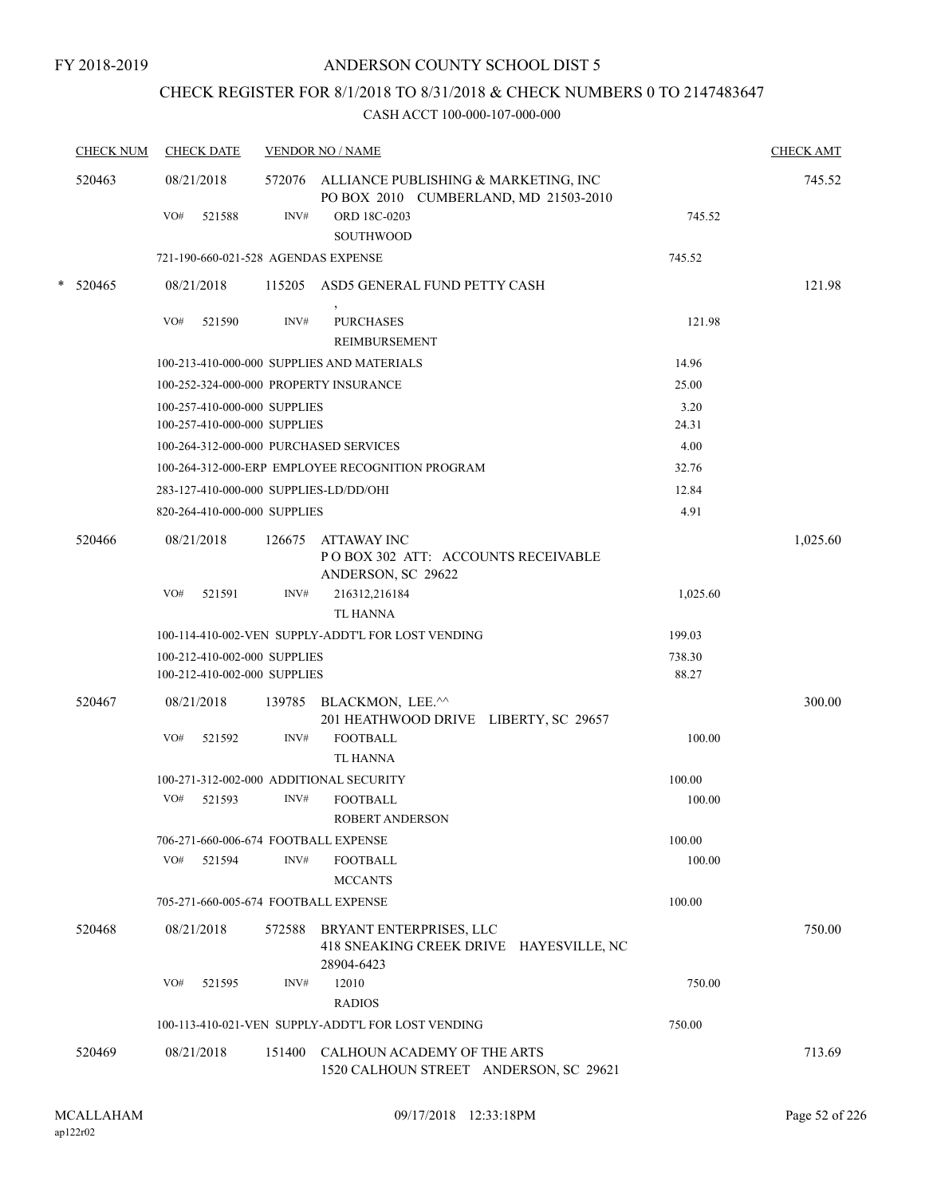FY 2018-2019

# ANDERSON COUNTY SCHOOL DIST 5

## CHECK REGISTER FOR 8/1/2018 TO 8/31/2018 & CHECK NUMBERS 0 TO 2147483647

CASH ACCT 100-000-107-000-000

| CHECK NUM | CHECK DATE | VENDOR NO / NAME | | CHECK AMT |
|---|---|---|---|---|
| 520463 | 08/21/2018 | 572076 ALLIANCE PUBLISHING & MARKETING, INC<br>PO BOX 2010 CUMBERLAND, MD 21503-2010 | | 745.52 |
| | VO# 521588 | INV# ORD 18C-0203<br>SOUTHWOOD | 745.52 | |
| | 721-190-660-021-528 AGENDAS EXPENSE | | 745.52 | |
| * 520465 | 08/21/2018 | 115205 ASD5 GENERAL FUND PETTY CASH<br>, | | 121.98 |
| | VO# 521590 | INV# PURCHASES<br>REIMBURSEMENT | 121.98 | |
| | 100-213-410-000-000 SUPPLIES AND MATERIALS | | 14.96 | |
| | 100-252-324-000-000 PROPERTY INSURANCE | | 25.00 | |
| | 100-257-410-000-000 SUPPLIES | | 3.20 | |
| | 100-257-410-000-000 SUPPLIES | | 24.31 | |
| | 100-264-312-000-000 PURCHASED SERVICES | | 4.00 | |
| | 100-264-312-000-ERP EMPLOYEE RECOGNITION PROGRAM | | 32.76 | |
| | 283-127-410-000-000 SUPPLIES-LD/DD/OHI | | 12.84 | |
| | 820-264-410-000-000 SUPPLIES | | 4.91 | |
| 520466 | 08/21/2018 | 126675 ATTAWAY INC<br>P O BOX 302 ATT: ACCOUNTS RECEIVABLE<br>ANDERSON, SC 29622 | | 1,025.60 |
| | VO# 521591 | INV# 216312,216184<br>TL HANNA | 1,025.60 | |
| | 100-114-410-002-VEN SUPPLY-ADDT'L FOR LOST VENDING | | 199.03 | |
| | 100-212-410-002-000 SUPPLIES | | 738.30 | |
| | 100-212-410-002-000 SUPPLIES | | 88.27 | |
| 520467 | 08/21/2018 | 139785 BLACKMON, LEE.^^<br>201 HEATHWOOD DRIVE LIBERTY, SC 29657 | | 300.00 |
| | VO# 521592 | INV# FOOTBALL<br>TL HANNA | 100.00 | |
| | 100-271-312-002-000 ADDITIONAL SECURITY | | 100.00 | |
| | VO# 521593 | INV# FOOTBALL<br>ROBERT ANDERSON | 100.00 | |
| | 706-271-660-006-674 FOOTBALL EXPENSE | | 100.00 | |
| | VO# 521594 | INV# FOOTBALL<br>MCCANTS | 100.00 | |
| | 705-271-660-005-674 FOOTBALL EXPENSE | | 100.00 | |
| 520468 | 08/21/2018 | 572588 BRYANT ENTERPRISES, LLC<br>418 SNEAKING CREEK DRIVE HAYESVILLE, NC<br>28904-6423 | | 750.00 |
| | VO# 521595 | INV# 12010<br>RADIOS | 750.00 | |
| | 100-113-410-021-VEN SUPPLY-ADDT'L FOR LOST VENDING | | 750.00 | |
| 520469 | 08/21/2018 | 151400 CALHOUN ACADEMY OF THE ARTS<br>1520 CALHOUN STREET ANDERSON, SC 29621 | | 713.69 |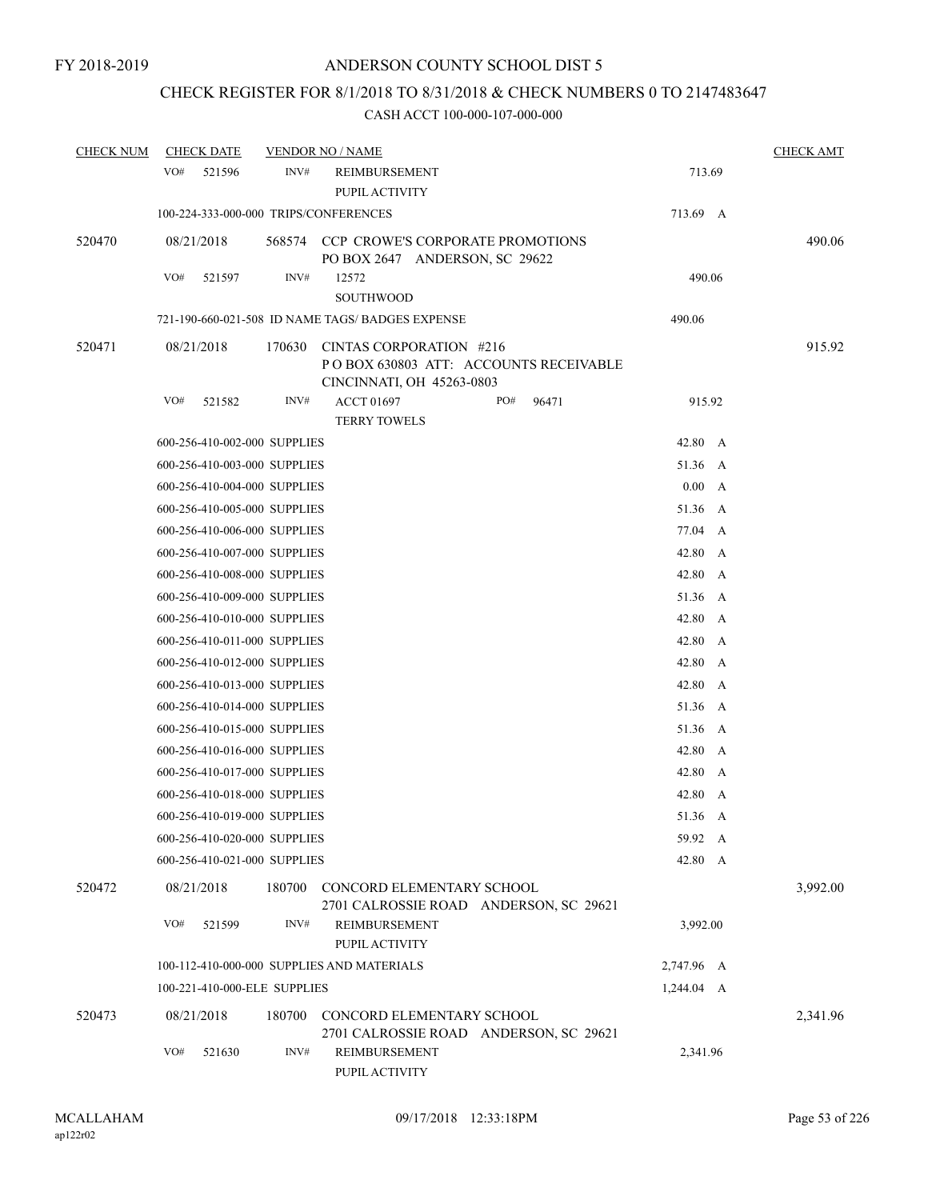FY 2018-2019

# ANDERSON COUNTY SCHOOL DIST 5

## CHECK REGISTER FOR 8/1/2018 TO 8/31/2018 & CHECK NUMBERS 0 TO 2147483647

### CASH ACCT 100-000-107-000-000

| CHECK NUM | CHECK DATE | VENDOR NO / NAME | | CHECK AMT |
|---|---|---|---|---|
| | VO# 521596 | INV# REIMBURSEMENT PUPIL ACTIVITY | 713.69 | |
| | 100-224-333-000-000 TRIPS/CONFERENCES | | 713.69 A | |
| 520470 | 08/21/2018 | 568574 CCP CROWE'S CORPORATE PROMOTIONS PO BOX 2647 ANDERSON, SC 29622 | | 490.06 |
| | VO# 521597 | INV# 12572 SOUTHWOOD | 490.06 | |
| | 721-190-660-021-508 ID NAME TAGS/ BADGES EXPENSE | | 490.06 | |
| 520471 | 08/21/2018 | 170630 CINTAS CORPORATION #216 P O BOX 630803 ATT: ACCOUNTS RECEIVABLE CINCINNATI, OH 45263-0803 | | 915.92 |
| | VO# 521582 | INV# ACCT 01697 PO# 96471 TERRY TOWELS | 915.92 | |
| | 600-256-410-002-000 SUPPLIES | | 42.80 A | |
| | 600-256-410-003-000 SUPPLIES | | 51.36 A | |
| | 600-256-410-004-000 SUPPLIES | | 0.00 A | |
| | 600-256-410-005-000 SUPPLIES | | 51.36 A | |
| | 600-256-410-006-000 SUPPLIES | | 77.04 A | |
| | 600-256-410-007-000 SUPPLIES | | 42.80 A | |
| | 600-256-410-008-000 SUPPLIES | | 42.80 A | |
| | 600-256-410-009-000 SUPPLIES | | 51.36 A | |
| | 600-256-410-010-000 SUPPLIES | | 42.80 A | |
| | 600-256-410-011-000 SUPPLIES | | 42.80 A | |
| | 600-256-410-012-000 SUPPLIES | | 42.80 A | |
| | 600-256-410-013-000 SUPPLIES | | 42.80 A | |
| | 600-256-410-014-000 SUPPLIES | | 51.36 A | |
| | 600-256-410-015-000 SUPPLIES | | 51.36 A | |
| | 600-256-410-016-000 SUPPLIES | | 42.80 A | |
| | 600-256-410-017-000 SUPPLIES | | 42.80 A | |
| | 600-256-410-018-000 SUPPLIES | | 42.80 A | |
| | 600-256-410-019-000 SUPPLIES | | 51.36 A | |
| | 600-256-410-020-000 SUPPLIES | | 59.92 A | |
| | 600-256-410-021-000 SUPPLIES | | 42.80 A | |
| 520472 | 08/21/2018 | 180700 CONCORD ELEMENTARY SCHOOL 2701 CALROSSIE ROAD ANDERSON, SC 29621 | | 3,992.00 |
| | VO# 521599 | INV# REIMBURSEMENT PUPIL ACTIVITY | 3,992.00 | |
| | 100-112-410-000-000 SUPPLIES AND MATERIALS | | 2,747.96 A | |
| | 100-221-410-000-ELE SUPPLIES | | 1,244.04 A | |
| 520473 | 08/21/2018 | 180700 CONCORD ELEMENTARY SCHOOL 2701 CALROSSIE ROAD ANDERSON, SC 29621 | | 2,341.96 |
| | VO# 521630 | INV# REIMBURSEMENT PUPIL ACTIVITY | 2,341.96 | |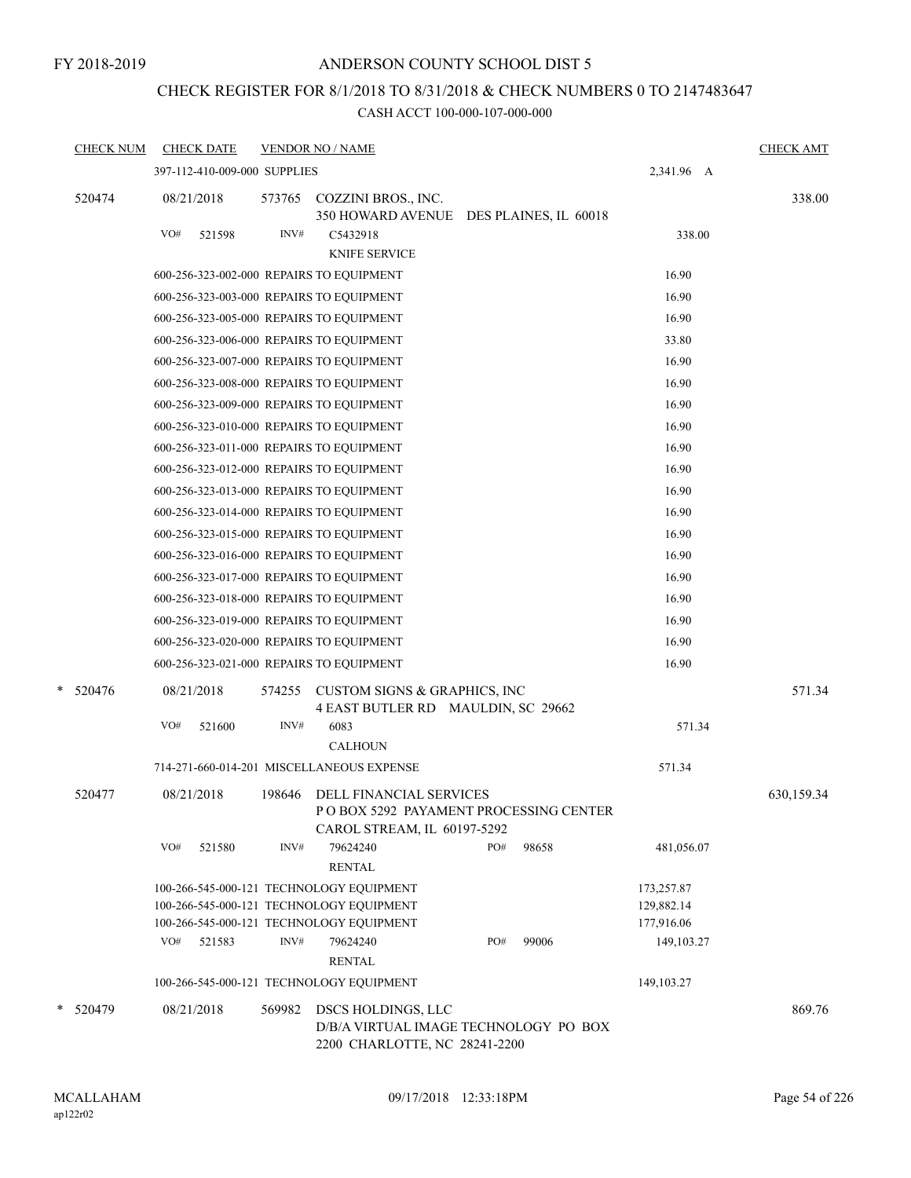FY 2018-2019

# ANDERSON COUNTY SCHOOL DIST 5

## CHECK REGISTER FOR 8/1/2018 TO 8/31/2018 & CHECK NUMBERS 0 TO 2147483647

CASH ACCT 100-000-107-000-000

| CHECK NUM | CHECK DATE | VENDOR NO / NAME | | CHECK AMT |
|---|---|---|---|---|
| | 397-112-410-009-000 SUPPLIES | | 2,341.96 A | |
| 520474 | 08/21/2018 | 573765 COZZINI BROS., INC.<br>350 HOWARD AVENUE DES PLAINES, IL 60018 | | 338.00 |
| | VO# 521598 | INV# C5432918<br>KNIFE SERVICE | 338.00 | |
| | 600-256-323-002-000 REPAIRS TO EQUIPMENT | | 16.90 | |
| | 600-256-323-003-000 REPAIRS TO EQUIPMENT | | 16.90 | |
| | 600-256-323-005-000 REPAIRS TO EQUIPMENT | | 16.90 | |
| | 600-256-323-006-000 REPAIRS TO EQUIPMENT | | 33.80 | |
| | 600-256-323-007-000 REPAIRS TO EQUIPMENT | | 16.90 | |
| | 600-256-323-008-000 REPAIRS TO EQUIPMENT | | 16.90 | |
| | 600-256-323-009-000 REPAIRS TO EQUIPMENT | | 16.90 | |
| | 600-256-323-010-000 REPAIRS TO EQUIPMENT | | 16.90 | |
| | 600-256-323-011-000 REPAIRS TO EQUIPMENT | | 16.90 | |
| | 600-256-323-012-000 REPAIRS TO EQUIPMENT | | 16.90 | |
| | 600-256-323-013-000 REPAIRS TO EQUIPMENT | | 16.90 | |
| | 600-256-323-014-000 REPAIRS TO EQUIPMENT | | 16.90 | |
| | 600-256-323-015-000 REPAIRS TO EQUIPMENT | | 16.90 | |
| | 600-256-323-016-000 REPAIRS TO EQUIPMENT | | 16.90 | |
| | 600-256-323-017-000 REPAIRS TO EQUIPMENT | | 16.90 | |
| | 600-256-323-018-000 REPAIRS TO EQUIPMENT | | 16.90 | |
| | 600-256-323-019-000 REPAIRS TO EQUIPMENT | | 16.90 | |
| | 600-256-323-020-000 REPAIRS TO EQUIPMENT | | 16.90 | |
| | 600-256-323-021-000 REPAIRS TO EQUIPMENT | | 16.90 | |
| * 520476 | 08/21/2018 | 574255 CUSTOM SIGNS & GRAPHICS, INC<br>4 EAST BUTLER RD MAULDIN, SC 29662 | | 571.34 |
| | VO# 521600 | INV# 6083<br>CALHOUN | 571.34 | |
| | 714-271-660-014-201 MISCELLANEOUS EXPENSE | | 571.34 | |
| 520477 | 08/21/2018 | 198646 DELL FINANCIAL SERVICES<br>P O BOX 5292 PAYAMENT PROCESSING CENTER<br>CAROL STREAM, IL 60197-5292 | | 630,159.34 |
| | VO# 521580 | INV# 79624240 PO# 98658<br>RENTAL | 481,056.07 | |
| | 100-266-545-000-121 TECHNOLOGY EQUIPMENT | | 173,257.87 | |
| | 100-266-545-000-121 TECHNOLOGY EQUIPMENT | | 129,882.14 | |
| | 100-266-545-000-121 TECHNOLOGY EQUIPMENT | | 177,916.06 | |
| | VO# 521583 | INV# 79624240 PO# 99006<br>RENTAL | 149,103.27 | |
| | 100-266-545-000-121 TECHNOLOGY EQUIPMENT | | 149,103.27 | |
| * 520479 | 08/21/2018 | 569982 DSCS HOLDINGS, LLC<br>D/B/A VIRTUAL IMAGE TECHNOLOGY PO BOX<br>2200 CHARLOTTE, NC 28241-2200 | | 869.76 |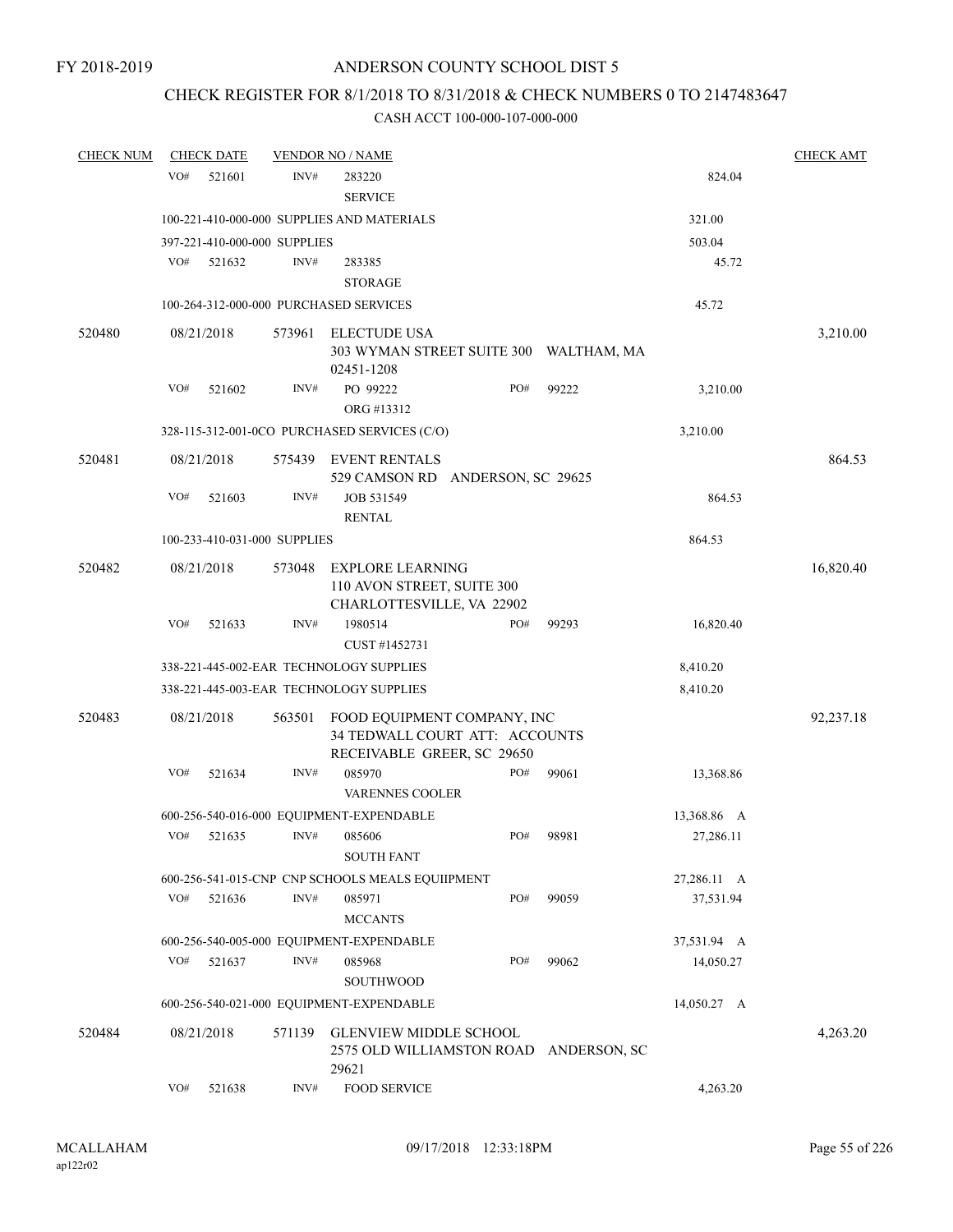FY 2018-2019

ANDERSON COUNTY SCHOOL DIST 5

CHECK REGISTER FOR 8/1/2018 TO 8/31/2018 & CHECK NUMBERS 0 TO 2147483647

CASH ACCT 100-000-107-000-000

| CHECK NUM | CHECK DATE | VENDOR NO / NAME | | CHECK AMT |
|---|---|---|---|---|
| | VO# 521601 | INV# 283220 SERVICE | 824.04 | |
| | 100-221-410-000-000 SUPPLIES AND MATERIALS | | 321.00 | |
| | 397-221-410-000-000 SUPPLIES | | 503.04 | |
| | VO# 521632 | INV# 283385 STORAGE | 45.72 | |
| | 100-264-312-000-000 PURCHASED SERVICES | | 45.72 | |
| 520480 | 08/21/2018 | 573961 ELECTUDE USA 303 WYMAN STREET SUITE 300 WALTHAM, MA 02451-1208 | | 3,210.00 |
| | VO# 521602 | INV# PO 99222 ORG #13312 PO# 99222 | 3,210.00 | |
| | 328-115-312-001-0CO PURCHASED SERVICES (C/O) | | 3,210.00 | |
| 520481 | 08/21/2018 | 575439 EVENT RENTALS 529 CAMSON RD ANDERSON, SC 29625 | | 864.53 |
| | VO# 521603 | INV# JOB 531549 RENTAL | 864.53 | |
| | 100-233-410-031-000 SUPPLIES | | 864.53 | |
| 520482 | 08/21/2018 | 573048 EXPLORE LEARNING 110 AVON STREET, SUITE 300 CHARLOTTESVILLE, VA 22902 | | 16,820.40 |
| | VO# 521633 | INV# 1980514 CUST #1452731 PO# 99293 | 16,820.40 | |
| | 338-221-445-002-EAR TECHNOLOGY SUPPLIES | | 8,410.20 | |
| | 338-221-445-003-EAR TECHNOLOGY SUPPLIES | | 8,410.20 | |
| 520483 | 08/21/2018 | 563501 FOOD EQUIPMENT COMPANY, INC 34 TEDWALL COURT ATT: ACCOUNTS RECEIVABLE GREER, SC 29650 | | 92,237.18 |
| | VO# 521634 | INV# 085970 VARENNES COOLER PO# 99061 | 13,368.86 | |
| | 600-256-540-016-000 EQUIPMENT-EXPENDABLE | | 13,368.86 A | |
| | VO# 521635 | INV# 085606 SOUTH FANT PO# 98981 | 27,286.11 | |
| | 600-256-541-015-CNP CNP SCHOOLS MEALS EQUIIPMENT | | 27,286.11 A | |
| | VO# 521636 | INV# 085971 MCCANTS PO# 99059 | 37,531.94 | |
| | 600-256-540-005-000 EQUIPMENT-EXPENDABLE | | 37,531.94 A | |
| | VO# 521637 | INV# 085968 SOUTHWOOD PO# 99062 | 14,050.27 | |
| | 600-256-540-021-000 EQUIPMENT-EXPENDABLE | | 14,050.27 A | |
| 520484 | 08/21/2018 | 571139 GLENVIEW MIDDLE SCHOOL 2575 OLD WILLIAMSTON ROAD ANDERSON, SC 29621 | | 4,263.20 |
| | VO# 521638 | INV# FOOD SERVICE | 4,263.20 | |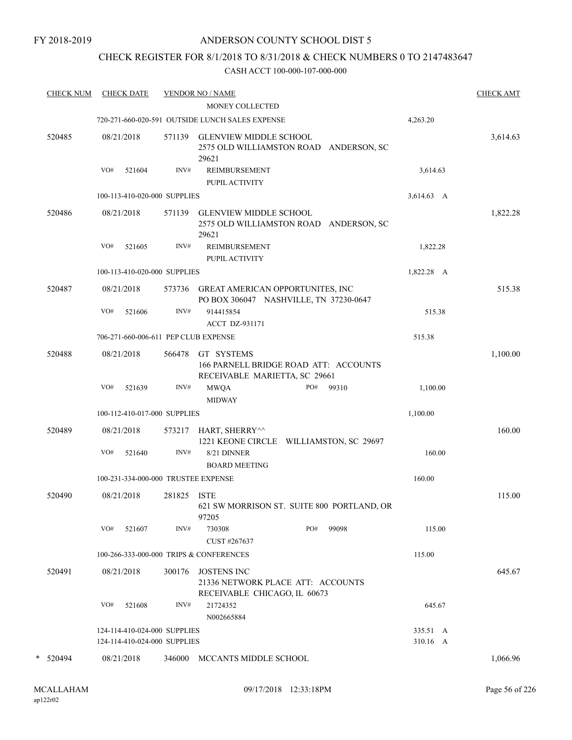FY 2018-2019

ANDERSON COUNTY SCHOOL DIST 5

CHECK REGISTER FOR 8/1/2018 TO 8/31/2018 & CHECK NUMBERS 0 TO 2147483647

CASH ACCT 100-000-107-000-000

| CHECK NUM | CHECK DATE | VENDOR NO / NAME | | CHECK AMT |
|---|---|---|---|---|
| | | MONEY COLLECTED | | |
| | | 720-271-660-020-591 OUTSIDE LUNCH SALES EXPENSE | 4,263.20 | |
| 520485 | 08/21/2018 | 571139 GLENVIEW MIDDLE SCHOOL<br>2575 OLD WILLIAMSTON ROAD ANDERSON, SC 29621 | | 3,614.63 |
| | VO# 521604 | INV# REIMBURSEMENT<br>PUPIL ACTIVITY | 3,614.63 | |
| | | 100-113-410-020-000 SUPPLIES | 3,614.63 A | |
| 520486 | 08/21/2018 | 571139 GLENVIEW MIDDLE SCHOOL<br>2575 OLD WILLIAMSTON ROAD ANDERSON, SC 29621 | | 1,822.28 |
| | VO# 521605 | INV# REIMBURSEMENT<br>PUPIL ACTIVITY | 1,822.28 | |
| | | 100-113-410-020-000 SUPPLIES | 1,822.28 A | |
| 520487 | 08/21/2018 | 573736 GREAT AMERICAN OPPORTUNITES, INC<br>PO BOX 306047 NASHVILLE, TN 37230-0647 | | 515.38 |
| | VO# 521606 | INV# 914415854<br>ACCT DZ-931171 | 515.38 | |
| | | 706-271-660-006-611 PEP CLUB EXPENSE | 515.38 | |
| 520488 | 08/21/2018 | 566478 GT SYSTEMS<br>166 PARNELL BRIDGE ROAD ATT: ACCOUNTS RECEIVABLE MARIETTA, SC 29661 | | 1,100.00 |
| | VO# 521639 | INV# MWQA PO# 99310<br>MIDWAY | 1,100.00 | |
| | | 100-112-410-017-000 SUPPLIES | 1,100.00 | |
| 520489 | 08/21/2018 | 573217 HART, SHERRY^^<br>1221 KEONE CIRCLE WILLIAMSTON, SC 29697 | | 160.00 |
| | VO# 521640 | INV# 8/21 DINNER<br>BOARD MEETING | 160.00 | |
| | | 100-231-334-000-000 TRUSTEE EXPENSE | 160.00 | |
| 520490 | 08/21/2018 | 281825 ISTE<br>621 SW MORRISON ST. SUITE 800 PORTLAND, OR 97205 | | 115.00 |
| | VO# 521607 | INV# 730308 PO# 99098<br>CUST #267637 | 115.00 | |
| | | 100-266-333-000-000 TRIPS & CONFERENCES | 115.00 | |
| 520491 | 08/21/2018 | 300176 JOSTENS INC<br>21336 NETWORK PLACE ATT: ACCOUNTS RECEIVABLE CHICAGO, IL 60673 | | 645.67 |
| | VO# 521608 | INV# 21724352<br>N002665884 | 645.67 | |
| | | 124-114-410-024-000 SUPPLIES | 335.51 A | |
| | | 124-114-410-024-000 SUPPLIES | 310.16 A | |
| * 520494 | 08/21/2018 | 346000 MCCANTS MIDDLE SCHOOL | | 1,066.96 |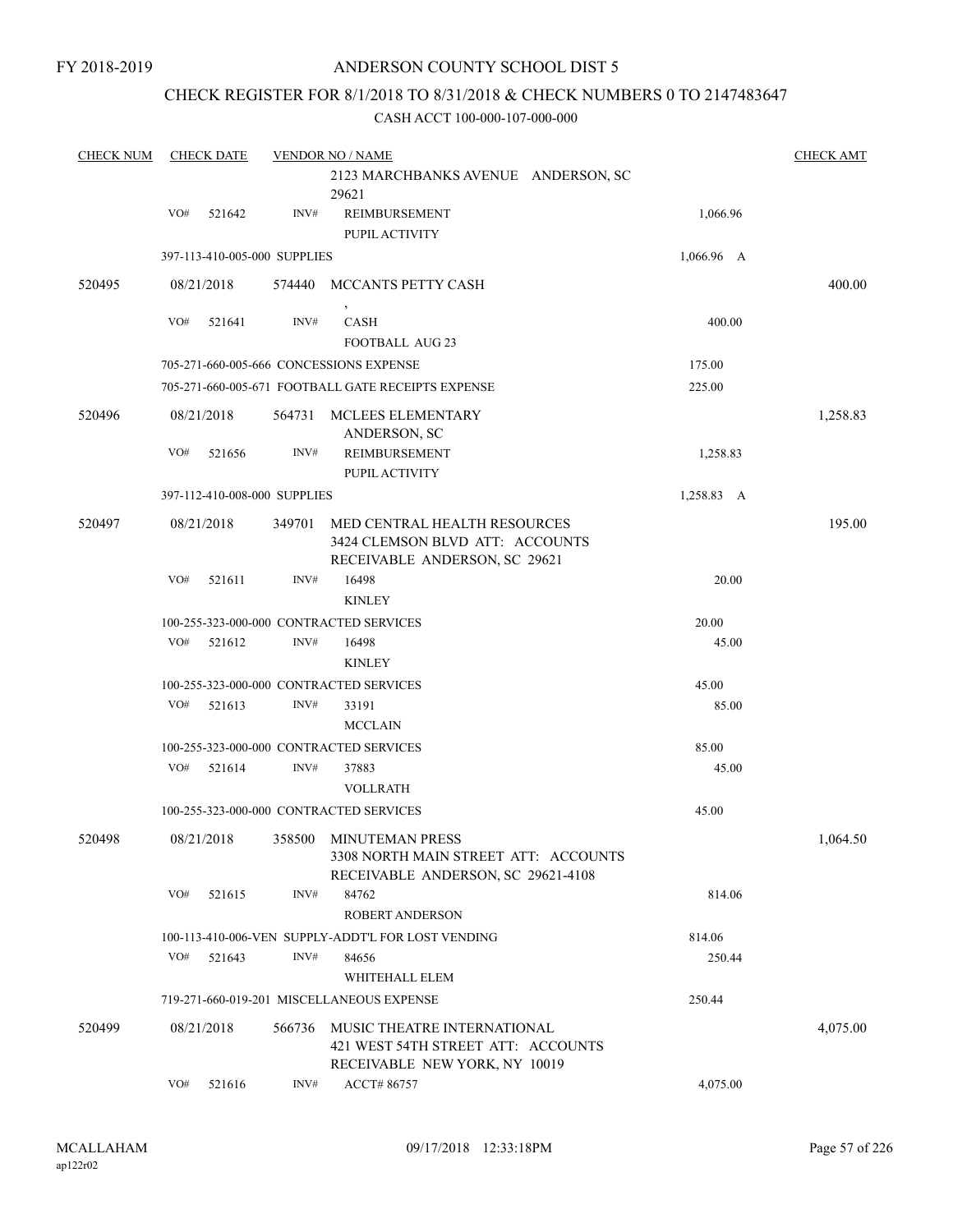FY 2018-2019

ANDERSON COUNTY SCHOOL DIST 5

CHECK REGISTER FOR 8/1/2018 TO 8/31/2018 & CHECK NUMBERS 0 TO 2147483647

CASH ACCT 100-000-107-000-000

| CHECK NUM | CHECK DATE | VENDOR NO / NAME | | CHECK AMT |
|---|---|---|---|---|
| | | 2123 MARCHBANKS AVENUE ANDERSON, SC 29621 | | |
| | VO# 521642 | INV# REIMBURSEMENT<br>PUPIL ACTIVITY | 1,066.96 | |
| | 397-113-410-005-000 SUPPLIES | | 1,066.96 A | |
| 520495 | 08/21/2018 | 574440 MCCANTS PETTY CASH<br>, | | 400.00 |
| | VO# 521641 | INV# CASH<br>FOOTBALL AUG 23 | 400.00 | |
| | 705-271-660-005-666 CONCESSIONS EXPENSE | | 175.00 | |
| | 705-271-660-005-671 FOOTBALL GATE RECEIPTS EXPENSE | | 225.00 | |
| 520496 | 08/21/2018 | 564731 MCLEES ELEMENTARY<br>ANDERSON, SC | | 1,258.83 |
| | VO# 521656 | INV# REIMBURSEMENT<br>PUPIL ACTIVITY | 1,258.83 | |
| | 397-112-410-008-000 SUPPLIES | | 1,258.83 A | |
| 520497 | 08/21/2018 | 349701 MED CENTRAL HEALTH RESOURCES<br>3424 CLEMSON BLVD ATT: ACCOUNTS RECEIVABLE ANDERSON, SC 29621 | | 195.00 |
| | VO# 521611 | INV# 16498<br>KINLEY | 20.00 | |
| | 100-255-323-000-000 CONTRACTED SERVICES | | 20.00 | |
| | VO# 521612 | INV# 16498<br>KINLEY | 45.00 | |
| | 100-255-323-000-000 CONTRACTED SERVICES | | 45.00 | |
| | VO# 521613 | INV# 33191<br>MCCLAIN | 85.00 | |
| | 100-255-323-000-000 CONTRACTED SERVICES | | 85.00 | |
| | VO# 521614 | INV# 37883<br>VOLLRATH | 45.00 | |
| | 100-255-323-000-000 CONTRACTED SERVICES | | 45.00 | |
| 520498 | 08/21/2018 | 358500 MINUTEMAN PRESS<br>3308 NORTH MAIN STREET ATT: ACCOUNTS RECEIVABLE ANDERSON, SC 29621-4108 | | 1,064.50 |
| | VO# 521615 | INV# 84762<br>ROBERT ANDERSON | 814.06 | |
| | 100-113-410-006-VEN SUPPLY-ADDT'L FOR LOST VENDING | | 814.06 | |
| | VO# 521643 | INV# 84656<br>WHITEHALL ELEM | 250.44 | |
| | 719-271-660-019-201 MISCELLANEOUS EXPENSE | | 250.44 | |
| 520499 | 08/21/2018 | 566736 MUSIC THEATRE INTERNATIONAL<br>421 WEST 54TH STREET ATT: ACCOUNTS RECEIVABLE NEW YORK, NY 10019 | | 4,075.00 |
| | VO# 521616 | INV# ACCT# 86757 | 4,075.00 | |

MCALLAHAM
ap122r02

09/17/2018 12:33:18PM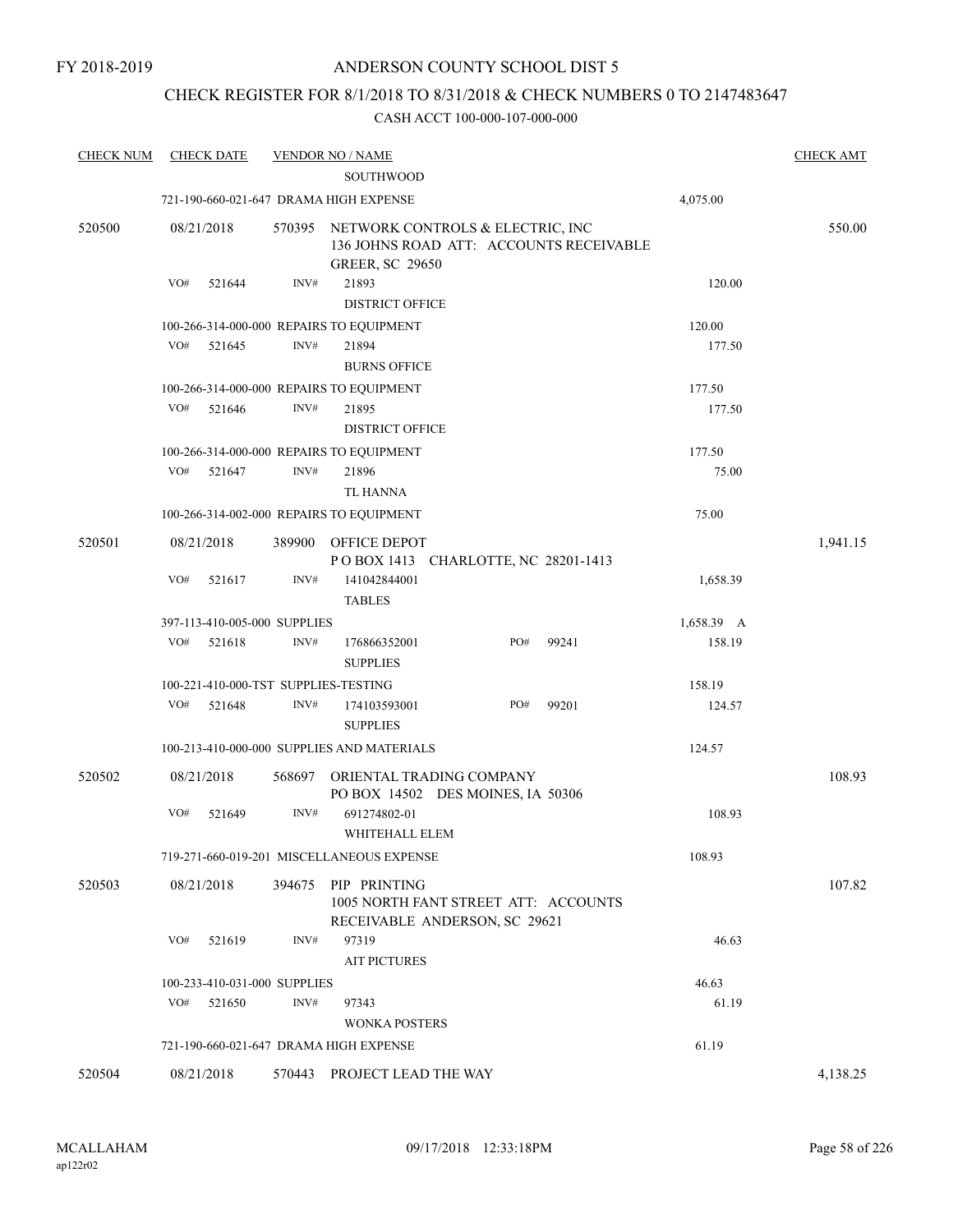FY 2018-2019

# ANDERSON COUNTY SCHOOL DIST 5

## CHECK REGISTER FOR 8/1/2018 TO 8/31/2018 & CHECK NUMBERS 0 TO 2147483647

CASH ACCT 100-000-107-000-000

| CHECK NUM | CHECK DATE | VENDOR NO / NAME | | CHECK AMT |
|---|---|---|---|---|
| | | SOUTHWOOD | | |
| | | 721-190-660-021-647 DRAMA HIGH EXPENSE | 4,075.00 | |
| 520500 | 08/21/2018 | 570395 NETWORK CONTROLS & ELECTRIC, INC<br>136 JOHNS ROAD ATT: ACCOUNTS RECEIVABLE<br>GREER, SC 29650 | | 550.00 |
| | VO# 521644 | INV# 21893<br>DISTRICT OFFICE | 120.00 | |
| | | 100-266-314-000-000 REPAIRS TO EQUIPMENT | 120.00 | |
| | VO# 521645 | INV# 21894<br>BURNS OFFICE | 177.50 | |
| | | 100-266-314-000-000 REPAIRS TO EQUIPMENT | 177.50 | |
| | VO# 521646 | INV# 21895<br>DISTRICT OFFICE | 177.50 | |
| | | 100-266-314-000-000 REPAIRS TO EQUIPMENT | 177.50 | |
| | VO# 521647 | INV# 21896<br>TL HANNA | 75.00 | |
| | | 100-266-314-002-000 REPAIRS TO EQUIPMENT | 75.00 | |
| 520501 | 08/21/2018 | 389900 OFFICE DEPOT<br>P O BOX 1413 CHARLOTTE, NC 28201-1413 | | 1,941.15 |
| | VO# 521617 | INV# 141042844001<br>TABLES | 1,658.39 | |
| | | 397-113-410-005-000 SUPPLIES | 1,658.39 A | |
| | VO# 521618 | INV# 176866352001 PO# 99241<br>SUPPLIES | 158.19 | |
| | | 100-221-410-000-TST SUPPLIES-TESTING | 158.19 | |
| | VO# 521648 | INV# 174103593001 PO# 99201<br>SUPPLIES | 124.57 | |
| | | 100-213-410-000-000 SUPPLIES AND MATERIALS | 124.57 | |
| 520502 | 08/21/2018 | 568697 ORIENTAL TRADING COMPANY<br>PO BOX 14502 DES MOINES, IA 50306 | | 108.93 |
| | VO# 521649 | INV# 691274802-01<br>WHITEHALL ELEM | 108.93 | |
| | | 719-271-660-019-201 MISCELLANEOUS EXPENSE | 108.93 | |
| 520503 | 08/21/2018 | 394675 PIP PRINTING<br>1005 NORTH FANT STREET ATT: ACCOUNTS<br>RECEIVABLE ANDERSON, SC 29621 | | 107.82 |
| | VO# 521619 | INV# 97319<br>AIT PICTURES | 46.63 | |
| | | 100-233-410-031-000 SUPPLIES | 46.63 | |
| | VO# 521650 | INV# 97343<br>WONKA POSTERS | 61.19 | |
| | | 721-190-660-021-647 DRAMA HIGH EXPENSE | 61.19 | |
| 520504 | 08/21/2018 | 570443 PROJECT LEAD THE WAY | | 4,138.25 |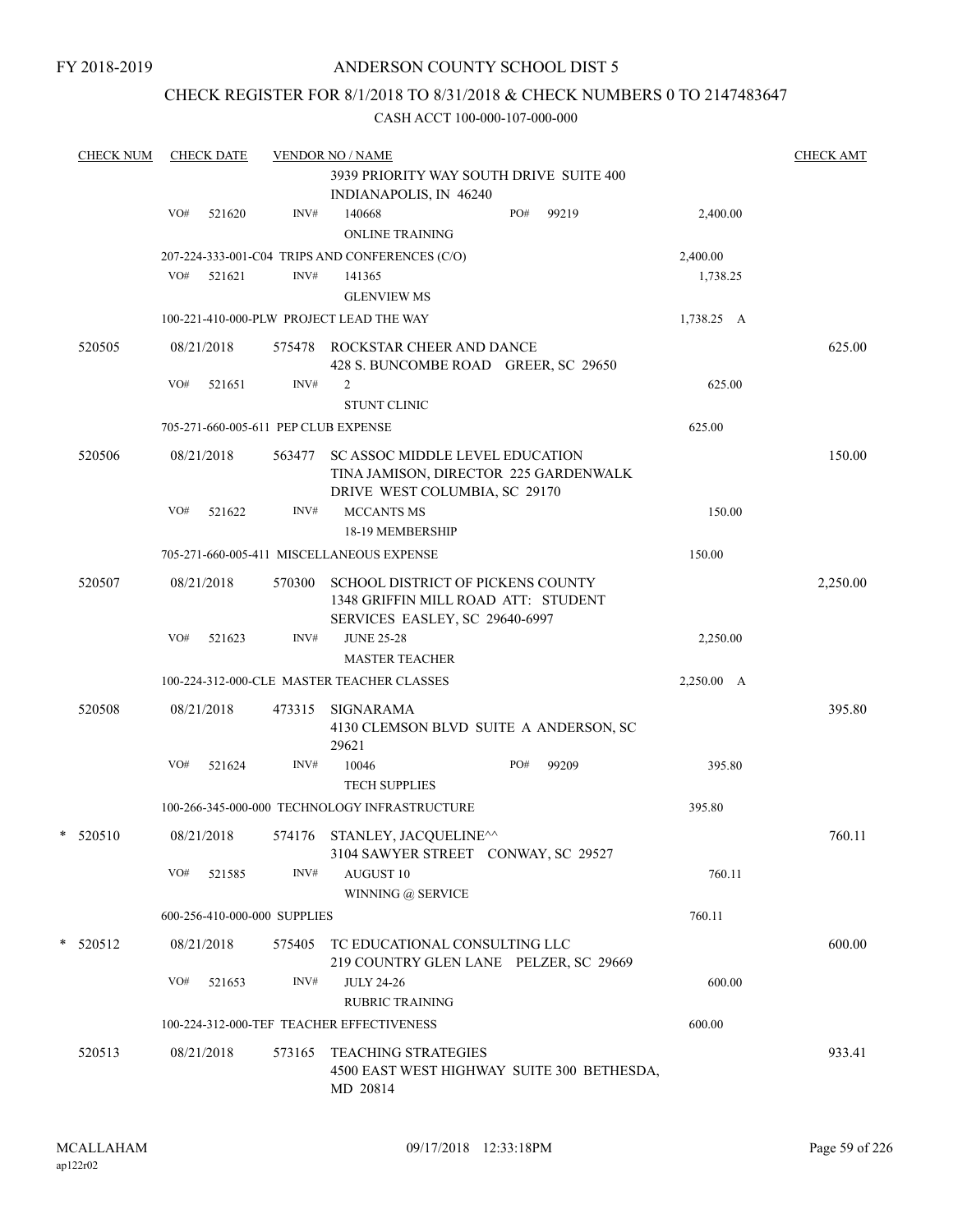FY 2018-2019

# ANDERSON COUNTY SCHOOL DIST 5

## CHECK REGISTER FOR 8/1/2018 TO 8/31/2018 & CHECK NUMBERS 0 TO 2147483647

CASH ACCT 100-000-107-000-000

| CHECK NUM | CHECK DATE | VENDOR NO / NAME | | CHECK AMT |
|---|---|---|---|---|
| | | 3939 PRIORITY WAY SOUTH DRIVE SUITE 400 INDIANAPOLIS, IN 46240 | | |
| | VO# 521620 | INV# 140668 ONLINE TRAINING PO# 99219 | 2,400.00 | |
| | | 207-224-333-001-C04 TRIPS AND CONFERENCES (C/O) | 2,400.00 | |
| | VO# 521621 | INV# 141365 GLENVIEW MS | 1,738.25 | |
| | | 100-221-410-000-PLW PROJECT LEAD THE WAY | 1,738.25 A | |
| 520505 | 08/21/2018 | 575478 ROCKSTAR CHEER AND DANCE 428 S. BUNCOMBE ROAD GREER, SC 29650 | | 625.00 |
| | VO# 521651 | INV# 2 STUNT CLINIC | 625.00 | |
| | | 705-271-660-005-611 PEP CLUB EXPENSE | 625.00 | |
| 520506 | 08/21/2018 | 563477 SC ASSOC MIDDLE LEVEL EDUCATION TINA JAMISON, DIRECTOR 225 GARDENWALK DRIVE WEST COLUMBIA, SC 29170 | | 150.00 |
| | VO# 521622 | INV# MCCANTS MS 18-19 MEMBERSHIP | 150.00 | |
| | | 705-271-660-005-411 MISCELLANEOUS EXPENSE | 150.00 | |
| 520507 | 08/21/2018 | 570300 SCHOOL DISTRICT OF PICKENS COUNTY 1348 GRIFFIN MILL ROAD ATT: STUDENT SERVICES EASLEY, SC 29640-6997 | | 2,250.00 |
| | VO# 521623 | INV# JUNE 25-28 MASTER TEACHER | 2,250.00 | |
| | | 100-224-312-000-CLE MASTER TEACHER CLASSES | 2,250.00 A | |
| 520508 | 08/21/2018 | 473315 SIGNARAMA 4130 CLEMSON BLVD SUITE A ANDERSON, SC 29621 | | 395.80 |
| | VO# 521624 | INV# 10046 TECH SUPPLIES PO# 99209 | 395.80 | |
| | | 100-266-345-000-000 TECHNOLOGY INFRASTRUCTURE | 395.80 | |
| * 520510 | 08/21/2018 | 574176 STANLEY, JACQUELINE^^ 3104 SAWYER STREET CONWAY, SC 29527 | | 760.11 |
| | VO# 521585 | INV# AUGUST 10 WINNING @ SERVICE | 760.11 | |
| | | 600-256-410-000-000 SUPPLIES | 760.11 | |
| * 520512 | 08/21/2018 | 575405 TC EDUCATIONAL CONSULTING LLC 219 COUNTRY GLEN LANE PELZER, SC 29669 | | 600.00 |
| | VO# 521653 | INV# JULY 24-26 RUBRIC TRAINING | 600.00 | |
| | | 100-224-312-000-TEF TEACHER EFFECTIVENESS | 600.00 | |
| 520513 | 08/21/2018 | 573165 TEACHING STRATEGIES 4500 EAST WEST HIGHWAY SUITE 300 BETHESDA, MD 20814 | | 933.41 |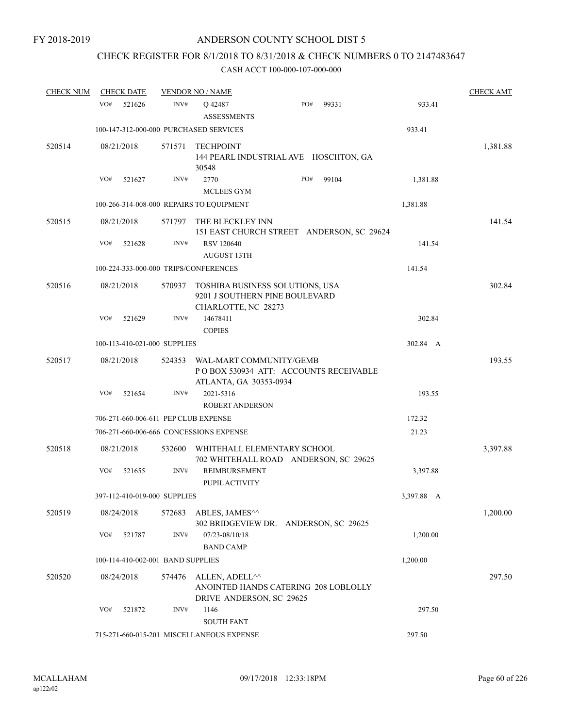FY 2018-2019

# ANDERSON COUNTY SCHOOL DIST 5

## CHECK REGISTER FOR 8/1/2018 TO 8/31/2018 & CHECK NUMBERS 0 TO 2147483647

CASH ACCT 100-000-107-000-000

| CHECK NUM | CHECK DATE | VENDOR NO / NAME | | | CHECK AMT |
|---|---|---|---|---|---|
| | VO# 521626 | INV# Q 42487 ASSESSMENTS | PO# 99331 | 933.41 | |
| | 100-147-312-000-000 PURCHASED SERVICES | | | 933.41 | |
| 520514 | 08/21/2018 | 571571 TECHPOINT 144 PEARL INDUSTRIAL AVE HOSCHTON, GA 30548 | | | 1,381.88 |
| | VO# 521627 | INV# 2770 MCLEES GYM | PO# 99104 | 1,381.88 | |
| | 100-266-314-008-000 REPAIRS TO EQUIPMENT | | | 1,381.88 | |
| 520515 | 08/21/2018 | 571797 THE BLECKLEY INN 151 EAST CHURCH STREET ANDERSON, SC 29624 | | | 141.54 |
| | VO# 521628 | INV# RSV 120640 AUGUST 13TH | | 141.54 | |
| | 100-224-333-000-000 TRIPS/CONFERENCES | | | 141.54 | |
| 520516 | 08/21/2018 | 570937 TOSHIBA BUSINESS SOLUTIONS, USA 9201 J SOUTHERN PINE BOULEVARD CHARLOTTE, NC 28273 | | | 302.84 |
| | VO# 521629 | INV# 14678411 COPIES | | 302.84 | |
| | 100-113-410-021-000 SUPPLIES | | | 302.84 A | |
| 520517 | 08/21/2018 | 524353 WAL-MART COMMUNITY/GEMB P O BOX 530934 ATT: ACCOUNTS RECEIVABLE ATLANTA, GA 30353-0934 | | | 193.55 |
| | VO# 521654 | INV# 2021-5316 ROBERT ANDERSON | | 193.55 | |
| | 706-271-660-006-611 PEP CLUB EXPENSE | | | 172.32 | |
| | 706-271-660-006-666 CONCESSIONS EXPENSE | | | 21.23 | |
| 520518 | 08/21/2018 | 532600 WHITEHALL ELEMENTARY SCHOOL 702 WHITEHALL ROAD ANDERSON, SC 29625 | | | 3,397.88 |
| | VO# 521655 | INV# REIMBURSEMENT PUPIL ACTIVITY | | 3,397.88 | |
| | 397-112-410-019-000 SUPPLIES | | | 3,397.88 A | |
| 520519 | 08/24/2018 | 572683 ABLES, JAMES^^ 302 BRIDGEVIEW DR. ANDERSON, SC 29625 | | | 1,200.00 |
| | VO# 521787 | INV# 07/23-08/10/18 BAND CAMP | | 1,200.00 | |
| | 100-114-410-002-001 BAND SUPPLIES | | | 1,200.00 | |
| 520520 | 08/24/2018 | 574476 ALLEN, ADELL^^ ANOINTED HANDS CATERING 208 LOBLOLLY DRIVE ANDERSON, SC 29625 | | | 297.50 |
| | VO# 521872 | INV# 1146 SOUTH FANT | | 297.50 | |
| | 715-271-660-015-201 MISCELLANEOUS EXPENSE | | | 297.50 | |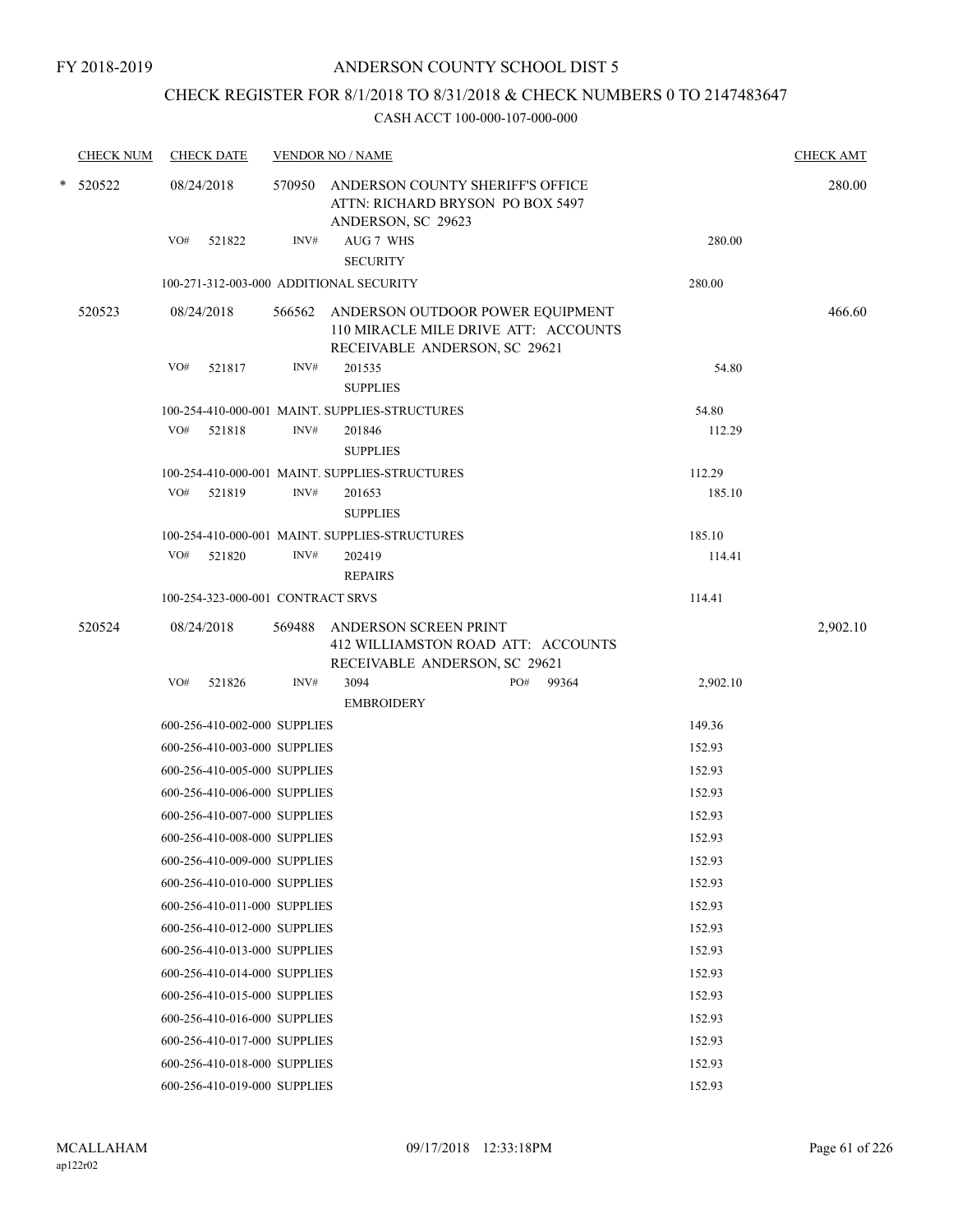FY 2018-2019

# ANDERSON COUNTY SCHOOL DIST 5

## CHECK REGISTER FOR 8/1/2018 TO 8/31/2018 & CHECK NUMBERS 0 TO 2147483647

### CASH ACCT 100-000-107-000-000

| CHECK NUM | CHECK DATE | VENDOR NO / NAME | | | CHECK AMT |
|---|---|---|---|---|---|
| * 520522 | 08/24/2018 | 570950 | ANDERSON COUNTY SHERIFF'S OFFICE<br>ATTN: RICHARD BRYSON PO BOX 5497<br>ANDERSON, SC 29623 | | 280.00 |
| | VO# 521822 | INV# | AUG 7 WHS<br>SECURITY | 280.00 | |
| | 100-271-312-003-000 ADDITIONAL SECURITY | | | 280.00 | |
| 520523 | 08/24/2018 | 566562 | ANDERSON OUTDOOR POWER EQUIPMENT<br>110 MIRACLE MILE DRIVE ATT: ACCOUNTS<br>RECEIVABLE ANDERSON, SC 29621 | | 466.60 |
| | VO# 521817 | INV# | 201535<br>SUPPLIES | 54.80 | |
| | 100-254-410-000-001 MAINT. SUPPLIES-STRUCTURES | | | 54.80 | |
| | VO# 521818 | INV# | 201846<br>SUPPLIES | 112.29 | |
| | 100-254-410-000-001 MAINT. SUPPLIES-STRUCTURES | | | 112.29 | |
| | VO# 521819 | INV# | 201653<br>SUPPLIES | 185.10 | |
| | 100-254-410-000-001 MAINT. SUPPLIES-STRUCTURES | | | 185.10 | |
| | VO# 521820 | INV# | 202419<br>REPAIRS | 114.41 | |
| | 100-254-323-000-001 CONTRACT SRVS | | | 114.41 | |
| 520524 | 08/24/2018 | 569488 | ANDERSON SCREEN PRINT<br>412 WILLIAMSTON ROAD ATT: ACCOUNTS<br>RECEIVABLE ANDERSON, SC 29621 | | 2,902.10 |
| | VO# 521826 | INV# | 3094 PO# 99364<br>EMBROIDERY | 2,902.10 | |
| | 600-256-410-002-000 SUPPLIES | | | 149.36 | |
| | 600-256-410-003-000 SUPPLIES | | | 152.93 | |
| | 600-256-410-005-000 SUPPLIES | | | 152.93 | |
| | 600-256-410-006-000 SUPPLIES | | | 152.93 | |
| | 600-256-410-007-000 SUPPLIES | | | 152.93 | |
| | 600-256-410-008-000 SUPPLIES | | | 152.93 | |
| | 600-256-410-009-000 SUPPLIES | | | 152.93 | |
| | 600-256-410-010-000 SUPPLIES | | | 152.93 | |
| | 600-256-410-011-000 SUPPLIES | | | 152.93 | |
| | 600-256-410-012-000 SUPPLIES | | | 152.93 | |
| | 600-256-410-013-000 SUPPLIES | | | 152.93 | |
| | 600-256-410-014-000 SUPPLIES | | | 152.93 | |
| | 600-256-410-015-000 SUPPLIES | | | 152.93 | |
| | 600-256-410-016-000 SUPPLIES | | | 152.93 | |
| | 600-256-410-017-000 SUPPLIES | | | 152.93 | |
| | 600-256-410-018-000 SUPPLIES | | | 152.93 | |
| | 600-256-410-019-000 SUPPLIES | | | 152.93 | |

MCALLAHAM
ap122r02

09/17/2018 12:33:18PM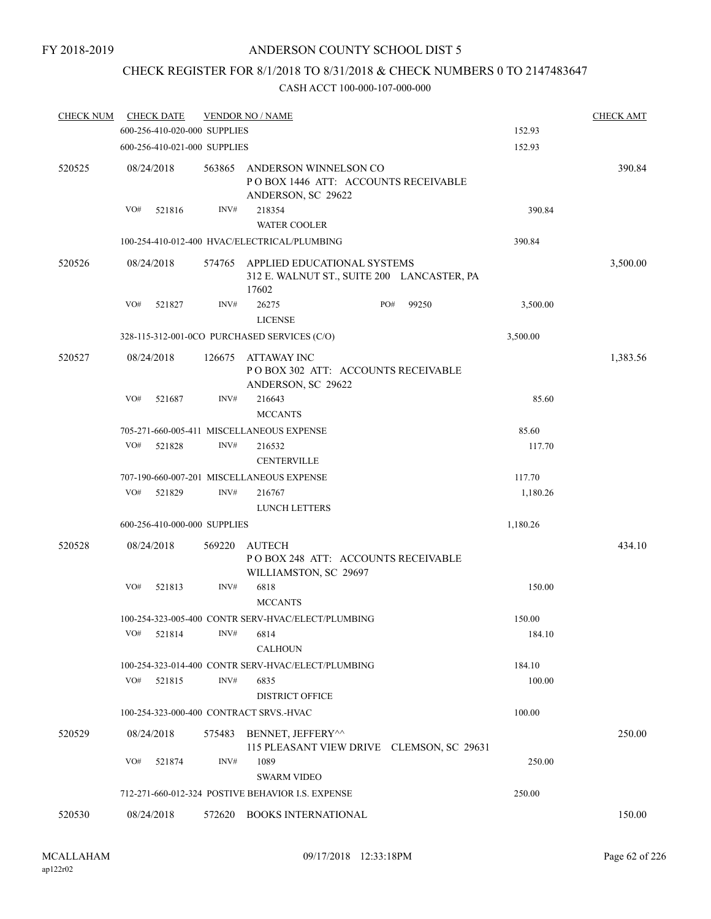FY 2018-2019

ANDERSON COUNTY SCHOOL DIST 5

CHECK REGISTER FOR 8/1/2018 TO 8/31/2018 & CHECK NUMBERS 0 TO 2147483647

CASH ACCT 100-000-107-000-000

| CHECK NUM | CHECK DATE | VENDOR NO / NAME | | CHECK AMT |
|---|---|---|---|---|
| | 600-256-410-020-000 SUPPLIES | | 152.93 | |
| | 600-256-410-021-000 SUPPLIES | | 152.93 | |
| 520525 | 08/24/2018 | 563865 ANDERSON WINNELSON CO<br>P O BOX 1446 ATT: ACCOUNTS RECEIVABLE<br>ANDERSON, SC 29622 | | 390.84 |
| | VO# 521816 | INV# 218354<br>WATER COOLER | 390.84 | |
| | 100-254-410-012-400 HVAC/ELECTRICAL/PLUMBING | | 390.84 | |
| 520526 | 08/24/2018 | 574765 APPLIED EDUCATIONAL SYSTEMS<br>312 E. WALNUT ST., SUITE 200 LANCASTER, PA 17602 | | 3,500.00 |
| | VO# 521827 | INV# 26275 PO# 99250<br>LICENSE | 3,500.00 | |
| | 328-115-312-001-0CO PURCHASED SERVICES (C/O) | | 3,500.00 | |
| 520527 | 08/24/2018 | 126675 ATTAWAY INC<br>P O BOX 302 ATT: ACCOUNTS RECEIVABLE<br>ANDERSON, SC 29622 | | 1,383.56 |
| | VO# 521687 | INV# 216643<br>MCCANTS | 85.60 | |
| | 705-271-660-005-411 MISCELLANEOUS EXPENSE | | 85.60 | |
| | VO# 521828 | INV# 216532<br>CENTERVILLE | 117.70 | |
| | 707-190-660-007-201 MISCELLANEOUS EXPENSE | | 117.70 | |
| | VO# 521829 | INV# 216767<br>LUNCH LETTERS | 1,180.26 | |
| | 600-256-410-000-000 SUPPLIES | | 1,180.26 | |
| 520528 | 08/24/2018 | 569220 AUTECH<br>P O BOX 248 ATT: ACCOUNTS RECEIVABLE<br>WILLIAMSTON, SC 29697 | | 434.10 |
| | VO# 521813 | INV# 6818<br>MCCANTS | 150.00 | |
| | 100-254-323-005-400 CONTR SERV-HVAC/ELECT/PLUMBING | | 150.00 | |
| | VO# 521814 | INV# 6814<br>CALHOUN | 184.10 | |
| | 100-254-323-014-400 CONTR SERV-HVAC/ELECT/PLUMBING | | 184.10 | |
| | VO# 521815 | INV# 6835<br>DISTRICT OFFICE | 100.00 | |
| | 100-254-323-000-400 CONTRACT SRVS.-HVAC | | 100.00 | |
| 520529 | 08/24/2018 | 575483 BENNET, JEFFERY^^<br>115 PLEASANT VIEW DRIVE CLEMSON, SC 29631 | | 250.00 |
| | VO# 521874 | INV# 1089<br>SWARM VIDEO | 250.00 | |
| | 712-271-660-012-324 POSTIVE BEHAVIOR I.S. EXPENSE | | 250.00 | |
| 520530 | 08/24/2018 | 572620 BOOKS INTERNATIONAL | | 150.00 |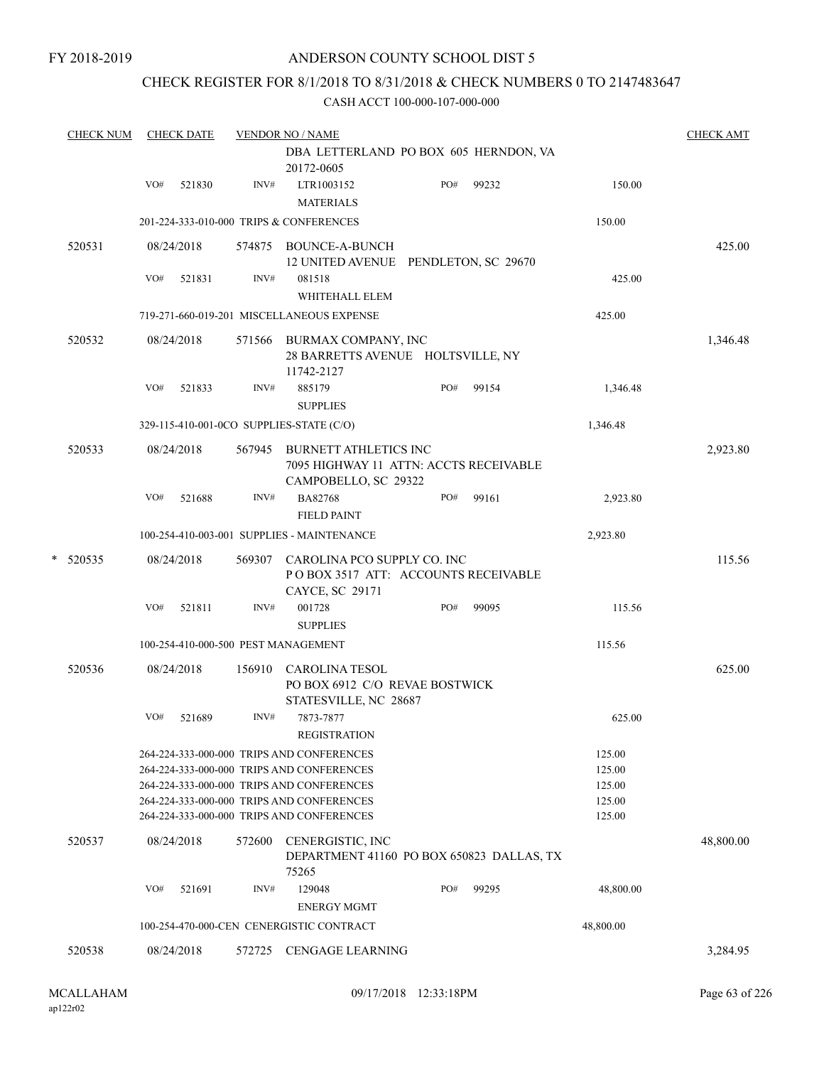FY 2018-2019

# ANDERSON COUNTY SCHOOL DIST 5

## CHECK REGISTER FOR 8/1/2018 TO 8/31/2018 & CHECK NUMBERS 0 TO 2147483647

CASH ACCT 100-000-107-000-000

| CHECK NUM | CHECK DATE | VENDOR NO / NAME | | | CHECK AMT |
|---|---|---|---|---|---|
| | | DBA LETTERLAND PO BOX 605 HERNDON, VA 20172-0605 | | | |
| | VO# 521830 | INV# LTR1003152 MATERIALS | PO# 99232 | 150.00 | |
| | | 201-224-333-010-000 TRIPS & CONFERENCES | | 150.00 | |
| 520531 | 08/24/2018 | 574875 BOUNCE-A-BUNCH 12 UNITED AVENUE PENDLETON, SC 29670 | | | 425.00 |
| | VO# 521831 | INV# 081518 WHITEHALL ELEM | | 425.00 | |
| | | 719-271-660-019-201 MISCELLANEOUS EXPENSE | | 425.00 | |
| 520532 | 08/24/2018 | 571566 BURMAX COMPANY, INC 28 BARRETTS AVENUE HOLTSVILLE, NY 11742-2127 | | | 1,346.48 |
| | VO# 521833 | INV# 885179 SUPPLIES | PO# 99154 | 1,346.48 | |
| | | 329-115-410-001-0CO SUPPLIES-STATE (C/O) | | 1,346.48 | |
| 520533 | 08/24/2018 | 567945 BURNETT ATHLETICS INC 7095 HIGHWAY 11 ATTN: ACCTS RECEIVABLE CAMPOBELLO, SC 29322 | | | 2,923.80 |
| | VO# 521688 | INV# BA82768 FIELD PAINT | PO# 99161 | 2,923.80 | |
| | | 100-254-410-003-001 SUPPLIES - MAINTENANCE | | 2,923.80 | |
| * 520535 | 08/24/2018 | 569307 CAROLINA PCO SUPPLY CO. INC P O BOX 3517 ATT: ACCOUNTS RECEIVABLE CAYCE, SC 29171 | | | 115.56 |
| | VO# 521811 | INV# 001728 SUPPLIES | PO# 99095 | 115.56 | |
| | | 100-254-410-000-500 PEST MANAGEMENT | | 115.56 | |
| 520536 | 08/24/2018 | 156910 CAROLINA TESOL PO BOX 6912 C/O REVAE BOSTWICK STATESVILLE, NC 28687 | | | 625.00 |
| | VO# 521689 | INV# 7873-7877 REGISTRATION | | 625.00 | |
| | | 264-224-333-000-000 TRIPS AND CONFERENCES | | 125.00 | |
| | | 264-224-333-000-000 TRIPS AND CONFERENCES | | 125.00 | |
| | | 264-224-333-000-000 TRIPS AND CONFERENCES | | 125.00 | |
| | | 264-224-333-000-000 TRIPS AND CONFERENCES | | 125.00 | |
| | | 264-224-333-000-000 TRIPS AND CONFERENCES | | 125.00 | |
| 520537 | 08/24/2018 | 572600 CENERGISTIC, INC DEPARTMENT 41160 PO BOX 650823 DALLAS, TX 75265 | | | 48,800.00 |
| | VO# 521691 | INV# 129048 ENERGY MGMT | PO# 99295 | 48,800.00 | |
| | | 100-254-470-000-CEN CENERGISTIC CONTRACT | | 48,800.00 | |
| 520538 | 08/24/2018 | 572725 CENGAGE LEARNING | | | 3,284.95 |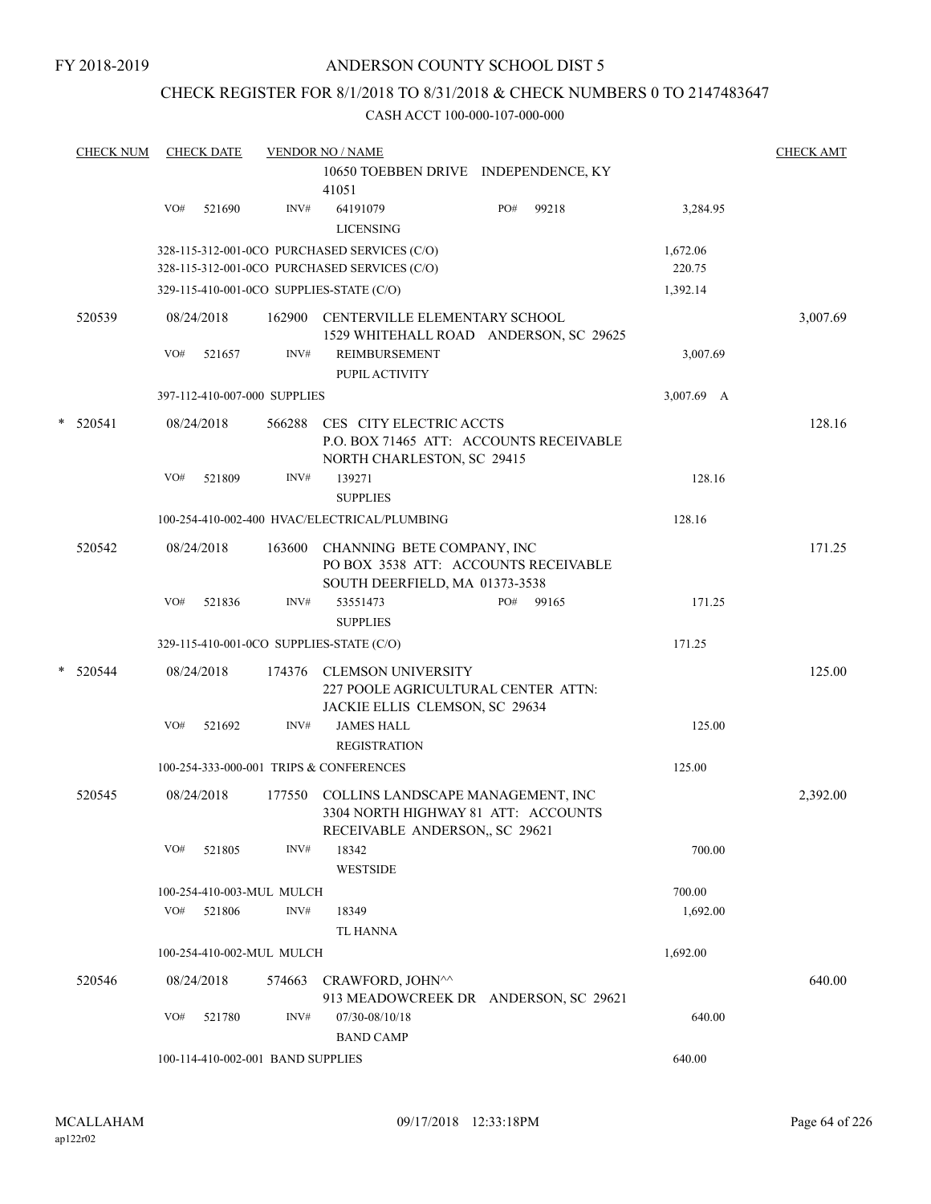FY 2018-2019

ANDERSON COUNTY SCHOOL DIST 5

CHECK REGISTER FOR 8/1/2018 TO 8/31/2018 & CHECK NUMBERS 0 TO 2147483647

CASH ACCT 100-000-107-000-000

| CHECK NUM | CHECK DATE | VENDOR NO / NAME | | CHECK AMT |
|---|---|---|---|---|
| | | 10650 TOEBBEN DRIVE INDEPENDENCE, KY 41051 | | |
| | VO# 521690 | INV# 64191079 PO# 99218 LICENSING | 3,284.95 | |
| | | 328-115-312-001-0CO PURCHASED SERVICES (C/O) | 1,672.06 | |
| | | 328-115-312-001-0CO PURCHASED SERVICES (C/O) | 220.75 | |
| | | 329-115-410-001-0CO SUPPLIES-STATE (C/O) | 1,392.14 | |
| 520539 | 08/24/2018 | 162900 CENTERVILLE ELEMENTARY SCHOOL 1529 WHITEHALL ROAD ANDERSON, SC 29625 | | 3,007.69 |
| | VO# 521657 | INV# REIMBURSEMENT PUPIL ACTIVITY | 3,007.69 | |
| | | 397-112-410-007-000 SUPPLIES | 3,007.69 A | |
| * 520541 | 08/24/2018 | 566288 CES CITY ELECTRIC ACCTS P.O. BOX 71465 ATT: ACCOUNTS RECEIVABLE NORTH CHARLESTON, SC 29415 | | 128.16 |
| | VO# 521809 | INV# 139271 SUPPLIES | 128.16 | |
| | | 100-254-410-002-400 HVAC/ELECTRICAL/PLUMBING | 128.16 | |
| 520542 | 08/24/2018 | 163600 CHANNING BETE COMPANY, INC PO BOX 3538 ATT: ACCOUNTS RECEIVABLE SOUTH DEERFIELD, MA 01373-3538 | | 171.25 |
| | VO# 521836 | INV# 53551473 PO# 99165 SUPPLIES | 171.25 | |
| | | 329-115-410-001-0CO SUPPLIES-STATE (C/O) | 171.25 | |
| * 520544 | 08/24/2018 | 174376 CLEMSON UNIVERSITY 227 POOLE AGRICULTURAL CENTER ATTN: JACKIE ELLIS CLEMSON, SC 29634 | | 125.00 |
| | VO# 521692 | INV# JAMES HALL REGISTRATION | 125.00 | |
| | | 100-254-333-000-001 TRIPS & CONFERENCES | 125.00 | |
| 520545 | 08/24/2018 | 177550 COLLINS LANDSCAPE MANAGEMENT, INC 3304 NORTH HIGHWAY 81 ATT: ACCOUNTS RECEIVABLE ANDERSON,, SC 29621 | | 2,392.00 |
| | VO# 521805 | INV# 18342 WESTSIDE | 700.00 | |
| | | 100-254-410-003-MUL MULCH | 700.00 | |
| | VO# 521806 | INV# 18349 TL HANNA | 1,692.00 | |
| | | 100-254-410-002-MUL MULCH | 1,692.00 | |
| 520546 | 08/24/2018 | 574663 CRAWFORD, JOHN^^ 913 MEADOWCREEK DR ANDERSON, SC 29621 | | 640.00 |
| | VO# 521780 | INV# 07/30-08/10/18 BAND CAMP | 640.00 | |
| | | 100-114-410-002-001 BAND SUPPLIES | 640.00 | |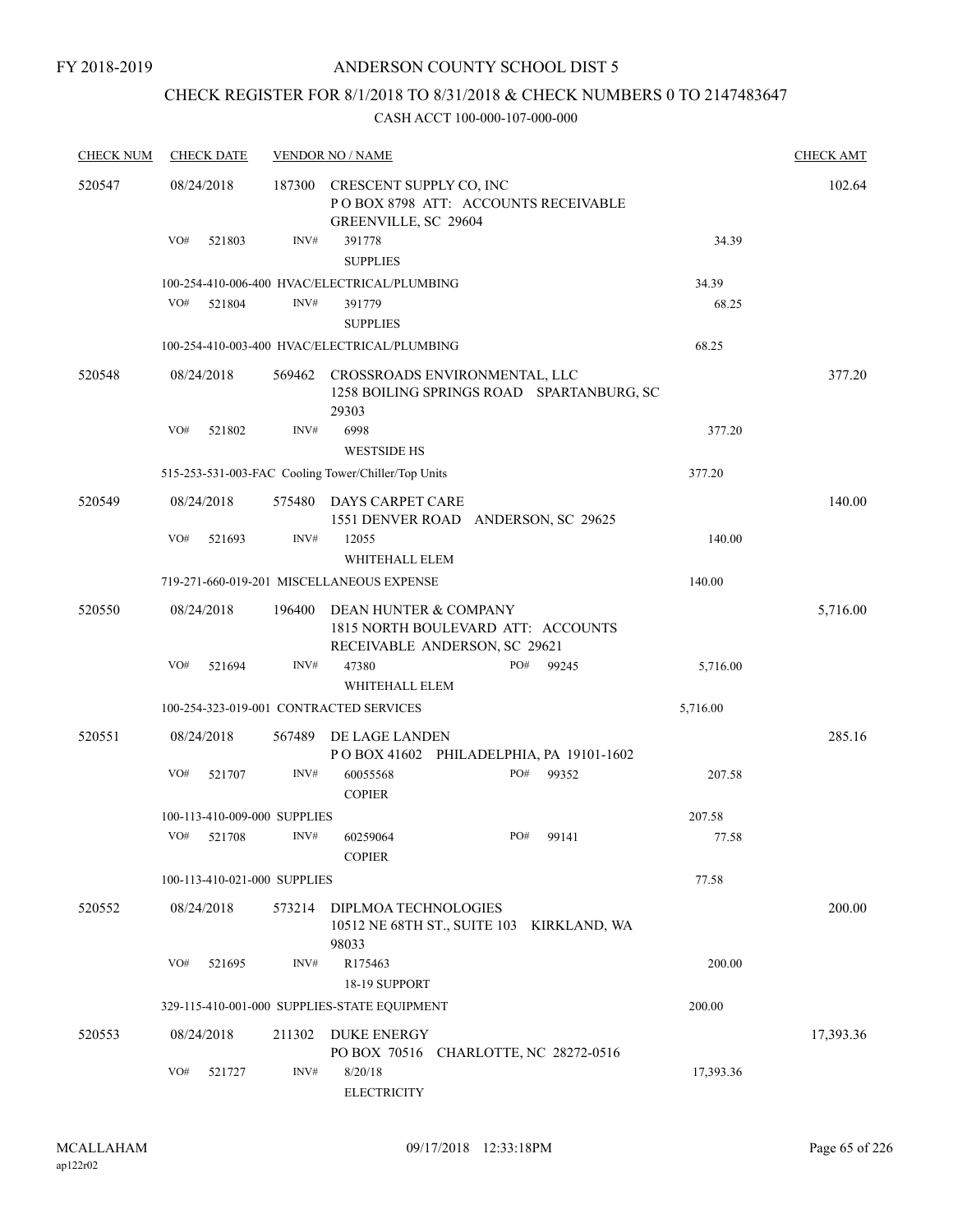FY 2018-2019

# ANDERSON COUNTY SCHOOL DIST 5

## CHECK REGISTER FOR 8/1/2018 TO 8/31/2018 & CHECK NUMBERS 0 TO 2147483647

CASH ACCT 100-000-107-000-000

| CHECK NUM | CHECK DATE | VENDOR NO / NAME | | | CHECK AMT |
|---|---|---|---|---|---|
| 520547 | 08/24/2018 | 187300 | CRESCENT SUPPLY CO, INC<br>P O BOX 8798 ATT: ACCOUNTS RECEIVABLE<br>GREENVILLE, SC 29604 | | 102.64 |
| | VO# 521803 | INV# | 391778<br>SUPPLIES | 34.39 | |
| | 100-254-410-006-400 HVAC/ELECTRICAL/PLUMBING | | | 34.39 | |
| | VO# 521804 | INV# | 391779<br>SUPPLIES | 68.25 | |
| | 100-254-410-003-400 HVAC/ELECTRICAL/PLUMBING | | | 68.25 | |
| 520548 | 08/24/2018 | 569462 | CROSSROADS ENVIRONMENTAL, LLC<br>1258 BOILING SPRINGS ROAD SPARTANBURG, SC 29303 | | 377.20 |
| | VO# 521802 | INV# | 6998<br>WESTSIDE HS | 377.20 | |
| | 515-253-531-003-FAC Cooling Tower/Chiller/Top Units | | | 377.20 | |
| 520549 | 08/24/2018 | 575480 | DAYS CARPET CARE<br>1551 DENVER ROAD ANDERSON, SC 29625 | | 140.00 |
| | VO# 521693 | INV# | 12055<br>WHITEHALL ELEM | 140.00 | |
| | 719-271-660-019-201 MISCELLANEOUS EXPENSE | | | 140.00 | |
| 520550 | 08/24/2018 | 196400 | DEAN HUNTER & COMPANY<br>1815 NORTH BOULEVARD ATT: ACCOUNTS RECEIVABLE ANDERSON, SC 29621 | | 5,716.00 |
| | VO# 521694 | INV# | 47380 PO# 99245<br>WHITEHALL ELEM | 5,716.00 | |
| | 100-254-323-019-001 CONTRACTED SERVICES | | | 5,716.00 | |
| 520551 | 08/24/2018 | 567489 | DE LAGE LANDEN<br>P O BOX 41602 PHILADELPHIA, PA 19101-1602 | | 285.16 |
| | VO# 521707 | INV# | 60055568 PO# 99352<br>COPIER | 207.58 | |
| | 100-113-410-009-000 SUPPLIES | | | 207.58 | |
| | VO# 521708 | INV# | 60259064 PO# 99141<br>COPIER | 77.58 | |
| | 100-113-410-021-000 SUPPLIES | | | 77.58 | |
| 520552 | 08/24/2018 | 573214 | DIPLMOA TECHNOLOGIES<br>10512 NE 68TH ST., SUITE 103 KIRKLAND, WA 98033 | | 200.00 |
| | VO# 521695 | INV# | R175463<br>18-19 SUPPORT | 200.00 | |
| | 329-115-410-001-000 SUPPLIES-STATE EQUIPMENT | | | 200.00 | |
| 520553 | 08/24/2018 | 211302 | DUKE ENERGY<br>PO BOX 70516 CHARLOTTE, NC 28272-0516 | | 17,393.36 |
| | VO# 521727 | INV# | 8/20/18<br>ELECTRICITY | 17,393.36 | |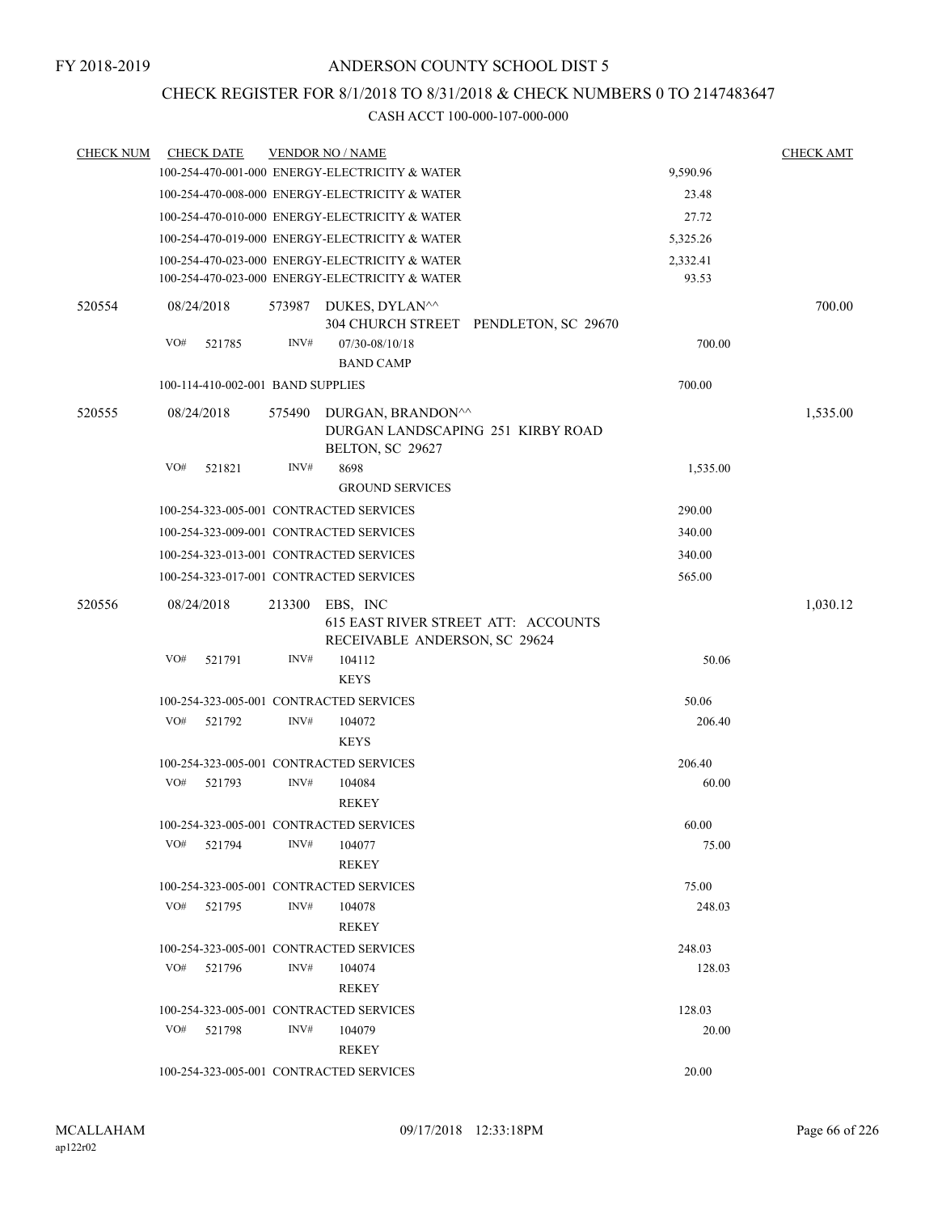FY 2018-2019

# ANDERSON COUNTY SCHOOL DIST 5

## CHECK REGISTER FOR 8/1/2018 TO 8/31/2018 & CHECK NUMBERS 0 TO 2147483647

### CASH ACCT 100-000-107-000-000

| CHECK NUM | CHECK DATE | VENDOR NO / NAME | | CHECK AMT |
|---|---|---|---|---|
| | | 100-254-470-001-000 ENERGY-ELECTRICITY & WATER | 9,590.96 | |
| | | 100-254-470-008-000 ENERGY-ELECTRICITY & WATER | 23.48 | |
| | | 100-254-470-010-000 ENERGY-ELECTRICITY & WATER | 27.72 | |
| | | 100-254-470-019-000 ENERGY-ELECTRICITY & WATER | 5,325.26 | |
| | | 100-254-470-023-000 ENERGY-ELECTRICITY & WATER | 2,332.41 | |
| | | 100-254-470-023-000 ENERGY-ELECTRICITY & WATER | 93.53 | |
| 520554 | 08/24/2018 | 573987 DUKES, DYLAN^^ 304 CHURCH STREET PENDLETON, SC 29670 | | 700.00 |
| | VO# 521785 | INV# 07/30-08/10/18 BAND CAMP | 700.00 | |
| | | 100-114-410-002-001 BAND SUPPLIES | 700.00 | |
| 520555 | 08/24/2018 | 575490 DURGAN, BRANDON^^ DURGAN LANDSCAPING 251 KIRBY ROAD BELTON, SC 29627 | | 1,535.00 |
| | VO# 521821 | INV# 8698 GROUND SERVICES | 1,535.00 | |
| | | 100-254-323-005-001 CONTRACTED SERVICES | 290.00 | |
| | | 100-254-323-009-001 CONTRACTED SERVICES | 340.00 | |
| | | 100-254-323-013-001 CONTRACTED SERVICES | 340.00 | |
| | | 100-254-323-017-001 CONTRACTED SERVICES | 565.00 | |
| 520556 | 08/24/2018 | 213300 EBS, INC 615 EAST RIVER STREET ATT: ACCOUNTS RECEIVABLE ANDERSON, SC 29624 | | 1,030.12 |
| | VO# 521791 | INV# 104112 KEYS | 50.06 | |
| | | 100-254-323-005-001 CONTRACTED SERVICES | 50.06 | |
| | VO# 521792 | INV# 104072 KEYS | 206.40 | |
| | | 100-254-323-005-001 CONTRACTED SERVICES | 206.40 | |
| | VO# 521793 | INV# 104084 REKEY | 60.00 | |
| | | 100-254-323-005-001 CONTRACTED SERVICES | 60.00 | |
| | VO# 521794 | INV# 104077 REKEY | 75.00 | |
| | | 100-254-323-005-001 CONTRACTED SERVICES | 75.00 | |
| | VO# 521795 | INV# 104078 REKEY | 248.03 | |
| | | 100-254-323-005-001 CONTRACTED SERVICES | 248.03 | |
| | VO# 521796 | INV# 104074 REKEY | 128.03 | |
| | | 100-254-323-005-001 CONTRACTED SERVICES | 128.03 | |
| | VO# 521798 | INV# 104079 REKEY | 20.00 | |
| | | 100-254-323-005-001 CONTRACTED SERVICES | 20.00 | |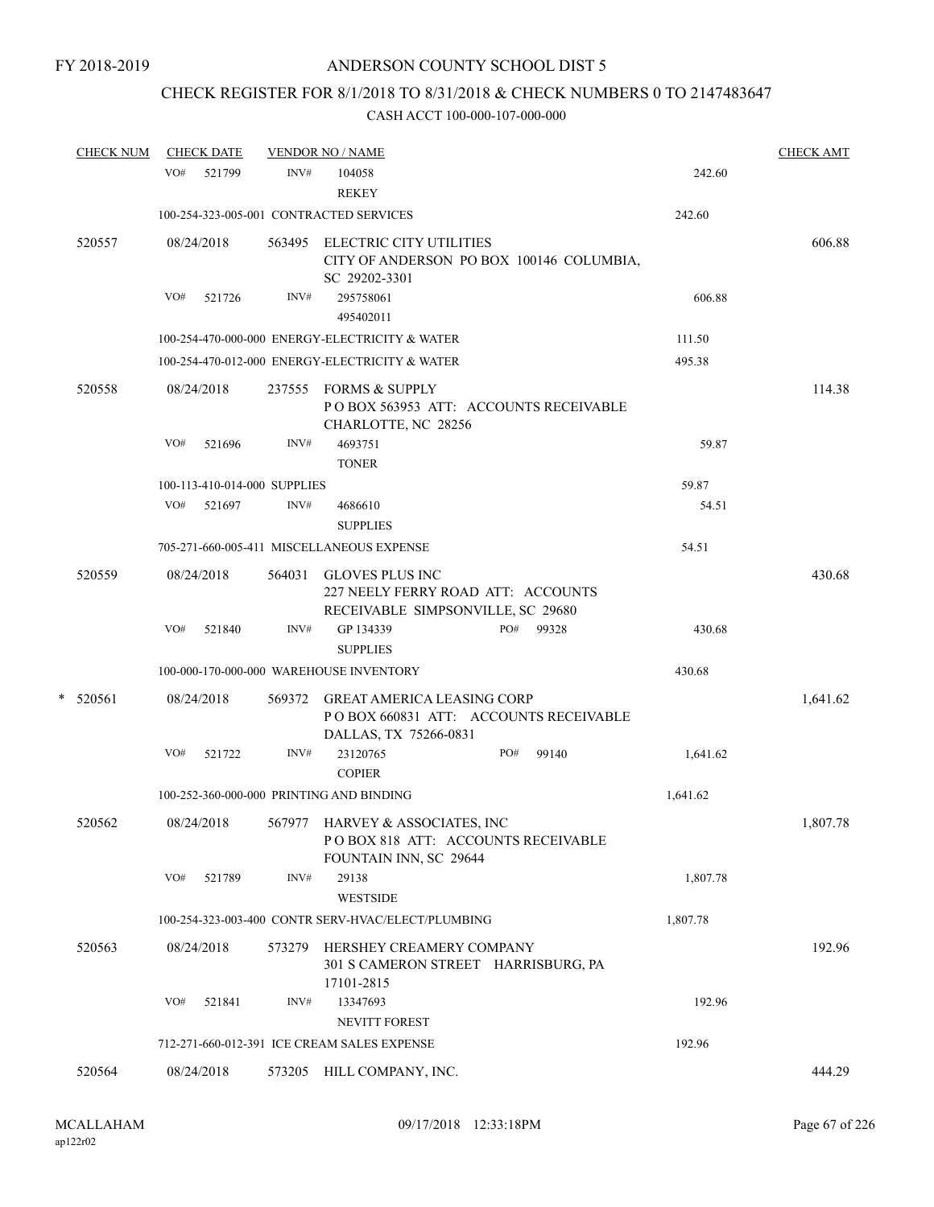FY 2018-2019

# ANDERSON COUNTY SCHOOL DIST 5

## CHECK REGISTER FOR 8/1/2018 TO 8/31/2018 & CHECK NUMBERS 0 TO 2147483647

CASH ACCT 100-000-107-000-000

| CHECK NUM | CHECK DATE | VENDOR NO / NAME | | | CHECK AMT |
|---|---|---|---|---|---|
| | VO# 521799 | INV# 104058 REKEY | | 242.60 | |
| | 100-254-323-005-001 CONTRACTED SERVICES | | | 242.60 | |
| 520557 | 08/24/2018 | 563495 ELECTRIC CITY UTILITIES CITY OF ANDERSON PO BOX 100146 COLUMBIA, SC 29202-3301 | | | 606.88 |
| | VO# 521726 | INV# 295758061 495402011 | | 606.88 | |
| | 100-254-470-000-000 ENERGY-ELECTRICITY & WATER | | | 111.50 | |
| | 100-254-470-012-000 ENERGY-ELECTRICITY & WATER | | | 495.38 | |
| 520558 | 08/24/2018 | 237555 FORMS & SUPPLY P O BOX 563953 ATT: ACCOUNTS RECEIVABLE CHARLOTTE, NC 28256 | | | 114.38 |
| | VO# 521696 | INV# 4693751 TONER | | 59.87 | |
| | 100-113-410-014-000 SUPPLIES | | | 59.87 | |
| | VO# 521697 | INV# 4686610 SUPPLIES | | 54.51 | |
| | 705-271-660-005-411 MISCELLANEOUS EXPENSE | | | 54.51 | |
| 520559 | 08/24/2018 | 564031 GLOVES PLUS INC 227 NEELY FERRY ROAD ATT: ACCOUNTS RECEIVABLE SIMPSONVILLE, SC 29680 | | | 430.68 |
| | VO# 521840 | INV# GP 134339 SUPPLIES | PO# 99328 | 430.68 | |
| | 100-000-170-000-000 WAREHOUSE INVENTORY | | | 430.68 | |
| * 520561 | 08/24/2018 | 569372 GREAT AMERICA LEASING CORP P O BOX 660831 ATT: ACCOUNTS RECEIVABLE DALLAS, TX 75266-0831 | | | 1,641.62 |
| | VO# 521722 | INV# 23120765 COPIER | PO# 99140 | 1,641.62 | |
| | 100-252-360-000-000 PRINTING AND BINDING | | | 1,641.62 | |
| 520562 | 08/24/2018 | 567977 HARVEY & ASSOCIATES, INC P O BOX 818 ATT: ACCOUNTS RECEIVABLE FOUNTAIN INN, SC 29644 | | | 1,807.78 |
| | VO# 521789 | INV# 29138 WESTSIDE | | 1,807.78 | |
| | 100-254-323-003-400 CONTR SERV-HVAC/ELECT/PLUMBING | | | 1,807.78 | |
| 520563 | 08/24/2018 | 573279 HERSHEY CREAMERY COMPANY 301 S CAMERON STREET HARRISBURG, PA 17101-2815 | | | 192.96 |
| | VO# 521841 | INV# 13347693 NEVITT FOREST | | 192.96 | |
| | 712-271-660-012-391 ICE CREAM SALES EXPENSE | | | 192.96 | |
| 520564 | 08/24/2018 | 573205 HILL COMPANY, INC. | | | 444.29 |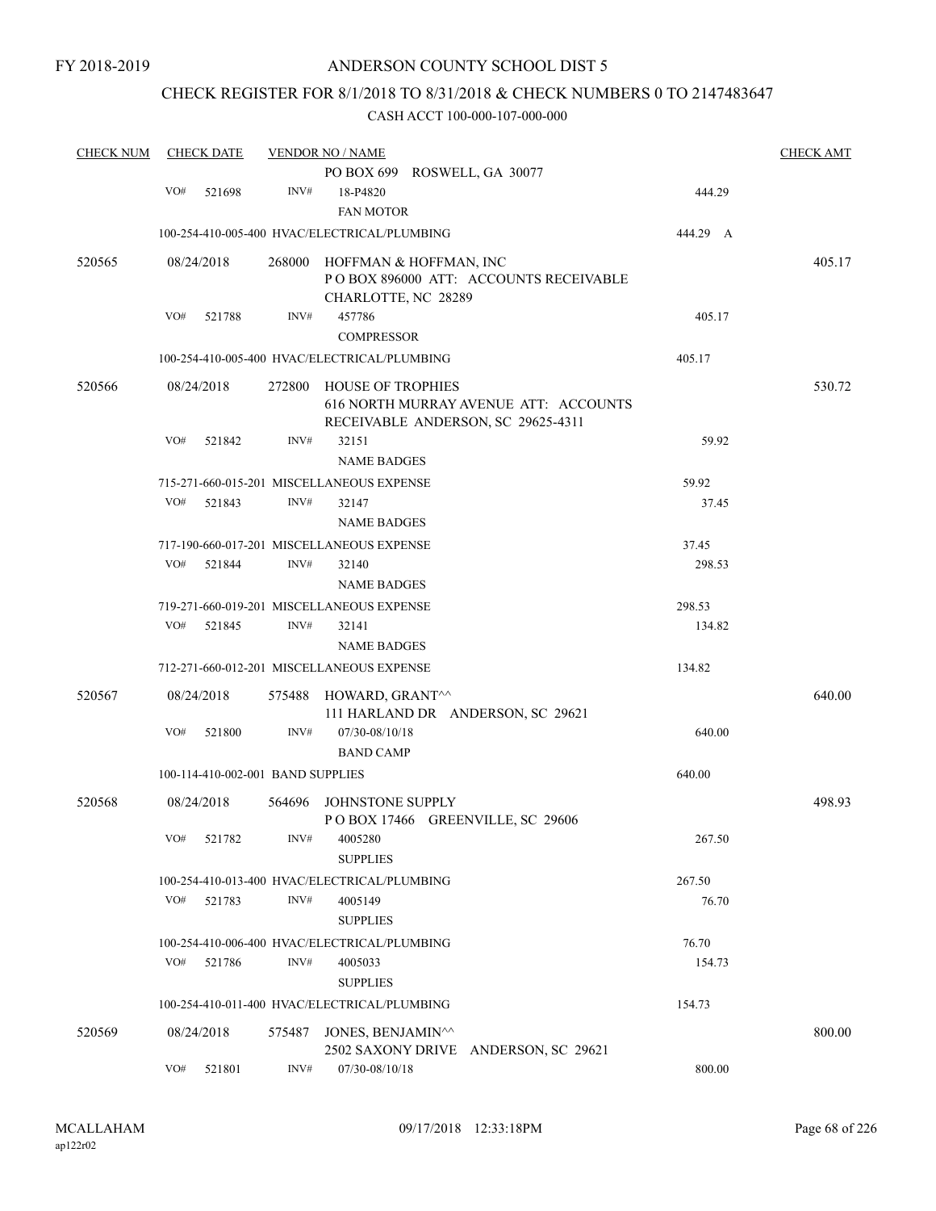FY 2018-2019

ANDERSON COUNTY SCHOOL DIST 5

CHECK REGISTER FOR 8/1/2018 TO 8/31/2018 & CHECK NUMBERS 0 TO 2147483647

CASH ACCT 100-000-107-000-000

| CHECK NUM | CHECK DATE | VENDOR NO / NAME | | CHECK AMT |
|---|---|---|---|---|
| | | PO BOX 699 ROSWELL, GA 30077 | | |
| | VO# 521698 | INV# 18-P4820<br>FAN MOTOR | 444.29 | |
| | | 100-254-410-005-400 HVAC/ELECTRICAL/PLUMBING | 444.29 A | |
| 520565 | 08/24/2018 | 268000 HOFFMAN & HOFFMAN, INC<br>P O BOX 896000 ATT: ACCOUNTS RECEIVABLE<br>CHARLOTTE, NC 28289 | | 405.17 |
| | VO# 521788 | INV# 457786<br>COMPRESSOR | 405.17 | |
| | | 100-254-410-005-400 HVAC/ELECTRICAL/PLUMBING | 405.17 | |
| 520566 | 08/24/2018 | 272800 HOUSE OF TROPHIES<br>616 NORTH MURRAY AVENUE ATT: ACCOUNTS<br>RECEIVABLE ANDERSON, SC 29625-4311 | | 530.72 |
| | VO# 521842 | INV# 32151<br>NAME BADGES | 59.92 | |
| | | 715-271-660-015-201 MISCELLANEOUS EXPENSE | 59.92 | |
| | VO# 521843 | INV# 32147<br>NAME BADGES | 37.45 | |
| | | 717-190-660-017-201 MISCELLANEOUS EXPENSE | 37.45 | |
| | VO# 521844 | INV# 32140<br>NAME BADGES | 298.53 | |
| | | 719-271-660-019-201 MISCELLANEOUS EXPENSE | 298.53 | |
| | VO# 521845 | INV# 32141<br>NAME BADGES | 134.82 | |
| | | 712-271-660-012-201 MISCELLANEOUS EXPENSE | 134.82 | |
| 520567 | 08/24/2018 | 575488 HOWARD, GRANT^^<br>111 HARLAND DR ANDERSON, SC 29621 | | 640.00 |
| | VO# 521800 | INV# 07/30-08/10/18<br>BAND CAMP | 640.00 | |
| | | 100-114-410-002-001 BAND SUPPLIES | 640.00 | |
| 520568 | 08/24/2018 | 564696 JOHNSTONE SUPPLY<br>P O BOX 17466 GREENVILLE, SC 29606 | | 498.93 |
| | VO# 521782 | INV# 4005280<br>SUPPLIES | 267.50 | |
| | | 100-254-410-013-400 HVAC/ELECTRICAL/PLUMBING | 267.50 | |
| | VO# 521783 | INV# 4005149<br>SUPPLIES | 76.70 | |
| | | 100-254-410-006-400 HVAC/ELECTRICAL/PLUMBING | 76.70 | |
| | VO# 521786 | INV# 4005033<br>SUPPLIES | 154.73 | |
| | | 100-254-410-011-400 HVAC/ELECTRICAL/PLUMBING | 154.73 | |
| 520569 | 08/24/2018 | 575487 JONES, BENJAMIN^^<br>2502 SAXONY DRIVE ANDERSON, SC 29621 | | 800.00 |
| | VO# 521801 | INV# 07/30-08/10/18 | 800.00 | |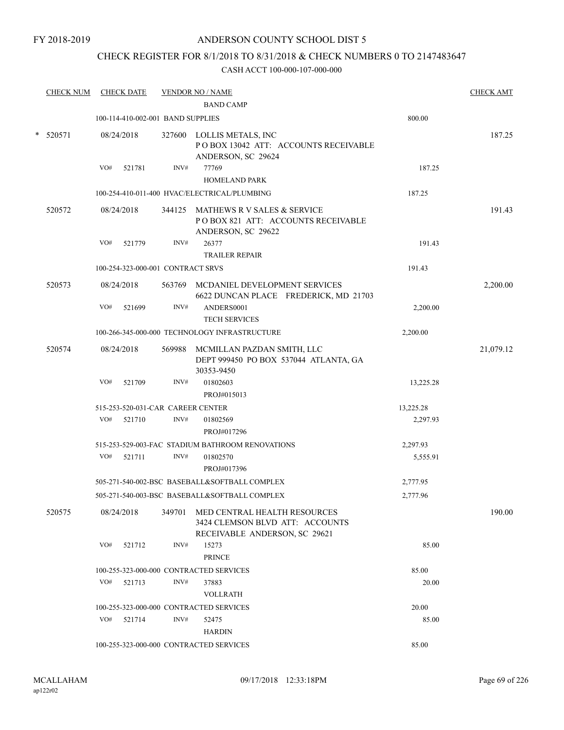FY 2018-2019

# ANDERSON COUNTY SCHOOL DIST 5

## CHECK REGISTER FOR 8/1/2018 TO 8/31/2018 & CHECK NUMBERS 0 TO 2147483647

CASH ACCT 100-000-107-000-000

| CHECK NUM | CHECK DATE | VENDOR NO / NAME | | CHECK AMT |
|---|---|---|---|---|
| | | BAND CAMP | | |
| | 100-114-410-002-001 BAND SUPPLIES | | 800.00 | |
| * 520571 | 08/24/2018 | 327600 LOLLIS METALS, INC<br>P O BOX 13042 ATT: ACCOUNTS RECEIVABLE<br>ANDERSON, SC 29624 | | 187.25 |
| | VO# 521781 | INV# 77769<br>HOMELAND PARK | 187.25 | |
| | 100-254-410-011-400 HVAC/ELECTRICAL/PLUMBING | | 187.25 | |
| 520572 | 08/24/2018 | 344125 MATHEWS R V SALES & SERVICE<br>P O BOX 821 ATT: ACCOUNTS RECEIVABLE<br>ANDERSON, SC 29622 | | 191.43 |
| | VO# 521779 | INV# 26377<br>TRAILER REPAIR | 191.43 | |
| | 100-254-323-000-001 CONTRACT SRVS | | 191.43 | |
| 520573 | 08/24/2018 | 563769 MCDANIEL DEVELOPMENT SERVICES<br>6622 DUNCAN PLACE FREDERICK, MD 21703 | | 2,200.00 |
| | VO# 521699 | INV# ANDERS0001<br>TECH SERVICES | 2,200.00 | |
| | 100-266-345-000-000 TECHNOLOGY INFRASTRUCTURE | | 2,200.00 | |
| 520574 | 08/24/2018 | 569988 MCMILLAN PAZDAN SMITH, LLC<br>DEPT 999450 PO BOX 537044 ATLANTA, GA<br>30353-9450 | | 21,079.12 |
| | VO# 521709 | INV# 01802603<br>PROJ#015013 | 13,225.28 | |
| | 515-253-520-031-CAR CAREER CENTER | | 13,225.28 | |
| | VO# 521710 | INV# 01802569<br>PROJ#017296 | 2,297.93 | |
| | 515-253-529-003-FAC STADIUM BATHROOM RENOVATIONS | | 2,297.93 | |
| | VO# 521711 | INV# 01802570<br>PROJ#017396 | 5,555.91 | |
| | 505-271-540-002-BSC BASEBALL&SOFTBALL COMPLEX | | 2,777.95 | |
| | 505-271-540-003-BSC BASEBALL&SOFTBALL COMPLEX | | 2,777.96 | |
| 520575 | 08/24/2018 | 349701 MED CENTRAL HEALTH RESOURCES<br>3424 CLEMSON BLVD ATT: ACCOUNTS<br>RECEIVABLE ANDERSON, SC 29621 | | 190.00 |
| | VO# 521712 | INV# 15273<br>PRINCE | 85.00 | |
| | 100-255-323-000-000 CONTRACTED SERVICES | | 85.00 | |
| | VO# 521713 | INV# 37883<br>VOLLRATH | 20.00 | |
| | 100-255-323-000-000 CONTRACTED SERVICES | | 20.00 | |
| | VO# 521714 | INV# 52475<br>HARDIN | 85.00 | |
| | 100-255-323-000-000 CONTRACTED SERVICES | | 85.00 | |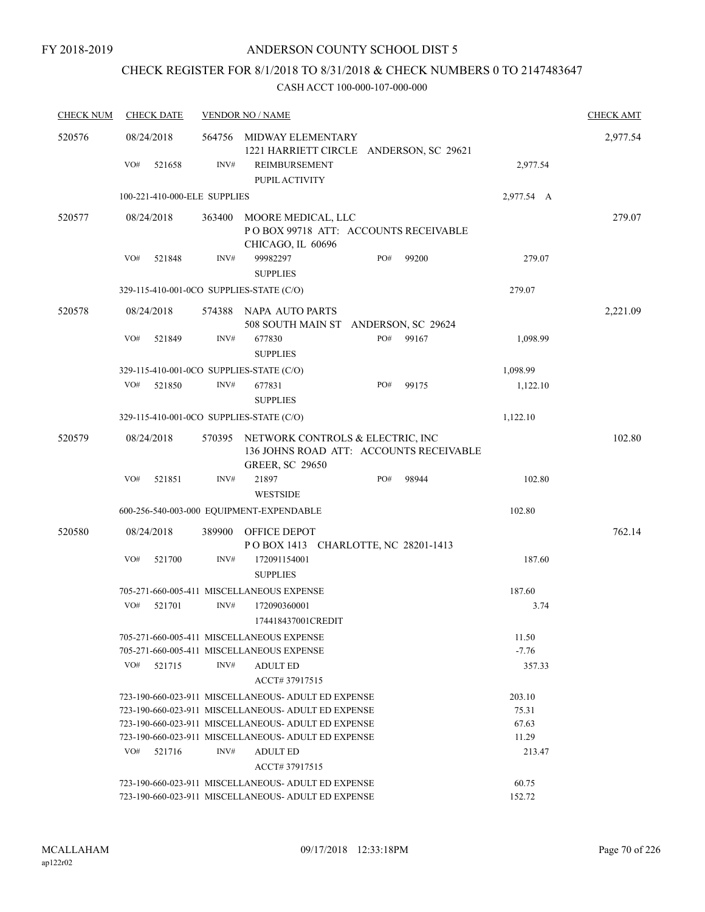FY 2018-2019

# ANDERSON COUNTY SCHOOL DIST 5

## CHECK REGISTER FOR 8/1/2018 TO 8/31/2018 & CHECK NUMBERS 0 TO 2147483647

### CASH ACCT 100-000-107-000-000

| CHECK NUM | CHECK DATE | VENDOR NO / NAME | | | CHECK AMT |
|---|---|---|---|---|---|
| 520576 | 08/24/2018 | 564756 MIDWAY ELEMENTARY<br>1221 HARRIETT CIRCLE ANDERSON, SC 29621 | | | 2,977.54 |
| | VO# 521658 | INV# REIMBURSEMENT<br>PUPIL ACTIVITY | | 2,977.54 | |
| | 100-221-410-000-ELE SUPPLIES | | | 2,977.54 A | |
| 520577 | 08/24/2018 | 363400 MOORE MEDICAL, LLC<br>P O BOX 99718 ATT: ACCOUNTS RECEIVABLE<br>CHICAGO, IL 60696 | | | 279.07 |
| | VO# 521848 | INV# 99982297<br>SUPPLIES | PO# 99200 | 279.07 | |
| | 329-115-410-001-0CO SUPPLIES-STATE (C/O) | | | 279.07 | |
| 520578 | 08/24/2018 | 574388 NAPA AUTO PARTS<br>508 SOUTH MAIN ST ANDERSON, SC 29624 | | | 2,221.09 |
| | VO# 521849 | INV# 677830<br>SUPPLIES | PO# 99167 | 1,098.99 | |
| | 329-115-410-001-0CO SUPPLIES-STATE (C/O) | | | 1,098.99 | |
| | VO# 521850 | INV# 677831<br>SUPPLIES | PO# 99175 | 1,122.10 | |
| | 329-115-410-001-0CO SUPPLIES-STATE (C/O) | | | 1,122.10 | |
| 520579 | 08/24/2018 | 570395 NETWORK CONTROLS & ELECTRIC, INC<br>136 JOHNS ROAD ATT: ACCOUNTS RECEIVABLE<br>GREER, SC 29650 | | | 102.80 |
| | VO# 521851 | INV# 21897<br>WESTSIDE | PO# 98944 | 102.80 | |
| | 600-256-540-003-000 EQUIPMENT-EXPENDABLE | | | 102.80 | |
| 520580 | 08/24/2018 | 389900 OFFICE DEPOT<br>P O BOX 1413 CHARLOTTE, NC 28201-1413 | | | 762.14 |
| | VO# 521700 | INV# 172091154001<br>SUPPLIES | | 187.60 | |
| | 705-271-660-005-411 MISCELLANEOUS EXPENSE | | | 187.60 | |
| | VO# 521701 | INV# 172090360001<br>174418437001CREDIT | | 3.74 | |
| | 705-271-660-005-411 MISCELLANEOUS EXPENSE | | | 11.50 | |
| | 705-271-660-005-411 MISCELLANEOUS EXPENSE | | | -7.76 | |
| | VO# 521715 | INV# ADULT ED<br>ACCT# 37917515 | | 357.33 | |
| | 723-190-660-023-911 MISCELLANEOUS- ADULT ED EXPENSE | | | 203.10 | |
| | 723-190-660-023-911 MISCELLANEOUS- ADULT ED EXPENSE | | | 75.31 | |
| | 723-190-660-023-911 MISCELLANEOUS- ADULT ED EXPENSE | | | 67.63 | |
| | 723-190-660-023-911 MISCELLANEOUS- ADULT ED EXPENSE | | | 11.29 | |
| | VO# 521716 | INV# ADULT ED<br>ACCT# 37917515 | | 213.47 | |
| | 723-190-660-023-911 MISCELLANEOUS- ADULT ED EXPENSE | | | 60.75 | |
| | 723-190-660-023-911 MISCELLANEOUS- ADULT ED EXPENSE | | | 152.72 | |

MCALLAHAM ap122r02 09/17/2018 12:33:18PM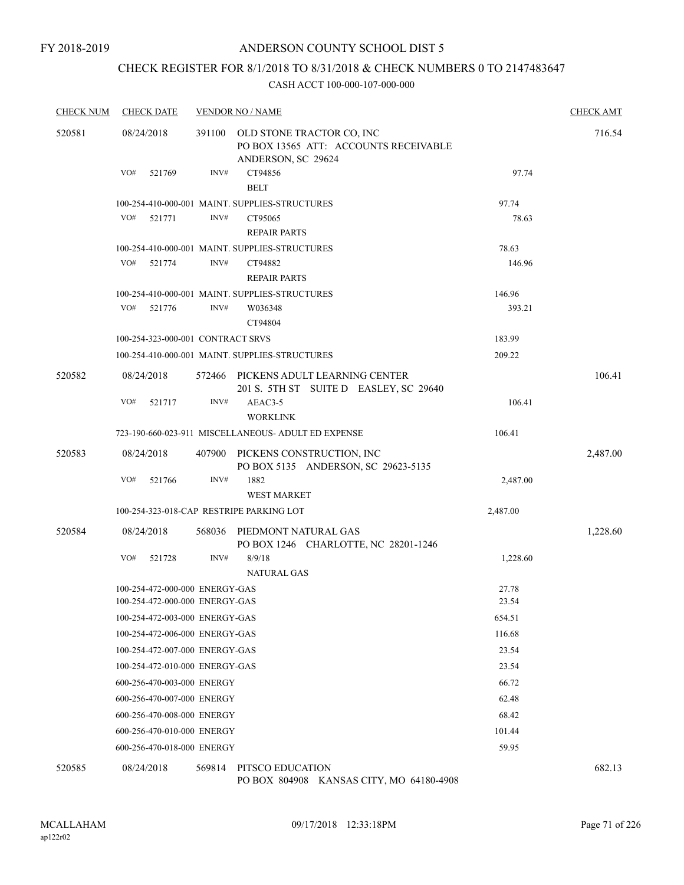FY 2018-2019

# ANDERSON COUNTY SCHOOL DIST 5

## CHECK REGISTER FOR 8/1/2018 TO 8/31/2018 & CHECK NUMBERS 0 TO 2147483647

### CASH ACCT 100-000-107-000-000

| CHECK NUM | CHECK DATE | VENDOR NO / NAME | | CHECK AMT |
|---|---|---|---|---|
| 520581 | 08/24/2018 | 391100 OLD STONE TRACTOR CO, INC<br>PO BOX 13565 ATT: ACCOUNTS RECEIVABLE<br>ANDERSON, SC 29624 | | 716.54 |
| | VO# 521769 | INV# CT94856<br>BELT | 97.74 | |
| | 100-254-410-000-001 MAINT. SUPPLIES-STRUCTURES | | 97.74 | |
| | VO# 521771 | INV# CT95065<br>REPAIR PARTS | 78.63 | |
| | 100-254-410-000-001 MAINT. SUPPLIES-STRUCTURES | | 78.63 | |
| | VO# 521774 | INV# CT94882<br>REPAIR PARTS | 146.96 | |
| | 100-254-410-000-001 MAINT. SUPPLIES-STRUCTURES | | 146.96 | |
| | VO# 521776 | INV# W036348<br>CT94804 | 393.21 | |
| | 100-254-323-000-001 CONTRACT SRVS | | 183.99 | |
| | 100-254-410-000-001 MAINT. SUPPLIES-STRUCTURES | | 209.22 | |
| 520582 | 08/24/2018 | 572466 PICKENS ADULT LEARNING CENTER<br>201 S. 5TH ST SUITE D EASLEY, SC 29640 | | 106.41 |
| | VO# 521717 | INV# AEAC3-5<br>WORKLINK | 106.41 | |
| | 723-190-660-023-911 MISCELLANEOUS- ADULT ED EXPENSE | | 106.41 | |
| 520583 | 08/24/2018 | 407900 PICKENS CONSTRUCTION, INC<br>PO BOX 5135 ANDERSON, SC 29623-5135 | | 2,487.00 |
| | VO# 521766 | INV# 1882<br>WEST MARKET | 2,487.00 | |
| | 100-254-323-018-CAP RESTRIPE PARKING LOT | | 2,487.00 | |
| 520584 | 08/24/2018 | 568036 PIEDMONT NATURAL GAS<br>PO BOX 1246 CHARLOTTE, NC 28201-1246 | | 1,228.60 |
| | VO# 521728 | INV# 8/9/18<br>NATURAL GAS | 1,228.60 | |
| | 100-254-472-000-000 ENERGY-GAS | | 27.78 | |
| | 100-254-472-000-000 ENERGY-GAS | | 23.54 | |
| | 100-254-472-003-000 ENERGY-GAS | | 654.51 | |
| | 100-254-472-006-000 ENERGY-GAS | | 116.68 | |
| | 100-254-472-007-000 ENERGY-GAS | | 23.54 | |
| | 100-254-472-010-000 ENERGY-GAS | | 23.54 | |
| | 600-256-470-003-000 ENERGY | | 66.72 | |
| | 600-256-470-007-000 ENERGY | | 62.48 | |
| | 600-256-470-008-000 ENERGY | | 68.42 | |
| | 600-256-470-010-000 ENERGY | | 101.44 | |
| | 600-256-470-018-000 ENERGY | | 59.95 | |
| 520585 | 08/24/2018 | 569814 PITSCO EDUCATION<br>PO BOX 804908 KANSAS CITY, MO 64180-4908 | | 682.13 |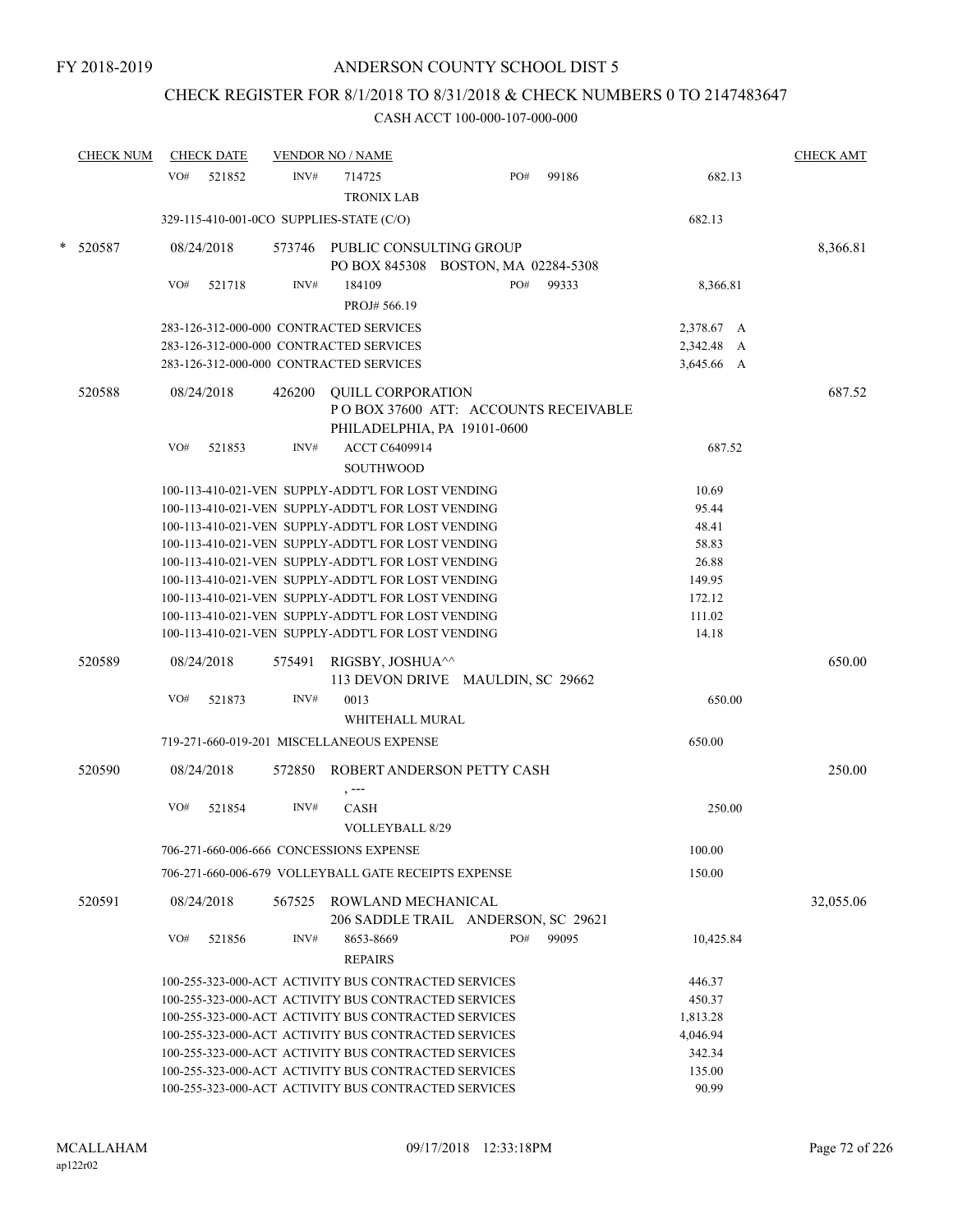FY 2018-2019

# ANDERSON COUNTY SCHOOL DIST 5

## CHECK REGISTER FOR 8/1/2018 TO 8/31/2018 & CHECK NUMBERS 0 TO 2147483647

### CASH ACCT 100-000-107-000-000

| CHECK NUM | CHECK DATE | VENDOR NO / NAME | | | CHECK AMT |
|---|---|---|---|---|---|
| | VO# 521852 | INV# 714725 TRONIX LAB | PO# 99186 | 682.13 | |
| | 329-115-410-001-0CO SUPPLIES-STATE (C/O) | | | 682.13 | |
| * 520587 | 08/24/2018 | 573746 PUBLIC CONSULTING GROUP PO BOX 845308 BOSTON, MA 02284-5308 | | | 8,366.81 |
| | VO# 521718 | INV# 184109 PROJ# 566.19 | PO# 99333 | 8,366.81 | |
| | 283-126-312-000-000 CONTRACTED SERVICES | | | 2,378.67 A | |
| | 283-126-312-000-000 CONTRACTED SERVICES | | | 2,342.48 A | |
| | 283-126-312-000-000 CONTRACTED SERVICES | | | 3,645.66 A | |
| 520588 | 08/24/2018 | 426200 QUILL CORPORATION P O BOX 37600 ATT: ACCOUNTS RECEIVABLE PHILADELPHIA, PA 19101-0600 | | | 687.52 |
| | VO# 521853 | INV# ACCT C6409914 SOUTHWOOD | | 687.52 | |
| | 100-113-410-021-VEN SUPPLY-ADDT'L FOR LOST VENDING | | | 10.69 | |
| | 100-113-410-021-VEN SUPPLY-ADDT'L FOR LOST VENDING | | | 95.44 | |
| | 100-113-410-021-VEN SUPPLY-ADDT'L FOR LOST VENDING | | | 48.41 | |
| | 100-113-410-021-VEN SUPPLY-ADDT'L FOR LOST VENDING | | | 58.83 | |
| | 100-113-410-021-VEN SUPPLY-ADDT'L FOR LOST VENDING | | | 26.88 | |
| | 100-113-410-021-VEN SUPPLY-ADDT'L FOR LOST VENDING | | | 149.95 | |
| | 100-113-410-021-VEN SUPPLY-ADDT'L FOR LOST VENDING | | | 172.12 | |
| | 100-113-410-021-VEN SUPPLY-ADDT'L FOR LOST VENDING | | | 111.02 | |
| | 100-113-410-021-VEN SUPPLY-ADDT'L FOR LOST VENDING | | | 14.18 | |
| 520589 | 08/24/2018 | 575491 RIGSBY, JOSHUA^^ 113 DEVON DRIVE MAULDIN, SC 29662 | | | 650.00 |
| | VO# 521873 | INV# 0013 WHITEHALL MURAL | | 650.00 | |
| | 719-271-660-019-201 MISCELLANEOUS EXPENSE | | | 650.00 | |
| 520590 | 08/24/2018 | 572850 ROBERT ANDERSON PETTY CASH , --- | | | 250.00 |
| | VO# 521854 | INV# CASH VOLLEYBALL 8/29 | | 250.00 | |
| | 706-271-660-006-666 CONCESSIONS EXPENSE | | | 100.00 | |
| | 706-271-660-006-679 VOLLEYBALL GATE RECEIPTS EXPENSE | | | 150.00 | |
| 520591 | 08/24/2018 | 567525 ROWLAND MECHANICAL 206 SADDLE TRAIL ANDERSON, SC 29621 | | | 32,055.06 |
| | VO# 521856 | INV# 8653-8669 REPAIRS | PO# 99095 | 10,425.84 | |
| | 100-255-323-000-ACT ACTIVITY BUS CONTRACTED SERVICES | | | 446.37 | |
| | 100-255-323-000-ACT ACTIVITY BUS CONTRACTED SERVICES | | | 450.37 | |
| | 100-255-323-000-ACT ACTIVITY BUS CONTRACTED SERVICES | | | 1,813.28 | |
| | 100-255-323-000-ACT ACTIVITY BUS CONTRACTED SERVICES | | | 4,046.94 | |
| | 100-255-323-000-ACT ACTIVITY BUS CONTRACTED SERVICES | | | 342.34 | |
| | 100-255-323-000-ACT ACTIVITY BUS CONTRACTED SERVICES | | | 135.00 | |
| | 100-255-323-000-ACT ACTIVITY BUS CONTRACTED SERVICES | | | 90.99 | |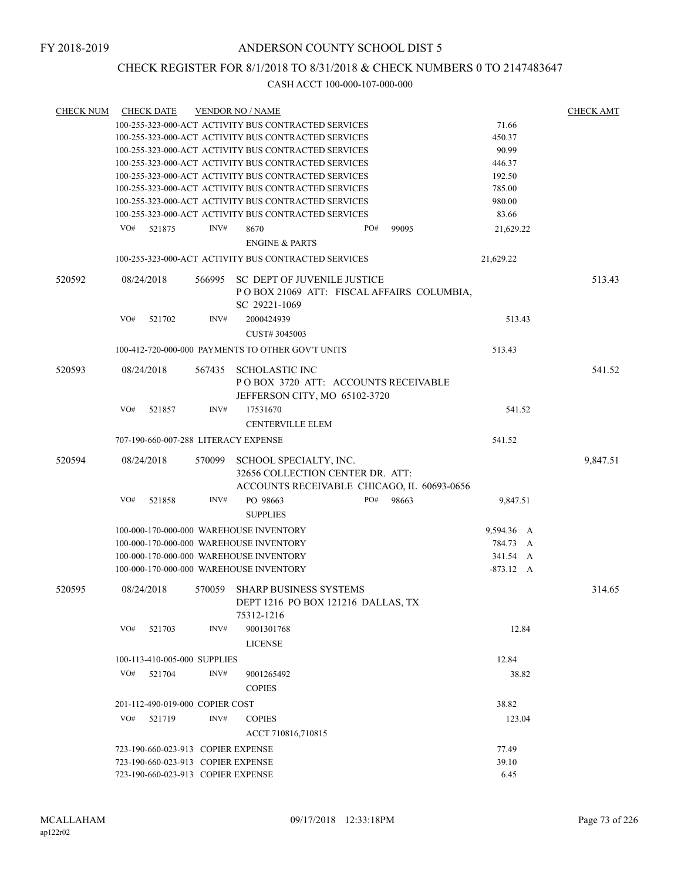FY 2018-2019

ANDERSON COUNTY SCHOOL DIST 5

CHECK REGISTER FOR 8/1/2018 TO 8/31/2018 & CHECK NUMBERS 0 TO 2147483647

CASH ACCT 100-000-107-000-000

| CHECK NUM | CHECK DATE | VENDOR NO / NAME | | CHECK AMT |
|---|---|---|---|---|
| | | 100-255-323-000-ACT ACTIVITY BUS CONTRACTED SERVICES | 71.66 | |
| | | 100-255-323-000-ACT ACTIVITY BUS CONTRACTED SERVICES | 450.37 | |
| | | 100-255-323-000-ACT ACTIVITY BUS CONTRACTED SERVICES | 90.99 | |
| | | 100-255-323-000-ACT ACTIVITY BUS CONTRACTED SERVICES | 446.37 | |
| | | 100-255-323-000-ACT ACTIVITY BUS CONTRACTED SERVICES | 192.50 | |
| | | 100-255-323-000-ACT ACTIVITY BUS CONTRACTED SERVICES | 785.00 | |
| | | 100-255-323-000-ACT ACTIVITY BUS CONTRACTED SERVICES | 980.00 | |
| | | 100-255-323-000-ACT ACTIVITY BUS CONTRACTED SERVICES | 83.66 | |
| | VO# 521875 | INV# 8670 PO# 99095<br>ENGINE & PARTS | 21,629.22 | |
| | | 100-255-323-000-ACT ACTIVITY BUS CONTRACTED SERVICES | 21,629.22 | |
| 520592 | 08/24/2018 | 566995 SC DEPT OF JUVENILE JUSTICE<br>P O BOX 21069 ATT: FISCAL AFFAIRS COLUMBIA, SC 29221-1069 | | 513.43 |
| | VO# 521702 | INV# 2000424939<br>CUST# 3045003 | 513.43 | |
| | | 100-412-720-000-000 PAYMENTS TO OTHER GOV'T UNITS | 513.43 | |
| 520593 | 08/24/2018 | 567435 SCHOLASTIC INC<br>P O BOX 3720 ATT: ACCOUNTS RECEIVABLE JEFFERSON CITY, MO 65102-3720 | | 541.52 |
| | VO# 521857 | INV# 17531670<br>CENTERVILLE ELEM | 541.52 | |
| | | 707-190-660-007-288 LITERACY EXPENSE | 541.52 | |
| 520594 | 08/24/2018 | 570099 SCHOOL SPECIALTY, INC.<br>32656 COLLECTION CENTER DR. ATT: ACCOUNTS RECEIVABLE CHICAGO, IL 60693-0656 | | 9,847.51 |
| | VO# 521858 | INV# PO 98663 PO# 98663<br>SUPPLIES | 9,847.51 | |
| | | 100-000-170-000-000 WAREHOUSE INVENTORY | 9,594.36 A | |
| | | 100-000-170-000-000 WAREHOUSE INVENTORY | 784.73 A | |
| | | 100-000-170-000-000 WAREHOUSE INVENTORY | 341.54 A | |
| | | 100-000-170-000-000 WAREHOUSE INVENTORY | -873.12 A | |
| 520595 | 08/24/2018 | 570059 SHARP BUSINESS SYSTEMS<br>DEPT 1216 PO BOX 121216 DALLAS, TX 75312-1216 | | 314.65 |
| | VO# 521703 | INV# 9001301768<br>LICENSE | 12.84 | |
| | | 100-113-410-005-000 SUPPLIES | 12.84 | |
| | VO# 521704 | INV# 9001265492<br>COPIES | 38.82 | |
| | | 201-112-490-019-000 COPIER COST | 38.82 | |
| | VO# 521719 | INV# COPIES<br>ACCT 710816,710815 | 123.04 | |
| | | 723-190-660-023-913 COPIER EXPENSE | 77.49 | |
| | | 723-190-660-023-913 COPIER EXPENSE | 39.10 | |
| | | 723-190-660-023-913 COPIER EXPENSE | 6.45 | |

MCALLAHAM ap122r02 09/17/2018 12:33:18PM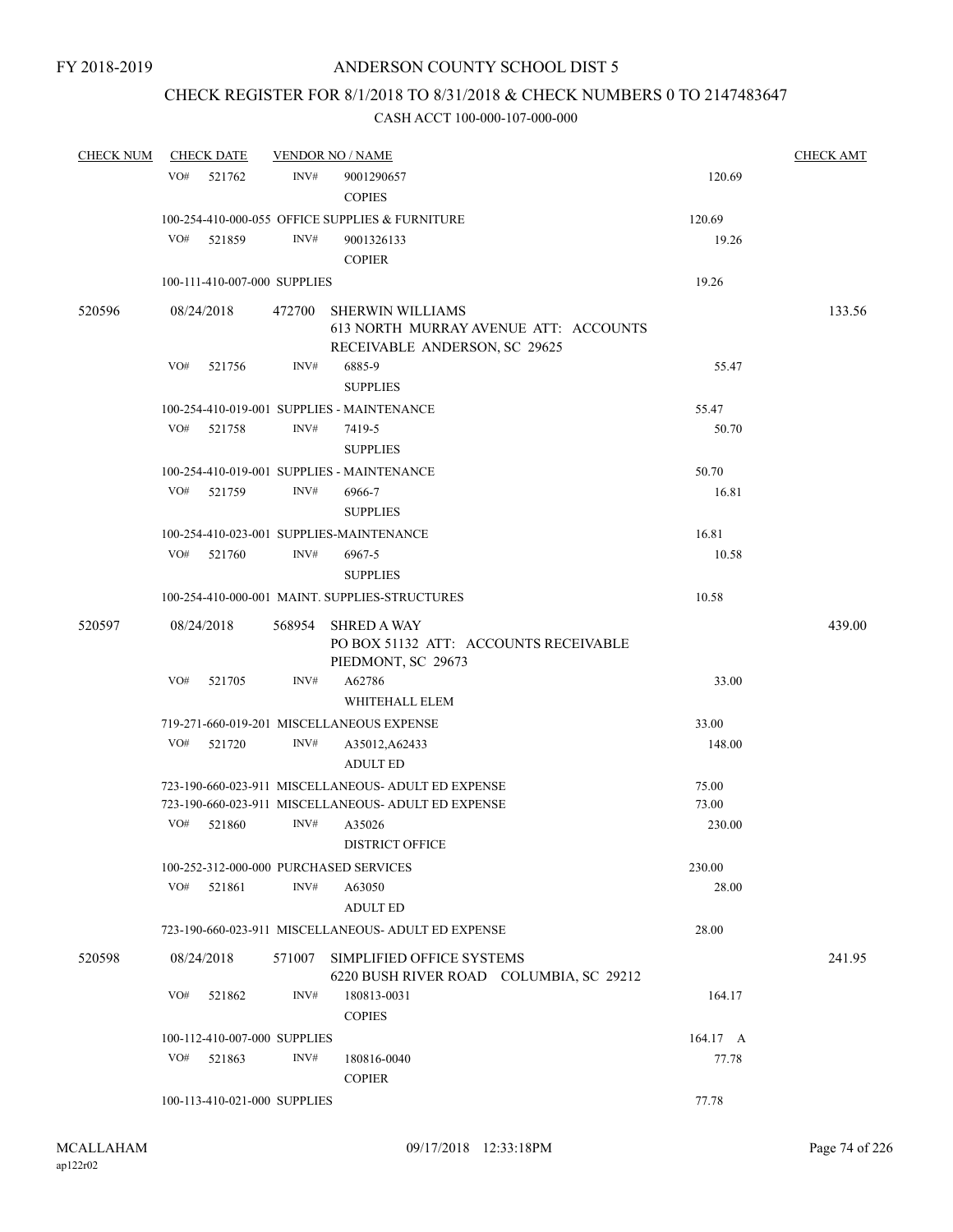FY 2018-2019

# ANDERSON COUNTY SCHOOL DIST 5

## CHECK REGISTER FOR 8/1/2018 TO 8/31/2018 & CHECK NUMBERS 0 TO 2147483647

### CASH ACCT 100-000-107-000-000

| CHECK NUM | CHECK DATE | VENDOR NO / NAME | | CHECK AMT |
|---|---|---|---|---|
| | VO# 521762 | INV# 9001290657 COPIES | 120.69 | |
| | 100-254-410-000-055 OFFICE SUPPLIES & FURNITURE | | 120.69 | |
| | VO# 521859 | INV# 9001326133 COPIER | 19.26 | |
| | 100-111-410-007-000 SUPPLIES | | 19.26 | |
| 520596 | 08/24/2018 | 472700 SHERWIN WILLIAMS 613 NORTH MURRAY AVENUE ATT: ACCOUNTS RECEIVABLE ANDERSON, SC 29625 | | 133.56 |
| | VO# 521756 | INV# 6885-9 SUPPLIES | 55.47 | |
| | 100-254-410-019-001 SUPPLIES - MAINTENANCE | | 55.47 | |
| | VO# 521758 | INV# 7419-5 SUPPLIES | 50.70 | |
| | 100-254-410-019-001 SUPPLIES - MAINTENANCE | | 50.70 | |
| | VO# 521759 | INV# 6966-7 SUPPLIES | 16.81 | |
| | 100-254-410-023-001 SUPPLIES-MAINTENANCE | | 16.81 | |
| | VO# 521760 | INV# 6967-5 SUPPLIES | 10.58 | |
| | 100-254-410-000-001 MAINT. SUPPLIES-STRUCTURES | | 10.58 | |
| 520597 | 08/24/2018 | 568954 SHRED A WAY PO BOX 51132 ATT: ACCOUNTS RECEIVABLE PIEDMONT, SC 29673 | | 439.00 |
| | VO# 521705 | INV# A62786 WHITEHALL ELEM | 33.00 | |
| | 719-271-660-019-201 MISCELLANEOUS EXPENSE | | 33.00 | |
| | VO# 521720 | INV# A35012,A62433 ADULT ED | 148.00 | |
| | 723-190-660-023-911 MISCELLANEOUS- ADULT ED EXPENSE | | 75.00 | |
| | 723-190-660-023-911 MISCELLANEOUS- ADULT ED EXPENSE | | 73.00 | |
| | VO# 521860 | INV# A35026 DISTRICT OFFICE | 230.00 | |
| | 100-252-312-000-000 PURCHASED SERVICES | | 230.00 | |
| | VO# 521861 | INV# A63050 ADULT ED | 28.00 | |
| | 723-190-660-023-911 MISCELLANEOUS- ADULT ED EXPENSE | | 28.00 | |
| 520598 | 08/24/2018 | 571007 SIMPLIFIED OFFICE SYSTEMS 6220 BUSH RIVER ROAD COLUMBIA, SC 29212 | | 241.95 |
| | VO# 521862 | INV# 180813-0031 COPIES | 164.17 | |
| | 100-112-410-007-000 SUPPLIES | | 164.17 A | |
| | VO# 521863 | INV# 180816-0040 COPIER | 77.78 | |
| | 100-113-410-021-000 SUPPLIES | | 77.78 | |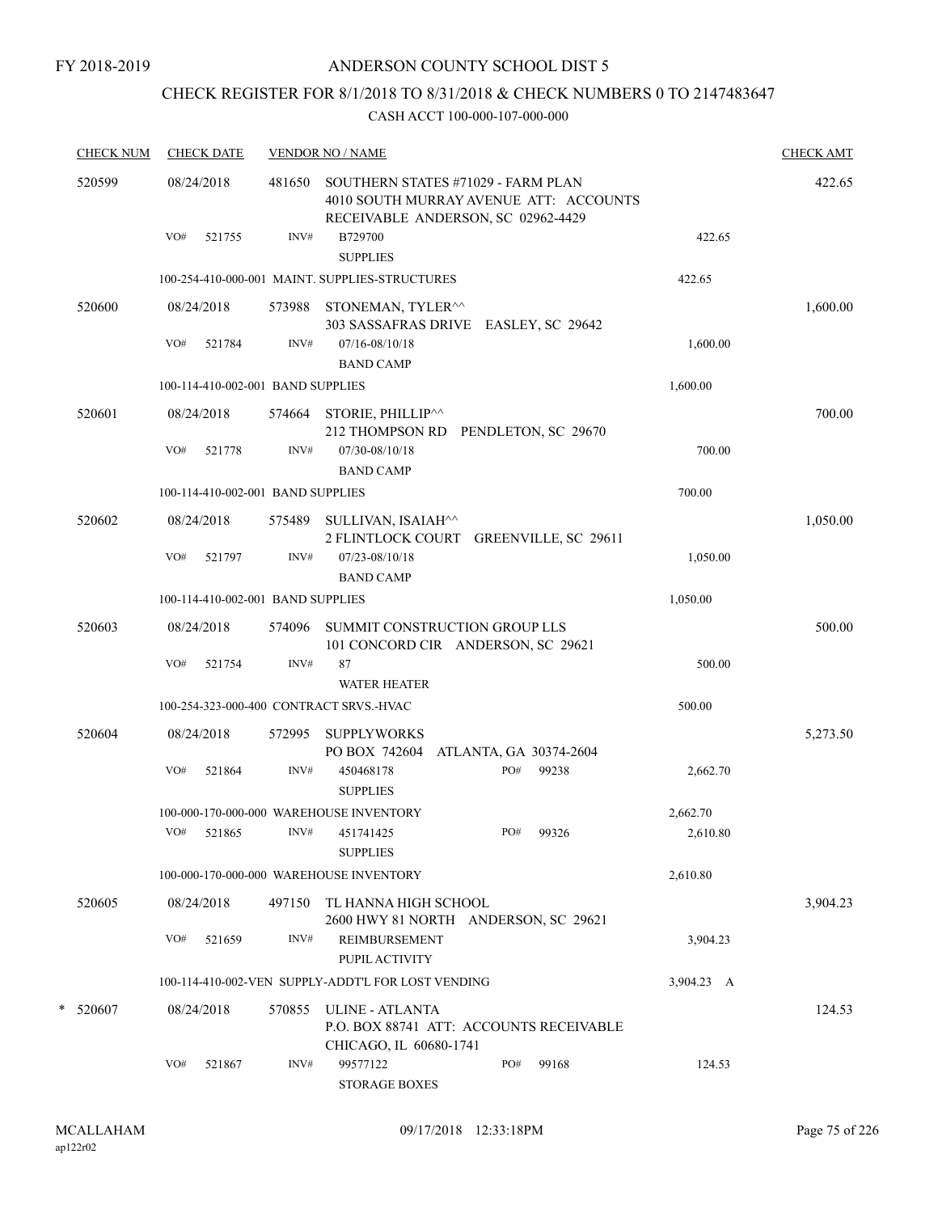FY 2018-2019

# ANDERSON COUNTY SCHOOL DIST 5

## CHECK REGISTER FOR 8/1/2018 TO 8/31/2018 & CHECK NUMBERS 0 TO 2147483647

### CASH ACCT 100-000-107-000-000

| CHECK NUM | CHECK DATE | VENDOR NO / NAME | | | CHECK AMT |
|---|---|---|---|---|---|
| 520599 | 08/24/2018 | 481650 | SOUTHERN STATES #71029 - FARM PLAN<br>4010 SOUTH MURRAY AVENUE ATT: ACCOUNTS RECEIVABLE ANDERSON, SC 02962-4429 | | 422.65 |
| | VO# 521755 | INV# | B729700<br>SUPPLIES | 422.65 | |
| | 100-254-410-000-001 MAINT. SUPPLIES-STRUCTURES | | | 422.65 | |
| 520600 | 08/24/2018 | 573988 | STONEMAN, TYLER^^<br>303 SASSAFRAS DRIVE EASLEY, SC 29642 | | 1,600.00 |
| | VO# 521784 | INV# | 07/16-08/10/18<br>BAND CAMP | 1,600.00 | |
| | 100-114-410-002-001 BAND SUPPLIES | | | 1,600.00 | |
| 520601 | 08/24/2018 | 574664 | STORIE, PHILLIP^^<br>212 THOMPSON RD PENDLETON, SC 29670 | | 700.00 |
| | VO# 521778 | INV# | 07/30-08/10/18<br>BAND CAMP | 700.00 | |
| | 100-114-410-002-001 BAND SUPPLIES | | | 700.00 | |
| 520602 | 08/24/2018 | 575489 | SULLIVAN, ISAIAH^^<br>2 FLINTLOCK COURT GREENVILLE, SC 29611 | | 1,050.00 |
| | VO# 521797 | INV# | 07/23-08/10/18<br>BAND CAMP | 1,050.00 | |
| | 100-114-410-002-001 BAND SUPPLIES | | | 1,050.00 | |
| 520603 | 08/24/2018 | 574096 | SUMMIT CONSTRUCTION GROUP LLS<br>101 CONCORD CIR ANDERSON, SC 29621 | | 500.00 |
| | VO# 521754 | INV# | 87<br>WATER HEATER | 500.00 | |
| | 100-254-323-000-400 CONTRACT SRVS.-HVAC | | | 500.00 | |
| 520604 | 08/24/2018 | 572995 | SUPPLYWORKS<br>PO BOX 742604 ATLANTA, GA 30374-2604 | | 5,273.50 |
| | VO# 521864 | INV# | 450468178 PO# 99238<br>SUPPLIES | 2,662.70 | |
| | 100-000-170-000-000 WAREHOUSE INVENTORY | | | 2,662.70 | |
| | VO# 521865 | INV# | 451741425 PO# 99326<br>SUPPLIES | 2,610.80 | |
| | 100-000-170-000-000 WAREHOUSE INVENTORY | | | 2,610.80 | |
| 520605 | 08/24/2018 | 497150 | TL HANNA HIGH SCHOOL<br>2600 HWY 81 NORTH ANDERSON, SC 29621 | | 3,904.23 |
| | VO# 521659 | INV# | REIMBURSEMENT<br>PUPIL ACTIVITY | 3,904.23 | |
| | 100-114-410-002-VEN SUPPLY-ADDT'L FOR LOST VENDING | | | 3,904.23 A | |
| * 520607 | 08/24/2018 | 570855 | ULINE - ATLANTA<br>P.O. BOX 88741 ATT: ACCOUNTS RECEIVABLE CHICAGO, IL 60680-1741 | | 124.53 |
| | VO# 521867 | INV# | 99577122 PO# 99168<br>STORAGE BOXES | 124.53 | |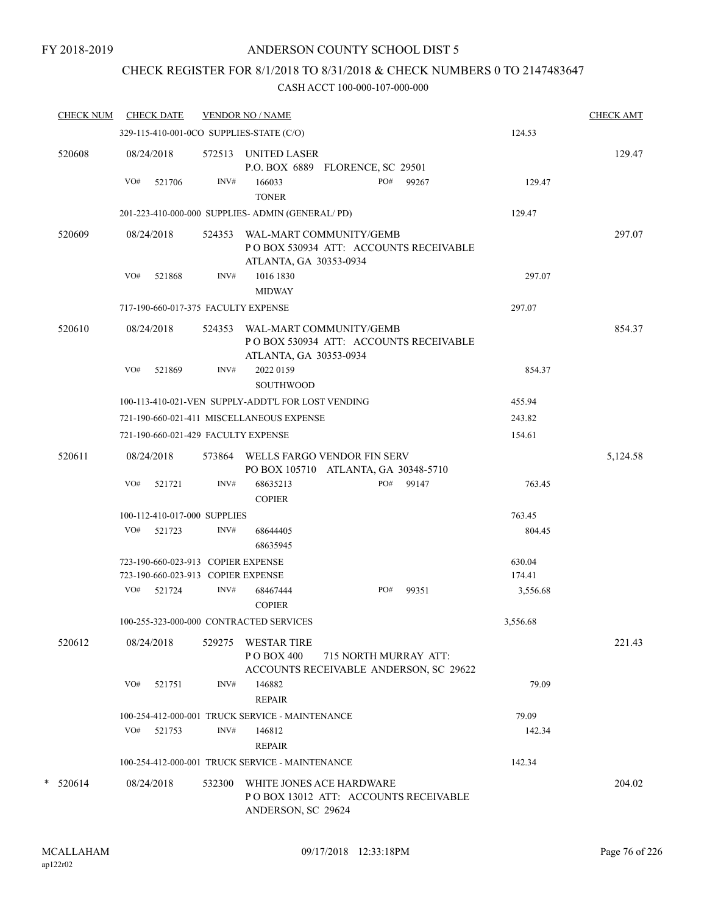FY 2018-2019

# ANDERSON COUNTY SCHOOL DIST 5

## CHECK REGISTER FOR 8/1/2018 TO 8/31/2018 & CHECK NUMBERS 0 TO 2147483647

### CASH ACCT 100-000-107-000-000

| CHECK NUM | CHECK DATE | VENDOR NO / NAME | | CHECK AMT |
|---|---|---|---|---|
| | 329-115-410-001-0CO SUPPLIES-STATE (C/O) | | 124.53 | |
| 520608 | 08/24/2018 | 572513 UNITED LASER<br>P.O. BOX 6889 FLORENCE, SC 29501 | | 129.47 |
| | VO# 521706 | INV# 166033 PO# 99267<br>TONER | 129.47 | |
| | 201-223-410-000-000 SUPPLIES- ADMIN (GENERAL/ PD) | | 129.47 | |
| 520609 | 08/24/2018 | 524353 WAL-MART COMMUNITY/GEMB<br>P O BOX 530934 ATT: ACCOUNTS RECEIVABLE<br>ATLANTA, GA 30353-0934 | | 297.07 |
| | VO# 521868 | INV# 1016 1830<br>MIDWAY | 297.07 | |
| | 717-190-660-017-375 FACULTY EXPENSE | | 297.07 | |
| 520610 | 08/24/2018 | 524353 WAL-MART COMMUNITY/GEMB<br>P O BOX 530934 ATT: ACCOUNTS RECEIVABLE<br>ATLANTA, GA 30353-0934 | | 854.37 |
| | VO# 521869 | INV# 2022 0159<br>SOUTHWOOD | 854.37 | |
| | 100-113-410-021-VEN SUPPLY-ADDT'L FOR LOST VENDING | | 455.94 | |
| | 721-190-660-021-411 MISCELLANEOUS EXPENSE | | 243.82 | |
| | 721-190-660-021-429 FACULTY EXPENSE | | 154.61 | |
| 520611 | 08/24/2018 | 573864 WELLS FARGO VENDOR FIN SERV<br>PO BOX 105710 ATLANTA, GA 30348-5710 | | 5,124.58 |
| | VO# 521721 | INV# 68635213 PO# 99147<br>COPIER | 763.45 | |
| | 100-112-410-017-000 SUPPLIES | | 763.45 | |
| | VO# 521723 | INV# 68644405<br>68635945 | 804.45 | |
| | 723-190-660-023-913 COPIER EXPENSE | | 630.04 | |
| | 723-190-660-023-913 COPIER EXPENSE | | 174.41 | |
| | VO# 521724 | INV# 68467444 PO# 99351<br>COPIER | 3,556.68 | |
| | 100-255-323-000-000 CONTRACTED SERVICES | | 3,556.68 | |
| 520612 | 08/24/2018 | 529275 WESTAR TIRE<br>P O BOX 400 715 NORTH MURRAY ATT:<br>ACCOUNTS RECEIVABLE ANDERSON, SC 29622 | | 221.43 |
| | VO# 521751 | INV# 146882<br>REPAIR | 79.09 | |
| | 100-254-412-000-001 TRUCK SERVICE - MAINTENANCE | | 79.09 | |
| | VO# 521753 | INV# 146812<br>REPAIR | 142.34 | |
| | 100-254-412-000-001 TRUCK SERVICE - MAINTENANCE | | 142.34 | |
| * 520614 | 08/24/2018 | 532300 WHITE JONES ACE HARDWARE<br>P O BOX 13012 ATT: ACCOUNTS RECEIVABLE<br>ANDERSON, SC 29624 | | 204.02 |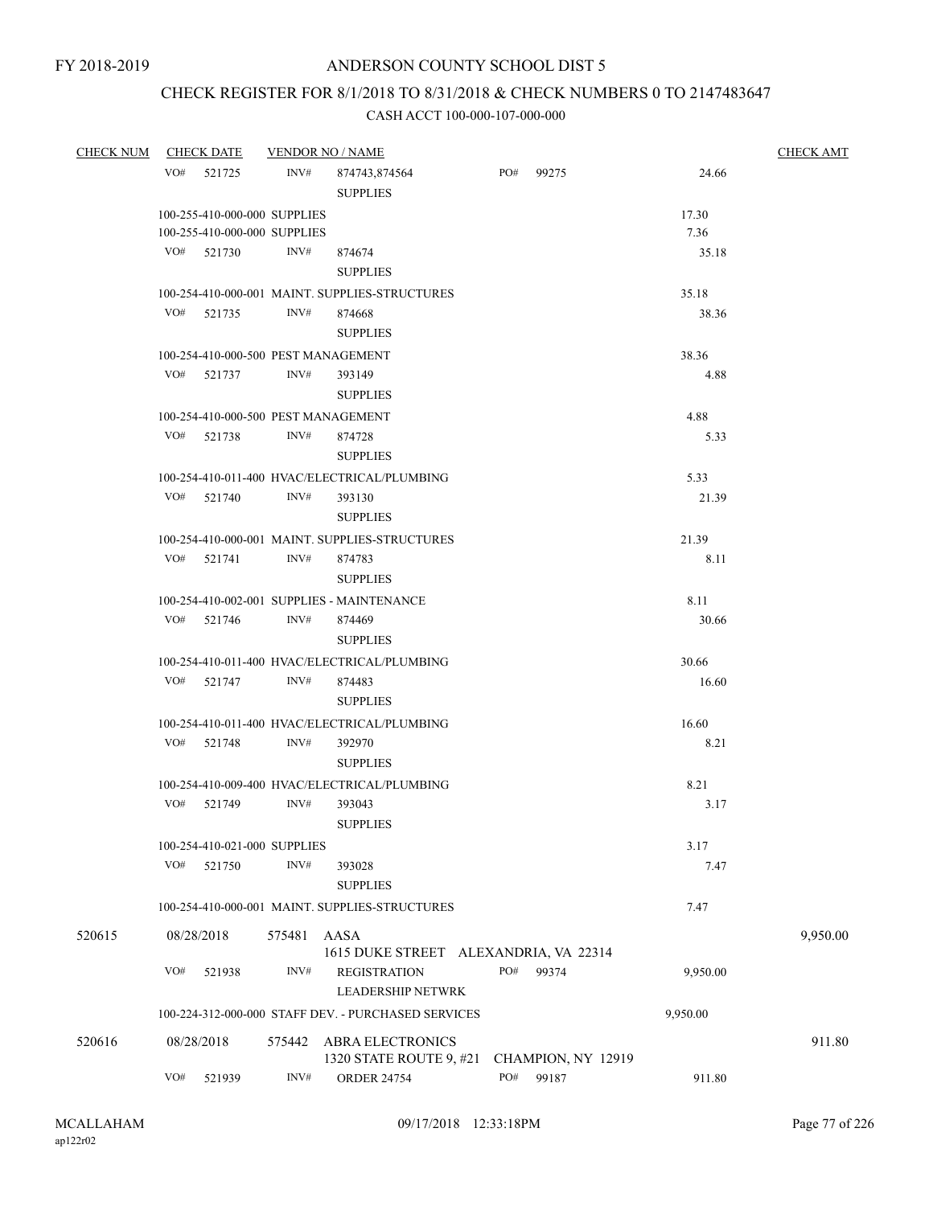FY 2018-2019

ANDERSON COUNTY SCHOOL DIST 5

CHECK REGISTER FOR 8/1/2018 TO 8/31/2018 & CHECK NUMBERS 0 TO 2147483647

CASH ACCT 100-000-107-000-000

| CHECK NUM | CHECK DATE | VENDOR NO / NAME | | | CHECK AMT |
|---|---|---|---|---|---|
| | VO# 521725 | INV# 874743,874564 SUPPLIES | PO# 99275 | 24.66 | |
| | 100-255-410-000-000 SUPPLIES | | | 17.30 | |
| | 100-255-410-000-000 SUPPLIES | | | 7.36 | |
| | VO# 521730 | INV# 874674 SUPPLIES | | 35.18 | |
| | 100-254-410-000-001 MAINT. SUPPLIES-STRUCTURES | | | 35.18 | |
| | VO# 521735 | INV# 874668 SUPPLIES | | 38.36 | |
| | 100-254-410-000-500 PEST MANAGEMENT | | | 38.36 | |
| | VO# 521737 | INV# 393149 SUPPLIES | | 4.88 | |
| | 100-254-410-000-500 PEST MANAGEMENT | | | 4.88 | |
| | VO# 521738 | INV# 874728 SUPPLIES | | 5.33 | |
| | 100-254-410-011-400 HVAC/ELECTRICAL/PLUMBING | | | 5.33 | |
| | VO# 521740 | INV# 393130 SUPPLIES | | 21.39 | |
| | 100-254-410-000-001 MAINT. SUPPLIES-STRUCTURES | | | 21.39 | |
| | VO# 521741 | INV# 874783 SUPPLIES | | 8.11 | |
| | 100-254-410-002-001 SUPPLIES - MAINTENANCE | | | 8.11 | |
| | VO# 521746 | INV# 874469 SUPPLIES | | 30.66 | |
| | 100-254-410-011-400 HVAC/ELECTRICAL/PLUMBING | | | 30.66 | |
| | VO# 521747 | INV# 874483 SUPPLIES | | 16.60 | |
| | 100-254-410-011-400 HVAC/ELECTRICAL/PLUMBING | | | 16.60 | |
| | VO# 521748 | INV# 392970 SUPPLIES | | 8.21 | |
| | 100-254-410-009-400 HVAC/ELECTRICAL/PLUMBING | | | 8.21 | |
| | VO# 521749 | INV# 393043 SUPPLIES | | 3.17 | |
| | 100-254-410-021-000 SUPPLIES | | | 3.17 | |
| | VO# 521750 | INV# 393028 SUPPLIES | | 7.47 | |
| | 100-254-410-000-001 MAINT. SUPPLIES-STRUCTURES | | | 7.47 | |
| 520615 | 08/28/2018 | 575481 AASA 1615 DUKE STREET ALEXANDRIA, VA 22314 | | | 9,950.00 |
| | VO# 521938 | INV# REGISTRATION LEADERSHIP NETWRK | PO# 99374 | 9,950.00 | |
| | 100-224-312-000-000 STAFF DEV. - PURCHASED SERVICES | | | 9,950.00 | |
| 520616 | 08/28/2018 | 575442 ABRA ELECTRONICS 1320 STATE ROUTE 9, #21 CHAMPION, NY 12919 | | | 911.80 |
| | VO# 521939 | INV# ORDER 24754 | PO# 99187 | 911.80 | |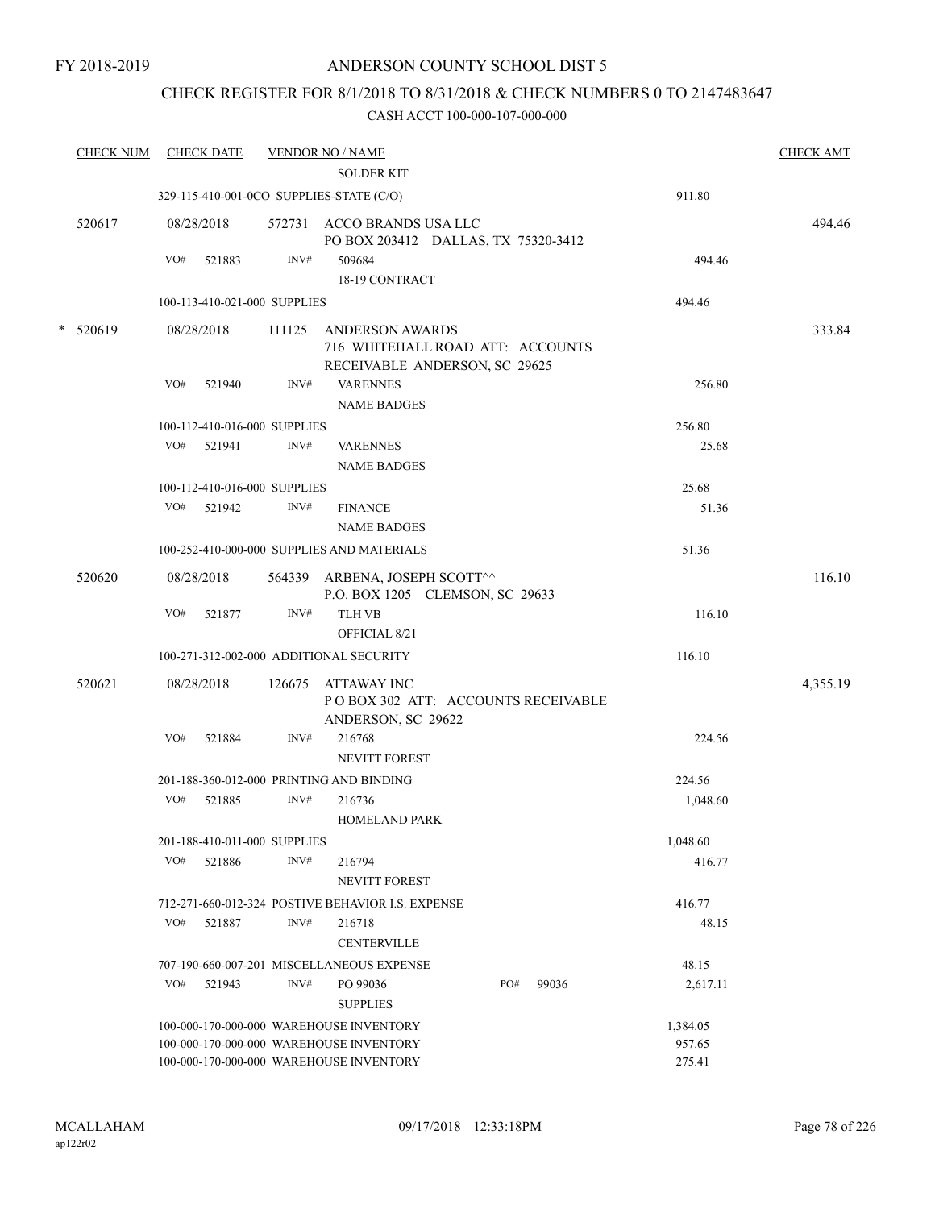FY 2018-2019

# ANDERSON COUNTY SCHOOL DIST 5

## CHECK REGISTER FOR 8/1/2018 TO 8/31/2018 & CHECK NUMBERS 0 TO 2147483647

### CASH ACCT 100-000-107-000-000

| CHECK NUM | CHECK DATE | VENDOR NO / NAME | | CHECK AMT |
|---|---|---|---|---|
| | | SOLDER KIT | | |
| | 329-115-410-001-0CO SUPPLIES-STATE (C/O) | | 911.80 | |
| 520617 | 08/28/2018 | 572731 ACCO BRANDS USA LLC<br>PO BOX 203412 DALLAS, TX 75320-3412 | | 494.46 |
| | VO# 521883 | INV# 509684<br>18-19 CONTRACT | 494.46 | |
| | 100-113-410-021-000 SUPPLIES | | 494.46 | |
| * 520619 | 08/28/2018 | 111125 ANDERSON AWARDS<br>716 WHITEHALL ROAD ATT: ACCOUNTS RECEIVABLE ANDERSON, SC 29625 | | 333.84 |
| | VO# 521940 | INV# VARENNES<br>NAME BADGES | 256.80 | |
| | 100-112-410-016-000 SUPPLIES | | 256.80 | |
| | VO# 521941 | INV# VARENNES<br>NAME BADGES | 25.68 | |
| | 100-112-410-016-000 SUPPLIES | | 25.68 | |
| | VO# 521942 | INV# FINANCE<br>NAME BADGES | 51.36 | |
| | 100-252-410-000-000 SUPPLIES AND MATERIALS | | 51.36 | |
| 520620 | 08/28/2018 | 564339 ARBENA, JOSEPH SCOTT^^<br>P.O. BOX 1205 CLEMSON, SC 29633 | | 116.10 |
| | VO# 521877 | INV# TLH VB<br>OFFICIAL 8/21 | 116.10 | |
| | 100-271-312-002-000 ADDITIONAL SECURITY | | 116.10 | |
| 520621 | 08/28/2018 | 126675 ATTAWAY INC<br>P O BOX 302 ATT: ACCOUNTS RECEIVABLE ANDERSON, SC 29622 | | 4,355.19 |
| | VO# 521884 | INV# 216768<br>NEVITT FOREST | 224.56 | |
| | 201-188-360-012-000 PRINTING AND BINDING | | 224.56 | |
| | VO# 521885 | INV# 216736<br>HOMELAND PARK | 1,048.60 | |
| | 201-188-410-011-000 SUPPLIES | | 1,048.60 | |
| | VO# 521886 | INV# 216794<br>NEVITT FOREST | 416.77 | |
| | 712-271-660-012-324 POSTIVE BEHAVIOR I.S. EXPENSE | | 416.77 | |
| | VO# 521887 | INV# 216718<br>CENTERVILLE | 48.15 | |
| | 707-190-660-007-201 MISCELLANEOUS EXPENSE | | 48.15 | |
| | VO# 521943 | INV# PO 99036 PO# 99036<br>SUPPLIES | 2,617.11 | |
| | 100-000-170-000-000 WAREHOUSE INVENTORY | | 1,384.05 | |
| | 100-000-170-000-000 WAREHOUSE INVENTORY | | 957.65 | |
| | 100-000-170-000-000 WAREHOUSE INVENTORY | | 275.41 | |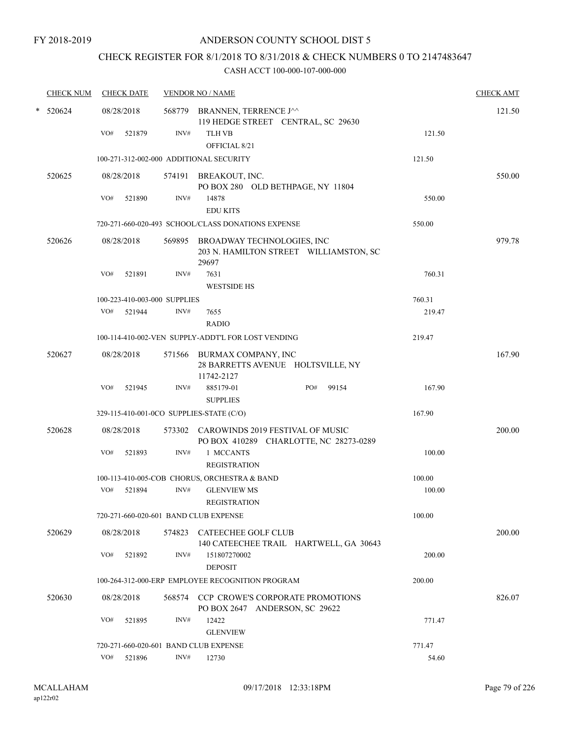FY 2018-2019

# ANDERSON COUNTY SCHOOL DIST 5

## CHECK REGISTER FOR 8/1/2018 TO 8/31/2018 & CHECK NUMBERS 0 TO 2147483647

### CASH ACCT 100-000-107-000-000

| CHECK NUM | CHECK DATE | VENDOR NO / NAME | | CHECK AMT |
|---|---|---|---|---|
| * 520624 | 08/28/2018 | 568779 BRANNEN, TERRENCE J^^ 119 HEDGE STREET CENTRAL, SC 29630 | | 121.50 |
| | VO# 521879 | INV# TLH VB OFFICIAL 8/21 | 121.50 | |
| | 100-271-312-002-000 ADDITIONAL SECURITY | | 121.50 | |
| 520625 | 08/28/2018 | 574191 BREAKOUT, INC. PO BOX 280 OLD BETHPAGE, NY 11804 | | 550.00 |
| | VO# 521890 | INV# 14878 EDU KITS | 550.00 | |
| | 720-271-660-020-493 SCHOOL/CLASS DONATIONS EXPENSE | | 550.00 | |
| 520626 | 08/28/2018 | 569895 BROADWAY TECHNOLOGIES, INC 203 N. HAMILTON STREET WILLIAMSTON, SC 29697 | | 979.78 |
| | VO# 521891 | INV# 7631 WESTSIDE HS | 760.31 | |
| | 100-223-410-003-000 SUPPLIES | | 760.31 | |
| | VO# 521944 | INV# 7655 RADIO | 219.47 | |
| | 100-114-410-002-VEN SUPPLY-ADDT'L FOR LOST VENDING | | 219.47 | |
| 520627 | 08/28/2018 | 571566 BURMAX COMPANY, INC 28 BARRETTS AVENUE HOLTSVILLE, NY 11742-2127 | | 167.90 |
| | VO# 521945 | INV# 885179-01 PO# 99154 SUPPLIES | 167.90 | |
| | 329-115-410-001-0CO SUPPLIES-STATE (C/O) | | 167.90 | |
| 520628 | 08/28/2018 | 573302 CAROWINDS 2019 FESTIVAL OF MUSIC PO BOX 410289 CHARLOTTE, NC 28273-0289 | | 200.00 |
| | VO# 521893 | INV# 1 MCCANTS REGISTRATION | 100.00 | |
| | 100-113-410-005-COB CHORUS, ORCHESTRA & BAND | | 100.00 | |
| | VO# 521894 | INV# GLENVIEW MS REGISTRATION | 100.00 | |
| | 720-271-660-020-601 BAND CLUB EXPENSE | | 100.00 | |
| 520629 | 08/28/2018 | 574823 CATEECHEE GOLF CLUB 140 CATEECHEE TRAIL HARTWELL, GA 30643 | | 200.00 |
| | VO# 521892 | INV# 151807270002 DEPOSIT | 200.00 | |
| | 100-264-312-000-ERP EMPLOYEE RECOGNITION PROGRAM | | 200.00 | |
| 520630 | 08/28/2018 | 568574 CCP CROWE'S CORPORATE PROMOTIONS PO BOX 2647 ANDERSON, SC 29622 | | 826.07 |
| | VO# 521895 | INV# 12422 GLENVIEW | 771.47 | |
| | 720-271-660-020-601 BAND CLUB EXPENSE | | 771.47 | |
| | VO# 521896 | INV# 12730 | 54.60 | |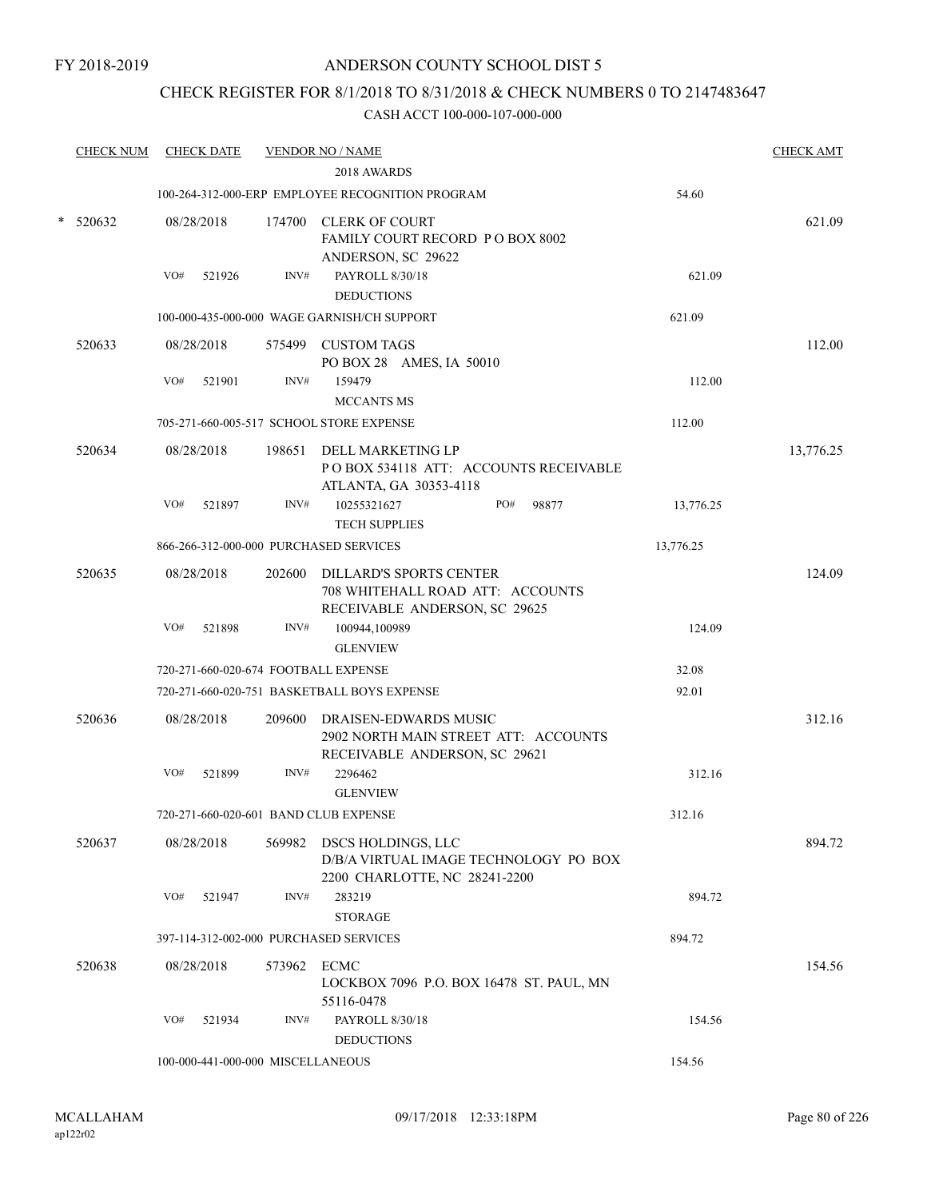FY 2018-2019

# ANDERSON COUNTY SCHOOL DIST 5

## CHECK REGISTER FOR 8/1/2018 TO 8/31/2018 & CHECK NUMBERS 0 TO 2147483647

### CASH ACCT 100-000-107-000-000

| CHECK NUM | CHECK DATE | VENDOR NO / NAME | | CHECK AMT |
|---|---|---|---|---|
| | | 2018 AWARDS | | |
| | | 100-264-312-000-ERP EMPLOYEE RECOGNITION PROGRAM | 54.60 | |
| * 520632 | 08/28/2018 | 174700 CLERK OF COURT<br>FAMILY COURT RECORD P O BOX 8002<br>ANDERSON, SC 29622 | | 621.09 |
| | VO# 521926 | INV# PAYROLL 8/30/18<br>DEDUCTIONS | 621.09 | |
| | | 100-000-435-000-000 WAGE GARNISH/CH SUPPORT | 621.09 | |
| 520633 | 08/28/2018 | 575499 CUSTOM TAGS<br>PO BOX 28 AMES, IA 50010 | | 112.00 |
| | VO# 521901 | INV# 159479<br>MCCANTS MS | 112.00 | |
| | | 705-271-660-005-517 SCHOOL STORE EXPENSE | 112.00 | |
| 520634 | 08/28/2018 | 198651 DELL MARKETING LP<br>P O BOX 534118 ATT: ACCOUNTS RECEIVABLE<br>ATLANTA, GA 30353-4118 | | 13,776.25 |
| | VO# 521897 | INV# 10255321627 PO# 98877<br>TECH SUPPLIES | 13,776.25 | |
| | | 866-266-312-000-000 PURCHASED SERVICES | 13,776.25 | |
| 520635 | 08/28/2018 | 202600 DILLARD'S SPORTS CENTER<br>708 WHITEHALL ROAD ATT: ACCOUNTS<br>RECEIVABLE ANDERSON, SC 29625 | | 124.09 |
| | VO# 521898 | INV# 100944,100989<br>GLENVIEW | 124.09 | |
| | | 720-271-660-020-674 FOOTBALL EXPENSE | 32.08 | |
| | | 720-271-660-020-751 BASKETBALL BOYS EXPENSE | 92.01 | |
| 520636 | 08/28/2018 | 209600 DRAISEN-EDWARDS MUSIC<br>2902 NORTH MAIN STREET ATT: ACCOUNTS<br>RECEIVABLE ANDERSON, SC 29621 | | 312.16 |
| | VO# 521899 | INV# 2296462<br>GLENVIEW | 312.16 | |
| | | 720-271-660-020-601 BAND CLUB EXPENSE | 312.16 | |
| 520637 | 08/28/2018 | 569982 DSCS HOLDINGS, LLC<br>D/B/A VIRTUAL IMAGE TECHNOLOGY PO BOX<br>2200 CHARLOTTE, NC 28241-2200 | | 894.72 |
| | VO# 521947 | INV# 283219<br>STORAGE | 894.72 | |
| | | 397-114-312-002-000 PURCHASED SERVICES | 894.72 | |
| 520638 | 08/28/2018 | 573962 ECMC<br>LOCKBOX 7096 P.O. BOX 16478 ST. PAUL, MN<br>55116-0478 | | 154.56 |
| | VO# 521934 | INV# PAYROLL 8/30/18<br>DEDUCTIONS | 154.56 | |
| | | 100-000-441-000-000 MISCELLANEOUS | 154.56 | |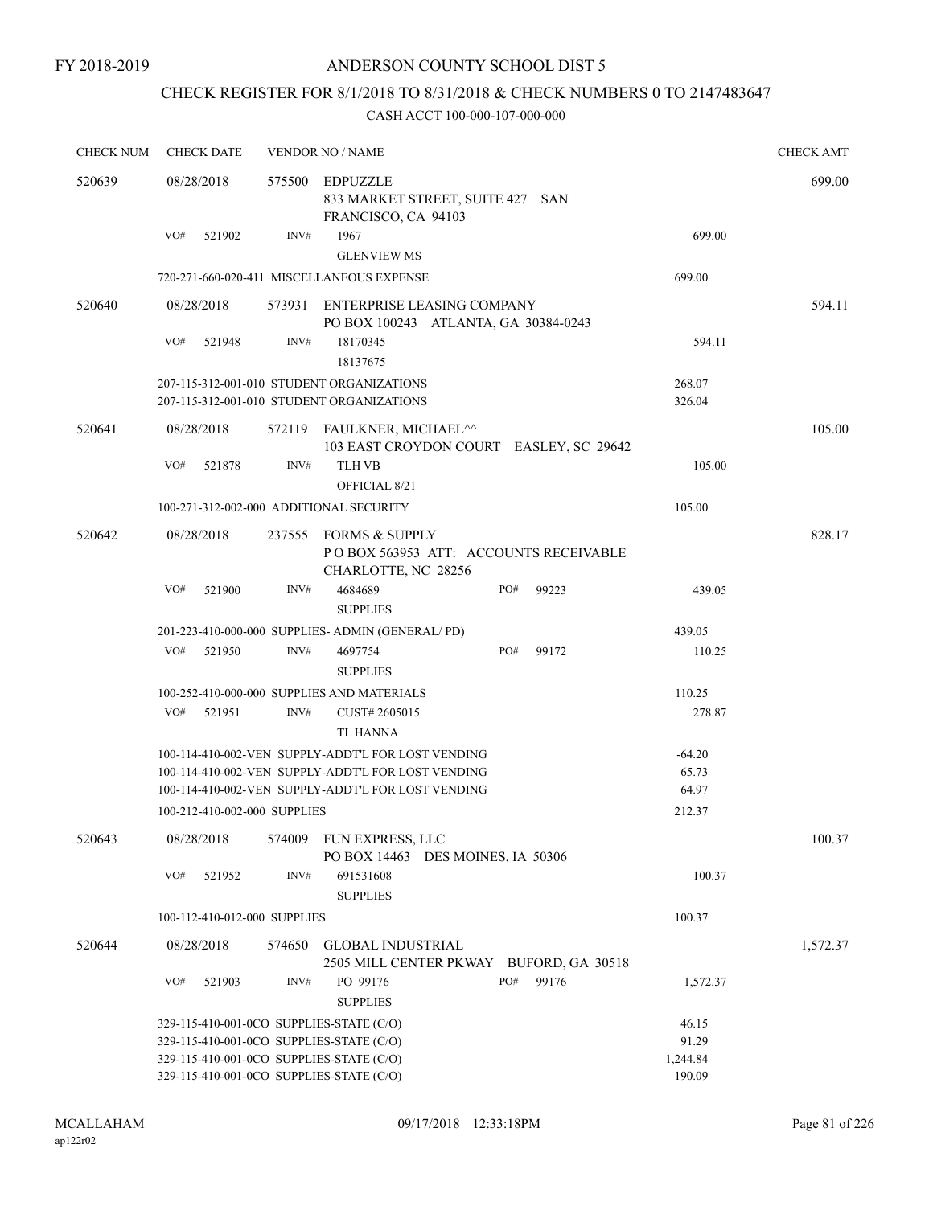FY 2018-2019

# ANDERSON COUNTY SCHOOL DIST 5

## CHECK REGISTER FOR 8/1/2018 TO 8/31/2018 & CHECK NUMBERS 0 TO 2147483647

### CASH ACCT 100-000-107-000-000

| CHECK NUM | CHECK DATE | VENDOR NO / NAME | | CHECK AMT |
|---|---|---|---|---|
| 520639 | 08/28/2018 | 575500 EDPUZZLE<br>833 MARKET STREET, SUITE 427 SAN FRANCISCO, CA 94103 | | 699.00 |
| | VO# 521902 | INV# 1967<br>GLENVIEW MS | 699.00 | |
| | | 720-271-660-020-411 MISCELLANEOUS EXPENSE | 699.00 | |
| 520640 | 08/28/2018 | 573931 ENTERPRISE LEASING COMPANY<br>PO BOX 100243 ATLANTA, GA 30384-0243 | | 594.11 |
| | VO# 521948 | INV# 18170345<br>18137675 | 594.11 | |
| | | 207-115-312-001-010 STUDENT ORGANIZATIONS | 268.07 | |
| | | 207-115-312-001-010 STUDENT ORGANIZATIONS | 326.04 | |
| 520641 | 08/28/2018 | 572119 FAULKNER, MICHAEL^^<br>103 EAST CROYDON COURT EASLEY, SC 29642 | | 105.00 |
| | VO# 521878 | INV# TLH VB<br>OFFICIAL 8/21 | 105.00 | |
| | | 100-271-312-002-000 ADDITIONAL SECURITY | 105.00 | |
| 520642 | 08/28/2018 | 237555 FORMS & SUPPLY<br>P O BOX 563953 ATT: ACCOUNTS RECEIVABLE CHARLOTTE, NC 28256 | | 828.17 |
| | VO# 521900 | INV# 4684689 PO# 99223<br>SUPPLIES | 439.05 | |
| | | 201-223-410-000-000 SUPPLIES- ADMIN (GENERAL/ PD) | 439.05 | |
| | VO# 521950 | INV# 4697754 PO# 99172<br>SUPPLIES | 110.25 | |
| | | 100-252-410-000-000 SUPPLIES AND MATERIALS | 110.25 | |
| | VO# 521951 | INV# CUST# 2605015<br>TL HANNA | 278.87 | |
| | | 100-114-410-002-VEN SUPPLY-ADDT'L FOR LOST VENDING | -64.20 | |
| | | 100-114-410-002-VEN SUPPLY-ADDT'L FOR LOST VENDING | 65.73 | |
| | | 100-114-410-002-VEN SUPPLY-ADDT'L FOR LOST VENDING | 64.97 | |
| | | 100-212-410-002-000 SUPPLIES | 212.37 | |
| 520643 | 08/28/2018 | 574009 FUN EXPRESS, LLC<br>PO BOX 14463 DES MOINES, IA 50306 | | 100.37 |
| | VO# 521952 | INV# 691531608<br>SUPPLIES | 100.37 | |
| | | 100-112-410-012-000 SUPPLIES | 100.37 | |
| 520644 | 08/28/2018 | 574650 GLOBAL INDUSTRIAL<br>2505 MILL CENTER PKWAY BUFORD, GA 30518 | | 1,572.37 |
| | VO# 521903 | INV# PO 99176 PO# 99176<br>SUPPLIES | 1,572.37 | |
| | | 329-115-410-001-0CO SUPPLIES-STATE (C/O) | 46.15 | |
| | | 329-115-410-001-0CO SUPPLIES-STATE (C/O) | 91.29 | |
| | | 329-115-410-001-0CO SUPPLIES-STATE (C/O) | 1,244.84 | |
| | | 329-115-410-001-0CO SUPPLIES-STATE (C/O) | 190.09 | |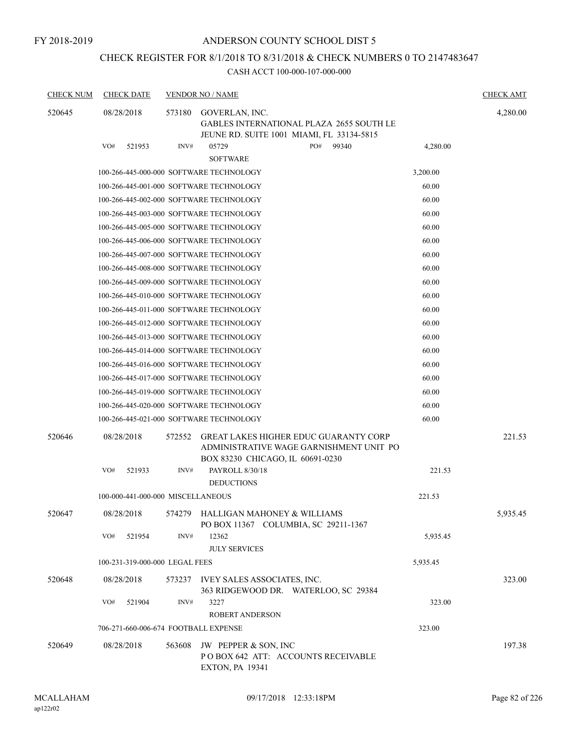FY 2018-2019

# ANDERSON COUNTY SCHOOL DIST 5

## CHECK REGISTER FOR 8/1/2018 TO 8/31/2018 & CHECK NUMBERS 0 TO 2147483647

### CASH ACCT 100-000-107-000-000

| CHECK NUM | CHECK DATE | VENDOR NO / NAME | | CHECK AMT |
|---|---|---|---|---|
| 520645 | 08/28/2018 | 573180 GOVERLAN, INC. GABLES INTERNATIONAL PLAZA 2655 SOUTH LE JEUNE RD. SUITE 1001 MIAMI, FL 33134-5815 | | 4,280.00 |
| | VO# 521953 | INV# 05729 SOFTWARE PO# 99340 | 4,280.00 | |
| | | 100-266-445-000-000 SOFTWARE TECHNOLOGY | 3,200.00 | |
| | | 100-266-445-001-000 SOFTWARE TECHNOLOGY | 60.00 | |
| | | 100-266-445-002-000 SOFTWARE TECHNOLOGY | 60.00 | |
| | | 100-266-445-003-000 SOFTWARE TECHNOLOGY | 60.00 | |
| | | 100-266-445-005-000 SOFTWARE TECHNOLOGY | 60.00 | |
| | | 100-266-445-006-000 SOFTWARE TECHNOLOGY | 60.00 | |
| | | 100-266-445-007-000 SOFTWARE TECHNOLOGY | 60.00 | |
| | | 100-266-445-008-000 SOFTWARE TECHNOLOGY | 60.00 | |
| | | 100-266-445-009-000 SOFTWARE TECHNOLOGY | 60.00 | |
| | | 100-266-445-010-000 SOFTWARE TECHNOLOGY | 60.00 | |
| | | 100-266-445-011-000 SOFTWARE TECHNOLOGY | 60.00 | |
| | | 100-266-445-012-000 SOFTWARE TECHNOLOGY | 60.00 | |
| | | 100-266-445-013-000 SOFTWARE TECHNOLOGY | 60.00 | |
| | | 100-266-445-014-000 SOFTWARE TECHNOLOGY | 60.00 | |
| | | 100-266-445-016-000 SOFTWARE TECHNOLOGY | 60.00 | |
| | | 100-266-445-017-000 SOFTWARE TECHNOLOGY | 60.00 | |
| | | 100-266-445-019-000 SOFTWARE TECHNOLOGY | 60.00 | |
| | | 100-266-445-020-000 SOFTWARE TECHNOLOGY | 60.00 | |
| | | 100-266-445-021-000 SOFTWARE TECHNOLOGY | 60.00 | |
| 520646 | 08/28/2018 | 572552 GREAT LAKES HIGHER EDUC GUARANTY CORP ADMINISTRATIVE WAGE GARNISHMENT UNIT PO BOX 83230 CHICAGO, IL 60691-0230 | | 221.53 |
| | VO# 521933 | INV# PAYROLL 8/30/18 DEDUCTIONS | 221.53 | |
| | | 100-000-441-000-000 MISCELLANEOUS | 221.53 | |
| 520647 | 08/28/2018 | 574279 HALLIGAN MAHONEY & WILLIAMS PO BOX 11367 COLUMBIA, SC 29211-1367 | | 5,935.45 |
| | VO# 521954 | INV# 12362 JULY SERVICES | 5,935.45 | |
| | | 100-231-319-000-000 LEGAL FEES | 5,935.45 | |
| 520648 | 08/28/2018 | 573237 IVEY SALES ASSOCIATES, INC. 363 RIDGEWOOD DR. WATERLOO, SC 29384 | | 323.00 |
| | VO# 521904 | INV# 3227 ROBERT ANDERSON | 323.00 | |
| | | 706-271-660-006-674 FOOTBALL EXPENSE | 323.00 | |
| 520649 | 08/28/2018 | 563608 JW PEPPER & SON, INC P O BOX 642 ATT: ACCOUNTS RECEIVABLE EXTON, PA 19341 | | 197.38 |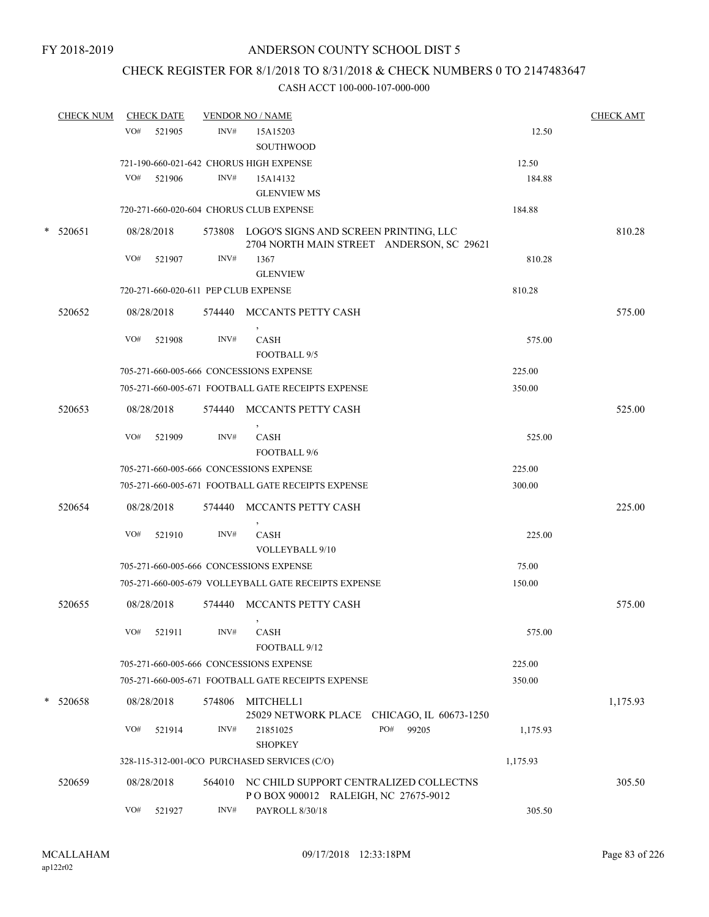FY 2018-2019

ANDERSON COUNTY SCHOOL DIST 5

CHECK REGISTER FOR 8/1/2018 TO 8/31/2018 & CHECK NUMBERS 0 TO 2147483647

CASH ACCT 100-000-107-000-000

| CHECK NUM | CHECK DATE | VENDOR NO / NAME | | CHECK AMT |
|---|---|---|---|---|
| | VO# 521905 | INV# 15A15203 SOUTHWOOD | 12.50 | |
| | 721-190-660-021-642 CHORUS HIGH EXPENSE | | 12.50 | |
| | VO# 521906 | INV# 15A14132 GLENVIEW MS | 184.88 | |
| | 720-271-660-020-604 CHORUS CLUB EXPENSE | | 184.88 | |
| * 520651 | 08/28/2018 | 573808 LOGO'S SIGNS AND SCREEN PRINTING, LLC 2704 NORTH MAIN STREET ANDERSON, SC 29621 | | 810.28 |
| | VO# 521907 | INV# 1367 GLENVIEW | 810.28 | |
| | 720-271-660-020-611 PEP CLUB EXPENSE | | 810.28 | |
| 520652 | 08/28/2018 | 574440 MCCANTS PETTY CASH , | | 575.00 |
| | VO# 521908 | INV# CASH FOOTBALL 9/5 | 575.00 | |
| | 705-271-660-005-666 CONCESSIONS EXPENSE | | 225.00 | |
| | 705-271-660-005-671 FOOTBALL GATE RECEIPTS EXPENSE | | 350.00 | |
| 520653 | 08/28/2018 | 574440 MCCANTS PETTY CASH , | | 525.00 |
| | VO# 521909 | INV# CASH FOOTBALL 9/6 | 525.00 | |
| | 705-271-660-005-666 CONCESSIONS EXPENSE | | 225.00 | |
| | 705-271-660-005-671 FOOTBALL GATE RECEIPTS EXPENSE | | 300.00 | |
| 520654 | 08/28/2018 | 574440 MCCANTS PETTY CASH , | | 225.00 |
| | VO# 521910 | INV# CASH VOLLEYBALL 9/10 | 225.00 | |
| | 705-271-660-005-666 CONCESSIONS EXPENSE | | 75.00 | |
| | 705-271-660-005-679 VOLLEYBALL GATE RECEIPTS EXPENSE | | 150.00 | |
| 520655 | 08/28/2018 | 574440 MCCANTS PETTY CASH , | | 575.00 |
| | VO# 521911 | INV# CASH FOOTBALL 9/12 | 575.00 | |
| | 705-271-660-005-666 CONCESSIONS EXPENSE | | 225.00 | |
| | 705-271-660-005-671 FOOTBALL GATE RECEIPTS EXPENSE | | 350.00 | |
| * 520658 | 08/28/2018 | 574806 MITCHELL1 25029 NETWORK PLACE CHICAGO, IL 60673-1250 | | 1,175.93 |
| | VO# 521914 | INV# 21851025 PO# 99205 SHOPKEY | 1,175.93 | |
| | 328-115-312-001-0CO PURCHASED SERVICES (C/O) | | 1,175.93 | |
| 520659 | 08/28/2018 | 564010 NC CHILD SUPPORT CENTRALIZED COLLECTNS P O BOX 900012 RALEIGH, NC 27675-9012 | | 305.50 |
| | VO# 521927 | INV# PAYROLL 8/30/18 | 305.50 | |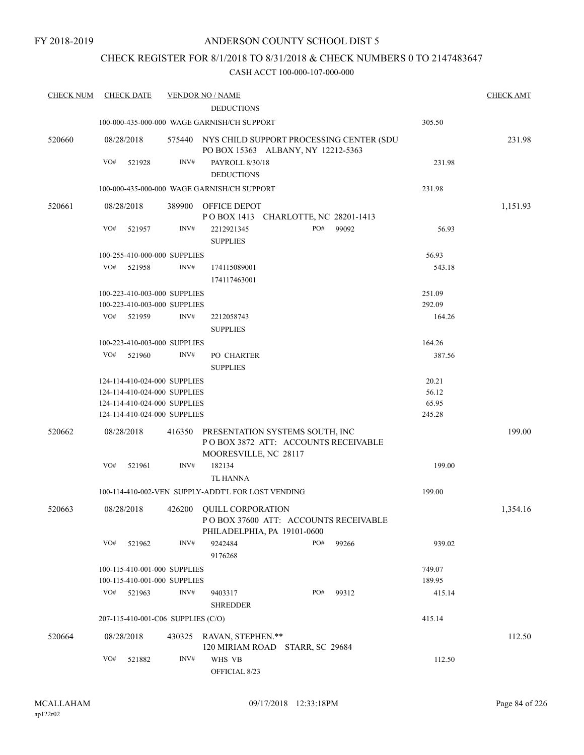FY 2018-2019

ANDERSON COUNTY SCHOOL DIST 5

CHECK REGISTER FOR 8/1/2018 TO 8/31/2018 & CHECK NUMBERS 0 TO 2147483647

CASH ACCT 100-000-107-000-000

| CHECK NUM | CHECK DATE | VENDOR NO / NAME | | CHECK AMT |
|---|---|---|---|---|
| | | DEDUCTIONS | | |
| | | 100-000-435-000-000 WAGE GARNISH/CH SUPPORT | 305.50 | |
| 520660 | 08/28/2018 | 575440 NYS CHILD SUPPORT PROCESSING CENTER (SDU PO BOX 15363 ALBANY, NY 12212-5363 | | 231.98 |
| | VO# 521928 | INV# PAYROLL 8/30/18 DEDUCTIONS | 231.98 | |
| | | 100-000-435-000-000 WAGE GARNISH/CH SUPPORT | 231.98 | |
| 520661 | 08/28/2018 | 389900 OFFICE DEPOT P O BOX 1413 CHARLOTTE, NC 28201-1413 | | 1,151.93 |
| | VO# 521957 | INV# 2212921345 PO# 99092 SUPPLIES | 56.93 | |
| | | 100-255-410-000-000 SUPPLIES | 56.93 | |
| | VO# 521958 | INV# 174115089001 174117463001 | 543.18 | |
| | | 100-223-410-003-000 SUPPLIES | 251.09 | |
| | | 100-223-410-003-000 SUPPLIES | 292.09 | |
| | VO# 521959 | INV# 2212058743 SUPPLIES | 164.26 | |
| | | 100-223-410-003-000 SUPPLIES | 164.26 | |
| | VO# 521960 | INV# PO CHARTER SUPPLIES | 387.56 | |
| | | 124-114-410-024-000 SUPPLIES | 20.21 | |
| | | 124-114-410-024-000 SUPPLIES | 56.12 | |
| | | 124-114-410-024-000 SUPPLIES | 65.95 | |
| | | 124-114-410-024-000 SUPPLIES | 245.28 | |
| 520662 | 08/28/2018 | 416350 PRESENTATION SYSTEMS SOUTH, INC P O BOX 3872 ATT: ACCOUNTS RECEIVABLE MOORESVILLE, NC 28117 | | 199.00 |
| | VO# 521961 | INV# 182134 TL HANNA | 199.00 | |
| | | 100-114-410-002-VEN SUPPLY-ADDT'L FOR LOST VENDING | 199.00 | |
| 520663 | 08/28/2018 | 426200 QUILL CORPORATION P O BOX 37600 ATT: ACCOUNTS RECEIVABLE PHILADELPHIA, PA 19101-0600 | | 1,354.16 |
| | VO# 521962 | INV# 9242484 PO# 99266 9176268 | 939.02 | |
| | | 100-115-410-001-000 SUPPLIES | 749.07 | |
| | | 100-115-410-001-000 SUPPLIES | 189.95 | |
| | VO# 521963 | INV# 9403317 PO# 99312 SHREDDER | 415.14 | |
| | | 207-115-410-001-C06 SUPPLIES (C/O) | 415.14 | |
| 520664 | 08/28/2018 | 430325 RAVAN, STEPHEN.** 120 MIRIAM ROAD STARR, SC 29684 | | 112.50 |
| | VO# 521882 | INV# WHS VB OFFICIAL 8/23 | 112.50 | |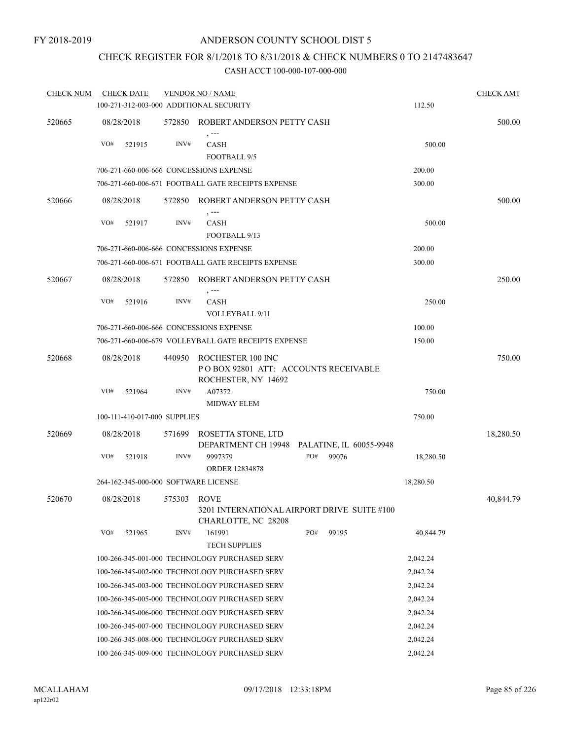FY 2018-2019

# ANDERSON COUNTY SCHOOL DIST 5

## CHECK REGISTER FOR 8/1/2018 TO 8/31/2018 & CHECK NUMBERS 0 TO 2147483647

CASH ACCT 100-000-107-000-000

| CHECK NUM | CHECK DATE | VENDOR NO / NAME | | CHECK AMT |
|---|---|---|---|---|
| | 100-271-312-003-000 ADDITIONAL SECURITY | | 112.50 | |
| 520665 | 08/28/2018 | 572850 ROBERT ANDERSON PETTY CASH , --- | | 500.00 |
| | VO# 521915 | INV# CASH FOOTBALL 9/5 | 500.00 | |
| | 706-271-660-006-666 CONCESSIONS EXPENSE | | 200.00 | |
| | 706-271-660-006-671 FOOTBALL GATE RECEIPTS EXPENSE | | 300.00 | |
| 520666 | 08/28/2018 | 572850 ROBERT ANDERSON PETTY CASH , --- | | 500.00 |
| | VO# 521917 | INV# CASH FOOTBALL 9/13 | 500.00 | |
| | 706-271-660-006-666 CONCESSIONS EXPENSE | | 200.00 | |
| | 706-271-660-006-671 FOOTBALL GATE RECEIPTS EXPENSE | | 300.00 | |
| 520667 | 08/28/2018 | 572850 ROBERT ANDERSON PETTY CASH , --- | | 250.00 |
| | VO# 521916 | INV# CASH VOLLEYBALL 9/11 | 250.00 | |
| | 706-271-660-006-666 CONCESSIONS EXPENSE | | 100.00 | |
| | 706-271-660-006-679 VOLLEYBALL GATE RECEIPTS EXPENSE | | 150.00 | |
| 520668 | 08/28/2018 | 440950 ROCHESTER 100 INC P O BOX 92801 ATT: ACCOUNTS RECEIVABLE ROCHESTER, NY 14692 | | 750.00 |
| | VO# 521964 | INV# A07372 MIDWAY ELEM | 750.00 | |
| | 100-111-410-017-000 SUPPLIES | | 750.00 | |
| 520669 | 08/28/2018 | 571699 ROSETTA STONE, LTD DEPARTMENT CH 19948 PALATINE, IL 60055-9948 | | 18,280.50 |
| | VO# 521918 | INV# 9997379 PO# 99076 ORDER 12834878 | 18,280.50 | |
| | 264-162-345-000-000 SOFTWARE LICENSE | | 18,280.50 | |
| 520670 | 08/28/2018 | 575303 ROVE 3201 INTERNATIONAL AIRPORT DRIVE SUITE #100 CHARLOTTE, NC 28208 | | 40,844.79 |
| | VO# 521965 | INV# 161991 PO# 99195 TECH SUPPLIES | 40,844.79 | |
| | 100-266-345-001-000 TECHNOLOGY PURCHASED SERV | | 2,042.24 | |
| | 100-266-345-002-000 TECHNOLOGY PURCHASED SERV | | 2,042.24 | |
| | 100-266-345-003-000 TECHNOLOGY PURCHASED SERV | | 2,042.24 | |
| | 100-266-345-005-000 TECHNOLOGY PURCHASED SERV | | 2,042.24 | |
| | 100-266-345-006-000 TECHNOLOGY PURCHASED SERV | | 2,042.24 | |
| | 100-266-345-007-000 TECHNOLOGY PURCHASED SERV | | 2,042.24 | |
| | 100-266-345-008-000 TECHNOLOGY PURCHASED SERV | | 2,042.24 | |
| | 100-266-345-009-000 TECHNOLOGY PURCHASED SERV | | 2,042.24 | |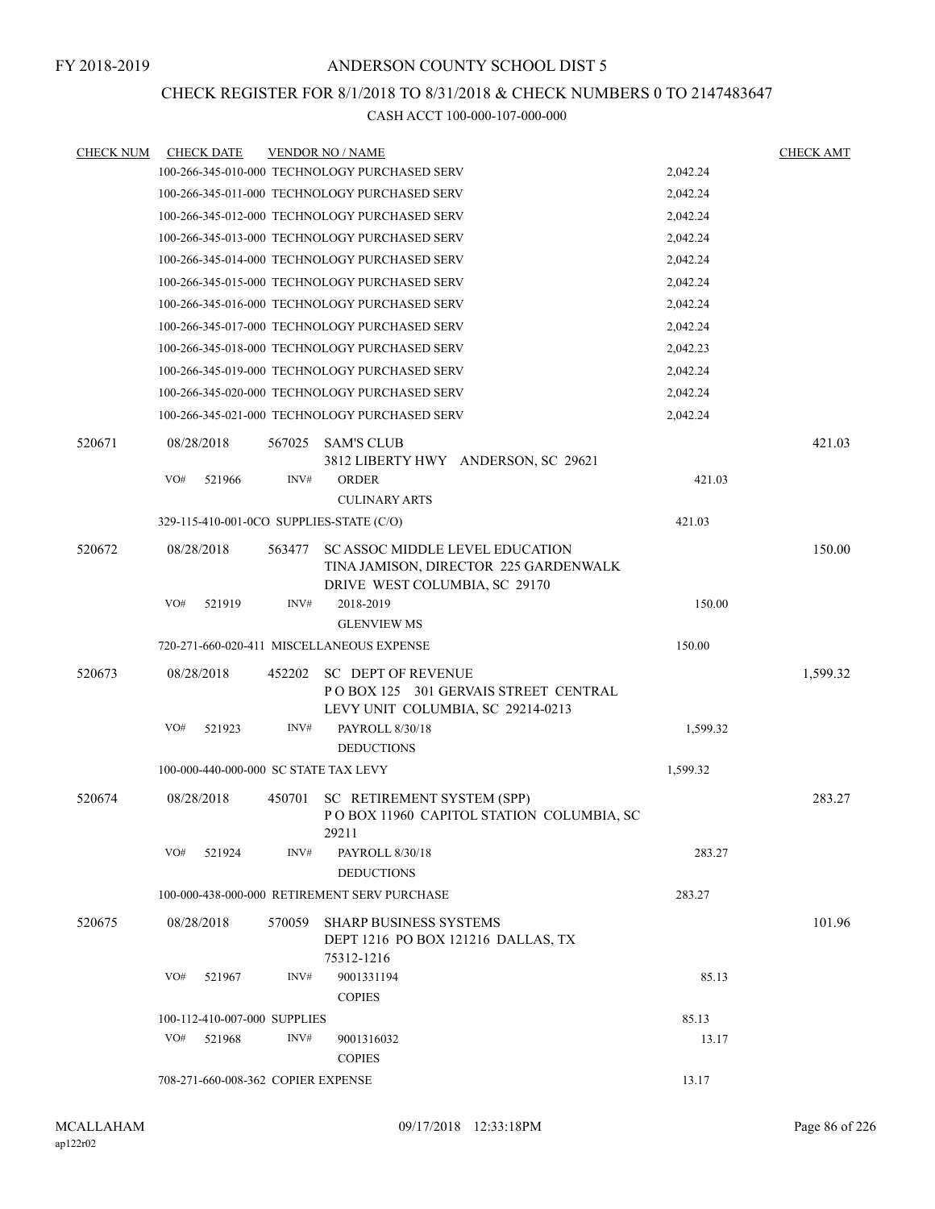FY 2018-2019

ANDERSON COUNTY SCHOOL DIST 5

CHECK REGISTER FOR 8/1/2018 TO 8/31/2018 & CHECK NUMBERS 0 TO 2147483647

CASH ACCT 100-000-107-000-000

| CHECK NUM | CHECK DATE | VENDOR NO / NAME | | CHECK AMT |
|---|---|---|---|---|
| | | 100-266-345-010-000 TECHNOLOGY PURCHASED SERV | 2,042.24 | |
| | | 100-266-345-011-000 TECHNOLOGY PURCHASED SERV | 2,042.24 | |
| | | 100-266-345-012-000 TECHNOLOGY PURCHASED SERV | 2,042.24 | |
| | | 100-266-345-013-000 TECHNOLOGY PURCHASED SERV | 2,042.24 | |
| | | 100-266-345-014-000 TECHNOLOGY PURCHASED SERV | 2,042.24 | |
| | | 100-266-345-015-000 TECHNOLOGY PURCHASED SERV | 2,042.24 | |
| | | 100-266-345-016-000 TECHNOLOGY PURCHASED SERV | 2,042.24 | |
| | | 100-266-345-017-000 TECHNOLOGY PURCHASED SERV | 2,042.24 | |
| | | 100-266-345-018-000 TECHNOLOGY PURCHASED SERV | 2,042.23 | |
| | | 100-266-345-019-000 TECHNOLOGY PURCHASED SERV | 2,042.24 | |
| | | 100-266-345-020-000 TECHNOLOGY PURCHASED SERV | 2,042.24 | |
| | | 100-266-345-021-000 TECHNOLOGY PURCHASED SERV | 2,042.24 | |
| 520671 | 08/28/2018 | 567025 SAM'S CLUB<br>3812 LIBERTY HWY ANDERSON, SC 29621 | | 421.03 |
| | VO# 521966 | INV# ORDER<br>CULINARY ARTS | 421.03 | |
| | | 329-115-410-001-0CO SUPPLIES-STATE (C/O) | 421.03 | |
| 520672 | 08/28/2018 | 563477 SC ASSOC MIDDLE LEVEL EDUCATION<br>TINA JAMISON, DIRECTOR 225 GARDENWALK DRIVE WEST COLUMBIA, SC 29170 | | 150.00 |
| | VO# 521919 | INV# 2018-2019<br>GLENVIEW MS | 150.00 | |
| | | 720-271-660-020-411 MISCELLANEOUS EXPENSE | 150.00 | |
| 520673 | 08/28/2018 | 452202 SC DEPT OF REVENUE<br>P O BOX 125 301 GERVAIS STREET CENTRAL LEVY UNIT COLUMBIA, SC 29214-0213 | | 1,599.32 |
| | VO# 521923 | INV# PAYROLL 8/30/18<br>DEDUCTIONS | 1,599.32 | |
| | | 100-000-440-000-000 SC STATE TAX LEVY | 1,599.32 | |
| 520674 | 08/28/2018 | 450701 SC RETIREMENT SYSTEM (SPP)<br>P O BOX 11960 CAPITOL STATION COLUMBIA, SC 29211 | | 283.27 |
| | VO# 521924 | INV# PAYROLL 8/30/18<br>DEDUCTIONS | 283.27 | |
| | | 100-000-438-000-000 RETIREMENT SERV PURCHASE | 283.27 | |
| 520675 | 08/28/2018 | 570059 SHARP BUSINESS SYSTEMS<br>DEPT 1216 PO BOX 121216 DALLAS, TX 75312-1216 | | 101.96 |
| | VO# 521967 | INV# 9001331194<br>COPIES | 85.13 | |
| | | 100-112-410-007-000 SUPPLIES | 85.13 | |
| | VO# 521968 | INV# 9001316032<br>COPIES | 13.17 | |
| | | 708-271-660-008-362 COPIER EXPENSE | 13.17 | |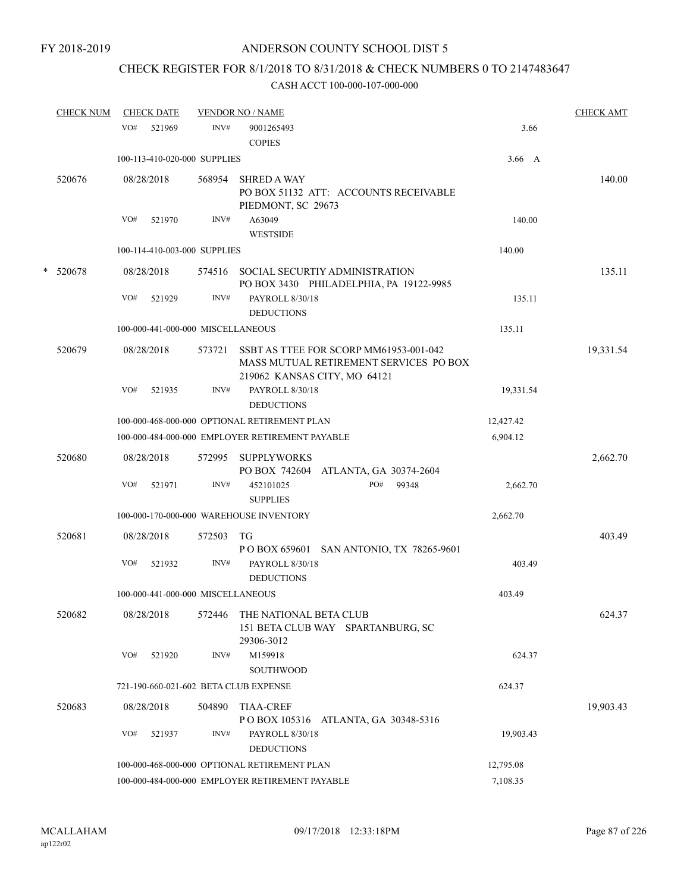FY 2018-2019

ANDERSON COUNTY SCHOOL DIST 5

CHECK REGISTER FOR 8/1/2018 TO 8/31/2018 & CHECK NUMBERS 0 TO 2147483647

CASH ACCT 100-000-107-000-000

| CHECK NUM | CHECK DATE | VENDOR NO / NAME | | CHECK AMT |
|---|---|---|---|---|
| | VO# 521969 | INV# 9001265493 COPIES | 3.66 | |
| | 100-113-410-020-000 SUPPLIES | | 3.66 A | |
| 520676 | 08/28/2018 | 568954 SHRED A WAY PO BOX 51132 ATT: ACCOUNTS RECEIVABLE PIEDMONT, SC 29673 | | 140.00 |
| | VO# 521970 | INV# A63049 WESTSIDE | 140.00 | |
| | 100-114-410-003-000 SUPPLIES | | 140.00 | |
| * 520678 | 08/28/2018 | 574516 SOCIAL SECURTIY ADMINISTRATION PO BOX 3430 PHILADELPHIA, PA 19122-9985 | | 135.11 |
| | VO# 521929 | INV# PAYROLL 8/30/18 DEDUCTIONS | 135.11 | |
| | 100-000-441-000-000 MISCELLANEOUS | | 135.11 | |
| 520679 | 08/28/2018 | 573721 SSBT AS TTEE FOR SCORP MM61953-001-042 MASS MUTUAL RETIREMENT SERVICES PO BOX 219062 KANSAS CITY, MO 64121 | | 19,331.54 |
| | VO# 521935 | INV# PAYROLL 8/30/18 DEDUCTIONS | 19,331.54 | |
| | 100-000-468-000-000 OPTIONAL RETIREMENT PLAN | | 12,427.42 | |
| | 100-000-484-000-000 EMPLOYER RETIREMENT PAYABLE | | 6,904.12 | |
| 520680 | 08/28/2018 | 572995 SUPPLYWORKS PO BOX 742604 ATLANTA, GA 30374-2604 | | 2,662.70 |
| | VO# 521971 | INV# 452101025 PO# 99348 SUPPLIES | 2,662.70 | |
| | 100-000-170-000-000 WAREHOUSE INVENTORY | | 2,662.70 | |
| 520681 | 08/28/2018 | 572503 TG P O BOX 659601 SAN ANTONIO, TX 78265-9601 | | 403.49 |
| | VO# 521932 | INV# PAYROLL 8/30/18 DEDUCTIONS | 403.49 | |
| | 100-000-441-000-000 MISCELLANEOUS | | 403.49 | |
| 520682 | 08/28/2018 | 572446 THE NATIONAL BETA CLUB 151 BETA CLUB WAY SPARTANBURG, SC 29306-3012 | | 624.37 |
| | VO# 521920 | INV# M159918 SOUTHWOOD | 624.37 | |
| | 721-190-660-021-602 BETA CLUB EXPENSE | | 624.37 | |
| 520683 | 08/28/2018 | 504890 TIAA-CREF P O BOX 105316 ATLANTA, GA 30348-5316 | | 19,903.43 |
| | VO# 521937 | INV# PAYROLL 8/30/18 DEDUCTIONS | 19,903.43 | |
| | 100-000-468-000-000 OPTIONAL RETIREMENT PLAN | | 12,795.08 | |
| | 100-000-484-000-000 EMPLOYER RETIREMENT PAYABLE | | 7,108.35 | |

MCALLAHAM ap122r02 09/17/2018 12:33:18PM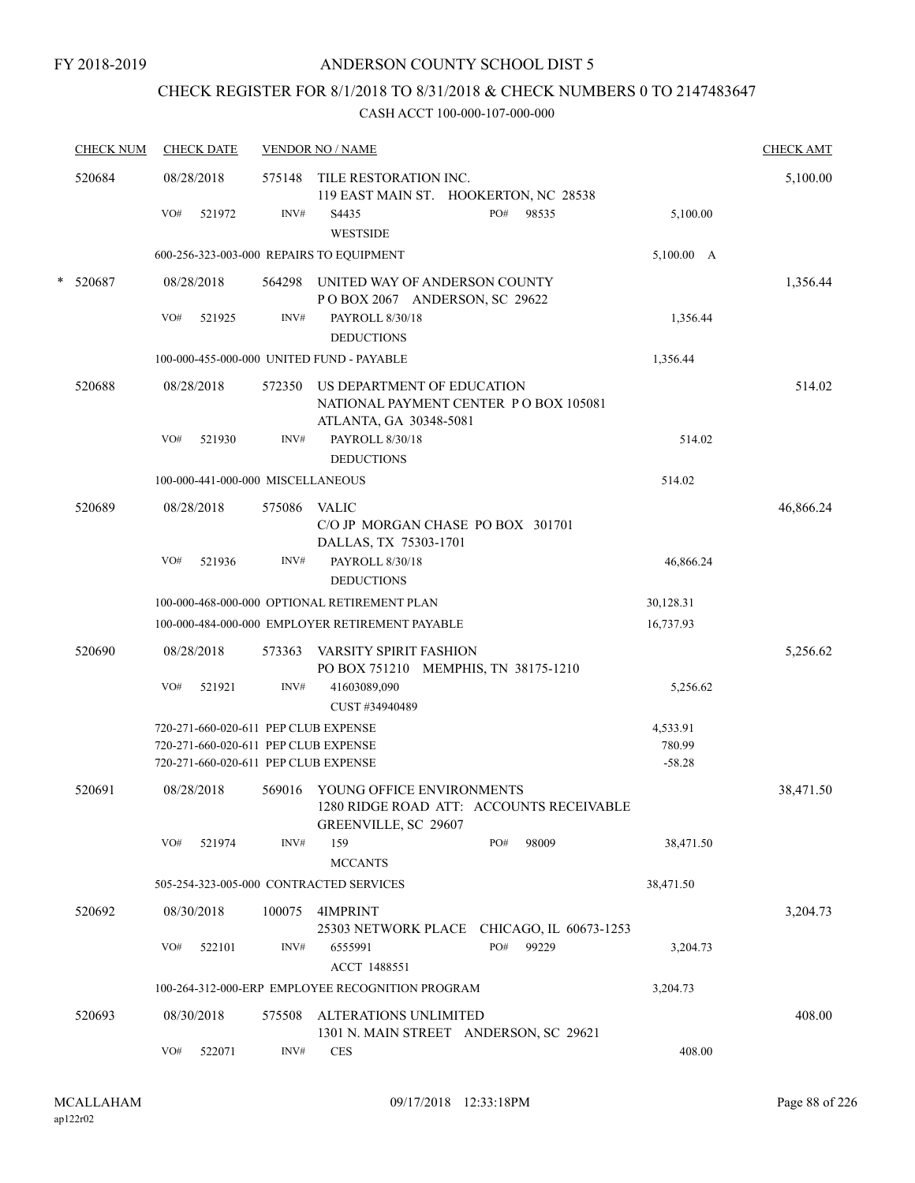FY 2018-2019

# ANDERSON COUNTY SCHOOL DIST 5

## CHECK REGISTER FOR 8/1/2018 TO 8/31/2018 & CHECK NUMBERS 0 TO 2147483647

### CASH ACCT 100-000-107-000-000

| CHECK NUM | CHECK DATE | VENDOR NO / NAME | | CHECK AMT |
|---|---|---|---|---|
| 520684 | 08/28/2018 | 575148 TILE RESTORATION INC.<br>119 EAST MAIN ST. HOOKERTON, NC 28538 | | 5,100.00 |
| | VO# 521972 | INV# S4435 WESTSIDE PO# 98535 | 5,100.00 | |
| | | 600-256-323-003-000 REPAIRS TO EQUIPMENT | 5,100.00 A | |
| * 520687 | 08/28/2018 | 564298 UNITED WAY OF ANDERSON COUNTY<br>P O BOX 2067 ANDERSON, SC 29622 | | 1,356.44 |
| | VO# 521925 | INV# PAYROLL 8/30/18 DEDUCTIONS | 1,356.44 | |
| | | 100-000-455-000-000 UNITED FUND - PAYABLE | 1,356.44 | |
| 520688 | 08/28/2018 | 572350 US DEPARTMENT OF EDUCATION<br>NATIONAL PAYMENT CENTER P O BOX 105081<br>ATLANTA, GA 30348-5081 | | 514.02 |
| | VO# 521930 | INV# PAYROLL 8/30/18 DEDUCTIONS | 514.02 | |
| | | 100-000-441-000-000 MISCELLANEOUS | 514.02 | |
| 520689 | 08/28/2018 | 575086 VALIC<br>C/O JP MORGAN CHASE PO BOX 301701<br>DALLAS, TX 75303-1701 | | 46,866.24 |
| | VO# 521936 | INV# PAYROLL 8/30/18 DEDUCTIONS | 46,866.24 | |
| | | 100-000-468-000-000 OPTIONAL RETIREMENT PLAN | 30,128.31 | |
| | | 100-000-484-000-000 EMPLOYER RETIREMENT PAYABLE | 16,737.93 | |
| 520690 | 08/28/2018 | 573363 VARSITY SPIRIT FASHION<br>PO BOX 751210 MEMPHIS, TN 38175-1210 | | 5,256.62 |
| | VO# 521921 | INV# 41603089,090 CUST #34940489 | 5,256.62 | |
| | | 720-271-660-020-611 PEP CLUB EXPENSE | 4,533.91 | |
| | | 720-271-660-020-611 PEP CLUB EXPENSE | 780.99 | |
| | | 720-271-660-020-611 PEP CLUB EXPENSE | -58.28 | |
| 520691 | 08/28/2018 | 569016 YOUNG OFFICE ENVIRONMENTS<br>1280 RIDGE ROAD ATT: ACCOUNTS RECEIVABLE<br>GREENVILLE, SC 29607 | | 38,471.50 |
| | VO# 521974 | INV# 159 MCCANTS PO# 98009 | 38,471.50 | |
| | | 505-254-323-005-000 CONTRACTED SERVICES | 38,471.50 | |
| 520692 | 08/30/2018 | 100075 4IMPRINT<br>25303 NETWORK PLACE CHICAGO, IL 60673-1253 | | 3,204.73 |
| | VO# 522101 | INV# 6555991 ACCT 1488551 PO# 99229 | 3,204.73 | |
| | | 100-264-312-000-ERP EMPLOYEE RECOGNITION PROGRAM | 3,204.73 | |
| 520693 | 08/30/2018 | 575508 ALTERATIONS UNLIMITED<br>1301 N. MAIN STREET ANDERSON, SC 29621 | | 408.00 |
| | VO# 522071 | INV# CES | 408.00 | |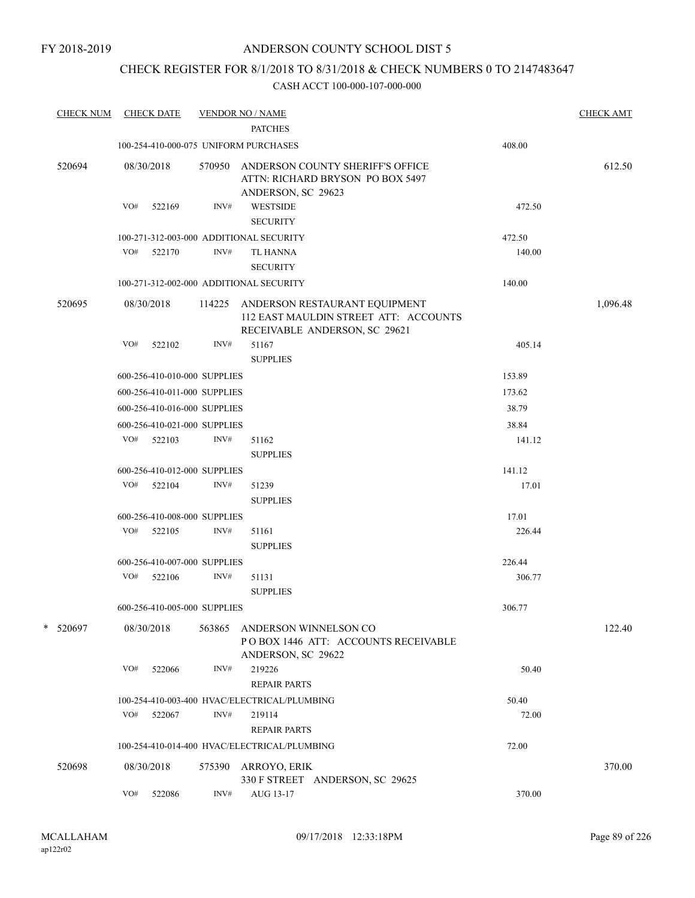FY 2018-2019

ANDERSON COUNTY SCHOOL DIST 5

CHECK REGISTER FOR 8/1/2018 TO 8/31/2018 & CHECK NUMBERS 0 TO 2147483647

CASH ACCT 100-000-107-000-000

| CHECK NUM | CHECK DATE | VENDOR NO / NAME | | CHECK AMT |
|---|---|---|---|---|
| | | PATCHES | | |
| | 100-254-410-000-075 UNIFORM PURCHASES | | 408.00 | |
| 520694 | 08/30/2018 | 570950 ANDERSON COUNTY SHERIFF'S OFFICE ATTN: RICHARD BRYSON PO BOX 5497 ANDERSON, SC 29623 | | 612.50 |
| | VO# 522169 | INV# WESTSIDE SECURITY | 472.50 | |
| | 100-271-312-003-000 ADDITIONAL SECURITY | | 472.50 | |
| | VO# 522170 | INV# TL HANNA SECURITY | 140.00 | |
| | 100-271-312-002-000 ADDITIONAL SECURITY | | 140.00 | |
| 520695 | 08/30/2018 | 114225 ANDERSON RESTAURANT EQUIPMENT 112 EAST MAULDIN STREET ATT: ACCOUNTS RECEIVABLE ANDERSON, SC 29621 | | 1,096.48 |
| | VO# 522102 | INV# 51167 SUPPLIES | 405.14 | |
| | 600-256-410-010-000 SUPPLIES | | 153.89 | |
| | 600-256-410-011-000 SUPPLIES | | 173.62 | |
| | 600-256-410-016-000 SUPPLIES | | 38.79 | |
| | 600-256-410-021-000 SUPPLIES | | 38.84 | |
| | VO# 522103 | INV# 51162 SUPPLIES | 141.12 | |
| | 600-256-410-012-000 SUPPLIES | | 141.12 | |
| | VO# 522104 | INV# 51239 SUPPLIES | 17.01 | |
| | 600-256-410-008-000 SUPPLIES | | 17.01 | |
| | VO# 522105 | INV# 51161 SUPPLIES | 226.44 | |
| | 600-256-410-007-000 SUPPLIES | | 226.44 | |
| | VO# 522106 | INV# 51131 SUPPLIES | 306.77 | |
| | 600-256-410-005-000 SUPPLIES | | 306.77 | |
| * 520697 | 08/30/2018 | 563865 ANDERSON WINNELSON CO P O BOX 1446 ATT: ACCOUNTS RECEIVABLE ANDERSON, SC 29622 | | 122.40 |
| | VO# 522066 | INV# 219226 REPAIR PARTS | 50.40 | |
| | 100-254-410-003-400 HVAC/ELECTRICAL/PLUMBING | | 50.40 | |
| | VO# 522067 | INV# 219114 REPAIR PARTS | 72.00 | |
| | 100-254-410-014-400 HVAC/ELECTRICAL/PLUMBING | | 72.00 | |
| 520698 | 08/30/2018 | 575390 ARROYO, ERIK 330 F STREET ANDERSON, SC 29625 | | 370.00 |
| | VO# 522086 | INV# AUG 13-17 | 370.00 | |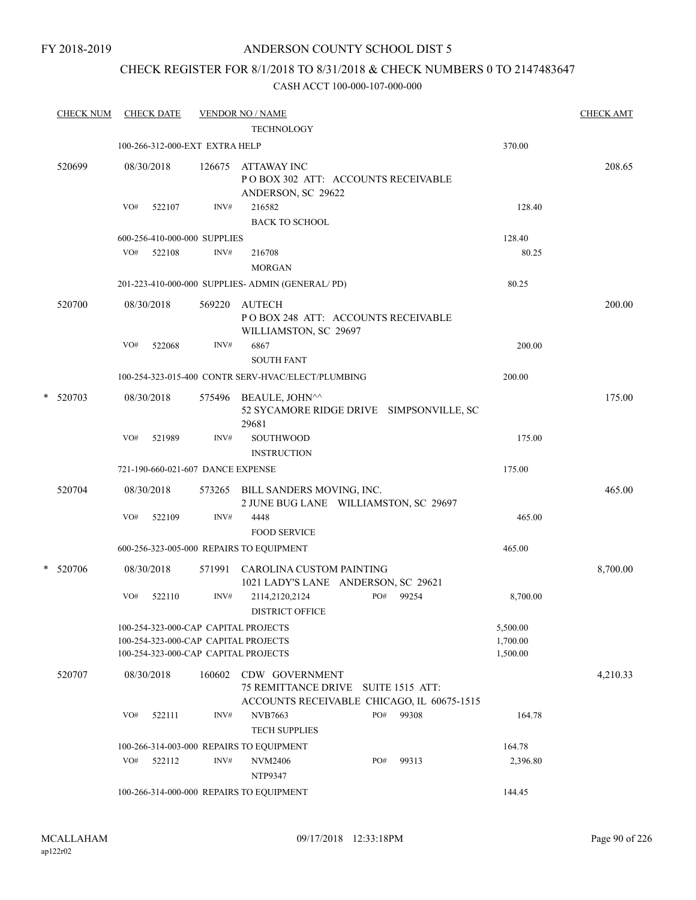FY 2018-2019

# ANDERSON COUNTY SCHOOL DIST 5

## CHECK REGISTER FOR 8/1/2018 TO 8/31/2018 & CHECK NUMBERS 0 TO 2147483647

CASH ACCT 100-000-107-000-000

| CHECK NUM | CHECK DATE | VENDOR NO / NAME | | CHECK AMT |
|---|---|---|---|---|
| | | TECHNOLOGY | | |
| | 100-266-312-000-EXT EXTRA HELP | | 370.00 | |
| 520699 | 08/30/2018 | 126675 ATTAWAY INC<br>P O BOX 302 ATT: ACCOUNTS RECEIVABLE<br>ANDERSON, SC 29622 | | 208.65 |
| | VO# 522107 | INV# 216582<br>BACK TO SCHOOL | 128.40 | |
| | 600-256-410-000-000 SUPPLIES | | 128.40 | |
| | VO# 522108 | INV# 216708<br>MORGAN | 80.25 | |
| | 201-223-410-000-000 SUPPLIES- ADMIN (GENERAL/ PD) | | 80.25 | |
| 520700 | 08/30/2018 | 569220 AUTECH<br>P O BOX 248 ATT: ACCOUNTS RECEIVABLE<br>WILLIAMSTON, SC 29697 | | 200.00 |
| | VO# 522068 | INV# 6867<br>SOUTH FANT | 200.00 | |
| | 100-254-323-015-400 CONTR SERV-HVAC/ELECT/PLUMBING | | 200.00 | |
| * 520703 | 08/30/2018 | 575496 BEAULE, JOHN^^<br>52 SYCAMORE RIDGE DRIVE SIMPSONVILLE, SC 29681 | | 175.00 |
| | VO# 521989 | INV# SOUTHWOOD<br>INSTRUCTION | 175.00 | |
| | 721-190-660-021-607 DANCE EXPENSE | | 175.00 | |
| 520704 | 08/30/2018 | 573265 BILL SANDERS MOVING, INC.<br>2 JUNE BUG LANE WILLIAMSTON, SC 29697 | | 465.00 |
| | VO# 522109 | INV# 4448<br>FOOD SERVICE | 465.00 | |
| | 600-256-323-005-000 REPAIRS TO EQUIPMENT | | 465.00 | |
| * 520706 | 08/30/2018 | 571991 CAROLINA CUSTOM PAINTING<br>1021 LADY'S LANE ANDERSON, SC 29621 | | 8,700.00 |
| | VO# 522110 | INV# 2114,2120,2124 PO# 99254<br>DISTRICT OFFICE | 8,700.00 | |
| | 100-254-323-000-CAP CAPITAL PROJECTS | | 5,500.00 | |
| | 100-254-323-000-CAP CAPITAL PROJECTS | | 1,700.00 | |
| | 100-254-323-000-CAP CAPITAL PROJECTS | | 1,500.00 | |
| 520707 | 08/30/2018 | 160602 CDW GOVERNMENT<br>75 REMITTANCE DRIVE SUITE 1515 ATT:<br>ACCOUNTS RECEIVABLE CHICAGO, IL 60675-1515 | | 4,210.33 |
| | VO# 522111 | INV# NVB7663 PO# 99308<br>TECH SUPPLIES | 164.78 | |
| | 100-266-314-003-000 REPAIRS TO EQUIPMENT | | 164.78 | |
| | VO# 522112 | INV# NVM2406 PO# 99313<br>NTP9347 | 2,396.80 | |
| | 100-266-314-000-000 REPAIRS TO EQUIPMENT | | 144.45 | |

MCALLAHAM
ap122r02

09/17/2018 12:33:18PM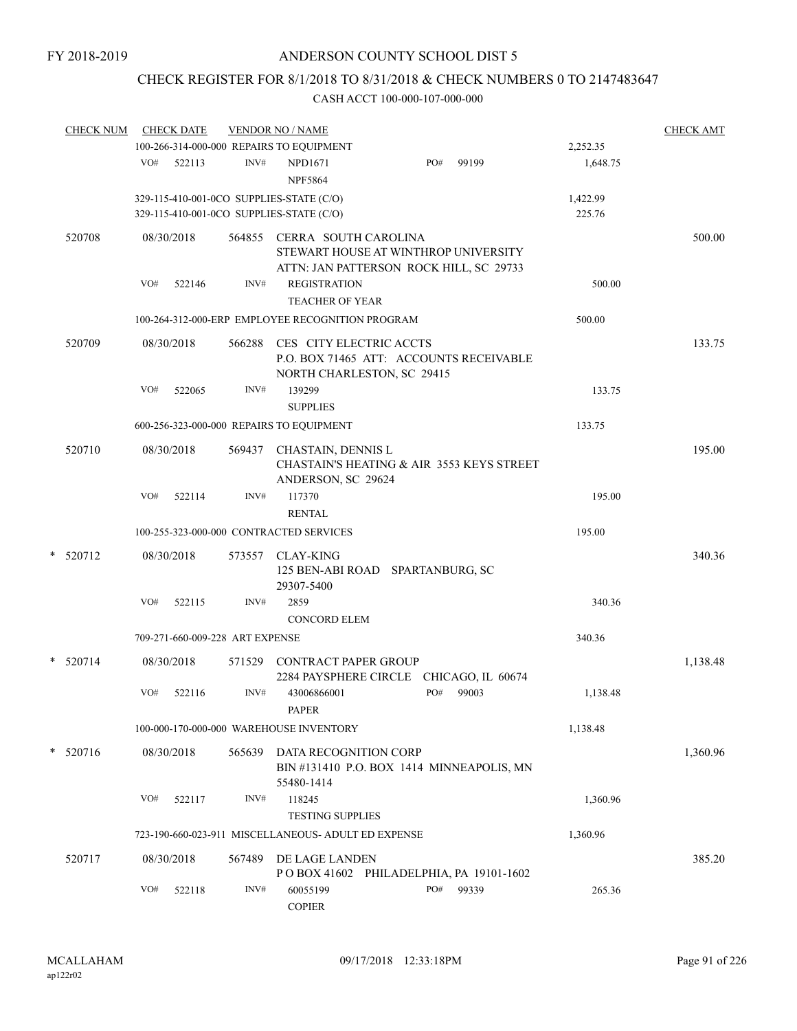FY 2018-2019

# ANDERSON COUNTY SCHOOL DIST 5

## CHECK REGISTER FOR 8/1/2018 TO 8/31/2018 & CHECK NUMBERS 0 TO 2147483647

CASH ACCT 100-000-107-000-000

| CHECK NUM | CHECK DATE | VENDOR NO / NAME | | CHECK AMT |
|---|---|---|---|---|
| | | 100-266-314-000-000 REPAIRS TO EQUIPMENT | 2,252.35 | |
| | VO# 522113 | INV# NPD1671 NPF5864 PO# 99199 | 1,648.75 | |
| | | 329-115-410-001-0CO SUPPLIES-STATE (C/O) | 1,422.99 | |
| | | 329-115-410-001-0CO SUPPLIES-STATE (C/O) | 225.76 | |
| 520708 | 08/30/2018 | 564855 CERRA SOUTH CAROLINA STEWART HOUSE AT WINTHROP UNIVERSITY ATTN: JAN PATTERSON ROCK HILL, SC 29733 | | 500.00 |
| | VO# 522146 | INV# REGISTRATION TEACHER OF YEAR | 500.00 | |
| | | 100-264-312-000-ERP EMPLOYEE RECOGNITION PROGRAM | 500.00 | |
| 520709 | 08/30/2018 | 566288 CES CITY ELECTRIC ACCTS P.O. BOX 71465 ATT: ACCOUNTS RECEIVABLE NORTH CHARLESTON, SC 29415 | | 133.75 |
| | VO# 522065 | INV# 139299 SUPPLIES | 133.75 | |
| | | 600-256-323-000-000 REPAIRS TO EQUIPMENT | 133.75 | |
| 520710 | 08/30/2018 | 569437 CHASTAIN, DENNIS L CHASTAIN'S HEATING & AIR 3553 KEYS STREET ANDERSON, SC 29624 | | 195.00 |
| | VO# 522114 | INV# 117370 RENTAL | 195.00 | |
| | | 100-255-323-000-000 CONTRACTED SERVICES | 195.00 | |
| * 520712 | 08/30/2018 | 573557 CLAY-KING 125 BEN-ABI ROAD SPARTANBURG, SC 29307-5400 | | 340.36 |
| | VO# 522115 | INV# 2859 CONCORD ELEM | 340.36 | |
| | | 709-271-660-009-228 ART EXPENSE | 340.36 | |
| * 520714 | 08/30/2018 | 571529 CONTRACT PAPER GROUP 2284 PAYSPHERE CIRCLE CHICAGO, IL 60674 | | 1,138.48 |
| | VO# 522116 | INV# 43006866001 PAPER PO# 99003 | 1,138.48 | |
| | | 100-000-170-000-000 WAREHOUSE INVENTORY | 1,138.48 | |
| * 520716 | 08/30/2018 | 565639 DATA RECOGNITION CORP BIN #131410 P.O. BOX 1414 MINNEAPOLIS, MN 55480-1414 | | 1,360.96 |
| | VO# 522117 | INV# 118245 TESTING SUPPLIES | 1,360.96 | |
| | | 723-190-660-023-911 MISCELLANEOUS- ADULT ED EXPENSE | 1,360.96 | |
| 520717 | 08/30/2018 | 567489 DE LAGE LANDEN P O BOX 41602 PHILADELPHIA, PA 19101-1602 | | 385.20 |
| | VO# 522118 | INV# 60055199 COPIER PO# 99339 | 265.36 | |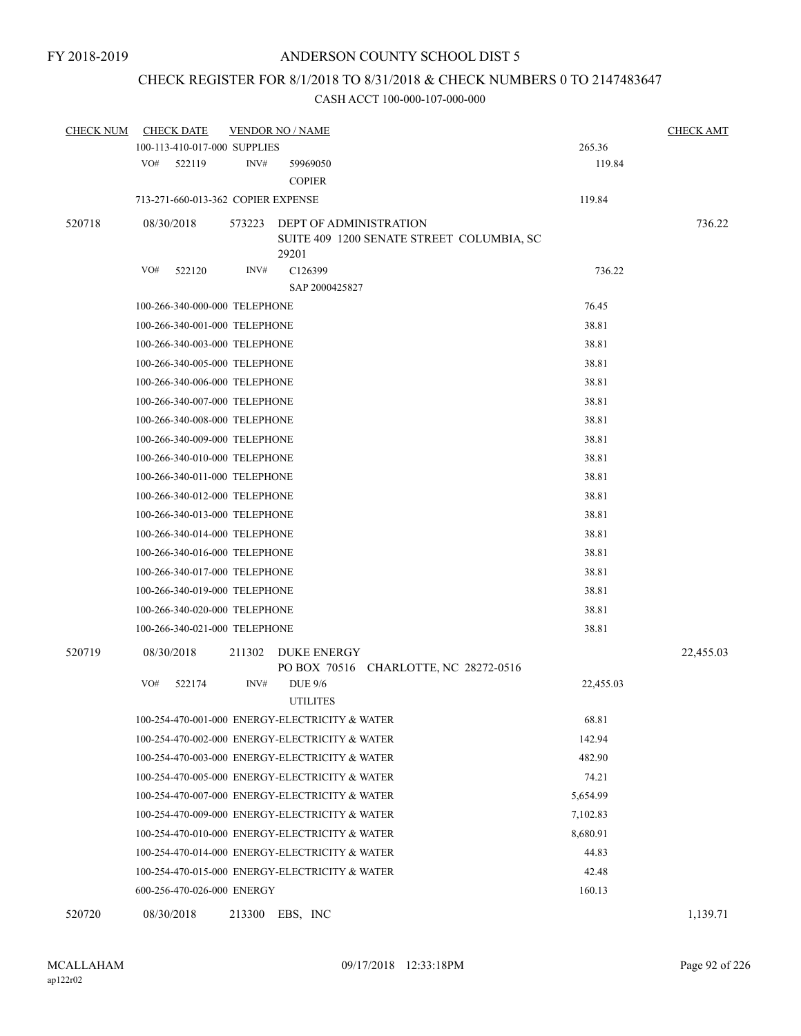FY 2018-2019

ANDERSON COUNTY SCHOOL DIST 5

CHECK REGISTER FOR 8/1/2018 TO 8/31/2018 & CHECK NUMBERS 0 TO 2147483647

CASH ACCT 100-000-107-000-000

| CHECK NUM | CHECK DATE | VENDOR NO / NAME | | CHECK AMT |
|---|---|---|---|---|
| | 100-113-410-017-000 SUPPLIES | | 265.36 | |
| | VO# 522119 | INV# 59969050 COPIER | 119.84 | |
| | 713-271-660-013-362 COPIER EXPENSE | | 119.84 | |
| 520718 | 08/30/2018 | 573223 DEPT OF ADMINISTRATION SUITE 409 1200 SENATE STREET COLUMBIA, SC 29201 | | 736.22 |
| | VO# 522120 | INV# C126399 SAP 2000425827 | 736.22 | |
| | 100-266-340-000-000 TELEPHONE | | 76.45 | |
| | 100-266-340-001-000 TELEPHONE | | 38.81 | |
| | 100-266-340-003-000 TELEPHONE | | 38.81 | |
| | 100-266-340-005-000 TELEPHONE | | 38.81 | |
| | 100-266-340-006-000 TELEPHONE | | 38.81 | |
| | 100-266-340-007-000 TELEPHONE | | 38.81 | |
| | 100-266-340-008-000 TELEPHONE | | 38.81 | |
| | 100-266-340-009-000 TELEPHONE | | 38.81 | |
| | 100-266-340-010-000 TELEPHONE | | 38.81 | |
| | 100-266-340-011-000 TELEPHONE | | 38.81 | |
| | 100-266-340-012-000 TELEPHONE | | 38.81 | |
| | 100-266-340-013-000 TELEPHONE | | 38.81 | |
| | 100-266-340-014-000 TELEPHONE | | 38.81 | |
| | 100-266-340-016-000 TELEPHONE | | 38.81 | |
| | 100-266-340-017-000 TELEPHONE | | 38.81 | |
| | 100-266-340-019-000 TELEPHONE | | 38.81 | |
| | 100-266-340-020-000 TELEPHONE | | 38.81 | |
| | 100-266-340-021-000 TELEPHONE | | 38.81 | |
| 520719 | 08/30/2018 | 211302 DUKE ENERGY PO BOX 70516 CHARLOTTE, NC 28272-0516 | | 22,455.03 |
| | VO# 522174 | INV# DUE 9/6 UTILITES | 22,455.03 | |
| | 100-254-470-001-000 ENERGY-ELECTRICITY & WATER | | 68.81 | |
| | 100-254-470-002-000 ENERGY-ELECTRICITY & WATER | | 142.94 | |
| | 100-254-470-003-000 ENERGY-ELECTRICITY & WATER | | 482.90 | |
| | 100-254-470-005-000 ENERGY-ELECTRICITY & WATER | | 74.21 | |
| | 100-254-470-007-000 ENERGY-ELECTRICITY & WATER | | 5,654.99 | |
| | 100-254-470-009-000 ENERGY-ELECTRICITY & WATER | | 7,102.83 | |
| | 100-254-470-010-000 ENERGY-ELECTRICITY & WATER | | 8,680.91 | |
| | 100-254-470-014-000 ENERGY-ELECTRICITY & WATER | | 44.83 | |
| | 100-254-470-015-000 ENERGY-ELECTRICITY & WATER | | 42.48 | |
| | 600-256-470-026-000 ENERGY | | 160.13 | |
| 520720 | 08/30/2018 | 213300 EBS, INC | | 1,139.71 |

MCALLAHAM ap122r02 09/17/2018 12:33:18PM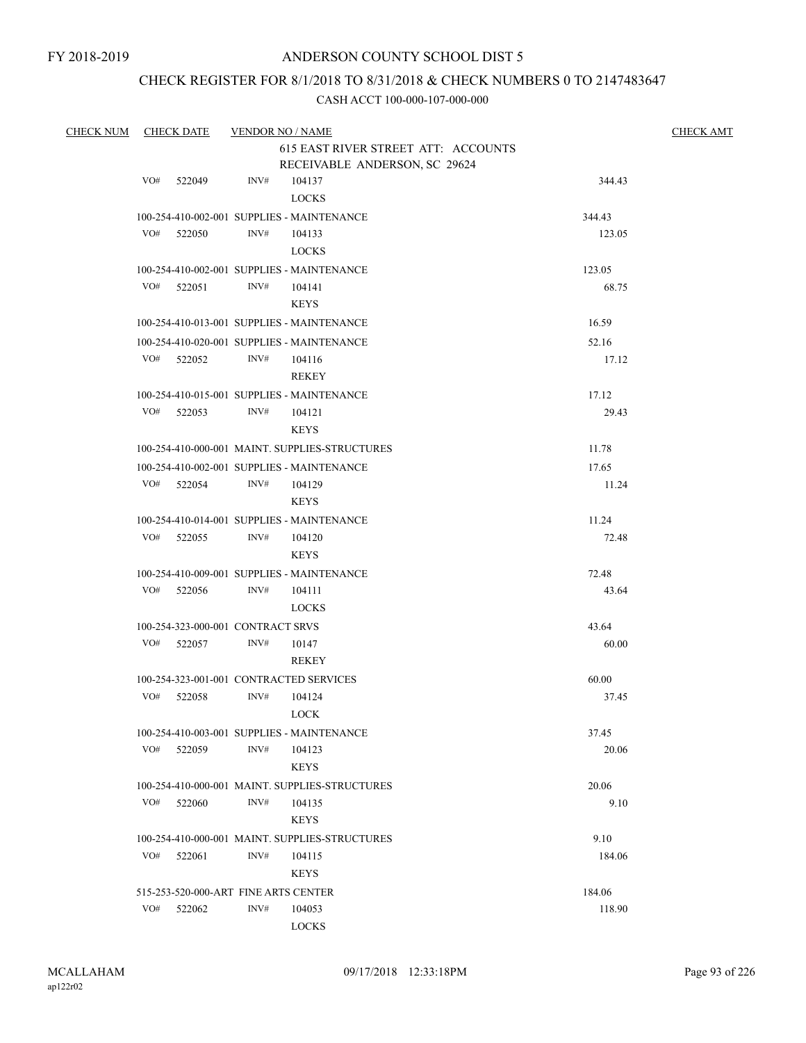FY 2018-2019

# ANDERSON COUNTY SCHOOL DIST 5

## CHECK REGISTER FOR 8/1/2018 TO 8/31/2018 & CHECK NUMBERS 0 TO 2147483647

### CASH ACCT 100-000-107-000-000

| CHECK NUM | CHECK DATE | VENDOR NO / NAME | | CHECK AMT |
|---|---|---|---|---|
| | | 615 EAST RIVER STREET ATT: ACCOUNTS RECEIVABLE ANDERSON, SC 29624 | | |
| | VO# 522049 | INV# 104137 LOCKS | 344.43 | |
| | | 100-254-410-002-001 SUPPLIES - MAINTENANCE | 344.43 | |
| | VO# 522050 | INV# 104133 LOCKS | 123.05 | |
| | | 100-254-410-002-001 SUPPLIES - MAINTENANCE | 123.05 | |
| | VO# 522051 | INV# 104141 KEYS | 68.75 | |
| | | 100-254-410-013-001 SUPPLIES - MAINTENANCE | 16.59 | |
| | | 100-254-410-020-001 SUPPLIES - MAINTENANCE | 52.16 | |
| | VO# 522052 | INV# 104116 REKEY | 17.12 | |
| | | 100-254-410-015-001 SUPPLIES - MAINTENANCE | 17.12 | |
| | VO# 522053 | INV# 104121 KEYS | 29.43 | |
| | | 100-254-410-000-001 MAINT. SUPPLIES-STRUCTURES | 11.78 | |
| | | 100-254-410-002-001 SUPPLIES - MAINTENANCE | 17.65 | |
| | VO# 522054 | INV# 104129 KEYS | 11.24 | |
| | | 100-254-410-014-001 SUPPLIES - MAINTENANCE | 11.24 | |
| | VO# 522055 | INV# 104120 KEYS | 72.48 | |
| | | 100-254-410-009-001 SUPPLIES - MAINTENANCE | 72.48 | |
| | VO# 522056 | INV# 104111 LOCKS | 43.64 | |
| | | 100-254-323-000-001 CONTRACT SRVS | 43.64 | |
| | VO# 522057 | INV# 10147 REKEY | 60.00 | |
| | | 100-254-323-001-001 CONTRACTED SERVICES | 60.00 | |
| | VO# 522058 | INV# 104124 LOCK | 37.45 | |
| | | 100-254-410-003-001 SUPPLIES - MAINTENANCE | 37.45 | |
| | VO# 522059 | INV# 104123 KEYS | 20.06 | |
| | | 100-254-410-000-001 MAINT. SUPPLIES-STRUCTURES | 20.06 | |
| | VO# 522060 | INV# 104135 KEYS | 9.10 | |
| | | 100-254-410-000-001 MAINT. SUPPLIES-STRUCTURES | 9.10 | |
| | VO# 522061 | INV# 104115 KEYS | 184.06 | |
| | | 515-253-520-000-ART FINE ARTS CENTER | 184.06 | |
| | VO# 522062 | INV# 104053 LOCKS | 118.90 | |

MCALLAHAM
ap122r02

09/17/2018 12:33:18PM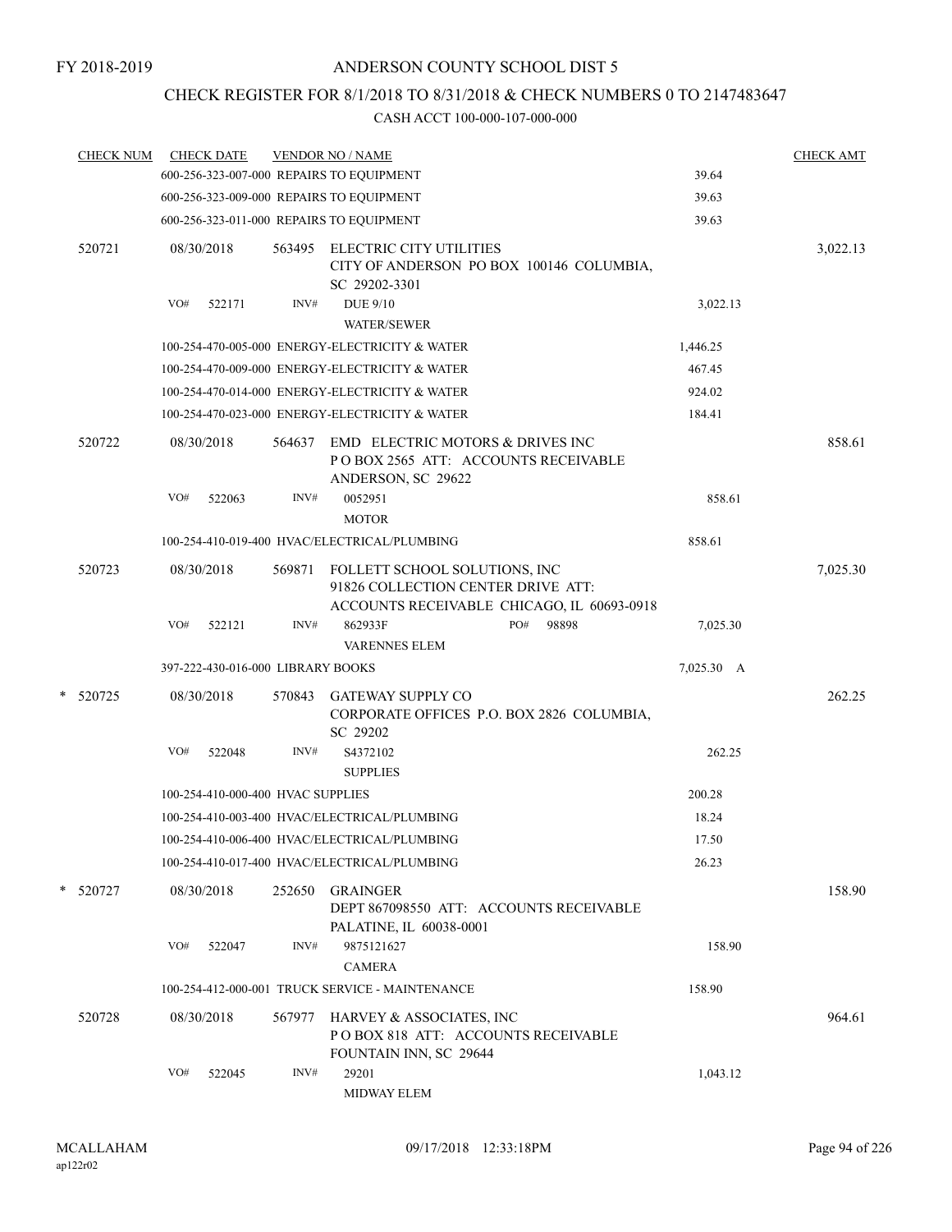FY 2018-2019

# ANDERSON COUNTY SCHOOL DIST 5

## CHECK REGISTER FOR 8/1/2018 TO 8/31/2018 & CHECK NUMBERS 0 TO 2147483647

CASH ACCT 100-000-107-000-000

| CHECK NUM | CHECK DATE | VENDOR NO / NAME | | CHECK AMT |
|---|---|---|---|---|
| | | 600-256-323-007-000 REPAIRS TO EQUIPMENT | 39.64 | |
| | | 600-256-323-009-000 REPAIRS TO EQUIPMENT | 39.63 | |
| | | 600-256-323-011-000 REPAIRS TO EQUIPMENT | 39.63 | |
| 520721 | 08/30/2018 | 563495 ELECTRIC CITY UTILITIES<br>CITY OF ANDERSON PO BOX 100146 COLUMBIA, SC 29202-3301 | | 3,022.13 |
| | VO# 522171 | INV# DUE 9/10<br>WATER/SEWER | 3,022.13 | |
| | | 100-254-470-005-000 ENERGY-ELECTRICITY & WATER | 1,446.25 | |
| | | 100-254-470-009-000 ENERGY-ELECTRICITY & WATER | 467.45 | |
| | | 100-254-470-014-000 ENERGY-ELECTRICITY & WATER | 924.02 | |
| | | 100-254-470-023-000 ENERGY-ELECTRICITY & WATER | 184.41 | |
| 520722 | 08/30/2018 | 564637 EMD ELECTRIC MOTORS & DRIVES INC<br>P O BOX 2565 ATT: ACCOUNTS RECEIVABLE ANDERSON, SC 29622 | | 858.61 |
| | VO# 522063 | INV# 0052951<br>MOTOR | 858.61 | |
| | | 100-254-410-019-400 HVAC/ELECTRICAL/PLUMBING | 858.61 | |
| 520723 | 08/30/2018 | 569871 FOLLETT SCHOOL SOLUTIONS, INC<br>91826 COLLECTION CENTER DRIVE ATT: ACCOUNTS RECEIVABLE CHICAGO, IL 60693-0918 | | 7,025.30 |
| | VO# 522121 | INV# 862933F PO# 98898<br>VARENNES ELEM | 7,025.30 | |
| | | 397-222-430-016-000 LIBRARY BOOKS | 7,025.30 A | |
| * 520725 | 08/30/2018 | 570843 GATEWAY SUPPLY CO<br>CORPORATE OFFICES P.O. BOX 2826 COLUMBIA, SC 29202 | | 262.25 |
| | VO# 522048 | INV# S4372102<br>SUPPLIES | 262.25 | |
| | | 100-254-410-000-400 HVAC SUPPLIES | 200.28 | |
| | | 100-254-410-003-400 HVAC/ELECTRICAL/PLUMBING | 18.24 | |
| | | 100-254-410-006-400 HVAC/ELECTRICAL/PLUMBING | 17.50 | |
| | | 100-254-410-017-400 HVAC/ELECTRICAL/PLUMBING | 26.23 | |
| * 520727 | 08/30/2018 | 252650 GRAINGER<br>DEPT 867098550 ATT: ACCOUNTS RECEIVABLE PALATINE, IL 60038-0001 | | 158.90 |
| | VO# 522047 | INV# 9875121627<br>CAMERA | 158.90 | |
| | | 100-254-412-000-001 TRUCK SERVICE - MAINTENANCE | 158.90 | |
| 520728 | 08/30/2018 | 567977 HARVEY & ASSOCIATES, INC<br>P O BOX 818 ATT: ACCOUNTS RECEIVABLE FOUNTAIN INN, SC 29644 | | 964.61 |
| | VO# 522045 | INV# 29201<br>MIDWAY ELEM | 1,043.12 | |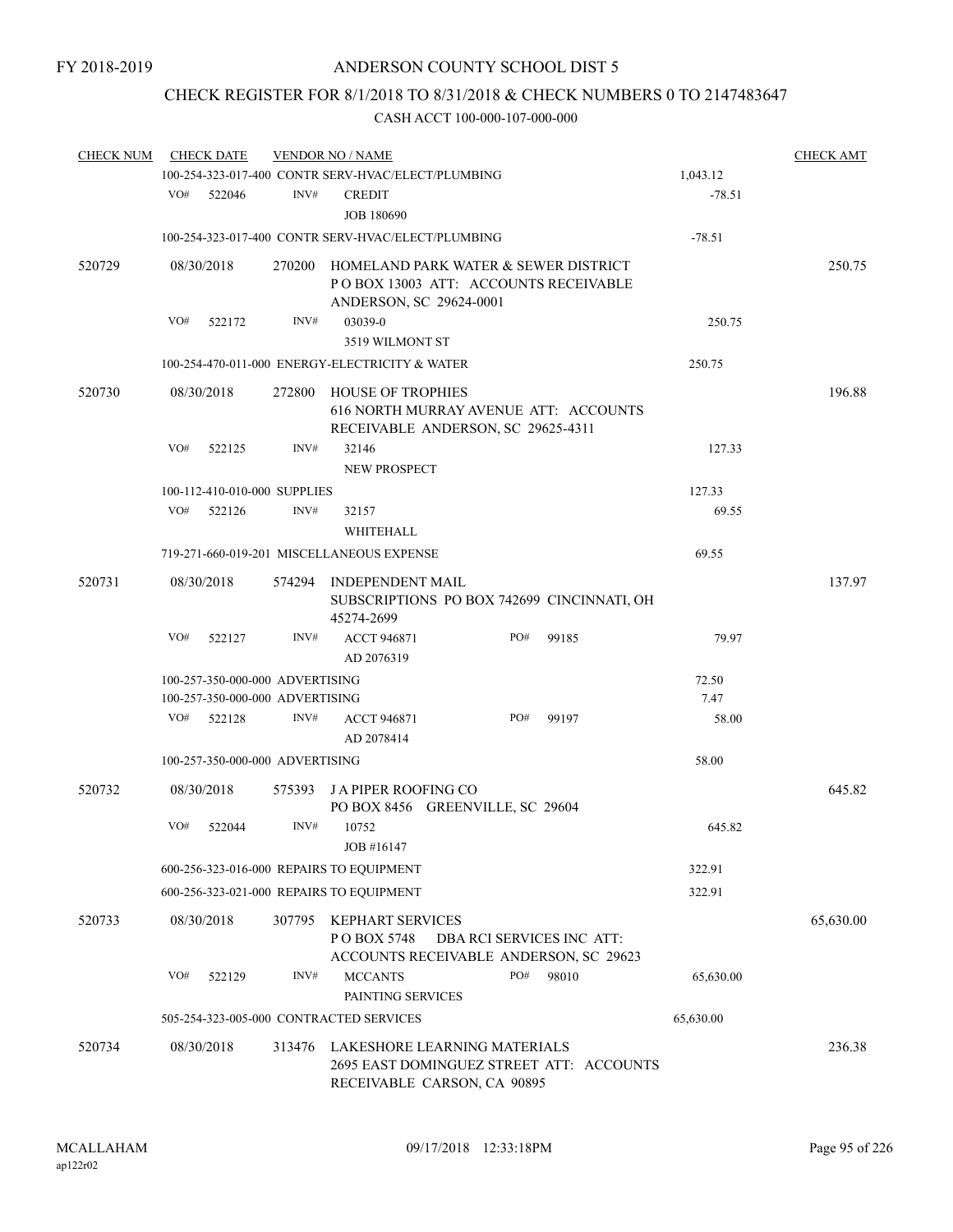FY 2018-2019

# ANDERSON COUNTY SCHOOL DIST 5

## CHECK REGISTER FOR 8/1/2018 TO 8/31/2018 & CHECK NUMBERS 0 TO 2147483647

### CASH ACCT 100-000-107-000-000

| CHECK NUM | CHECK DATE | VENDOR NO / NAME | | CHECK AMT |
|---|---|---|---|---|
| | | 100-254-323-017-400 CONTR SERV-HVAC/ELECT/PLUMBING | 1,043.12 | |
| | VO# 522046 | INV# CREDIT<br>JOB 180690 | -78.51 | |
| | | 100-254-323-017-400 CONTR SERV-HVAC/ELECT/PLUMBING | -78.51 | |
| 520729 | 08/30/2018 | 270200 HOMELAND PARK WATER & SEWER DISTRICT<br>P O BOX 13003 ATT: ACCOUNTS RECEIVABLE<br>ANDERSON, SC 29624-0001 | | 250.75 |
| | VO# 522172 | INV# 03039-0<br>3519 WILMONT ST | 250.75 | |
| | | 100-254-470-011-000 ENERGY-ELECTRICITY & WATER | 250.75 | |
| 520730 | 08/30/2018 | 272800 HOUSE OF TROPHIES<br>616 NORTH MURRAY AVENUE ATT: ACCOUNTS<br>RECEIVABLE ANDERSON, SC 29625-4311 | | 196.88 |
| | VO# 522125 | INV# 32146<br>NEW PROSPECT | 127.33 | |
| | | 100-112-410-010-000 SUPPLIES | 127.33 | |
| | VO# 522126 | INV# 32157<br>WHITEHALL | 69.55 | |
| | | 719-271-660-019-201 MISCELLANEOUS EXPENSE | 69.55 | |
| 520731 | 08/30/2018 | 574294 INDEPENDENT MAIL<br>SUBSCRIPTIONS PO BOX 742699 CINCINNATI, OH<br>45274-2699 | | 137.97 |
| | VO# 522127 | INV# ACCT 946871 PO# 99185<br>AD 2076319 | 79.97 | |
| | | 100-257-350-000-000 ADVERTISING | 72.50 | |
| | | 100-257-350-000-000 ADVERTISING | 7.47 | |
| | VO# 522128 | INV# ACCT 946871 PO# 99197<br>AD 2078414 | 58.00 | |
| | | 100-257-350-000-000 ADVERTISING | 58.00 | |
| 520732 | 08/30/2018 | 575393 J A PIPER ROOFING CO<br>PO BOX 8456 GREENVILLE, SC 29604 | | 645.82 |
| | VO# 522044 | INV# 10752<br>JOB #16147 | 645.82 | |
| | | 600-256-323-016-000 REPAIRS TO EQUIPMENT | 322.91 | |
| | | 600-256-323-021-000 REPAIRS TO EQUIPMENT | 322.91 | |
| 520733 | 08/30/2018 | 307795 KEPHART SERVICES<br>P O BOX 5748 DBA RCI SERVICES INC ATT:<br>ACCOUNTS RECEIVABLE ANDERSON, SC 29623 | | 65,630.00 |
| | VO# 522129 | INV# MCCANTS PO# 98010<br>PAINTING SERVICES | 65,630.00 | |
| | | 505-254-323-005-000 CONTRACTED SERVICES | 65,630.00 | |
| 520734 | 08/30/2018 | 313476 LAKESHORE LEARNING MATERIALS<br>2695 EAST DOMINGUEZ STREET ATT: ACCOUNTS<br>RECEIVABLE CARSON, CA 90895 | | 236.38 |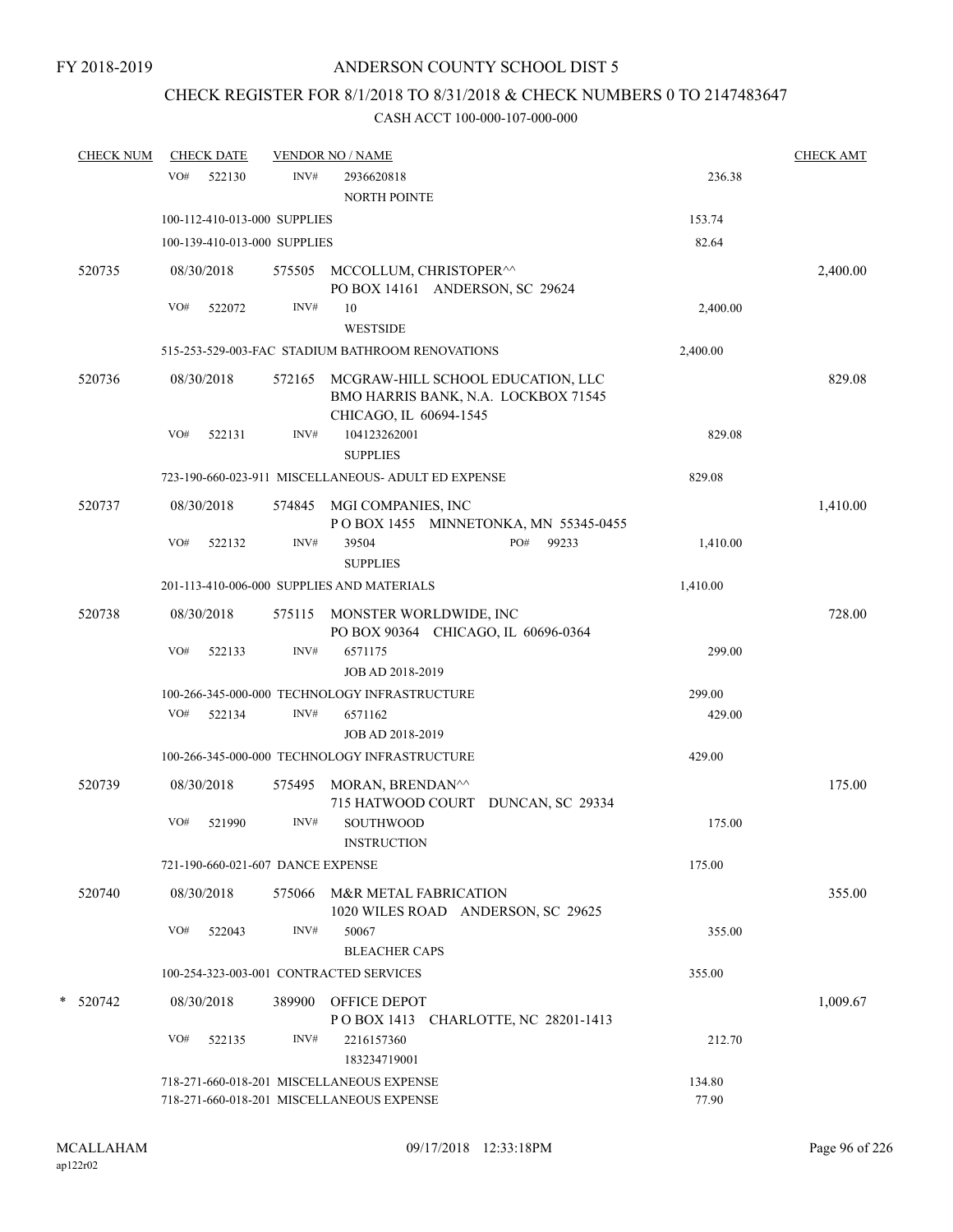FY 2018-2019

# ANDERSON COUNTY SCHOOL DIST 5

## CHECK REGISTER FOR 8/1/2018 TO 8/31/2018 & CHECK NUMBERS 0 TO 2147483647

### CASH ACCT 100-000-107-000-000

| CHECK NUM | CHECK DATE | VENDOR NO / NAME | | CHECK AMT |
|---|---|---|---|---|
| | VO# 522130 | INV# 2936620818 NORTH POINTE | 236.38 | |
| | 100-112-410-013-000 SUPPLIES | | 153.74 | |
| | 100-139-410-013-000 SUPPLIES | | 82.64 | |
| 520735 | 08/30/2018 | 575505 MCCOLLUM, CHRISTOPER^^ PO BOX 14161 ANDERSON, SC 29624 | | 2,400.00 |
| | VO# 522072 | INV# 10 WESTSIDE | 2,400.00 | |
| | 515-253-529-003-FAC STADIUM BATHROOM RENOVATIONS | | 2,400.00 | |
| 520736 | 08/30/2018 | 572165 MCGRAW-HILL SCHOOL EDUCATION, LLC BMO HARRIS BANK, N.A. LOCKBOX 71545 CHICAGO, IL 60694-1545 | | 829.08 |
| | VO# 522131 | INV# 104123262001 SUPPLIES | 829.08 | |
| | 723-190-660-023-911 MISCELLANEOUS- ADULT ED EXPENSE | | 829.08 | |
| 520737 | 08/30/2018 | 574845 MGI COMPANIES, INC P O BOX 1455 MINNETONKA, MN 55345-0455 | | 1,410.00 |
| | VO# 522132 | INV# 39504 PO# 99233 SUPPLIES | 1,410.00 | |
| | 201-113-410-006-000 SUPPLIES AND MATERIALS | | 1,410.00 | |
| 520738 | 08/30/2018 | 575115 MONSTER WORLDWIDE, INC PO BOX 90364 CHICAGO, IL 60696-0364 | | 728.00 |
| | VO# 522133 | INV# 6571175 JOB AD 2018-2019 | 299.00 | |
| | 100-266-345-000-000 TECHNOLOGY INFRASTRUCTURE | | 299.00 | |
| | VO# 522134 | INV# 6571162 JOB AD 2018-2019 | 429.00 | |
| | 100-266-345-000-000 TECHNOLOGY INFRASTRUCTURE | | 429.00 | |
| 520739 | 08/30/2018 | 575495 MORAN, BRENDAN^^ 715 HATWOOD COURT DUNCAN, SC 29334 | | 175.00 |
| | VO# 521990 | INV# SOUTHWOOD INSTRUCTION | 175.00 | |
| | 721-190-660-021-607 DANCE EXPENSE | | 175.00 | |
| 520740 | 08/30/2018 | 575066 M&R METAL FABRICATION 1020 WILES ROAD ANDERSON, SC 29625 | | 355.00 |
| | VO# 522043 | INV# 50067 BLEACHER CAPS | 355.00 | |
| | 100-254-323-003-001 CONTRACTED SERVICES | | 355.00 | |
| * 520742 | 08/30/2018 | 389900 OFFICE DEPOT P O BOX 1413 CHARLOTTE, NC 28201-1413 | | 1,009.67 |
| | VO# 522135 | INV# 2216157360 183234719001 | 212.70 | |
| | 718-271-660-018-201 MISCELLANEOUS EXPENSE | | 134.80 | |
| | 718-271-660-018-201 MISCELLANEOUS EXPENSE | | 77.90 | |

MCALLAHAM ap122r02 09/17/2018 12:33:18PM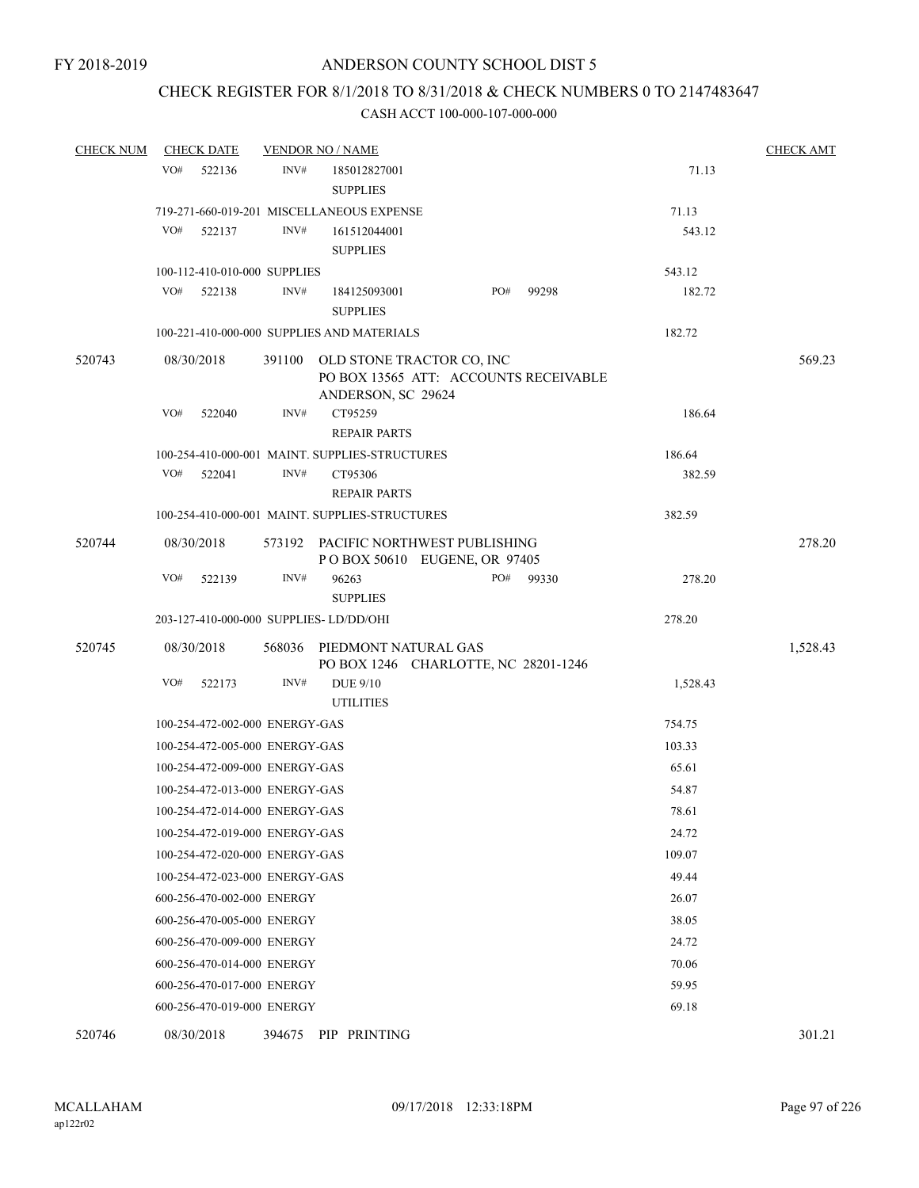FY 2018-2019

# ANDERSON COUNTY SCHOOL DIST 5

## CHECK REGISTER FOR 8/1/2018 TO 8/31/2018 & CHECK NUMBERS 0 TO 2147483647

### CASH ACCT 100-000-107-000-000

| CHECK NUM | CHECK DATE | VENDOR NO / NAME | | | CHECK AMT |
|---|---|---|---|---|---|
| | VO# 522136 | INV# 185012827001 SUPPLIES | | 71.13 | |
| | 719-271-660-019-201 MISCELLANEOUS EXPENSE | | | 71.13 | |
| | VO# 522137 | INV# 161512044001 SUPPLIES | | 543.12 | |
| | 100-112-410-010-000 SUPPLIES | | | 543.12 | |
| | VO# 522138 | INV# 184125093001 SUPPLIES | PO# 99298 | 182.72 | |
| | 100-221-410-000-000 SUPPLIES AND MATERIALS | | | 182.72 | |
| 520743 | 08/30/2018 | 391100 OLD STONE TRACTOR CO, INC PO BOX 13565 ATT: ACCOUNTS RECEIVABLE ANDERSON, SC 29624 | | | 569.23 |
| | VO# 522040 | INV# CT95259 REPAIR PARTS | | 186.64 | |
| | 100-254-410-000-001 MAINT. SUPPLIES-STRUCTURES | | | 186.64 | |
| | VO# 522041 | INV# CT95306 REPAIR PARTS | | 382.59 | |
| | 100-254-410-000-001 MAINT. SUPPLIES-STRUCTURES | | | 382.59 | |
| 520744 | 08/30/2018 | 573192 PACIFIC NORTHWEST PUBLISHING P O BOX 50610 EUGENE, OR 97405 | | | 278.20 |
| | VO# 522139 | INV# 96263 SUPPLIES | PO# 99330 | 278.20 | |
| | 203-127-410-000-000 SUPPLIES- LD/DD/OHI | | | 278.20 | |
| 520745 | 08/30/2018 | 568036 PIEDMONT NATURAL GAS PO BOX 1246 CHARLOTTE, NC 28201-1246 | | | 1,528.43 |
| | VO# 522173 | INV# DUE 9/10 UTILITIES | | 1,528.43 | |
| | 100-254-472-002-000 ENERGY-GAS | | | 754.75 | |
| | 100-254-472-005-000 ENERGY-GAS | | | 103.33 | |
| | 100-254-472-009-000 ENERGY-GAS | | | 65.61 | |
| | 100-254-472-013-000 ENERGY-GAS | | | 54.87 | |
| | 100-254-472-014-000 ENERGY-GAS | | | 78.61 | |
| | 100-254-472-019-000 ENERGY-GAS | | | 24.72 | |
| | 100-254-472-020-000 ENERGY-GAS | | | 109.07 | |
| | 100-254-472-023-000 ENERGY-GAS | | | 49.44 | |
| | 600-256-470-002-000 ENERGY | | | 26.07 | |
| | 600-256-470-005-000 ENERGY | | | 38.05 | |
| | 600-256-470-009-000 ENERGY | | | 24.72 | |
| | 600-256-470-014-000 ENERGY | | | 70.06 | |
| | 600-256-470-017-000 ENERGY | | | 59.95 | |
| | 600-256-470-019-000 ENERGY | | | 69.18 | |
| 520746 | 08/30/2018 | 394675 PIP PRINTING | | | 301.21 |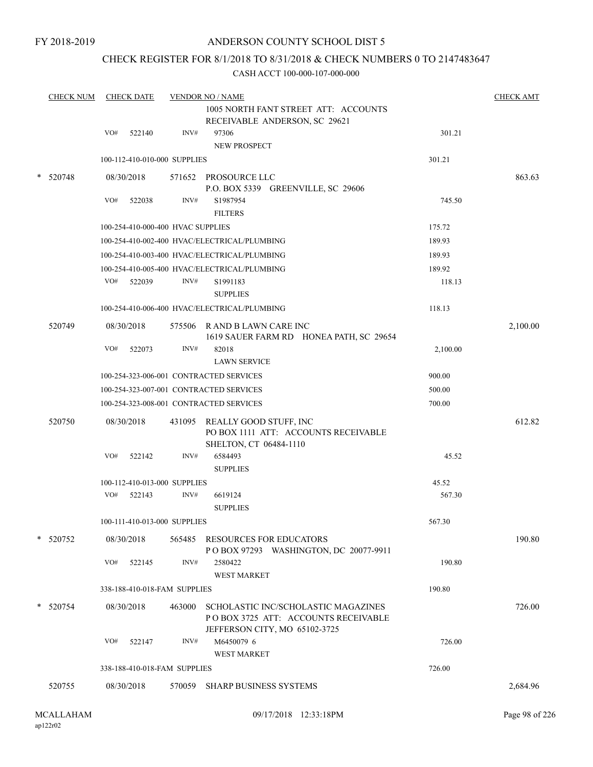FY 2018-2019

# ANDERSON COUNTY SCHOOL DIST 5

## CHECK REGISTER FOR 8/1/2018 TO 8/31/2018 & CHECK NUMBERS 0 TO 2147483647

CASH ACCT 100-000-107-000-000

| CHECK NUM | CHECK DATE | VENDOR NO / NAME | | CHECK AMT |
|---|---|---|---|---|
| | | 1005 NORTH FANT STREET ATT: ACCOUNTS RECEIVABLE ANDERSON, SC 29621 | | |
| | VO# 522140 | INV# 97306 NEW PROSPECT | 301.21 | |
| | 100-112-410-010-000 SUPPLIES | | 301.21 | |
| * 520748 | 08/30/2018 | 571652 PROSOURCE LLC P.O. BOX 5339 GREENVILLE, SC 29606 | | 863.63 |
| | VO# 522038 | INV# S1987954 FILTERS | 745.50 | |
| | 100-254-410-000-400 HVAC SUPPLIES | | 175.72 | |
| | 100-254-410-002-400 HVAC/ELECTRICAL/PLUMBING | | 189.93 | |
| | 100-254-410-003-400 HVAC/ELECTRICAL/PLUMBING | | 189.93 | |
| | 100-254-410-005-400 HVAC/ELECTRICAL/PLUMBING | | 189.92 | |
| | VO# 522039 | INV# S1991183 SUPPLIES | 118.13 | |
| | 100-254-410-006-400 HVAC/ELECTRICAL/PLUMBING | | 118.13 | |
| 520749 | 08/30/2018 | 575506 R AND B LAWN CARE INC 1619 SAUER FARM RD HONEA PATH, SC 29654 | | 2,100.00 |
| | VO# 522073 | INV# 82018 LAWN SERVICE | 2,100.00 | |
| | 100-254-323-006-001 CONTRACTED SERVICES | | 900.00 | |
| | 100-254-323-007-001 CONTRACTED SERVICES | | 500.00 | |
| | 100-254-323-008-001 CONTRACTED SERVICES | | 700.00 | |
| 520750 | 08/30/2018 | 431095 REALLY GOOD STUFF, INC PO BOX 1111 ATT: ACCOUNTS RECEIVABLE SHELTON, CT 06484-1110 | | 612.82 |
| | VO# 522142 | INV# 6584493 SUPPLIES | 45.52 | |
| | 100-112-410-013-000 SUPPLIES | | 45.52 | |
| | VO# 522143 | INV# 6619124 SUPPLIES | 567.30 | |
| | 100-111-410-013-000 SUPPLIES | | 567.30 | |
| * 520752 | 08/30/2018 | 565485 RESOURCES FOR EDUCATORS P O BOX 97293 WASHINGTON, DC 20077-9911 | | 190.80 |
| | VO# 522145 | INV# 2580422 WEST MARKET | 190.80 | |
| | 338-188-410-018-FAM SUPPLIES | | 190.80 | |
| * 520754 | 08/30/2018 | 463000 SCHOLASTIC INC/SCHOLASTIC MAGAZINES P O BOX 3725 ATT: ACCOUNTS RECEIVABLE JEFFERSON CITY, MO 65102-3725 | | 726.00 |
| | VO# 522147 | INV# M6450079 6 WEST MARKET | 726.00 | |
| | 338-188-410-018-FAM SUPPLIES | | 726.00 | |
| 520755 | 08/30/2018 | 570059 SHARP BUSINESS SYSTEMS | | 2,684.96 |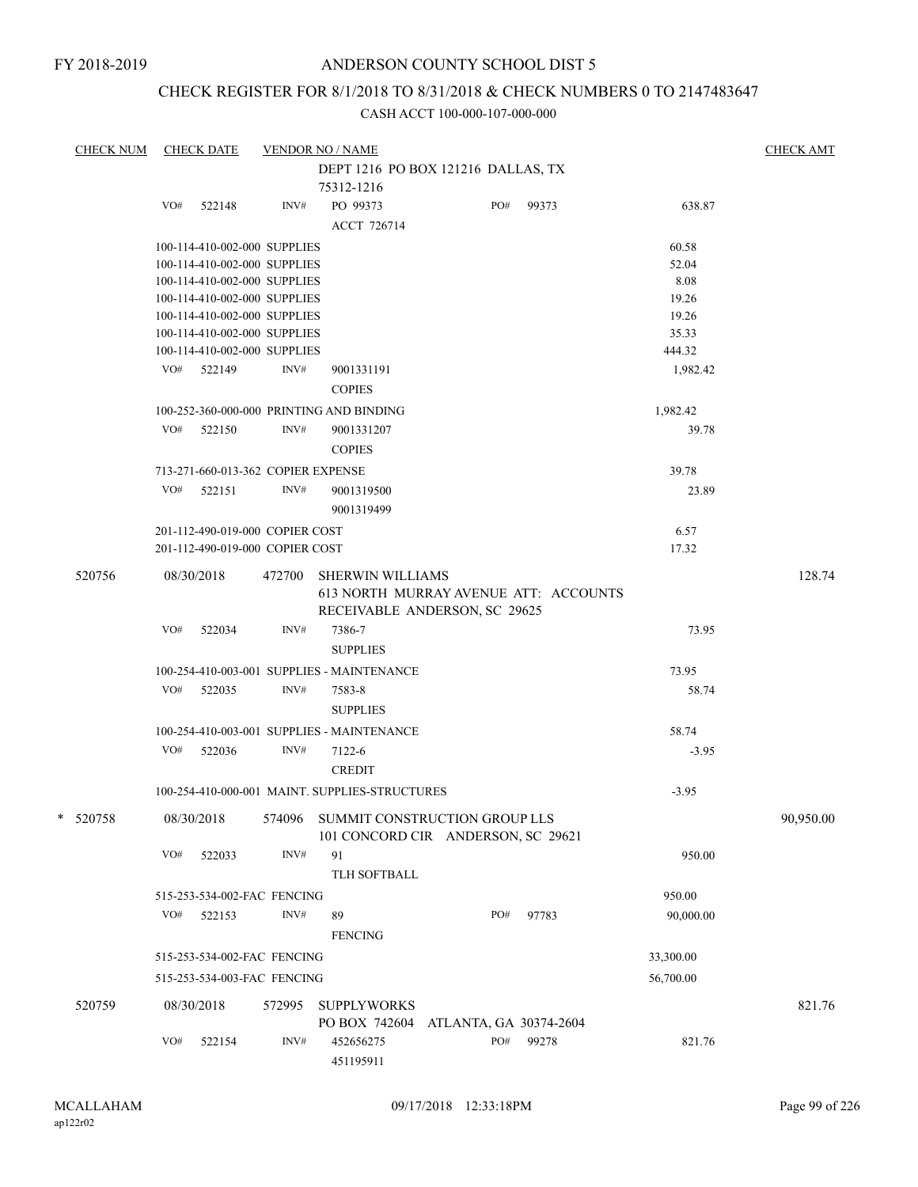FY 2018-2019

# ANDERSON COUNTY SCHOOL DIST 5

## CHECK REGISTER FOR 8/1/2018 TO 8/31/2018 & CHECK NUMBERS 0 TO 2147483647

### CASH ACCT 100-000-107-000-000

| CHECK NUM | CHECK DATE | VENDOR NO / NAME | | | CHECK AMT |
|---|---|---|---|---|---|
| | | DEPT 1216 PO BOX 121216 DALLAS, TX 75312-1216 | | | |
| | VO# 522148 | INV# PO 99373 ACCT 726714 | PO# 99373 | 638.87 | |
| | 100-114-410-002-000 SUPPLIES | | | 60.58 | |
| | 100-114-410-002-000 SUPPLIES | | | 52.04 | |
| | 100-114-410-002-000 SUPPLIES | | | 8.08 | |
| | 100-114-410-002-000 SUPPLIES | | | 19.26 | |
| | 100-114-410-002-000 SUPPLIES | | | 19.26 | |
| | 100-114-410-002-000 SUPPLIES | | | 35.33 | |
| | 100-114-410-002-000 SUPPLIES | | | 444.32 | |
| | VO# 522149 | INV# 9001331191 COPIES | | 1,982.42 | |
| | 100-252-360-000-000 PRINTING AND BINDING | | | 1,982.42 | |
| | VO# 522150 | INV# 9001331207 COPIES | | 39.78 | |
| | 713-271-660-013-362 COPIER EXPENSE | | | 39.78 | |
| | VO# 522151 | INV# 9001319500 9001319499 | | 23.89 | |
| | 201-112-490-019-000 COPIER COST | | | 6.57 | |
| | 201-112-490-019-000 COPIER COST | | | 17.32 | |
| 520756 | 08/30/2018 | 472700 SHERWIN WILLIAMS 613 NORTH MURRAY AVENUE ATT: ACCOUNTS RECEIVABLE ANDERSON, SC 29625 | | | 128.74 |
| | VO# 522034 | INV# 7386-7 SUPPLIES | | 73.95 | |
| | 100-254-410-003-001 SUPPLIES - MAINTENANCE | | | 73.95 | |
| | VO# 522035 | INV# 7583-8 SUPPLIES | | 58.74 | |
| | 100-254-410-003-001 SUPPLIES - MAINTENANCE | | | 58.74 | |
| | VO# 522036 | INV# 7122-6 CREDIT | | -3.95 | |
| | 100-254-410-000-001 MAINT. SUPPLIES-STRUCTURES | | | -3.95 | |
| * 520758 | 08/30/2018 | 574096 SUMMIT CONSTRUCTION GROUP LLS 101 CONCORD CIR ANDERSON, SC 29621 | | | 90,950.00 |
| | VO# 522033 | INV# 91 TLH SOFTBALL | | 950.00 | |
| | 515-253-534-002-FAC FENCING | | | 950.00 | |
| | VO# 522153 | INV# 89 FENCING | PO# 97783 | 90,000.00 | |
| | 515-253-534-002-FAC FENCING | | | 33,300.00 | |
| | 515-253-534-003-FAC FENCING | | | 56,700.00 | |
| 520759 | 08/30/2018 | 572995 SUPPLYWORKS PO BOX 742604 ATLANTA, GA 30374-2604 | | | 821.76 |
| | VO# 522154 | INV# 452656275 451195911 | PO# 99278 | 821.76 | |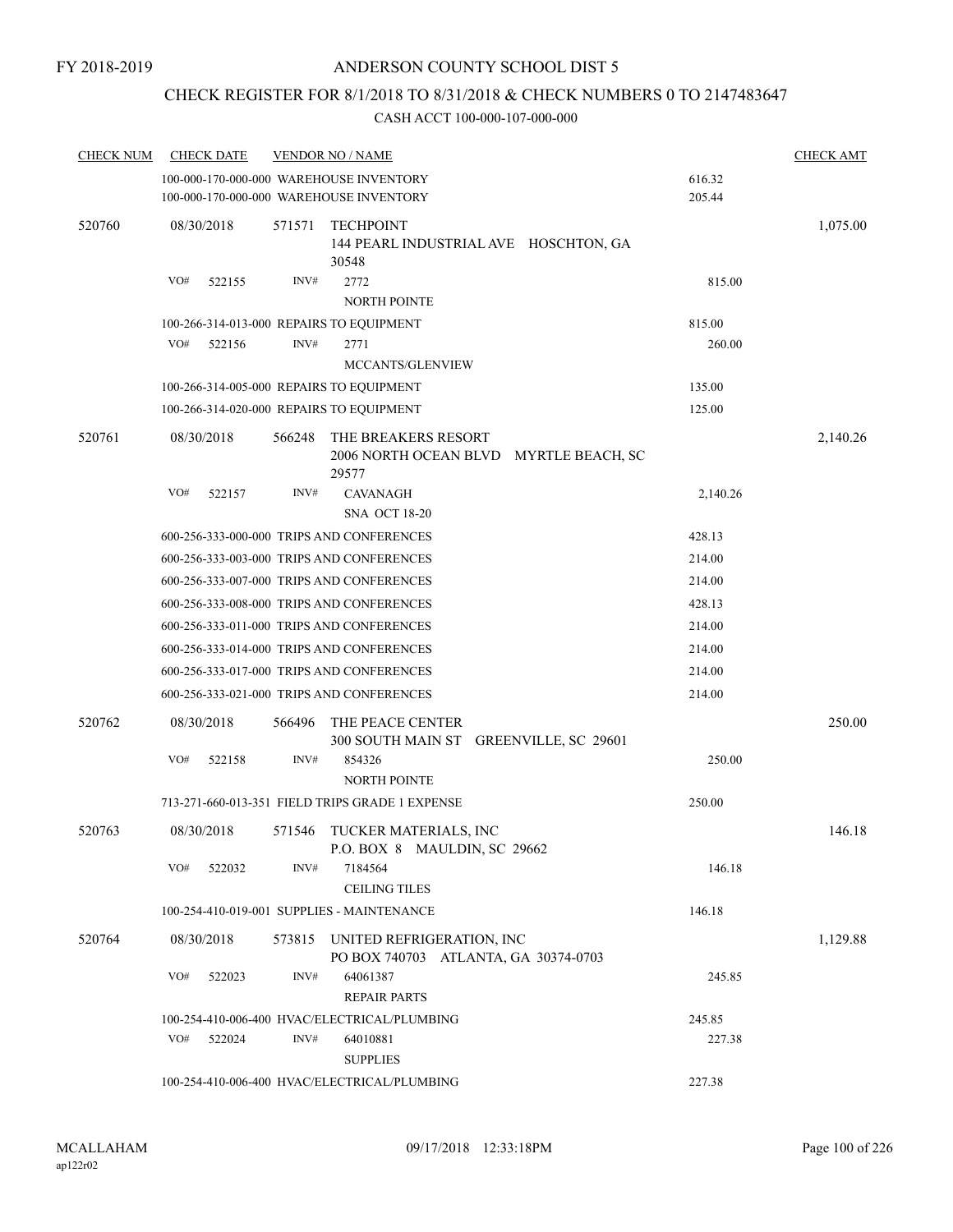FY 2018-2019

# ANDERSON COUNTY SCHOOL DIST 5

## CHECK REGISTER FOR 8/1/2018 TO 8/31/2018 & CHECK NUMBERS 0 TO 2147483647

### CASH ACCT 100-000-107-000-000

| CHECK NUM | CHECK DATE | VENDOR NO / NAME | | CHECK AMT |
|---|---|---|---|---|
| | 100-000-170-000-000 WAREHOUSE INVENTORY | | 616.32 | |
| | 100-000-170-000-000 WAREHOUSE INVENTORY | | 205.44 | |
| 520760 | 08/30/2018 | 571571 TECHPOINT<br>144 PEARL INDUSTRIAL AVE HOSCHTON, GA 30548 | | 1,075.00 |
| | VO# 522155 | INV# 2772<br>NORTH POINTE | 815.00 | |
| | 100-266-314-013-000 REPAIRS TO EQUIPMENT | | 815.00 | |
| | VO# 522156 | INV# 2771<br>MCCANTS/GLENVIEW | 260.00 | |
| | 100-266-314-005-000 REPAIRS TO EQUIPMENT | | 135.00 | |
| | 100-266-314-020-000 REPAIRS TO EQUIPMENT | | 125.00 | |
| 520761 | 08/30/2018 | 566248 THE BREAKERS RESORT<br>2006 NORTH OCEAN BLVD MYRTLE BEACH, SC 29577 | | 2,140.26 |
| | VO# 522157 | INV# CAVANAGH<br>SNA OCT 18-20 | 2,140.26 | |
| | 600-256-333-000-000 TRIPS AND CONFERENCES | | 428.13 | |
| | 600-256-333-003-000 TRIPS AND CONFERENCES | | 214.00 | |
| | 600-256-333-007-000 TRIPS AND CONFERENCES | | 214.00 | |
| | 600-256-333-008-000 TRIPS AND CONFERENCES | | 428.13 | |
| | 600-256-333-011-000 TRIPS AND CONFERENCES | | 214.00 | |
| | 600-256-333-014-000 TRIPS AND CONFERENCES | | 214.00 | |
| | 600-256-333-017-000 TRIPS AND CONFERENCES | | 214.00 | |
| | 600-256-333-021-000 TRIPS AND CONFERENCES | | 214.00 | |
| 520762 | 08/30/2018 | 566496 THE PEACE CENTER<br>300 SOUTH MAIN ST GREENVILLE, SC 29601 | | 250.00 |
| | VO# 522158 | INV# 854326<br>NORTH POINTE | 250.00 | |
| | 713-271-660-013-351 FIELD TRIPS GRADE 1 EXPENSE | | 250.00 | |
| 520763 | 08/30/2018 | 571546 TUCKER MATERIALS, INC<br>P.O. BOX 8 MAULDIN, SC 29662 | | 146.18 |
| | VO# 522032 | INV# 7184564<br>CEILING TILES | 146.18 | |
| | 100-254-410-019-001 SUPPLIES - MAINTENANCE | | 146.18 | |
| 520764 | 08/30/2018 | 573815 UNITED REFRIGERATION, INC<br>PO BOX 740703 ATLANTA, GA 30374-0703 | | 1,129.88 |
| | VO# 522023 | INV# 64061387<br>REPAIR PARTS | 245.85 | |
| | 100-254-410-006-400 HVAC/ELECTRICAL/PLUMBING | | 245.85 | |
| | VO# 522024 | INV# 64010881<br>SUPPLIES | 227.38 | |
| | 100-254-410-006-400 HVAC/ELECTRICAL/PLUMBING | | 227.38 | |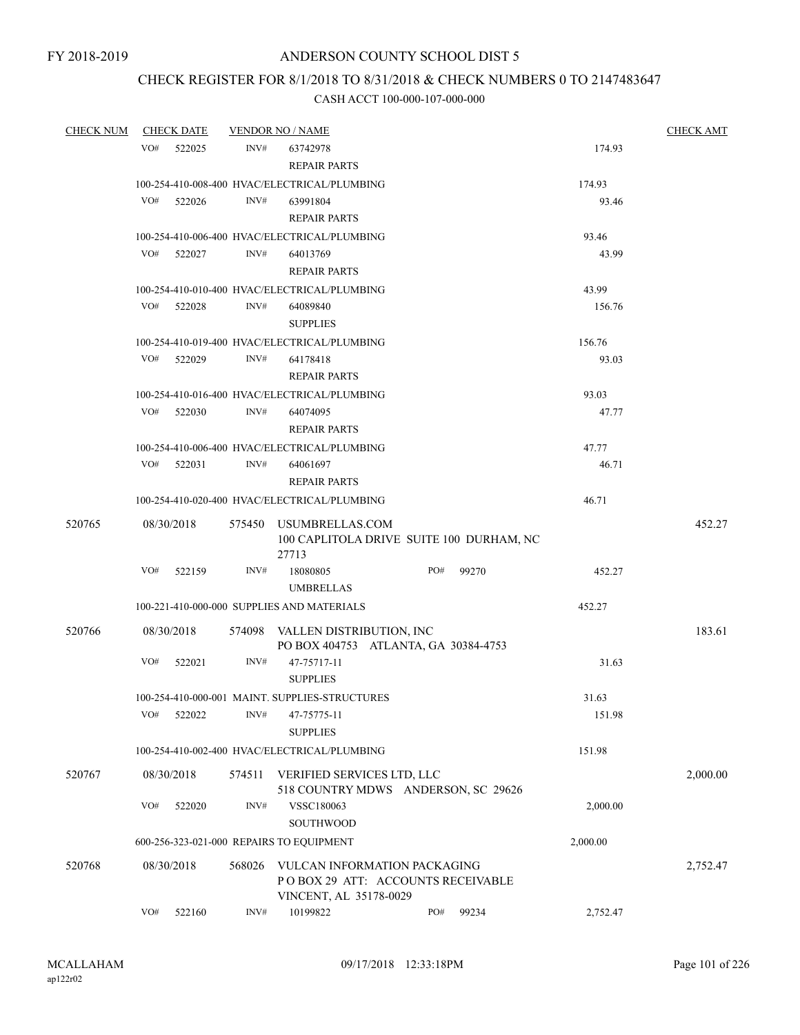FY 2018-2019

# ANDERSON COUNTY SCHOOL DIST 5

## CHECK REGISTER FOR 8/1/2018 TO 8/31/2018 & CHECK NUMBERS 0 TO 2147483647

### CASH ACCT 100-000-107-000-000

| CHECK NUM | CHECK DATE | VENDOR NO / NAME | | CHECK AMT |
|---|---|---|---|---|
| | VO# 522025 | INV# 63742978 REPAIR PARTS | 174.93 | |
| | 100-254-410-008-400 HVAC/ELECTRICAL/PLUMBING | | 174.93 | |
| | VO# 522026 | INV# 63991804 REPAIR PARTS | 93.46 | |
| | 100-254-410-006-400 HVAC/ELECTRICAL/PLUMBING | | 93.46 | |
| | VO# 522027 | INV# 64013769 REPAIR PARTS | 43.99 | |
| | 100-254-410-010-400 HVAC/ELECTRICAL/PLUMBING | | 43.99 | |
| | VO# 522028 | INV# 64089840 SUPPLIES | 156.76 | |
| | 100-254-410-019-400 HVAC/ELECTRICAL/PLUMBING | | 156.76 | |
| | VO# 522029 | INV# 64178418 REPAIR PARTS | 93.03 | |
| | 100-254-410-016-400 HVAC/ELECTRICAL/PLUMBING | | 93.03 | |
| | VO# 522030 | INV# 64074095 REPAIR PARTS | 47.77 | |
| | 100-254-410-006-400 HVAC/ELECTRICAL/PLUMBING | | 47.77 | |
| | VO# 522031 | INV# 64061697 REPAIR PARTS | 46.71 | |
| | 100-254-410-020-400 HVAC/ELECTRICAL/PLUMBING | | 46.71 | |
| 520765 | 08/30/2018 | 575450 USUMBRELLAS.COM 100 CAPLITOLA DRIVE SUITE 100 DURHAM, NC 27713 | | 452.27 |
| | VO# 522159 | INV# 18080805 PO# 99270 UMBRELLAS | 452.27 | |
| | 100-221-410-000-000 SUPPLIES AND MATERIALS | | 452.27 | |
| 520766 | 08/30/2018 | 574098 VALLEN DISTRIBUTION, INC PO BOX 404753 ATLANTA, GA 30384-4753 | | 183.61 |
| | VO# 522021 | INV# 47-75717-11 SUPPLIES | 31.63 | |
| | 100-254-410-000-001 MAINT. SUPPLIES-STRUCTURES | | 31.63 | |
| | VO# 522022 | INV# 47-75775-11 SUPPLIES | 151.98 | |
| | 100-254-410-002-400 HVAC/ELECTRICAL/PLUMBING | | 151.98 | |
| 520767 | 08/30/2018 | 574511 VERIFIED SERVICES LTD, LLC 518 COUNTRY MDWS ANDERSON, SC 29626 | | 2,000.00 |
| | VO# 522020 | INV# VSSC180063 SOUTHWOOD | 2,000.00 | |
| | 600-256-323-021-000 REPAIRS TO EQUIPMENT | | 2,000.00 | |
| 520768 | 08/30/2018 | 568026 VULCAN INFORMATION PACKAGING P O BOX 29 ATT: ACCOUNTS RECEIVABLE VINCENT, AL 35178-0029 | | 2,752.47 |
| | VO# 522160 | INV# 10199822 PO# 99234 | 2,752.47 | |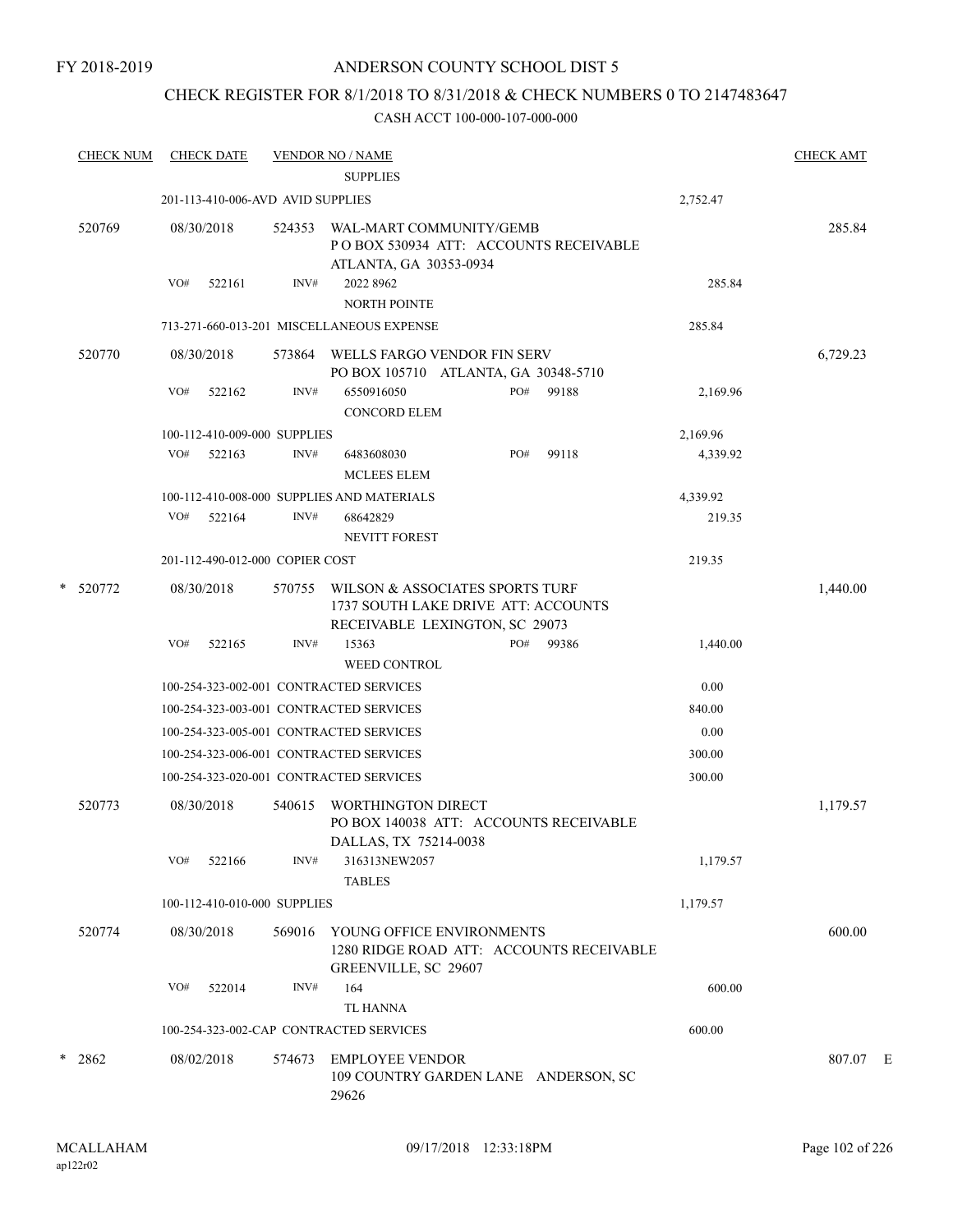FY 2018-2019

# ANDERSON COUNTY SCHOOL DIST 5

## CHECK REGISTER FOR 8/1/2018 TO 8/31/2018 & CHECK NUMBERS 0 TO 2147483647

CASH ACCT 100-000-107-000-000

| CHECK NUM | CHECK DATE | VENDOR NO / NAME | | CHECK AMT |
|---|---|---|---|---|
| | | SUPPLIES | | |
| | 201-113-410-006-AVD AVID SUPPLIES | | 2,752.47 | |
| 520769 | 08/30/2018 | 524353 WAL-MART COMMUNITY/GEMB<br>P O BOX 530934 ATT: ACCOUNTS RECEIVABLE<br>ATLANTA, GA 30353-0934 | | 285.84 |
| | VO# 522161 | INV# 2022 8962<br>NORTH POINTE | 285.84 | |
| | 713-271-660-013-201 MISCELLANEOUS EXPENSE | | 285.84 | |
| 520770 | 08/30/2018 | 573864 WELLS FARGO VENDOR FIN SERV<br>PO BOX 105710 ATLANTA, GA 30348-5710 | | 6,729.23 |
| | VO# 522162 | INV# 6550916050 PO# 99188<br>CONCORD ELEM | 2,169.96 | |
| | 100-112-410-009-000 SUPPLIES | | 2,169.96 | |
| | VO# 522163 | INV# 6483608030 PO# 99118<br>MCLEES ELEM | 4,339.92 | |
| | 100-112-410-008-000 SUPPLIES AND MATERIALS | | 4,339.92 | |
| | VO# 522164 | INV# 68642829<br>NEVITT FOREST | 219.35 | |
| | 201-112-490-012-000 COPIER COST | | 219.35 | |
| * 520772 | 08/30/2018 | 570755 WILSON & ASSOCIATES SPORTS TURF<br>1737 SOUTH LAKE DRIVE ATT: ACCOUNTS<br>RECEIVABLE LEXINGTON, SC 29073 | | 1,440.00 |
| | VO# 522165 | INV# 15363 PO# 99386<br>WEED CONTROL | 1,440.00 | |
| | 100-254-323-002-001 CONTRACTED SERVICES | | 0.00 | |
| | 100-254-323-003-001 CONTRACTED SERVICES | | 840.00 | |
| | 100-254-323-005-001 CONTRACTED SERVICES | | 0.00 | |
| | 100-254-323-006-001 CONTRACTED SERVICES | | 300.00 | |
| | 100-254-323-020-001 CONTRACTED SERVICES | | 300.00 | |
| 520773 | 08/30/2018 | 540615 WORTHINGTON DIRECT<br>PO BOX 140038 ATT: ACCOUNTS RECEIVABLE<br>DALLAS, TX 75214-0038 | | 1,179.57 |
| | VO# 522166 | INV# 316313NEW2057<br>TABLES | 1,179.57 | |
| | 100-112-410-010-000 SUPPLIES | | 1,179.57 | |
| 520774 | 08/30/2018 | 569016 YOUNG OFFICE ENVIRONMENTS<br>1280 RIDGE ROAD ATT: ACCOUNTS RECEIVABLE<br>GREENVILLE, SC 29607 | | 600.00 |
| | VO# 522014 | INV# 164<br>TL HANNA | 600.00 | |
| | 100-254-323-002-CAP CONTRACTED SERVICES | | 600.00 | |
| * 2862 | 08/02/2018 | 574673 EMPLOYEE VENDOR<br>109 COUNTRY GARDEN LANE ANDERSON, SC<br>29626 | | 807.07 E |

MCALLAHAM
ap122r02

09/17/2018 12:33:18PM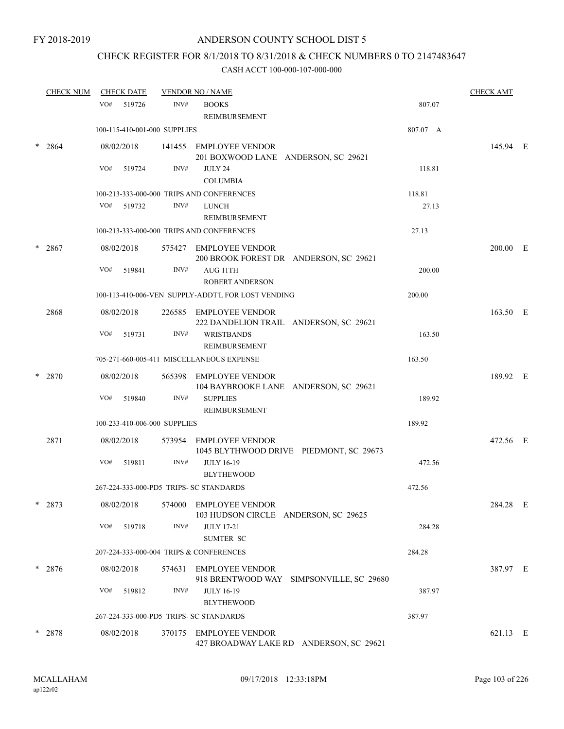FY 2018-2019

# ANDERSON COUNTY SCHOOL DIST 5

## CHECK REGISTER FOR 8/1/2018 TO 8/31/2018 & CHECK NUMBERS 0 TO 2147483647

### CASH ACCT 100-000-107-000-000

| CHECK NUM | CHECK DATE | VENDOR NO / NAME | | CHECK AMT | |
|---|---|---|---|---|---|
| | VO# 519726 INV# | BOOKS REIMBURSEMENT | 807.07 | | |
| | 100-115-410-001-000 SUPPLIES | | 807.07 A | | |
| * 2864 | 08/02/2018 | 141455 EMPLOYEE VENDOR 201 BOXWOOD LANE ANDERSON, SC 29621 | | 145.94 | E |
| | VO# 519724 INV# | JULY 24 COLUMBIA | 118.81 | | |
| | 100-213-333-000-000 TRIPS AND CONFERENCES | | 118.81 | | |
| | VO# 519732 INV# | LUNCH REIMBURSEMENT | 27.13 | | |
| | 100-213-333-000-000 TRIPS AND CONFERENCES | | 27.13 | | |
| * 2867 | 08/02/2018 | 575427 EMPLOYEE VENDOR 200 BROOK FOREST DR ANDERSON, SC 29621 | | 200.00 | E |
| | VO# 519841 INV# | AUG 11TH ROBERT ANDERSON | 200.00 | | |
| | 100-113-410-006-VEN SUPPLY-ADDT'L FOR LOST VENDING | | 200.00 | | |
| 2868 | 08/02/2018 | 226585 EMPLOYEE VENDOR 222 DANDELION TRAIL ANDERSON, SC 29621 | | 163.50 | E |
| | VO# 519731 INV# | WRISTBANDS REIMBURSEMENT | 163.50 | | |
| | 705-271-660-005-411 MISCELLANEOUS EXPENSE | | 163.50 | | |
| * 2870 | 08/02/2018 | 565398 EMPLOYEE VENDOR 104 BAYBROOKE LANE ANDERSON, SC 29621 | | 189.92 | E |
| | VO# 519840 INV# | SUPPLIES REIMBURSEMENT | 189.92 | | |
| | 100-233-410-006-000 SUPPLIES | | 189.92 | | |
| 2871 | 08/02/2018 | 573954 EMPLOYEE VENDOR 1045 BLYTHWOOD DRIVE PIEDMONT, SC 29673 | | 472.56 | E |
| | VO# 519811 INV# | JULY 16-19 BLYTHEWOOD | 472.56 | | |
| | 267-224-333-000-PD5 TRIPS- SC STANDARDS | | 472.56 | | |
| * 2873 | 08/02/2018 | 574000 EMPLOYEE VENDOR 103 HUDSON CIRCLE ANDERSON, SC 29625 | | 284.28 | E |
| | VO# 519718 INV# | JULY 17-21 SUMTER SC | 284.28 | | |
| | 207-224-333-000-004 TRIPS & CONFERENCES | | 284.28 | | |
| * 2876 | 08/02/2018 | 574631 EMPLOYEE VENDOR 918 BRENTWOOD WAY SIMPSONVILLE, SC 29680 | | 387.97 | E |
| | VO# 519812 INV# | JULY 16-19 BLYTHEWOOD | 387.97 | | |
| | 267-224-333-000-PD5 TRIPS- SC STANDARDS | | 387.97 | | |
| * 2878 | 08/02/2018 | 370175 EMPLOYEE VENDOR 427 BROADWAY LAKE RD ANDERSON, SC 29621 | | 621.13 | E |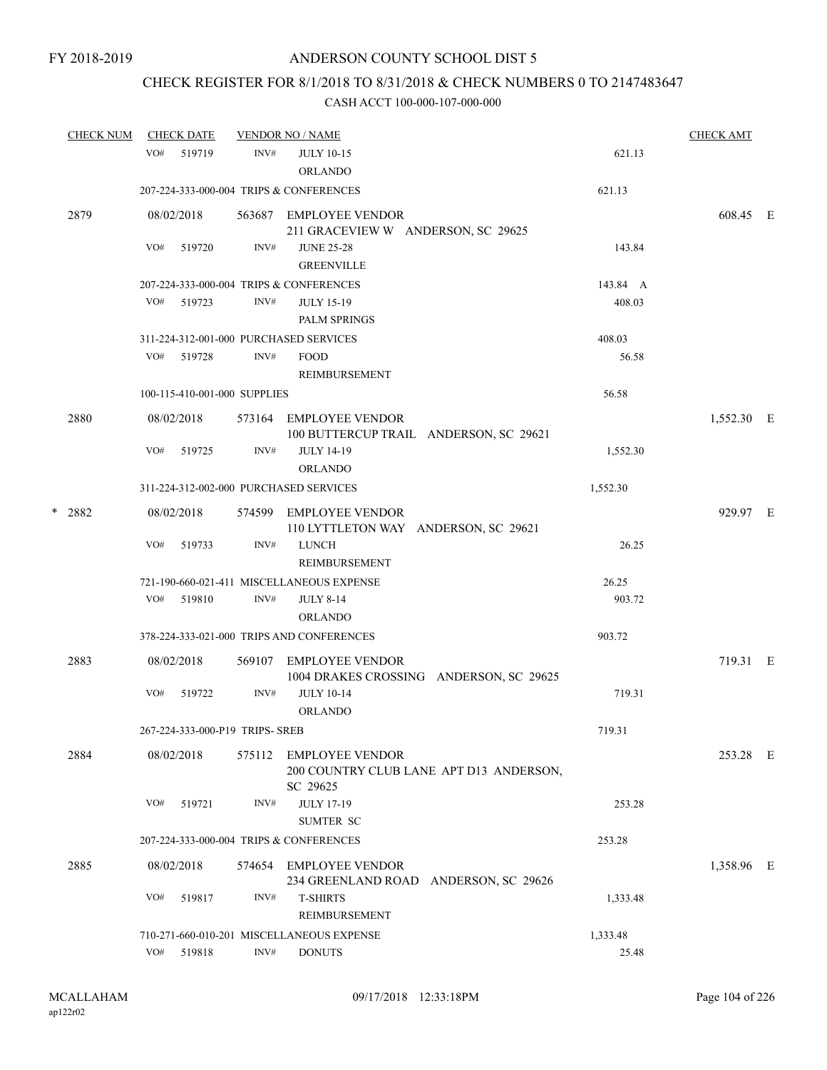FY 2018-2019

# ANDERSON COUNTY SCHOOL DIST 5

## CHECK REGISTER FOR 8/1/2018 TO 8/31/2018 & CHECK NUMBERS 0 TO 2147483647

### CASH ACCT 100-000-107-000-000

| CHECK NUM | CHECK DATE | VENDOR NO / NAME | | CHECK AMT | |
|---|---|---|---|---|---|
| | VO# 519719 | INV# JULY 10-15 ORLANDO | 621.13 | | |
| | 207-224-333-000-004 TRIPS & CONFERENCES | | 621.13 | | |
| 2879 | 08/02/2018 | 563687 EMPLOYEE VENDOR 211 GRACEVIEW W ANDERSON, SC 29625 | | 608.45 | E |
| | VO# 519720 | INV# JUNE 25-28 GREENVILLE | 143.84 | | |
| | 207-224-333-000-004 TRIPS & CONFERENCES | | 143.84 A | | |
| | VO# 519723 | INV# JULY 15-19 PALM SPRINGS | 408.03 | | |
| | 311-224-312-001-000 PURCHASED SERVICES | | 408.03 | | |
| | VO# 519728 | INV# FOOD REIMBURSEMENT | 56.58 | | |
| | 100-115-410-001-000 SUPPLIES | | 56.58 | | |
| 2880 | 08/02/2018 | 573164 EMPLOYEE VENDOR 100 BUTTERCUP TRAIL ANDERSON, SC 29621 | | 1,552.30 | E |
| | VO# 519725 | INV# JULY 14-19 ORLANDO | 1,552.30 | | |
| | 311-224-312-002-000 PURCHASED SERVICES | | 1,552.30 | | |
| * 2882 | 08/02/2018 | 574599 EMPLOYEE VENDOR 110 LYTTLETON WAY ANDERSON, SC 29621 | | 929.97 | E |
| | VO# 519733 | INV# LUNCH REIMBURSEMENT | 26.25 | | |
| | 721-190-660-021-411 MISCELLANEOUS EXPENSE | | 26.25 | | |
| | VO# 519810 | INV# JULY 8-14 ORLANDO | 903.72 | | |
| | 378-224-333-021-000 TRIPS AND CONFERENCES | | 903.72 | | |
| 2883 | 08/02/2018 | 569107 EMPLOYEE VENDOR 1004 DRAKES CROSSING ANDERSON, SC 29625 | | 719.31 | E |
| | VO# 519722 | INV# JULY 10-14 ORLANDO | 719.31 | | |
| | 267-224-333-000-P19 TRIPS- SREB | | 719.31 | | |
| 2884 | 08/02/2018 | 575112 EMPLOYEE VENDOR 200 COUNTRY CLUB LANE APT D13 ANDERSON, SC 29625 | | 253.28 | E |
| | VO# 519721 | INV# JULY 17-19 SUMTER SC | 253.28 | | |
| | 207-224-333-000-004 TRIPS & CONFERENCES | | 253.28 | | |
| 2885 | 08/02/2018 | 574654 EMPLOYEE VENDOR 234 GREENLAND ROAD ANDERSON, SC 29626 | | 1,358.96 | E |
| | VO# 519817 | INV# T-SHIRTS REIMBURSEMENT | 1,333.48 | | |
| | 710-271-660-010-201 MISCELLANEOUS EXPENSE | | 1,333.48 | | |
| | VO# 519818 | INV# DONUTS | 25.48 | | |

MCALLAHAM ap122r02 09/17/2018 12:33:18PM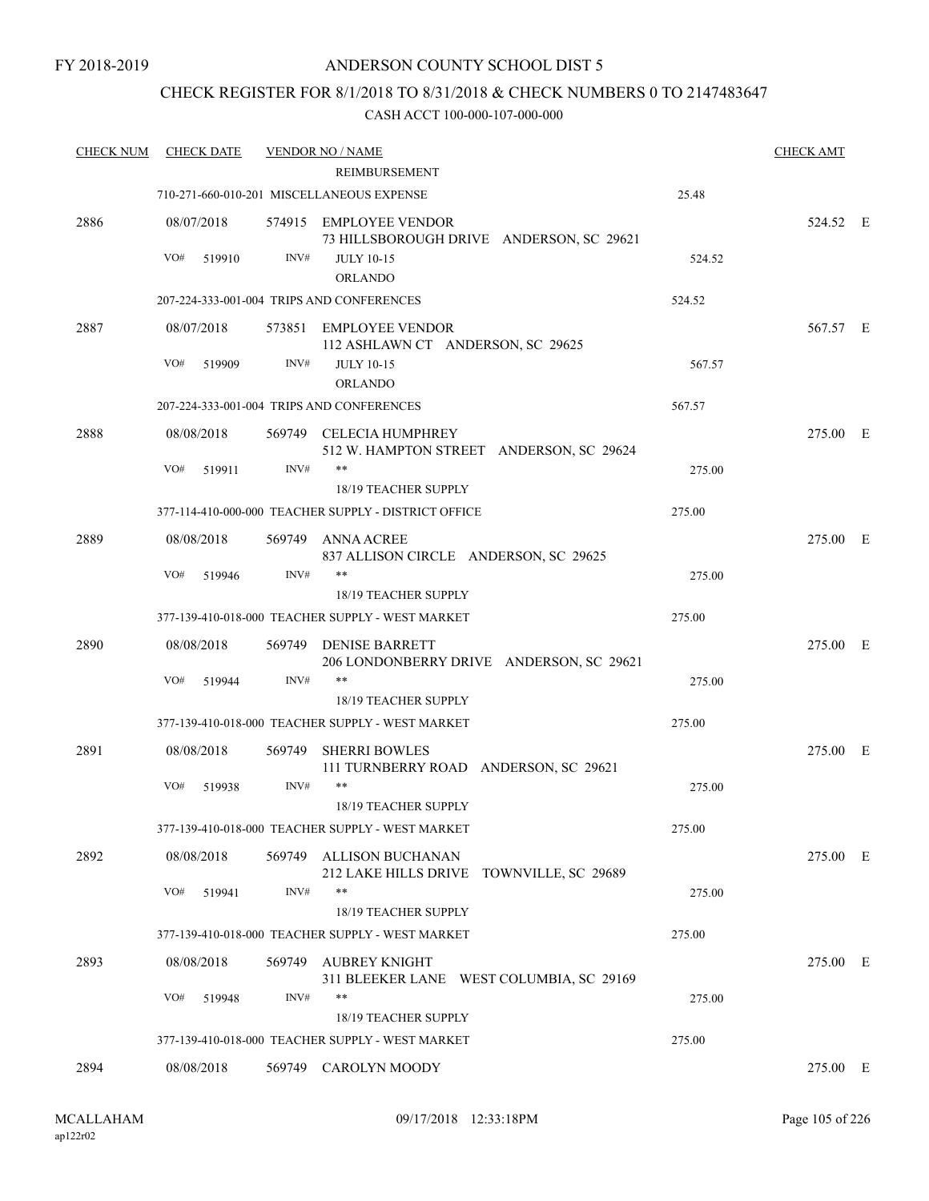FY 2018-2019

ANDERSON COUNTY SCHOOL DIST 5

CHECK REGISTER FOR 8/1/2018 TO 8/31/2018 & CHECK NUMBERS 0 TO 2147483647

CASH ACCT 100-000-107-000-000

| CHECK NUM | CHECK DATE | VENDOR NO / NAME | | CHECK AMT |
|---|---|---|---|---|
| | | REIMBURSEMENT | | |
| | | 710-271-660-010-201 MISCELLANEOUS EXPENSE | 25.48 | |
| 2886 | 08/07/2018 | 574915 EMPLOYEE VENDOR<br>73 HILLSBOROUGH DRIVE ANDERSON, SC 29621 | | 524.52 E |
| | VO# 519910 | INV# JULY 10-15<br>ORLANDO | 524.52 | |
| | | 207-224-333-001-004 TRIPS AND CONFERENCES | 524.52 | |
| 2887 | 08/07/2018 | 573851 EMPLOYEE VENDOR<br>112 ASHLAWN CT ANDERSON, SC 29625 | | 567.57 E |
| | VO# 519909 | INV# JULY 10-15<br>ORLANDO | 567.57 | |
| | | 207-224-333-001-004 TRIPS AND CONFERENCES | 567.57 | |
| 2888 | 08/08/2018 | 569749 CELECIA HUMPHREY<br>512 W. HAMPTON STREET ANDERSON, SC 29624 | | 275.00 E |
| | VO# 519911 | INV# **<br>18/19 TEACHER SUPPLY | 275.00 | |
| | | 377-114-410-000-000 TEACHER SUPPLY - DISTRICT OFFICE | 275.00 | |
| 2889 | 08/08/2018 | 569749 ANNA ACREE<br>837 ALLISON CIRCLE ANDERSON, SC 29625 | | 275.00 E |
| | VO# 519946 | INV# **<br>18/19 TEACHER SUPPLY | 275.00 | |
| | | 377-139-410-018-000 TEACHER SUPPLY - WEST MARKET | 275.00 | |
| 2890 | 08/08/2018 | 569749 DENISE BARRETT<br>206 LONDONBERRY DRIVE ANDERSON, SC 29621 | | 275.00 E |
| | VO# 519944 | INV# **<br>18/19 TEACHER SUPPLY | 275.00 | |
| | | 377-139-410-018-000 TEACHER SUPPLY - WEST MARKET | 275.00 | |
| 2891 | 08/08/2018 | 569749 SHERRI BOWLES<br>111 TURNBERRY ROAD ANDERSON, SC 29621 | | 275.00 E |
| | VO# 519938 | INV# **<br>18/19 TEACHER SUPPLY | 275.00 | |
| | | 377-139-410-018-000 TEACHER SUPPLY - WEST MARKET | 275.00 | |
| 2892 | 08/08/2018 | 569749 ALLISON BUCHANAN<br>212 LAKE HILLS DRIVE TOWNVILLE, SC 29689 | | 275.00 E |
| | VO# 519941 | INV# **<br>18/19 TEACHER SUPPLY | 275.00 | |
| | | 377-139-410-018-000 TEACHER SUPPLY - WEST MARKET | 275.00 | |
| 2893 | 08/08/2018 | 569749 AUBREY KNIGHT<br>311 BLEEKER LANE WEST COLUMBIA, SC 29169 | | 275.00 E |
| | VO# 519948 | INV# **<br>18/19 TEACHER SUPPLY | 275.00 | |
| | | 377-139-410-018-000 TEACHER SUPPLY - WEST MARKET | 275.00 | |
| 2894 | 08/08/2018 | 569749 CAROLYN MOODY | | 275.00 E |

MCALLAHAM
ap122r02

09/17/2018 12:33:18PM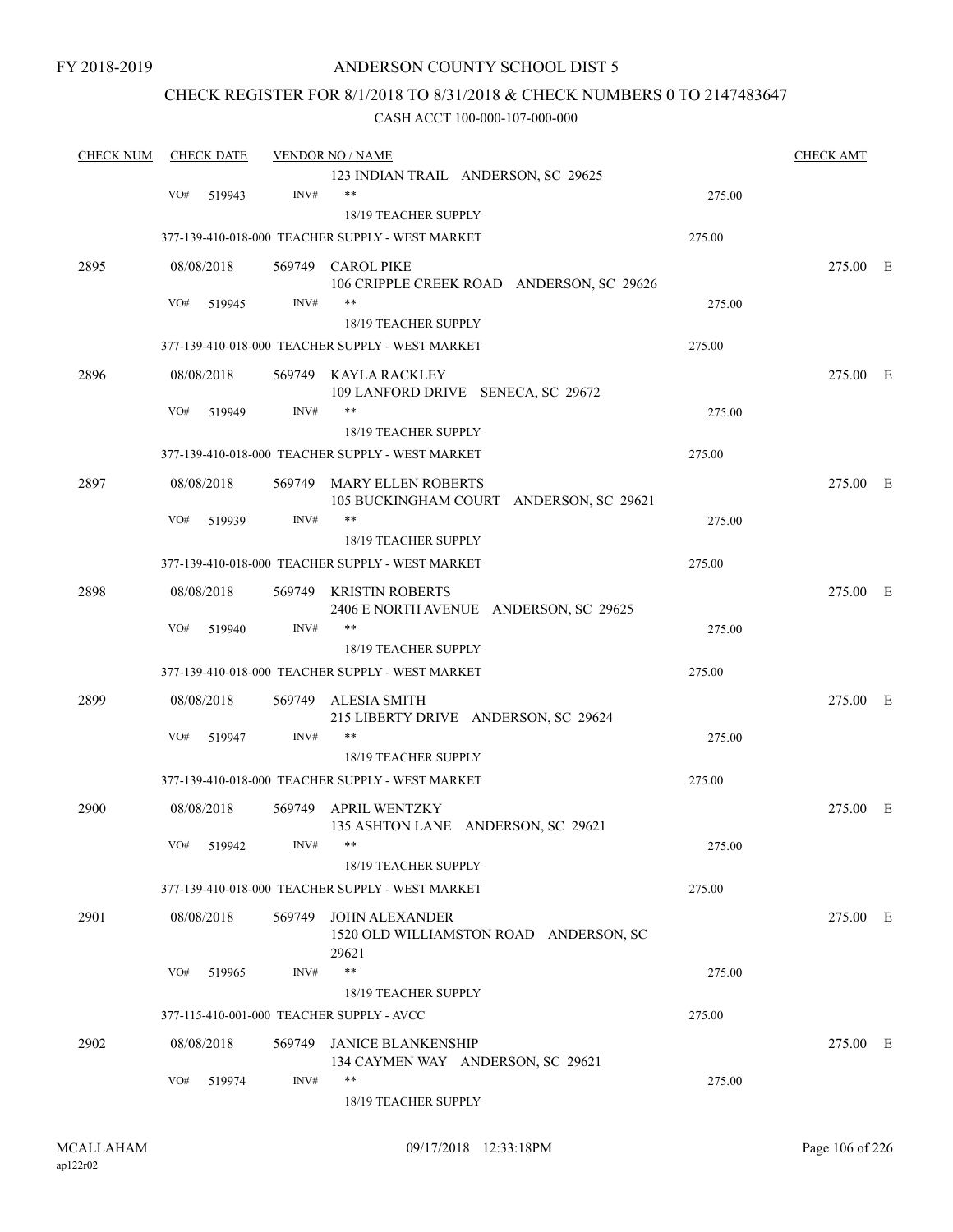FY 2018-2019

# ANDERSON COUNTY SCHOOL DIST 5

## CHECK REGISTER FOR 8/1/2018 TO 8/31/2018 & CHECK NUMBERS 0 TO 2147483647

### CASH ACCT 100-000-107-000-000

| CHECK NUM | CHECK DATE | VENDOR NO / NAME | | CHECK AMT |
|---|---|---|---|---|
| | | 123 INDIAN TRAIL ANDERSON, SC 29625 | | |
| | VO# 519943 | INV# ** 18/19 TEACHER SUPPLY | 275.00 | |
| | | 377-139-410-018-000 TEACHER SUPPLY - WEST MARKET | 275.00 | |
| 2895 | 08/08/2018 | 569749 CAROL PIKE 106 CRIPPLE CREEK ROAD ANDERSON, SC 29626 | | 275.00 E |
| | VO# 519945 | INV# ** 18/19 TEACHER SUPPLY | 275.00 | |
| | | 377-139-410-018-000 TEACHER SUPPLY - WEST MARKET | 275.00 | |
| 2896 | 08/08/2018 | 569749 KAYLA RACKLEY 109 LANFORD DRIVE SENECA, SC 29672 | | 275.00 E |
| | VO# 519949 | INV# ** 18/19 TEACHER SUPPLY | 275.00 | |
| | | 377-139-410-018-000 TEACHER SUPPLY - WEST MARKET | 275.00 | |
| 2897 | 08/08/2018 | 569749 MARY ELLEN ROBERTS 105 BUCKINGHAM COURT ANDERSON, SC 29621 | | 275.00 E |
| | VO# 519939 | INV# ** 18/19 TEACHER SUPPLY | 275.00 | |
| | | 377-139-410-018-000 TEACHER SUPPLY - WEST MARKET | 275.00 | |
| 2898 | 08/08/2018 | 569749 KRISTIN ROBERTS 2406 E NORTH AVENUE ANDERSON, SC 29625 | | 275.00 E |
| | VO# 519940 | INV# ** 18/19 TEACHER SUPPLY | 275.00 | |
| | | 377-139-410-018-000 TEACHER SUPPLY - WEST MARKET | 275.00 | |
| 2899 | 08/08/2018 | 569749 ALESIA SMITH 215 LIBERTY DRIVE ANDERSON, SC 29624 | | 275.00 E |
| | VO# 519947 | INV# ** 18/19 TEACHER SUPPLY | 275.00 | |
| | | 377-139-410-018-000 TEACHER SUPPLY - WEST MARKET | 275.00 | |
| 2900 | 08/08/2018 | 569749 APRIL WENTZKY 135 ASHTON LANE ANDERSON, SC 29621 | | 275.00 E |
| | VO# 519942 | INV# ** 18/19 TEACHER SUPPLY | 275.00 | |
| | | 377-139-410-018-000 TEACHER SUPPLY - WEST MARKET | 275.00 | |
| 2901 | 08/08/2018 | 569749 JOHN ALEXANDER 1520 OLD WILLIAMSTON ROAD ANDERSON, SC 29621 | | 275.00 E |
| | VO# 519965 | INV# ** 18/19 TEACHER SUPPLY | 275.00 | |
| | | 377-115-410-001-000 TEACHER SUPPLY - AVCC | 275.00 | |
| 2902 | 08/08/2018 | 569749 JANICE BLANKENSHIP 134 CAYMEN WAY ANDERSON, SC 29621 | | 275.00 E |
| | VO# 519974 | INV# ** 18/19 TEACHER SUPPLY | 275.00 | |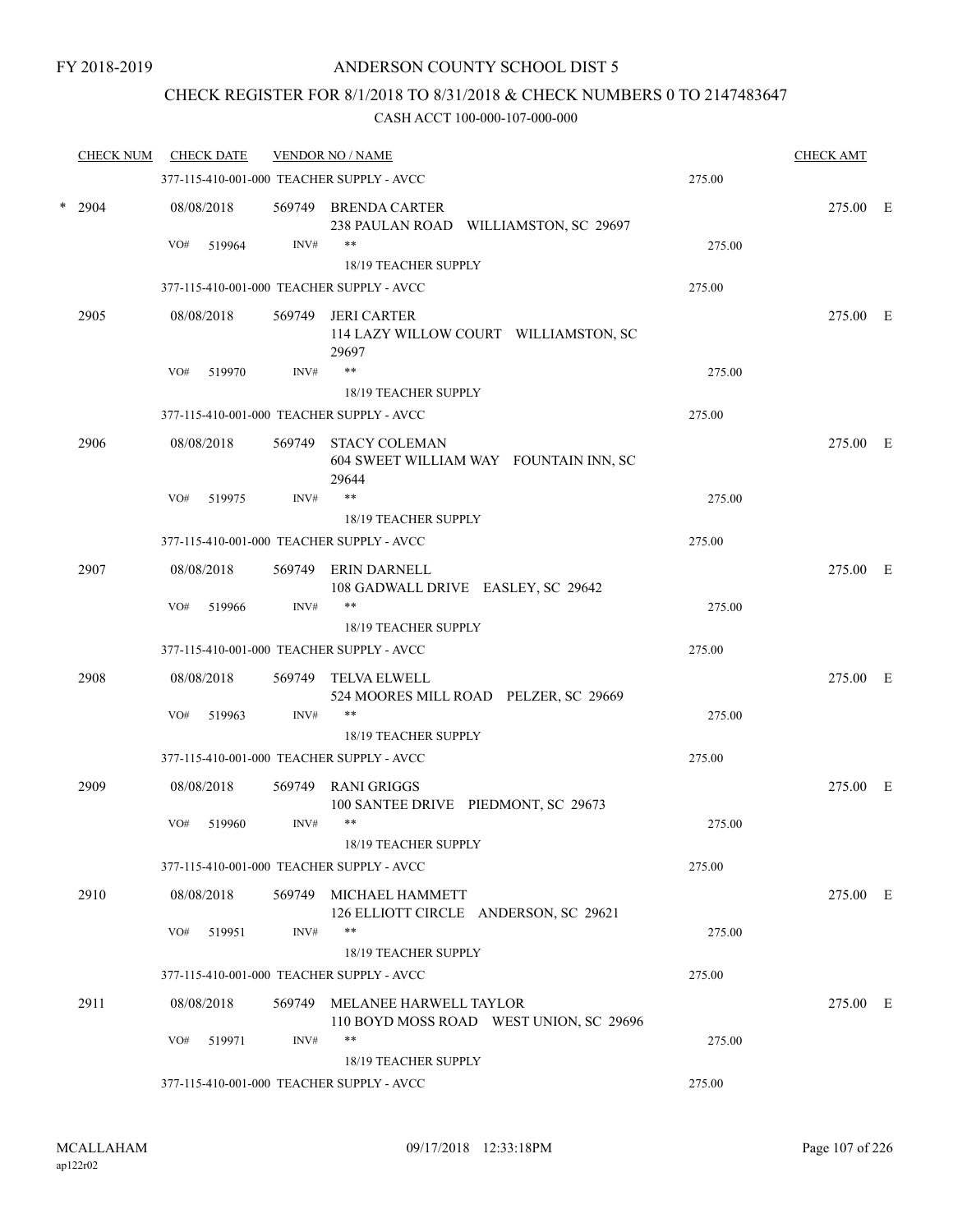FY 2018-2019

# ANDERSON COUNTY SCHOOL DIST 5

## CHECK REGISTER FOR 8/1/2018 TO 8/31/2018 & CHECK NUMBERS 0 TO 2147483647

### CASH ACCT 100-000-107-000-000

| CHECK NUM | CHECK DATE | VENDOR NO / NAME | | CHECK AMT |
|---|---|---|---|---|
| | 377-115-410-001-000 TEACHER SUPPLY - AVCC | | 275.00 | |
| * 2904 | 08/08/2018 | 569749 BRENDA CARTER<br>238 PAULAN ROAD WILLIAMSTON, SC 29697 | | 275.00 E |
| | VO# 519964 | INV# **<br>18/19 TEACHER SUPPLY | 275.00 | |
| | 377-115-410-001-000 TEACHER SUPPLY - AVCC | | 275.00 | |
| 2905 | 08/08/2018 | 569749 JERI CARTER<br>114 LAZY WILLOW COURT WILLIAMSTON, SC 29697 | | 275.00 E |
| | VO# 519970 | INV# **<br>18/19 TEACHER SUPPLY | 275.00 | |
| | 377-115-410-001-000 TEACHER SUPPLY - AVCC | | 275.00 | |
| 2906 | 08/08/2018 | 569749 STACY COLEMAN<br>604 SWEET WILLIAM WAY FOUNTAIN INN, SC 29644 | | 275.00 E |
| | VO# 519975 | INV# **<br>18/19 TEACHER SUPPLY | 275.00 | |
| | 377-115-410-001-000 TEACHER SUPPLY - AVCC | | 275.00 | |
| 2907 | 08/08/2018 | 569749 ERIN DARNELL<br>108 GADWALL DRIVE EASLEY, SC 29642 | | 275.00 E |
| | VO# 519966 | INV# **<br>18/19 TEACHER SUPPLY | 275.00 | |
| | 377-115-410-001-000 TEACHER SUPPLY - AVCC | | 275.00 | |
| 2908 | 08/08/2018 | 569749 TELVA ELWELL<br>524 MOORES MILL ROAD PELZER, SC 29669 | | 275.00 E |
| | VO# 519963 | INV# **<br>18/19 TEACHER SUPPLY | 275.00 | |
| | 377-115-410-001-000 TEACHER SUPPLY - AVCC | | 275.00 | |
| 2909 | 08/08/2018 | 569749 RANI GRIGGS<br>100 SANTEE DRIVE PIEDMONT, SC 29673 | | 275.00 E |
| | VO# 519960 | INV# **<br>18/19 TEACHER SUPPLY | 275.00 | |
| | 377-115-410-001-000 TEACHER SUPPLY - AVCC | | 275.00 | |
| 2910 | 08/08/2018 | 569749 MICHAEL HAMMETT<br>126 ELLIOTT CIRCLE ANDERSON, SC 29621 | | 275.00 E |
| | VO# 519951 | INV# **<br>18/19 TEACHER SUPPLY | 275.00 | |
| | 377-115-410-001-000 TEACHER SUPPLY - AVCC | | 275.00 | |
| 2911 | 08/08/2018 | 569749 MELANEE HARWELL TAYLOR<br>110 BOYD MOSS ROAD WEST UNION, SC 29696 | | 275.00 E |
| | VO# 519971 | INV# **<br>18/19 TEACHER SUPPLY | 275.00 | |
| | 377-115-410-001-000 TEACHER SUPPLY - AVCC | | 275.00 | |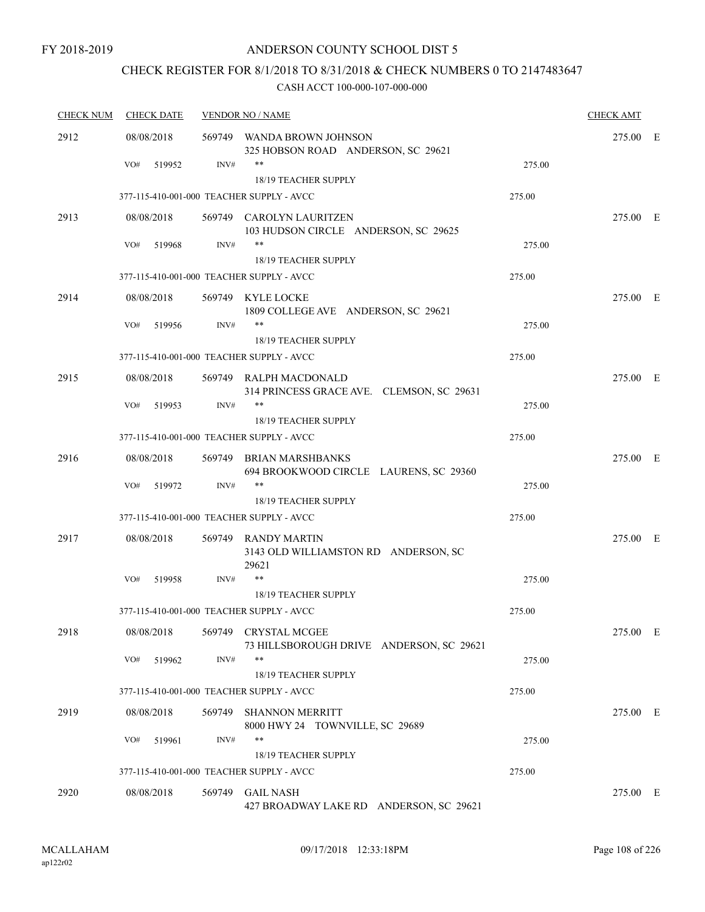FY 2018-2019

# ANDERSON COUNTY SCHOOL DIST 5

## CHECK REGISTER FOR 8/1/2018 TO 8/31/2018 & CHECK NUMBERS 0 TO 2147483647

### CASH ACCT 100-000-107-000-000

| CHECK NUM | CHECK DATE | VENDOR NO / NAME | | CHECK AMT | |
|---|---|---|---|---|---|
| 2912 | 08/08/2018 | 569749 WANDA BROWN JOHNSON<br>325 HOBSON ROAD ANDERSON, SC 29621 | | 275.00 | E |
| | VO# 519952 | INV# ** | 275.00 | | |
| | | 18/19 TEACHER SUPPLY | | | |
| | 377-115-410-001-000 TEACHER SUPPLY - AVCC | | 275.00 | | |
| 2913 | 08/08/2018 | 569749 CAROLYN LAURITZEN<br>103 HUDSON CIRCLE ANDERSON, SC 29625 | | 275.00 | E |
| | VO# 519968 | INV# ** | 275.00 | | |
| | | 18/19 TEACHER SUPPLY | | | |
| | 377-115-410-001-000 TEACHER SUPPLY - AVCC | | 275.00 | | |
| 2914 | 08/08/2018 | 569749 KYLE LOCKE<br>1809 COLLEGE AVE ANDERSON, SC 29621 | | 275.00 | E |
| | VO# 519956 | INV# ** | 275.00 | | |
| | | 18/19 TEACHER SUPPLY | | | |
| | 377-115-410-001-000 TEACHER SUPPLY - AVCC | | 275.00 | | |
| 2915 | 08/08/2018 | 569749 RALPH MACDONALD<br>314 PRINCESS GRACE AVE. CLEMSON, SC 29631 | | 275.00 | E |
| | VO# 519953 | INV# ** | 275.00 | | |
| | | 18/19 TEACHER SUPPLY | | | |
| | 377-115-410-001-000 TEACHER SUPPLY - AVCC | | 275.00 | | |
| 2916 | 08/08/2018 | 569749 BRIAN MARSHBANKS<br>694 BROOKWOOD CIRCLE LAURENS, SC 29360 | | 275.00 | E |
| | VO# 519972 | INV# ** | 275.00 | | |
| | | 18/19 TEACHER SUPPLY | | | |
| | 377-115-410-001-000 TEACHER SUPPLY - AVCC | | 275.00 | | |
| 2917 | 08/08/2018 | 569749 RANDY MARTIN<br>3143 OLD WILLIAMSTON RD ANDERSON, SC 29621 | | 275.00 | E |
| | VO# 519958 | INV# ** | 275.00 | | |
| | | 18/19 TEACHER SUPPLY | | | |
| | 377-115-410-001-000 TEACHER SUPPLY - AVCC | | 275.00 | | |
| 2918 | 08/08/2018 | 569749 CRYSTAL MCGEE<br>73 HILLSBOROUGH DRIVE ANDERSON, SC 29621 | | 275.00 | E |
| | VO# 519962 | INV# ** | 275.00 | | |
| | | 18/19 TEACHER SUPPLY | | | |
| | 377-115-410-001-000 TEACHER SUPPLY - AVCC | | 275.00 | | |
| 2919 | 08/08/2018 | 569749 SHANNON MERRITT<br>8000 HWY 24 TOWNVILLE, SC 29689 | | 275.00 | E |
| | VO# 519961 | INV# ** | 275.00 | | |
| | | 18/19 TEACHER SUPPLY | | | |
| | 377-115-410-001-000 TEACHER SUPPLY - AVCC | | 275.00 | | |
| 2920 | 08/08/2018 | 569749 GAIL NASH<br>427 BROADWAY LAKE RD ANDERSON, SC 29621 | | 275.00 | E |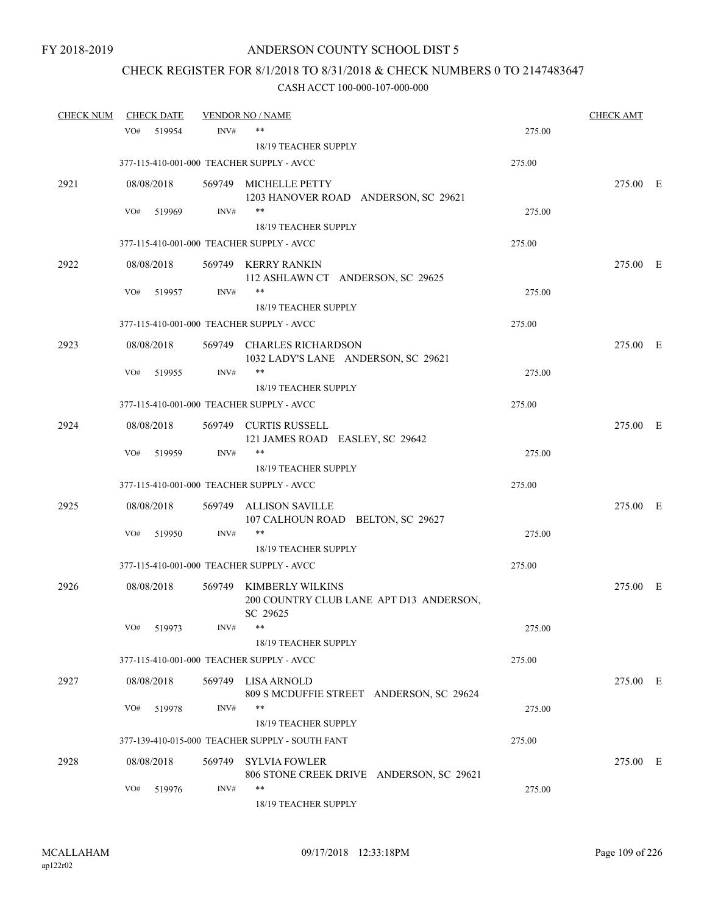FY 2018-2019

# ANDERSON COUNTY SCHOOL DIST 5

## CHECK REGISTER FOR 8/1/2018 TO 8/31/2018 & CHECK NUMBERS 0 TO 2147483647

### CASH ACCT 100-000-107-000-000

| CHECK NUM | CHECK DATE | VENDOR NO / NAME | | CHECK AMT | |
|---|---|---|---|---|---|
| | VO# 519954 | INV# ** | 275.00 | | |
| | | 18/19 TEACHER SUPPLY | | | |
| | 377-115-410-001-000 TEACHER SUPPLY - AVCC | | 275.00 | | |
| 2921 | 08/08/2018 | 569749 MICHELLE PETTY<br>1203 HANOVER ROAD ANDERSON, SC 29621 | | 275.00 | E |
| | VO# 519969 | INV# ** | 275.00 | | |
| | | 18/19 TEACHER SUPPLY | | | |
| | 377-115-410-001-000 TEACHER SUPPLY - AVCC | | 275.00 | | |
| 2922 | 08/08/2018 | 569749 KERRY RANKIN<br>112 ASHLAWN CT ANDERSON, SC 29625 | | 275.00 | E |
| | VO# 519957 | INV# ** | 275.00 | | |
| | | 18/19 TEACHER SUPPLY | | | |
| | 377-115-410-001-000 TEACHER SUPPLY - AVCC | | 275.00 | | |
| 2923 | 08/08/2018 | 569749 CHARLES RICHARDSON<br>1032 LADY'S LANE ANDERSON, SC 29621 | | 275.00 | E |
| | VO# 519955 | INV# ** | 275.00 | | |
| | | 18/19 TEACHER SUPPLY | | | |
| | 377-115-410-001-000 TEACHER SUPPLY - AVCC | | 275.00 | | |
| 2924 | 08/08/2018 | 569749 CURTIS RUSSELL<br>121 JAMES ROAD EASLEY, SC 29642 | | 275.00 | E |
| | VO# 519959 | INV# ** | 275.00 | | |
| | | 18/19 TEACHER SUPPLY | | | |
| | 377-115-410-001-000 TEACHER SUPPLY - AVCC | | 275.00 | | |
| 2925 | 08/08/2018 | 569749 ALLISON SAVILLE<br>107 CALHOUN ROAD BELTON, SC 29627 | | 275.00 | E |
| | VO# 519950 | INV# ** | 275.00 | | |
| | | 18/19 TEACHER SUPPLY | | | |
| | 377-115-410-001-000 TEACHER SUPPLY - AVCC | | 275.00 | | |
| 2926 | 08/08/2018 | 569749 KIMBERLY WILKINS<br>200 COUNTRY CLUB LANE APT D13 ANDERSON, SC 29625 | | 275.00 | E |
| | VO# 519973 | INV# ** | 275.00 | | |
| | | 18/19 TEACHER SUPPLY | | | |
| | 377-115-410-001-000 TEACHER SUPPLY - AVCC | | 275.00 | | |
| 2927 | 08/08/2018 | 569749 LISA ARNOLD<br>809 S MCDUFFIE STREET ANDERSON, SC 29624 | | 275.00 | E |
| | VO# 519978 | INV# ** | 275.00 | | |
| | | 18/19 TEACHER SUPPLY | | | |
| | 377-139-410-015-000 TEACHER SUPPLY - SOUTH FANT | | 275.00 | | |
| 2928 | 08/08/2018 | 569749 SYLVIA FOWLER<br>806 STONE CREEK DRIVE ANDERSON, SC 29621 | | 275.00 | E |
| | VO# 519976 | INV# ** | 275.00 | | |
| | | 18/19 TEACHER SUPPLY | | | |

MCALLAHAM
ap122r02

09/17/2018 12:33:18PM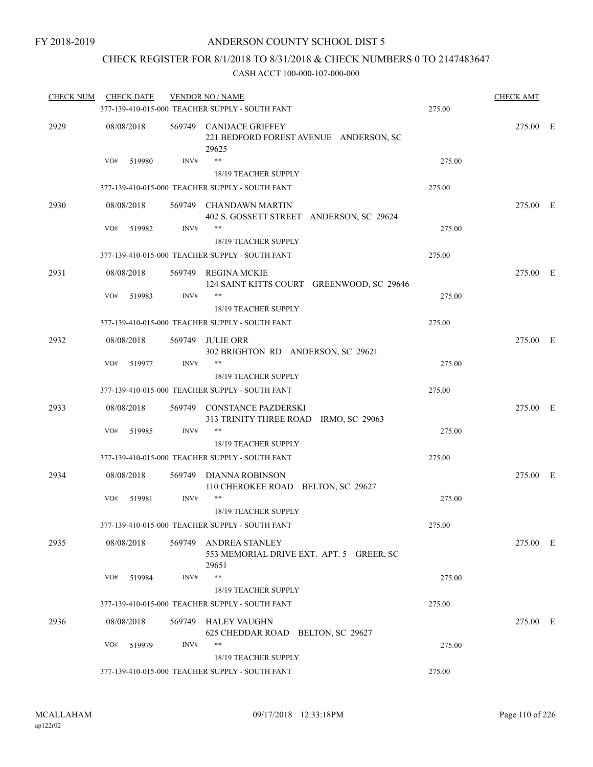FY 2018-2019

# ANDERSON COUNTY SCHOOL DIST 5

## CHECK REGISTER FOR 8/1/2018 TO 8/31/2018 & CHECK NUMBERS 0 TO 2147483647

### CASH ACCT 100-000-107-000-000

| CHECK NUM | CHECK DATE | VENDOR NO / NAME | | CHECK AMT | |
|---|---|---|---|---|---|
| | | 377-139-410-015-000 TEACHER SUPPLY - SOUTH FANT | 275.00 | | |
| 2929 | 08/08/2018 | 569749 CANDACE GRIFFEY<br>221 BEDFORD FOREST AVENUE ANDERSON, SC 29625 | | 275.00 | E |
| | VO# 519980 | INV# **<br>18/19 TEACHER SUPPLY | 275.00 | | |
| | | 377-139-410-015-000 TEACHER SUPPLY - SOUTH FANT | 275.00 | | |
| 2930 | 08/08/2018 | 569749 CHANDAWN MARTIN<br>402 S. GOSSETT STREET ANDERSON, SC 29624 | | 275.00 | E |
| | VO# 519982 | INV# **<br>18/19 TEACHER SUPPLY | 275.00 | | |
| | | 377-139-410-015-000 TEACHER SUPPLY - SOUTH FANT | 275.00 | | |
| 2931 | 08/08/2018 | 569749 REGINA MCKIE<br>124 SAINT KITTS COURT GREENWOOD, SC 29646 | | 275.00 | E |
| | VO# 519983 | INV# **<br>18/19 TEACHER SUPPLY | 275.00 | | |
| | | 377-139-410-015-000 TEACHER SUPPLY - SOUTH FANT | 275.00 | | |
| 2932 | 08/08/2018 | 569749 JULIE ORR<br>302 BRIGHTON RD ANDERSON, SC 29621 | | 275.00 | E |
| | VO# 519977 | INV# **<br>18/19 TEACHER SUPPLY | 275.00 | | |
| | | 377-139-410-015-000 TEACHER SUPPLY - SOUTH FANT | 275.00 | | |
| 2933 | 08/08/2018 | 569749 CONSTANCE PAZDERSKI<br>313 TRINITY THREE ROAD IRMO, SC 29063 | | 275.00 | E |
| | VO# 519985 | INV# **<br>18/19 TEACHER SUPPLY | 275.00 | | |
| | | 377-139-410-015-000 TEACHER SUPPLY - SOUTH FANT | 275.00 | | |
| 2934 | 08/08/2018 | 569749 DIANNA ROBINSON<br>110 CHEROKEE ROAD BELTON, SC 29627 | | 275.00 | E |
| | VO# 519981 | INV# **<br>18/19 TEACHER SUPPLY | 275.00 | | |
| | | 377-139-410-015-000 TEACHER SUPPLY - SOUTH FANT | 275.00 | | |
| 2935 | 08/08/2018 | 569749 ANDREA STANLEY<br>553 MEMORIAL DRIVE EXT. APT. 5 GREER, SC 29651 | | 275.00 | E |
| | VO# 519984 | INV# **<br>18/19 TEACHER SUPPLY | 275.00 | | |
| | | 377-139-410-015-000 TEACHER SUPPLY - SOUTH FANT | 275.00 | | |
| 2936 | 08/08/2018 | 569749 HALEY VAUGHN<br>625 CHEDDAR ROAD BELTON, SC 29627 | | 275.00 | E |
| | VO# 519979 | INV# **<br>18/19 TEACHER SUPPLY | 275.00 | | |
| | | 377-139-410-015-000 TEACHER SUPPLY - SOUTH FANT | 275.00 | | |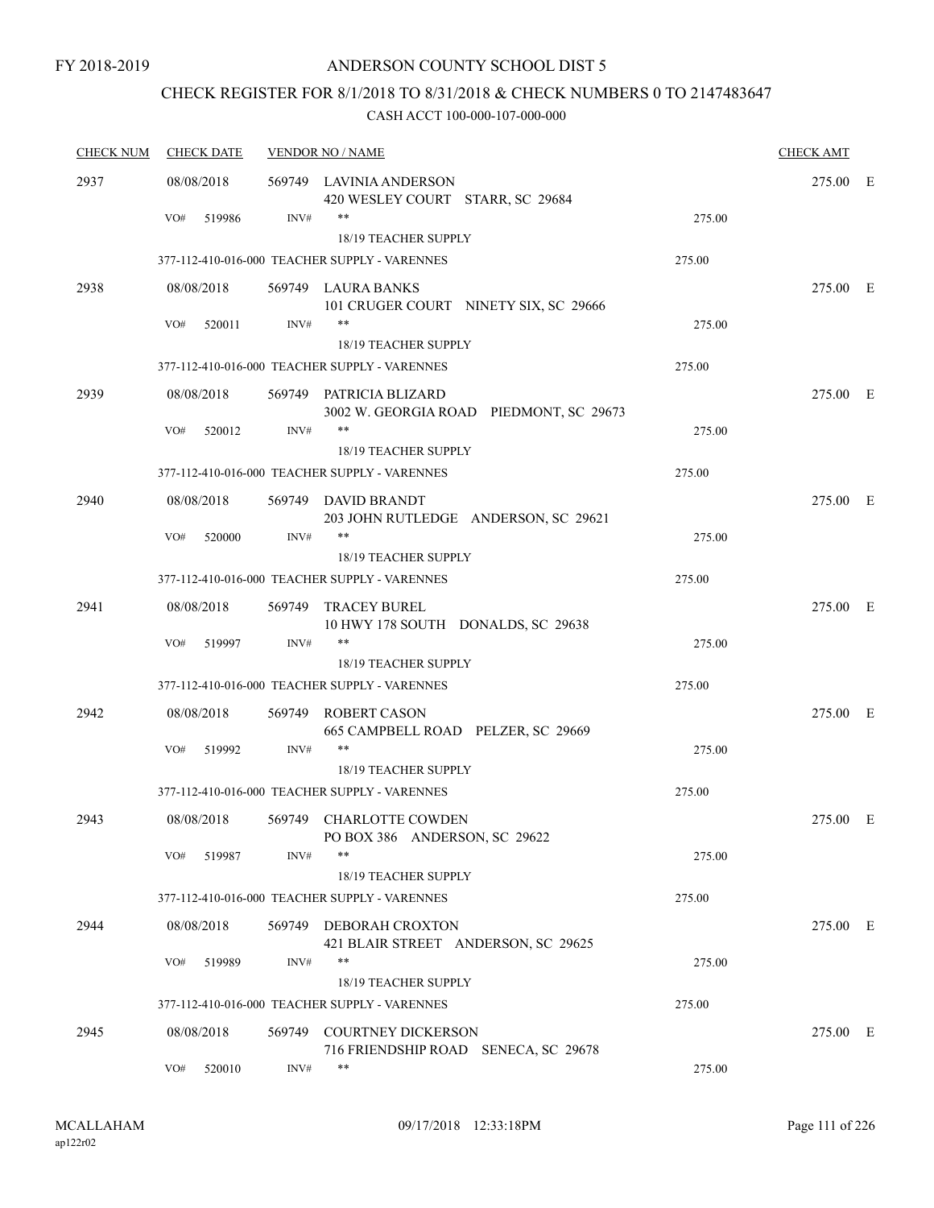FY 2018-2019

# ANDERSON COUNTY SCHOOL DIST 5

## CHECK REGISTER FOR 8/1/2018 TO 8/31/2018 & CHECK NUMBERS 0 TO 2147483647

### CASH ACCT 100-000-107-000-000

| CHECK NUM | CHECK DATE | VENDOR NO / NAME | | CHECK AMT | |
|---|---|---|---|---|---|
| 2937 | 08/08/2018 | 569749 LAVINIA ANDERSON<br>420 WESLEY COURT STARR, SC 29684 | | 275.00 | E |
| | VO# 519986 | INV# ** | 275.00 | | |
| | | 18/19 TEACHER SUPPLY | | | |
| | 377-112-410-016-000 TEACHER SUPPLY - VARENNES | | 275.00 | | |
| 2938 | 08/08/2018 | 569749 LAURA BANKS<br>101 CRUGER COURT NINETY SIX, SC 29666 | | 275.00 | E |
| | VO# 520011 | INV# ** | 275.00 | | |
| | | 18/19 TEACHER SUPPLY | | | |
| | 377-112-410-016-000 TEACHER SUPPLY - VARENNES | | 275.00 | | |
| 2939 | 08/08/2018 | 569749 PATRICIA BLIZARD<br>3002 W. GEORGIA ROAD PIEDMONT, SC 29673 | | 275.00 | E |
| | VO# 520012 | INV# ** | 275.00 | | |
| | | 18/19 TEACHER SUPPLY | | | |
| | 377-112-410-016-000 TEACHER SUPPLY - VARENNES | | 275.00 | | |
| 2940 | 08/08/2018 | 569749 DAVID BRANDT<br>203 JOHN RUTLEDGE ANDERSON, SC 29621 | | 275.00 | E |
| | VO# 520000 | INV# ** | 275.00 | | |
| | | 18/19 TEACHER SUPPLY | | | |
| | 377-112-410-016-000 TEACHER SUPPLY - VARENNES | | 275.00 | | |
| 2941 | 08/08/2018 | 569749 TRACEY BUREL<br>10 HWY 178 SOUTH DONALDS, SC 29638 | | 275.00 | E |
| | VO# 519997 | INV# ** | 275.00 | | |
| | | 18/19 TEACHER SUPPLY | | | |
| | 377-112-410-016-000 TEACHER SUPPLY - VARENNES | | 275.00 | | |
| 2942 | 08/08/2018 | 569749 ROBERT CASON<br>665 CAMPBELL ROAD PELZER, SC 29669 | | 275.00 | E |
| | VO# 519992 | INV# ** | 275.00 | | |
| | | 18/19 TEACHER SUPPLY | | | |
| | 377-112-410-016-000 TEACHER SUPPLY - VARENNES | | 275.00 | | |
| 2943 | 08/08/2018 | 569749 CHARLOTTE COWDEN<br>PO BOX 386 ANDERSON, SC 29622 | | 275.00 | E |
| | VO# 519987 | INV# ** | 275.00 | | |
| | | 18/19 TEACHER SUPPLY | | | |
| | 377-112-410-016-000 TEACHER SUPPLY - VARENNES | | 275.00 | | |
| 2944 | 08/08/2018 | 569749 DEBORAH CROXTON<br>421 BLAIR STREET ANDERSON, SC 29625 | | 275.00 | E |
| | VO# 519989 | INV# ** | 275.00 | | |
| | | 18/19 TEACHER SUPPLY | | | |
| | 377-112-410-016-000 TEACHER SUPPLY - VARENNES | | 275.00 | | |
| 2945 | 08/08/2018 | 569749 COURTNEY DICKERSON<br>716 FRIENDSHIP ROAD SENECA, SC 29678 | | 275.00 | E |
| | VO# 520010 | INV# ** | 275.00 | | |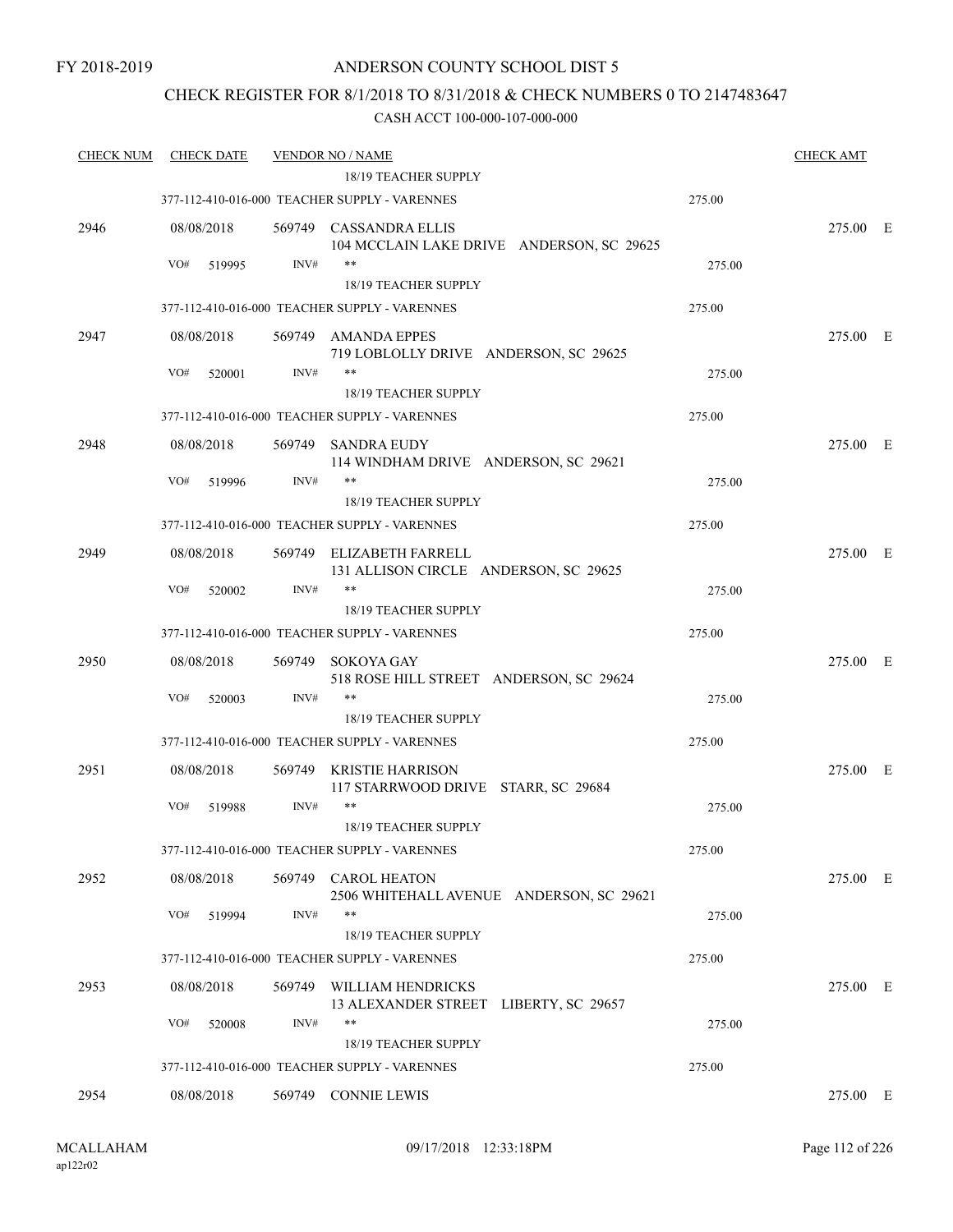FY 2018-2019

ANDERSON COUNTY SCHOOL DIST 5

CHECK REGISTER FOR 8/1/2018 TO 8/31/2018 & CHECK NUMBERS 0 TO 2147483647

CASH ACCT 100-000-107-000-000

| CHECK NUM | CHECK DATE | VENDOR NO / NAME | | CHECK AMT | |
|---|---|---|---|---|---|
| | | 18/19 TEACHER SUPPLY | | | |
| | | 377-112-410-016-000 TEACHER SUPPLY - VARENNES | 275.00 | | |
| 2946 | 08/08/2018 | 569749 CASSANDRA ELLIS<br>104 MCCLAIN LAKE DRIVE ANDERSON, SC 29625 | | 275.00 | E |
| | VO# 519995 | INV# ** | 275.00 | | |
| | | 18/19 TEACHER SUPPLY | | | |
| | | 377-112-410-016-000 TEACHER SUPPLY - VARENNES | 275.00 | | |
| 2947 | 08/08/2018 | 569749 AMANDA EPPES<br>719 LOBLOLLY DRIVE ANDERSON, SC 29625 | | 275.00 | E |
| | VO# 520001 | INV# ** | 275.00 | | |
| | | 18/19 TEACHER SUPPLY | | | |
| | | 377-112-410-016-000 TEACHER SUPPLY - VARENNES | 275.00 | | |
| 2948 | 08/08/2018 | 569749 SANDRA EUDY<br>114 WINDHAM DRIVE ANDERSON, SC 29621 | | 275.00 | E |
| | VO# 519996 | INV# ** | 275.00 | | |
| | | 18/19 TEACHER SUPPLY | | | |
| | | 377-112-410-016-000 TEACHER SUPPLY - VARENNES | 275.00 | | |
| 2949 | 08/08/2018 | 569749 ELIZABETH FARRELL<br>131 ALLISON CIRCLE ANDERSON, SC 29625 | | 275.00 | E |
| | VO# 520002 | INV# ** | 275.00 | | |
| | | 18/19 TEACHER SUPPLY | | | |
| | | 377-112-410-016-000 TEACHER SUPPLY - VARENNES | 275.00 | | |
| 2950 | 08/08/2018 | 569749 SOKOYA GAY<br>518 ROSE HILL STREET ANDERSON, SC 29624 | | 275.00 | E |
| | VO# 520003 | INV# ** | 275.00 | | |
| | | 18/19 TEACHER SUPPLY | | | |
| | | 377-112-410-016-000 TEACHER SUPPLY - VARENNES | 275.00 | | |
| 2951 | 08/08/2018 | 569749 KRISTIE HARRISON<br>117 STARRWOOD DRIVE STARR, SC 29684 | | 275.00 | E |
| | VO# 519988 | INV# ** | 275.00 | | |
| | | 18/19 TEACHER SUPPLY | | | |
| | | 377-112-410-016-000 TEACHER SUPPLY - VARENNES | 275.00 | | |
| 2952 | 08/08/2018 | 569749 CAROL HEATON<br>2506 WHITEHALL AVENUE ANDERSON, SC 29621 | | 275.00 | E |
| | VO# 519994 | INV# ** | 275.00 | | |
| | | 18/19 TEACHER SUPPLY | | | |
| | | 377-112-410-016-000 TEACHER SUPPLY - VARENNES | 275.00 | | |
| 2953 | 08/08/2018 | 569749 WILLIAM HENDRICKS<br>13 ALEXANDER STREET LIBERTY, SC 29657 | | 275.00 | E |
| | VO# 520008 | INV# ** | 275.00 | | |
| | | 18/19 TEACHER SUPPLY | | | |
| | | 377-112-410-016-000 TEACHER SUPPLY - VARENNES | 275.00 | | |
| 2954 | 08/08/2018 | 569749 CONNIE LEWIS | | 275.00 | E |

MCALLAHAM ap122r02 09/17/2018 12:33:18PM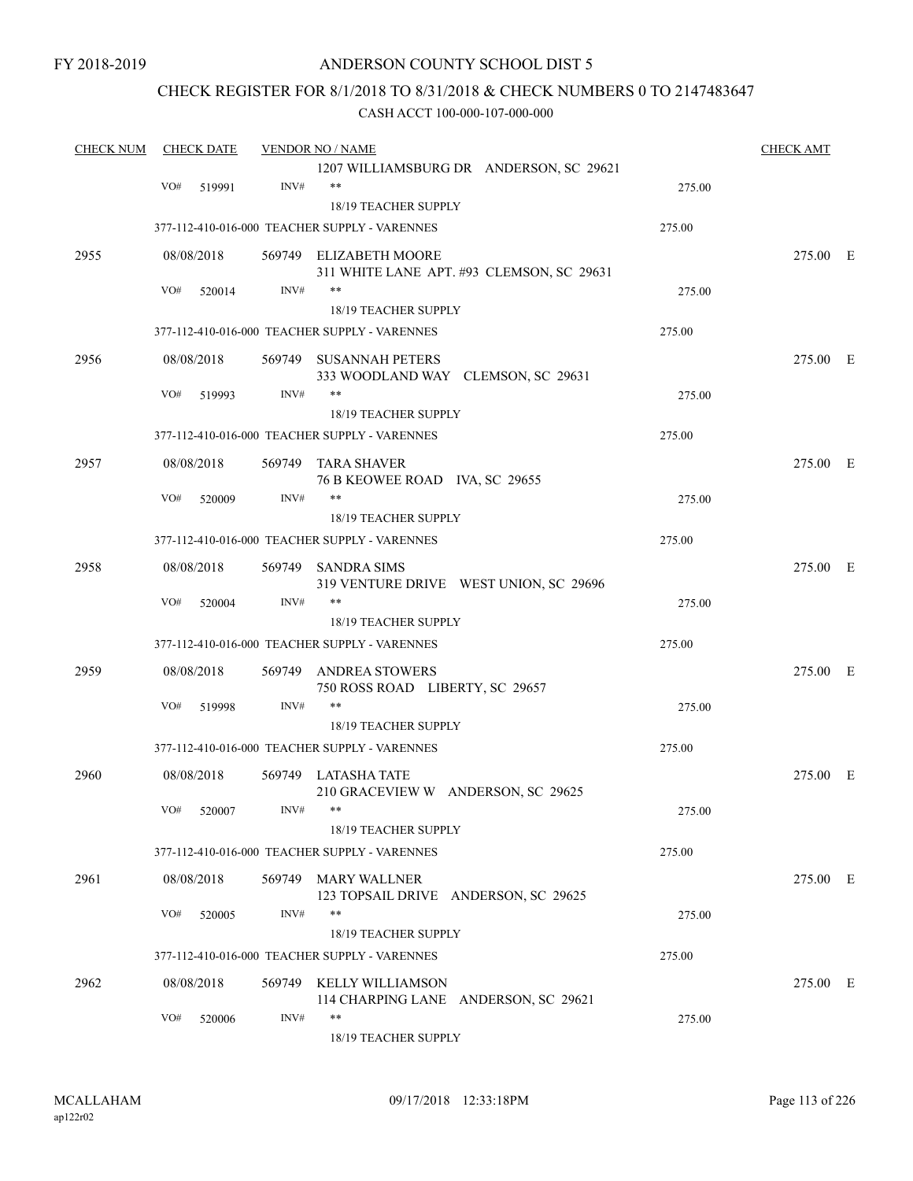FY 2018-2019

# ANDERSON COUNTY SCHOOL DIST 5

## CHECK REGISTER FOR 8/1/2018 TO 8/31/2018 & CHECK NUMBERS 0 TO 2147483647

### CASH ACCT 100-000-107-000-000

| CHECK NUM | CHECK DATE | VENDOR NO / NAME | | CHECK AMT | |
|---|---|---|---|---|---|
| | | 1207 WILLIAMSBURG DR ANDERSON, SC 29621 | | | |
| | VO# 519991 | INV# ** | 275.00 | | |
| | | 18/19 TEACHER SUPPLY | | | |
| | | 377-112-410-016-000 TEACHER SUPPLY - VARENNES | 275.00 | | |
| 2955 | 08/08/2018 | 569749 ELIZABETH MOORE<br>311 WHITE LANE APT. #93 CLEMSON, SC 29631 | | 275.00 | E |
| | VO# 520014 | INV# ** | 275.00 | | |
| | | 18/19 TEACHER SUPPLY | | | |
| | | 377-112-410-016-000 TEACHER SUPPLY - VARENNES | 275.00 | | |
| 2956 | 08/08/2018 | 569749 SUSANNAH PETERS<br>333 WOODLAND WAY CLEMSON, SC 29631 | | 275.00 | E |
| | VO# 519993 | INV# ** | 275.00 | | |
| | | 18/19 TEACHER SUPPLY | | | |
| | | 377-112-410-016-000 TEACHER SUPPLY - VARENNES | 275.00 | | |
| 2957 | 08/08/2018 | 569749 TARA SHAVER<br>76 B KEOWEE ROAD IVA, SC 29655 | | 275.00 | E |
| | VO# 520009 | INV# ** | 275.00 | | |
| | | 18/19 TEACHER SUPPLY | | | |
| | | 377-112-410-016-000 TEACHER SUPPLY - VARENNES | 275.00 | | |
| 2958 | 08/08/2018 | 569749 SANDRA SIMS<br>319 VENTURE DRIVE WEST UNION, SC 29696 | | 275.00 | E |
| | VO# 520004 | INV# ** | 275.00 | | |
| | | 18/19 TEACHER SUPPLY | | | |
| | | 377-112-410-016-000 TEACHER SUPPLY - VARENNES | 275.00 | | |
| 2959 | 08/08/2018 | 569749 ANDREA STOWERS<br>750 ROSS ROAD LIBERTY, SC 29657 | | 275.00 | E |
| | VO# 519998 | INV# ** | 275.00 | | |
| | | 18/19 TEACHER SUPPLY | | | |
| | | 377-112-410-016-000 TEACHER SUPPLY - VARENNES | 275.00 | | |
| 2960 | 08/08/2018 | 569749 LATASHA TATE<br>210 GRACEVIEW W ANDERSON, SC 29625 | | 275.00 | E |
| | VO# 520007 | INV# ** | 275.00 | | |
| | | 18/19 TEACHER SUPPLY | | | |
| | | 377-112-410-016-000 TEACHER SUPPLY - VARENNES | 275.00 | | |
| 2961 | 08/08/2018 | 569749 MARY WALLNER<br>123 TOPSAIL DRIVE ANDERSON, SC 29625 | | 275.00 | E |
| | VO# 520005 | INV# ** | 275.00 | | |
| | | 18/19 TEACHER SUPPLY | | | |
| | | 377-112-410-016-000 TEACHER SUPPLY - VARENNES | 275.00 | | |
| 2962 | 08/08/2018 | 569749 KELLY WILLIAMSON<br>114 CHARPING LANE ANDERSON, SC 29621 | | 275.00 | E |
| | VO# 520006 | INV# ** | 275.00 | | |
| | | 18/19 TEACHER SUPPLY | | | |

MCALLAHAM
ap122r02

09/17/2018 12:33:18PM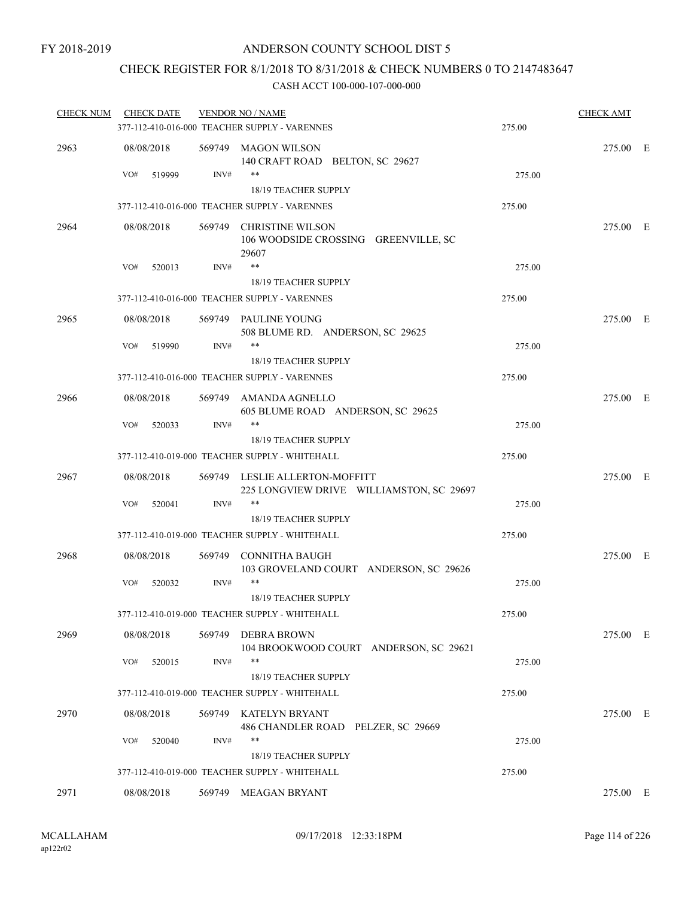FY 2018-2019

# ANDERSON COUNTY SCHOOL DIST 5

## CHECK REGISTER FOR 8/1/2018 TO 8/31/2018 & CHECK NUMBERS 0 TO 2147483647

### CASH ACCT 100-000-107-000-000

| CHECK NUM | CHECK DATE | VENDOR NO / NAME | | CHECK AMT | |
|---|---|---|---|---|---|
| | | 377-112-410-016-000 TEACHER SUPPLY - VARENNES | 275.00 | | |
| 2963 | 08/08/2018 | 569749 MAGON WILSON<br>140 CRAFT ROAD BELTON, SC 29627 | | 275.00 | E |
| | VO# 519999 | INV# **<br>18/19 TEACHER SUPPLY | 275.00 | | |
| | | 377-112-410-016-000 TEACHER SUPPLY - VARENNES | 275.00 | | |
| 2964 | 08/08/2018 | 569749 CHRISTINE WILSON<br>106 WOODSIDE CROSSING GREENVILLE, SC 29607 | | 275.00 | E |
| | VO# 520013 | INV# **<br>18/19 TEACHER SUPPLY | 275.00 | | |
| | | 377-112-410-016-000 TEACHER SUPPLY - VARENNES | 275.00 | | |
| 2965 | 08/08/2018 | 569749 PAULINE YOUNG<br>508 BLUME RD. ANDERSON, SC 29625 | | 275.00 | E |
| | VO# 519990 | INV# **<br>18/19 TEACHER SUPPLY | 275.00 | | |
| | | 377-112-410-016-000 TEACHER SUPPLY - VARENNES | 275.00 | | |
| 2966 | 08/08/2018 | 569749 AMANDA AGNELLO<br>605 BLUME ROAD ANDERSON, SC 29625 | | 275.00 | E |
| | VO# 520033 | INV# **<br>18/19 TEACHER SUPPLY | 275.00 | | |
| | | 377-112-410-019-000 TEACHER SUPPLY - WHITEHALL | 275.00 | | |
| 2967 | 08/08/2018 | 569749 LESLIE ALLERTON-MOFFITT<br>225 LONGVIEW DRIVE WILLIAMSTON, SC 29697 | | 275.00 | E |
| | VO# 520041 | INV# **<br>18/19 TEACHER SUPPLY | 275.00 | | |
| | | 377-112-410-019-000 TEACHER SUPPLY - WHITEHALL | 275.00 | | |
| 2968 | 08/08/2018 | 569749 CONNITHA BAUGH<br>103 GROVELAND COURT ANDERSON, SC 29626 | | 275.00 | E |
| | VO# 520032 | INV# **<br>18/19 TEACHER SUPPLY | 275.00 | | |
| | | 377-112-410-019-000 TEACHER SUPPLY - WHITEHALL | 275.00 | | |
| 2969 | 08/08/2018 | 569749 DEBRA BROWN<br>104 BROOKWOOD COURT ANDERSON, SC 29621 | | 275.00 | E |
| | VO# 520015 | INV# **<br>18/19 TEACHER SUPPLY | 275.00 | | |
| | | 377-112-410-019-000 TEACHER SUPPLY - WHITEHALL | 275.00 | | |
| 2970 | 08/08/2018 | 569749 KATELYN BRYANT<br>486 CHANDLER ROAD PELZER, SC 29669 | | 275.00 | E |
| | VO# 520040 | INV# **<br>18/19 TEACHER SUPPLY | 275.00 | | |
| | | 377-112-410-019-000 TEACHER SUPPLY - WHITEHALL | 275.00 | | |
| 2971 | 08/08/2018 | 569749 MEAGAN BRYANT | | 275.00 | E |

MCALLAHAM
ap122r02

09/17/2018 12:33:18PM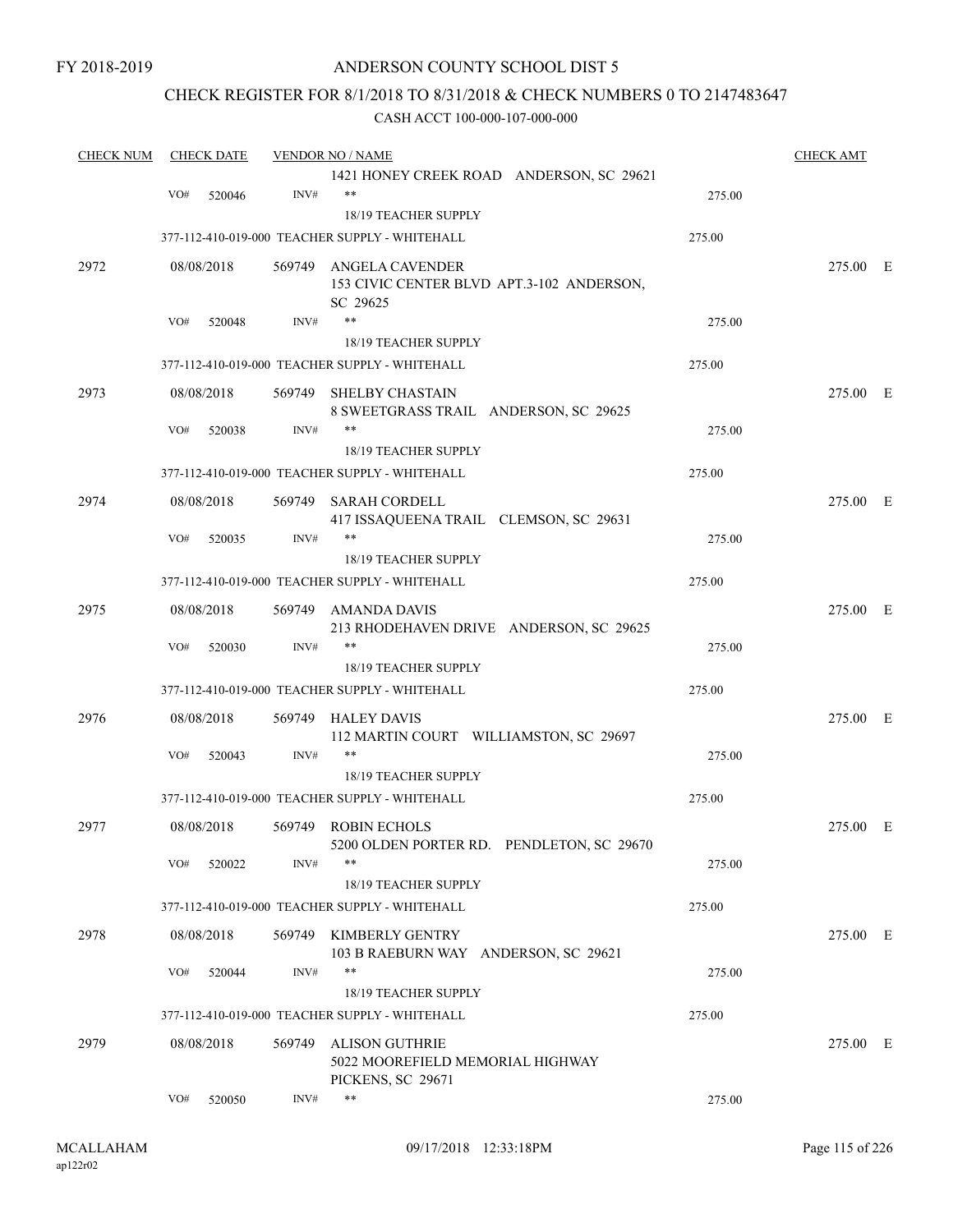FY 2018-2019

ANDERSON COUNTY SCHOOL DIST 5

CHECK REGISTER FOR 8/1/2018 TO 8/31/2018 & CHECK NUMBERS 0 TO 2147483647

CASH ACCT 100-000-107-000-000

| CHECK NUM | CHECK DATE | VENDOR NO / NAME | | CHECK AMT |
|---|---|---|---|---|
| | | 1421 HONEY CREEK ROAD ANDERSON, SC 29621 | | |
| | VO# 520046 | INV# ** | 275.00 | |
| | | 18/19 TEACHER SUPPLY | | |
| | | 377-112-410-019-000 TEACHER SUPPLY - WHITEHALL | 275.00 | |
| 2972 | 08/08/2018 | 569749 ANGELA CAVENDER<br>153 CIVIC CENTER BLVD APT.3-102 ANDERSON, SC 29625 | | 275.00 E |
| | VO# 520048 | INV# ** | 275.00 | |
| | | 18/19 TEACHER SUPPLY | | |
| | | 377-112-410-019-000 TEACHER SUPPLY - WHITEHALL | 275.00 | |
| 2973 | 08/08/2018 | 569749 SHELBY CHASTAIN<br>8 SWEETGRASS TRAIL ANDERSON, SC 29625 | | 275.00 E |
| | VO# 520038 | INV# ** | 275.00 | |
| | | 18/19 TEACHER SUPPLY | | |
| | | 377-112-410-019-000 TEACHER SUPPLY - WHITEHALL | 275.00 | |
| 2974 | 08/08/2018 | 569749 SARAH CORDELL<br>417 ISSAQUEENA TRAIL CLEMSON, SC 29631 | | 275.00 E |
| | VO# 520035 | INV# ** | 275.00 | |
| | | 18/19 TEACHER SUPPLY | | |
| | | 377-112-410-019-000 TEACHER SUPPLY - WHITEHALL | 275.00 | |
| 2975 | 08/08/2018 | 569749 AMANDA DAVIS<br>213 RHODEHAVEN DRIVE ANDERSON, SC 29625 | | 275.00 E |
| | VO# 520030 | INV# ** | 275.00 | |
| | | 18/19 TEACHER SUPPLY | | |
| | | 377-112-410-019-000 TEACHER SUPPLY - WHITEHALL | 275.00 | |
| 2976 | 08/08/2018 | 569749 HALEY DAVIS<br>112 MARTIN COURT WILLIAMSTON, SC 29697 | | 275.00 E |
| | VO# 520043 | INV# ** | 275.00 | |
| | | 18/19 TEACHER SUPPLY | | |
| | | 377-112-410-019-000 TEACHER SUPPLY - WHITEHALL | 275.00 | |
| 2977 | 08/08/2018 | 569749 ROBIN ECHOLS<br>5200 OLDEN PORTER RD. PENDLETON, SC 29670 | | 275.00 E |
| | VO# 520022 | INV# ** | 275.00 | |
| | | 18/19 TEACHER SUPPLY | | |
| | | 377-112-410-019-000 TEACHER SUPPLY - WHITEHALL | 275.00 | |
| 2978 | 08/08/2018 | 569749 KIMBERLY GENTRY<br>103 B RAEBURN WAY ANDERSON, SC 29621 | | 275.00 E |
| | VO# 520044 | INV# ** | 275.00 | |
| | | 18/19 TEACHER SUPPLY | | |
| | | 377-112-410-019-000 TEACHER SUPPLY - WHITEHALL | 275.00 | |
| 2979 | 08/08/2018 | 569749 ALISON GUTHRIE<br>5022 MOOREFIELD MEMORIAL HIGHWAY PICKENS, SC 29671 | | 275.00 E |
| | VO# 520050 | INV# ** | 275.00 | |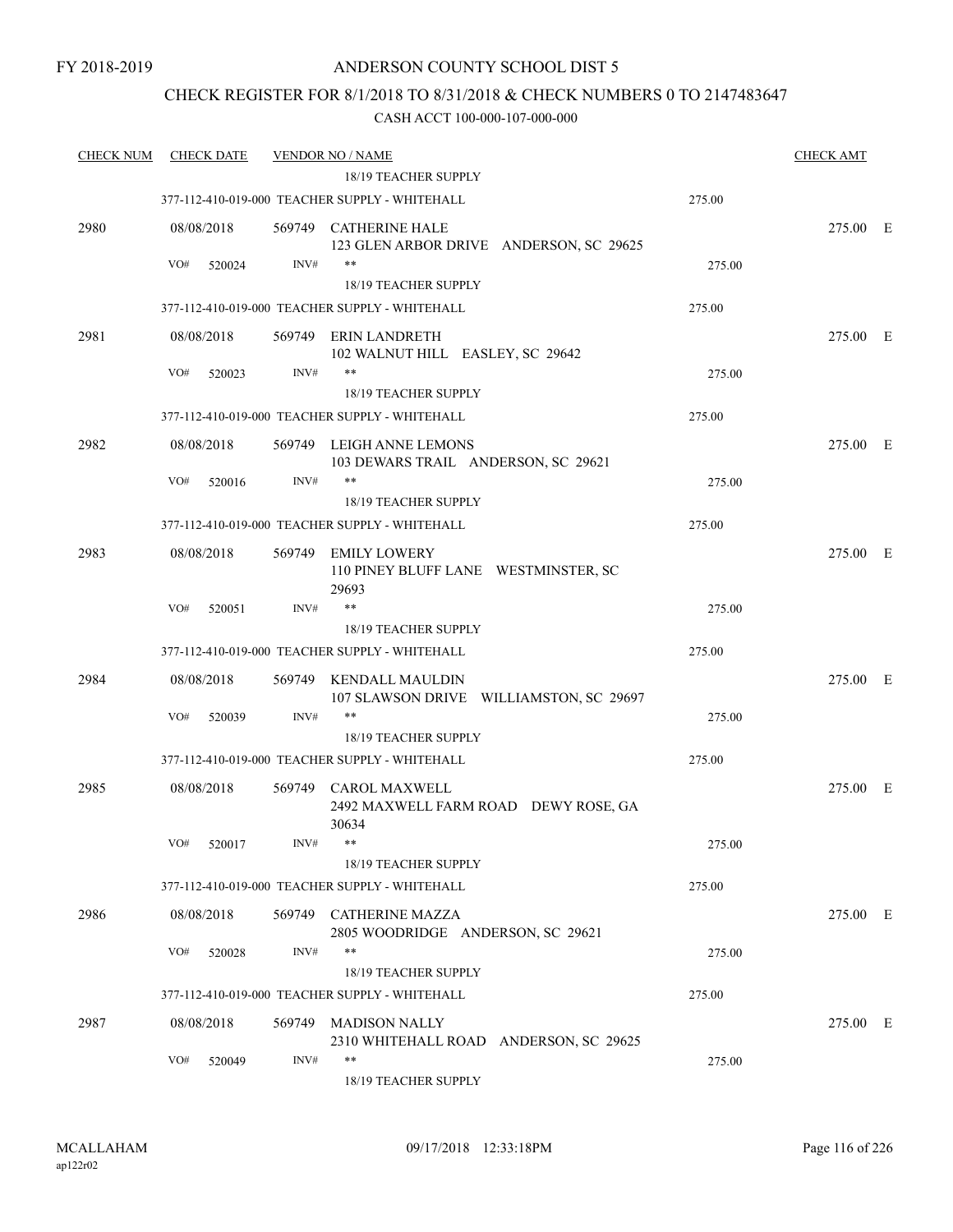FY 2018-2019

# ANDERSON COUNTY SCHOOL DIST 5

## CHECK REGISTER FOR 8/1/2018 TO 8/31/2018 & CHECK NUMBERS 0 TO 2147483647

### CASH ACCT 100-000-107-000-000

| CHECK NUM | CHECK DATE | VENDOR NO / NAME | | CHECK AMT | |
|---|---|---|---|---|---|
| | | 18/19 TEACHER SUPPLY | | | |
| | | 377-112-410-019-000 TEACHER SUPPLY - WHITEHALL | 275.00 | | |
| 2980 | 08/08/2018 | 569749 CATHERINE HALE<br>123 GLEN ARBOR DRIVE ANDERSON, SC 29625 | | 275.00 | E |
| | VO# 520024 | INV# \*\*<br>18/19 TEACHER SUPPLY | 275.00 | | |
| | | 377-112-410-019-000 TEACHER SUPPLY - WHITEHALL | 275.00 | | |
| 2981 | 08/08/2018 | 569749 ERIN LANDRETH<br>102 WALNUT HILL EASLEY, SC 29642 | | 275.00 | E |
| | VO# 520023 | INV# \*\*<br>18/19 TEACHER SUPPLY | 275.00 | | |
| | | 377-112-410-019-000 TEACHER SUPPLY - WHITEHALL | 275.00 | | |
| 2982 | 08/08/2018 | 569749 LEIGH ANNE LEMONS<br>103 DEWARS TRAIL ANDERSON, SC 29621 | | 275.00 | E |
| | VO# 520016 | INV# \*\*<br>18/19 TEACHER SUPPLY | 275.00 | | |
| | | 377-112-410-019-000 TEACHER SUPPLY - WHITEHALL | 275.00 | | |
| 2983 | 08/08/2018 | 569749 EMILY LOWERY<br>110 PINEY BLUFF LANE WESTMINSTER, SC 29693 | | 275.00 | E |
| | VO# 520051 | INV# \*\*<br>18/19 TEACHER SUPPLY | 275.00 | | |
| | | 377-112-410-019-000 TEACHER SUPPLY - WHITEHALL | 275.00 | | |
| 2984 | 08/08/2018 | 569749 KENDALL MAULDIN<br>107 SLAWSON DRIVE WILLIAMSTON, SC 29697 | | 275.00 | E |
| | VO# 520039 | INV# \*\*<br>18/19 TEACHER SUPPLY | 275.00 | | |
| | | 377-112-410-019-000 TEACHER SUPPLY - WHITEHALL | 275.00 | | |
| 2985 | 08/08/2018 | 569749 CAROL MAXWELL<br>2492 MAXWELL FARM ROAD DEWY ROSE, GA 30634 | | 275.00 | E |
| | VO# 520017 | INV# \*\*<br>18/19 TEACHER SUPPLY | 275.00 | | |
| | | 377-112-410-019-000 TEACHER SUPPLY - WHITEHALL | 275.00 | | |
| 2986 | 08/08/2018 | 569749 CATHERINE MAZZA<br>2805 WOODRIDGE ANDERSON, SC 29621 | | 275.00 | E |
| | VO# 520028 | INV# \*\*<br>18/19 TEACHER SUPPLY | 275.00 | | |
| | | 377-112-410-019-000 TEACHER SUPPLY - WHITEHALL | 275.00 | | |
| 2987 | 08/08/2018 | 569749 MADISON NALLY<br>2310 WHITEHALL ROAD ANDERSON, SC 29625 | | 275.00 | E |
| | VO# 520049 | INV# \*\*<br>18/19 TEACHER SUPPLY | 275.00 | | |

MCALLAHAM
ap122r02

09/17/2018 12:33:18PM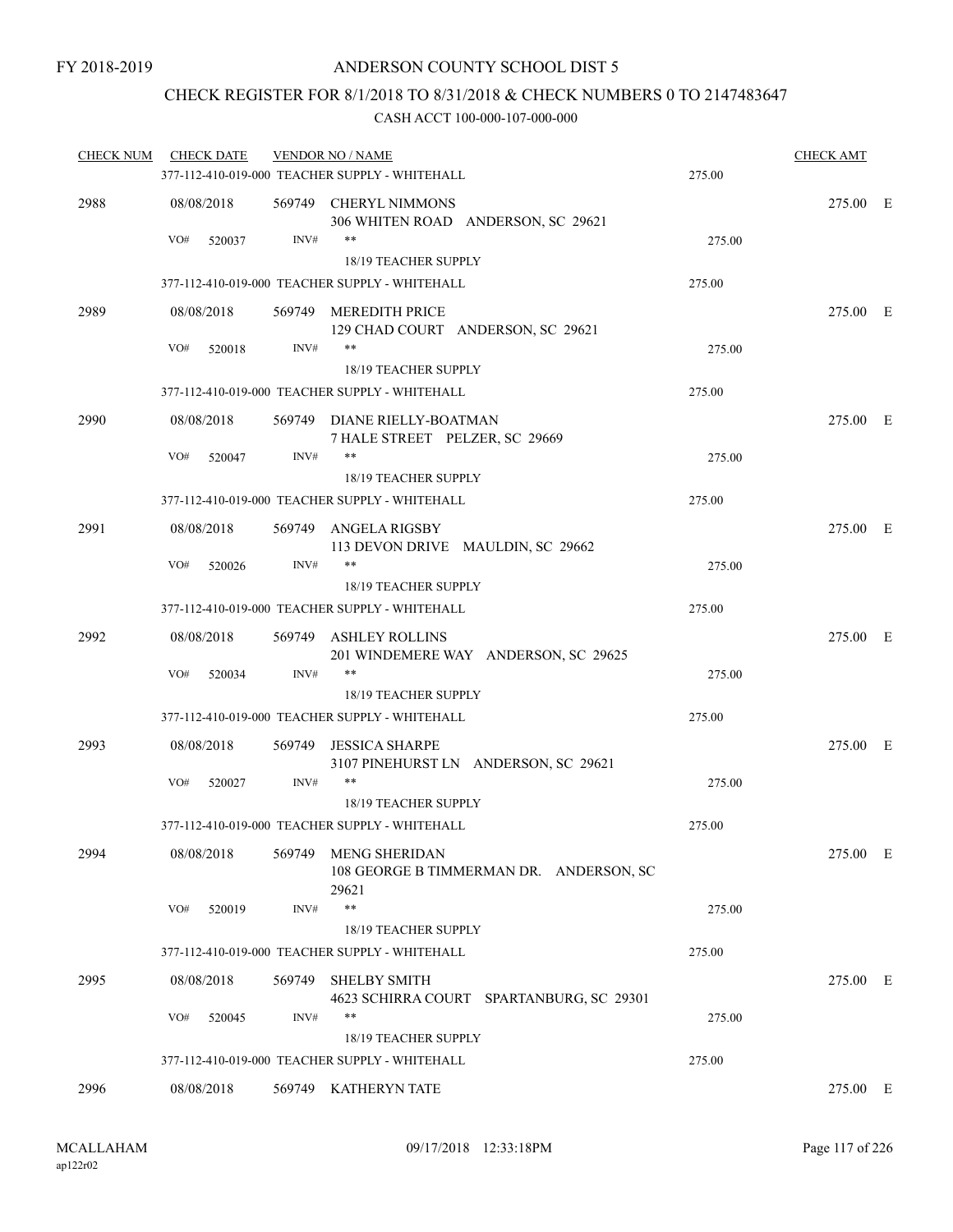FY 2018-2019

# ANDERSON COUNTY SCHOOL DIST 5

## CHECK REGISTER FOR 8/1/2018 TO 8/31/2018 & CHECK NUMBERS 0 TO 2147483647

### CASH ACCT 100-000-107-000-000

| CHECK NUM | CHECK DATE | VENDOR NO / NAME | | CHECK AMT | |
|---|---|---|---|---|---|
| | | 377-112-410-019-000 TEACHER SUPPLY - WHITEHALL | 275.00 | | |
| 2988 | 08/08/2018 | 569749 CHERYL NIMMONS<br>306 WHITEN ROAD ANDERSON, SC 29621 | | 275.00 | E |
| | VO# 520037 | INV# ** <br>18/19 TEACHER SUPPLY | 275.00 | | |
| | | 377-112-410-019-000 TEACHER SUPPLY - WHITEHALL | 275.00 | | |
| 2989 | 08/08/2018 | 569749 MEREDITH PRICE<br>129 CHAD COURT ANDERSON, SC 29621 | | 275.00 | E |
| | VO# 520018 | INV# ** <br>18/19 TEACHER SUPPLY | 275.00 | | |
| | | 377-112-410-019-000 TEACHER SUPPLY - WHITEHALL | 275.00 | | |
| 2990 | 08/08/2018 | 569749 DIANE RIELLY-BOATMAN<br>7 HALE STREET PELZER, SC 29669 | | 275.00 | E |
| | VO# 520047 | INV# ** <br>18/19 TEACHER SUPPLY | 275.00 | | |
| | | 377-112-410-019-000 TEACHER SUPPLY - WHITEHALL | 275.00 | | |
| 2991 | 08/08/2018 | 569749 ANGELA RIGSBY<br>113 DEVON DRIVE MAULDIN, SC 29662 | | 275.00 | E |
| | VO# 520026 | INV# ** <br>18/19 TEACHER SUPPLY | 275.00 | | |
| | | 377-112-410-019-000 TEACHER SUPPLY - WHITEHALL | 275.00 | | |
| 2992 | 08/08/2018 | 569749 ASHLEY ROLLINS<br>201 WINDEMERE WAY ANDERSON, SC 29625 | | 275.00 | E |
| | VO# 520034 | INV# ** <br>18/19 TEACHER SUPPLY | 275.00 | | |
| | | 377-112-410-019-000 TEACHER SUPPLY - WHITEHALL | 275.00 | | |
| 2993 | 08/08/2018 | 569749 JESSICA SHARPE<br>3107 PINEHURST LN ANDERSON, SC 29621 | | 275.00 | E |
| | VO# 520027 | INV# ** <br>18/19 TEACHER SUPPLY | 275.00 | | |
| | | 377-112-410-019-000 TEACHER SUPPLY - WHITEHALL | 275.00 | | |
| 2994 | 08/08/2018 | 569749 MENG SHERIDAN<br>108 GEORGE B TIMMERMAN DR. ANDERSON, SC 29621 | | 275.00 | E |
| | VO# 520019 | INV# ** <br>18/19 TEACHER SUPPLY | 275.00 | | |
| | | 377-112-410-019-000 TEACHER SUPPLY - WHITEHALL | 275.00 | | |
| 2995 | 08/08/2018 | 569749 SHELBY SMITH<br>4623 SCHIRRA COURT SPARTANBURG, SC 29301 | | 275.00 | E |
| | VO# 520045 | INV# ** <br>18/19 TEACHER SUPPLY | 275.00 | | |
| | | 377-112-410-019-000 TEACHER SUPPLY - WHITEHALL | 275.00 | | |
| 2996 | 08/08/2018 | 569749 KATHERYN TATE | | 275.00 | E |

MCALLAHAM
ap122r02

09/17/2018 12:33:18PM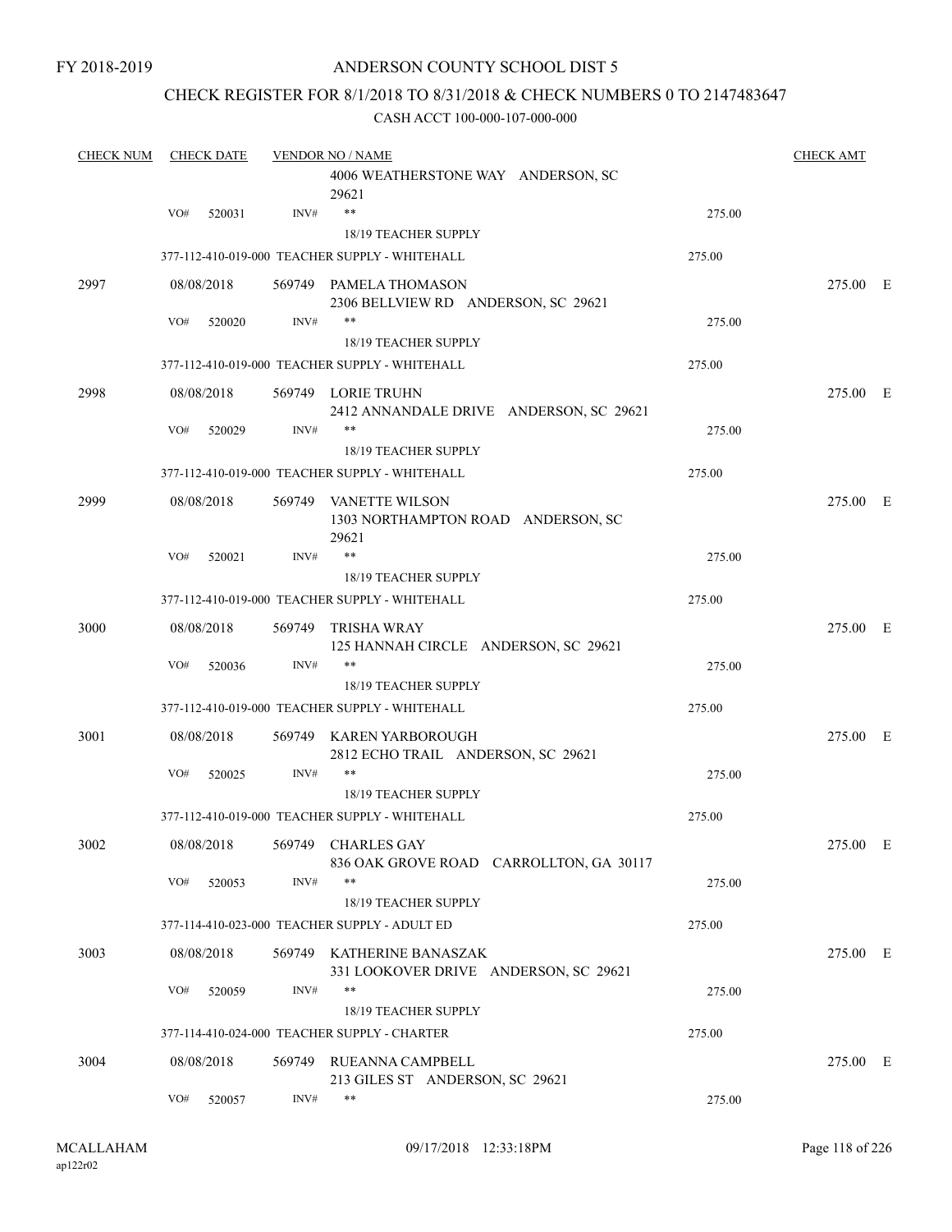FY 2018-2019

ANDERSON COUNTY SCHOOL DIST 5

CHECK REGISTER FOR 8/1/2018 TO 8/31/2018 & CHECK NUMBERS 0 TO 2147483647

CASH ACCT 100-000-107-000-000

| CHECK NUM | CHECK DATE | VENDOR NO / NAME | | CHECK AMT |
|---|---|---|---|---|
| | | 4006 WEATHERSTONE WAY ANDERSON, SC 29621 | | |
| | VO# 520031 | INV# ** 18/19 TEACHER SUPPLY | 275.00 | |
| | | 377-112-410-019-000 TEACHER SUPPLY - WHITEHALL | 275.00 | |
| 2997 | 08/08/2018 | 569749 PAMELA THOMASON 2306 BELLVIEW RD ANDERSON, SC 29621 | | 275.00 E |
| | VO# 520020 | INV# ** 18/19 TEACHER SUPPLY | 275.00 | |
| | | 377-112-410-019-000 TEACHER SUPPLY - WHITEHALL | 275.00 | |
| 2998 | 08/08/2018 | 569749 LORIE TRUHN 2412 ANNANDALE DRIVE ANDERSON, SC 29621 | | 275.00 E |
| | VO# 520029 | INV# ** 18/19 TEACHER SUPPLY | 275.00 | |
| | | 377-112-410-019-000 TEACHER SUPPLY - WHITEHALL | 275.00 | |
| 2999 | 08/08/2018 | 569749 VANETTE WILSON 1303 NORTHAMPTON ROAD ANDERSON, SC 29621 | | 275.00 E |
| | VO# 520021 | INV# ** 18/19 TEACHER SUPPLY | 275.00 | |
| | | 377-112-410-019-000 TEACHER SUPPLY - WHITEHALL | 275.00 | |
| 3000 | 08/08/2018 | 569749 TRISHA WRAY 125 HANNAH CIRCLE ANDERSON, SC 29621 | | 275.00 E |
| | VO# 520036 | INV# ** 18/19 TEACHER SUPPLY | 275.00 | |
| | | 377-112-410-019-000 TEACHER SUPPLY - WHITEHALL | 275.00 | |
| 3001 | 08/08/2018 | 569749 KAREN YARBOROUGH 2812 ECHO TRAIL ANDERSON, SC 29621 | | 275.00 E |
| | VO# 520025 | INV# ** 18/19 TEACHER SUPPLY | 275.00 | |
| | | 377-112-410-019-000 TEACHER SUPPLY - WHITEHALL | 275.00 | |
| 3002 | 08/08/2018 | 569749 CHARLES GAY 836 OAK GROVE ROAD CARROLLTON, GA 30117 | | 275.00 E |
| | VO# 520053 | INV# ** 18/19 TEACHER SUPPLY | 275.00 | |
| | | 377-114-410-023-000 TEACHER SUPPLY - ADULT ED | 275.00 | |
| 3003 | 08/08/2018 | 569749 KATHERINE BANASZAK 331 LOOKOVER DRIVE ANDERSON, SC 29621 | | 275.00 E |
| | VO# 520059 | INV# ** 18/19 TEACHER SUPPLY | 275.00 | |
| | | 377-114-410-024-000 TEACHER SUPPLY - CHARTER | 275.00 | |
| 3004 | 08/08/2018 | 569749 RUEANNA CAMPBELL 213 GILES ST ANDERSON, SC 29621 | | 275.00 E |
| | VO# 520057 | INV# ** | 275.00 | |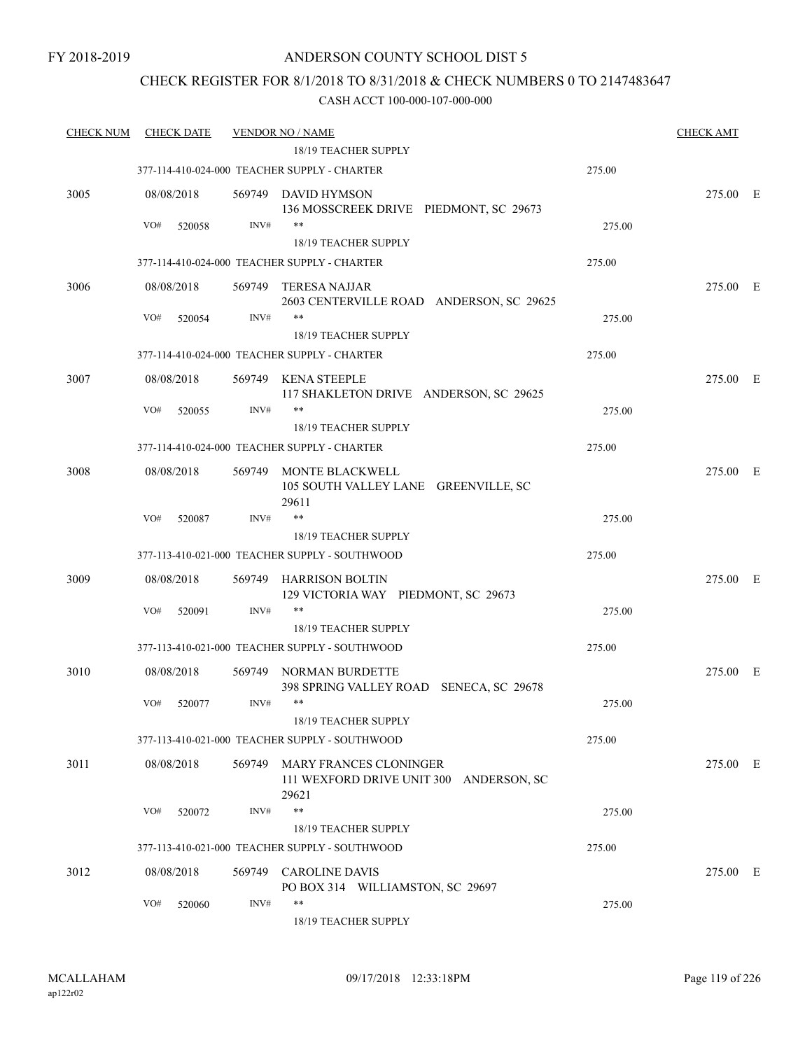FY 2018-2019

# ANDERSON COUNTY SCHOOL DIST 5

## CHECK REGISTER FOR 8/1/2018 TO 8/31/2018 & CHECK NUMBERS 0 TO 2147483647

### CASH ACCT 100-000-107-000-000

| CHECK NUM | CHECK DATE | VENDOR NO / NAME | | CHECK AMT | |
|---|---|---|---|---|---|
| | | 18/19 TEACHER SUPPLY | | | |
| | | 377-114-410-024-000 TEACHER SUPPLY - CHARTER | 275.00 | | |
| 3005 | 08/08/2018 | 569749 DAVID HYMSON<br>136 MOSSCREEK DRIVE PIEDMONT, SC 29673 | | 275.00 | E |
| | VO# 520058 | INV# ** | 275.00 | | |
| | | 18/19 TEACHER SUPPLY | | | |
| | | 377-114-410-024-000 TEACHER SUPPLY - CHARTER | 275.00 | | |
| 3006 | 08/08/2018 | 569749 TERESA NAJJAR<br>2603 CENTERVILLE ROAD ANDERSON, SC 29625 | | 275.00 | E |
| | VO# 520054 | INV# ** | 275.00 | | |
| | | 18/19 TEACHER SUPPLY | | | |
| | | 377-114-410-024-000 TEACHER SUPPLY - CHARTER | 275.00 | | |
| 3007 | 08/08/2018 | 569749 KENA STEEPLE<br>117 SHAKLETON DRIVE ANDERSON, SC 29625 | | 275.00 | E |
| | VO# 520055 | INV# ** | 275.00 | | |
| | | 18/19 TEACHER SUPPLY | | | |
| | | 377-114-410-024-000 TEACHER SUPPLY - CHARTER | 275.00 | | |
| 3008 | 08/08/2018 | 569749 MONTE BLACKWELL<br>105 SOUTH VALLEY LANE GREENVILLE, SC 29611 | | 275.00 | E |
| | VO# 520087 | INV# ** | 275.00 | | |
| | | 18/19 TEACHER SUPPLY | | | |
| | | 377-113-410-021-000 TEACHER SUPPLY - SOUTHWOOD | 275.00 | | |
| 3009 | 08/08/2018 | 569749 HARRISON BOLTIN<br>129 VICTORIA WAY PIEDMONT, SC 29673 | | 275.00 | E |
| | VO# 520091 | INV# ** | 275.00 | | |
| | | 18/19 TEACHER SUPPLY | | | |
| | | 377-113-410-021-000 TEACHER SUPPLY - SOUTHWOOD | 275.00 | | |
| 3010 | 08/08/2018 | 569749 NORMAN BURDETTE<br>398 SPRING VALLEY ROAD SENECA, SC 29678 | | 275.00 | E |
| | VO# 520077 | INV# ** | 275.00 | | |
| | | 18/19 TEACHER SUPPLY | | | |
| | | 377-113-410-021-000 TEACHER SUPPLY - SOUTHWOOD | 275.00 | | |
| 3011 | 08/08/2018 | 569749 MARY FRANCES CLONINGER<br>111 WEXFORD DRIVE UNIT 300 ANDERSON, SC 29621 | | 275.00 | E |
| | VO# 520072 | INV# ** | 275.00 | | |
| | | 18/19 TEACHER SUPPLY | | | |
| | | 377-113-410-021-000 TEACHER SUPPLY - SOUTHWOOD | 275.00 | | |
| 3012 | 08/08/2018 | 569749 CAROLINE DAVIS<br>PO BOX 314 WILLIAMSTON, SC 29697 | | 275.00 | E |
| | VO# 520060 | INV# ** | 275.00 | | |
| | | 18/19 TEACHER SUPPLY | | | |

MCALLAHAM
ap122r02

09/17/2018 12:33:18PM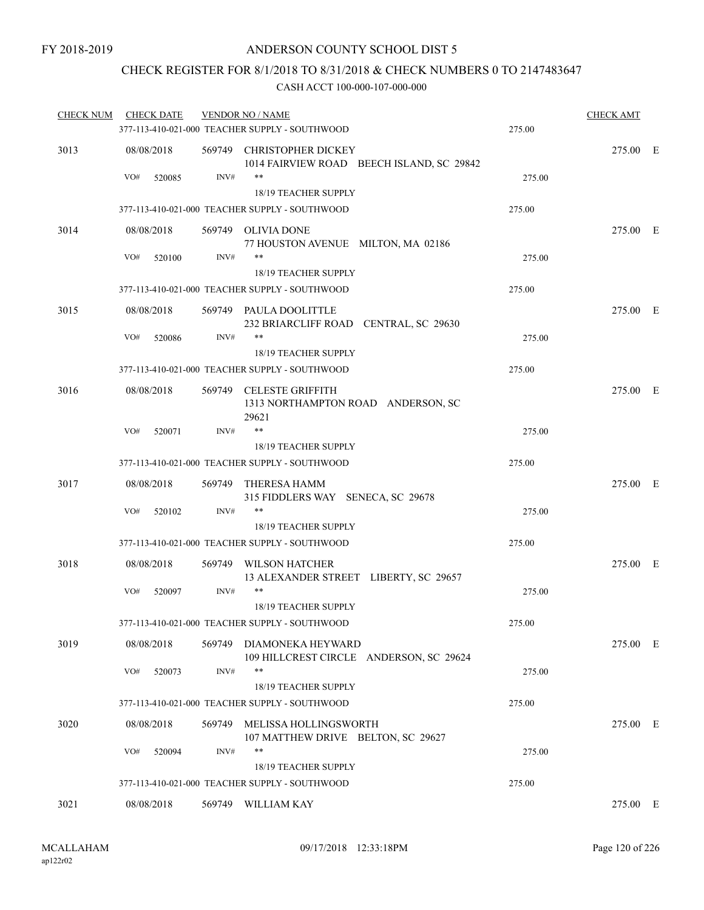FY 2018-2019

# ANDERSON COUNTY SCHOOL DIST 5

## CHECK REGISTER FOR 8/1/2018 TO 8/31/2018 & CHECK NUMBERS 0 TO 2147483647

### CASH ACCT 100-000-107-000-000

| CHECK NUM | CHECK DATE | VENDOR NO / NAME | | CHECK AMT | |
|---|---|---|---|---|---|
| | | 377-113-410-021-000 TEACHER SUPPLY - SOUTHWOOD | 275.00 | | |
| 3013 | 08/08/2018 | 569749 CHRISTOPHER DICKEY<br>1014 FAIRVIEW ROAD BEECH ISLAND, SC 29842 | | 275.00 | E |
| | VO# 520085 | INV# ** | 275.00 | | |
| | | 18/19 TEACHER SUPPLY | | | |
| | | 377-113-410-021-000 TEACHER SUPPLY - SOUTHWOOD | 275.00 | | |
| 3014 | 08/08/2018 | 569749 OLIVIA DONE<br>77 HOUSTON AVENUE MILTON, MA 02186 | | 275.00 | E |
| | VO# 520100 | INV# ** | 275.00 | | |
| | | 18/19 TEACHER SUPPLY | | | |
| | | 377-113-410-021-000 TEACHER SUPPLY - SOUTHWOOD | 275.00 | | |
| 3015 | 08/08/2018 | 569749 PAULA DOOLITTLE<br>232 BRIARCLIFF ROAD CENTRAL, SC 29630 | | 275.00 | E |
| | VO# 520086 | INV# ** | 275.00 | | |
| | | 18/19 TEACHER SUPPLY | | | |
| | | 377-113-410-021-000 TEACHER SUPPLY - SOUTHWOOD | 275.00 | | |
| 3016 | 08/08/2018 | 569749 CELESTE GRIFFITH<br>1313 NORTHAMPTON ROAD ANDERSON, SC 29621 | | 275.00 | E |
| | VO# 520071 | INV# ** | 275.00 | | |
| | | 18/19 TEACHER SUPPLY | | | |
| | | 377-113-410-021-000 TEACHER SUPPLY - SOUTHWOOD | 275.00 | | |
| 3017 | 08/08/2018 | 569749 THERESA HAMM<br>315 FIDDLERS WAY SENECA, SC 29678 | | 275.00 | E |
| | VO# 520102 | INV# ** | 275.00 | | |
| | | 18/19 TEACHER SUPPLY | | | |
| | | 377-113-410-021-000 TEACHER SUPPLY - SOUTHWOOD | 275.00 | | |
| 3018 | 08/08/2018 | 569749 WILSON HATCHER<br>13 ALEXANDER STREET LIBERTY, SC 29657 | | 275.00 | E |
| | VO# 520097 | INV# ** | 275.00 | | |
| | | 18/19 TEACHER SUPPLY | | | |
| | | 377-113-410-021-000 TEACHER SUPPLY - SOUTHWOOD | 275.00 | | |
| 3019 | 08/08/2018 | 569749 DIAMONEKA HEYWARD<br>109 HILLCREST CIRCLE ANDERSON, SC 29624 | | 275.00 | E |
| | VO# 520073 | INV# ** | 275.00 | | |
| | | 18/19 TEACHER SUPPLY | | | |
| | | 377-113-410-021-000 TEACHER SUPPLY - SOUTHWOOD | 275.00 | | |
| 3020 | 08/08/2018 | 569749 MELISSA HOLLINGSWORTH<br>107 MATTHEW DRIVE BELTON, SC 29627 | | 275.00 | E |
| | VO# 520094 | INV# ** | 275.00 | | |
| | | 18/19 TEACHER SUPPLY | | | |
| | | 377-113-410-021-000 TEACHER SUPPLY - SOUTHWOOD | 275.00 | | |
| 3021 | 08/08/2018 | 569749 WILLIAM KAY | | 275.00 | E |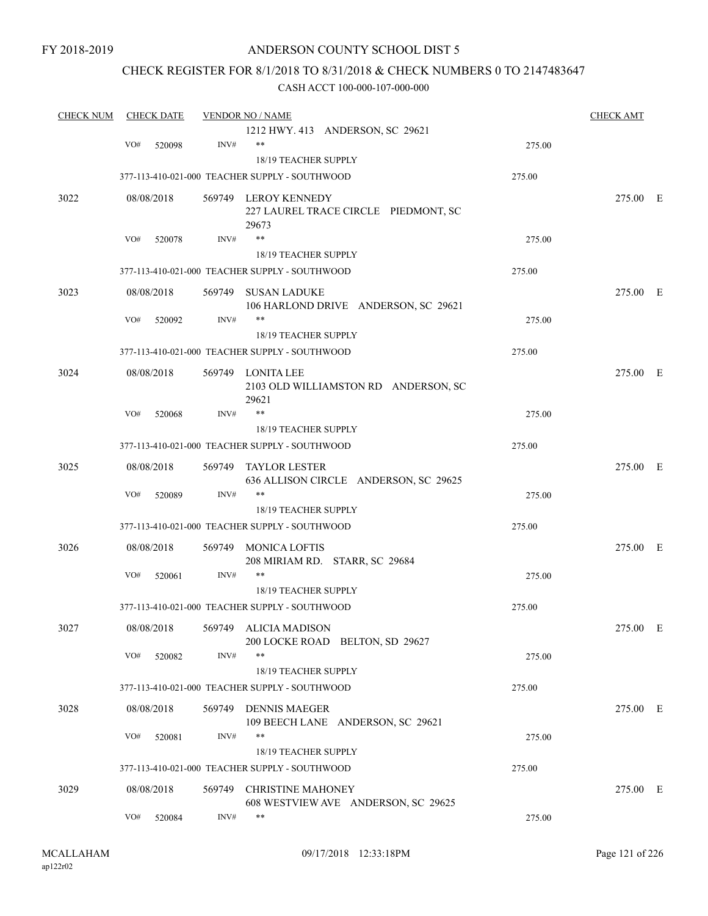FY 2018-2019

# ANDERSON COUNTY SCHOOL DIST 5

## CHECK REGISTER FOR 8/1/2018 TO 8/31/2018 & CHECK NUMBERS 0 TO 2147483647

### CASH ACCT 100-000-107-000-000

| CHECK NUM | CHECK DATE | VENDOR NO / NAME | | CHECK AMT |
|---|---|---|---|---|
| | | 1212 HWY. 413 ANDERSON, SC 29621 | | |
| | VO# 520098 | INV# ** | 275.00 | |
| | | 18/19 TEACHER SUPPLY | | |
| | | 377-113-410-021-000 TEACHER SUPPLY - SOUTHWOOD | 275.00 | |
| 3022 | 08/08/2018 | 569749 LEROY KENNEDY<br>227 LAUREL TRACE CIRCLE PIEDMONT, SC 29673 | | 275.00 E |
| | VO# 520078 | INV# ** | 275.00 | |
| | | 18/19 TEACHER SUPPLY | | |
| | | 377-113-410-021-000 TEACHER SUPPLY - SOUTHWOOD | 275.00 | |
| 3023 | 08/08/2018 | 569749 SUSAN LADUKE<br>106 HARLOND DRIVE ANDERSON, SC 29621 | | 275.00 E |
| | VO# 520092 | INV# ** | 275.00 | |
| | | 18/19 TEACHER SUPPLY | | |
| | | 377-113-410-021-000 TEACHER SUPPLY - SOUTHWOOD | 275.00 | |
| 3024 | 08/08/2018 | 569749 LONITA LEE<br>2103 OLD WILLIAMSTON RD ANDERSON, SC 29621 | | 275.00 E |
| | VO# 520068 | INV# ** | 275.00 | |
| | | 18/19 TEACHER SUPPLY | | |
| | | 377-113-410-021-000 TEACHER SUPPLY - SOUTHWOOD | 275.00 | |
| 3025 | 08/08/2018 | 569749 TAYLOR LESTER<br>636 ALLISON CIRCLE ANDERSON, SC 29625 | | 275.00 E |
| | VO# 520089 | INV# ** | 275.00 | |
| | | 18/19 TEACHER SUPPLY | | |
| | | 377-113-410-021-000 TEACHER SUPPLY - SOUTHWOOD | 275.00 | |
| 3026 | 08/08/2018 | 569749 MONICA LOFTIS<br>208 MIRIAM RD. STARR, SC 29684 | | 275.00 E |
| | VO# 520061 | INV# ** | 275.00 | |
| | | 18/19 TEACHER SUPPLY | | |
| | | 377-113-410-021-000 TEACHER SUPPLY - SOUTHWOOD | 275.00 | |
| 3027 | 08/08/2018 | 569749 ALICIA MADISON<br>200 LOCKE ROAD BELTON, SD 29627 | | 275.00 E |
| | VO# 520082 | INV# ** | 275.00 | |
| | | 18/19 TEACHER SUPPLY | | |
| | | 377-113-410-021-000 TEACHER SUPPLY - SOUTHWOOD | 275.00 | |
| 3028 | 08/08/2018 | 569749 DENNIS MAEGER<br>109 BEECH LANE ANDERSON, SC 29621 | | 275.00 E |
| | VO# 520081 | INV# ** | 275.00 | |
| | | 18/19 TEACHER SUPPLY | | |
| | | 377-113-410-021-000 TEACHER SUPPLY - SOUTHWOOD | 275.00 | |
| 3029 | 08/08/2018 | 569749 CHRISTINE MAHONEY<br>608 WESTVIEW AVE ANDERSON, SC 29625 | | 275.00 E |
| | VO# 520084 | INV# ** | 275.00 | |

MCALLAHAM
ap122r02

09/17/2018 12:33:18PM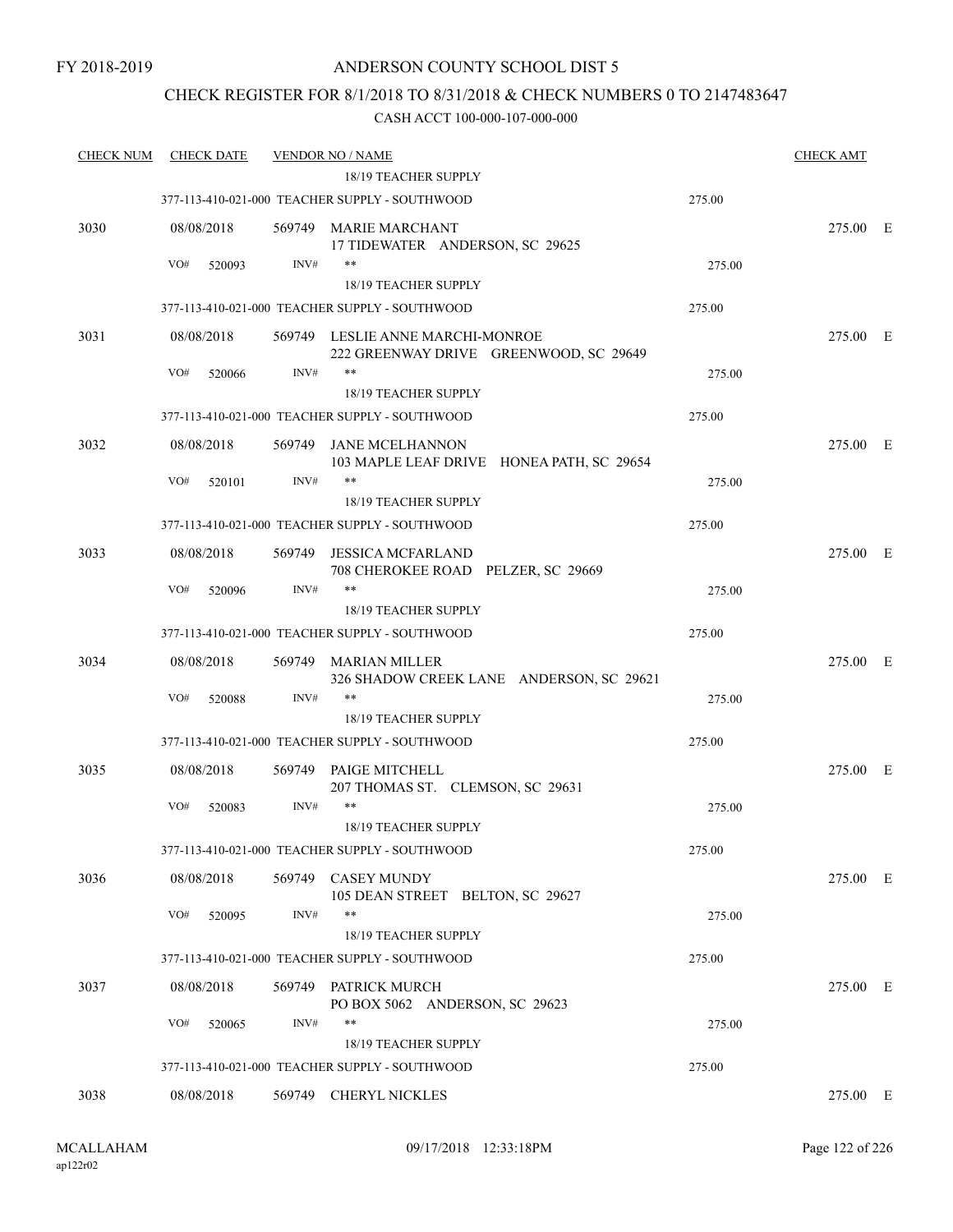FY 2018-2019

# ANDERSON COUNTY SCHOOL DIST 5

## CHECK REGISTER FOR 8/1/2018 TO 8/31/2018 & CHECK NUMBERS 0 TO 2147483647

### CASH ACCT 100-000-107-000-000

| CHECK NUM | CHECK DATE | VENDOR NO / NAME | | CHECK AMT | |
|---|---|---|---|---|---|
| | | 18/19 TEACHER SUPPLY | | | |
| | | 377-113-410-021-000 TEACHER SUPPLY - SOUTHWOOD | 275.00 | | |
| 3030 | 08/08/2018 | 569749 MARIE MARCHANT<br>17 TIDEWATER ANDERSON, SC 29625 | | 275.00 | E |
| | VO# 520093 | INV# ** | 275.00 | | |
| | | 18/19 TEACHER SUPPLY | | | |
| | | 377-113-410-021-000 TEACHER SUPPLY - SOUTHWOOD | 275.00 | | |
| 3031 | 08/08/2018 | 569749 LESLIE ANNE MARCHI-MONROE<br>222 GREENWAY DRIVE GREENWOOD, SC 29649 | | 275.00 | E |
| | VO# 520066 | INV# ** | 275.00 | | |
| | | 18/19 TEACHER SUPPLY | | | |
| | | 377-113-410-021-000 TEACHER SUPPLY - SOUTHWOOD | 275.00 | | |
| 3032 | 08/08/2018 | 569749 JANE MCELHANNON<br>103 MAPLE LEAF DRIVE HONEA PATH, SC 29654 | | 275.00 | E |
| | VO# 520101 | INV# ** | 275.00 | | |
| | | 18/19 TEACHER SUPPLY | | | |
| | | 377-113-410-021-000 TEACHER SUPPLY - SOUTHWOOD | 275.00 | | |
| 3033 | 08/08/2018 | 569749 JESSICA MCFARLAND<br>708 CHEROKEE ROAD PELZER, SC 29669 | | 275.00 | E |
| | VO# 520096 | INV# ** | 275.00 | | |
| | | 18/19 TEACHER SUPPLY | | | |
| | | 377-113-410-021-000 TEACHER SUPPLY - SOUTHWOOD | 275.00 | | |
| 3034 | 08/08/2018 | 569749 MARIAN MILLER<br>326 SHADOW CREEK LANE ANDERSON, SC 29621 | | 275.00 | E |
| | VO# 520088 | INV# ** | 275.00 | | |
| | | 18/19 TEACHER SUPPLY | | | |
| | | 377-113-410-021-000 TEACHER SUPPLY - SOUTHWOOD | 275.00 | | |
| 3035 | 08/08/2018 | 569749 PAIGE MITCHELL<br>207 THOMAS ST. CLEMSON, SC 29631 | | 275.00 | E |
| | VO# 520083 | INV# ** | 275.00 | | |
| | | 18/19 TEACHER SUPPLY | | | |
| | | 377-113-410-021-000 TEACHER SUPPLY - SOUTHWOOD | 275.00 | | |
| 3036 | 08/08/2018 | 569749 CASEY MUNDY<br>105 DEAN STREET BELTON, SC 29627 | | 275.00 | E |
| | VO# 520095 | INV# ** | 275.00 | | |
| | | 18/19 TEACHER SUPPLY | | | |
| | | 377-113-410-021-000 TEACHER SUPPLY - SOUTHWOOD | 275.00 | | |
| 3037 | 08/08/2018 | 569749 PATRICK MURCH<br>PO BOX 5062 ANDERSON, SC 29623 | | 275.00 | E |
| | VO# 520065 | INV# ** | 275.00 | | |
| | | 18/19 TEACHER SUPPLY | | | |
| | | 377-113-410-021-000 TEACHER SUPPLY - SOUTHWOOD | 275.00 | | |
| 3038 | 08/08/2018 | 569749 CHERYL NICKLES | | 275.00 | E |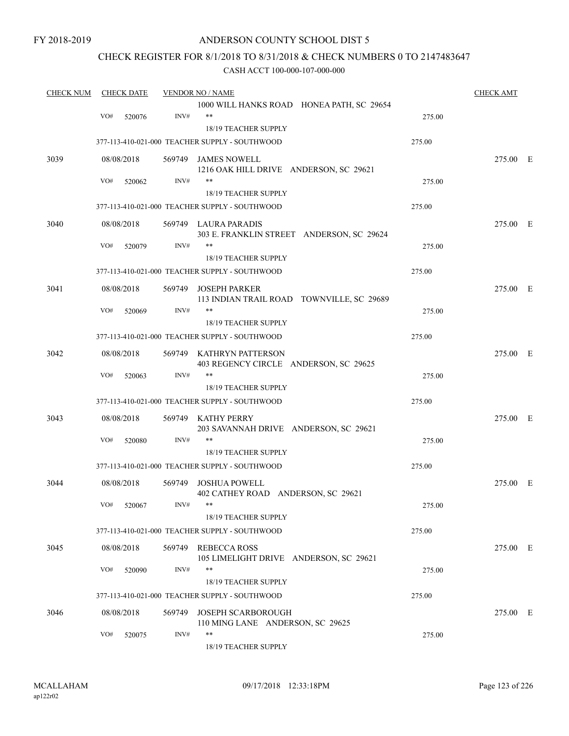FY 2018-2019

# ANDERSON COUNTY SCHOOL DIST 5

## CHECK REGISTER FOR 8/1/2018 TO 8/31/2018 & CHECK NUMBERS 0 TO 2147483647

CASH ACCT 100-000-107-000-000

| CHECK NUM | CHECK DATE | VENDOR NO / NAME | | CHECK AMT |
|---|---|---|---|---|
| | | 1000 WILL HANKS ROAD HONEA PATH, SC 29654 | | |
| | VO# 520076 | INV# ** | 275.00 | |
| | | 18/19 TEACHER SUPPLY | | |
| | | 377-113-410-021-000 TEACHER SUPPLY - SOUTHWOOD | 275.00 | |
| 3039 | 08/08/2018 | 569749 JAMES NOWELL<br>1216 OAK HILL DRIVE ANDERSON, SC 29621 | | 275.00 E |
| | VO# 520062 | INV# ** | 275.00 | |
| | | 18/19 TEACHER SUPPLY | | |
| | | 377-113-410-021-000 TEACHER SUPPLY - SOUTHWOOD | 275.00 | |
| 3040 | 08/08/2018 | 569749 LAURA PARADIS<br>303 E. FRANKLIN STREET ANDERSON, SC 29624 | | 275.00 E |
| | VO# 520079 | INV# ** | 275.00 | |
| | | 18/19 TEACHER SUPPLY | | |
| | | 377-113-410-021-000 TEACHER SUPPLY - SOUTHWOOD | 275.00 | |
| 3041 | 08/08/2018 | 569749 JOSEPH PARKER<br>113 INDIAN TRAIL ROAD TOWNVILLE, SC 29689 | | 275.00 E |
| | VO# 520069 | INV# ** | 275.00 | |
| | | 18/19 TEACHER SUPPLY | | |
| | | 377-113-410-021-000 TEACHER SUPPLY - SOUTHWOOD | 275.00 | |
| 3042 | 08/08/2018 | 569749 KATHRYN PATTERSON<br>403 REGENCY CIRCLE ANDERSON, SC 29625 | | 275.00 E |
| | VO# 520063 | INV# ** | 275.00 | |
| | | 18/19 TEACHER SUPPLY | | |
| | | 377-113-410-021-000 TEACHER SUPPLY - SOUTHWOOD | 275.00 | |
| 3043 | 08/08/2018 | 569749 KATHY PERRY<br>203 SAVANNAH DRIVE ANDERSON, SC 29621 | | 275.00 E |
| | VO# 520080 | INV# ** | 275.00 | |
| | | 18/19 TEACHER SUPPLY | | |
| | | 377-113-410-021-000 TEACHER SUPPLY - SOUTHWOOD | 275.00 | |
| 3044 | 08/08/2018 | 569749 JOSHUA POWELL<br>402 CATHEY ROAD ANDERSON, SC 29621 | | 275.00 E |
| | VO# 520067 | INV# ** | 275.00 | |
| | | 18/19 TEACHER SUPPLY | | |
| | | 377-113-410-021-000 TEACHER SUPPLY - SOUTHWOOD | 275.00 | |
| 3045 | 08/08/2018 | 569749 REBECCA ROSS<br>105 LIMELIGHT DRIVE ANDERSON, SC 29621 | | 275.00 E |
| | VO# 520090 | INV# ** | 275.00 | |
| | | 18/19 TEACHER SUPPLY | | |
| | | 377-113-410-021-000 TEACHER SUPPLY - SOUTHWOOD | 275.00 | |
| 3046 | 08/08/2018 | 569749 JOSEPH SCARBOROUGH<br>110 MING LANE ANDERSON, SC 29625 | | 275.00 E |
| | VO# 520075 | INV# ** | 275.00 | |
| | | 18/19 TEACHER SUPPLY | | |

MCALLAHAM
ap122r02

09/17/2018 12:33:18PM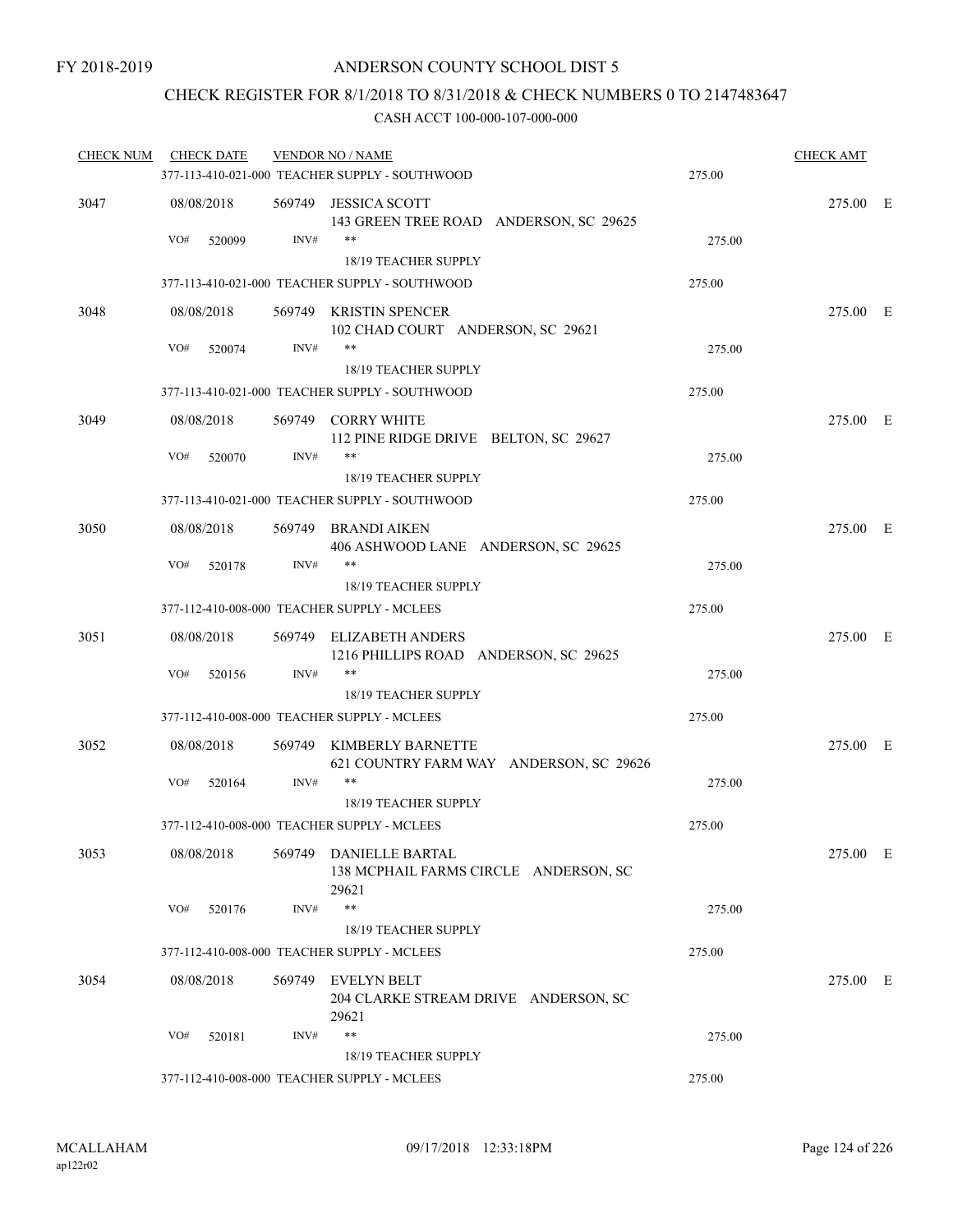FY 2018-2019

# ANDERSON COUNTY SCHOOL DIST 5

## CHECK REGISTER FOR 8/1/2018 TO 8/31/2018 & CHECK NUMBERS 0 TO 2147483647

### CASH ACCT 100-000-107-000-000

| CHECK NUM | CHECK DATE | VENDOR NO / NAME | | CHECK AMT | |
|---|---|---|---|---|---|
| | | 377-113-410-021-000 TEACHER SUPPLY - SOUTHWOOD | 275.00 | | |
| 3047 | 08/08/2018 | 569749 JESSICA SCOTT<br>143 GREEN TREE ROAD ANDERSON, SC 29625 | | 275.00 | E |
| | VO# 520099 | INV# **<br>18/19 TEACHER SUPPLY | 275.00 | | |
| | | 377-113-410-021-000 TEACHER SUPPLY - SOUTHWOOD | 275.00 | | |
| 3048 | 08/08/2018 | 569749 KRISTIN SPENCER<br>102 CHAD COURT ANDERSON, SC 29621 | | 275.00 | E |
| | VO# 520074 | INV# **<br>18/19 TEACHER SUPPLY | 275.00 | | |
| | | 377-113-410-021-000 TEACHER SUPPLY - SOUTHWOOD | 275.00 | | |
| 3049 | 08/08/2018 | 569749 CORRY WHITE<br>112 PINE RIDGE DRIVE BELTON, SC 29627 | | 275.00 | E |
| | VO# 520070 | INV# **<br>18/19 TEACHER SUPPLY | 275.00 | | |
| | | 377-113-410-021-000 TEACHER SUPPLY - SOUTHWOOD | 275.00 | | |
| 3050 | 08/08/2018 | 569749 BRANDI AIKEN<br>406 ASHWOOD LANE ANDERSON, SC 29625 | | 275.00 | E |
| | VO# 520178 | INV# **<br>18/19 TEACHER SUPPLY | 275.00 | | |
| | | 377-112-410-008-000 TEACHER SUPPLY - MCLEES | 275.00 | | |
| 3051 | 08/08/2018 | 569749 ELIZABETH ANDERS<br>1216 PHILLIPS ROAD ANDERSON, SC 29625 | | 275.00 | E |
| | VO# 520156 | INV# **<br>18/19 TEACHER SUPPLY | 275.00 | | |
| | | 377-112-410-008-000 TEACHER SUPPLY - MCLEES | 275.00 | | |
| 3052 | 08/08/2018 | 569749 KIMBERLY BARNETTE<br>621 COUNTRY FARM WAY ANDERSON, SC 29626 | | 275.00 | E |
| | VO# 520164 | INV# **<br>18/19 TEACHER SUPPLY | 275.00 | | |
| | | 377-112-410-008-000 TEACHER SUPPLY - MCLEES | 275.00 | | |
| 3053 | 08/08/2018 | 569749 DANIELLE BARTAL<br>138 MCPHAIL FARMS CIRCLE ANDERSON, SC 29621 | | 275.00 | E |
| | VO# 520176 | INV# **<br>18/19 TEACHER SUPPLY | 275.00 | | |
| | | 377-112-410-008-000 TEACHER SUPPLY - MCLEES | 275.00 | | |
| 3054 | 08/08/2018 | 569749 EVELYN BELT<br>204 CLARKE STREAM DRIVE ANDERSON, SC 29621 | | 275.00 | E |
| | VO# 520181 | INV# **<br>18/19 TEACHER SUPPLY | 275.00 | | |
| | | 377-112-410-008-000 TEACHER SUPPLY - MCLEES | 275.00 | | |

MCALLAHAM
ap122r02

09/17/2018 12:33:18PM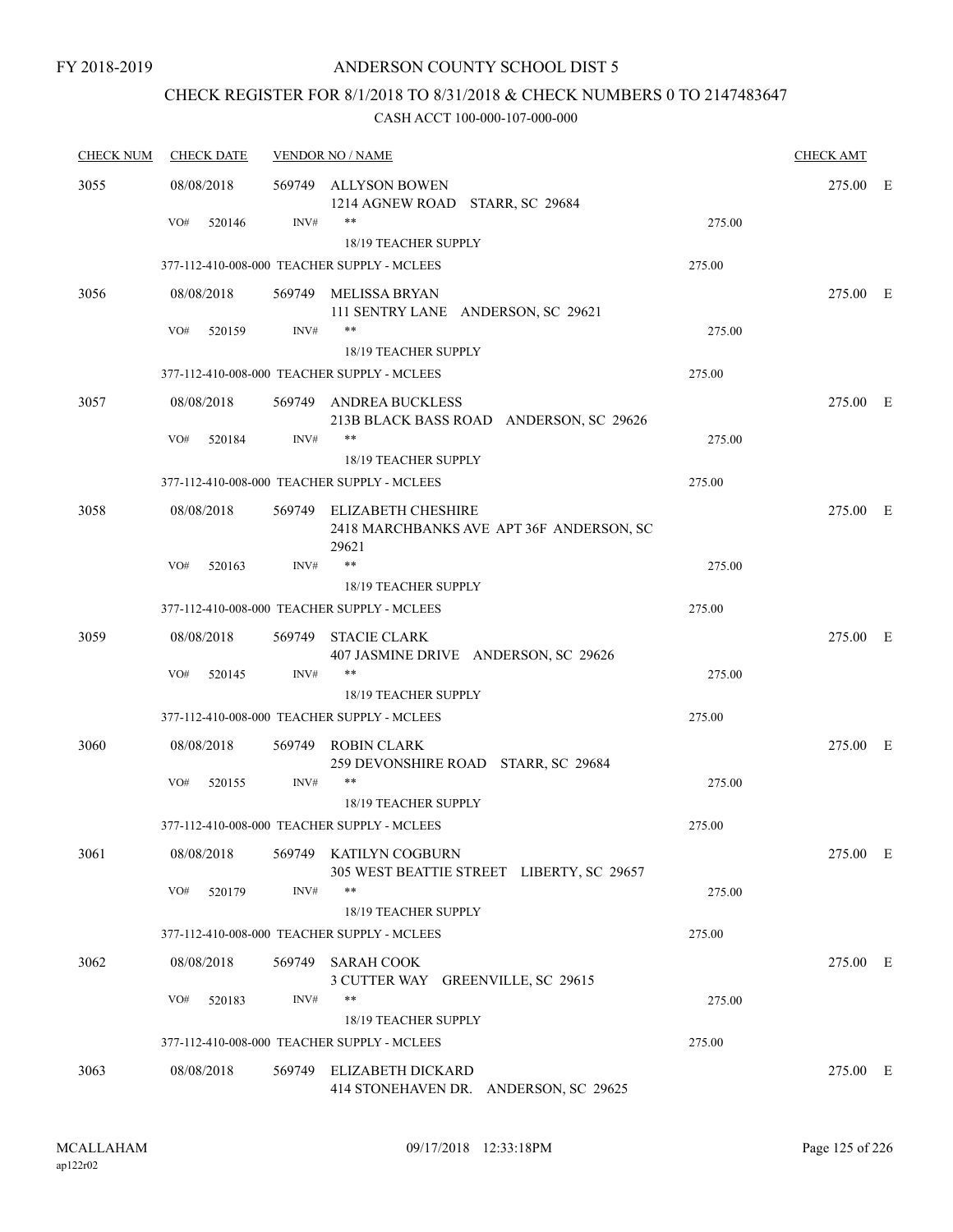FY 2018-2019

ANDERSON COUNTY SCHOOL DIST 5

CHECK REGISTER FOR 8/1/2018 TO 8/31/2018 & CHECK NUMBERS 0 TO 2147483647

CASH ACCT 100-000-107-000-000

| CHECK NUM | CHECK DATE | VENDOR NO / NAME | | CHECK AMT |
|---|---|---|---|---|
| 3055 | 08/08/2018 | 569749 ALLYSON BOWEN<br>1214 AGNEW ROAD STARR, SC 29684 | | 275.00 E |
| | VO# 520146 | INV# ** | 275.00 | |
| | | 18/19 TEACHER SUPPLY | | |
| | 377-112-410-008-000 TEACHER SUPPLY - MCLEES | | 275.00 | |
| 3056 | 08/08/2018 | 569749 MELISSA BRYAN<br>111 SENTRY LANE ANDERSON, SC 29621 | | 275.00 E |
| | VO# 520159 | INV# ** | 275.00 | |
| | | 18/19 TEACHER SUPPLY | | |
| | 377-112-410-008-000 TEACHER SUPPLY - MCLEES | | 275.00 | |
| 3057 | 08/08/2018 | 569749 ANDREA BUCKLESS<br>213B BLACK BASS ROAD ANDERSON, SC 29626 | | 275.00 E |
| | VO# 520184 | INV# ** | 275.00 | |
| | | 18/19 TEACHER SUPPLY | | |
| | 377-112-410-008-000 TEACHER SUPPLY - MCLEES | | 275.00 | |
| 3058 | 08/08/2018 | 569749 ELIZABETH CHESHIRE<br>2418 MARCHBANKS AVE APT 36F ANDERSON, SC 29621 | | 275.00 E |
| | VO# 520163 | INV# ** | 275.00 | |
| | | 18/19 TEACHER SUPPLY | | |
| | 377-112-410-008-000 TEACHER SUPPLY - MCLEES | | 275.00 | |
| 3059 | 08/08/2018 | 569749 STACIE CLARK<br>407 JASMINE DRIVE ANDERSON, SC 29626 | | 275.00 E |
| | VO# 520145 | INV# ** | 275.00 | |
| | | 18/19 TEACHER SUPPLY | | |
| | 377-112-410-008-000 TEACHER SUPPLY - MCLEES | | 275.00 | |
| 3060 | 08/08/2018 | 569749 ROBIN CLARK<br>259 DEVONSHIRE ROAD STARR, SC 29684 | | 275.00 E |
| | VO# 520155 | INV# ** | 275.00 | |
| | | 18/19 TEACHER SUPPLY | | |
| | 377-112-410-008-000 TEACHER SUPPLY - MCLEES | | 275.00 | |
| 3061 | 08/08/2018 | 569749 KATILYN COGBURN<br>305 WEST BEATTIE STREET LIBERTY, SC 29657 | | 275.00 E |
| | VO# 520179 | INV# ** | 275.00 | |
| | | 18/19 TEACHER SUPPLY | | |
| | 377-112-410-008-000 TEACHER SUPPLY - MCLEES | | 275.00 | |
| 3062 | 08/08/2018 | 569749 SARAH COOK<br>3 CUTTER WAY GREENVILLE, SC 29615 | | 275.00 E |
| | VO# 520183 | INV# ** | 275.00 | |
| | | 18/19 TEACHER SUPPLY | | |
| | 377-112-410-008-000 TEACHER SUPPLY - MCLEES | | 275.00 | |
| 3063 | 08/08/2018 | 569749 ELIZABETH DICKARD<br>414 STONEHAVEN DR. ANDERSON, SC 29625 | | 275.00 E |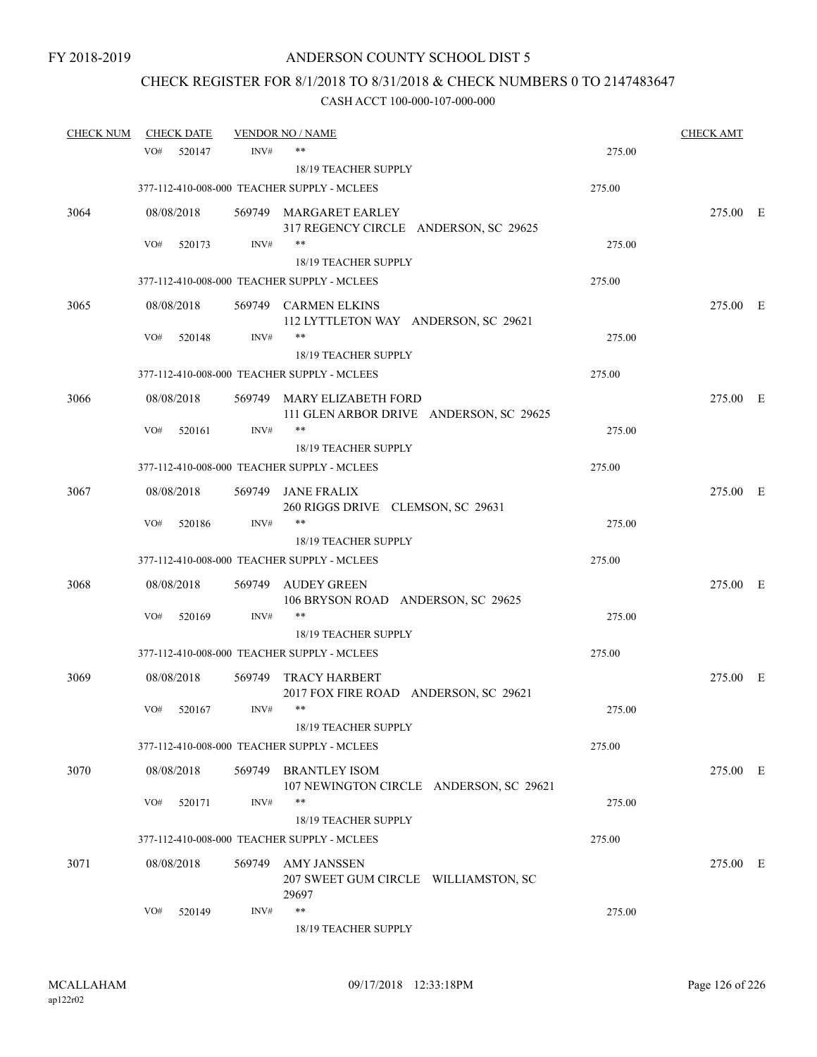FY 2018-2019

ANDERSON COUNTY SCHOOL DIST 5

CHECK REGISTER FOR 8/1/2018 TO 8/31/2018 & CHECK NUMBERS 0 TO 2147483647

CASH ACCT 100-000-107-000-000

| CHECK NUM | CHECK DATE | VENDOR NO / NAME | | CHECK AMT |
|---|---|---|---|---|
| | VO# 520147 | INV# ** 18/19 TEACHER SUPPLY | 275.00 | |
| | | 377-112-410-008-000 TEACHER SUPPLY - MCLEES | 275.00 | |
| 3064 | 08/08/2018 | 569749 MARGARET EARLEY 317 REGENCY CIRCLE ANDERSON, SC 29625 | | 275.00 E |
| | VO# 520173 | INV# ** 18/19 TEACHER SUPPLY | 275.00 | |
| | | 377-112-410-008-000 TEACHER SUPPLY - MCLEES | 275.00 | |
| 3065 | 08/08/2018 | 569749 CARMEN ELKINS 112 LYTTLETON WAY ANDERSON, SC 29621 | | 275.00 E |
| | VO# 520148 | INV# ** 18/19 TEACHER SUPPLY | 275.00 | |
| | | 377-112-410-008-000 TEACHER SUPPLY - MCLEES | 275.00 | |
| 3066 | 08/08/2018 | 569749 MARY ELIZABETH FORD 111 GLEN ARBOR DRIVE ANDERSON, SC 29625 | | 275.00 E |
| | VO# 520161 | INV# ** 18/19 TEACHER SUPPLY | 275.00 | |
| | | 377-112-410-008-000 TEACHER SUPPLY - MCLEES | 275.00 | |
| 3067 | 08/08/2018 | 569749 JANE FRALIX 260 RIGGS DRIVE CLEMSON, SC 29631 | | 275.00 E |
| | VO# 520186 | INV# ** 18/19 TEACHER SUPPLY | 275.00 | |
| | | 377-112-410-008-000 TEACHER SUPPLY - MCLEES | 275.00 | |
| 3068 | 08/08/2018 | 569749 AUDEY GREEN 106 BRYSON ROAD ANDERSON, SC 29625 | | 275.00 E |
| | VO# 520169 | INV# ** 18/19 TEACHER SUPPLY | 275.00 | |
| | | 377-112-410-008-000 TEACHER SUPPLY - MCLEES | 275.00 | |
| 3069 | 08/08/2018 | 569749 TRACY HARBERT 2017 FOX FIRE ROAD ANDERSON, SC 29621 | | 275.00 E |
| | VO# 520167 | INV# ** 18/19 TEACHER SUPPLY | 275.00 | |
| | | 377-112-410-008-000 TEACHER SUPPLY - MCLEES | 275.00 | |
| 3070 | 08/08/2018 | 569749 BRANTLEY ISOM 107 NEWINGTON CIRCLE ANDERSON, SC 29621 | | 275.00 E |
| | VO# 520171 | INV# ** 18/19 TEACHER SUPPLY | 275.00 | |
| | | 377-112-410-008-000 TEACHER SUPPLY - MCLEES | 275.00 | |
| 3071 | 08/08/2018 | 569749 AMY JANSSEN 207 SWEET GUM CIRCLE WILLIAMSTON, SC 29697 | | 275.00 E |
| | VO# 520149 | INV# ** 18/19 TEACHER SUPPLY | 275.00 | |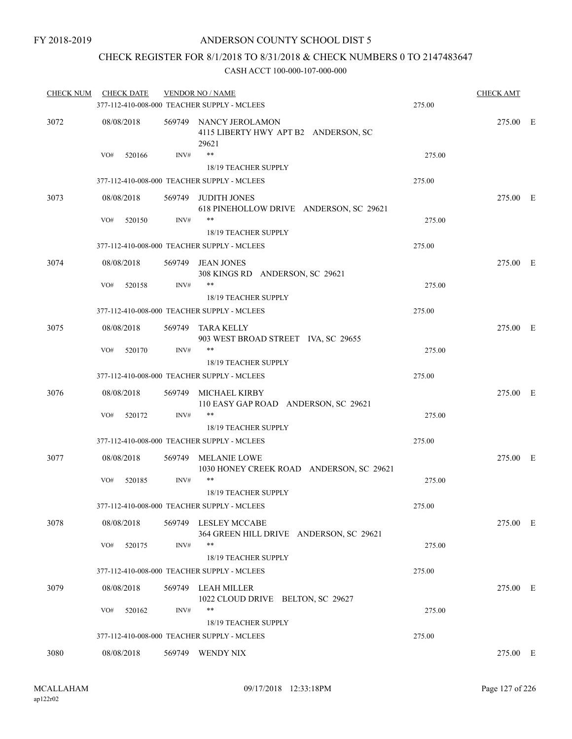FY 2018-2019

ANDERSON COUNTY SCHOOL DIST 5

CHECK REGISTER FOR 8/1/2018 TO 8/31/2018 & CHECK NUMBERS 0 TO 2147483647

CASH ACCT 100-000-107-000-000

| CHECK NUM | CHECK DATE | VENDOR NO / NAME | | CHECK AMT |
|---|---|---|---|---|
| | | 377-112-410-008-000 TEACHER SUPPLY - MCLEES | 275.00 | |
| 3072 | 08/08/2018 | 569749 NANCY JEROLAMON<br>4115 LIBERTY HWY APT B2 ANDERSON, SC 29621 | | 275.00 E |
| | VO# 520166 | INV# **<br>18/19 TEACHER SUPPLY | 275.00 | |
| | | 377-112-410-008-000 TEACHER SUPPLY - MCLEES | 275.00 | |
| 3073 | 08/08/2018 | 569749 JUDITH JONES<br>618 PINEHOLLOW DRIVE ANDERSON, SC 29621 | | 275.00 E |
| | VO# 520150 | INV# **<br>18/19 TEACHER SUPPLY | 275.00 | |
| | | 377-112-410-008-000 TEACHER SUPPLY - MCLEES | 275.00 | |
| 3074 | 08/08/2018 | 569749 JEAN JONES<br>308 KINGS RD ANDERSON, SC 29621 | | 275.00 E |
| | VO# 520158 | INV# **<br>18/19 TEACHER SUPPLY | 275.00 | |
| | | 377-112-410-008-000 TEACHER SUPPLY - MCLEES | 275.00 | |
| 3075 | 08/08/2018 | 569749 TARA KELLY<br>903 WEST BROAD STREET IVA, SC 29655 | | 275.00 E |
| | VO# 520170 | INV# **<br>18/19 TEACHER SUPPLY | 275.00 | |
| | | 377-112-410-008-000 TEACHER SUPPLY - MCLEES | 275.00 | |
| 3076 | 08/08/2018 | 569749 MICHAEL KIRBY<br>110 EASY GAP ROAD ANDERSON, SC 29621 | | 275.00 E |
| | VO# 520172 | INV# **<br>18/19 TEACHER SUPPLY | 275.00 | |
| | | 377-112-410-008-000 TEACHER SUPPLY - MCLEES | 275.00 | |
| 3077 | 08/08/2018 | 569749 MELANIE LOWE<br>1030 HONEY CREEK ROAD ANDERSON, SC 29621 | | 275.00 E |
| | VO# 520185 | INV# **<br>18/19 TEACHER SUPPLY | 275.00 | |
| | | 377-112-410-008-000 TEACHER SUPPLY - MCLEES | 275.00 | |
| 3078 | 08/08/2018 | 569749 LESLEY MCCABE<br>364 GREEN HILL DRIVE ANDERSON, SC 29621 | | 275.00 E |
| | VO# 520175 | INV# **<br>18/19 TEACHER SUPPLY | 275.00 | |
| | | 377-112-410-008-000 TEACHER SUPPLY - MCLEES | 275.00 | |
| 3079 | 08/08/2018 | 569749 LEAH MILLER<br>1022 CLOUD DRIVE BELTON, SC 29627 | | 275.00 E |
| | VO# 520162 | INV# **<br>18/19 TEACHER SUPPLY | 275.00 | |
| | | 377-112-410-008-000 TEACHER SUPPLY - MCLEES | 275.00 | |
| 3080 | 08/08/2018 | 569749 WENDY NIX | | 275.00 E |

MCALLAHAM
ap122r02

09/17/2018 12:33:18PM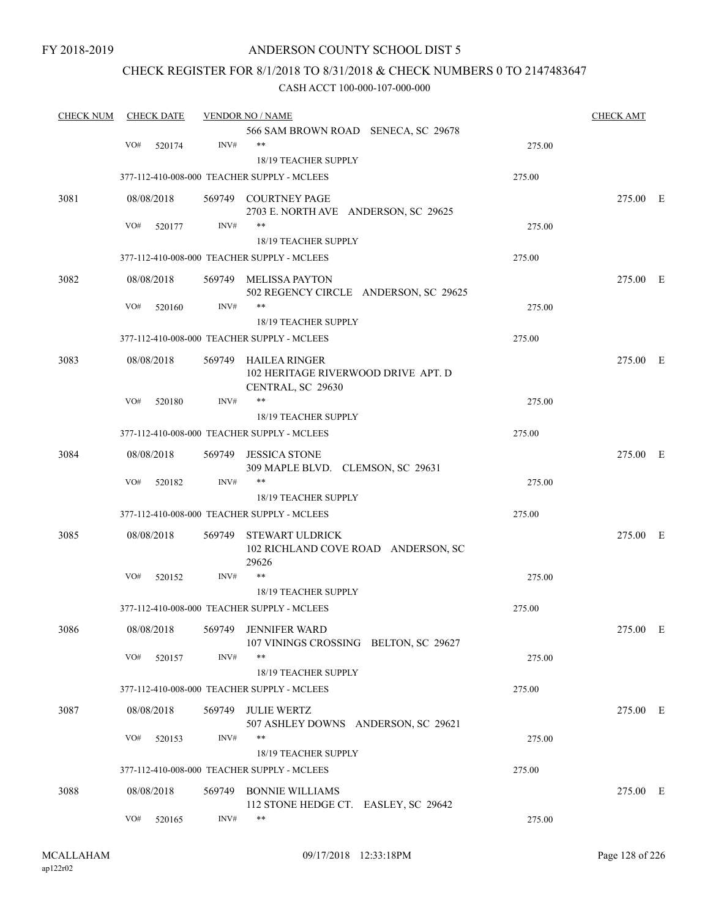FY 2018-2019

# ANDERSON COUNTY SCHOOL DIST 5

## CHECK REGISTER FOR 8/1/2018 TO 8/31/2018 & CHECK NUMBERS 0 TO 2147483647

### CASH ACCT 100-000-107-000-000

| CHECK NUM | CHECK DATE | VENDOR NO / NAME | | CHECK AMT | |
|---|---|---|---|---|---|
| | | 566 SAM BROWN ROAD SENECA, SC 29678 | | | |
| | VO# 520174 | INV# ** | 275.00 | | |
| | | 18/19 TEACHER SUPPLY | | | |
| | | 377-112-410-008-000 TEACHER SUPPLY - MCLEES | 275.00 | | |
| 3081 | 08/08/2018 | 569749 COURTNEY PAGE<br>2703 E. NORTH AVE ANDERSON, SC 29625 | | 275.00 | E |
| | VO# 520177 | INV# ** | 275.00 | | |
| | | 18/19 TEACHER SUPPLY | | | |
| | | 377-112-410-008-000 TEACHER SUPPLY - MCLEES | 275.00 | | |
| 3082 | 08/08/2018 | 569749 MELISSA PAYTON<br>502 REGENCY CIRCLE ANDERSON, SC 29625 | | 275.00 | E |
| | VO# 520160 | INV# ** | 275.00 | | |
| | | 18/19 TEACHER SUPPLY | | | |
| | | 377-112-410-008-000 TEACHER SUPPLY - MCLEES | 275.00 | | |
| 3083 | 08/08/2018 | 569749 HAILEA RINGER<br>102 HERITAGE RIVERWOOD DRIVE APT. D<br>CENTRAL, SC 29630 | | 275.00 | E |
| | VO# 520180 | INV# ** | 275.00 | | |
| | | 18/19 TEACHER SUPPLY | | | |
| | | 377-112-410-008-000 TEACHER SUPPLY - MCLEES | 275.00 | | |
| 3084 | 08/08/2018 | 569749 JESSICA STONE<br>309 MAPLE BLVD. CLEMSON, SC 29631 | | 275.00 | E |
| | VO# 520182 | INV# ** | 275.00 | | |
| | | 18/19 TEACHER SUPPLY | | | |
| | | 377-112-410-008-000 TEACHER SUPPLY - MCLEES | 275.00 | | |
| 3085 | 08/08/2018 | 569749 STEWART ULDRICK<br>102 RICHLAND COVE ROAD ANDERSON, SC 29626 | | 275.00 | E |
| | VO# 520152 | INV# ** | 275.00 | | |
| | | 18/19 TEACHER SUPPLY | | | |
| | | 377-112-410-008-000 TEACHER SUPPLY - MCLEES | 275.00 | | |
| 3086 | 08/08/2018 | 569749 JENNIFER WARD<br>107 VININGS CROSSING BELTON, SC 29627 | | 275.00 | E |
| | VO# 520157 | INV# ** | 275.00 | | |
| | | 18/19 TEACHER SUPPLY | | | |
| | | 377-112-410-008-000 TEACHER SUPPLY - MCLEES | 275.00 | | |
| 3087 | 08/08/2018 | 569749 JULIE WERTZ<br>507 ASHLEY DOWNS ANDERSON, SC 29621 | | 275.00 | E |
| | VO# 520153 | INV# ** | 275.00 | | |
| | | 18/19 TEACHER SUPPLY | | | |
| | | 377-112-410-008-000 TEACHER SUPPLY - MCLEES | 275.00 | | |
| 3088 | 08/08/2018 | 569749 BONNIE WILLIAMS<br>112 STONE HEDGE CT. EASLEY, SC 29642 | | 275.00 | E |
| | VO# 520165 | INV# ** | 275.00 | | |

MCALLAHAM ap122r02 09/17/2018 12:33:18PM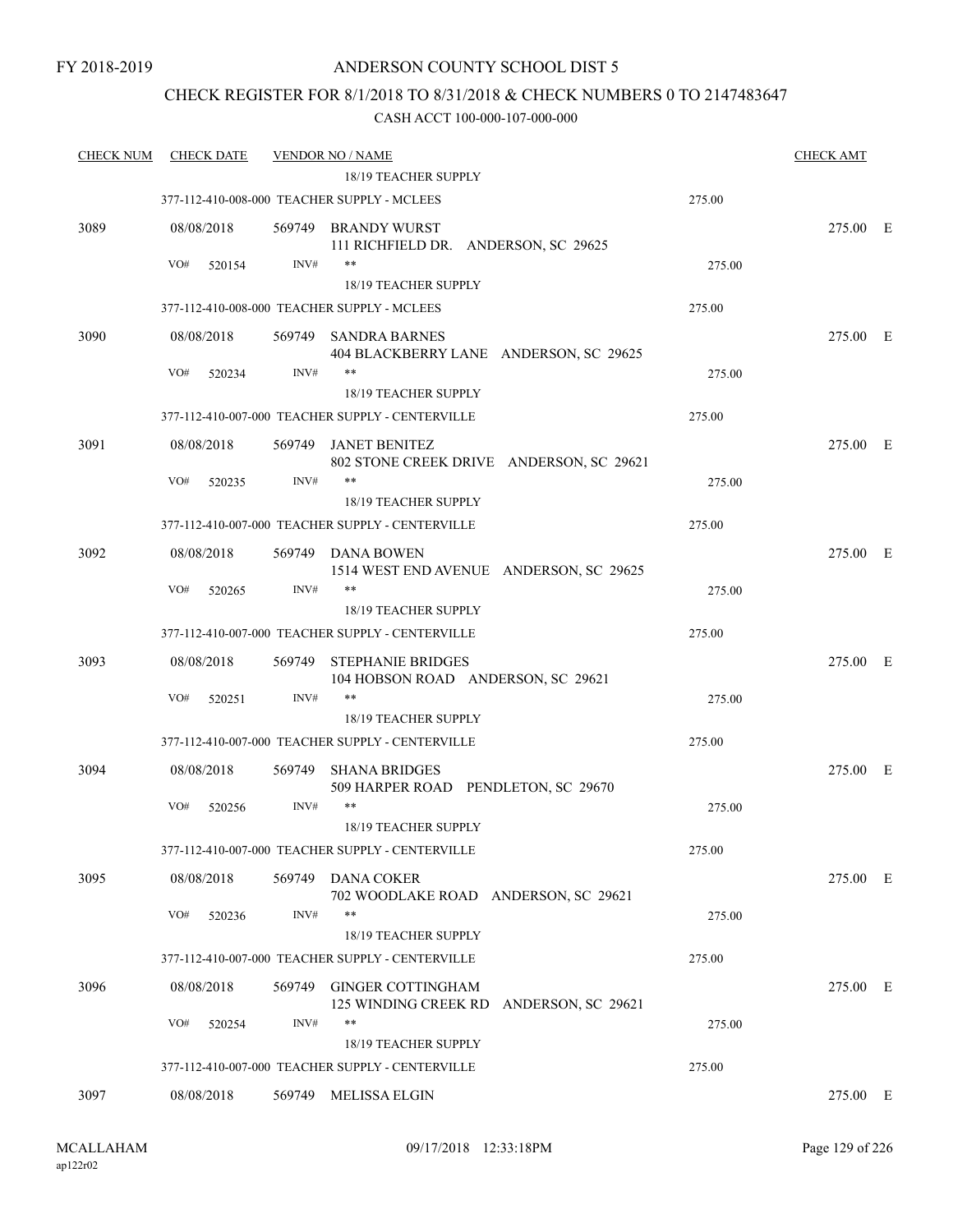FY 2018-2019

# ANDERSON COUNTY SCHOOL DIST 5

## CHECK REGISTER FOR 8/1/2018 TO 8/31/2018 & CHECK NUMBERS 0 TO 2147483647

### CASH ACCT 100-000-107-000-000

| CHECK NUM | CHECK DATE | VENDOR NO / NAME | | CHECK AMT |
|---|---|---|---|---|
| | | 18/19 TEACHER SUPPLY | | |
| | | 377-112-410-008-000 TEACHER SUPPLY - MCLEES | 275.00 | |
| 3089 | 08/08/2018 | 569749 BRANDY WURST<br>111 RICHFIELD DR. ANDERSON, SC 29625 | | 275.00 E |
| | VO# 520154 | INV# ** | 275.00 | |
| | | 18/19 TEACHER SUPPLY | | |
| | | 377-112-410-008-000 TEACHER SUPPLY - MCLEES | 275.00 | |
| 3090 | 08/08/2018 | 569749 SANDRA BARNES<br>404 BLACKBERRY LANE ANDERSON, SC 29625 | | 275.00 E |
| | VO# 520234 | INV# ** | 275.00 | |
| | | 18/19 TEACHER SUPPLY | | |
| | | 377-112-410-007-000 TEACHER SUPPLY - CENTERVILLE | 275.00 | |
| 3091 | 08/08/2018 | 569749 JANET BENITEZ<br>802 STONE CREEK DRIVE ANDERSON, SC 29621 | | 275.00 E |
| | VO# 520235 | INV# ** | 275.00 | |
| | | 18/19 TEACHER SUPPLY | | |
| | | 377-112-410-007-000 TEACHER SUPPLY - CENTERVILLE | 275.00 | |
| 3092 | 08/08/2018 | 569749 DANA BOWEN<br>1514 WEST END AVENUE ANDERSON, SC 29625 | | 275.00 E |
| | VO# 520265 | INV# ** | 275.00 | |
| | | 18/19 TEACHER SUPPLY | | |
| | | 377-112-410-007-000 TEACHER SUPPLY - CENTERVILLE | 275.00 | |
| 3093 | 08/08/2018 | 569749 STEPHANIE BRIDGES<br>104 HOBSON ROAD ANDERSON, SC 29621 | | 275.00 E |
| | VO# 520251 | INV# ** | 275.00 | |
| | | 18/19 TEACHER SUPPLY | | |
| | | 377-112-410-007-000 TEACHER SUPPLY - CENTERVILLE | 275.00 | |
| 3094 | 08/08/2018 | 569749 SHANA BRIDGES<br>509 HARPER ROAD PENDLETON, SC 29670 | | 275.00 E |
| | VO# 520256 | INV# ** | 275.00 | |
| | | 18/19 TEACHER SUPPLY | | |
| | | 377-112-410-007-000 TEACHER SUPPLY - CENTERVILLE | 275.00 | |
| 3095 | 08/08/2018 | 569749 DANA COKER<br>702 WOODLAKE ROAD ANDERSON, SC 29621 | | 275.00 E |
| | VO# 520236 | INV# ** | 275.00 | |
| | | 18/19 TEACHER SUPPLY | | |
| | | 377-112-410-007-000 TEACHER SUPPLY - CENTERVILLE | 275.00 | |
| 3096 | 08/08/2018 | 569749 GINGER COTTINGHAM<br>125 WINDING CREEK RD ANDERSON, SC 29621 | | 275.00 E |
| | VO# 520254 | INV# ** | 275.00 | |
| | | 18/19 TEACHER SUPPLY | | |
| | | 377-112-410-007-000 TEACHER SUPPLY - CENTERVILLE | 275.00 | |
| 3097 | 08/08/2018 | 569749 MELISSA ELGIN | | 275.00 E |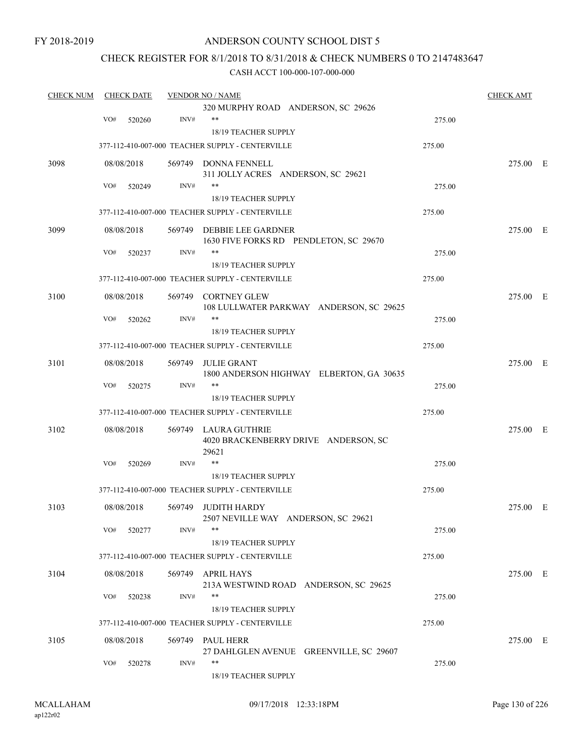FY 2018-2019

# ANDERSON COUNTY SCHOOL DIST 5

## CHECK REGISTER FOR 8/1/2018 TO 8/31/2018 & CHECK NUMBERS 0 TO 2147483647

### CASH ACCT 100-000-107-000-000

| CHECK NUM | CHECK DATE | VENDOR NO / NAME | | CHECK AMT | |
|---|---|---|---|---|---|
| | | 320 MURPHY ROAD ANDERSON, SC 29626 | | | |
| | VO# 520260 | INV# ** | 275.00 | | |
| | | 18/19 TEACHER SUPPLY | | | |
| | | 377-112-410-007-000 TEACHER SUPPLY - CENTERVILLE | 275.00 | | |
| 3098 | 08/08/2018 | 569749 DONNA FENNELL | | 275.00 | E |
| | | 311 JOLLY ACRES ANDERSON, SC 29621 | | | |
| | VO# 520249 | INV# ** | 275.00 | | |
| | | 18/19 TEACHER SUPPLY | | | |
| | | 377-112-410-007-000 TEACHER SUPPLY - CENTERVILLE | 275.00 | | |
| 3099 | 08/08/2018 | 569749 DEBBIE LEE GARDNER | | 275.00 | E |
| | | 1630 FIVE FORKS RD PENDLETON, SC 29670 | | | |
| | VO# 520237 | INV# ** | 275.00 | | |
| | | 18/19 TEACHER SUPPLY | | | |
| | | 377-112-410-007-000 TEACHER SUPPLY - CENTERVILLE | 275.00 | | |
| 3100 | 08/08/2018 | 569749 CORTNEY GLEW | | 275.00 | E |
| | | 108 LULLWATER PARKWAY ANDERSON, SC 29625 | | | |
| | VO# 520262 | INV# ** | 275.00 | | |
| | | 18/19 TEACHER SUPPLY | | | |
| | | 377-112-410-007-000 TEACHER SUPPLY - CENTERVILLE | 275.00 | | |
| 3101 | 08/08/2018 | 569749 JULIE GRANT | | 275.00 | E |
| | | 1800 ANDERSON HIGHWAY ELBERTON, GA 30635 | | | |
| | VO# 520275 | INV# ** | 275.00 | | |
| | | 18/19 TEACHER SUPPLY | | | |
| | | 377-112-410-007-000 TEACHER SUPPLY - CENTERVILLE | 275.00 | | |
| 3102 | 08/08/2018 | 569749 LAURA GUTHRIE | | 275.00 | E |
| | | 4020 BRACKENBERRY DRIVE ANDERSON, SC 29621 | | | |
| | VO# 520269 | INV# ** | 275.00 | | |
| | | 18/19 TEACHER SUPPLY | | | |
| | | 377-112-410-007-000 TEACHER SUPPLY - CENTERVILLE | 275.00 | | |
| 3103 | 08/08/2018 | 569749 JUDITH HARDY | | 275.00 | E |
| | | 2507 NEVILLE WAY ANDERSON, SC 29621 | | | |
| | VO# 520277 | INV# ** | 275.00 | | |
| | | 18/19 TEACHER SUPPLY | | | |
| | | 377-112-410-007-000 TEACHER SUPPLY - CENTERVILLE | 275.00 | | |
| 3104 | 08/08/2018 | 569749 APRIL HAYS | | 275.00 | E |
| | | 213A WESTWIND ROAD ANDERSON, SC 29625 | | | |
| | VO# 520238 | INV# ** | 275.00 | | |
| | | 18/19 TEACHER SUPPLY | | | |
| | | 377-112-410-007-000 TEACHER SUPPLY - CENTERVILLE | 275.00 | | |
| 3105 | 08/08/2018 | 569749 PAUL HERR | | 275.00 | E |
| | | 27 DAHLGLEN AVENUE GREENVILLE, SC 29607 | | | |
| | VO# 520278 | INV# ** | 275.00 | | |
| | | 18/19 TEACHER SUPPLY | | | |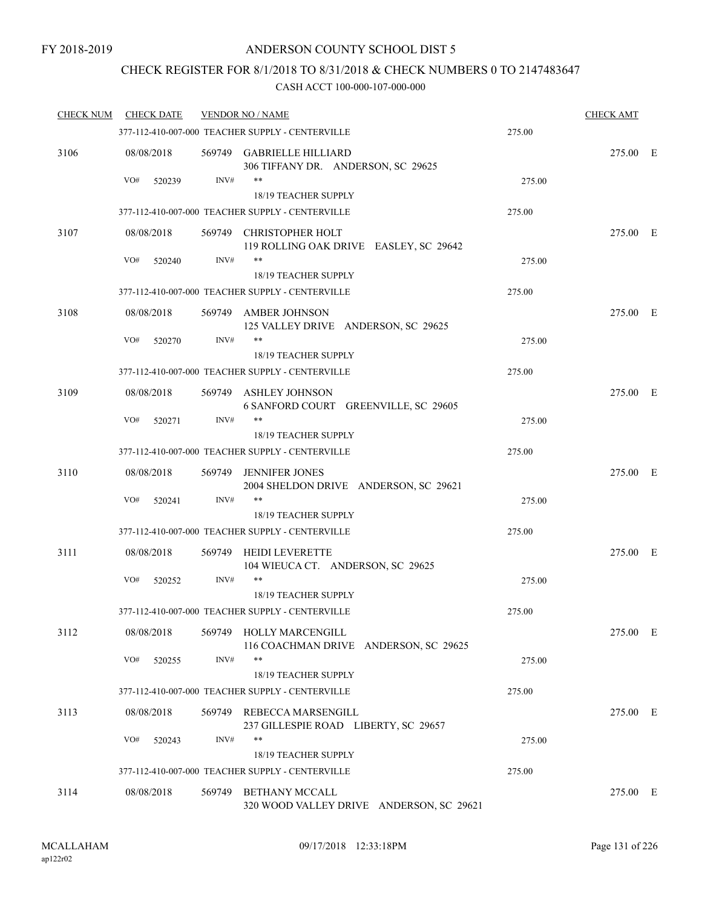FY 2018-2019

ANDERSON COUNTY SCHOOL DIST 5

CHECK REGISTER FOR 8/1/2018 TO 8/31/2018 & CHECK NUMBERS 0 TO 2147483647

CASH ACCT 100-000-107-000-000

| CHECK NUM | CHECK DATE | VENDOR NO / NAME | | CHECK AMT | |
|---|---|---|---|---|---|
| | 377-112-410-007-000 TEACHER SUPPLY - CENTERVILLE | | 275.00 | | |
| 3106 | 08/08/2018 | 569749 GABRIELLE HILLIARD<br>306 TIFFANY DR. ANDERSON, SC 29625 | | 275.00 | E |
| | VO# 520239 | INV# ** 18/19 TEACHER SUPPLY | 275.00 | | |
| | 377-112-410-007-000 TEACHER SUPPLY - CENTERVILLE | | 275.00 | | |
| 3107 | 08/08/2018 | 569749 CHRISTOPHER HOLT<br>119 ROLLING OAK DRIVE EASLEY, SC 29642 | | 275.00 | E |
| | VO# 520240 | INV# ** 18/19 TEACHER SUPPLY | 275.00 | | |
| | 377-112-410-007-000 TEACHER SUPPLY - CENTERVILLE | | 275.00 | | |
| 3108 | 08/08/2018 | 569749 AMBER JOHNSON<br>125 VALLEY DRIVE ANDERSON, SC 29625 | | 275.00 | E |
| | VO# 520270 | INV# ** 18/19 TEACHER SUPPLY | 275.00 | | |
| | 377-112-410-007-000 TEACHER SUPPLY - CENTERVILLE | | 275.00 | | |
| 3109 | 08/08/2018 | 569749 ASHLEY JOHNSON<br>6 SANFORD COURT GREENVILLE, SC 29605 | | 275.00 | E |
| | VO# 520271 | INV# ** 18/19 TEACHER SUPPLY | 275.00 | | |
| | 377-112-410-007-000 TEACHER SUPPLY - CENTERVILLE | | 275.00 | | |
| 3110 | 08/08/2018 | 569749 JENNIFER JONES<br>2004 SHELDON DRIVE ANDERSON, SC 29621 | | 275.00 | E |
| | VO# 520241 | INV# ** 18/19 TEACHER SUPPLY | 275.00 | | |
| | 377-112-410-007-000 TEACHER SUPPLY - CENTERVILLE | | 275.00 | | |
| 3111 | 08/08/2018 | 569749 HEIDI LEVERETTE<br>104 WIEUCA CT. ANDERSON, SC 29625 | | 275.00 | E |
| | VO# 520252 | INV# ** 18/19 TEACHER SUPPLY | 275.00 | | |
| | 377-112-410-007-000 TEACHER SUPPLY - CENTERVILLE | | 275.00 | | |
| 3112 | 08/08/2018 | 569749 HOLLY MARCENGILL<br>116 COACHMAN DRIVE ANDERSON, SC 29625 | | 275.00 | E |
| | VO# 520255 | INV# ** 18/19 TEACHER SUPPLY | 275.00 | | |
| | 377-112-410-007-000 TEACHER SUPPLY - CENTERVILLE | | 275.00 | | |
| 3113 | 08/08/2018 | 569749 REBECCA MARSENGILL<br>237 GILLESPIE ROAD LIBERTY, SC 29657 | | 275.00 | E |
| | VO# 520243 | INV# ** 18/19 TEACHER SUPPLY | 275.00 | | |
| | 377-112-410-007-000 TEACHER SUPPLY - CENTERVILLE | | 275.00 | | |
| 3114 | 08/08/2018 | 569749 BETHANY MCCALL<br>320 WOOD VALLEY DRIVE ANDERSON, SC 29621 | | 275.00 | E |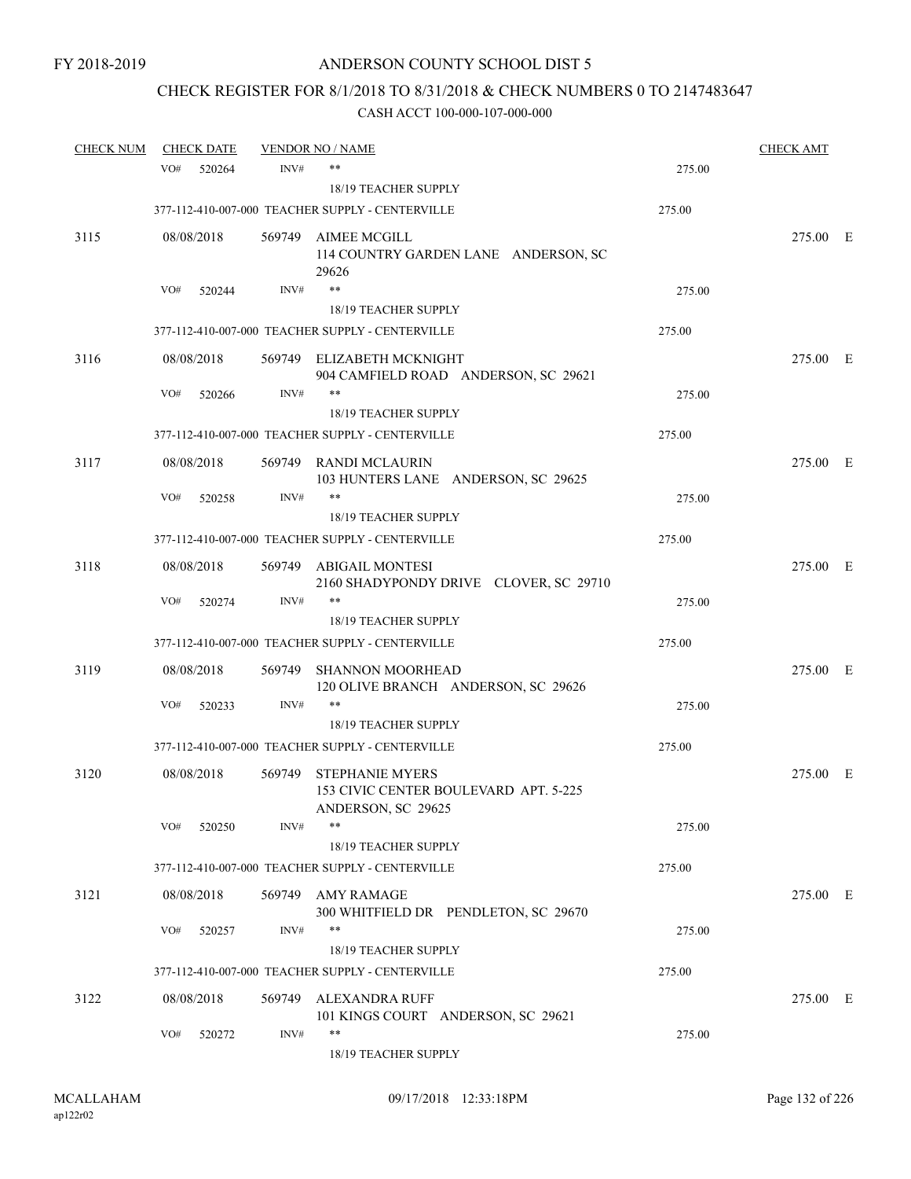FY 2018-2019

# ANDERSON COUNTY SCHOOL DIST 5

## CHECK REGISTER FOR 8/1/2018 TO 8/31/2018 & CHECK NUMBERS 0 TO 2147483647

### CASH ACCT 100-000-107-000-000

| CHECK NUM | CHECK DATE | VENDOR NO / NAME | | CHECK AMT | |
|---|---|---|---|---|---|
| | VO# 520264 | INV# ** 18/19 TEACHER SUPPLY | 275.00 | | |
| | | 377-112-410-007-000 TEACHER SUPPLY - CENTERVILLE | 275.00 | | |
| 3115 | 08/08/2018 | 569749 AIMEE MCGILL 114 COUNTRY GARDEN LANE ANDERSON, SC 29626 | | 275.00 | E |
| | VO# 520244 | INV# ** 18/19 TEACHER SUPPLY | 275.00 | | |
| | | 377-112-410-007-000 TEACHER SUPPLY - CENTERVILLE | 275.00 | | |
| 3116 | 08/08/2018 | 569749 ELIZABETH MCKNIGHT 904 CAMFIELD ROAD ANDERSON, SC 29621 | | 275.00 | E |
| | VO# 520266 | INV# ** 18/19 TEACHER SUPPLY | 275.00 | | |
| | | 377-112-410-007-000 TEACHER SUPPLY - CENTERVILLE | 275.00 | | |
| 3117 | 08/08/2018 | 569749 RANDI MCLAURIN 103 HUNTERS LANE ANDERSON, SC 29625 | | 275.00 | E |
| | VO# 520258 | INV# ** 18/19 TEACHER SUPPLY | 275.00 | | |
| | | 377-112-410-007-000 TEACHER SUPPLY - CENTERVILLE | 275.00 | | |
| 3118 | 08/08/2018 | 569749 ABIGAIL MONTESI 2160 SHADYPONDY DRIVE CLOVER, SC 29710 | | 275.00 | E |
| | VO# 520274 | INV# ** 18/19 TEACHER SUPPLY | 275.00 | | |
| | | 377-112-410-007-000 TEACHER SUPPLY - CENTERVILLE | 275.00 | | |
| 3119 | 08/08/2018 | 569749 SHANNON MOORHEAD 120 OLIVE BRANCH ANDERSON, SC 29626 | | 275.00 | E |
| | VO# 520233 | INV# ** 18/19 TEACHER SUPPLY | 275.00 | | |
| | | 377-112-410-007-000 TEACHER SUPPLY - CENTERVILLE | 275.00 | | |
| 3120 | 08/08/2018 | 569749 STEPHANIE MYERS 153 CIVIC CENTER BOULEVARD APT. 5-225 ANDERSON, SC 29625 | | 275.00 | E |
| | VO# 520250 | INV# ** 18/19 TEACHER SUPPLY | 275.00 | | |
| | | 377-112-410-007-000 TEACHER SUPPLY - CENTERVILLE | 275.00 | | |
| 3121 | 08/08/2018 | 569749 AMY RAMAGE 300 WHITFIELD DR PENDLETON, SC 29670 | | 275.00 | E |
| | VO# 520257 | INV# ** 18/19 TEACHER SUPPLY | 275.00 | | |
| | | 377-112-410-007-000 TEACHER SUPPLY - CENTERVILLE | 275.00 | | |
| 3122 | 08/08/2018 | 569749 ALEXANDRA RUFF 101 KINGS COURT ANDERSON, SC 29621 | | 275.00 | E |
| | VO# 520272 | INV# ** 18/19 TEACHER SUPPLY | 275.00 | | |

MCALLAHAM ap122r02 09/17/2018 12:33:18PM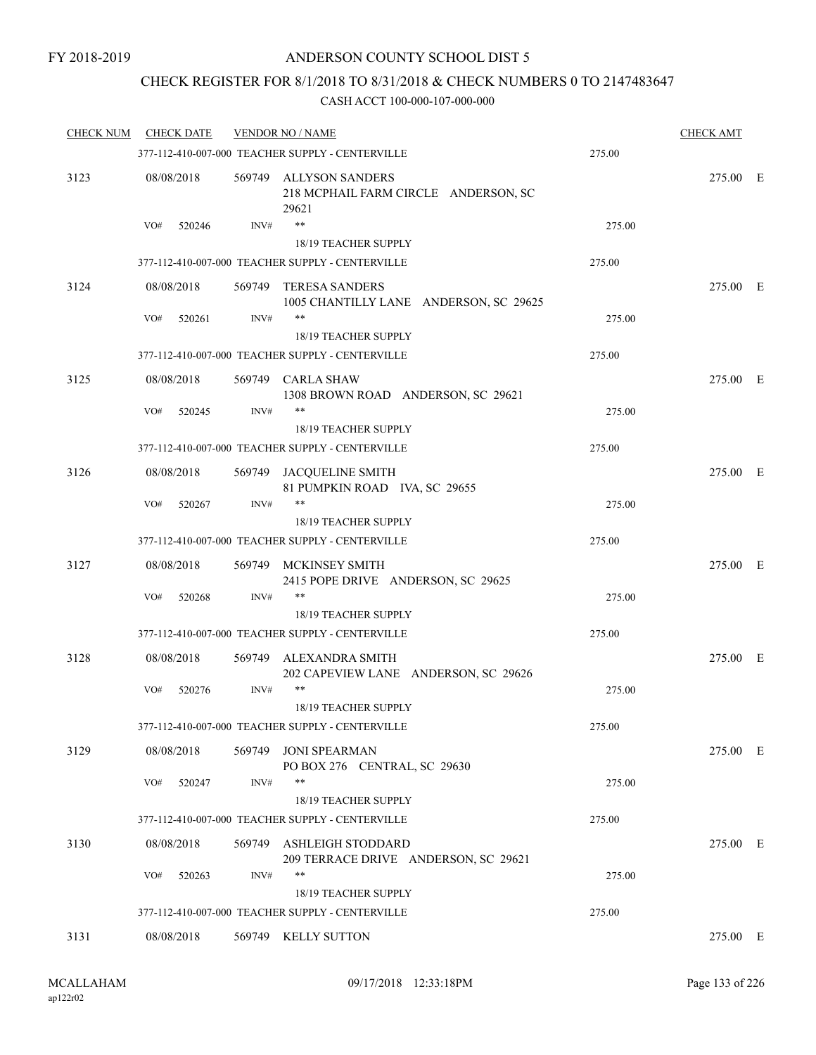FY 2018-2019

ANDERSON COUNTY SCHOOL DIST 5

CHECK REGISTER FOR 8/1/2018 TO 8/31/2018 & CHECK NUMBERS 0 TO 2147483647

CASH ACCT 100-000-107-000-000

| CHECK NUM | CHECK DATE | VENDOR NO / NAME | | CHECK AMT |
|---|---|---|---|---|
| | 377-112-410-007-000 TEACHER SUPPLY - CENTERVILLE | | 275.00 | |
| 3123 | 08/08/2018 | 569749 ALLYSON SANDERS<br>218 MCPHAIL FARM CIRCLE ANDERSON, SC 29621 | | 275.00 E |
| | VO# 520246 | INV# ** 18/19 TEACHER SUPPLY | 275.00 | |
| | 377-112-410-007-000 TEACHER SUPPLY - CENTERVILLE | | 275.00 | |
| 3124 | 08/08/2018 | 569749 TERESA SANDERS<br>1005 CHANTILLY LANE ANDERSON, SC 29625 | | 275.00 E |
| | VO# 520261 | INV# ** 18/19 TEACHER SUPPLY | 275.00 | |
| | 377-112-410-007-000 TEACHER SUPPLY - CENTERVILLE | | 275.00 | |
| 3125 | 08/08/2018 | 569749 CARLA SHAW<br>1308 BROWN ROAD ANDERSON, SC 29621 | | 275.00 E |
| | VO# 520245 | INV# ** 18/19 TEACHER SUPPLY | 275.00 | |
| | 377-112-410-007-000 TEACHER SUPPLY - CENTERVILLE | | 275.00 | |
| 3126 | 08/08/2018 | 569749 JACQUELINE SMITH<br>81 PUMPKIN ROAD IVA, SC 29655 | | 275.00 E |
| | VO# 520267 | INV# ** 18/19 TEACHER SUPPLY | 275.00 | |
| | 377-112-410-007-000 TEACHER SUPPLY - CENTERVILLE | | 275.00 | |
| 3127 | 08/08/2018 | 569749 MCKINSEY SMITH<br>2415 POPE DRIVE ANDERSON, SC 29625 | | 275.00 E |
| | VO# 520268 | INV# ** 18/19 TEACHER SUPPLY | 275.00 | |
| | 377-112-410-007-000 TEACHER SUPPLY - CENTERVILLE | | 275.00 | |
| 3128 | 08/08/2018 | 569749 ALEXANDRA SMITH<br>202 CAPEVIEW LANE ANDERSON, SC 29626 | | 275.00 E |
| | VO# 520276 | INV# ** 18/19 TEACHER SUPPLY | 275.00 | |
| | 377-112-410-007-000 TEACHER SUPPLY - CENTERVILLE | | 275.00 | |
| 3129 | 08/08/2018 | 569749 JONI SPEARMAN<br>PO BOX 276 CENTRAL, SC 29630 | | 275.00 E |
| | VO# 520247 | INV# ** 18/19 TEACHER SUPPLY | 275.00 | |
| | 377-112-410-007-000 TEACHER SUPPLY - CENTERVILLE | | 275.00 | |
| 3130 | 08/08/2018 | 569749 ASHLEIGH STODDARD<br>209 TERRACE DRIVE ANDERSON, SC 29621 | | 275.00 E |
| | VO# 520263 | INV# ** 18/19 TEACHER SUPPLY | 275.00 | |
| | 377-112-410-007-000 TEACHER SUPPLY - CENTERVILLE | | 275.00 | |
| 3131 | 08/08/2018 | 569749 KELLY SUTTON | | 275.00 E |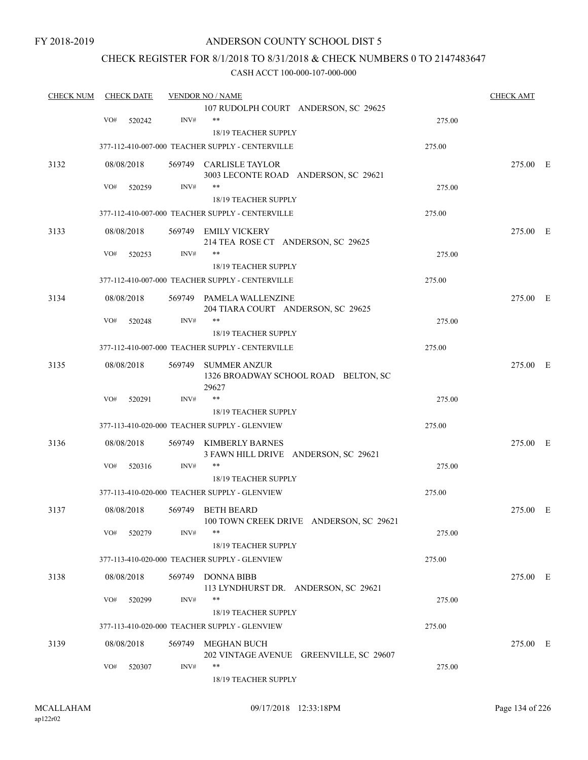FY 2018-2019

ANDERSON COUNTY SCHOOL DIST 5

CHECK REGISTER FOR 8/1/2018 TO 8/31/2018 & CHECK NUMBERS 0 TO 2147483647

CASH ACCT 100-000-107-000-000

| CHECK NUM | CHECK DATE | VENDOR NO / NAME | | CHECK AMT |
|---|---|---|---|---|
| | | 107 RUDOLPH COURT ANDERSON, SC 29625 | | |
| | VO# 520242 | INV# ** | 275.00 | |
| | | 18/19 TEACHER SUPPLY | | |
| | | 377-112-410-007-000 TEACHER SUPPLY - CENTERVILLE | 275.00 | |
| 3132 | 08/08/2018 | 569749 CARLISLE TAYLOR 3003 LECONTE ROAD ANDERSON, SC 29621 | | 275.00 E |
| | VO# 520259 | INV# ** | 275.00 | |
| | | 18/19 TEACHER SUPPLY | | |
| | | 377-112-410-007-000 TEACHER SUPPLY - CENTERVILLE | 275.00 | |
| 3133 | 08/08/2018 | 569749 EMILY VICKERY 214 TEA ROSE CT ANDERSON, SC 29625 | | 275.00 E |
| | VO# 520253 | INV# ** | 275.00 | |
| | | 18/19 TEACHER SUPPLY | | |
| | | 377-112-410-007-000 TEACHER SUPPLY - CENTERVILLE | 275.00 | |
| 3134 | 08/08/2018 | 569749 PAMELA WALLENZINE 204 TIARA COURT ANDERSON, SC 29625 | | 275.00 E |
| | VO# 520248 | INV# ** | 275.00 | |
| | | 18/19 TEACHER SUPPLY | | |
| | | 377-112-410-007-000 TEACHER SUPPLY - CENTERVILLE | 275.00 | |
| 3135 | 08/08/2018 | 569749 SUMMER ANZUR 1326 BROADWAY SCHOOL ROAD BELTON, SC 29627 | | 275.00 E |
| | VO# 520291 | INV# ** | 275.00 | |
| | | 18/19 TEACHER SUPPLY | | |
| | | 377-113-410-020-000 TEACHER SUPPLY - GLENVIEW | 275.00 | |
| 3136 | 08/08/2018 | 569749 KIMBERLY BARNES 3 FAWN HILL DRIVE ANDERSON, SC 29621 | | 275.00 E |
| | VO# 520316 | INV# ** | 275.00 | |
| | | 18/19 TEACHER SUPPLY | | |
| | | 377-113-410-020-000 TEACHER SUPPLY - GLENVIEW | 275.00 | |
| 3137 | 08/08/2018 | 569749 BETH BEARD 100 TOWN CREEK DRIVE ANDERSON, SC 29621 | | 275.00 E |
| | VO# 520279 | INV# ** | 275.00 | |
| | | 18/19 TEACHER SUPPLY | | |
| | | 377-113-410-020-000 TEACHER SUPPLY - GLENVIEW | 275.00 | |
| 3138 | 08/08/2018 | 569749 DONNA BIBB 113 LYNDHURST DR. ANDERSON, SC 29621 | | 275.00 E |
| | VO# 520299 | INV# ** | 275.00 | |
| | | 18/19 TEACHER SUPPLY | | |
| | | 377-113-410-020-000 TEACHER SUPPLY - GLENVIEW | 275.00 | |
| 3139 | 08/08/2018 | 569749 MEGHAN BUCH 202 VINTAGE AVENUE GREENVILLE, SC 29607 | | 275.00 E |
| | VO# 520307 | INV# ** | 275.00 | |
| | | 18/19 TEACHER SUPPLY | | |

MCALLAHAM ap122r02 09/17/2018 12:33:18PM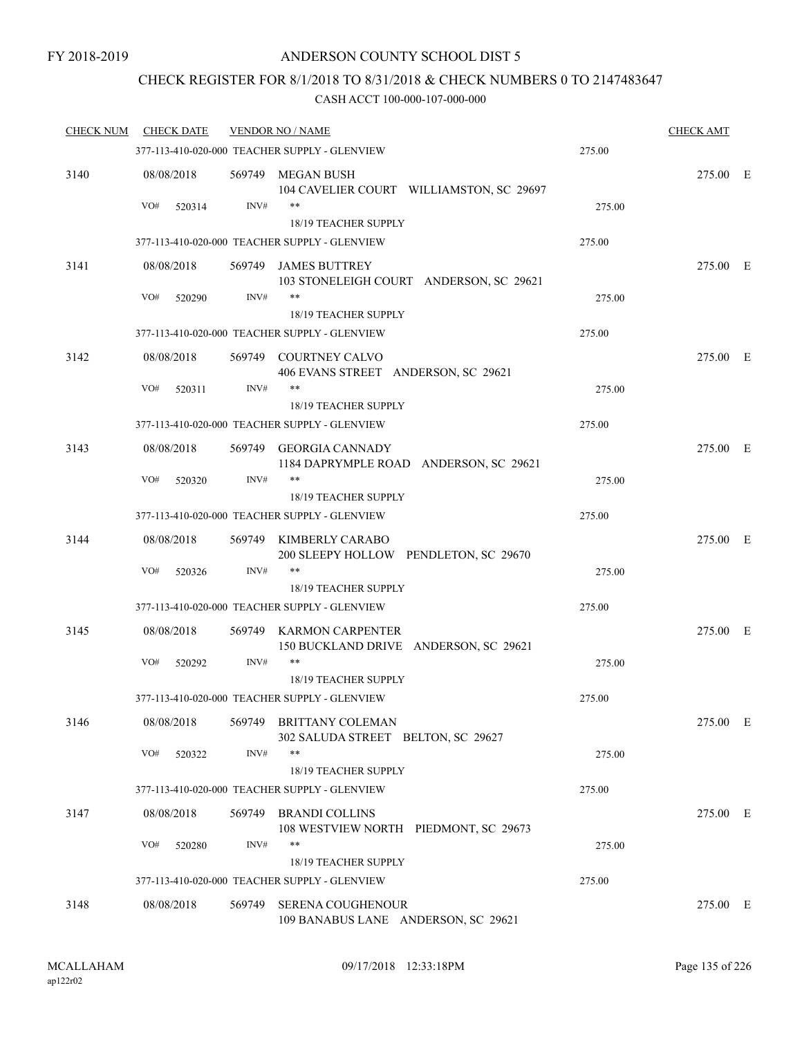FY 2018-2019

ANDERSON COUNTY SCHOOL DIST 5

CHECK REGISTER FOR 8/1/2018 TO 8/31/2018 & CHECK NUMBERS 0 TO 2147483647

CASH ACCT 100-000-107-000-000

| CHECK NUM | CHECK DATE | VENDOR NO / NAME | | CHECK AMT |
|---|---|---|---|---|
| | | 377-113-410-020-000 TEACHER SUPPLY - GLENVIEW | 275.00 | |
| 3140 | 08/08/2018 | 569749 MEGAN BUSH<br>104 CAVELIER COURT WILLIAMSTON, SC 29697 | | 275.00 E |
| | VO# 520314 | INV# **<br>18/19 TEACHER SUPPLY | 275.00 | |
| | | 377-113-410-020-000 TEACHER SUPPLY - GLENVIEW | 275.00 | |
| 3141 | 08/08/2018 | 569749 JAMES BUTTREY<br>103 STONELEIGH COURT ANDERSON, SC 29621 | | 275.00 E |
| | VO# 520290 | INV# **<br>18/19 TEACHER SUPPLY | 275.00 | |
| | | 377-113-410-020-000 TEACHER SUPPLY - GLENVIEW | 275.00 | |
| 3142 | 08/08/2018 | 569749 COURTNEY CALVO<br>406 EVANS STREET ANDERSON, SC 29621 | | 275.00 E |
| | VO# 520311 | INV# **<br>18/19 TEACHER SUPPLY | 275.00 | |
| | | 377-113-410-020-000 TEACHER SUPPLY - GLENVIEW | 275.00 | |
| 3143 | 08/08/2018 | 569749 GEORGIA CANNADY<br>1184 DAPRYMPLE ROAD ANDERSON, SC 29621 | | 275.00 E |
| | VO# 520320 | INV# **<br>18/19 TEACHER SUPPLY | 275.00 | |
| | | 377-113-410-020-000 TEACHER SUPPLY - GLENVIEW | 275.00 | |
| 3144 | 08/08/2018 | 569749 KIMBERLY CARABO<br>200 SLEEPY HOLLOW PENDLETON, SC 29670 | | 275.00 E |
| | VO# 520326 | INV# **<br>18/19 TEACHER SUPPLY | 275.00 | |
| | | 377-113-410-020-000 TEACHER SUPPLY - GLENVIEW | 275.00 | |
| 3145 | 08/08/2018 | 569749 KARMON CARPENTER<br>150 BUCKLAND DRIVE ANDERSON, SC 29621 | | 275.00 E |
| | VO# 520292 | INV# **<br>18/19 TEACHER SUPPLY | 275.00 | |
| | | 377-113-410-020-000 TEACHER SUPPLY - GLENVIEW | 275.00 | |
| 3146 | 08/08/2018 | 569749 BRITTANY COLEMAN<br>302 SALUDA STREET BELTON, SC 29627 | | 275.00 E |
| | VO# 520322 | INV# **<br>18/19 TEACHER SUPPLY | 275.00 | |
| | | 377-113-410-020-000 TEACHER SUPPLY - GLENVIEW | 275.00 | |
| 3147 | 08/08/2018 | 569749 BRANDI COLLINS<br>108 WESTVIEW NORTH PIEDMONT, SC 29673 | | 275.00 E |
| | VO# 520280 | INV# **<br>18/19 TEACHER SUPPLY | 275.00 | |
| | | 377-113-410-020-000 TEACHER SUPPLY - GLENVIEW | 275.00 | |
| 3148 | 08/08/2018 | 569749 SERENA COUGHENOUR<br>109 BANABUS LANE ANDERSON, SC 29621 | | 275.00 E |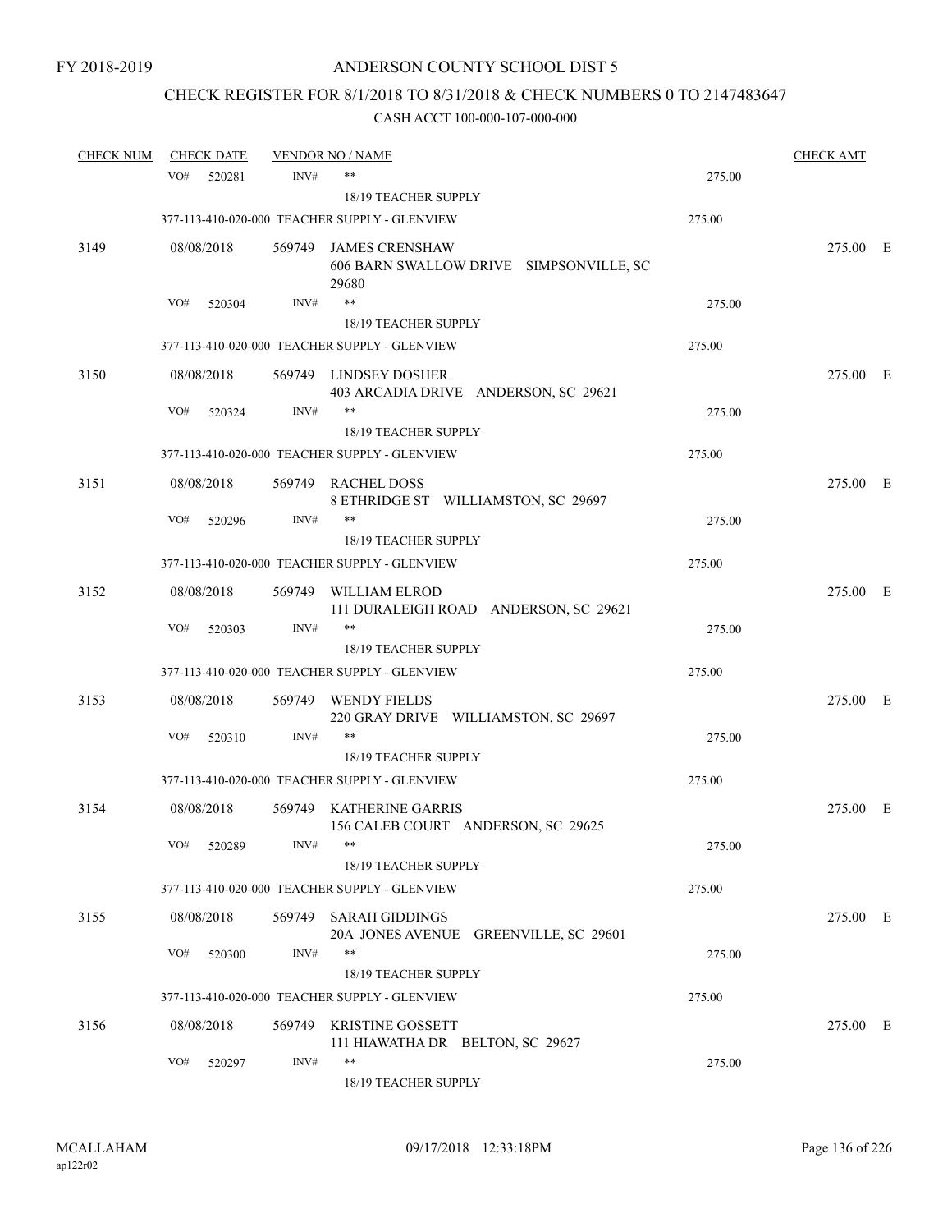FY 2018-2019

# ANDERSON COUNTY SCHOOL DIST 5

## CHECK REGISTER FOR 8/1/2018 TO 8/31/2018 & CHECK NUMBERS 0 TO 2147483647

### CASH ACCT 100-000-107-000-000

| CHECK NUM | CHECK DATE | VENDOR NO / NAME | | CHECK AMT | |
|---|---|---|---|---|---|
| | VO# 520281 | INV# ** 18/19 TEACHER SUPPLY | 275.00 | | |
| | | 377-113-410-020-000 TEACHER SUPPLY - GLENVIEW | 275.00 | | |
| 3149 | 08/08/2018 | 569749 JAMES CRENSHAW 606 BARN SWALLOW DRIVE SIMPSONVILLE, SC 29680 | | 275.00 | E |
| | VO# 520304 | INV# ** 18/19 TEACHER SUPPLY | 275.00 | | |
| | | 377-113-410-020-000 TEACHER SUPPLY - GLENVIEW | 275.00 | | |
| 3150 | 08/08/2018 | 569749 LINDSEY DOSHER 403 ARCADIA DRIVE ANDERSON, SC 29621 | | 275.00 | E |
| | VO# 520324 | INV# ** 18/19 TEACHER SUPPLY | 275.00 | | |
| | | 377-113-410-020-000 TEACHER SUPPLY - GLENVIEW | 275.00 | | |
| 3151 | 08/08/2018 | 569749 RACHEL DOSS 8 ETHRIDGE ST WILLIAMSTON, SC 29697 | | 275.00 | E |
| | VO# 520296 | INV# ** 18/19 TEACHER SUPPLY | 275.00 | | |
| | | 377-113-410-020-000 TEACHER SUPPLY - GLENVIEW | 275.00 | | |
| 3152 | 08/08/2018 | 569749 WILLIAM ELROD 111 DURALEIGH ROAD ANDERSON, SC 29621 | | 275.00 | E |
| | VO# 520303 | INV# ** 18/19 TEACHER SUPPLY | 275.00 | | |
| | | 377-113-410-020-000 TEACHER SUPPLY - GLENVIEW | 275.00 | | |
| 3153 | 08/08/2018 | 569749 WENDY FIELDS 220 GRAY DRIVE WILLIAMSTON, SC 29697 | | 275.00 | E |
| | VO# 520310 | INV# ** 18/19 TEACHER SUPPLY | 275.00 | | |
| | | 377-113-410-020-000 TEACHER SUPPLY - GLENVIEW | 275.00 | | |
| 3154 | 08/08/2018 | 569749 KATHERINE GARRIS 156 CALEB COURT ANDERSON, SC 29625 | | 275.00 | E |
| | VO# 520289 | INV# ** 18/19 TEACHER SUPPLY | 275.00 | | |
| | | 377-113-410-020-000 TEACHER SUPPLY - GLENVIEW | 275.00 | | |
| 3155 | 08/08/2018 | 569749 SARAH GIDDINGS 20A JONES AVENUE GREENVILLE, SC 29601 | | 275.00 | E |
| | VO# 520300 | INV# ** 18/19 TEACHER SUPPLY | 275.00 | | |
| | | 377-113-410-020-000 TEACHER SUPPLY - GLENVIEW | 275.00 | | |
| 3156 | 08/08/2018 | 569749 KRISTINE GOSSETT 111 HIAWATHA DR BELTON, SC 29627 | | 275.00 | E |
| | VO# 520297 | INV# ** 18/19 TEACHER SUPPLY | 275.00 | | |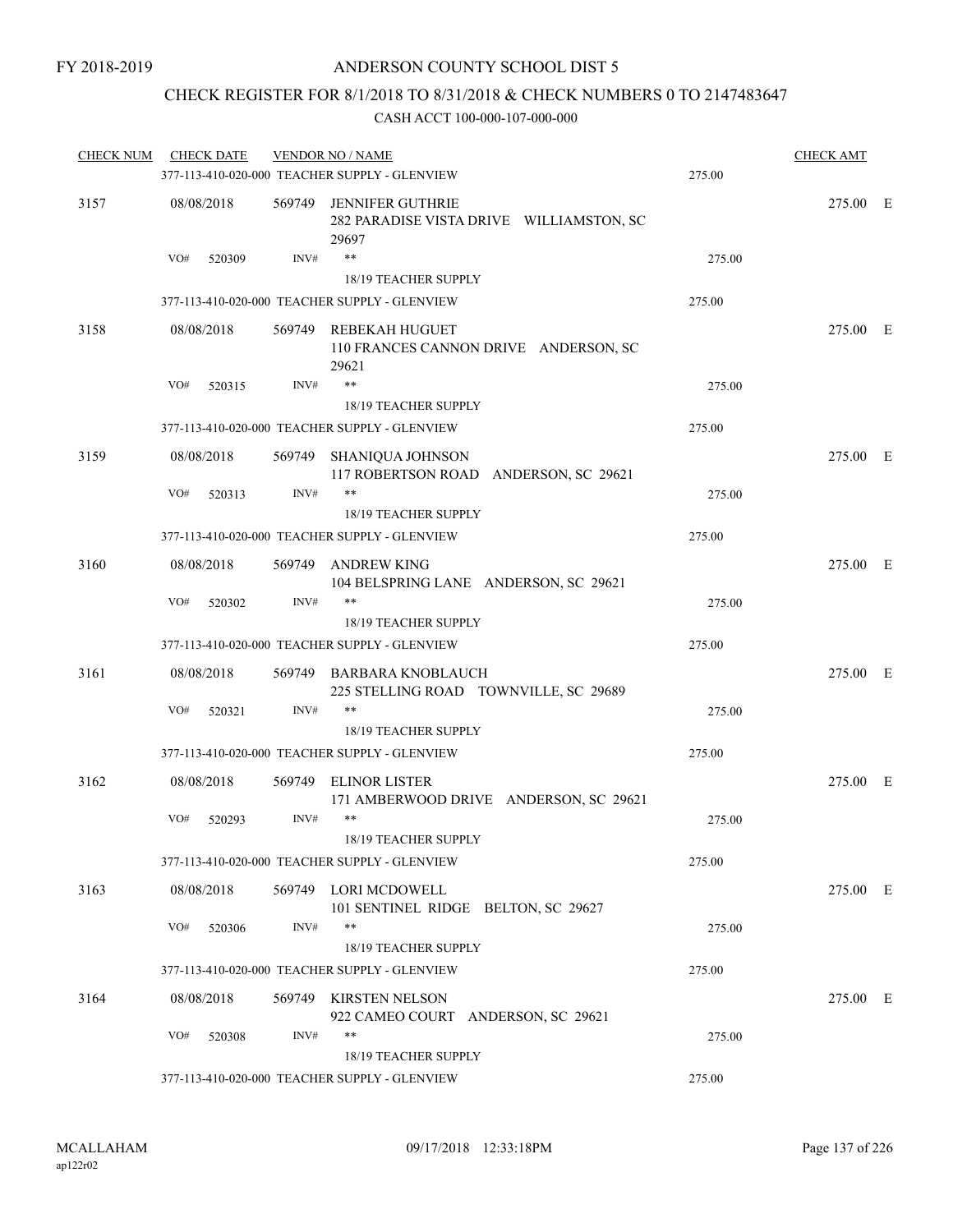FY 2018-2019

ANDERSON COUNTY SCHOOL DIST 5

CHECK REGISTER FOR 8/1/2018 TO 8/31/2018 & CHECK NUMBERS 0 TO 2147483647

CASH ACCT 100-000-107-000-000

| CHECK NUM | CHECK DATE | VENDOR NO / NAME | | CHECK AMT | |
|---|---|---|---|---|---|
| | 377-113-410-020-000 TEACHER SUPPLY - GLENVIEW | | 275.00 | | |
| 3157 | 08/08/2018 | 569749 JENNIFER GUTHRIE<br>282 PARADISE VISTA DRIVE WILLIAMSTON, SC 29697 | | 275.00 | E |
| | VO# 520309 INV# ** | 18/19 TEACHER SUPPLY | 275.00 | | |
| | 377-113-410-020-000 TEACHER SUPPLY - GLENVIEW | | 275.00 | | |
| 3158 | 08/08/2018 | 569749 REBEKAH HUGUET<br>110 FRANCES CANNON DRIVE ANDERSON, SC 29621 | | 275.00 | E |
| | VO# 520315 INV# ** | 18/19 TEACHER SUPPLY | 275.00 | | |
| | 377-113-410-020-000 TEACHER SUPPLY - GLENVIEW | | 275.00 | | |
| 3159 | 08/08/2018 | 569749 SHANIQUA JOHNSON<br>117 ROBERTSON ROAD ANDERSON, SC 29621 | | 275.00 | E |
| | VO# 520313 INV# ** | 18/19 TEACHER SUPPLY | 275.00 | | |
| | 377-113-410-020-000 TEACHER SUPPLY - GLENVIEW | | 275.00 | | |
| 3160 | 08/08/2018 | 569749 ANDREW KING<br>104 BELSPRING LANE ANDERSON, SC 29621 | | 275.00 | E |
| | VO# 520302 INV# ** | 18/19 TEACHER SUPPLY | 275.00 | | |
| | 377-113-410-020-000 TEACHER SUPPLY - GLENVIEW | | 275.00 | | |
| 3161 | 08/08/2018 | 569749 BARBARA KNOBLAUCH<br>225 STELLING ROAD TOWNVILLE, SC 29689 | | 275.00 | E |
| | VO# 520321 INV# ** | 18/19 TEACHER SUPPLY | 275.00 | | |
| | 377-113-410-020-000 TEACHER SUPPLY - GLENVIEW | | 275.00 | | |
| 3162 | 08/08/2018 | 569749 ELINOR LISTER<br>171 AMBERWOOD DRIVE ANDERSON, SC 29621 | | 275.00 | E |
| | VO# 520293 INV# ** | 18/19 TEACHER SUPPLY | 275.00 | | |
| | 377-113-410-020-000 TEACHER SUPPLY - GLENVIEW | | 275.00 | | |
| 3163 | 08/08/2018 | 569749 LORI MCDOWELL<br>101 SENTINEL RIDGE BELTON, SC 29627 | | 275.00 | E |
| | VO# 520306 INV# ** | 18/19 TEACHER SUPPLY | 275.00 | | |
| | 377-113-410-020-000 TEACHER SUPPLY - GLENVIEW | | 275.00 | | |
| 3164 | 08/08/2018 | 569749 KIRSTEN NELSON<br>922 CAMEO COURT ANDERSON, SC 29621 | | 275.00 | E |
| | VO# 520308 INV# ** | 18/19 TEACHER SUPPLY | 275.00 | | |
| | 377-113-410-020-000 TEACHER SUPPLY - GLENVIEW | | 275.00 | | |

MCALLAHAM
ap122r02

09/17/2018 12:33:18PM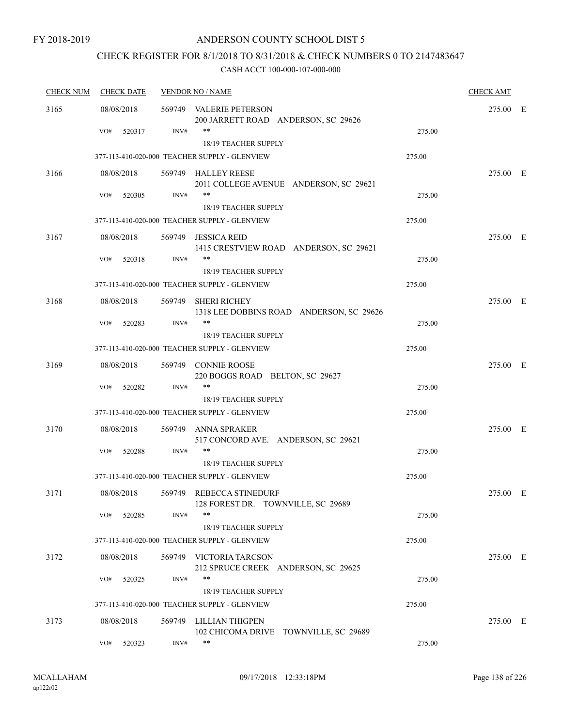FY 2018-2019

# ANDERSON COUNTY SCHOOL DIST 5

## CHECK REGISTER FOR 8/1/2018 TO 8/31/2018 & CHECK NUMBERS 0 TO 2147483647

### CASH ACCT 100-000-107-000-000

| CHECK NUM | CHECK DATE | VENDOR NO / NAME | | CHECK AMT |
|---|---|---|---|---|
| 3165 | 08/08/2018 | 569749 VALERIE PETERSON<br>200 JARRETT ROAD ANDERSON, SC 29626 | | 275.00 E |
| | VO# 520317 | INV# ** | 275.00 | |
| | | 18/19 TEACHER SUPPLY | | |
| | 377-113-410-020-000 TEACHER SUPPLY - GLENVIEW | | 275.00 | |
| 3166 | 08/08/2018 | 569749 HALLEY REESE<br>2011 COLLEGE AVENUE ANDERSON, SC 29621 | | 275.00 E |
| | VO# 520305 | INV# ** | 275.00 | |
| | | 18/19 TEACHER SUPPLY | | |
| | 377-113-410-020-000 TEACHER SUPPLY - GLENVIEW | | 275.00 | |
| 3167 | 08/08/2018 | 569749 JESSICA REID<br>1415 CRESTVIEW ROAD ANDERSON, SC 29621 | | 275.00 E |
| | VO# 520318 | INV# ** | 275.00 | |
| | | 18/19 TEACHER SUPPLY | | |
| | 377-113-410-020-000 TEACHER SUPPLY - GLENVIEW | | 275.00 | |
| 3168 | 08/08/2018 | 569749 SHERI RICHEY<br>1318 LEE DOBBINS ROAD ANDERSON, SC 29626 | | 275.00 E |
| | VO# 520283 | INV# ** | 275.00 | |
| | | 18/19 TEACHER SUPPLY | | |
| | 377-113-410-020-000 TEACHER SUPPLY - GLENVIEW | | 275.00 | |
| 3169 | 08/08/2018 | 569749 CONNIE ROOSE<br>220 BOGGS ROAD BELTON, SC 29627 | | 275.00 E |
| | VO# 520282 | INV# ** | 275.00 | |
| | | 18/19 TEACHER SUPPLY | | |
| | 377-113-410-020-000 TEACHER SUPPLY - GLENVIEW | | 275.00 | |
| 3170 | 08/08/2018 | 569749 ANNA SPRAKER<br>517 CONCORD AVE. ANDERSON, SC 29621 | | 275.00 E |
| | VO# 520288 | INV# ** | 275.00 | |
| | | 18/19 TEACHER SUPPLY | | |
| | 377-113-410-020-000 TEACHER SUPPLY - GLENVIEW | | 275.00 | |
| 3171 | 08/08/2018 | 569749 REBECCA STINEDURF<br>128 FOREST DR. TOWNVILLE, SC 29689 | | 275.00 E |
| | VO# 520285 | INV# ** | 275.00 | |
| | | 18/19 TEACHER SUPPLY | | |
| | 377-113-410-020-000 TEACHER SUPPLY - GLENVIEW | | 275.00 | |
| 3172 | 08/08/2018 | 569749 VICTORIA TARCSON<br>212 SPRUCE CREEK ANDERSON, SC 29625 | | 275.00 E |
| | VO# 520325 | INV# ** | 275.00 | |
| | | 18/19 TEACHER SUPPLY | | |
| | 377-113-410-020-000 TEACHER SUPPLY - GLENVIEW | | 275.00 | |
| 3173 | 08/08/2018 | 569749 LILLIAN THIGPEN<br>102 CHICOMA DRIVE TOWNVILLE, SC 29689 | | 275.00 E |
| | VO# 520323 | INV# ** | 275.00 | |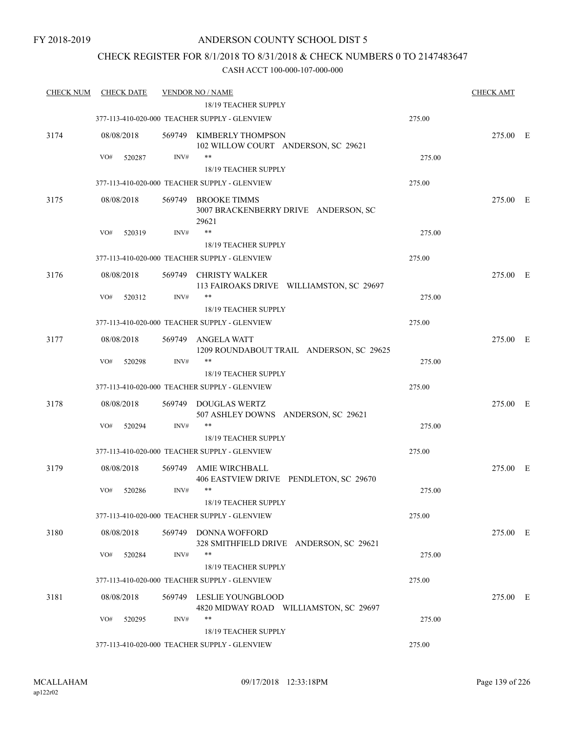FY 2018-2019

# ANDERSON COUNTY SCHOOL DIST 5

## CHECK REGISTER FOR 8/1/2018 TO 8/31/2018 & CHECK NUMBERS 0 TO 2147483647

### CASH ACCT 100-000-107-000-000

| CHECK NUM | CHECK DATE | VENDOR NO / NAME | | CHECK AMT |
|---|---|---|---|---|
| | | 18/19 TEACHER SUPPLY | | |
| | | 377-113-410-020-000 TEACHER SUPPLY - GLENVIEW | 275.00 | |
| 3174 | 08/08/2018 | 569749 KIMBERLY THOMPSON<br>102 WILLOW COURT ANDERSON, SC 29621 | | 275.00 E |
| | VO# 520287 | INV# ** | 275.00 | |
| | | 18/19 TEACHER SUPPLY | | |
| | | 377-113-410-020-000 TEACHER SUPPLY - GLENVIEW | 275.00 | |
| 3175 | 08/08/2018 | 569749 BROOKE TIMMS<br>3007 BRACKENBERRY DRIVE ANDERSON, SC 29621 | | 275.00 E |
| | VO# 520319 | INV# ** | 275.00 | |
| | | 18/19 TEACHER SUPPLY | | |
| | | 377-113-410-020-000 TEACHER SUPPLY - GLENVIEW | 275.00 | |
| 3176 | 08/08/2018 | 569749 CHRISTY WALKER<br>113 FAIROAKS DRIVE WILLIAMSTON, SC 29697 | | 275.00 E |
| | VO# 520312 | INV# ** | 275.00 | |
| | | 18/19 TEACHER SUPPLY | | |
| | | 377-113-410-020-000 TEACHER SUPPLY - GLENVIEW | 275.00 | |
| 3177 | 08/08/2018 | 569749 ANGELA WATT<br>1209 ROUNDABOUT TRAIL ANDERSON, SC 29625 | | 275.00 E |
| | VO# 520298 | INV# ** | 275.00 | |
| | | 18/19 TEACHER SUPPLY | | |
| | | 377-113-410-020-000 TEACHER SUPPLY - GLENVIEW | 275.00 | |
| 3178 | 08/08/2018 | 569749 DOUGLAS WERTZ<br>507 ASHLEY DOWNS ANDERSON, SC 29621 | | 275.00 E |
| | VO# 520294 | INV# ** | 275.00 | |
| | | 18/19 TEACHER SUPPLY | | |
| | | 377-113-410-020-000 TEACHER SUPPLY - GLENVIEW | 275.00 | |
| 3179 | 08/08/2018 | 569749 AMIE WIRCHBALL<br>406 EASTVIEW DRIVE PENDLETON, SC 29670 | | 275.00 E |
| | VO# 520286 | INV# ** | 275.00 | |
| | | 18/19 TEACHER SUPPLY | | |
| | | 377-113-410-020-000 TEACHER SUPPLY - GLENVIEW | 275.00 | |
| 3180 | 08/08/2018 | 569749 DONNA WOFFORD<br>328 SMITHFIELD DRIVE ANDERSON, SC 29621 | | 275.00 E |
| | VO# 520284 | INV# ** | 275.00 | |
| | | 18/19 TEACHER SUPPLY | | |
| | | 377-113-410-020-000 TEACHER SUPPLY - GLENVIEW | 275.00 | |
| 3181 | 08/08/2018 | 569749 LESLIE YOUNGBLOOD<br>4820 MIDWAY ROAD WILLIAMSTON, SC 29697 | | 275.00 E |
| | VO# 520295 | INV# ** | 275.00 | |
| | | 18/19 TEACHER SUPPLY | | |
| | | 377-113-410-020-000 TEACHER SUPPLY - GLENVIEW | 275.00 | |

MCALLAHAM
ap122r02

09/17/2018 12:33:18PM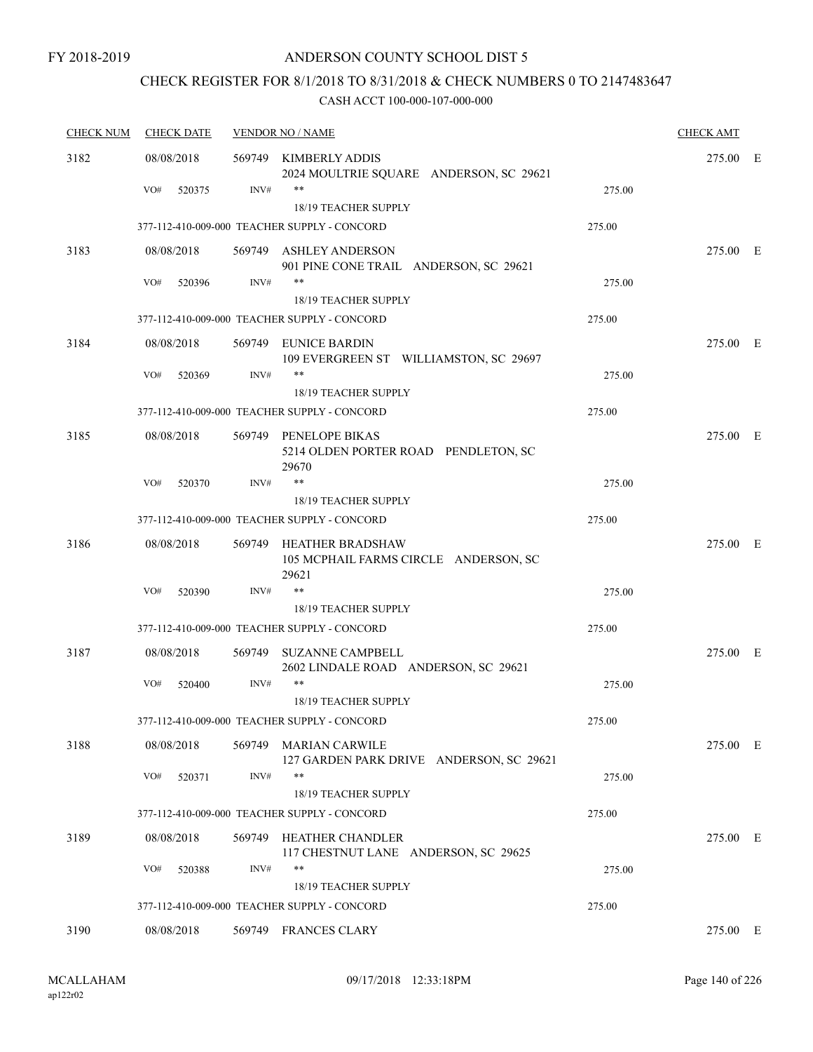FY 2018-2019

# ANDERSON COUNTY SCHOOL DIST 5

## CHECK REGISTER FOR 8/1/2018 TO 8/31/2018 & CHECK NUMBERS 0 TO 2147483647

### CASH ACCT 100-000-107-000-000

| CHECK NUM | CHECK DATE | VENDOR NO / NAME | | CHECK AMT | |
|---|---|---|---|---|---|
| 3182 | 08/08/2018 | 569749 KIMBERLY ADDIS<br>2024 MOULTRIE SQUARE ANDERSON, SC 29621 | | 275.00 | E |
| | VO# 520375 | INV# **<br>18/19 TEACHER SUPPLY | 275.00 | | |
| | 377-112-410-009-000 TEACHER SUPPLY - CONCORD | | 275.00 | | |
| 3183 | 08/08/2018 | 569749 ASHLEY ANDERSON<br>901 PINE CONE TRAIL ANDERSON, SC 29621 | | 275.00 | E |
| | VO# 520396 | INV# **<br>18/19 TEACHER SUPPLY | 275.00 | | |
| | 377-112-410-009-000 TEACHER SUPPLY - CONCORD | | 275.00 | | |
| 3184 | 08/08/2018 | 569749 EUNICE BARDIN<br>109 EVERGREEN ST WILLIAMSTON, SC 29697 | | 275.00 | E |
| | VO# 520369 | INV# **<br>18/19 TEACHER SUPPLY | 275.00 | | |
| | 377-112-410-009-000 TEACHER SUPPLY - CONCORD | | 275.00 | | |
| 3185 | 08/08/2018 | 569749 PENELOPE BIKAS<br>5214 OLDEN PORTER ROAD PENDLETON, SC 29670 | | 275.00 | E |
| | VO# 520370 | INV# **<br>18/19 TEACHER SUPPLY | 275.00 | | |
| | 377-112-410-009-000 TEACHER SUPPLY - CONCORD | | 275.00 | | |
| 3186 | 08/08/2018 | 569749 HEATHER BRADSHAW<br>105 MCPHAIL FARMS CIRCLE ANDERSON, SC 29621 | | 275.00 | E |
| | VO# 520390 | INV# **<br>18/19 TEACHER SUPPLY | 275.00 | | |
| | 377-112-410-009-000 TEACHER SUPPLY - CONCORD | | 275.00 | | |
| 3187 | 08/08/2018 | 569749 SUZANNE CAMPBELL<br>2602 LINDALE ROAD ANDERSON, SC 29621 | | 275.00 | E |
| | VO# 520400 | INV# **<br>18/19 TEACHER SUPPLY | 275.00 | | |
| | 377-112-410-009-000 TEACHER SUPPLY - CONCORD | | 275.00 | | |
| 3188 | 08/08/2018 | 569749 MARIAN CARWILE<br>127 GARDEN PARK DRIVE ANDERSON, SC 29621 | | 275.00 | E |
| | VO# 520371 | INV# **<br>18/19 TEACHER SUPPLY | 275.00 | | |
| | 377-112-410-009-000 TEACHER SUPPLY - CONCORD | | 275.00 | | |
| 3189 | 08/08/2018 | 569749 HEATHER CHANDLER<br>117 CHESTNUT LANE ANDERSON, SC 29625 | | 275.00 | E |
| | VO# 520388 | INV# **<br>18/19 TEACHER SUPPLY | 275.00 | | |
| | 377-112-410-009-000 TEACHER SUPPLY - CONCORD | | 275.00 | | |
| 3190 | 08/08/2018 | 569749 FRANCES CLARY | | 275.00 | E |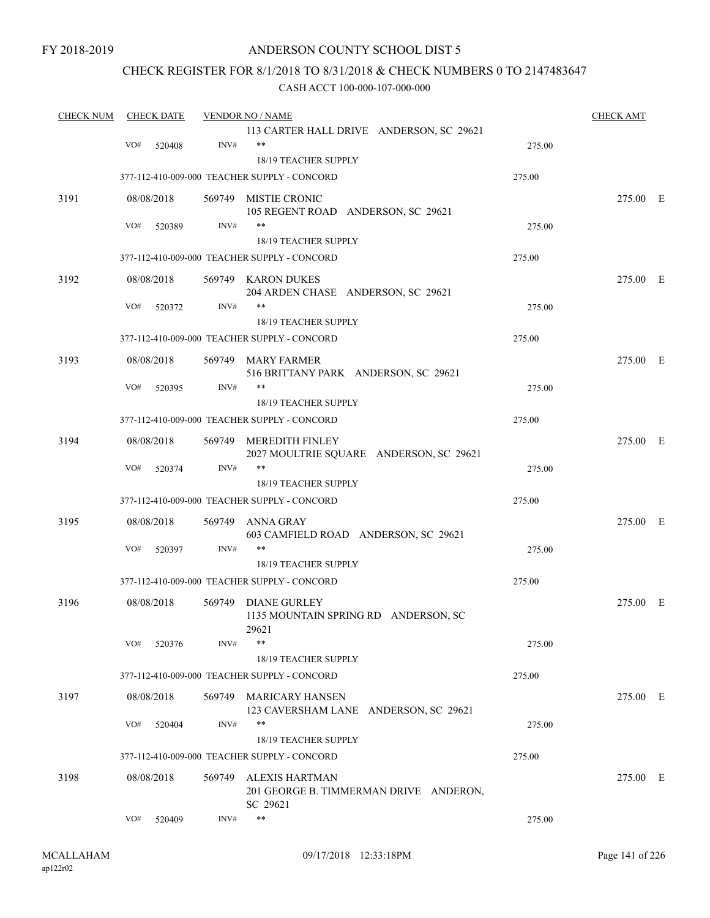FY 2018-2019

# ANDERSON COUNTY SCHOOL DIST 5

## CHECK REGISTER FOR 8/1/2018 TO 8/31/2018 & CHECK NUMBERS 0 TO 2147483647

### CASH ACCT 100-000-107-000-000

| CHECK NUM | CHECK DATE | VENDOR NO / NAME | | CHECK AMT |
|---|---|---|---|---|
| | | 113 CARTER HALL DRIVE ANDERSON, SC 29621 | | |
| | VO# 520408 | INV# ** | 275.00 | |
| | | 18/19 TEACHER SUPPLY | | |
| | | 377-112-410-009-000 TEACHER SUPPLY - CONCORD | 275.00 | |
| 3191 | 08/08/2018 | 569749 MISTIE CRONIC<br>105 REGENT ROAD ANDERSON, SC 29621 | | 275.00 E |
| | VO# 520389 | INV# ** | 275.00 | |
| | | 18/19 TEACHER SUPPLY | | |
| | | 377-112-410-009-000 TEACHER SUPPLY - CONCORD | 275.00 | |
| 3192 | 08/08/2018 | 569749 KARON DUKES<br>204 ARDEN CHASE ANDERSON, SC 29621 | | 275.00 E |
| | VO# 520372 | INV# ** | 275.00 | |
| | | 18/19 TEACHER SUPPLY | | |
| | | 377-112-410-009-000 TEACHER SUPPLY - CONCORD | 275.00 | |
| 3193 | 08/08/2018 | 569749 MARY FARMER<br>516 BRITTANY PARK ANDERSON, SC 29621 | | 275.00 E |
| | VO# 520395 | INV# ** | 275.00 | |
| | | 18/19 TEACHER SUPPLY | | |
| | | 377-112-410-009-000 TEACHER SUPPLY - CONCORD | 275.00 | |
| 3194 | 08/08/2018 | 569749 MEREDITH FINLEY<br>2027 MOULTRIE SQUARE ANDERSON, SC 29621 | | 275.00 E |
| | VO# 520374 | INV# ** | 275.00 | |
| | | 18/19 TEACHER SUPPLY | | |
| | | 377-112-410-009-000 TEACHER SUPPLY - CONCORD | 275.00 | |
| 3195 | 08/08/2018 | 569749 ANNA GRAY<br>603 CAMFIELD ROAD ANDERSON, SC 29621 | | 275.00 E |
| | VO# 520397 | INV# ** | 275.00 | |
| | | 18/19 TEACHER SUPPLY | | |
| | | 377-112-410-009-000 TEACHER SUPPLY - CONCORD | 275.00 | |
| 3196 | 08/08/2018 | 569749 DIANE GURLEY<br>1135 MOUNTAIN SPRING RD ANDERSON, SC 29621 | | 275.00 E |
| | VO# 520376 | INV# ** | 275.00 | |
| | | 18/19 TEACHER SUPPLY | | |
| | | 377-112-410-009-000 TEACHER SUPPLY - CONCORD | 275.00 | |
| 3197 | 08/08/2018 | 569749 MARICARY HANSEN<br>123 CAVERSHAM LANE ANDERSON, SC 29621 | | 275.00 E |
| | VO# 520404 | INV# ** | 275.00 | |
| | | 18/19 TEACHER SUPPLY | | |
| | | 377-112-410-009-000 TEACHER SUPPLY - CONCORD | 275.00 | |
| 3198 | 08/08/2018 | 569749 ALEXIS HARTMAN<br>201 GEORGE B. TIMMERMAN DRIVE ANDERON, SC 29621 | | 275.00 E |
| | VO# 520409 | INV# ** | 275.00 | |

MCALLAHAM
ap122r02

09/17/2018 12:33:18PM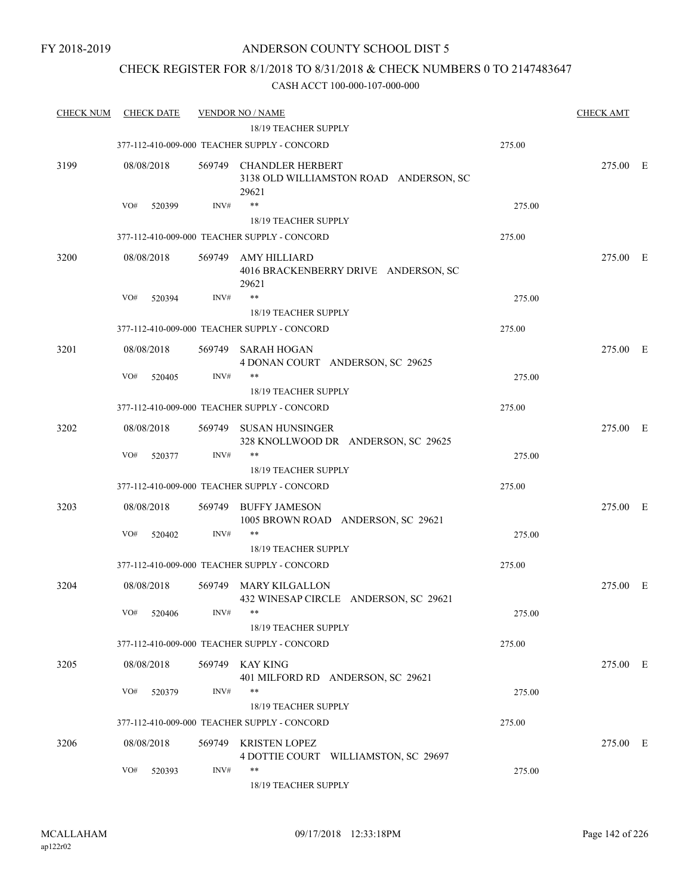FY 2018-2019

ANDERSON COUNTY SCHOOL DIST 5

CHECK REGISTER FOR 8/1/2018 TO 8/31/2018 & CHECK NUMBERS 0 TO 2147483647

CASH ACCT 100-000-107-000-000

| CHECK NUM | CHECK DATE | VENDOR NO / NAME | | CHECK AMT |
|---|---|---|---|---|
| | | 18/19 TEACHER SUPPLY | | |
| | | 377-112-410-009-000 TEACHER SUPPLY - CONCORD | 275.00 | |
| 3199 | 08/08/2018 | 569749 CHANDLER HERBERT<br>3138 OLD WILLIAMSTON ROAD ANDERSON, SC 29621 | | 275.00 E |
| | VO# 520399 | INV# ** | 275.00 | |
| | | 18/19 TEACHER SUPPLY | | |
| | | 377-112-410-009-000 TEACHER SUPPLY - CONCORD | 275.00 | |
| 3200 | 08/08/2018 | 569749 AMY HILLIARD<br>4016 BRACKENBERRY DRIVE ANDERSON, SC 29621 | | 275.00 E |
| | VO# 520394 | INV# ** | 275.00 | |
| | | 18/19 TEACHER SUPPLY | | |
| | | 377-112-410-009-000 TEACHER SUPPLY - CONCORD | 275.00 | |
| 3201 | 08/08/2018 | 569749 SARAH HOGAN<br>4 DONAN COURT ANDERSON, SC 29625 | | 275.00 E |
| | VO# 520405 | INV# ** | 275.00 | |
| | | 18/19 TEACHER SUPPLY | | |
| | | 377-112-410-009-000 TEACHER SUPPLY - CONCORD | 275.00 | |
| 3202 | 08/08/2018 | 569749 SUSAN HUNSINGER<br>328 KNOLLWOOD DR ANDERSON, SC 29625 | | 275.00 E |
| | VO# 520377 | INV# ** | 275.00 | |
| | | 18/19 TEACHER SUPPLY | | |
| | | 377-112-410-009-000 TEACHER SUPPLY - CONCORD | 275.00 | |
| 3203 | 08/08/2018 | 569749 BUFFY JAMESON<br>1005 BROWN ROAD ANDERSON, SC 29621 | | 275.00 E |
| | VO# 520402 | INV# ** | 275.00 | |
| | | 18/19 TEACHER SUPPLY | | |
| | | 377-112-410-009-000 TEACHER SUPPLY - CONCORD | 275.00 | |
| 3204 | 08/08/2018 | 569749 MARY KILGALLON<br>432 WINESAP CIRCLE ANDERSON, SC 29621 | | 275.00 E |
| | VO# 520406 | INV# ** | 275.00 | |
| | | 18/19 TEACHER SUPPLY | | |
| | | 377-112-410-009-000 TEACHER SUPPLY - CONCORD | 275.00 | |
| 3205 | 08/08/2018 | 569749 KAY KING<br>401 MILFORD RD ANDERSON, SC 29621 | | 275.00 E |
| | VO# 520379 | INV# ** | 275.00 | |
| | | 18/19 TEACHER SUPPLY | | |
| | | 377-112-410-009-000 TEACHER SUPPLY - CONCORD | 275.00 | |
| 3206 | 08/08/2018 | 569749 KRISTEN LOPEZ<br>4 DOTTIE COURT WILLIAMSTON, SC 29697 | | 275.00 E |
| | VO# 520393 | INV# ** | 275.00 | |
| | | 18/19 TEACHER SUPPLY | | |

MCALLAHAM
ap122r02

09/17/2018 12:33:18PM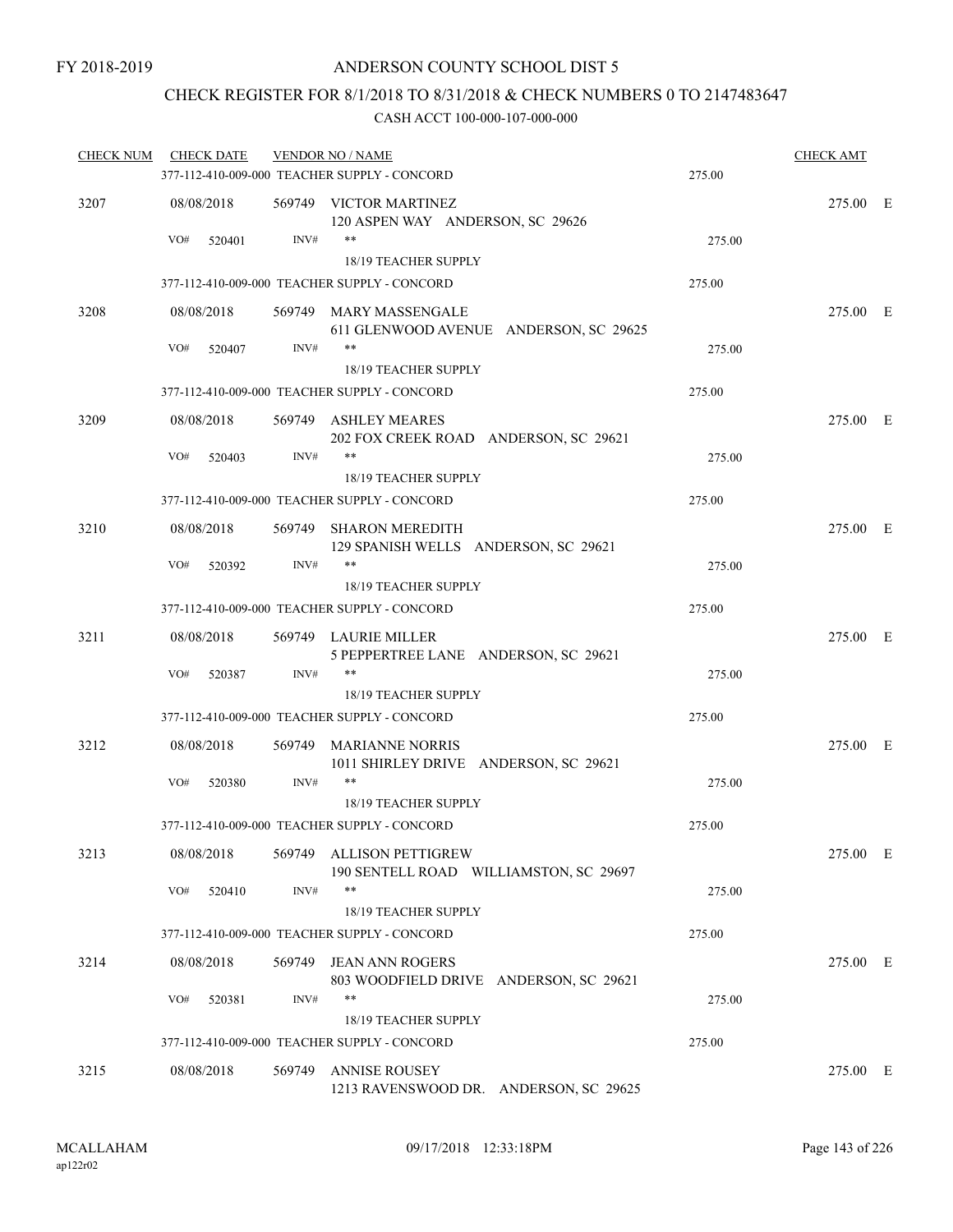FY 2018-2019

# ANDERSON COUNTY SCHOOL DIST 5

## CHECK REGISTER FOR 8/1/2018 TO 8/31/2018 & CHECK NUMBERS 0 TO 2147483647

CASH ACCT 100-000-107-000-000

| CHECK NUM | CHECK DATE | VENDOR NO / NAME | | CHECK AMT |
|---|---|---|---|---|
| | | 377-112-410-009-000 TEACHER SUPPLY - CONCORD | 275.00 | |
| 3207 | 08/08/2018 | 569749 VICTOR MARTINEZ<br>120 ASPEN WAY ANDERSON, SC 29626 | | 275.00 E |
| | VO# 520401 | INV# **<br>18/19 TEACHER SUPPLY | 275.00 | |
| | | 377-112-410-009-000 TEACHER SUPPLY - CONCORD | 275.00 | |
| 3208 | 08/08/2018 | 569749 MARY MASSENGALE<br>611 GLENWOOD AVENUE ANDERSON, SC 29625 | | 275.00 E |
| | VO# 520407 | INV# **<br>18/19 TEACHER SUPPLY | 275.00 | |
| | | 377-112-410-009-000 TEACHER SUPPLY - CONCORD | 275.00 | |
| 3209 | 08/08/2018 | 569749 ASHLEY MEARES<br>202 FOX CREEK ROAD ANDERSON, SC 29621 | | 275.00 E |
| | VO# 520403 | INV# **<br>18/19 TEACHER SUPPLY | 275.00 | |
| | | 377-112-410-009-000 TEACHER SUPPLY - CONCORD | 275.00 | |
| 3210 | 08/08/2018 | 569749 SHARON MEREDITH<br>129 SPANISH WELLS ANDERSON, SC 29621 | | 275.00 E |
| | VO# 520392 | INV# **<br>18/19 TEACHER SUPPLY | 275.00 | |
| | | 377-112-410-009-000 TEACHER SUPPLY - CONCORD | 275.00 | |
| 3211 | 08/08/2018 | 569749 LAURIE MILLER<br>5 PEPPERTREE LANE ANDERSON, SC 29621 | | 275.00 E |
| | VO# 520387 | INV# **<br>18/19 TEACHER SUPPLY | 275.00 | |
| | | 377-112-410-009-000 TEACHER SUPPLY - CONCORD | 275.00 | |
| 3212 | 08/08/2018 | 569749 MARIANNE NORRIS<br>1011 SHIRLEY DRIVE ANDERSON, SC 29621 | | 275.00 E |
| | VO# 520380 | INV# **<br>18/19 TEACHER SUPPLY | 275.00 | |
| | | 377-112-410-009-000 TEACHER SUPPLY - CONCORD | 275.00 | |
| 3213 | 08/08/2018 | 569749 ALLISON PETTIGREW<br>190 SENTELL ROAD WILLIAMSTON, SC 29697 | | 275.00 E |
| | VO# 520410 | INV# **<br>18/19 TEACHER SUPPLY | 275.00 | |
| | | 377-112-410-009-000 TEACHER SUPPLY - CONCORD | 275.00 | |
| 3214 | 08/08/2018 | 569749 JEAN ANN ROGERS<br>803 WOODFIELD DRIVE ANDERSON, SC 29621 | | 275.00 E |
| | VO# 520381 | INV# **<br>18/19 TEACHER SUPPLY | 275.00 | |
| | | 377-112-410-009-000 TEACHER SUPPLY - CONCORD | 275.00 | |
| 3215 | 08/08/2018 | 569749 ANNISE ROUSEY<br>1213 RAVENSWOOD DR. ANDERSON, SC 29625 | | 275.00 E |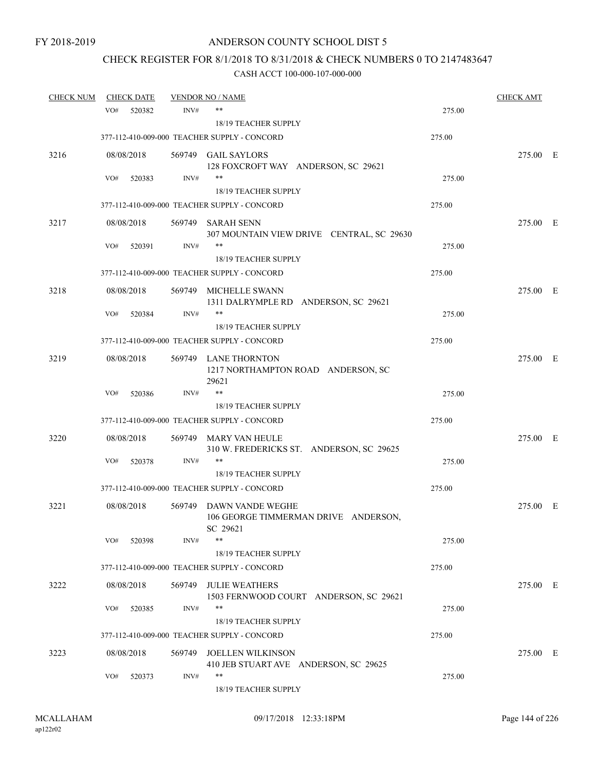FY 2018-2019

# ANDERSON COUNTY SCHOOL DIST 5

## CHECK REGISTER FOR 8/1/2018 TO 8/31/2018 & CHECK NUMBERS 0 TO 2147483647

### CASH ACCT 100-000-107-000-000

| CHECK NUM | CHECK DATE | VENDOR NO / NAME | | CHECK AMT | |
|---|---|---|---|---|---|
| | VO# 520382 | INV# ** | 275.00 | | |
| | | 18/19 TEACHER SUPPLY | | | |
| | 377-112-410-009-000 TEACHER SUPPLY - CONCORD | | 275.00 | | |
| 3216 | 08/08/2018 | 569749 GAIL SAYLORS<br>128 FOXCROFT WAY ANDERSON, SC 29621 | | 275.00 | E |
| | VO# 520383 | INV# ** | 275.00 | | |
| | | 18/19 TEACHER SUPPLY | | | |
| | 377-112-410-009-000 TEACHER SUPPLY - CONCORD | | 275.00 | | |
| 3217 | 08/08/2018 | 569749 SARAH SENN<br>307 MOUNTAIN VIEW DRIVE CENTRAL, SC 29630 | | 275.00 | E |
| | VO# 520391 | INV# ** | 275.00 | | |
| | | 18/19 TEACHER SUPPLY | | | |
| | 377-112-410-009-000 TEACHER SUPPLY - CONCORD | | 275.00 | | |
| 3218 | 08/08/2018 | 569749 MICHELLE SWANN<br>1311 DALRYMPLE RD ANDERSON, SC 29621 | | 275.00 | E |
| | VO# 520384 | INV# ** | 275.00 | | |
| | | 18/19 TEACHER SUPPLY | | | |
| | 377-112-410-009-000 TEACHER SUPPLY - CONCORD | | 275.00 | | |
| 3219 | 08/08/2018 | 569749 LANE THORNTON<br>1217 NORTHAMPTON ROAD ANDERSON, SC 29621 | | 275.00 | E |
| | VO# 520386 | INV# ** | 275.00 | | |
| | | 18/19 TEACHER SUPPLY | | | |
| | 377-112-410-009-000 TEACHER SUPPLY - CONCORD | | 275.00 | | |
| 3220 | 08/08/2018 | 569749 MARY VAN HEULE<br>310 W. FREDERICKS ST. ANDERSON, SC 29625 | | 275.00 | E |
| | VO# 520378 | INV# ** | 275.00 | | |
| | | 18/19 TEACHER SUPPLY | | | |
| | 377-112-410-009-000 TEACHER SUPPLY - CONCORD | | 275.00 | | |
| 3221 | 08/08/2018 | 569749 DAWN VANDE WEGHE<br>106 GEORGE TIMMERMAN DRIVE ANDERSON, SC 29621 | | 275.00 | E |
| | VO# 520398 | INV# ** | 275.00 | | |
| | | 18/19 TEACHER SUPPLY | | | |
| | 377-112-410-009-000 TEACHER SUPPLY - CONCORD | | 275.00 | | |
| 3222 | 08/08/2018 | 569749 JULIE WEATHERS<br>1503 FERNWOOD COURT ANDERSON, SC 29621 | | 275.00 | E |
| | VO# 520385 | INV# ** | 275.00 | | |
| | | 18/19 TEACHER SUPPLY | | | |
| | 377-112-410-009-000 TEACHER SUPPLY - CONCORD | | 275.00 | | |
| 3223 | 08/08/2018 | 569749 JOELLEN WILKINSON<br>410 JEB STUART AVE ANDERSON, SC 29625 | | 275.00 | E |
| | VO# 520373 | INV# ** | 275.00 | | |
| | | 18/19 TEACHER SUPPLY | | | |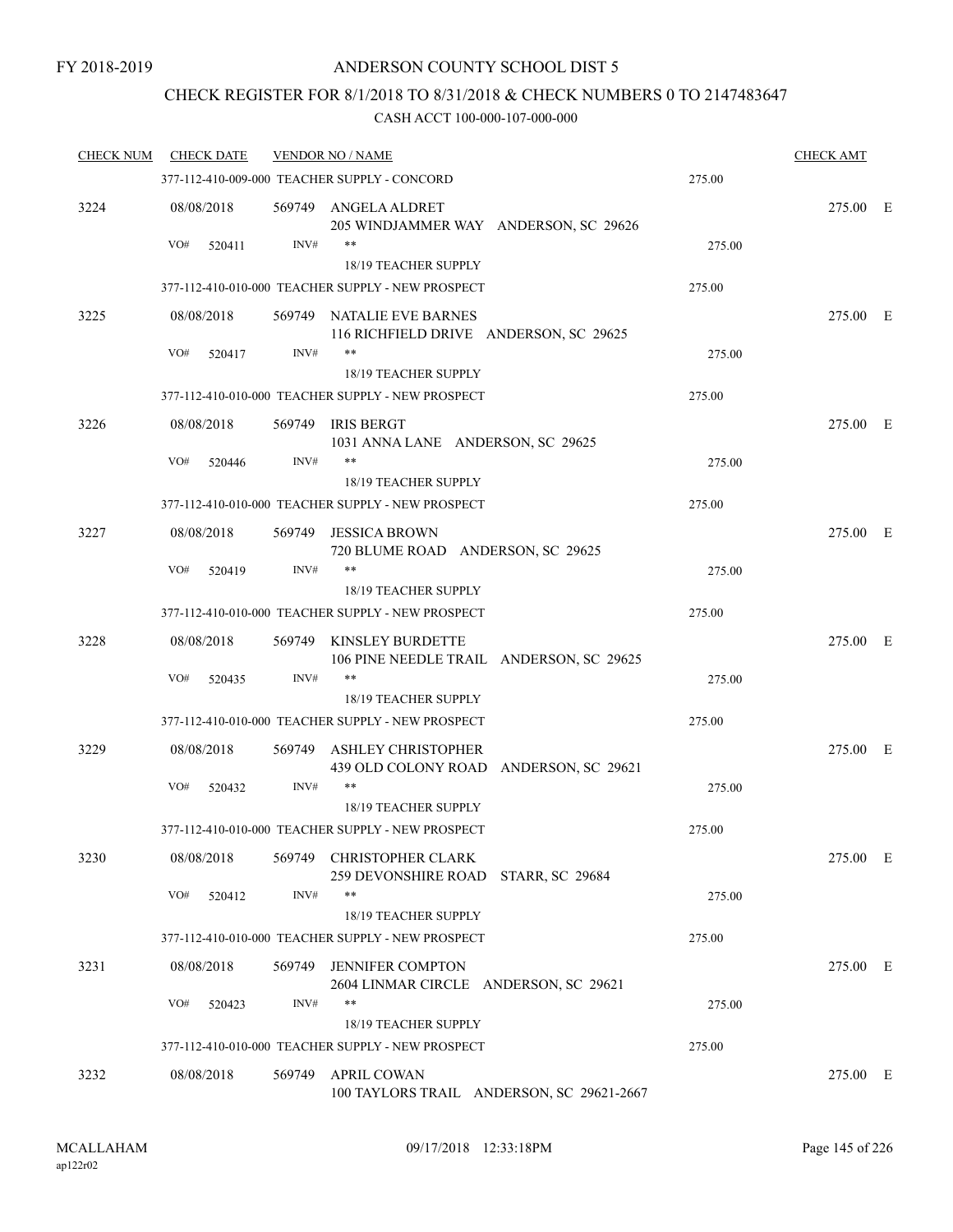FY 2018-2019

ANDERSON COUNTY SCHOOL DIST 5

CHECK REGISTER FOR 8/1/2018 TO 8/31/2018 & CHECK NUMBERS 0 TO 2147483647

CASH ACCT 100-000-107-000-000

| CHECK NUM | CHECK DATE | VENDOR NO / NAME | | CHECK AMT | |
|---|---|---|---|---|---|
| | | 377-112-410-009-000 TEACHER SUPPLY - CONCORD | 275.00 | | |
| 3224 | 08/08/2018 | 569749 ANGELA ALDRET<br>205 WINDJAMMER WAY ANDERSON, SC 29626 | | 275.00 | E |
| | VO# 520411 | INV# **<br>18/19 TEACHER SUPPLY | 275.00 | | |
| | | 377-112-410-010-000 TEACHER SUPPLY - NEW PROSPECT | 275.00 | | |
| 3225 | 08/08/2018 | 569749 NATALIE EVE BARNES<br>116 RICHFIELD DRIVE ANDERSON, SC 29625 | | 275.00 | E |
| | VO# 520417 | INV# **<br>18/19 TEACHER SUPPLY | 275.00 | | |
| | | 377-112-410-010-000 TEACHER SUPPLY - NEW PROSPECT | 275.00 | | |
| 3226 | 08/08/2018 | 569749 IRIS BERGT<br>1031 ANNA LANE ANDERSON, SC 29625 | | 275.00 | E |
| | VO# 520446 | INV# **<br>18/19 TEACHER SUPPLY | 275.00 | | |
| | | 377-112-410-010-000 TEACHER SUPPLY - NEW PROSPECT | 275.00 | | |
| 3227 | 08/08/2018 | 569749 JESSICA BROWN<br>720 BLUME ROAD ANDERSON, SC 29625 | | 275.00 | E |
| | VO# 520419 | INV# **<br>18/19 TEACHER SUPPLY | 275.00 | | |
| | | 377-112-410-010-000 TEACHER SUPPLY - NEW PROSPECT | 275.00 | | |
| 3228 | 08/08/2018 | 569749 KINSLEY BURDETTE<br>106 PINE NEEDLE TRAIL ANDERSON, SC 29625 | | 275.00 | E |
| | VO# 520435 | INV# **<br>18/19 TEACHER SUPPLY | 275.00 | | |
| | | 377-112-410-010-000 TEACHER SUPPLY - NEW PROSPECT | 275.00 | | |
| 3229 | 08/08/2018 | 569749 ASHLEY CHRISTOPHER<br>439 OLD COLONY ROAD ANDERSON, SC 29621 | | 275.00 | E |
| | VO# 520432 | INV# **<br>18/19 TEACHER SUPPLY | 275.00 | | |
| | | 377-112-410-010-000 TEACHER SUPPLY - NEW PROSPECT | 275.00 | | |
| 3230 | 08/08/2018 | 569749 CHRISTOPHER CLARK<br>259 DEVONSHIRE ROAD STARR, SC 29684 | | 275.00 | E |
| | VO# 520412 | INV# **<br>18/19 TEACHER SUPPLY | 275.00 | | |
| | | 377-112-410-010-000 TEACHER SUPPLY - NEW PROSPECT | 275.00 | | |
| 3231 | 08/08/2018 | 569749 JENNIFER COMPTON<br>2604 LINMAR CIRCLE ANDERSON, SC 29621 | | 275.00 | E |
| | VO# 520423 | INV# **<br>18/19 TEACHER SUPPLY | 275.00 | | |
| | | 377-112-410-010-000 TEACHER SUPPLY - NEW PROSPECT | 275.00 | | |
| 3232 | 08/08/2018 | 569749 APRIL COWAN<br>100 TAYLORS TRAIL ANDERSON, SC 29621-2667 | | 275.00 | E |

MCALLAHAM
ap122r02

09/17/2018 12:33:18PM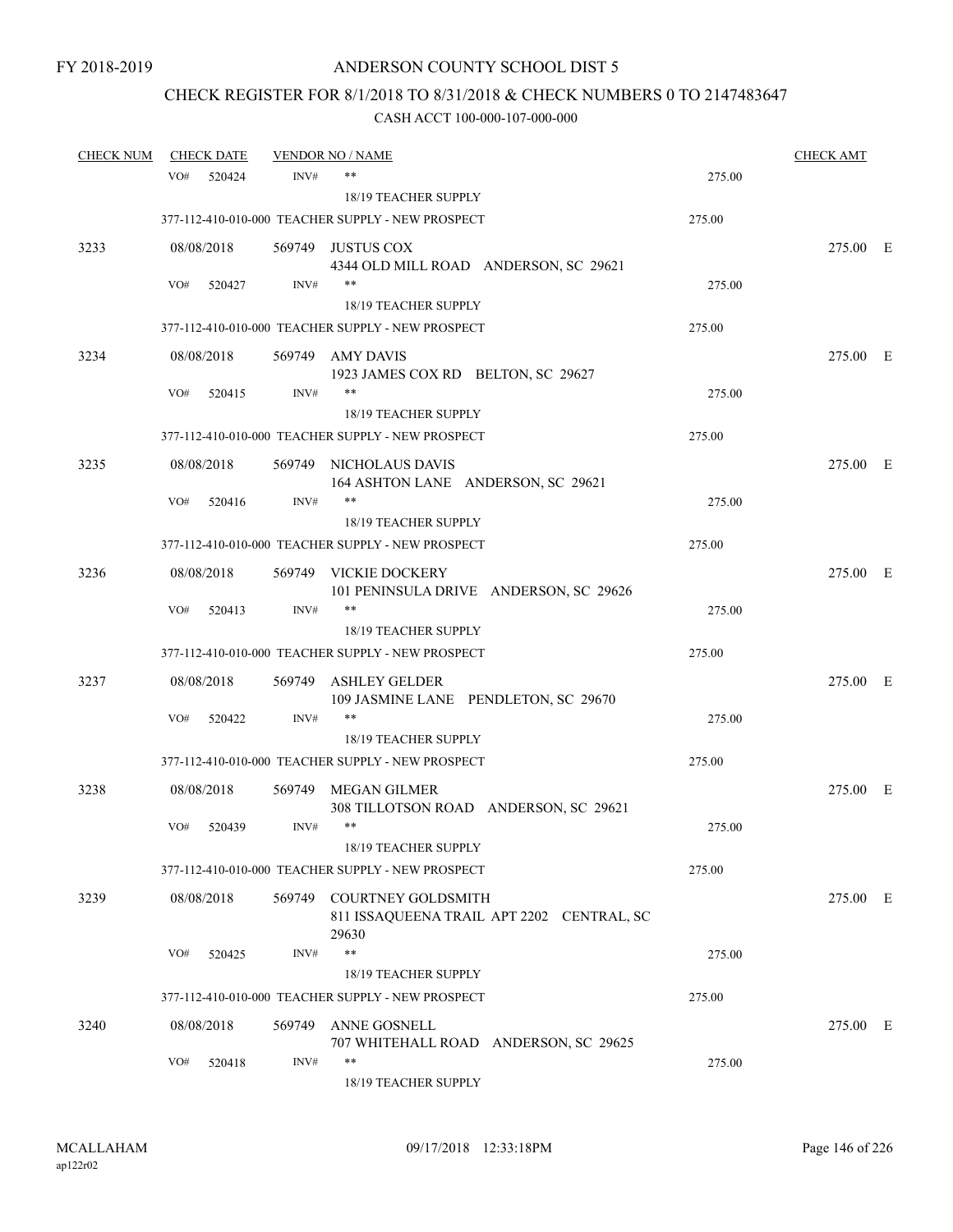FY 2018-2019

ANDERSON COUNTY SCHOOL DIST 5

CHECK REGISTER FOR 8/1/2018 TO 8/31/2018 & CHECK NUMBERS 0 TO 2147483647

CASH ACCT 100-000-107-000-000

| CHECK NUM | CHECK DATE | VENDOR NO / NAME | | CHECK AMT |
|---|---|---|---|---|
| | VO# 520424 | INV# ** | 275.00 | |
| | | 18/19 TEACHER SUPPLY | | |
| | | 377-112-410-010-000 TEACHER SUPPLY - NEW PROSPECT | 275.00 | |
| 3233 | 08/08/2018 | 569749 JUSTUS COX<br>4344 OLD MILL ROAD ANDERSON, SC 29621 | | 275.00 E |
| | VO# 520427 | INV# ** | 275.00 | |
| | | 18/19 TEACHER SUPPLY | | |
| | | 377-112-410-010-000 TEACHER SUPPLY - NEW PROSPECT | 275.00 | |
| 3234 | 08/08/2018 | 569749 AMY DAVIS<br>1923 JAMES COX RD BELTON, SC 29627 | | 275.00 E |
| | VO# 520415 | INV# ** | 275.00 | |
| | | 18/19 TEACHER SUPPLY | | |
| | | 377-112-410-010-000 TEACHER SUPPLY - NEW PROSPECT | 275.00 | |
| 3235 | 08/08/2018 | 569749 NICHOLAUS DAVIS<br>164 ASHTON LANE ANDERSON, SC 29621 | | 275.00 E |
| | VO# 520416 | INV# ** | 275.00 | |
| | | 18/19 TEACHER SUPPLY | | |
| | | 377-112-410-010-000 TEACHER SUPPLY - NEW PROSPECT | 275.00 | |
| 3236 | 08/08/2018 | 569749 VICKIE DOCKERY<br>101 PENINSULA DRIVE ANDERSON, SC 29626 | | 275.00 E |
| | VO# 520413 | INV# ** | 275.00 | |
| | | 18/19 TEACHER SUPPLY | | |
| | | 377-112-410-010-000 TEACHER SUPPLY - NEW PROSPECT | 275.00 | |
| 3237 | 08/08/2018 | 569749 ASHLEY GELDER<br>109 JASMINE LANE PENDLETON, SC 29670 | | 275.00 E |
| | VO# 520422 | INV# ** | 275.00 | |
| | | 18/19 TEACHER SUPPLY | | |
| | | 377-112-410-010-000 TEACHER SUPPLY - NEW PROSPECT | 275.00 | |
| 3238 | 08/08/2018 | 569749 MEGAN GILMER<br>308 TILLOTSON ROAD ANDERSON, SC 29621 | | 275.00 E |
| | VO# 520439 | INV# ** | 275.00 | |
| | | 18/19 TEACHER SUPPLY | | |
| | | 377-112-410-010-000 TEACHER SUPPLY - NEW PROSPECT | 275.00 | |
| 3239 | 08/08/2018 | 569749 COURTNEY GOLDSMITH<br>811 ISSAQUEENA TRAIL APT 2202 CENTRAL, SC 29630 | | 275.00 E |
| | VO# 520425 | INV# ** | 275.00 | |
| | | 18/19 TEACHER SUPPLY | | |
| | | 377-112-410-010-000 TEACHER SUPPLY - NEW PROSPECT | 275.00 | |
| 3240 | 08/08/2018 | 569749 ANNE GOSNELL<br>707 WHITEHALL ROAD ANDERSON, SC 29625 | | 275.00 E |
| | VO# 520418 | INV# ** | 275.00 | |
| | | 18/19 TEACHER SUPPLY | | |

MCALLAHAM ap122r02 09/17/2018 12:33:18PM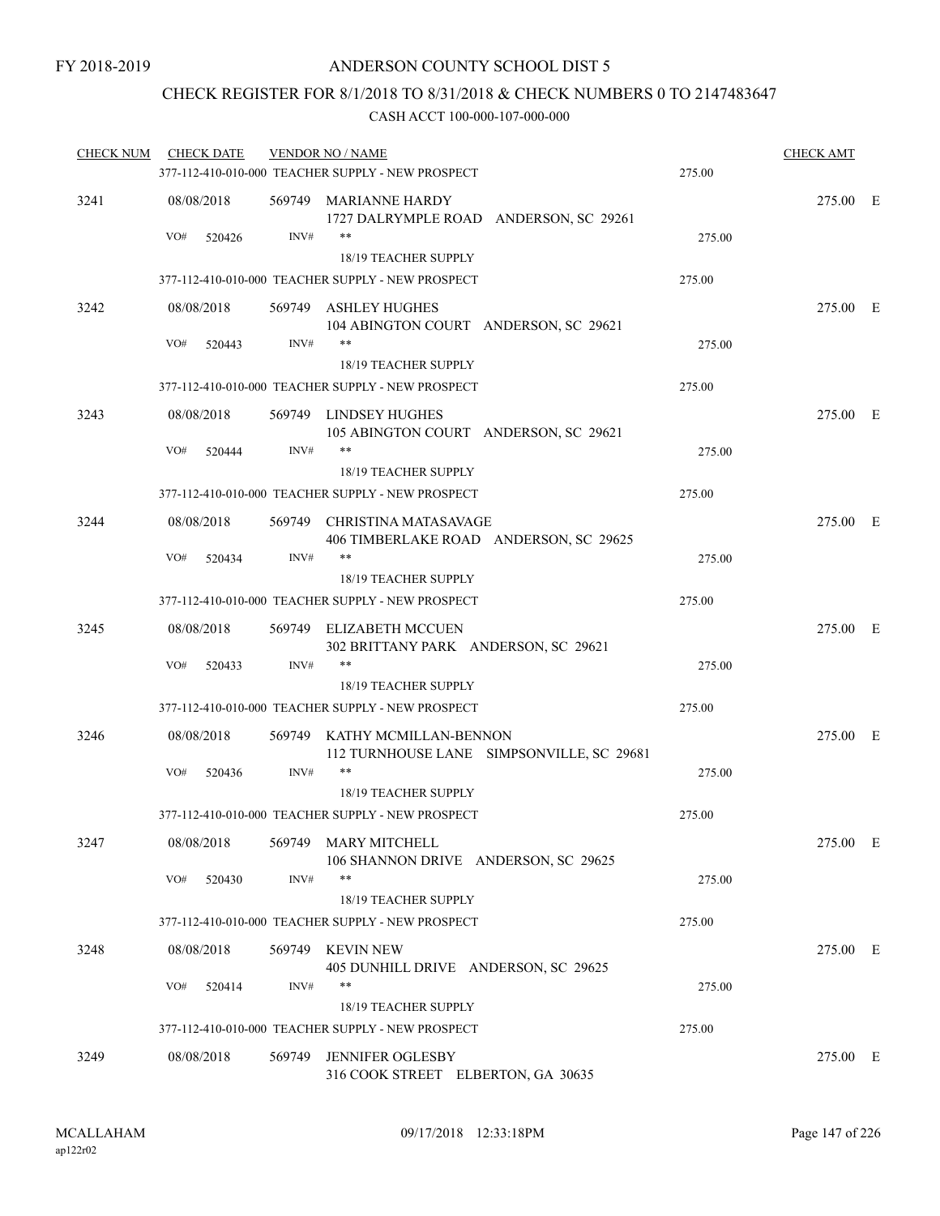FY 2018-2019

# ANDERSON COUNTY SCHOOL DIST 5

## CHECK REGISTER FOR 8/1/2018 TO 8/31/2018 & CHECK NUMBERS 0 TO 2147483647

### CASH ACCT 100-000-107-000-000

| CHECK NUM | CHECK DATE | VENDOR NO / NAME | | CHECK AMT | |
|---|---|---|---|---|---|
| | | 377-112-410-010-000 TEACHER SUPPLY - NEW PROSPECT | 275.00 | | |
| 3241 | 08/08/2018 | 569749 MARIANNE HARDY<br>1727 DALRYMPLE ROAD ANDERSON, SC 29261 | | 275.00 | E |
| | VO# 520426 | INV# **<br>18/19 TEACHER SUPPLY | 275.00 | | |
| | | 377-112-410-010-000 TEACHER SUPPLY - NEW PROSPECT | 275.00 | | |
| 3242 | 08/08/2018 | 569749 ASHLEY HUGHES<br>104 ABINGTON COURT ANDERSON, SC 29621 | | 275.00 | E |
| | VO# 520443 | INV# **<br>18/19 TEACHER SUPPLY | 275.00 | | |
| | | 377-112-410-010-000 TEACHER SUPPLY - NEW PROSPECT | 275.00 | | |
| 3243 | 08/08/2018 | 569749 LINDSEY HUGHES<br>105 ABINGTON COURT ANDERSON, SC 29621 | | 275.00 | E |
| | VO# 520444 | INV# **<br>18/19 TEACHER SUPPLY | 275.00 | | |
| | | 377-112-410-010-000 TEACHER SUPPLY - NEW PROSPECT | 275.00 | | |
| 3244 | 08/08/2018 | 569749 CHRISTINA MATASAVAGE<br>406 TIMBERLAKE ROAD ANDERSON, SC 29625 | | 275.00 | E |
| | VO# 520434 | INV# **<br>18/19 TEACHER SUPPLY | 275.00 | | |
| | | 377-112-410-010-000 TEACHER SUPPLY - NEW PROSPECT | 275.00 | | |
| 3245 | 08/08/2018 | 569749 ELIZABETH MCCUEN<br>302 BRITTANY PARK ANDERSON, SC 29621 | | 275.00 | E |
| | VO# 520433 | INV# **<br>18/19 TEACHER SUPPLY | 275.00 | | |
| | | 377-112-410-010-000 TEACHER SUPPLY - NEW PROSPECT | 275.00 | | |
| 3246 | 08/08/2018 | 569749 KATHY MCMILLAN-BENNON<br>112 TURNHOUSE LANE SIMPSONVILLE, SC 29681 | | 275.00 | E |
| | VO# 520436 | INV# **<br>18/19 TEACHER SUPPLY | 275.00 | | |
| | | 377-112-410-010-000 TEACHER SUPPLY - NEW PROSPECT | 275.00 | | |
| 3247 | 08/08/2018 | 569749 MARY MITCHELL<br>106 SHANNON DRIVE ANDERSON, SC 29625 | | 275.00 | E |
| | VO# 520430 | INV# **<br>18/19 TEACHER SUPPLY | 275.00 | | |
| | | 377-112-410-010-000 TEACHER SUPPLY - NEW PROSPECT | 275.00 | | |
| 3248 | 08/08/2018 | 569749 KEVIN NEW<br>405 DUNHILL DRIVE ANDERSON, SC 29625 | | 275.00 | E |
| | VO# 520414 | INV# **<br>18/19 TEACHER SUPPLY | 275.00 | | |
| | | 377-112-410-010-000 TEACHER SUPPLY - NEW PROSPECT | 275.00 | | |
| 3249 | 08/08/2018 | 569749 JENNIFER OGLESBY<br>316 COOK STREET ELBERTON, GA 30635 | | 275.00 | E |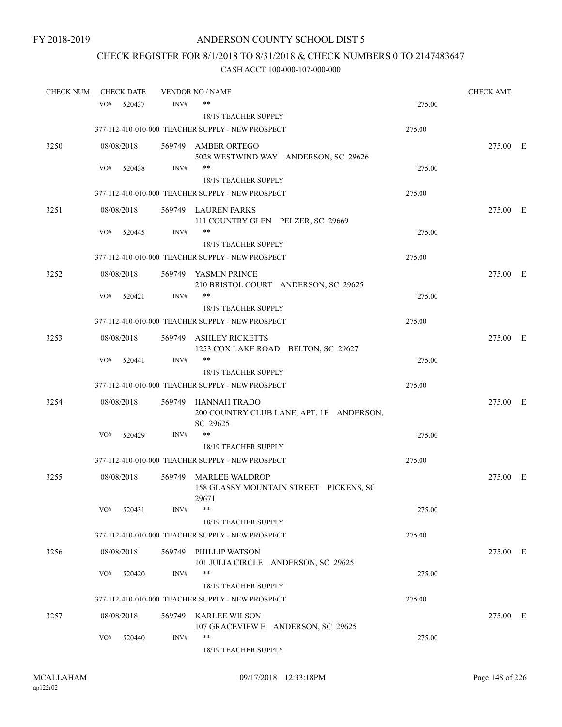FY 2018-2019

ANDERSON COUNTY SCHOOL DIST 5

CHECK REGISTER FOR 8/1/2018 TO 8/31/2018 & CHECK NUMBERS 0 TO 2147483647

CASH ACCT 100-000-107-000-000

| CHECK NUM | CHECK DATE | VENDOR NO / NAME | | CHECK AMT |
|---|---|---|---|---|
| | VO# 520437 | INV# ** 18/19 TEACHER SUPPLY | 275.00 | |
| | | 377-112-410-010-000 TEACHER SUPPLY - NEW PROSPECT | 275.00 | |
| 3250 | 08/08/2018 | 569749 AMBER ORTEGO 5028 WESTWIND WAY ANDERSON, SC 29626 | | 275.00 E |
| | VO# 520438 | INV# ** 18/19 TEACHER SUPPLY | 275.00 | |
| | | 377-112-410-010-000 TEACHER SUPPLY - NEW PROSPECT | 275.00 | |
| 3251 | 08/08/2018 | 569749 LAUREN PARKS 111 COUNTRY GLEN PELZER, SC 29669 | | 275.00 E |
| | VO# 520445 | INV# ** 18/19 TEACHER SUPPLY | 275.00 | |
| | | 377-112-410-010-000 TEACHER SUPPLY - NEW PROSPECT | 275.00 | |
| 3252 | 08/08/2018 | 569749 YASMIN PRINCE 210 BRISTOL COURT ANDERSON, SC 29625 | | 275.00 E |
| | VO# 520421 | INV# ** 18/19 TEACHER SUPPLY | 275.00 | |
| | | 377-112-410-010-000 TEACHER SUPPLY - NEW PROSPECT | 275.00 | |
| 3253 | 08/08/2018 | 569749 ASHLEY RICKETTS 1253 COX LAKE ROAD BELTON, SC 29627 | | 275.00 E |
| | VO# 520441 | INV# ** 18/19 TEACHER SUPPLY | 275.00 | |
| | | 377-112-410-010-000 TEACHER SUPPLY - NEW PROSPECT | 275.00 | |
| 3254 | 08/08/2018 | 569749 HANNAH TRADO 200 COUNTRY CLUB LANE, APT. 1E ANDERSON, SC 29625 | | 275.00 E |
| | VO# 520429 | INV# ** 18/19 TEACHER SUPPLY | 275.00 | |
| | | 377-112-410-010-000 TEACHER SUPPLY - NEW PROSPECT | 275.00 | |
| 3255 | 08/08/2018 | 569749 MARLEE WALDROP 158 GLASSY MOUNTAIN STREET PICKENS, SC 29671 | | 275.00 E |
| | VO# 520431 | INV# ** 18/19 TEACHER SUPPLY | 275.00 | |
| | | 377-112-410-010-000 TEACHER SUPPLY - NEW PROSPECT | 275.00 | |
| 3256 | 08/08/2018 | 569749 PHILLIP WATSON 101 JULIA CIRCLE ANDERSON, SC 29625 | | 275.00 E |
| | VO# 520420 | INV# ** 18/19 TEACHER SUPPLY | 275.00 | |
| | | 377-112-410-010-000 TEACHER SUPPLY - NEW PROSPECT | 275.00 | |
| 3257 | 08/08/2018 | 569749 KARLEE WILSON 107 GRACEVIEW E ANDERSON, SC 29625 | | 275.00 E |
| | VO# 520440 | INV# ** 18/19 TEACHER SUPPLY | 275.00 | |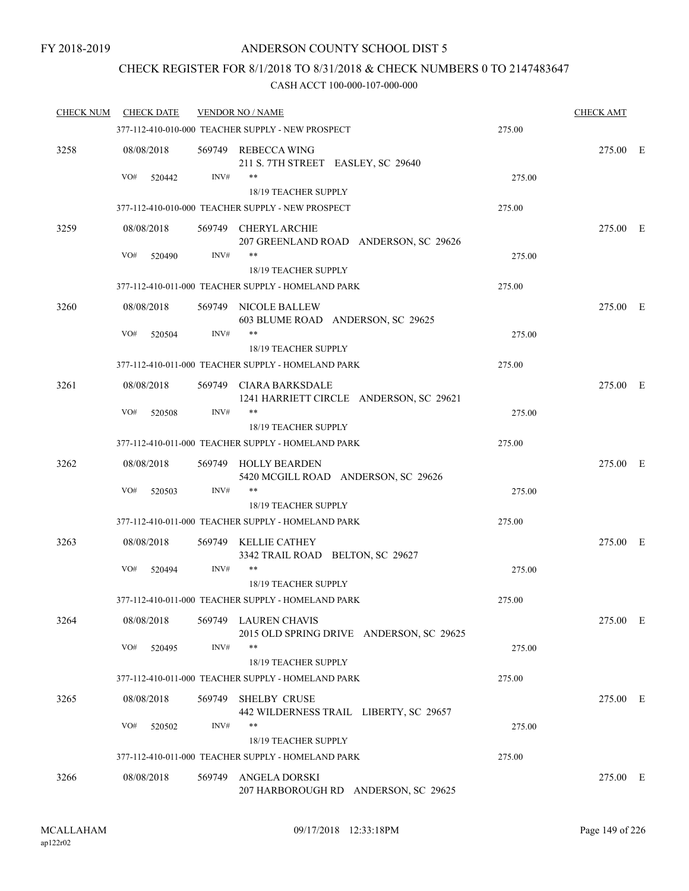FY 2018-2019

ANDERSON COUNTY SCHOOL DIST 5

CHECK REGISTER FOR 8/1/2018 TO 8/31/2018 & CHECK NUMBERS 0 TO 2147483647

CASH ACCT 100-000-107-000-000

| CHECK NUM | CHECK DATE | VENDOR NO / NAME | | CHECK AMT | |
|---|---|---|---|---|---|
| | | 377-112-410-010-000 TEACHER SUPPLY - NEW PROSPECT | 275.00 | | |
| 3258 | 08/08/2018 | 569749 REBECCA WING<br>211 S. 7TH STREET EASLEY, SC 29640 | | 275.00 | E |
| | VO# 520442 | INV# **<br>18/19 TEACHER SUPPLY | 275.00 | | |
| | | 377-112-410-010-000 TEACHER SUPPLY - NEW PROSPECT | 275.00 | | |
| 3259 | 08/08/2018 | 569749 CHERYL ARCHIE<br>207 GREENLAND ROAD ANDERSON, SC 29626 | | 275.00 | E |
| | VO# 520490 | INV# **<br>18/19 TEACHER SUPPLY | 275.00 | | |
| | | 377-112-410-011-000 TEACHER SUPPLY - HOMELAND PARK | 275.00 | | |
| 3260 | 08/08/2018 | 569749 NICOLE BALLEW<br>603 BLUME ROAD ANDERSON, SC 29625 | | 275.00 | E |
| | VO# 520504 | INV# **<br>18/19 TEACHER SUPPLY | 275.00 | | |
| | | 377-112-410-011-000 TEACHER SUPPLY - HOMELAND PARK | 275.00 | | |
| 3261 | 08/08/2018 | 569749 CIARA BARKSDALE<br>1241 HARRIETT CIRCLE ANDERSON, SC 29621 | | 275.00 | E |
| | VO# 520508 | INV# **<br>18/19 TEACHER SUPPLY | 275.00 | | |
| | | 377-112-410-011-000 TEACHER SUPPLY - HOMELAND PARK | 275.00 | | |
| 3262 | 08/08/2018 | 569749 HOLLY BEARDEN<br>5420 MCGILL ROAD ANDERSON, SC 29626 | | 275.00 | E |
| | VO# 520503 | INV# **<br>18/19 TEACHER SUPPLY | 275.00 | | |
| | | 377-112-410-011-000 TEACHER SUPPLY - HOMELAND PARK | 275.00 | | |
| 3263 | 08/08/2018 | 569749 KELLIE CATHEY<br>3342 TRAIL ROAD BELTON, SC 29627 | | 275.00 | E |
| | VO# 520494 | INV# **<br>18/19 TEACHER SUPPLY | 275.00 | | |
| | | 377-112-410-011-000 TEACHER SUPPLY - HOMELAND PARK | 275.00 | | |
| 3264 | 08/08/2018 | 569749 LAUREN CHAVIS<br>2015 OLD SPRING DRIVE ANDERSON, SC 29625 | | 275.00 | E |
| | VO# 520495 | INV# **<br>18/19 TEACHER SUPPLY | 275.00 | | |
| | | 377-112-410-011-000 TEACHER SUPPLY - HOMELAND PARK | 275.00 | | |
| 3265 | 08/08/2018 | 569749 SHELBY CRUSE<br>442 WILDERNESS TRAIL LIBERTY, SC 29657 | | 275.00 | E |
| | VO# 520502 | INV# **<br>18/19 TEACHER SUPPLY | 275.00 | | |
| | | 377-112-410-011-000 TEACHER SUPPLY - HOMELAND PARK | 275.00 | | |
| 3266 | 08/08/2018 | 569749 ANGELA DORSKI<br>207 HARBOROUGH RD ANDERSON, SC 29625 | | 275.00 | E |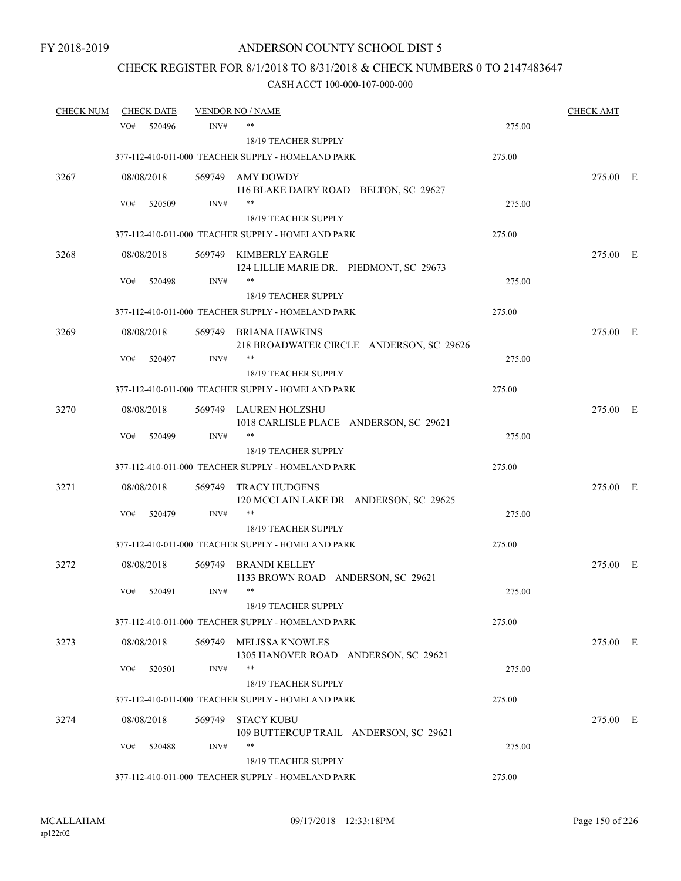FY 2018-2019

ANDERSON COUNTY SCHOOL DIST 5

CHECK REGISTER FOR 8/1/2018 TO 8/31/2018 & CHECK NUMBERS 0 TO 2147483647

CASH ACCT 100-000-107-000-000

| CHECK NUM | CHECK DATE | VENDOR NO / NAME | | CHECK AMT |
|---|---|---|---|---|
| | VO# 520496 | INV# ** 18/19 TEACHER SUPPLY | 275.00 | |
| | | 377-112-410-011-000 TEACHER SUPPLY - HOMELAND PARK | 275.00 | |
| 3267 | 08/08/2018 | 569749 AMY DOWDY 116 BLAKE DAIRY ROAD BELTON, SC 29627 | | 275.00 E |
| | VO# 520509 | INV# ** 18/19 TEACHER SUPPLY | 275.00 | |
| | | 377-112-410-011-000 TEACHER SUPPLY - HOMELAND PARK | 275.00 | |
| 3268 | 08/08/2018 | 569749 KIMBERLY EARGLE 124 LILLIE MARIE DR. PIEDMONT, SC 29673 | | 275.00 E |
| | VO# 520498 | INV# ** 18/19 TEACHER SUPPLY | 275.00 | |
| | | 377-112-410-011-000 TEACHER SUPPLY - HOMELAND PARK | 275.00 | |
| 3269 | 08/08/2018 | 569749 BRIANA HAWKINS 218 BROADWATER CIRCLE ANDERSON, SC 29626 | | 275.00 E |
| | VO# 520497 | INV# ** 18/19 TEACHER SUPPLY | 275.00 | |
| | | 377-112-410-011-000 TEACHER SUPPLY - HOMELAND PARK | 275.00 | |
| 3270 | 08/08/2018 | 569749 LAUREN HOLZSHU 1018 CARLISLE PLACE ANDERSON, SC 29621 | | 275.00 E |
| | VO# 520499 | INV# ** 18/19 TEACHER SUPPLY | 275.00 | |
| | | 377-112-410-011-000 TEACHER SUPPLY - HOMELAND PARK | 275.00 | |
| 3271 | 08/08/2018 | 569749 TRACY HUDGENS 120 MCCLAIN LAKE DR ANDERSON, SC 29625 | | 275.00 E |
| | VO# 520479 | INV# ** 18/19 TEACHER SUPPLY | 275.00 | |
| | | 377-112-410-011-000 TEACHER SUPPLY - HOMELAND PARK | 275.00 | |
| 3272 | 08/08/2018 | 569749 BRANDI KELLEY 1133 BROWN ROAD ANDERSON, SC 29621 | | 275.00 E |
| | VO# 520491 | INV# ** 18/19 TEACHER SUPPLY | 275.00 | |
| | | 377-112-410-011-000 TEACHER SUPPLY - HOMELAND PARK | 275.00 | |
| 3273 | 08/08/2018 | 569749 MELISSA KNOWLES 1305 HANOVER ROAD ANDERSON, SC 29621 | | 275.00 E |
| | VO# 520501 | INV# ** 18/19 TEACHER SUPPLY | 275.00 | |
| | | 377-112-410-011-000 TEACHER SUPPLY - HOMELAND PARK | 275.00 | |
| 3274 | 08/08/2018 | 569749 STACY KUBU 109 BUTTERCUP TRAIL ANDERSON, SC 29621 | | 275.00 E |
| | VO# 520488 | INV# ** 18/19 TEACHER SUPPLY | 275.00 | |
| | | 377-112-410-011-000 TEACHER SUPPLY - HOMELAND PARK | 275.00 | |

MCALLAHAM ap122r02 09/17/2018 12:33:18PM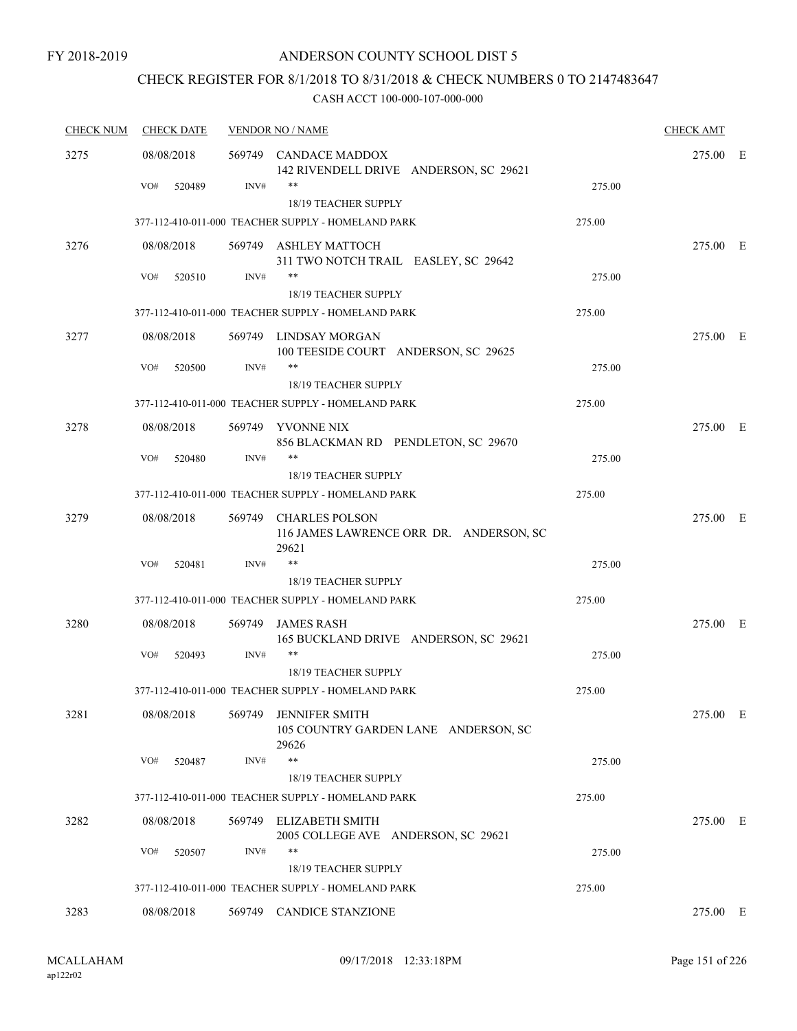FY 2018-2019

# ANDERSON COUNTY SCHOOL DIST 5

## CHECK REGISTER FOR 8/1/2018 TO 8/31/2018 & CHECK NUMBERS 0 TO 2147483647

### CASH ACCT 100-000-107-000-000

| CHECK NUM | CHECK DATE | VENDOR NO / NAME | | CHECK AMT | |
|---|---|---|---|---|---|
| 3275 | 08/08/2018 | 569749 CANDACE MADDOX<br>142 RIVENDELL DRIVE ANDERSON, SC 29621 | | 275.00 | E |
| | VO# 520489 | INV# ** 18/19 TEACHER SUPPLY | 275.00 | | |
| | | 377-112-410-011-000 TEACHER SUPPLY - HOMELAND PARK | 275.00 | | |
| 3276 | 08/08/2018 | 569749 ASHLEY MATTOCH<br>311 TWO NOTCH TRAIL EASLEY, SC 29642 | | 275.00 | E |
| | VO# 520510 | INV# ** 18/19 TEACHER SUPPLY | 275.00 | | |
| | | 377-112-410-011-000 TEACHER SUPPLY - HOMELAND PARK | 275.00 | | |
| 3277 | 08/08/2018 | 569749 LINDSAY MORGAN<br>100 TEESIDE COURT ANDERSON, SC 29625 | | 275.00 | E |
| | VO# 520500 | INV# ** 18/19 TEACHER SUPPLY | 275.00 | | |
| | | 377-112-410-011-000 TEACHER SUPPLY - HOMELAND PARK | 275.00 | | |
| 3278 | 08/08/2018 | 569749 YVONNE NIX<br>856 BLACKMAN RD PENDLETON, SC 29670 | | 275.00 | E |
| | VO# 520480 | INV# ** 18/19 TEACHER SUPPLY | 275.00 | | |
| | | 377-112-410-011-000 TEACHER SUPPLY - HOMELAND PARK | 275.00 | | |
| 3279 | 08/08/2018 | 569749 CHARLES POLSON<br>116 JAMES LAWRENCE ORR DR. ANDERSON, SC 29621 | | 275.00 | E |
| | VO# 520481 | INV# ** 18/19 TEACHER SUPPLY | 275.00 | | |
| | | 377-112-410-011-000 TEACHER SUPPLY - HOMELAND PARK | 275.00 | | |
| 3280 | 08/08/2018 | 569749 JAMES RASH<br>165 BUCKLAND DRIVE ANDERSON, SC 29621 | | 275.00 | E |
| | VO# 520493 | INV# ** 18/19 TEACHER SUPPLY | 275.00 | | |
| | | 377-112-410-011-000 TEACHER SUPPLY - HOMELAND PARK | 275.00 | | |
| 3281 | 08/08/2018 | 569749 JENNIFER SMITH<br>105 COUNTRY GARDEN LANE ANDERSON, SC 29626 | | 275.00 | E |
| | VO# 520487 | INV# ** 18/19 TEACHER SUPPLY | 275.00 | | |
| | | 377-112-410-011-000 TEACHER SUPPLY - HOMELAND PARK | 275.00 | | |
| 3282 | 08/08/2018 | 569749 ELIZABETH SMITH<br>2005 COLLEGE AVE ANDERSON, SC 29621 | | 275.00 | E |
| | VO# 520507 | INV# ** 18/19 TEACHER SUPPLY | 275.00 | | |
| | | 377-112-410-011-000 TEACHER SUPPLY - HOMELAND PARK | 275.00 | | |
| 3283 | 08/08/2018 | 569749 CANDICE STANZIONE | | 275.00 | E |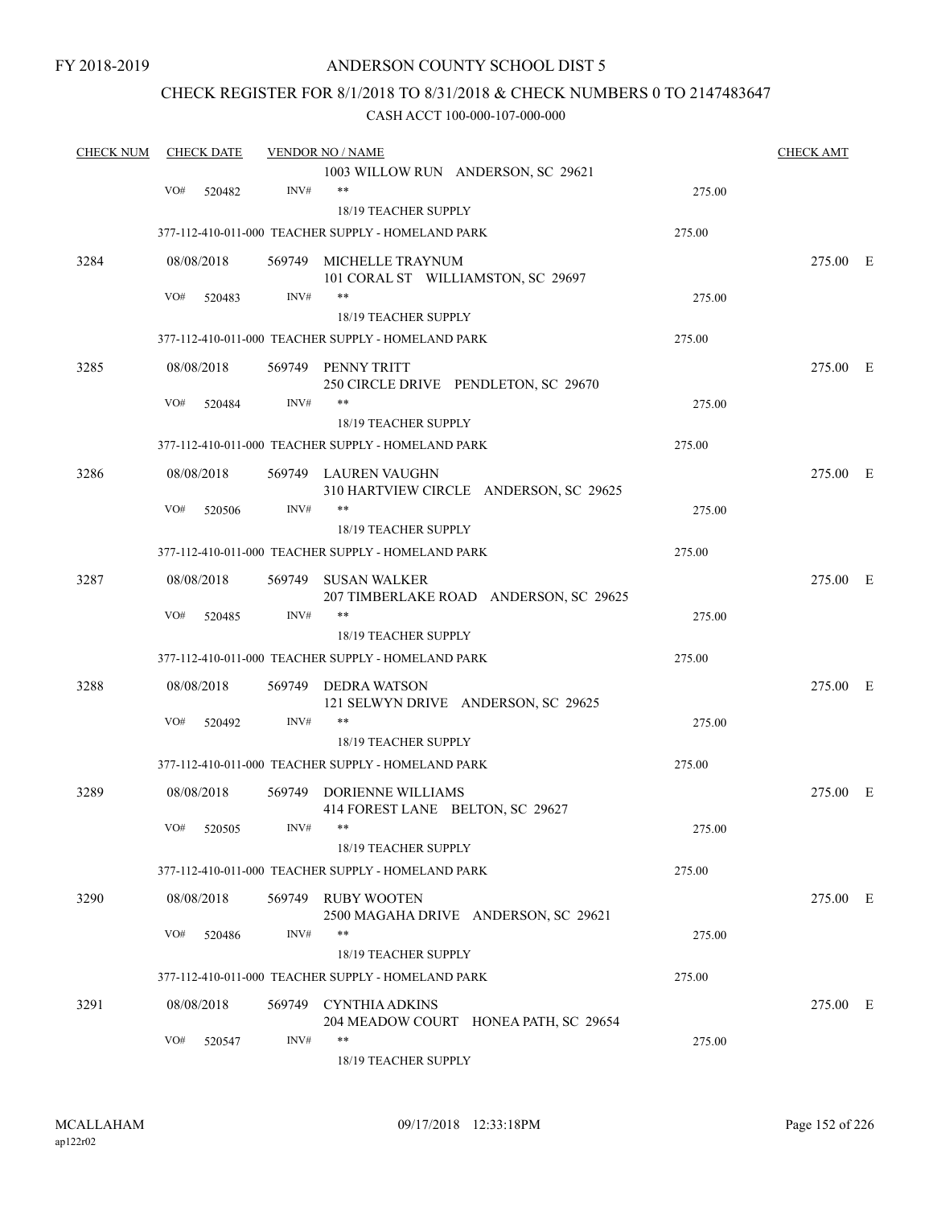FY 2018-2019

ANDERSON COUNTY SCHOOL DIST 5

CHECK REGISTER FOR 8/1/2018 TO 8/31/2018 & CHECK NUMBERS 0 TO 2147483647

CASH ACCT 100-000-107-000-000

| CHECK NUM | CHECK DATE | VENDOR NO / NAME | | CHECK AMT |
|---|---|---|---|---|
| | | 1003 WILLOW RUN ANDERSON, SC 29621 | | |
| | VO# 520482 | INV# ** | 275.00 | |
| | | 18/19 TEACHER SUPPLY | | |
| | | 377-112-410-011-000 TEACHER SUPPLY - HOMELAND PARK | 275.00 | |
| 3284 | 08/08/2018 | 569749 MICHELLE TRAYNUM<br>101 CORAL ST WILLIAMSTON, SC 29697 | | 275.00 E |
| | VO# 520483 | INV# ** | 275.00 | |
| | | 18/19 TEACHER SUPPLY | | |
| | | 377-112-410-011-000 TEACHER SUPPLY - HOMELAND PARK | 275.00 | |
| 3285 | 08/08/2018 | 569749 PENNY TRITT<br>250 CIRCLE DRIVE PENDLETON, SC 29670 | | 275.00 E |
| | VO# 520484 | INV# ** | 275.00 | |
| | | 18/19 TEACHER SUPPLY | | |
| | | 377-112-410-011-000 TEACHER SUPPLY - HOMELAND PARK | 275.00 | |
| 3286 | 08/08/2018 | 569749 LAUREN VAUGHN<br>310 HARTVIEW CIRCLE ANDERSON, SC 29625 | | 275.00 E |
| | VO# 520506 | INV# ** | 275.00 | |
| | | 18/19 TEACHER SUPPLY | | |
| | | 377-112-410-011-000 TEACHER SUPPLY - HOMELAND PARK | 275.00 | |
| 3287 | 08/08/2018 | 569749 SUSAN WALKER<br>207 TIMBERLAKE ROAD ANDERSON, SC 29625 | | 275.00 E |
| | VO# 520485 | INV# ** | 275.00 | |
| | | 18/19 TEACHER SUPPLY | | |
| | | 377-112-410-011-000 TEACHER SUPPLY - HOMELAND PARK | 275.00 | |
| 3288 | 08/08/2018 | 569749 DEDRA WATSON<br>121 SELWYN DRIVE ANDERSON, SC 29625 | | 275.00 E |
| | VO# 520492 | INV# ** | 275.00 | |
| | | 18/19 TEACHER SUPPLY | | |
| | | 377-112-410-011-000 TEACHER SUPPLY - HOMELAND PARK | 275.00 | |
| 3289 | 08/08/2018 | 569749 DORIENNE WILLIAMS<br>414 FOREST LANE BELTON, SC 29627 | | 275.00 E |
| | VO# 520505 | INV# ** | 275.00 | |
| | | 18/19 TEACHER SUPPLY | | |
| | | 377-112-410-011-000 TEACHER SUPPLY - HOMELAND PARK | 275.00 | |
| 3290 | 08/08/2018 | 569749 RUBY WOOTEN<br>2500 MAGAHA DRIVE ANDERSON, SC 29621 | | 275.00 E |
| | VO# 520486 | INV# ** | 275.00 | |
| | | 18/19 TEACHER SUPPLY | | |
| | | 377-112-410-011-000 TEACHER SUPPLY - HOMELAND PARK | 275.00 | |
| 3291 | 08/08/2018 | 569749 CYNTHIA ADKINS<br>204 MEADOW COURT HONEA PATH, SC 29654 | | 275.00 E |
| | VO# 520547 | INV# ** | 275.00 | |
| | | 18/19 TEACHER SUPPLY | | |

MCALLAHAM
ap122r02

09/17/2018 12:33:18PM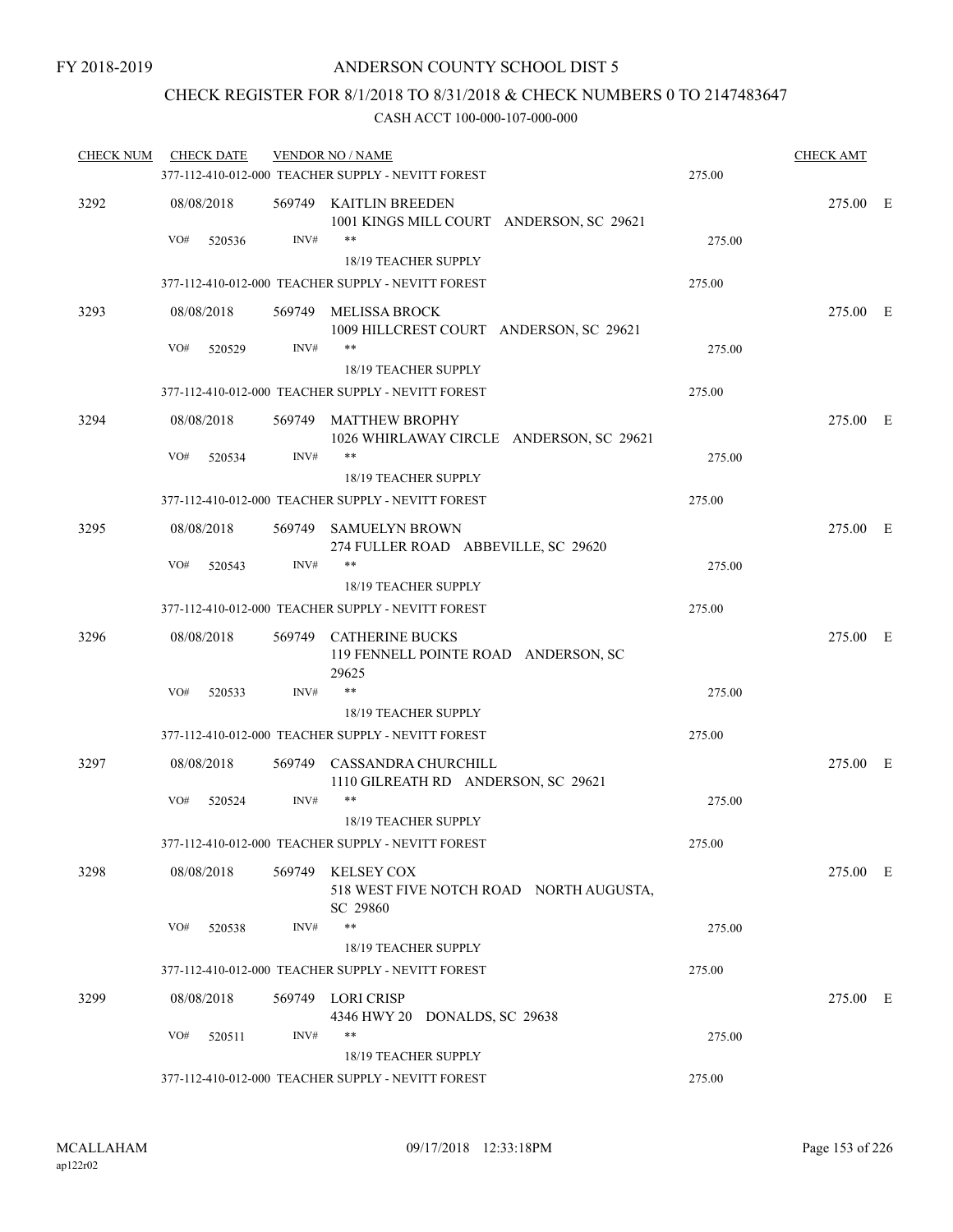FY 2018-2019

# ANDERSON COUNTY SCHOOL DIST 5

## CHECK REGISTER FOR 8/1/2018 TO 8/31/2018 & CHECK NUMBERS 0 TO 2147483647

### CASH ACCT 100-000-107-000-000

| CHECK NUM | CHECK DATE | VENDOR NO / NAME | | CHECK AMT | |
|---|---|---|---|---|---|
| | | 377-112-410-012-000 TEACHER SUPPLY - NEVITT FOREST | 275.00 | | |
| 3292 | 08/08/2018 | 569749 KAITLIN BREEDEN<br>1001 KINGS MILL COURT ANDERSON, SC 29621 | | 275.00 | E |
| | VO# 520536 | INV# **<br>18/19 TEACHER SUPPLY | 275.00 | | |
| | | 377-112-410-012-000 TEACHER SUPPLY - NEVITT FOREST | 275.00 | | |
| 3293 | 08/08/2018 | 569749 MELISSA BROCK<br>1009 HILLCREST COURT ANDERSON, SC 29621 | | 275.00 | E |
| | VO# 520529 | INV# **<br>18/19 TEACHER SUPPLY | 275.00 | | |
| | | 377-112-410-012-000 TEACHER SUPPLY - NEVITT FOREST | 275.00 | | |
| 3294 | 08/08/2018 | 569749 MATTHEW BROPHY<br>1026 WHIRLAWAY CIRCLE ANDERSON, SC 29621 | | 275.00 | E |
| | VO# 520534 | INV# **<br>18/19 TEACHER SUPPLY | 275.00 | | |
| | | 377-112-410-012-000 TEACHER SUPPLY - NEVITT FOREST | 275.00 | | |
| 3295 | 08/08/2018 | 569749 SAMUELYN BROWN<br>274 FULLER ROAD ABBEVILLE, SC 29620 | | 275.00 | E |
| | VO# 520543 | INV# **<br>18/19 TEACHER SUPPLY | 275.00 | | |
| | | 377-112-410-012-000 TEACHER SUPPLY - NEVITT FOREST | 275.00 | | |
| 3296 | 08/08/2018 | 569749 CATHERINE BUCKS<br>119 FENNELL POINTE ROAD ANDERSON, SC 29625 | | 275.00 | E |
| | VO# 520533 | INV# **<br>18/19 TEACHER SUPPLY | 275.00 | | |
| | | 377-112-410-012-000 TEACHER SUPPLY - NEVITT FOREST | 275.00 | | |
| 3297 | 08/08/2018 | 569749 CASSANDRA CHURCHILL<br>1110 GILREATH RD ANDERSON, SC 29621 | | 275.00 | E |
| | VO# 520524 | INV# **<br>18/19 TEACHER SUPPLY | 275.00 | | |
| | | 377-112-410-012-000 TEACHER SUPPLY - NEVITT FOREST | 275.00 | | |
| 3298 | 08/08/2018 | 569749 KELSEY COX<br>518 WEST FIVE NOTCH ROAD NORTH AUGUSTA, SC 29860 | | 275.00 | E |
| | VO# 520538 | INV# **<br>18/19 TEACHER SUPPLY | 275.00 | | |
| | | 377-112-410-012-000 TEACHER SUPPLY - NEVITT FOREST | 275.00 | | |
| 3299 | 08/08/2018 | 569749 LORI CRISP<br>4346 HWY 20 DONALDS, SC 29638 | | 275.00 | E |
| | VO# 520511 | INV# **<br>18/19 TEACHER SUPPLY | 275.00 | | |
| | | 377-112-410-012-000 TEACHER SUPPLY - NEVITT FOREST | 275.00 | | |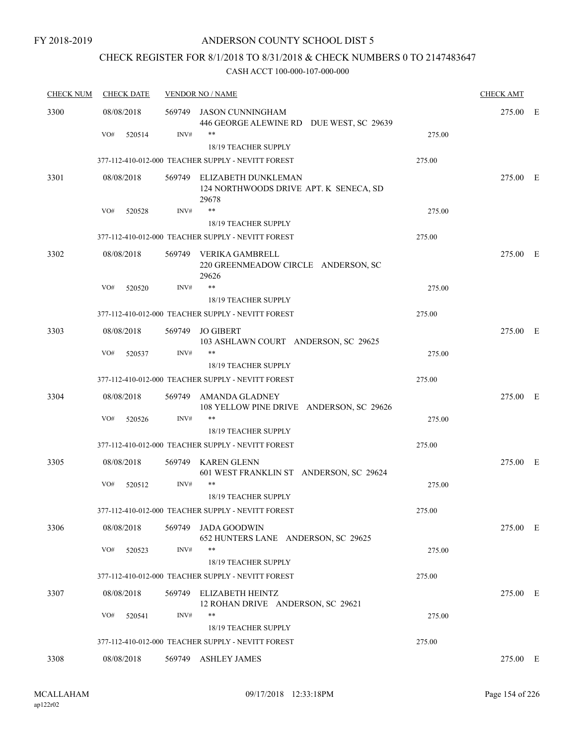FY 2018-2019

# ANDERSON COUNTY SCHOOL DIST 5

## CHECK REGISTER FOR 8/1/2018 TO 8/31/2018 & CHECK NUMBERS 0 TO 2147483647

### CASH ACCT 100-000-107-000-000

| CHECK NUM | CHECK DATE | VENDOR NO / NAME | | CHECK AMT | |
|---|---|---|---|---|---|
| 3300 | 08/08/2018 | 569749 JASON CUNNINGHAM<br>446 GEORGE ALEWINE RD DUE WEST, SC 29639 | | 275.00 | E |
| | VO# 520514 | INV# ** | 275.00 | | |
| | | 18/19 TEACHER SUPPLY | | | |
| | 377-112-410-012-000 TEACHER SUPPLY - NEVITT FOREST | | 275.00 | | |
| 3301 | 08/08/2018 | 569749 ELIZABETH DUNKLEMAN<br>124 NORTHWOODS DRIVE APT. K SENECA, SD 29678 | | 275.00 | E |
| | VO# 520528 | INV# ** | 275.00 | | |
| | | 18/19 TEACHER SUPPLY | | | |
| | 377-112-410-012-000 TEACHER SUPPLY - NEVITT FOREST | | 275.00 | | |
| 3302 | 08/08/2018 | 569749 VERIKA GAMBRELL<br>220 GREENMEADOW CIRCLE ANDERSON, SC 29626 | | 275.00 | E |
| | VO# 520520 | INV# ** | 275.00 | | |
| | | 18/19 TEACHER SUPPLY | | | |
| | 377-112-410-012-000 TEACHER SUPPLY - NEVITT FOREST | | 275.00 | | |
| 3303 | 08/08/2018 | 569749 JO GIBERT<br>103 ASHLAWN COURT ANDERSON, SC 29625 | | 275.00 | E |
| | VO# 520537 | INV# ** | 275.00 | | |
| | | 18/19 TEACHER SUPPLY | | | |
| | 377-112-410-012-000 TEACHER SUPPLY - NEVITT FOREST | | 275.00 | | |
| 3304 | 08/08/2018 | 569749 AMANDA GLADNEY<br>108 YELLOW PINE DRIVE ANDERSON, SC 29626 | | 275.00 | E |
| | VO# 520526 | INV# ** | 275.00 | | |
| | | 18/19 TEACHER SUPPLY | | | |
| | 377-112-410-012-000 TEACHER SUPPLY - NEVITT FOREST | | 275.00 | | |
| 3305 | 08/08/2018 | 569749 KAREN GLENN<br>601 WEST FRANKLIN ST ANDERSON, SC 29624 | | 275.00 | E |
| | VO# 520512 | INV# ** | 275.00 | | |
| | | 18/19 TEACHER SUPPLY | | | |
| | 377-112-410-012-000 TEACHER SUPPLY - NEVITT FOREST | | 275.00 | | |
| 3306 | 08/08/2018 | 569749 JADA GOODWIN<br>652 HUNTERS LANE ANDERSON, SC 29625 | | 275.00 | E |
| | VO# 520523 | INV# ** | 275.00 | | |
| | | 18/19 TEACHER SUPPLY | | | |
| | 377-112-410-012-000 TEACHER SUPPLY - NEVITT FOREST | | 275.00 | | |
| 3307 | 08/08/2018 | 569749 ELIZABETH HEINTZ<br>12 ROHAN DRIVE ANDERSON, SC 29621 | | 275.00 | E |
| | VO# 520541 | INV# ** | 275.00 | | |
| | | 18/19 TEACHER SUPPLY | | | |
| | 377-112-410-012-000 TEACHER SUPPLY - NEVITT FOREST | | 275.00 | | |
| 3308 | 08/08/2018 | 569749 ASHLEY JAMES | | 275.00 | E |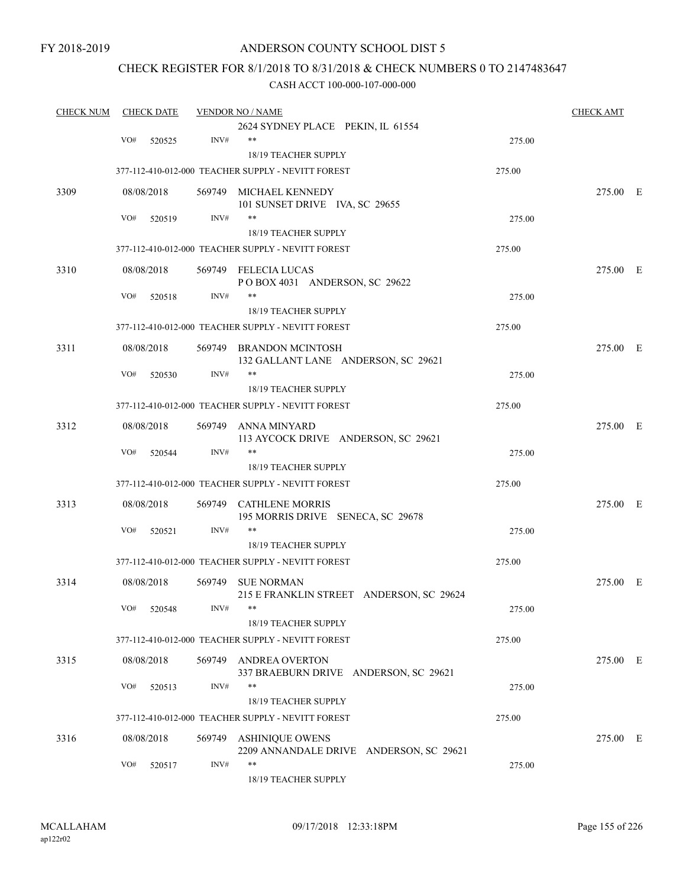FY 2018-2019

# ANDERSON COUNTY SCHOOL DIST 5

## CHECK REGISTER FOR 8/1/2018 TO 8/31/2018 & CHECK NUMBERS 0 TO 2147483647

### CASH ACCT 100-000-107-000-000

| CHECK NUM | CHECK DATE | VENDOR NO / NAME | | CHECK AMT |
|---|---|---|---|---|
| | | 2624 SYDNEY PLACE PEKIN, IL 61554 | | |
| | VO# 520525 | INV# ** | 275.00 | |
| | | 18/19 TEACHER SUPPLY | | |
| | | 377-112-410-012-000 TEACHER SUPPLY - NEVITT FOREST | 275.00 | |
| 3309 | 08/08/2018 | 569749 MICHAEL KENNEDY<br>101 SUNSET DRIVE IVA, SC 29655 | | 275.00 E |
| | VO# 520519 | INV# ** | 275.00 | |
| | | 18/19 TEACHER SUPPLY | | |
| | | 377-112-410-012-000 TEACHER SUPPLY - NEVITT FOREST | 275.00 | |
| 3310 | 08/08/2018 | 569749 FELECIA LUCAS<br>P O BOX 4031 ANDERSON, SC 29622 | | 275.00 E |
| | VO# 520518 | INV# ** | 275.00 | |
| | | 18/19 TEACHER SUPPLY | | |
| | | 377-112-410-012-000 TEACHER SUPPLY - NEVITT FOREST | 275.00 | |
| 3311 | 08/08/2018 | 569749 BRANDON MCINTOSH<br>132 GALLANT LANE ANDERSON, SC 29621 | | 275.00 E |
| | VO# 520530 | INV# ** | 275.00 | |
| | | 18/19 TEACHER SUPPLY | | |
| | | 377-112-410-012-000 TEACHER SUPPLY - NEVITT FOREST | 275.00 | |
| 3312 | 08/08/2018 | 569749 ANNA MINYARD<br>113 AYCOCK DRIVE ANDERSON, SC 29621 | | 275.00 E |
| | VO# 520544 | INV# ** | 275.00 | |
| | | 18/19 TEACHER SUPPLY | | |
| | | 377-112-410-012-000 TEACHER SUPPLY - NEVITT FOREST | 275.00 | |
| 3313 | 08/08/2018 | 569749 CATHLENE MORRIS<br>195 MORRIS DRIVE SENECA, SC 29678 | | 275.00 E |
| | VO# 520521 | INV# ** | 275.00 | |
| | | 18/19 TEACHER SUPPLY | | |
| | | 377-112-410-012-000 TEACHER SUPPLY - NEVITT FOREST | 275.00 | |
| 3314 | 08/08/2018 | 569749 SUE NORMAN<br>215 E FRANKLIN STREET ANDERSON, SC 29624 | | 275.00 E |
| | VO# 520548 | INV# ** | 275.00 | |
| | | 18/19 TEACHER SUPPLY | | |
| | | 377-112-410-012-000 TEACHER SUPPLY - NEVITT FOREST | 275.00 | |
| 3315 | 08/08/2018 | 569749 ANDREA OVERTON<br>337 BRAEBURN DRIVE ANDERSON, SC 29621 | | 275.00 E |
| | VO# 520513 | INV# ** | 275.00 | |
| | | 18/19 TEACHER SUPPLY | | |
| | | 377-112-410-012-000 TEACHER SUPPLY - NEVITT FOREST | 275.00 | |
| 3316 | 08/08/2018 | 569749 ASHINIQUE OWENS<br>2209 ANNANDALE DRIVE ANDERSON, SC 29621 | | 275.00 E |
| | VO# 520517 | INV# ** | 275.00 | |
| | | 18/19 TEACHER SUPPLY | | |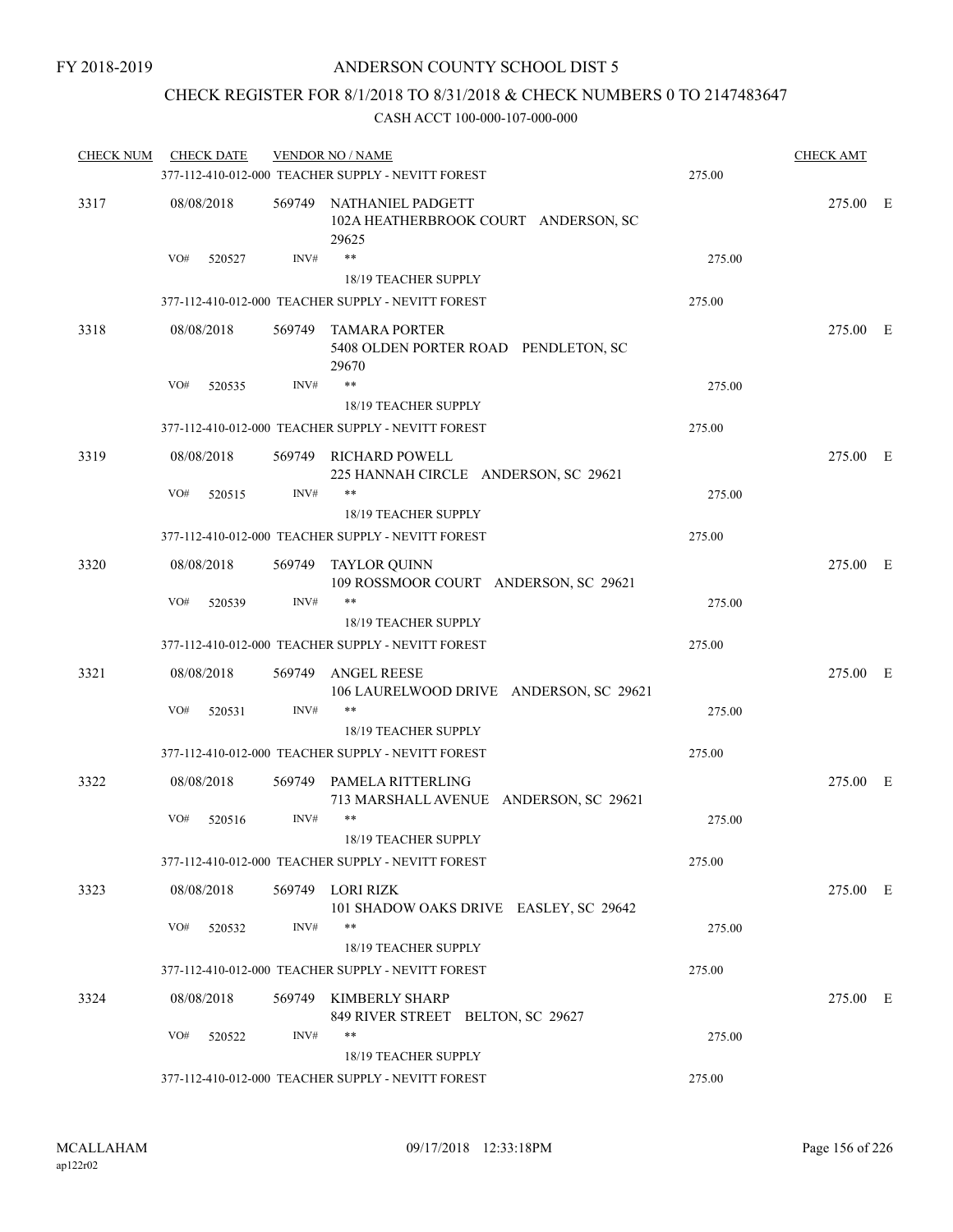FY 2018-2019

# ANDERSON COUNTY SCHOOL DIST 5

## CHECK REGISTER FOR 8/1/2018 TO 8/31/2018 & CHECK NUMBERS 0 TO 2147483647

### CASH ACCT 100-000-107-000-000

| CHECK NUM | CHECK DATE | VENDOR NO / NAME | | CHECK AMT | |
|---|---|---|---|---|---|
| | | 377-112-410-012-000 TEACHER SUPPLY - NEVITT FOREST | 275.00 | | |
| 3317 | 08/08/2018 | 569749 NATHANIEL PADGETT<br>102A HEATHERBROOK COURT ANDERSON, SC 29625 | | 275.00 | E |
| | VO# 520527 | INV# ** 18/19 TEACHER SUPPLY | 275.00 | | |
| | | 377-112-410-012-000 TEACHER SUPPLY - NEVITT FOREST | 275.00 | | |
| 3318 | 08/08/2018 | 569749 TAMARA PORTER<br>5408 OLDEN PORTER ROAD PENDLETON, SC 29670 | | 275.00 | E |
| | VO# 520535 | INV# ** 18/19 TEACHER SUPPLY | 275.00 | | |
| | | 377-112-410-012-000 TEACHER SUPPLY - NEVITT FOREST | 275.00 | | |
| 3319 | 08/08/2018 | 569749 RICHARD POWELL<br>225 HANNAH CIRCLE ANDERSON, SC 29621 | | 275.00 | E |
| | VO# 520515 | INV# ** 18/19 TEACHER SUPPLY | 275.00 | | |
| | | 377-112-410-012-000 TEACHER SUPPLY - NEVITT FOREST | 275.00 | | |
| 3320 | 08/08/2018 | 569749 TAYLOR QUINN<br>109 ROSSMOOR COURT ANDERSON, SC 29621 | | 275.00 | E |
| | VO# 520539 | INV# ** 18/19 TEACHER SUPPLY | 275.00 | | |
| | | 377-112-410-012-000 TEACHER SUPPLY - NEVITT FOREST | 275.00 | | |
| 3321 | 08/08/2018 | 569749 ANGEL REESE<br>106 LAURELWOOD DRIVE ANDERSON, SC 29621 | | 275.00 | E |
| | VO# 520531 | INV# ** 18/19 TEACHER SUPPLY | 275.00 | | |
| | | 377-112-410-012-000 TEACHER SUPPLY - NEVITT FOREST | 275.00 | | |
| 3322 | 08/08/2018 | 569749 PAMELA RITTERLING<br>713 MARSHALL AVENUE ANDERSON, SC 29621 | | 275.00 | E |
| | VO# 520516 | INV# ** 18/19 TEACHER SUPPLY | 275.00 | | |
| | | 377-112-410-012-000 TEACHER SUPPLY - NEVITT FOREST | 275.00 | | |
| 3323 | 08/08/2018 | 569749 LORI RIZK<br>101 SHADOW OAKS DRIVE EASLEY, SC 29642 | | 275.00 | E |
| | VO# 520532 | INV# ** 18/19 TEACHER SUPPLY | 275.00 | | |
| | | 377-112-410-012-000 TEACHER SUPPLY - NEVITT FOREST | 275.00 | | |
| 3324 | 08/08/2018 | 569749 KIMBERLY SHARP<br>849 RIVER STREET BELTON, SC 29627 | | 275.00 | E |
| | VO# 520522 | INV# ** 18/19 TEACHER SUPPLY | 275.00 | | |
| | | 377-112-410-012-000 TEACHER SUPPLY - NEVITT FOREST | 275.00 | | |

MCALLAHAM
ap122r02

09/17/2018 12:33:18PM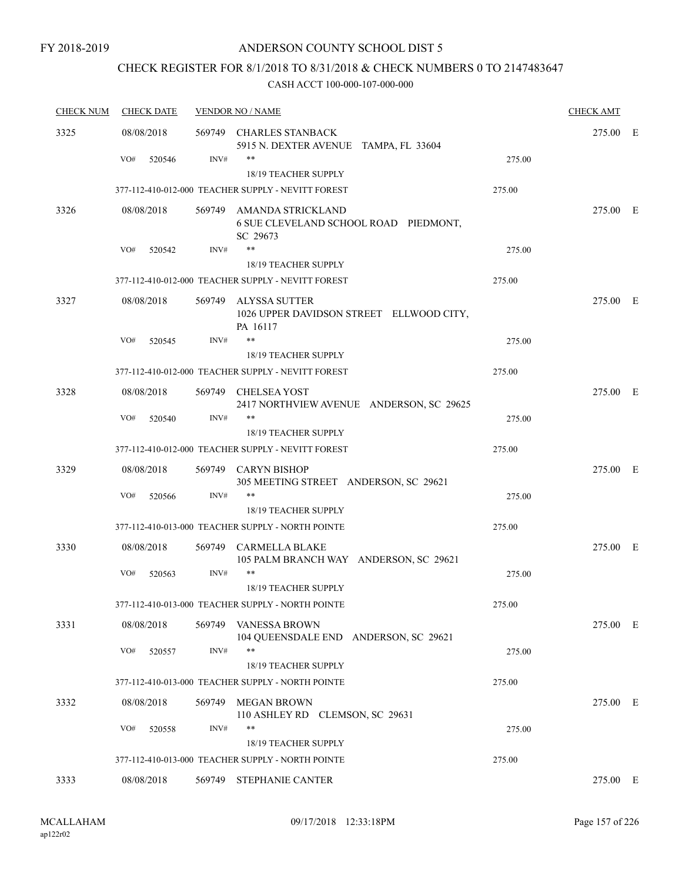FY 2018-2019

ANDERSON COUNTY SCHOOL DIST 5

CHECK REGISTER FOR 8/1/2018 TO 8/31/2018 & CHECK NUMBERS 0 TO 2147483647

CASH ACCT 100-000-107-000-000

| CHECK NUM | CHECK DATE | VENDOR NO / NAME | | CHECK AMT |
|---|---|---|---|---|
| 3325 | 08/08/2018 | 569749 CHARLES STANBACK<br>5915 N. DEXTER AVENUE TAMPA, FL 33604 | | 275.00 E |
| | VO# 520546 | INV# **<br>18/19 TEACHER SUPPLY | 275.00 | |
| | | 377-112-410-012-000 TEACHER SUPPLY - NEVITT FOREST | 275.00 | |
| 3326 | 08/08/2018 | 569749 AMANDA STRICKLAND<br>6 SUE CLEVELAND SCHOOL ROAD PIEDMONT, SC 29673 | | 275.00 E |
| | VO# 520542 | INV# **<br>18/19 TEACHER SUPPLY | 275.00 | |
| | | 377-112-410-012-000 TEACHER SUPPLY - NEVITT FOREST | 275.00 | |
| 3327 | 08/08/2018 | 569749 ALYSSA SUTTER<br>1026 UPPER DAVIDSON STREET ELLWOOD CITY, PA 16117 | | 275.00 E |
| | VO# 520545 | INV# **<br>18/19 TEACHER SUPPLY | 275.00 | |
| | | 377-112-410-012-000 TEACHER SUPPLY - NEVITT FOREST | 275.00 | |
| 3328 | 08/08/2018 | 569749 CHELSEA YOST<br>2417 NORTHVIEW AVENUE ANDERSON, SC 29625 | | 275.00 E |
| | VO# 520540 | INV# **<br>18/19 TEACHER SUPPLY | 275.00 | |
| | | 377-112-410-012-000 TEACHER SUPPLY - NEVITT FOREST | 275.00 | |
| 3329 | 08/08/2018 | 569749 CARYN BISHOP<br>305 MEETING STREET ANDERSON, SC 29621 | | 275.00 E |
| | VO# 520566 | INV# **<br>18/19 TEACHER SUPPLY | 275.00 | |
| | | 377-112-410-013-000 TEACHER SUPPLY - NORTH POINTE | 275.00 | |
| 3330 | 08/08/2018 | 569749 CARMELLA BLAKE<br>105 PALM BRANCH WAY ANDERSON, SC 29621 | | 275.00 E |
| | VO# 520563 | INV# **<br>18/19 TEACHER SUPPLY | 275.00 | |
| | | 377-112-410-013-000 TEACHER SUPPLY - NORTH POINTE | 275.00 | |
| 3331 | 08/08/2018 | 569749 VANESSA BROWN<br>104 QUEENSDALE END ANDERSON, SC 29621 | | 275.00 E |
| | VO# 520557 | INV# **<br>18/19 TEACHER SUPPLY | 275.00 | |
| | | 377-112-410-013-000 TEACHER SUPPLY - NORTH POINTE | 275.00 | |
| 3332 | 08/08/2018 | 569749 MEGAN BROWN<br>110 ASHLEY RD CLEMSON, SC 29631 | | 275.00 E |
| | VO# 520558 | INV# **<br>18/19 TEACHER SUPPLY | 275.00 | |
| | | 377-112-410-013-000 TEACHER SUPPLY - NORTH POINTE | 275.00 | |
| 3333 | 08/08/2018 | 569749 STEPHANIE CANTER | | 275.00 E |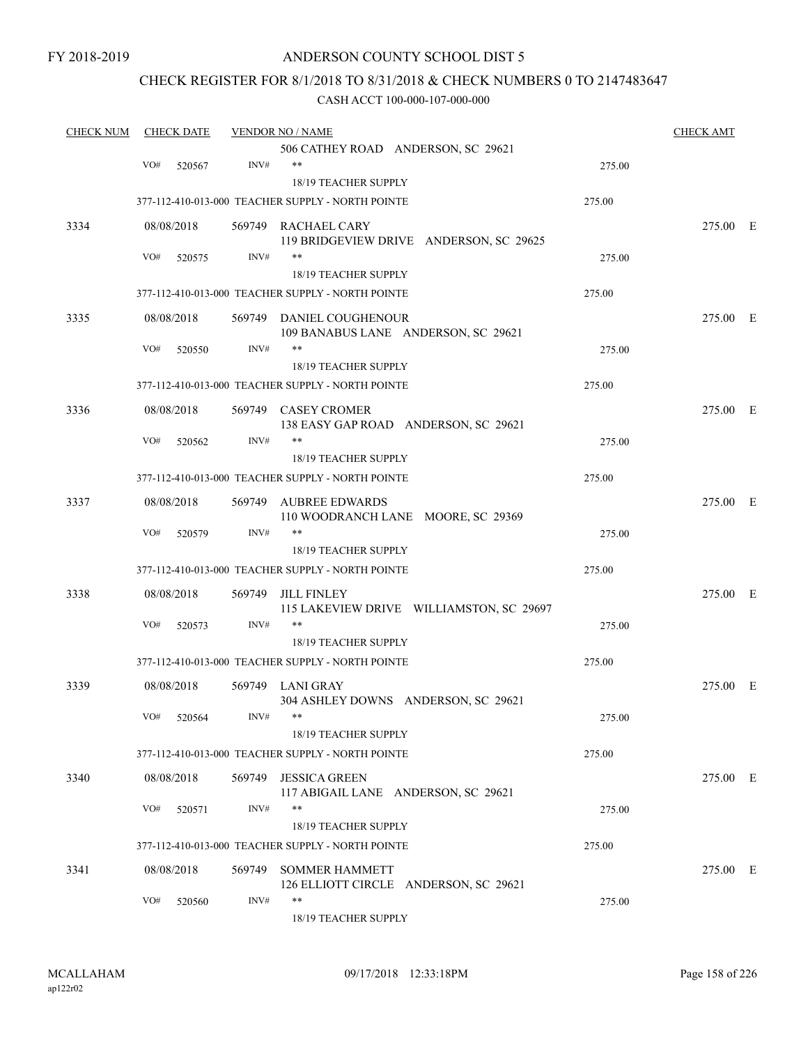FY 2018-2019

ANDERSON COUNTY SCHOOL DIST 5

CHECK REGISTER FOR 8/1/2018 TO 8/31/2018 & CHECK NUMBERS 0 TO 2147483647

CASH ACCT 100-000-107-000-000

| CHECK NUM | CHECK DATE | VENDOR NO / NAME | | CHECK AMT |
|---|---|---|---|---|
| | | 506 CATHEY ROAD ANDERSON, SC 29621 | | |
| | VO# 520567 | INV# ** 18/19 TEACHER SUPPLY | 275.00 | |
| | | 377-112-410-013-000 TEACHER SUPPLY - NORTH POINTE | 275.00 | |
| 3334 | 08/08/2018 | 569749 RACHAEL CARY 119 BRIDGEVIEW DRIVE ANDERSON, SC 29625 | | 275.00 E |
| | VO# 520575 | INV# ** 18/19 TEACHER SUPPLY | 275.00 | |
| | | 377-112-410-013-000 TEACHER SUPPLY - NORTH POINTE | 275.00 | |
| 3335 | 08/08/2018 | 569749 DANIEL COUGHENOUR 109 BANABUS LANE ANDERSON, SC 29621 | | 275.00 E |
| | VO# 520550 | INV# ** 18/19 TEACHER SUPPLY | 275.00 | |
| | | 377-112-410-013-000 TEACHER SUPPLY - NORTH POINTE | 275.00 | |
| 3336 | 08/08/2018 | 569749 CASEY CROMER 138 EASY GAP ROAD ANDERSON, SC 29621 | | 275.00 E |
| | VO# 520562 | INV# ** 18/19 TEACHER SUPPLY | 275.00 | |
| | | 377-112-410-013-000 TEACHER SUPPLY - NORTH POINTE | 275.00 | |
| 3337 | 08/08/2018 | 569749 AUBREE EDWARDS 110 WOODRANCH LANE MOORE, SC 29369 | | 275.00 E |
| | VO# 520579 | INV# ** 18/19 TEACHER SUPPLY | 275.00 | |
| | | 377-112-410-013-000 TEACHER SUPPLY - NORTH POINTE | 275.00 | |
| 3338 | 08/08/2018 | 569749 JILL FINLEY 115 LAKEVIEW DRIVE WILLIAMSTON, SC 29697 | | 275.00 E |
| | VO# 520573 | INV# ** 18/19 TEACHER SUPPLY | 275.00 | |
| | | 377-112-410-013-000 TEACHER SUPPLY - NORTH POINTE | 275.00 | |
| 3339 | 08/08/2018 | 569749 LANI GRAY 304 ASHLEY DOWNS ANDERSON, SC 29621 | | 275.00 E |
| | VO# 520564 | INV# ** 18/19 TEACHER SUPPLY | 275.00 | |
| | | 377-112-410-013-000 TEACHER SUPPLY - NORTH POINTE | 275.00 | |
| 3340 | 08/08/2018 | 569749 JESSICA GREEN 117 ABIGAIL LANE ANDERSON, SC 29621 | | 275.00 E |
| | VO# 520571 | INV# ** 18/19 TEACHER SUPPLY | 275.00 | |
| | | 377-112-410-013-000 TEACHER SUPPLY - NORTH POINTE | 275.00 | |
| 3341 | 08/08/2018 | 569749 SOMMER HAMMETT 126 ELLIOTT CIRCLE ANDERSON, SC 29621 | | 275.00 E |
| | VO# 520560 | INV# ** 18/19 TEACHER SUPPLY | 275.00 | |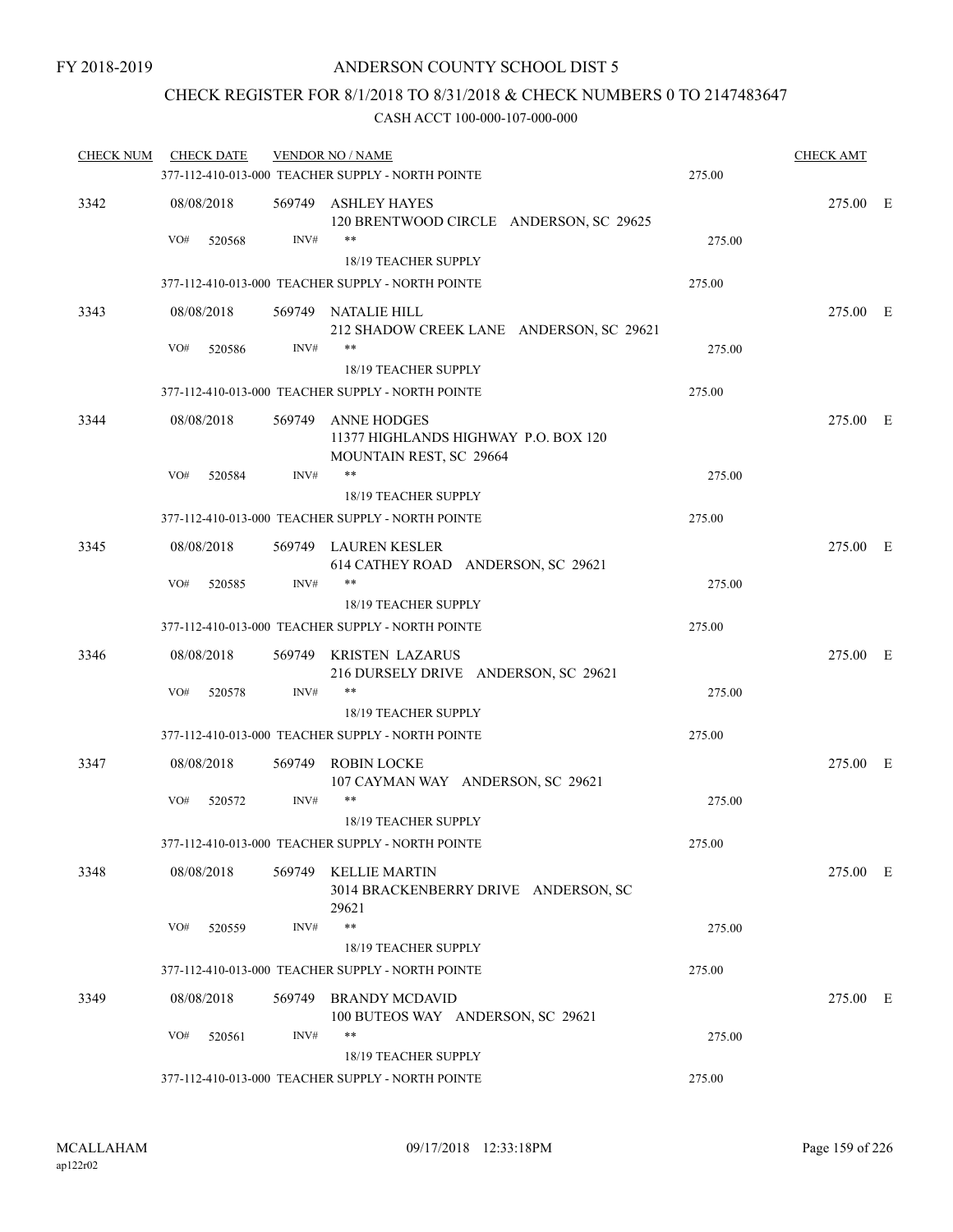FY 2018-2019

# ANDERSON COUNTY SCHOOL DIST 5

## CHECK REGISTER FOR 8/1/2018 TO 8/31/2018 & CHECK NUMBERS 0 TO 2147483647

### CASH ACCT 100-000-107-000-000

| CHECK NUM | CHECK DATE | VENDOR NO / NAME | | CHECK AMT | |
|---|---|---|---|---|---|
| | | 377-112-410-013-000 TEACHER SUPPLY - NORTH POINTE | 275.00 | | |
| 3342 | 08/08/2018 | 569749 ASHLEY HAYES<br>120 BRENTWOOD CIRCLE ANDERSON, SC 29625 | | 275.00 | E |
| | VO# 520568 | INV# **<br>18/19 TEACHER SUPPLY | 275.00 | | |
| | | 377-112-410-013-000 TEACHER SUPPLY - NORTH POINTE | 275.00 | | |
| 3343 | 08/08/2018 | 569749 NATALIE HILL<br>212 SHADOW CREEK LANE ANDERSON, SC 29621 | | 275.00 | E |
| | VO# 520586 | INV# **<br>18/19 TEACHER SUPPLY | 275.00 | | |
| | | 377-112-410-013-000 TEACHER SUPPLY - NORTH POINTE | 275.00 | | |
| 3344 | 08/08/2018 | 569749 ANNE HODGES<br>11377 HIGHLANDS HIGHWAY P.O. BOX 120<br>MOUNTAIN REST, SC 29664 | | 275.00 | E |
| | VO# 520584 | INV# **<br>18/19 TEACHER SUPPLY | 275.00 | | |
| | | 377-112-410-013-000 TEACHER SUPPLY - NORTH POINTE | 275.00 | | |
| 3345 | 08/08/2018 | 569749 LAUREN KESLER<br>614 CATHEY ROAD ANDERSON, SC 29621 | | 275.00 | E |
| | VO# 520585 | INV# **<br>18/19 TEACHER SUPPLY | 275.00 | | |
| | | 377-112-410-013-000 TEACHER SUPPLY - NORTH POINTE | 275.00 | | |
| 3346 | 08/08/2018 | 569749 KRISTEN LAZARUS<br>216 DURSELY DRIVE ANDERSON, SC 29621 | | 275.00 | E |
| | VO# 520578 | INV# **<br>18/19 TEACHER SUPPLY | 275.00 | | |
| | | 377-112-410-013-000 TEACHER SUPPLY - NORTH POINTE | 275.00 | | |
| 3347 | 08/08/2018 | 569749 ROBIN LOCKE<br>107 CAYMAN WAY ANDERSON, SC 29621 | | 275.00 | E |
| | VO# 520572 | INV# **<br>18/19 TEACHER SUPPLY | 275.00 | | |
| | | 377-112-410-013-000 TEACHER SUPPLY - NORTH POINTE | 275.00 | | |
| 3348 | 08/08/2018 | 569749 KELLIE MARTIN<br>3014 BRACKENBERRY DRIVE ANDERSON, SC 29621 | | 275.00 | E |
| | VO# 520559 | INV# **<br>18/19 TEACHER SUPPLY | 275.00 | | |
| | | 377-112-410-013-000 TEACHER SUPPLY - NORTH POINTE | 275.00 | | |
| 3349 | 08/08/2018 | 569749 BRANDY MCDAVID<br>100 BUTEOS WAY ANDERSON, SC 29621 | | 275.00 | E |
| | VO# 520561 | INV# **<br>18/19 TEACHER SUPPLY | 275.00 | | |
| | | 377-112-410-013-000 TEACHER SUPPLY - NORTH POINTE | 275.00 | | |

MCALLAHAM
ap122r02

09/17/2018 12:33:18PM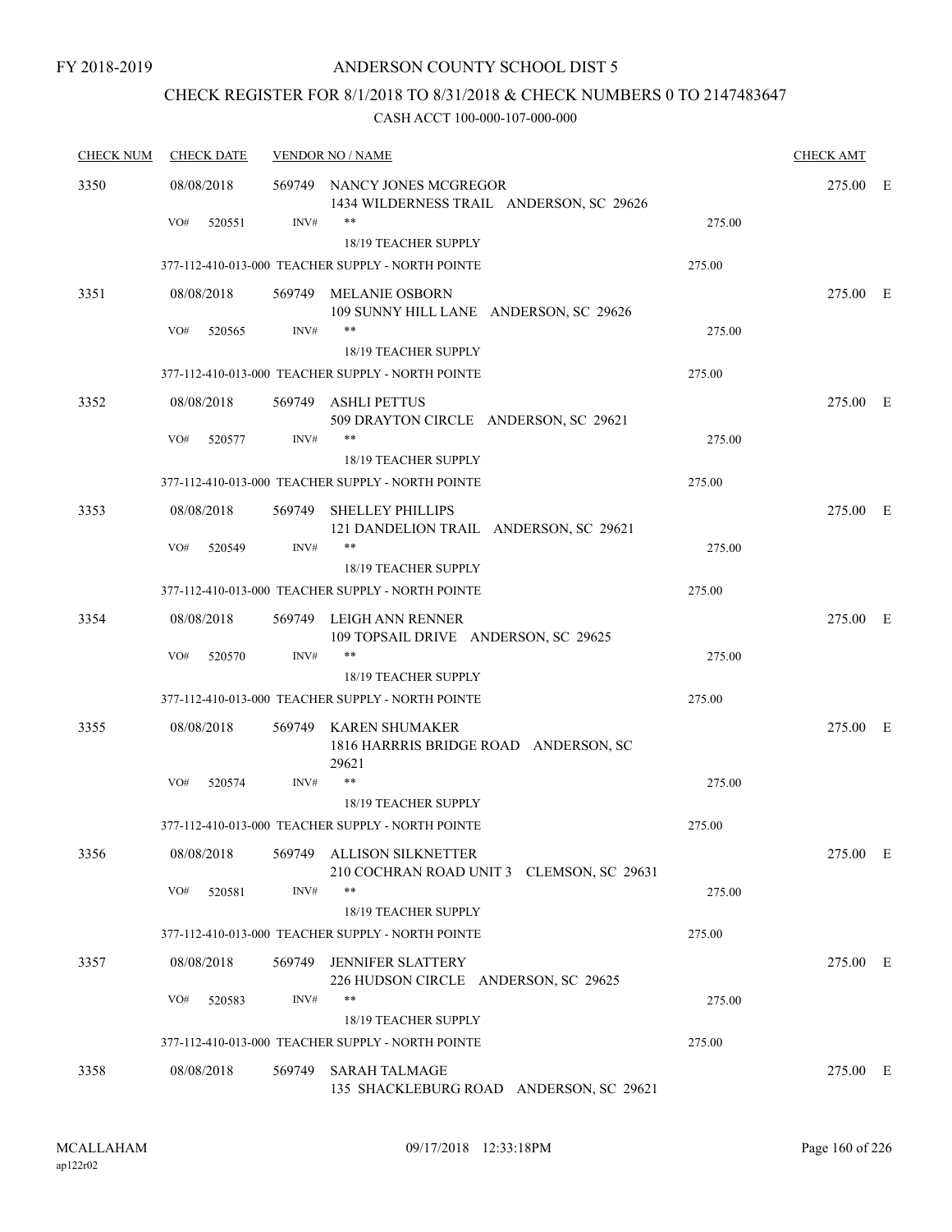FY 2018-2019

# ANDERSON COUNTY SCHOOL DIST 5

## CHECK REGISTER FOR 8/1/2018 TO 8/31/2018 & CHECK NUMBERS 0 TO 2147483647

### CASH ACCT 100-000-107-000-000

| CHECK NUM | CHECK DATE | VENDOR NO / NAME | | CHECK AMT | |
|---|---|---|---|---|---|
| 3350 | 08/08/2018 | 569749 NANCY JONES MCGREGOR<br>1434 WILDERNESS TRAIL ANDERSON, SC 29626 | | 275.00 | E |
| | VO# 520551 INV# | **<br>18/19 TEACHER SUPPLY | 275.00 | | |
| | | 377-112-410-013-000 TEACHER SUPPLY - NORTH POINTE | 275.00 | | |
| 3351 | 08/08/2018 | 569749 MELANIE OSBORN<br>109 SUNNY HILL LANE ANDERSON, SC 29626 | | 275.00 | E |
| | VO# 520565 INV# | **<br>18/19 TEACHER SUPPLY | 275.00 | | |
| | | 377-112-410-013-000 TEACHER SUPPLY - NORTH POINTE | 275.00 | | |
| 3352 | 08/08/2018 | 569749 ASHLI PETTUS<br>509 DRAYTON CIRCLE ANDERSON, SC 29621 | | 275.00 | E |
| | VO# 520577 INV# | **<br>18/19 TEACHER SUPPLY | 275.00 | | |
| | | 377-112-410-013-000 TEACHER SUPPLY - NORTH POINTE | 275.00 | | |
| 3353 | 08/08/2018 | 569749 SHELLEY PHILLIPS<br>121 DANDELION TRAIL ANDERSON, SC 29621 | | 275.00 | E |
| | VO# 520549 INV# | **<br>18/19 TEACHER SUPPLY | 275.00 | | |
| | | 377-112-410-013-000 TEACHER SUPPLY - NORTH POINTE | 275.00 | | |
| 3354 | 08/08/2018 | 569749 LEIGH ANN RENNER<br>109 TOPSAIL DRIVE ANDERSON, SC 29625 | | 275.00 | E |
| | VO# 520570 INV# | **<br>18/19 TEACHER SUPPLY | 275.00 | | |
| | | 377-112-410-013-000 TEACHER SUPPLY - NORTH POINTE | 275.00 | | |
| 3355 | 08/08/2018 | 569749 KAREN SHUMAKER<br>1816 HARRRIS BRIDGE ROAD ANDERSON, SC 29621 | | 275.00 | E |
| | VO# 520574 INV# | **<br>18/19 TEACHER SUPPLY | 275.00 | | |
| | | 377-112-410-013-000 TEACHER SUPPLY - NORTH POINTE | 275.00 | | |
| 3356 | 08/08/2018 | 569749 ALLISON SILKNETTER<br>210 COCHRAN ROAD UNIT 3 CLEMSON, SC 29631 | | 275.00 | E |
| | VO# 520581 INV# | **<br>18/19 TEACHER SUPPLY | 275.00 | | |
| | | 377-112-410-013-000 TEACHER SUPPLY - NORTH POINTE | 275.00 | | |
| 3357 | 08/08/2018 | 569749 JENNIFER SLATTERY<br>226 HUDSON CIRCLE ANDERSON, SC 29625 | | 275.00 | E |
| | VO# 520583 INV# | **<br>18/19 TEACHER SUPPLY | 275.00 | | |
| | | 377-112-410-013-000 TEACHER SUPPLY - NORTH POINTE | 275.00 | | |
| 3358 | 08/08/2018 | 569749 SARAH TALMAGE<br>135 SHACKLEBURG ROAD ANDERSON, SC 29621 | | 275.00 | E |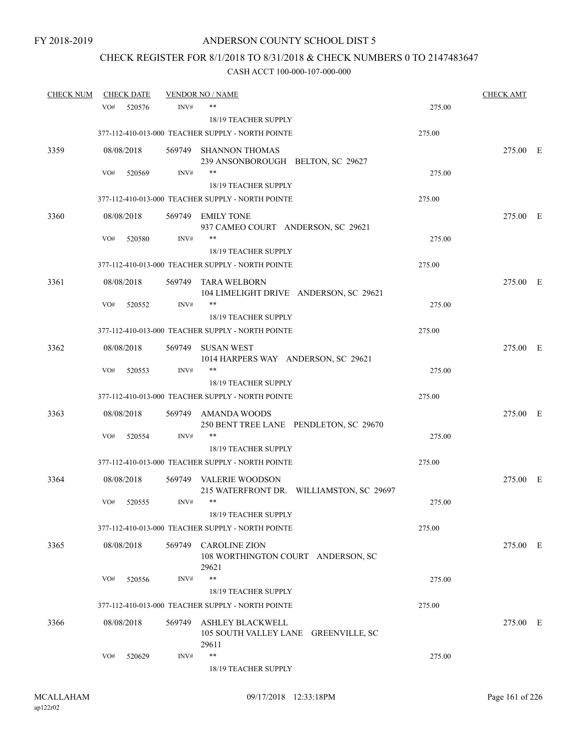FY 2018-2019

ANDERSON COUNTY SCHOOL DIST 5

CHECK REGISTER FOR 8/1/2018 TO 8/31/2018 & CHECK NUMBERS 0 TO 2147483647

CASH ACCT 100-000-107-000-000

| CHECK NUM | CHECK DATE | VENDOR NO / NAME | | CHECK AMT |
|---|---|---|---|---|
| | VO# 520576 | INV# ** 18/19 TEACHER SUPPLY | 275.00 | |
| | | 377-112-410-013-000 TEACHER SUPPLY - NORTH POINTE | 275.00 | |
| 3359 | 08/08/2018 | 569749 SHANNON THOMAS 239 ANSONBOROUGH BELTON, SC 29627 | | 275.00 E |
| | VO# 520569 | INV# ** 18/19 TEACHER SUPPLY | 275.00 | |
| | | 377-112-410-013-000 TEACHER SUPPLY - NORTH POINTE | 275.00 | |
| 3360 | 08/08/2018 | 569749 EMILY TONE 937 CAMEO COURT ANDERSON, SC 29621 | | 275.00 E |
| | VO# 520580 | INV# ** 18/19 TEACHER SUPPLY | 275.00 | |
| | | 377-112-410-013-000 TEACHER SUPPLY - NORTH POINTE | 275.00 | |
| 3361 | 08/08/2018 | 569749 TARA WELBORN 104 LIMELIGHT DRIVE ANDERSON, SC 29621 | | 275.00 E |
| | VO# 520552 | INV# ** 18/19 TEACHER SUPPLY | 275.00 | |
| | | 377-112-410-013-000 TEACHER SUPPLY - NORTH POINTE | 275.00 | |
| 3362 | 08/08/2018 | 569749 SUSAN WEST 1014 HARPERS WAY ANDERSON, SC 29621 | | 275.00 E |
| | VO# 520553 | INV# ** 18/19 TEACHER SUPPLY | 275.00 | |
| | | 377-112-410-013-000 TEACHER SUPPLY - NORTH POINTE | 275.00 | |
| 3363 | 08/08/2018 | 569749 AMANDA WOODS 250 BENT TREE LANE PENDLETON, SC 29670 | | 275.00 E |
| | VO# 520554 | INV# ** 18/19 TEACHER SUPPLY | 275.00 | |
| | | 377-112-410-013-000 TEACHER SUPPLY - NORTH POINTE | 275.00 | |
| 3364 | 08/08/2018 | 569749 VALERIE WOODSON 215 WATERFRONT DR. WILLIAMSTON, SC 29697 | | 275.00 E |
| | VO# 520555 | INV# ** 18/19 TEACHER SUPPLY | 275.00 | |
| | | 377-112-410-013-000 TEACHER SUPPLY - NORTH POINTE | 275.00 | |
| 3365 | 08/08/2018 | 569749 CAROLINE ZION 108 WORTHINGTON COURT ANDERSON, SC 29621 | | 275.00 E |
| | VO# 520556 | INV# ** 18/19 TEACHER SUPPLY | 275.00 | |
| | | 377-112-410-013-000 TEACHER SUPPLY - NORTH POINTE | 275.00 | |
| 3366 | 08/08/2018 | 569749 ASHLEY BLACKWELL 105 SOUTH VALLEY LANE GREENVILLE, SC 29611 | | 275.00 E |
| | VO# 520629 | INV# ** 18/19 TEACHER SUPPLY | 275.00 | |

MCALLAHAM
ap122r02

09/17/2018 12:33:18PM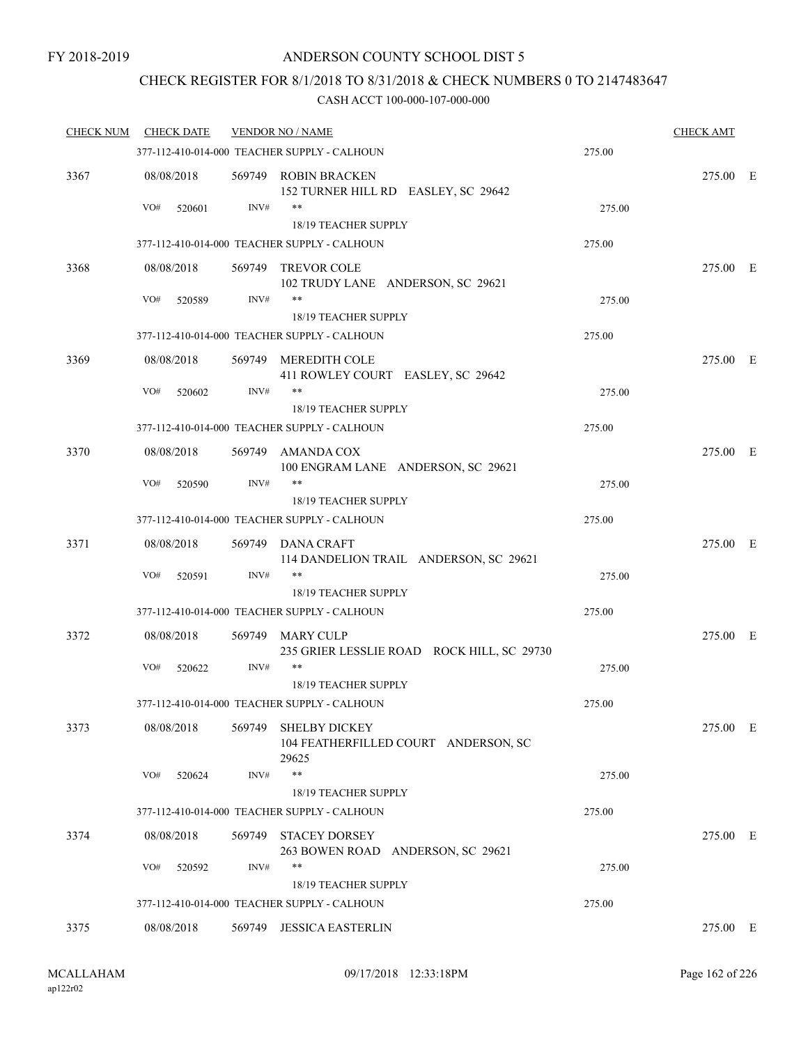FY 2018-2019

ANDERSON COUNTY SCHOOL DIST 5

CHECK REGISTER FOR 8/1/2018 TO 8/31/2018 & CHECK NUMBERS 0 TO 2147483647

CASH ACCT 100-000-107-000-000

| CHECK NUM | CHECK DATE | VENDOR NO / NAME | | CHECK AMT | |
|---|---|---|---|---|---|
| | 377-112-410-014-000 TEACHER SUPPLY - CALHOUN | | 275.00 | | |
| 3367 | 08/08/2018 | 569749 ROBIN BRACKEN<br>152 TURNER HILL RD EASLEY, SC 29642 | | 275.00 | E |
| | VO# 520601 | INV# **<br>18/19 TEACHER SUPPLY | 275.00 | | |
| | 377-112-410-014-000 TEACHER SUPPLY - CALHOUN | | 275.00 | | |
| 3368 | 08/08/2018 | 569749 TREVOR COLE<br>102 TRUDY LANE ANDERSON, SC 29621 | | 275.00 | E |
| | VO# 520589 | INV# **<br>18/19 TEACHER SUPPLY | 275.00 | | |
| | 377-112-410-014-000 TEACHER SUPPLY - CALHOUN | | 275.00 | | |
| 3369 | 08/08/2018 | 569749 MEREDITH COLE<br>411 ROWLEY COURT EASLEY, SC 29642 | | 275.00 | E |
| | VO# 520602 | INV# **<br>18/19 TEACHER SUPPLY | 275.00 | | |
| | 377-112-410-014-000 TEACHER SUPPLY - CALHOUN | | 275.00 | | |
| 3370 | 08/08/2018 | 569749 AMANDA COX<br>100 ENGRAM LANE ANDERSON, SC 29621 | | 275.00 | E |
| | VO# 520590 | INV# **<br>18/19 TEACHER SUPPLY | 275.00 | | |
| | 377-112-410-014-000 TEACHER SUPPLY - CALHOUN | | 275.00 | | |
| 3371 | 08/08/2018 | 569749 DANA CRAFT<br>114 DANDELION TRAIL ANDERSON, SC 29621 | | 275.00 | E |
| | VO# 520591 | INV# **<br>18/19 TEACHER SUPPLY | 275.00 | | |
| | 377-112-410-014-000 TEACHER SUPPLY - CALHOUN | | 275.00 | | |
| 3372 | 08/08/2018 | 569749 MARY CULP<br>235 GRIER LESSLIE ROAD ROCK HILL, SC 29730 | | 275.00 | E |
| | VO# 520622 | INV# **<br>18/19 TEACHER SUPPLY | 275.00 | | |
| | 377-112-410-014-000 TEACHER SUPPLY - CALHOUN | | 275.00 | | |
| 3373 | 08/08/2018 | 569749 SHELBY DICKEY<br>104 FEATHERFILLED COURT ANDERSON, SC 29625 | | 275.00 | E |
| | VO# 520624 | INV# **<br>18/19 TEACHER SUPPLY | 275.00 | | |
| | 377-112-410-014-000 TEACHER SUPPLY - CALHOUN | | 275.00 | | |
| 3374 | 08/08/2018 | 569749 STACEY DORSEY<br>263 BOWEN ROAD ANDERSON, SC 29621 | | 275.00 | E |
| | VO# 520592 | INV# **<br>18/19 TEACHER SUPPLY | 275.00 | | |
| | 377-112-410-014-000 TEACHER SUPPLY - CALHOUN | | 275.00 | | |
| 3375 | 08/08/2018 | 569749 JESSICA EASTERLIN | | 275.00 | E |

MCALLAHAM
ap122r02

09/17/2018 12:33:18PM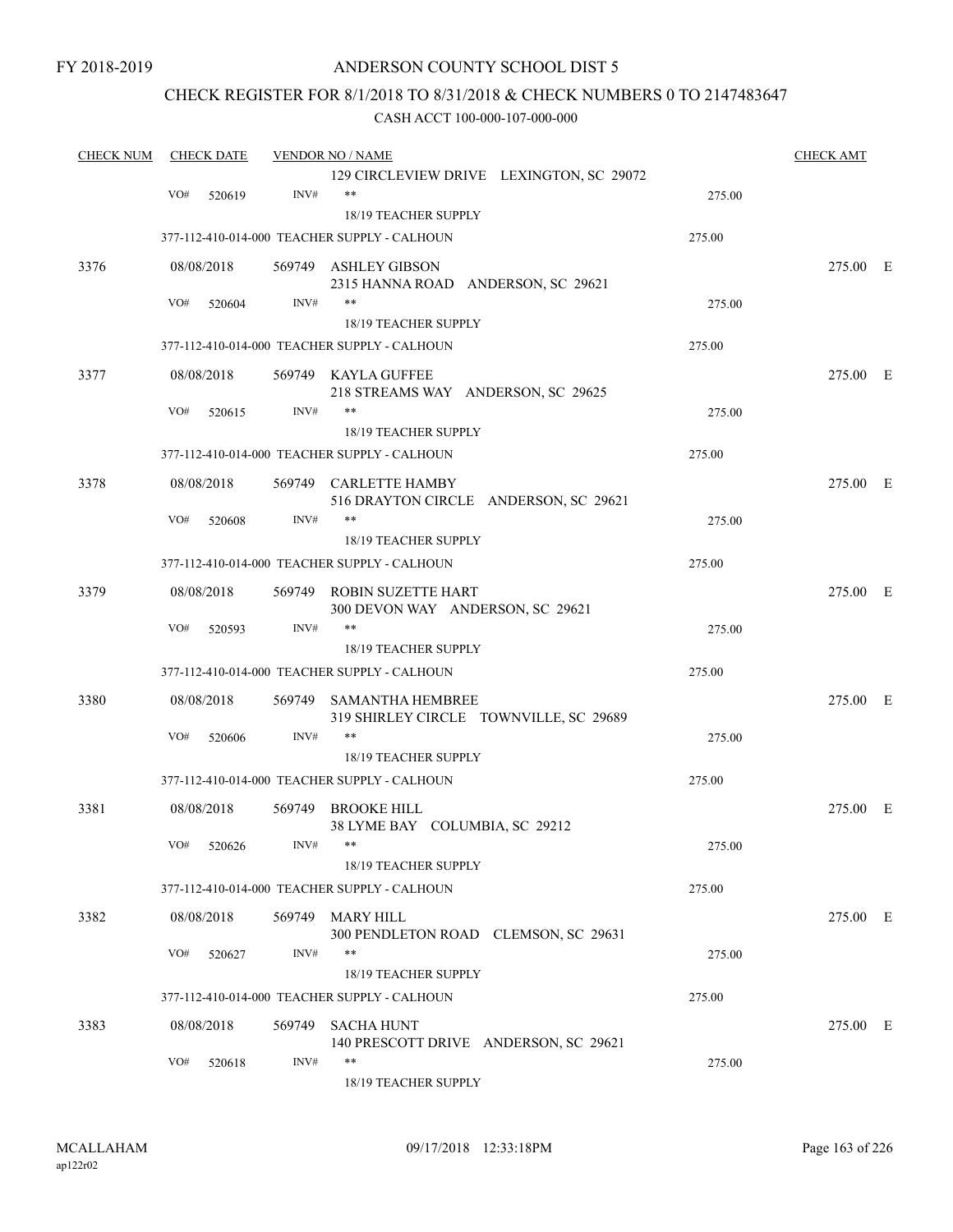FY 2018-2019

# ANDERSON COUNTY SCHOOL DIST 5

## CHECK REGISTER FOR 8/1/2018 TO 8/31/2018 & CHECK NUMBERS 0 TO 2147483647

### CASH ACCT 100-000-107-000-000

| CHECK NUM | CHECK DATE | VENDOR NO / NAME | | CHECK AMT |
|---|---|---|---|---|
| | | 129 CIRCLEVIEW DRIVE LEXINGTON, SC 29072 | | |
| | VO# 520619 | INV# ** | 275.00 | |
| | | 18/19 TEACHER SUPPLY | | |
| | | 377-112-410-014-000 TEACHER SUPPLY - CALHOUN | 275.00 | |
| 3376 | 08/08/2018 | 569749 ASHLEY GIBSON<br>2315 HANNA ROAD ANDERSON, SC 29621 | | 275.00 E |
| | VO# 520604 | INV# ** | 275.00 | |
| | | 18/19 TEACHER SUPPLY | | |
| | | 377-112-410-014-000 TEACHER SUPPLY - CALHOUN | 275.00 | |
| 3377 | 08/08/2018 | 569749 KAYLA GUFFEE<br>218 STREAMS WAY ANDERSON, SC 29625 | | 275.00 E |
| | VO# 520615 | INV# ** | 275.00 | |
| | | 18/19 TEACHER SUPPLY | | |
| | | 377-112-410-014-000 TEACHER SUPPLY - CALHOUN | 275.00 | |
| 3378 | 08/08/2018 | 569749 CARLETTE HAMBY<br>516 DRAYTON CIRCLE ANDERSON, SC 29621 | | 275.00 E |
| | VO# 520608 | INV# ** | 275.00 | |
| | | 18/19 TEACHER SUPPLY | | |
| | | 377-112-410-014-000 TEACHER SUPPLY - CALHOUN | 275.00 | |
| 3379 | 08/08/2018 | 569749 ROBIN SUZETTE HART<br>300 DEVON WAY ANDERSON, SC 29621 | | 275.00 E |
| | VO# 520593 | INV# ** | 275.00 | |
| | | 18/19 TEACHER SUPPLY | | |
| | | 377-112-410-014-000 TEACHER SUPPLY - CALHOUN | 275.00 | |
| 3380 | 08/08/2018 | 569749 SAMANTHA HEMBREE<br>319 SHIRLEY CIRCLE TOWNVILLE, SC 29689 | | 275.00 E |
| | VO# 520606 | INV# ** | 275.00 | |
| | | 18/19 TEACHER SUPPLY | | |
| | | 377-112-410-014-000 TEACHER SUPPLY - CALHOUN | 275.00 | |
| 3381 | 08/08/2018 | 569749 BROOKE HILL<br>38 LYME BAY COLUMBIA, SC 29212 | | 275.00 E |
| | VO# 520626 | INV# ** | 275.00 | |
| | | 18/19 TEACHER SUPPLY | | |
| | | 377-112-410-014-000 TEACHER SUPPLY - CALHOUN | 275.00 | |
| 3382 | 08/08/2018 | 569749 MARY HILL<br>300 PENDLETON ROAD CLEMSON, SC 29631 | | 275.00 E |
| | VO# 520627 | INV# ** | 275.00 | |
| | | 18/19 TEACHER SUPPLY | | |
| | | 377-112-410-014-000 TEACHER SUPPLY - CALHOUN | 275.00 | |
| 3383 | 08/08/2018 | 569749 SACHA HUNT<br>140 PRESCOTT DRIVE ANDERSON, SC 29621 | | 275.00 E |
| | VO# 520618 | INV# ** | 275.00 | |
| | | 18/19 TEACHER SUPPLY | | |

MCALLAHAM
ap122r02

09/17/2018 12:33:18PM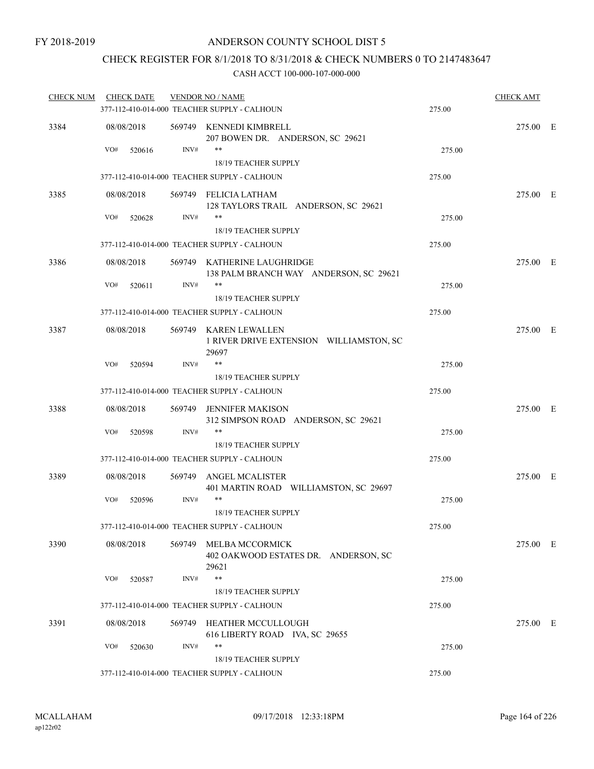FY 2018-2019

ANDERSON COUNTY SCHOOL DIST 5

CHECK REGISTER FOR 8/1/2018 TO 8/31/2018 & CHECK NUMBERS 0 TO 2147483647

CASH ACCT 100-000-107-000-000

| CHECK NUM | CHECK DATE | VENDOR NO / NAME | | CHECK AMT |
|---|---|---|---|---|
| | | 377-112-410-014-000 TEACHER SUPPLY - CALHOUN | 275.00 | |
| 3384 | 08/08/2018 | 569749 KENNEDI KIMBRELL<br>207 BOWEN DR. ANDERSON, SC 29621 | | 275.00 E |
| | VO# 520616 | INV# ** | 275.00 | |
| | | 18/19 TEACHER SUPPLY | | |
| | | 377-112-410-014-000 TEACHER SUPPLY - CALHOUN | 275.00 | |
| 3385 | 08/08/2018 | 569749 FELICIA LATHAM<br>128 TAYLORS TRAIL ANDERSON, SC 29621 | | 275.00 E |
| | VO# 520628 | INV# ** | 275.00 | |
| | | 18/19 TEACHER SUPPLY | | |
| | | 377-112-410-014-000 TEACHER SUPPLY - CALHOUN | 275.00 | |
| 3386 | 08/08/2018 | 569749 KATHERINE LAUGHRIDGE<br>138 PALM BRANCH WAY ANDERSON, SC 29621 | | 275.00 E |
| | VO# 520611 | INV# ** | 275.00 | |
| | | 18/19 TEACHER SUPPLY | | |
| | | 377-112-410-014-000 TEACHER SUPPLY - CALHOUN | 275.00 | |
| 3387 | 08/08/2018 | 569749 KAREN LEWALLEN<br>1 RIVER DRIVE EXTENSION WILLIAMSTON, SC 29697 | | 275.00 E |
| | VO# 520594 | INV# ** | 275.00 | |
| | | 18/19 TEACHER SUPPLY | | |
| | | 377-112-410-014-000 TEACHER SUPPLY - CALHOUN | 275.00 | |
| 3388 | 08/08/2018 | 569749 JENNIFER MAKISON<br>312 SIMPSON ROAD ANDERSON, SC 29621 | | 275.00 E |
| | VO# 520598 | INV# ** | 275.00 | |
| | | 18/19 TEACHER SUPPLY | | |
| | | 377-112-410-014-000 TEACHER SUPPLY - CALHOUN | 275.00 | |
| 3389 | 08/08/2018 | 569749 ANGEL MCALISTER<br>401 MARTIN ROAD WILLIAMSTON, SC 29697 | | 275.00 E |
| | VO# 520596 | INV# ** | 275.00 | |
| | | 18/19 TEACHER SUPPLY | | |
| | | 377-112-410-014-000 TEACHER SUPPLY - CALHOUN | 275.00 | |
| 3390 | 08/08/2018 | 569749 MELBA MCCORMICK<br>402 OAKWOOD ESTATES DR. ANDERSON, SC 29621 | | 275.00 E |
| | VO# 520587 | INV# ** | 275.00 | |
| | | 18/19 TEACHER SUPPLY | | |
| | | 377-112-410-014-000 TEACHER SUPPLY - CALHOUN | 275.00 | |
| 3391 | 08/08/2018 | 569749 HEATHER MCCULLOUGH<br>616 LIBERTY ROAD IVA, SC 29655 | | 275.00 E |
| | VO# 520630 | INV# ** | 275.00 | |
| | | 18/19 TEACHER SUPPLY | | |
| | | 377-112-410-014-000 TEACHER SUPPLY - CALHOUN | 275.00 | |

MCALLAHAM
ap122r02

09/17/2018 12:33:18PM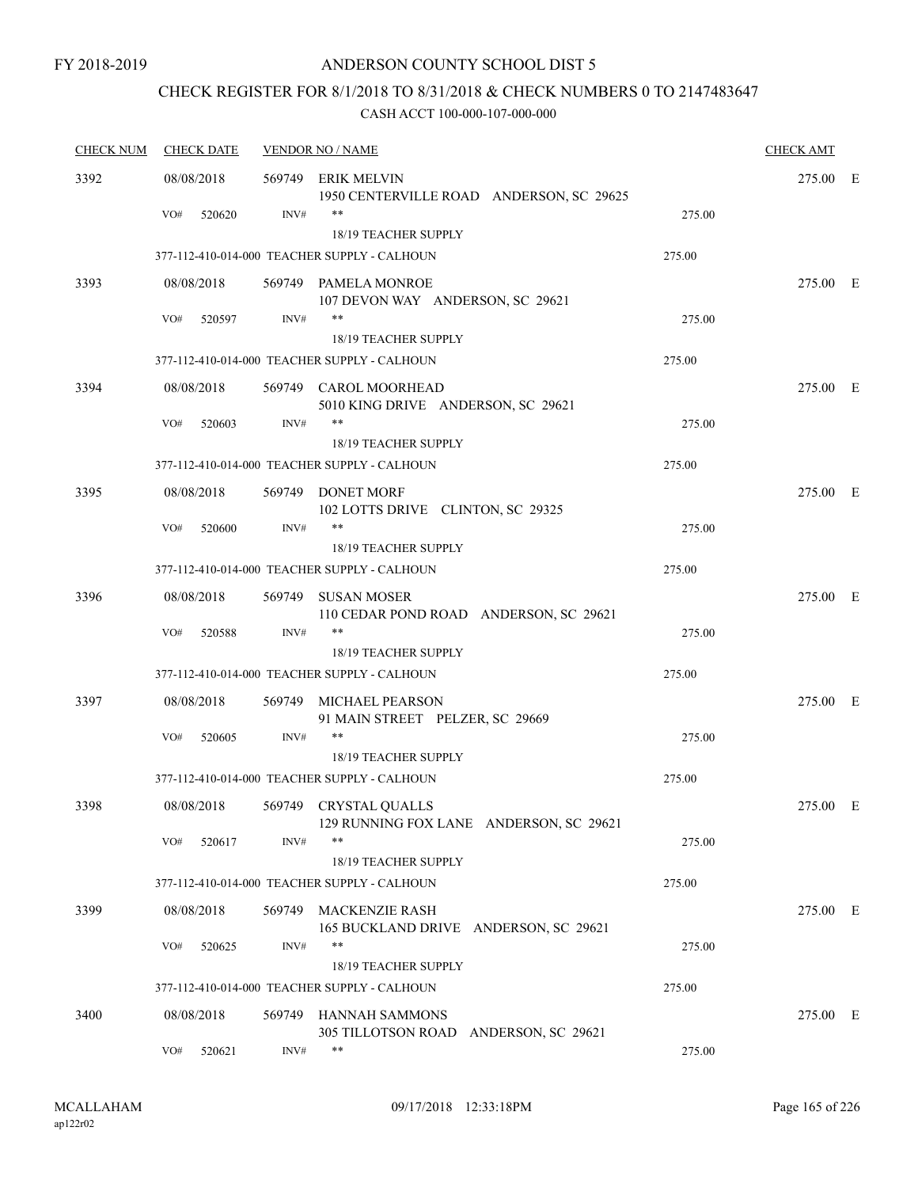FY 2018-2019

# ANDERSON COUNTY SCHOOL DIST 5

## CHECK REGISTER FOR 8/1/2018 TO 8/31/2018 & CHECK NUMBERS 0 TO 2147483647

### CASH ACCT 100-000-107-000-000

| CHECK NUM | CHECK DATE | VENDOR NO / NAME | | CHECK AMT |
|---|---|---|---|---|
| 3392 | 08/08/2018 | 569749 ERIK MELVIN<br>1950 CENTERVILLE ROAD ANDERSON, SC 29625 | | 275.00 E |
| | VO# 520620 | INV# **<br>18/19 TEACHER SUPPLY | 275.00 | |
| | | 377-112-410-014-000 TEACHER SUPPLY - CALHOUN | 275.00 | |
| 3393 | 08/08/2018 | 569749 PAMELA MONROE<br>107 DEVON WAY ANDERSON, SC 29621 | | 275.00 E |
| | VO# 520597 | INV# **<br>18/19 TEACHER SUPPLY | 275.00 | |
| | | 377-112-410-014-000 TEACHER SUPPLY - CALHOUN | 275.00 | |
| 3394 | 08/08/2018 | 569749 CAROL MOORHEAD<br>5010 KING DRIVE ANDERSON, SC 29621 | | 275.00 E |
| | VO# 520603 | INV# **<br>18/19 TEACHER SUPPLY | 275.00 | |
| | | 377-112-410-014-000 TEACHER SUPPLY - CALHOUN | 275.00 | |
| 3395 | 08/08/2018 | 569749 DONET MORF<br>102 LOTTS DRIVE CLINTON, SC 29325 | | 275.00 E |
| | VO# 520600 | INV# **<br>18/19 TEACHER SUPPLY | 275.00 | |
| | | 377-112-410-014-000 TEACHER SUPPLY - CALHOUN | 275.00 | |
| 3396 | 08/08/2018 | 569749 SUSAN MOSER<br>110 CEDAR POND ROAD ANDERSON, SC 29621 | | 275.00 E |
| | VO# 520588 | INV# **<br>18/19 TEACHER SUPPLY | 275.00 | |
| | | 377-112-410-014-000 TEACHER SUPPLY - CALHOUN | 275.00 | |
| 3397 | 08/08/2018 | 569749 MICHAEL PEARSON<br>91 MAIN STREET PELZER, SC 29669 | | 275.00 E |
| | VO# 520605 | INV# **<br>18/19 TEACHER SUPPLY | 275.00 | |
| | | 377-112-410-014-000 TEACHER SUPPLY - CALHOUN | 275.00 | |
| 3398 | 08/08/2018 | 569749 CRYSTAL QUALLS<br>129 RUNNING FOX LANE ANDERSON, SC 29621 | | 275.00 E |
| | VO# 520617 | INV# **<br>18/19 TEACHER SUPPLY | 275.00 | |
| | | 377-112-410-014-000 TEACHER SUPPLY - CALHOUN | 275.00 | |
| 3399 | 08/08/2018 | 569749 MACKENZIE RASH<br>165 BUCKLAND DRIVE ANDERSON, SC 29621 | | 275.00 E |
| | VO# 520625 | INV# **<br>18/19 TEACHER SUPPLY | 275.00 | |
| | | 377-112-410-014-000 TEACHER SUPPLY - CALHOUN | 275.00 | |
| 3400 | 08/08/2018 | 569749 HANNAH SAMMONS<br>305 TILLOTSON ROAD ANDERSON, SC 29621 | | 275.00 E |
| | VO# 520621 | INV# ** | 275.00 | |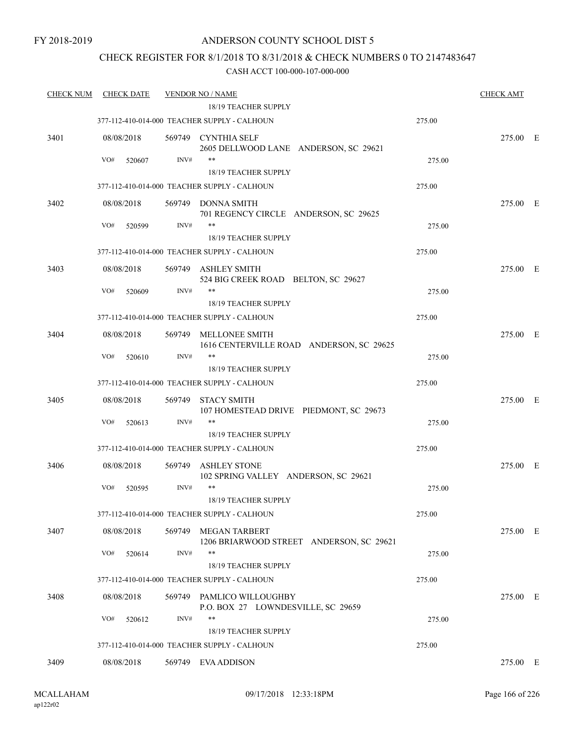FY 2018-2019

# ANDERSON COUNTY SCHOOL DIST 5

## CHECK REGISTER FOR 8/1/2018 TO 8/31/2018 & CHECK NUMBERS 0 TO 2147483647

CASH ACCT 100-000-107-000-000

| CHECK NUM | CHECK DATE | VENDOR NO / NAME | | CHECK AMT | |
|---|---|---|---|---|---|
| | | 18/19 TEACHER SUPPLY | | | |
| | | 377-112-410-014-000 TEACHER SUPPLY - CALHOUN | 275.00 | | |
| 3401 | 08/08/2018 | 569749 CYNTHIA SELF<br>2605 DELLWOOD LANE ANDERSON, SC 29621 | | 275.00 | E |
| | VO# 520607 | INV# ** | 275.00 | | |
| | | 18/19 TEACHER SUPPLY | | | |
| | | 377-112-410-014-000 TEACHER SUPPLY - CALHOUN | 275.00 | | |
| 3402 | 08/08/2018 | 569749 DONNA SMITH<br>701 REGENCY CIRCLE ANDERSON, SC 29625 | | 275.00 | E |
| | VO# 520599 | INV# ** | 275.00 | | |
| | | 18/19 TEACHER SUPPLY | | | |
| | | 377-112-410-014-000 TEACHER SUPPLY - CALHOUN | 275.00 | | |
| 3403 | 08/08/2018 | 569749 ASHLEY SMITH<br>524 BIG CREEK ROAD BELTON, SC 29627 | | 275.00 | E |
| | VO# 520609 | INV# ** | 275.00 | | |
| | | 18/19 TEACHER SUPPLY | | | |
| | | 377-112-410-014-000 TEACHER SUPPLY - CALHOUN | 275.00 | | |
| 3404 | 08/08/2018 | 569749 MELLONEE SMITH<br>1616 CENTERVILLE ROAD ANDERSON, SC 29625 | | 275.00 | E |
| | VO# 520610 | INV# ** | 275.00 | | |
| | | 18/19 TEACHER SUPPLY | | | |
| | | 377-112-410-014-000 TEACHER SUPPLY - CALHOUN | 275.00 | | |
| 3405 | 08/08/2018 | 569749 STACY SMITH<br>107 HOMESTEAD DRIVE PIEDMONT, SC 29673 | | 275.00 | E |
| | VO# 520613 | INV# ** | 275.00 | | |
| | | 18/19 TEACHER SUPPLY | | | |
| | | 377-112-410-014-000 TEACHER SUPPLY - CALHOUN | 275.00 | | |
| 3406 | 08/08/2018 | 569749 ASHLEY STONE<br>102 SPRING VALLEY ANDERSON, SC 29621 | | 275.00 | E |
| | VO# 520595 | INV# ** | 275.00 | | |
| | | 18/19 TEACHER SUPPLY | | | |
| | | 377-112-410-014-000 TEACHER SUPPLY - CALHOUN | 275.00 | | |
| 3407 | 08/08/2018 | 569749 MEGAN TARBERT<br>1206 BRIARWOOD STREET ANDERSON, SC 29621 | | 275.00 | E |
| | VO# 520614 | INV# ** | 275.00 | | |
| | | 18/19 TEACHER SUPPLY | | | |
| | | 377-112-410-014-000 TEACHER SUPPLY - CALHOUN | 275.00 | | |
| 3408 | 08/08/2018 | 569749 PAMLICO WILLOUGHBY<br>P.O. BOX 27 LOWNDESVILLE, SC 29659 | | 275.00 | E |
| | VO# 520612 | INV# ** | 275.00 | | |
| | | 18/19 TEACHER SUPPLY | | | |
| | | 377-112-410-014-000 TEACHER SUPPLY - CALHOUN | 275.00 | | |
| 3409 | 08/08/2018 | 569749 EVA ADDISON | | 275.00 | E |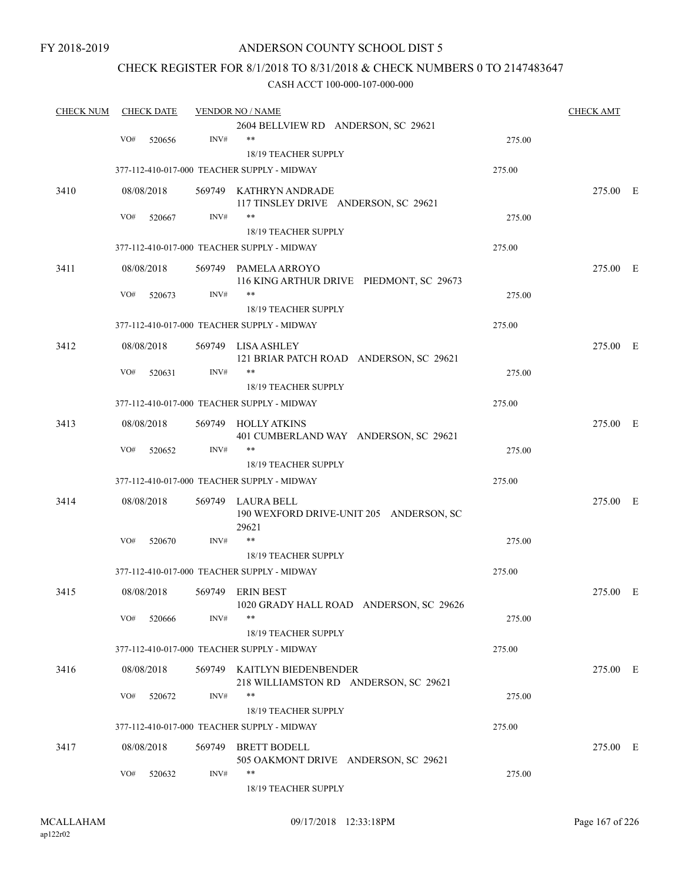FY 2018-2019

# ANDERSON COUNTY SCHOOL DIST 5

## CHECK REGISTER FOR 8/1/2018 TO 8/31/2018 & CHECK NUMBERS 0 TO 2147483647

### CASH ACCT 100-000-107-000-000

| CHECK NUM | CHECK DATE | VENDOR NO / NAME | | CHECK AMT | |
|---|---|---|---|---|---|
| | | 2604 BELLVIEW RD ANDERSON, SC 29621 | | | |
| | VO# 520656 | INV# ** | 275.00 | | |
| | | 18/19 TEACHER SUPPLY | | | |
| | 377-112-410-017-000 TEACHER SUPPLY - MIDWAY | | 275.00 | | |
| 3410 | 08/08/2018 | 569749 KATHRYN ANDRADE<br>117 TINSLEY DRIVE ANDERSON, SC 29621 | | 275.00 | E |
| | VO# 520667 | INV# ** | 275.00 | | |
| | | 18/19 TEACHER SUPPLY | | | |
| | 377-112-410-017-000 TEACHER SUPPLY - MIDWAY | | 275.00 | | |
| 3411 | 08/08/2018 | 569749 PAMELA ARROYO<br>116 KING ARTHUR DRIVE PIEDMONT, SC 29673 | | 275.00 | E |
| | VO# 520673 | INV# ** | 275.00 | | |
| | | 18/19 TEACHER SUPPLY | | | |
| | 377-112-410-017-000 TEACHER SUPPLY - MIDWAY | | 275.00 | | |
| 3412 | 08/08/2018 | 569749 LISA ASHLEY<br>121 BRIAR PATCH ROAD ANDERSON, SC 29621 | | 275.00 | E |
| | VO# 520631 | INV# ** | 275.00 | | |
| | | 18/19 TEACHER SUPPLY | | | |
| | 377-112-410-017-000 TEACHER SUPPLY - MIDWAY | | 275.00 | | |
| 3413 | 08/08/2018 | 569749 HOLLY ATKINS<br>401 CUMBERLAND WAY ANDERSON, SC 29621 | | 275.00 | E |
| | VO# 520652 | INV# ** | 275.00 | | |
| | | 18/19 TEACHER SUPPLY | | | |
| | 377-112-410-017-000 TEACHER SUPPLY - MIDWAY | | 275.00 | | |
| 3414 | 08/08/2018 | 569749 LAURA BELL<br>190 WEXFORD DRIVE-UNIT 205 ANDERSON, SC 29621 | | 275.00 | E |
| | VO# 520670 | INV# ** | 275.00 | | |
| | | 18/19 TEACHER SUPPLY | | | |
| | 377-112-410-017-000 TEACHER SUPPLY - MIDWAY | | 275.00 | | |
| 3415 | 08/08/2018 | 569749 ERIN BEST<br>1020 GRADY HALL ROAD ANDERSON, SC 29626 | | 275.00 | E |
| | VO# 520666 | INV# ** | 275.00 | | |
| | | 18/19 TEACHER SUPPLY | | | |
| | 377-112-410-017-000 TEACHER SUPPLY - MIDWAY | | 275.00 | | |
| 3416 | 08/08/2018 | 569749 KAITLYN BIEDENBENDER<br>218 WILLIAMSTON RD ANDERSON, SC 29621 | | 275.00 | E |
| | VO# 520672 | INV# ** | 275.00 | | |
| | | 18/19 TEACHER SUPPLY | | | |
| | 377-112-410-017-000 TEACHER SUPPLY - MIDWAY | | 275.00 | | |
| 3417 | 08/08/2018 | 569749 BRETT BODELL<br>505 OAKMONT DRIVE ANDERSON, SC 29621 | | 275.00 | E |
| | VO# 520632 | INV# ** | 275.00 | | |
| | | 18/19 TEACHER SUPPLY | | | |

MCALLAHAM
ap122r02

09/17/2018 12:33:18PM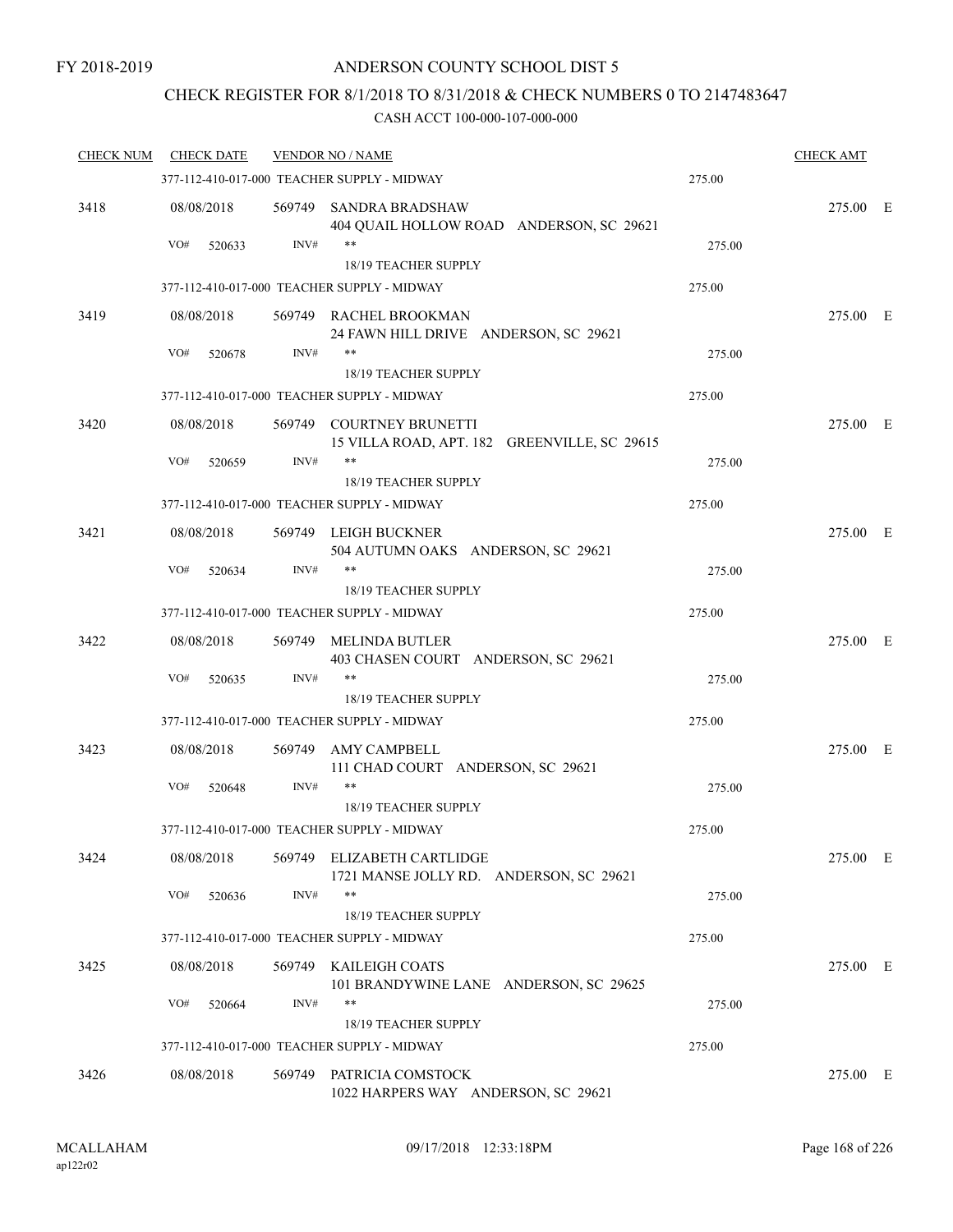FY 2018-2019

# ANDERSON COUNTY SCHOOL DIST 5

## CHECK REGISTER FOR 8/1/2018 TO 8/31/2018 & CHECK NUMBERS 0 TO 2147483647

CASH ACCT 100-000-107-000-000

| CHECK NUM | CHECK DATE | VENDOR NO / NAME | | CHECK AMT | |
|---|---|---|---|---|---|
| | 377-112-410-017-000 TEACHER SUPPLY - MIDWAY | | 275.00 | | |
| 3418 | 08/08/2018 | 569749 SANDRA BRADSHAW<br>404 QUAIL HOLLOW ROAD ANDERSON, SC 29621 | | 275.00 | E |
| | VO# 520633 INV# | **<br>18/19 TEACHER SUPPLY | 275.00 | | |
| | 377-112-410-017-000 TEACHER SUPPLY - MIDWAY | | 275.00 | | |
| 3419 | 08/08/2018 | 569749 RACHEL BROOKMAN<br>24 FAWN HILL DRIVE ANDERSON, SC 29621 | | 275.00 | E |
| | VO# 520678 INV# | **<br>18/19 TEACHER SUPPLY | 275.00 | | |
| | 377-112-410-017-000 TEACHER SUPPLY - MIDWAY | | 275.00 | | |
| 3420 | 08/08/2018 | 569749 COURTNEY BRUNETTI<br>15 VILLA ROAD, APT. 182 GREENVILLE, SC 29615 | | 275.00 | E |
| | VO# 520659 INV# | **<br>18/19 TEACHER SUPPLY | 275.00 | | |
| | 377-112-410-017-000 TEACHER SUPPLY - MIDWAY | | 275.00 | | |
| 3421 | 08/08/2018 | 569749 LEIGH BUCKNER<br>504 AUTUMN OAKS ANDERSON, SC 29621 | | 275.00 | E |
| | VO# 520634 INV# | **<br>18/19 TEACHER SUPPLY | 275.00 | | |
| | 377-112-410-017-000 TEACHER SUPPLY - MIDWAY | | 275.00 | | |
| 3422 | 08/08/2018 | 569749 MELINDA BUTLER<br>403 CHASEN COURT ANDERSON, SC 29621 | | 275.00 | E |
| | VO# 520635 INV# | **<br>18/19 TEACHER SUPPLY | 275.00 | | |
| | 377-112-410-017-000 TEACHER SUPPLY - MIDWAY | | 275.00 | | |
| 3423 | 08/08/2018 | 569749 AMY CAMPBELL<br>111 CHAD COURT ANDERSON, SC 29621 | | 275.00 | E |
| | VO# 520648 INV# | **<br>18/19 TEACHER SUPPLY | 275.00 | | |
| | 377-112-410-017-000 TEACHER SUPPLY - MIDWAY | | 275.00 | | |
| 3424 | 08/08/2018 | 569749 ELIZABETH CARTLIDGE<br>1721 MANSE JOLLY RD. ANDERSON, SC 29621 | | 275.00 | E |
| | VO# 520636 INV# | **<br>18/19 TEACHER SUPPLY | 275.00 | | |
| | 377-112-410-017-000 TEACHER SUPPLY - MIDWAY | | 275.00 | | |
| 3425 | 08/08/2018 | 569749 KAILEIGH COATS<br>101 BRANDYWINE LANE ANDERSON, SC 29625 | | 275.00 | E |
| | VO# 520664 INV# | **<br>18/19 TEACHER SUPPLY | 275.00 | | |
| | 377-112-410-017-000 TEACHER SUPPLY - MIDWAY | | 275.00 | | |
| 3426 | 08/08/2018 | 569749 PATRICIA COMSTOCK<br>1022 HARPERS WAY ANDERSON, SC 29621 | | 275.00 | E |

MCALLAHAM
ap122r02

09/17/2018 12:33:18PM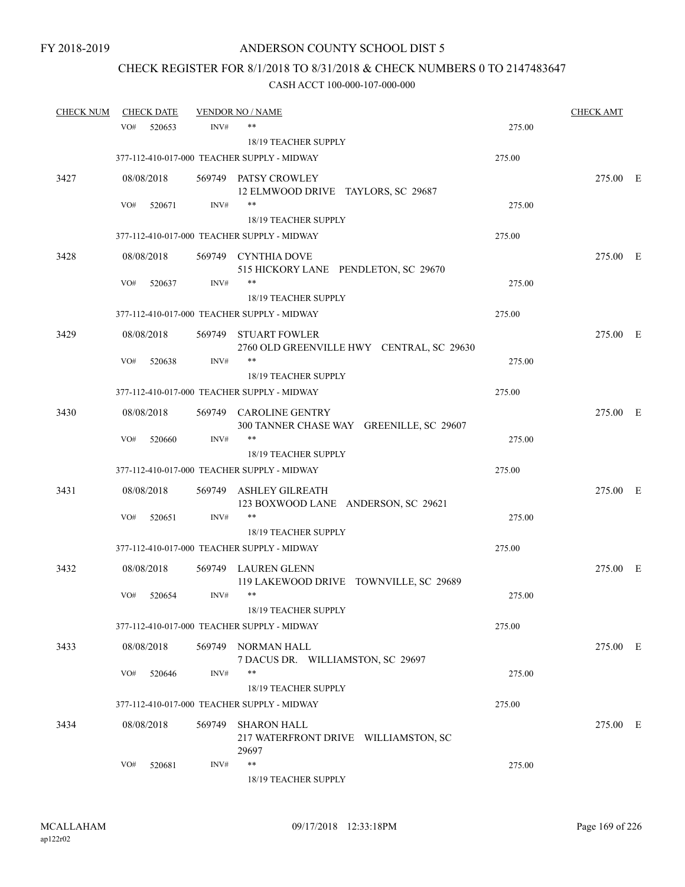FY 2018-2019

# ANDERSON COUNTY SCHOOL DIST 5

## CHECK REGISTER FOR 8/1/2018 TO 8/31/2018 & CHECK NUMBERS 0 TO 2147483647

### CASH ACCT 100-000-107-000-000

| CHECK NUM | CHECK DATE | VENDOR NO / NAME | | CHECK AMT | |
|---|---|---|---|---|---|
| | VO# 520653 INV# | ** | 275.00 | | |
| | | 18/19 TEACHER SUPPLY | | | |
| | 377-112-410-017-000 TEACHER SUPPLY - MIDWAY | | 275.00 | | |
| 3427 | 08/08/2018 | 569749 PATSY CROWLEY<br>12 ELMWOOD DRIVE TAYLORS, SC 29687 | | 275.00 | E |
| | VO# 520671 INV# | ** | 275.00 | | |
| | | 18/19 TEACHER SUPPLY | | | |
| | 377-112-410-017-000 TEACHER SUPPLY - MIDWAY | | 275.00 | | |
| 3428 | 08/08/2018 | 569749 CYNTHIA DOVE<br>515 HICKORY LANE PENDLETON, SC 29670 | | 275.00 | E |
| | VO# 520637 INV# | ** | 275.00 | | |
| | | 18/19 TEACHER SUPPLY | | | |
| | 377-112-410-017-000 TEACHER SUPPLY - MIDWAY | | 275.00 | | |
| 3429 | 08/08/2018 | 569749 STUART FOWLER<br>2760 OLD GREENVILLE HWY CENTRAL, SC 29630 | | 275.00 | E |
| | VO# 520638 INV# | ** | 275.00 | | |
| | | 18/19 TEACHER SUPPLY | | | |
| | 377-112-410-017-000 TEACHER SUPPLY - MIDWAY | | 275.00 | | |
| 3430 | 08/08/2018 | 569749 CAROLINE GENTRY<br>300 TANNER CHASE WAY GREENILLE, SC 29607 | | 275.00 | E |
| | VO# 520660 INV# | ** | 275.00 | | |
| | | 18/19 TEACHER SUPPLY | | | |
| | 377-112-410-017-000 TEACHER SUPPLY - MIDWAY | | 275.00 | | |
| 3431 | 08/08/2018 | 569749 ASHLEY GILREATH<br>123 BOXWOOD LANE ANDERSON, SC 29621 | | 275.00 | E |
| | VO# 520651 INV# | ** | 275.00 | | |
| | | 18/19 TEACHER SUPPLY | | | |
| | 377-112-410-017-000 TEACHER SUPPLY - MIDWAY | | 275.00 | | |
| 3432 | 08/08/2018 | 569749 LAUREN GLENN<br>119 LAKEWOOD DRIVE TOWNVILLE, SC 29689 | | 275.00 | E |
| | VO# 520654 INV# | ** | 275.00 | | |
| | | 18/19 TEACHER SUPPLY | | | |
| | 377-112-410-017-000 TEACHER SUPPLY - MIDWAY | | 275.00 | | |
| 3433 | 08/08/2018 | 569749 NORMAN HALL<br>7 DACUS DR. WILLIAMSTON, SC 29697 | | 275.00 | E |
| | VO# 520646 INV# | ** | 275.00 | | |
| | | 18/19 TEACHER SUPPLY | | | |
| | 377-112-410-017-000 TEACHER SUPPLY - MIDWAY | | 275.00 | | |
| 3434 | 08/08/2018 | 569749 SHARON HALL<br>217 WATERFRONT DRIVE WILLIAMSTON, SC 29697 | | 275.00 | E |
| | VO# 520681 INV# | ** | 275.00 | | |
| | | 18/19 TEACHER SUPPLY | | | |

MCALLAHAM
ap122r02

09/17/2018 12:33:18PM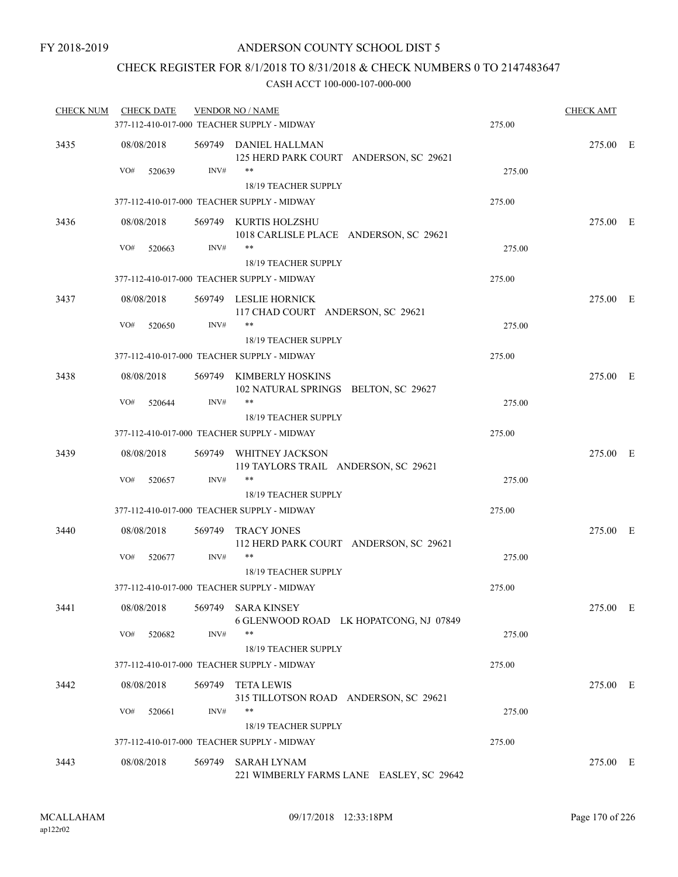FY 2018-2019

# ANDERSON COUNTY SCHOOL DIST 5

## CHECK REGISTER FOR 8/1/2018 TO 8/31/2018 & CHECK NUMBERS 0 TO 2147483647

### CASH ACCT 100-000-107-000-000

| CHECK NUM | CHECK DATE | VENDOR NO / NAME | | CHECK AMT | |
|---|---|---|---|---|---|
| | | 377-112-410-017-000 TEACHER SUPPLY - MIDWAY | 275.00 | | |
| 3435 | 08/08/2018 | 569749 DANIEL HALLMAN<br>125 HERD PARK COURT ANDERSON, SC 29621 | | 275.00 | E |
| | VO# 520639 | INV# ** | 275.00 | | |
| | | 18/19 TEACHER SUPPLY | | | |
| | | 377-112-410-017-000 TEACHER SUPPLY - MIDWAY | 275.00 | | |
| 3436 | 08/08/2018 | 569749 KURTIS HOLZSHU<br>1018 CARLISLE PLACE ANDERSON, SC 29621 | | 275.00 | E |
| | VO# 520663 | INV# ** | 275.00 | | |
| | | 18/19 TEACHER SUPPLY | | | |
| | | 377-112-410-017-000 TEACHER SUPPLY - MIDWAY | 275.00 | | |
| 3437 | 08/08/2018 | 569749 LESLIE HORNICK<br>117 CHAD COURT ANDERSON, SC 29621 | | 275.00 | E |
| | VO# 520650 | INV# ** | 275.00 | | |
| | | 18/19 TEACHER SUPPLY | | | |
| | | 377-112-410-017-000 TEACHER SUPPLY - MIDWAY | 275.00 | | |
| 3438 | 08/08/2018 | 569749 KIMBERLY HOSKINS<br>102 NATURAL SPRINGS BELTON, SC 29627 | | 275.00 | E |
| | VO# 520644 | INV# ** | 275.00 | | |
| | | 18/19 TEACHER SUPPLY | | | |
| | | 377-112-410-017-000 TEACHER SUPPLY - MIDWAY | 275.00 | | |
| 3439 | 08/08/2018 | 569749 WHITNEY JACKSON<br>119 TAYLORS TRAIL ANDERSON, SC 29621 | | 275.00 | E |
| | VO# 520657 | INV# ** | 275.00 | | |
| | | 18/19 TEACHER SUPPLY | | | |
| | | 377-112-410-017-000 TEACHER SUPPLY - MIDWAY | 275.00 | | |
| 3440 | 08/08/2018 | 569749 TRACY JONES<br>112 HERD PARK COURT ANDERSON, SC 29621 | | 275.00 | E |
| | VO# 520677 | INV# ** | 275.00 | | |
| | | 18/19 TEACHER SUPPLY | | | |
| | | 377-112-410-017-000 TEACHER SUPPLY - MIDWAY | 275.00 | | |
| 3441 | 08/08/2018 | 569749 SARA KINSEY<br>6 GLENWOOD ROAD LK HOPATCONG, NJ 07849 | | 275.00 | E |
| | VO# 520682 | INV# ** | 275.00 | | |
| | | 18/19 TEACHER SUPPLY | | | |
| | | 377-112-410-017-000 TEACHER SUPPLY - MIDWAY | 275.00 | | |
| 3442 | 08/08/2018 | 569749 TETA LEWIS<br>315 TILLOTSON ROAD ANDERSON, SC 29621 | | 275.00 | E |
| | VO# 520661 | INV# ** | 275.00 | | |
| | | 18/19 TEACHER SUPPLY | | | |
| | | 377-112-410-017-000 TEACHER SUPPLY - MIDWAY | 275.00 | | |
| 3443 | 08/08/2018 | 569749 SARAH LYNAM<br>221 WIMBERLY FARMS LANE EASLEY, SC 29642 | | 275.00 | E |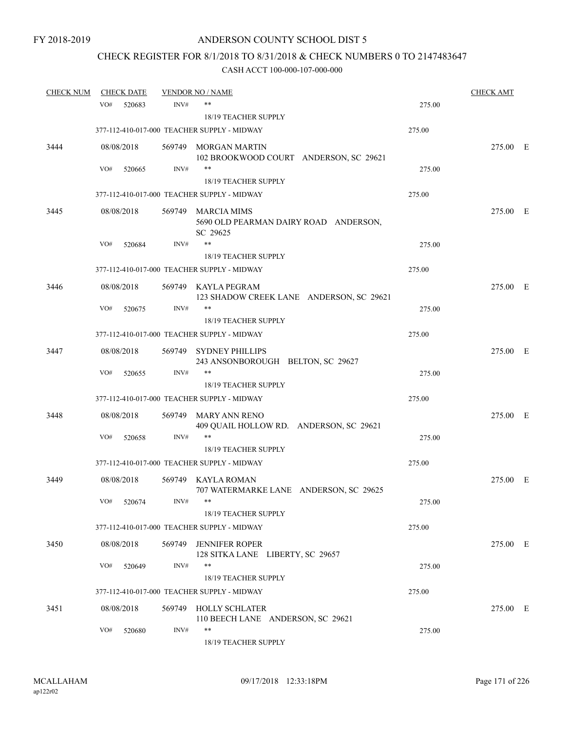FY 2018-2019

ANDERSON COUNTY SCHOOL DIST 5

CHECK REGISTER FOR 8/1/2018 TO 8/31/2018 & CHECK NUMBERS 0 TO 2147483647

CASH ACCT 100-000-107-000-000

| CHECK NUM | CHECK DATE | VENDOR NO / NAME | | CHECK AMT |
|---|---|---|---|---|
| | VO# 520683 | INV# ** 18/19 TEACHER SUPPLY | 275.00 | |
| | 377-112-410-017-000 TEACHER SUPPLY - MIDWAY | | 275.00 | |
| 3444 | 08/08/2018 | 569749 MORGAN MARTIN 102 BROOKWOOD COURT ANDERSON, SC 29621 | | 275.00 E |
| | VO# 520665 | INV# ** 18/19 TEACHER SUPPLY | 275.00 | |
| | 377-112-410-017-000 TEACHER SUPPLY - MIDWAY | | 275.00 | |
| 3445 | 08/08/2018 | 569749 MARCIA MIMS 5690 OLD PEARMAN DAIRY ROAD ANDERSON, SC 29625 | | 275.00 E |
| | VO# 520684 | INV# ** 18/19 TEACHER SUPPLY | 275.00 | |
| | 377-112-410-017-000 TEACHER SUPPLY - MIDWAY | | 275.00 | |
| 3446 | 08/08/2018 | 569749 KAYLA PEGRAM 123 SHADOW CREEK LANE ANDERSON, SC 29621 | | 275.00 E |
| | VO# 520675 | INV# ** 18/19 TEACHER SUPPLY | 275.00 | |
| | 377-112-410-017-000 TEACHER SUPPLY - MIDWAY | | 275.00 | |
| 3447 | 08/08/2018 | 569749 SYDNEY PHILLIPS 243 ANSONBOROUGH BELTON, SC 29627 | | 275.00 E |
| | VO# 520655 | INV# ** 18/19 TEACHER SUPPLY | 275.00 | |
| | 377-112-410-017-000 TEACHER SUPPLY - MIDWAY | | 275.00 | |
| 3448 | 08/08/2018 | 569749 MARY ANN RENO 409 QUAIL HOLLOW RD. ANDERSON, SC 29621 | | 275.00 E |
| | VO# 520658 | INV# ** 18/19 TEACHER SUPPLY | 275.00 | |
| | 377-112-410-017-000 TEACHER SUPPLY - MIDWAY | | 275.00 | |
| 3449 | 08/08/2018 | 569749 KAYLA ROMAN 707 WATERMARKE LANE ANDERSON, SC 29625 | | 275.00 E |
| | VO# 520674 | INV# ** 18/19 TEACHER SUPPLY | 275.00 | |
| | 377-112-410-017-000 TEACHER SUPPLY - MIDWAY | | 275.00 | |
| 3450 | 08/08/2018 | 569749 JENNIFER ROPER 128 SITKA LANE LIBERTY, SC 29657 | | 275.00 E |
| | VO# 520649 | INV# ** 18/19 TEACHER SUPPLY | 275.00 | |
| | 377-112-410-017-000 TEACHER SUPPLY - MIDWAY | | 275.00 | |
| 3451 | 08/08/2018 | 569749 HOLLY SCHLATER 110 BEECH LANE ANDERSON, SC 29621 | | 275.00 E |
| | VO# 520680 | INV# ** 18/19 TEACHER SUPPLY | 275.00 | |

MCALLAHAM ap122r02 09/17/2018 12:33:18PM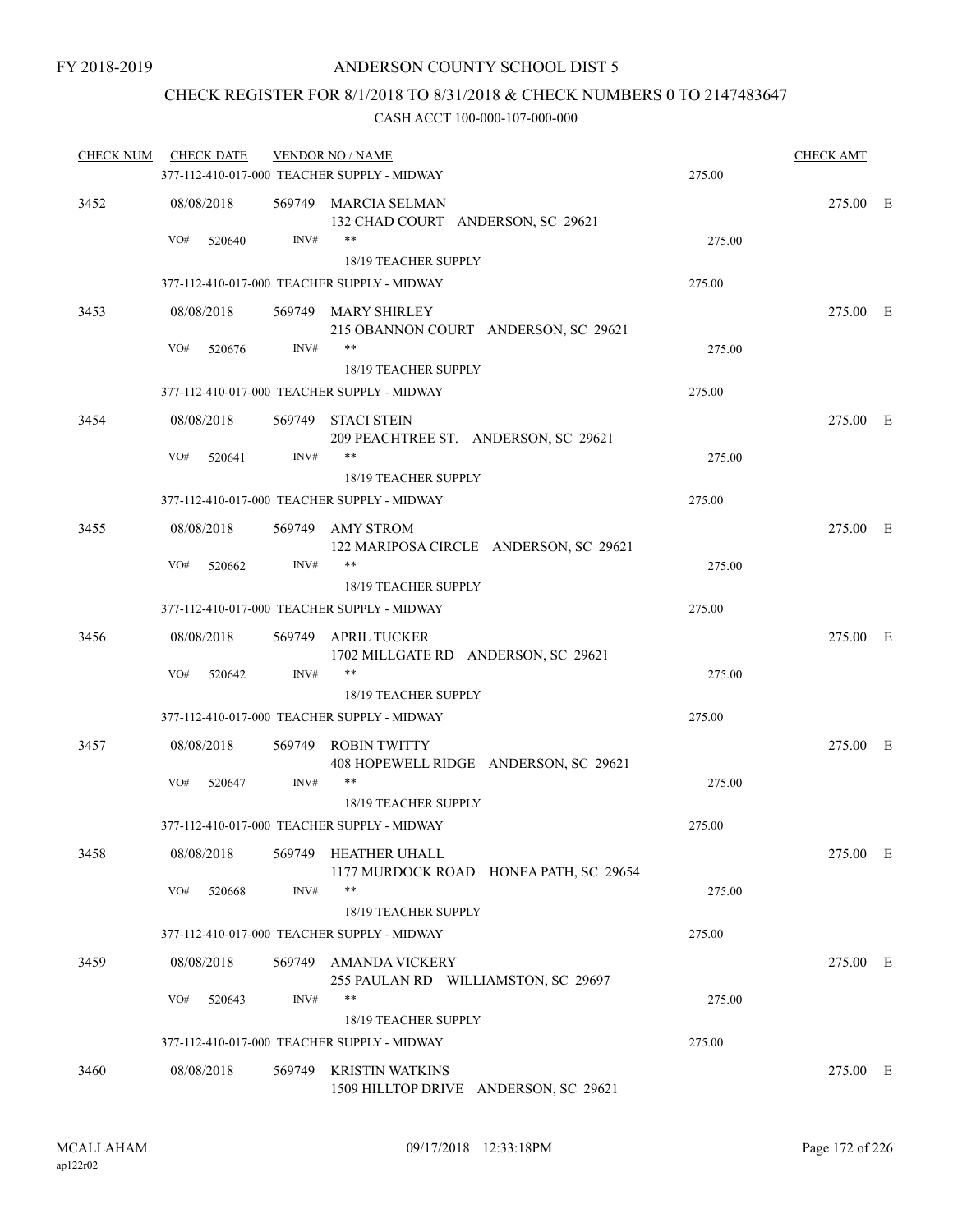FY 2018-2019

ANDERSON COUNTY SCHOOL DIST 5

CHECK REGISTER FOR 8/1/2018 TO 8/31/2018 & CHECK NUMBERS 0 TO 2147483647

CASH ACCT 100-000-107-000-000

| CHECK NUM | CHECK DATE | VENDOR NO / NAME | | CHECK AMT | |
|---|---|---|---|---|---|
| | 377-112-410-017-000 TEACHER SUPPLY - MIDWAY | | 275.00 | | |
| 3452 | 08/08/2018 | 569749 MARCIA SELMAN<br>132 CHAD COURT ANDERSON, SC 29621 | | 275.00 | E |
| | VO# 520640 | INV# **<br>18/19 TEACHER SUPPLY | 275.00 | | |
| | 377-112-410-017-000 TEACHER SUPPLY - MIDWAY | | 275.00 | | |
| 3453 | 08/08/2018 | 569749 MARY SHIRLEY<br>215 OBANNON COURT ANDERSON, SC 29621 | | 275.00 | E |
| | VO# 520676 | INV# **<br>18/19 TEACHER SUPPLY | 275.00 | | |
| | 377-112-410-017-000 TEACHER SUPPLY - MIDWAY | | 275.00 | | |
| 3454 | 08/08/2018 | 569749 STACI STEIN<br>209 PEACHTREE ST. ANDERSON, SC 29621 | | 275.00 | E |
| | VO# 520641 | INV# **<br>18/19 TEACHER SUPPLY | 275.00 | | |
| | 377-112-410-017-000 TEACHER SUPPLY - MIDWAY | | 275.00 | | |
| 3455 | 08/08/2018 | 569749 AMY STROM<br>122 MARIPOSA CIRCLE ANDERSON, SC 29621 | | 275.00 | E |
| | VO# 520662 | INV# **<br>18/19 TEACHER SUPPLY | 275.00 | | |
| | 377-112-410-017-000 TEACHER SUPPLY - MIDWAY | | 275.00 | | |
| 3456 | 08/08/2018 | 569749 APRIL TUCKER<br>1702 MILLGATE RD ANDERSON, SC 29621 | | 275.00 | E |
| | VO# 520642 | INV# **<br>18/19 TEACHER SUPPLY | 275.00 | | |
| | 377-112-410-017-000 TEACHER SUPPLY - MIDWAY | | 275.00 | | |
| 3457 | 08/08/2018 | 569749 ROBIN TWITTY<br>408 HOPEWELL RIDGE ANDERSON, SC 29621 | | 275.00 | E |
| | VO# 520647 | INV# **<br>18/19 TEACHER SUPPLY | 275.00 | | |
| | 377-112-410-017-000 TEACHER SUPPLY - MIDWAY | | 275.00 | | |
| 3458 | 08/08/2018 | 569749 HEATHER UHALL<br>1177 MURDOCK ROAD HONEA PATH, SC 29654 | | 275.00 | E |
| | VO# 520668 | INV# **<br>18/19 TEACHER SUPPLY | 275.00 | | |
| | 377-112-410-017-000 TEACHER SUPPLY - MIDWAY | | 275.00 | | |
| 3459 | 08/08/2018 | 569749 AMANDA VICKERY<br>255 PAULAN RD WILLIAMSTON, SC 29697 | | 275.00 | E |
| | VO# 520643 | INV# **<br>18/19 TEACHER SUPPLY | 275.00 | | |
| | 377-112-410-017-000 TEACHER SUPPLY - MIDWAY | | 275.00 | | |
| 3460 | 08/08/2018 | 569749 KRISTIN WATKINS<br>1509 HILLTOP DRIVE ANDERSON, SC 29621 | | 275.00 | E |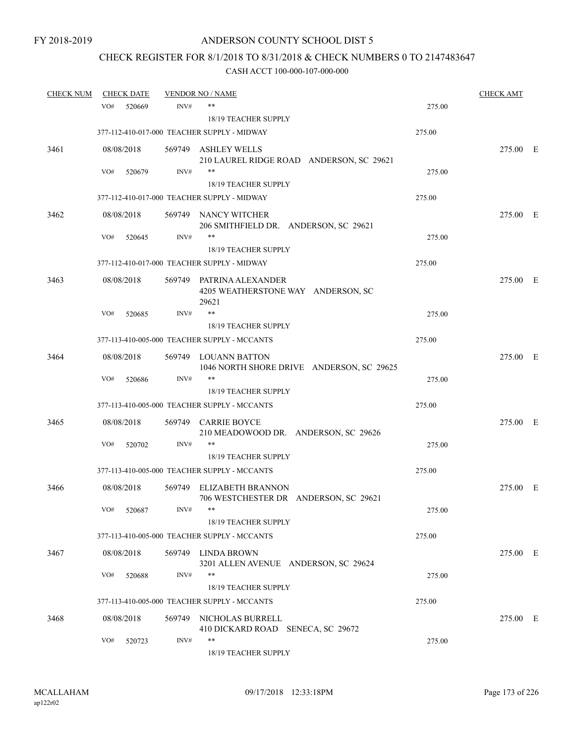FY 2018-2019

# ANDERSON COUNTY SCHOOL DIST 5

## CHECK REGISTER FOR 8/1/2018 TO 8/31/2018 & CHECK NUMBERS 0 TO 2147483647

CASH ACCT 100-000-107-000-000

| CHECK NUM | CHECK DATE | VENDOR NO / NAME | | CHECK AMT |
|---|---|---|---|---|
| | VO# 520669 | INV# ** <br> 18/19 TEACHER SUPPLY | 275.00 | |
| | 377-112-410-017-000 TEACHER SUPPLY - MIDWAY | | 275.00 | |
| 3461 | 08/08/2018 | 569749 ASHLEY WELLS <br> 210 LAUREL RIDGE ROAD ANDERSON, SC 29621 | | 275.00 E |
| | VO# 520679 | INV# ** <br> 18/19 TEACHER SUPPLY | 275.00 | |
| | 377-112-410-017-000 TEACHER SUPPLY - MIDWAY | | 275.00 | |
| 3462 | 08/08/2018 | 569749 NANCY WITCHER <br> 206 SMITHFIELD DR. ANDERSON, SC 29621 | | 275.00 E |
| | VO# 520645 | INV# ** <br> 18/19 TEACHER SUPPLY | 275.00 | |
| | 377-112-410-017-000 TEACHER SUPPLY - MIDWAY | | 275.00 | |
| 3463 | 08/08/2018 | 569749 PATRINA ALEXANDER <br> 4205 WEATHERSTONE WAY ANDERSON, SC 29621 | | 275.00 E |
| | VO# 520685 | INV# ** <br> 18/19 TEACHER SUPPLY | 275.00 | |
| | 377-113-410-005-000 TEACHER SUPPLY - MCCANTS | | 275.00 | |
| 3464 | 08/08/2018 | 569749 LOUANN BATTON <br> 1046 NORTH SHORE DRIVE ANDERSON, SC 29625 | | 275.00 E |
| | VO# 520686 | INV# ** <br> 18/19 TEACHER SUPPLY | 275.00 | |
| | 377-113-410-005-000 TEACHER SUPPLY - MCCANTS | | 275.00 | |
| 3465 | 08/08/2018 | 569749 CARRIE BOYCE <br> 210 MEADOWOOD DR. ANDERSON, SC 29626 | | 275.00 E |
| | VO# 520702 | INV# ** <br> 18/19 TEACHER SUPPLY | 275.00 | |
| | 377-113-410-005-000 TEACHER SUPPLY - MCCANTS | | 275.00 | |
| 3466 | 08/08/2018 | 569749 ELIZABETH BRANNON <br> 706 WESTCHESTER DR ANDERSON, SC 29621 | | 275.00 E |
| | VO# 520687 | INV# ** <br> 18/19 TEACHER SUPPLY | 275.00 | |
| | 377-113-410-005-000 TEACHER SUPPLY - MCCANTS | | 275.00 | |
| 3467 | 08/08/2018 | 569749 LINDA BROWN <br> 3201 ALLEN AVENUE ANDERSON, SC 29624 | | 275.00 E |
| | VO# 520688 | INV# ** <br> 18/19 TEACHER SUPPLY | 275.00 | |
| | 377-113-410-005-000 TEACHER SUPPLY - MCCANTS | | 275.00 | |
| 3468 | 08/08/2018 | 569749 NICHOLAS BURRELL <br> 410 DICKARD ROAD SENECA, SC 29672 | | 275.00 E |
| | VO# 520723 | INV# ** <br> 18/19 TEACHER SUPPLY | 275.00 | |

MCALLAHAM
ap122r02

09/17/2018 12:33:18PM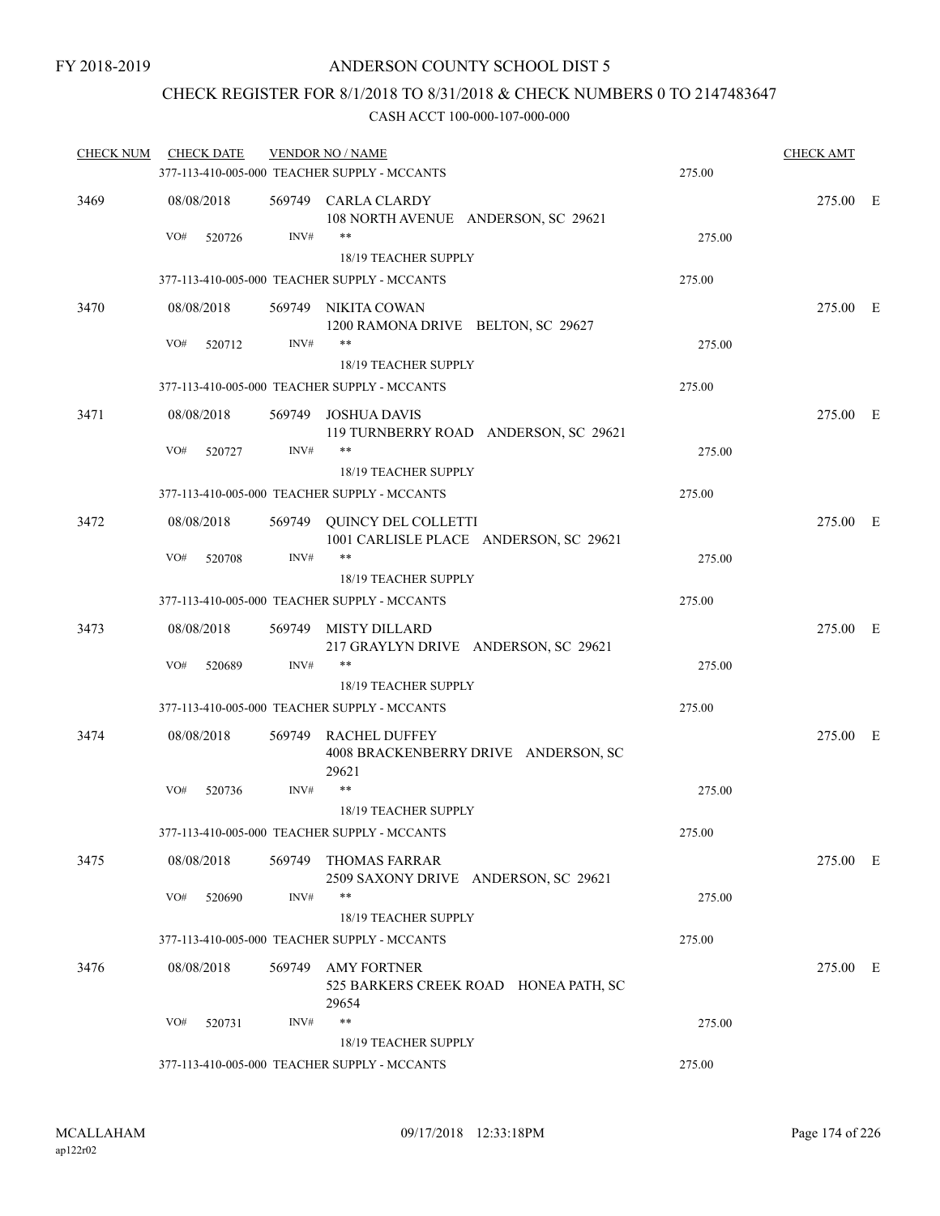FY 2018-2019

ANDERSON COUNTY SCHOOL DIST 5

CHECK REGISTER FOR 8/1/2018 TO 8/31/2018 & CHECK NUMBERS 0 TO 2147483647

CASH ACCT 100-000-107-000-000

| CHECK NUM | CHECK DATE | VENDOR NO / NAME | | CHECK AMT | |
|---|---|---|---|---|---|
| | | 377-113-410-005-000 TEACHER SUPPLY - MCCANTS | 275.00 | | |
| 3469 | 08/08/2018 | 569749 CARLA CLARDY<br>108 NORTH AVENUE ANDERSON, SC 29621 | | 275.00 | E |
| | VO# 520726 | INV# **<br>18/19 TEACHER SUPPLY | 275.00 | | |
| | | 377-113-410-005-000 TEACHER SUPPLY - MCCANTS | 275.00 | | |
| 3470 | 08/08/2018 | 569749 NIKITA COWAN<br>1200 RAMONA DRIVE BELTON, SC 29627 | | 275.00 | E |
| | VO# 520712 | INV# **<br>18/19 TEACHER SUPPLY | 275.00 | | |
| | | 377-113-410-005-000 TEACHER SUPPLY - MCCANTS | 275.00 | | |
| 3471 | 08/08/2018 | 569749 JOSHUA DAVIS<br>119 TURNBERRY ROAD ANDERSON, SC 29621 | | 275.00 | E |
| | VO# 520727 | INV# **<br>18/19 TEACHER SUPPLY | 275.00 | | |
| | | 377-113-410-005-000 TEACHER SUPPLY - MCCANTS | 275.00 | | |
| 3472 | 08/08/2018 | 569749 QUINCY DEL COLLETTI<br>1001 CARLISLE PLACE ANDERSON, SC 29621 | | 275.00 | E |
| | VO# 520708 | INV# **<br>18/19 TEACHER SUPPLY | 275.00 | | |
| | | 377-113-410-005-000 TEACHER SUPPLY - MCCANTS | 275.00 | | |
| 3473 | 08/08/2018 | 569749 MISTY DILLARD<br>217 GRAYLYN DRIVE ANDERSON, SC 29621 | | 275.00 | E |
| | VO# 520689 | INV# **<br>18/19 TEACHER SUPPLY | 275.00 | | |
| | | 377-113-410-005-000 TEACHER SUPPLY - MCCANTS | 275.00 | | |
| 3474 | 08/08/2018 | 569749 RACHEL DUFFEY<br>4008 BRACKENBERRY DRIVE ANDERSON, SC 29621 | | 275.00 | E |
| | VO# 520736 | INV# **<br>18/19 TEACHER SUPPLY | 275.00 | | |
| | | 377-113-410-005-000 TEACHER SUPPLY - MCCANTS | 275.00 | | |
| 3475 | 08/08/2018 | 569749 THOMAS FARRAR<br>2509 SAXONY DRIVE ANDERSON, SC 29621 | | 275.00 | E |
| | VO# 520690 | INV# **<br>18/19 TEACHER SUPPLY | 275.00 | | |
| | | 377-113-410-005-000 TEACHER SUPPLY - MCCANTS | 275.00 | | |
| 3476 | 08/08/2018 | 569749 AMY FORTNER<br>525 BARKERS CREEK ROAD HONEA PATH, SC 29654 | | 275.00 | E |
| | VO# 520731 | INV# **<br>18/19 TEACHER SUPPLY | 275.00 | | |
| | | 377-113-410-005-000 TEACHER SUPPLY - MCCANTS | 275.00 | | |

MCALLAHAM ap122r02 09/17/2018 12:33:18PM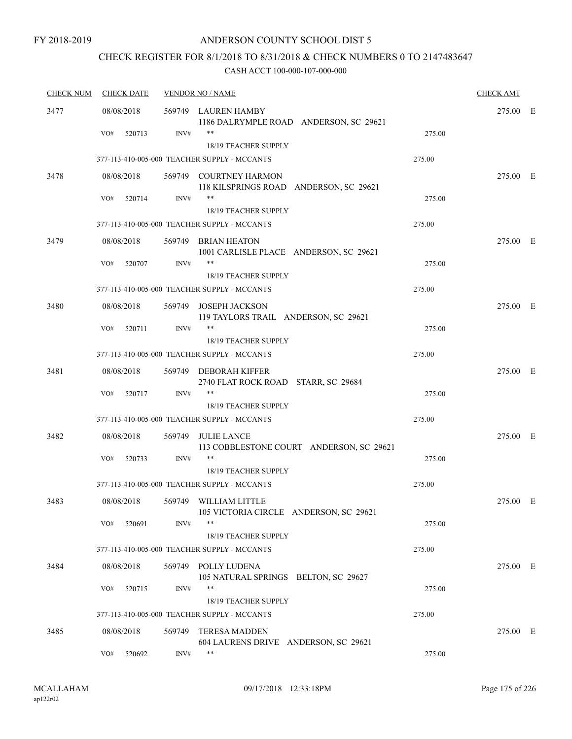FY 2018-2019

# ANDERSON COUNTY SCHOOL DIST 5

## CHECK REGISTER FOR 8/1/2018 TO 8/31/2018 & CHECK NUMBERS 0 TO 2147483647

CASH ACCT 100-000-107-000-000

| CHECK NUM | CHECK DATE | VENDOR NO / NAME | | CHECK AMT | |
|---|---|---|---|---|---|
| 3477 | 08/08/2018 | 569749 LAUREN HAMBY<br>1186 DALRYMPLE ROAD ANDERSON, SC 29621 | | 275.00 | E |
| | VO# 520713 | INV# ** <br>18/19 TEACHER SUPPLY | 275.00 | | |
| | 377-113-410-005-000 TEACHER SUPPLY - MCCANTS | | 275.00 | | |
| 3478 | 08/08/2018 | 569749 COURTNEY HARMON<br>118 KILSPRINGS ROAD ANDERSON, SC 29621 | | 275.00 | E |
| | VO# 520714 | INV# ** <br>18/19 TEACHER SUPPLY | 275.00 | | |
| | 377-113-410-005-000 TEACHER SUPPLY - MCCANTS | | 275.00 | | |
| 3479 | 08/08/2018 | 569749 BRIAN HEATON<br>1001 CARLISLE PLACE ANDERSON, SC 29621 | | 275.00 | E |
| | VO# 520707 | INV# ** <br>18/19 TEACHER SUPPLY | 275.00 | | |
| | 377-113-410-005-000 TEACHER SUPPLY - MCCANTS | | 275.00 | | |
| 3480 | 08/08/2018 | 569749 JOSEPH JACKSON<br>119 TAYLORS TRAIL ANDERSON, SC 29621 | | 275.00 | E |
| | VO# 520711 | INV# ** <br>18/19 TEACHER SUPPLY | 275.00 | | |
| | 377-113-410-005-000 TEACHER SUPPLY - MCCANTS | | 275.00 | | |
| 3481 | 08/08/2018 | 569749 DEBORAH KIFFER<br>2740 FLAT ROCK ROAD STARR, SC 29684 | | 275.00 | E |
| | VO# 520717 | INV# ** <br>18/19 TEACHER SUPPLY | 275.00 | | |
| | 377-113-410-005-000 TEACHER SUPPLY - MCCANTS | | 275.00 | | |
| 3482 | 08/08/2018 | 569749 JULIE LANCE<br>113 COBBLESTONE COURT ANDERSON, SC 29621 | | 275.00 | E |
| | VO# 520733 | INV# ** <br>18/19 TEACHER SUPPLY | 275.00 | | |
| | 377-113-410-005-000 TEACHER SUPPLY - MCCANTS | | 275.00 | | |
| 3483 | 08/08/2018 | 569749 WILLIAM LITTLE<br>105 VICTORIA CIRCLE ANDERSON, SC 29621 | | 275.00 | E |
| | VO# 520691 | INV# ** <br>18/19 TEACHER SUPPLY | 275.00 | | |
| | 377-113-410-005-000 TEACHER SUPPLY - MCCANTS | | 275.00 | | |
| 3484 | 08/08/2018 | 569749 POLLY LUDENA<br>105 NATURAL SPRINGS BELTON, SC 29627 | | 275.00 | E |
| | VO# 520715 | INV# ** <br>18/19 TEACHER SUPPLY | 275.00 | | |
| | 377-113-410-005-000 TEACHER SUPPLY - MCCANTS | | 275.00 | | |
| 3485 | 08/08/2018 | 569749 TERESA MADDEN<br>604 LAURENS DRIVE ANDERSON, SC 29621 | | 275.00 | E |
| | VO# 520692 | INV# ** | 275.00 | | |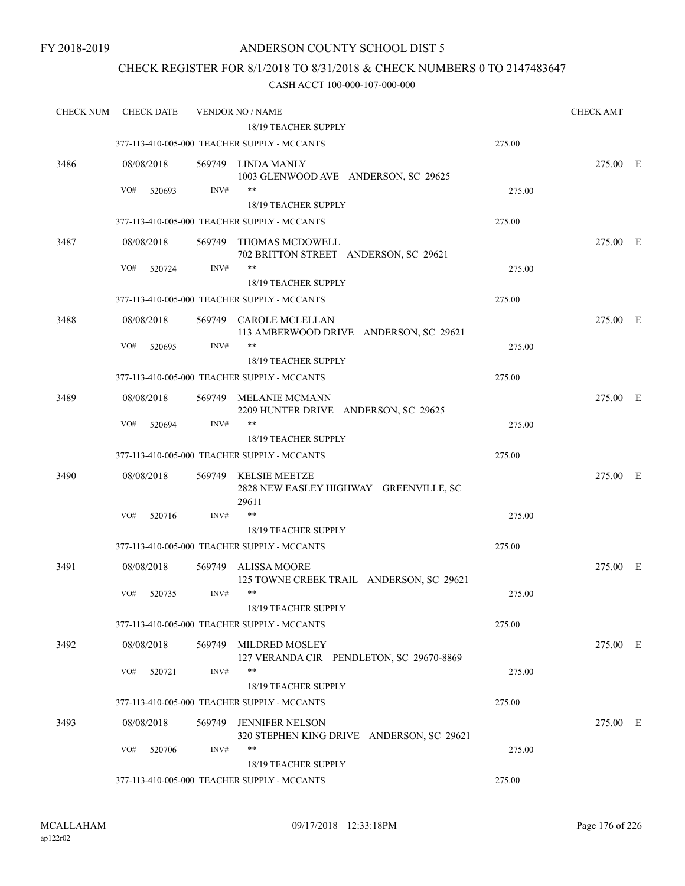FY 2018-2019

ANDERSON COUNTY SCHOOL DIST 5

CHECK REGISTER FOR 8/1/2018 TO 8/31/2018 & CHECK NUMBERS 0 TO 2147483647

CASH ACCT 100-000-107-000-000

| CHECK NUM | CHECK DATE | VENDOR NO / NAME | | CHECK AMT |
|---|---|---|---|---|
| | | 18/19 TEACHER SUPPLY | | |
| | | 377-113-410-005-000 TEACHER SUPPLY - MCCANTS | 275.00 | |
| 3486 | 08/08/2018 | 569749 LINDA MANLY<br>1003 GLENWOOD AVE ANDERSON, SC 29625 | | 275.00 E |
| | VO# 520693 | INV# ** | 275.00 | |
| | | 18/19 TEACHER SUPPLY | | |
| | | 377-113-410-005-000 TEACHER SUPPLY - MCCANTS | 275.00 | |
| 3487 | 08/08/2018 | 569749 THOMAS MCDOWELL<br>702 BRITTON STREET ANDERSON, SC 29621 | | 275.00 E |
| | VO# 520724 | INV# ** | 275.00 | |
| | | 18/19 TEACHER SUPPLY | | |
| | | 377-113-410-005-000 TEACHER SUPPLY - MCCANTS | 275.00 | |
| 3488 | 08/08/2018 | 569749 CAROLE MCLELLAN<br>113 AMBERWOOD DRIVE ANDERSON, SC 29621 | | 275.00 E |
| | VO# 520695 | INV# ** | 275.00 | |
| | | 18/19 TEACHER SUPPLY | | |
| | | 377-113-410-005-000 TEACHER SUPPLY - MCCANTS | 275.00 | |
| 3489 | 08/08/2018 | 569749 MELANIE MCMANN<br>2209 HUNTER DRIVE ANDERSON, SC 29625 | | 275.00 E |
| | VO# 520694 | INV# ** | 275.00 | |
| | | 18/19 TEACHER SUPPLY | | |
| | | 377-113-410-005-000 TEACHER SUPPLY - MCCANTS | 275.00 | |
| 3490 | 08/08/2018 | 569749 KELSIE MEETZE<br>2828 NEW EASLEY HIGHWAY GREENVILLE, SC 29611 | | 275.00 E |
| | VO# 520716 | INV# ** | 275.00 | |
| | | 18/19 TEACHER SUPPLY | | |
| | | 377-113-410-005-000 TEACHER SUPPLY - MCCANTS | 275.00 | |
| 3491 | 08/08/2018 | 569749 ALISSA MOORE<br>125 TOWNE CREEK TRAIL ANDERSON, SC 29621 | | 275.00 E |
| | VO# 520735 | INV# ** | 275.00 | |
| | | 18/19 TEACHER SUPPLY | | |
| | | 377-113-410-005-000 TEACHER SUPPLY - MCCANTS | 275.00 | |
| 3492 | 08/08/2018 | 569749 MILDRED MOSLEY<br>127 VERANDA CIR PENDLETON, SC 29670-8869 | | 275.00 E |
| | VO# 520721 | INV# ** | 275.00 | |
| | | 18/19 TEACHER SUPPLY | | |
| | | 377-113-410-005-000 TEACHER SUPPLY - MCCANTS | 275.00 | |
| 3493 | 08/08/2018 | 569749 JENNIFER NELSON<br>320 STEPHEN KING DRIVE ANDERSON, SC 29621 | | 275.00 E |
| | VO# 520706 | INV# ** | 275.00 | |
| | | 18/19 TEACHER SUPPLY | | |
| | | 377-113-410-005-000 TEACHER SUPPLY - MCCANTS | 275.00 | |

MCALLAHAM
ap122r02

09/17/2018 12:33:18PM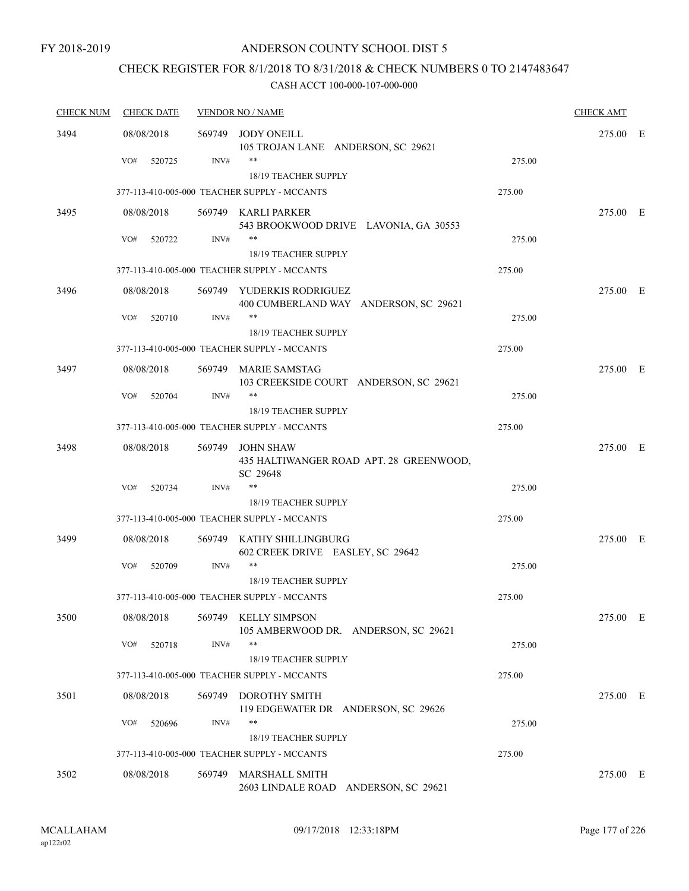FY 2018-2019

# ANDERSON COUNTY SCHOOL DIST 5

## CHECK REGISTER FOR 8/1/2018 TO 8/31/2018 & CHECK NUMBERS 0 TO 2147483647

### CASH ACCT 100-000-107-000-000

| CHECK NUM | CHECK DATE | VENDOR NO / NAME | | CHECK AMT |
|---|---|---|---|---|
| 3494 | 08/08/2018 | 569749 JODY ONEILL<br>105 TROJAN LANE ANDERSON, SC 29621 | | 275.00 E |
| | VO# 520725 | INV# **<br>18/19 TEACHER SUPPLY | 275.00 | |
| | | 377-113-410-005-000 TEACHER SUPPLY - MCCANTS | 275.00 | |
| 3495 | 08/08/2018 | 569749 KARLI PARKER<br>543 BROOKWOOD DRIVE LAVONIA, GA 30553 | | 275.00 E |
| | VO# 520722 | INV# **<br>18/19 TEACHER SUPPLY | 275.00 | |
| | | 377-113-410-005-000 TEACHER SUPPLY - MCCANTS | 275.00 | |
| 3496 | 08/08/2018 | 569749 YUDERKIS RODRIGUEZ<br>400 CUMBERLAND WAY ANDERSON, SC 29621 | | 275.00 E |
| | VO# 520710 | INV# **<br>18/19 TEACHER SUPPLY | 275.00 | |
| | | 377-113-410-005-000 TEACHER SUPPLY - MCCANTS | 275.00 | |
| 3497 | 08/08/2018 | 569749 MARIE SAMSTAG<br>103 CREEKSIDE COURT ANDERSON, SC 29621 | | 275.00 E |
| | VO# 520704 | INV# **<br>18/19 TEACHER SUPPLY | 275.00 | |
| | | 377-113-410-005-000 TEACHER SUPPLY - MCCANTS | 275.00 | |
| 3498 | 08/08/2018 | 569749 JOHN SHAW<br>435 HALTIWANGER ROAD APT. 28 GREENWOOD, SC 29648 | | 275.00 E |
| | VO# 520734 | INV# **<br>18/19 TEACHER SUPPLY | 275.00 | |
| | | 377-113-410-005-000 TEACHER SUPPLY - MCCANTS | 275.00 | |
| 3499 | 08/08/2018 | 569749 KATHY SHILLINGBURG<br>602 CREEK DRIVE EASLEY, SC 29642 | | 275.00 E |
| | VO# 520709 | INV# **<br>18/19 TEACHER SUPPLY | 275.00 | |
| | | 377-113-410-005-000 TEACHER SUPPLY - MCCANTS | 275.00 | |
| 3500 | 08/08/2018 | 569749 KELLY SIMPSON<br>105 AMBERWOOD DR. ANDERSON, SC 29621 | | 275.00 E |
| | VO# 520718 | INV# **<br>18/19 TEACHER SUPPLY | 275.00 | |
| | | 377-113-410-005-000 TEACHER SUPPLY - MCCANTS | 275.00 | |
| 3501 | 08/08/2018 | 569749 DOROTHY SMITH<br>119 EDGEWATER DR ANDERSON, SC 29626 | | 275.00 E |
| | VO# 520696 | INV# **<br>18/19 TEACHER SUPPLY | 275.00 | |
| | | 377-113-410-005-000 TEACHER SUPPLY - MCCANTS | 275.00 | |
| 3502 | 08/08/2018 | 569749 MARSHALL SMITH<br>2603 LINDALE ROAD ANDERSON, SC 29621 | | 275.00 E |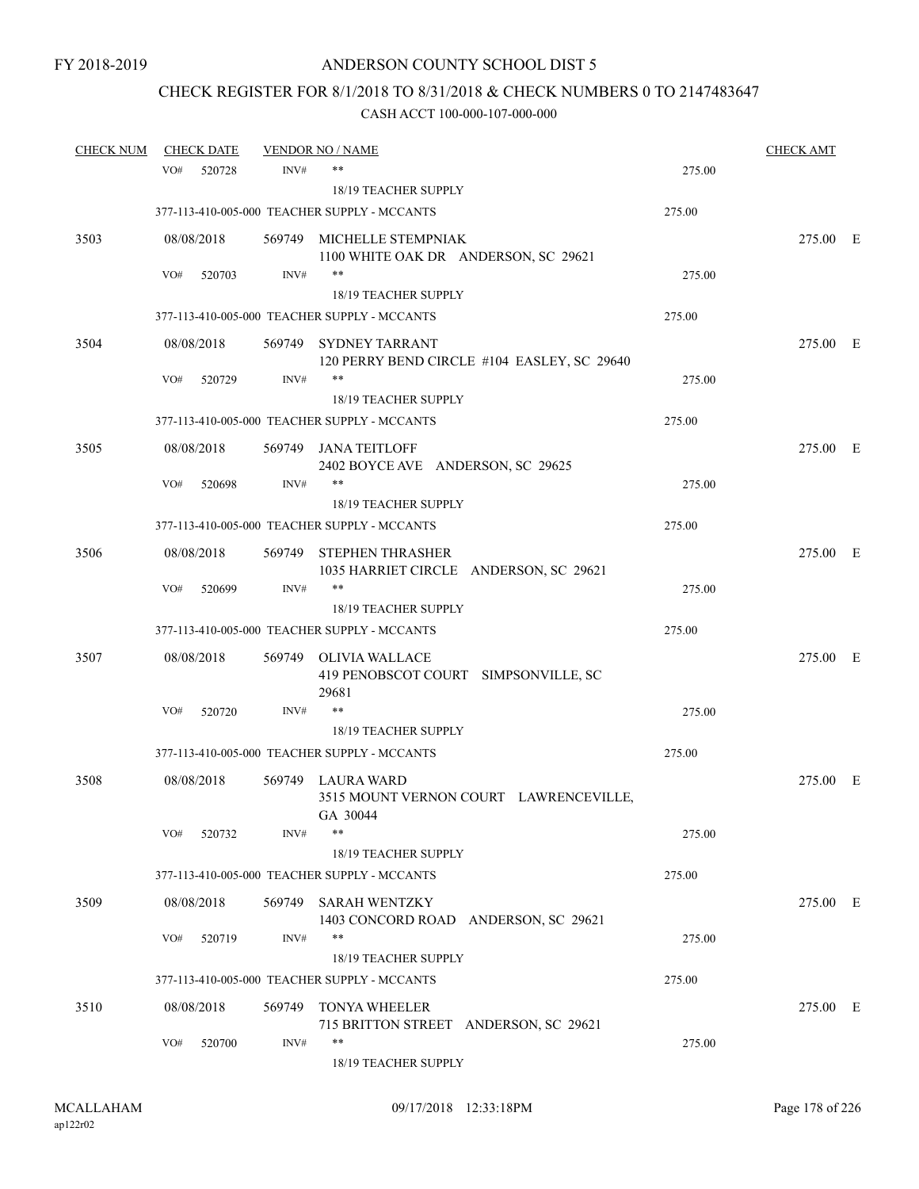FY 2018-2019

# ANDERSON COUNTY SCHOOL DIST 5

## CHECK REGISTER FOR 8/1/2018 TO 8/31/2018 & CHECK NUMBERS 0 TO 2147483647

### CASH ACCT 100-000-107-000-000

| CHECK NUM | CHECK DATE | VENDOR NO / NAME | | CHECK AMT | |
|---|---|---|---|---|---|
| | VO# 520728 | INV# ** <br> 18/19 TEACHER SUPPLY | 275.00 | | |
| | 377-113-410-005-000 TEACHER SUPPLY - MCCANTS | | 275.00 | | |
| 3503 | 08/08/2018 | 569749 MICHELLE STEMPNIAK <br> 1100 WHITE OAK DR ANDERSON, SC 29621 | | 275.00 | E |
| | VO# 520703 | INV# ** <br> 18/19 TEACHER SUPPLY | 275.00 | | |
| | 377-113-410-005-000 TEACHER SUPPLY - MCCANTS | | 275.00 | | |
| 3504 | 08/08/2018 | 569749 SYDNEY TARRANT <br> 120 PERRY BEND CIRCLE #104 EASLEY, SC 29640 | | 275.00 | E |
| | VO# 520729 | INV# ** <br> 18/19 TEACHER SUPPLY | 275.00 | | |
| | 377-113-410-005-000 TEACHER SUPPLY - MCCANTS | | 275.00 | | |
| 3505 | 08/08/2018 | 569749 JANA TEITLOFF <br> 2402 BOYCE AVE ANDERSON, SC 29625 | | 275.00 | E |
| | VO# 520698 | INV# ** <br> 18/19 TEACHER SUPPLY | 275.00 | | |
| | 377-113-410-005-000 TEACHER SUPPLY - MCCANTS | | 275.00 | | |
| 3506 | 08/08/2018 | 569749 STEPHEN THRASHER <br> 1035 HARRIET CIRCLE ANDERSON, SC 29621 | | 275.00 | E |
| | VO# 520699 | INV# ** <br> 18/19 TEACHER SUPPLY | 275.00 | | |
| | 377-113-410-005-000 TEACHER SUPPLY - MCCANTS | | 275.00 | | |
| 3507 | 08/08/2018 | 569749 OLIVIA WALLACE <br> 419 PENOBSCOT COURT SIMPSONVILLE, SC 29681 | | 275.00 | E |
| | VO# 520720 | INV# ** <br> 18/19 TEACHER SUPPLY | 275.00 | | |
| | 377-113-410-005-000 TEACHER SUPPLY - MCCANTS | | 275.00 | | |
| 3508 | 08/08/2018 | 569749 LAURA WARD <br> 3515 MOUNT VERNON COURT LAWRENCEVILLE, GA 30044 | | 275.00 | E |
| | VO# 520732 | INV# ** <br> 18/19 TEACHER SUPPLY | 275.00 | | |
| | 377-113-410-005-000 TEACHER SUPPLY - MCCANTS | | 275.00 | | |
| 3509 | 08/08/2018 | 569749 SARAH WENTZKY <br> 1403 CONCORD ROAD ANDERSON, SC 29621 | | 275.00 | E |
| | VO# 520719 | INV# ** <br> 18/19 TEACHER SUPPLY | 275.00 | | |
| | 377-113-410-005-000 TEACHER SUPPLY - MCCANTS | | 275.00 | | |
| 3510 | 08/08/2018 | 569749 TONYA WHEELER <br> 715 BRITTON STREET ANDERSON, SC 29621 | | 275.00 | E |
| | VO# 520700 | INV# ** <br> 18/19 TEACHER SUPPLY | 275.00 | | |

MCALLAHAM
ap122r02
09/17/2018 12:33:18PM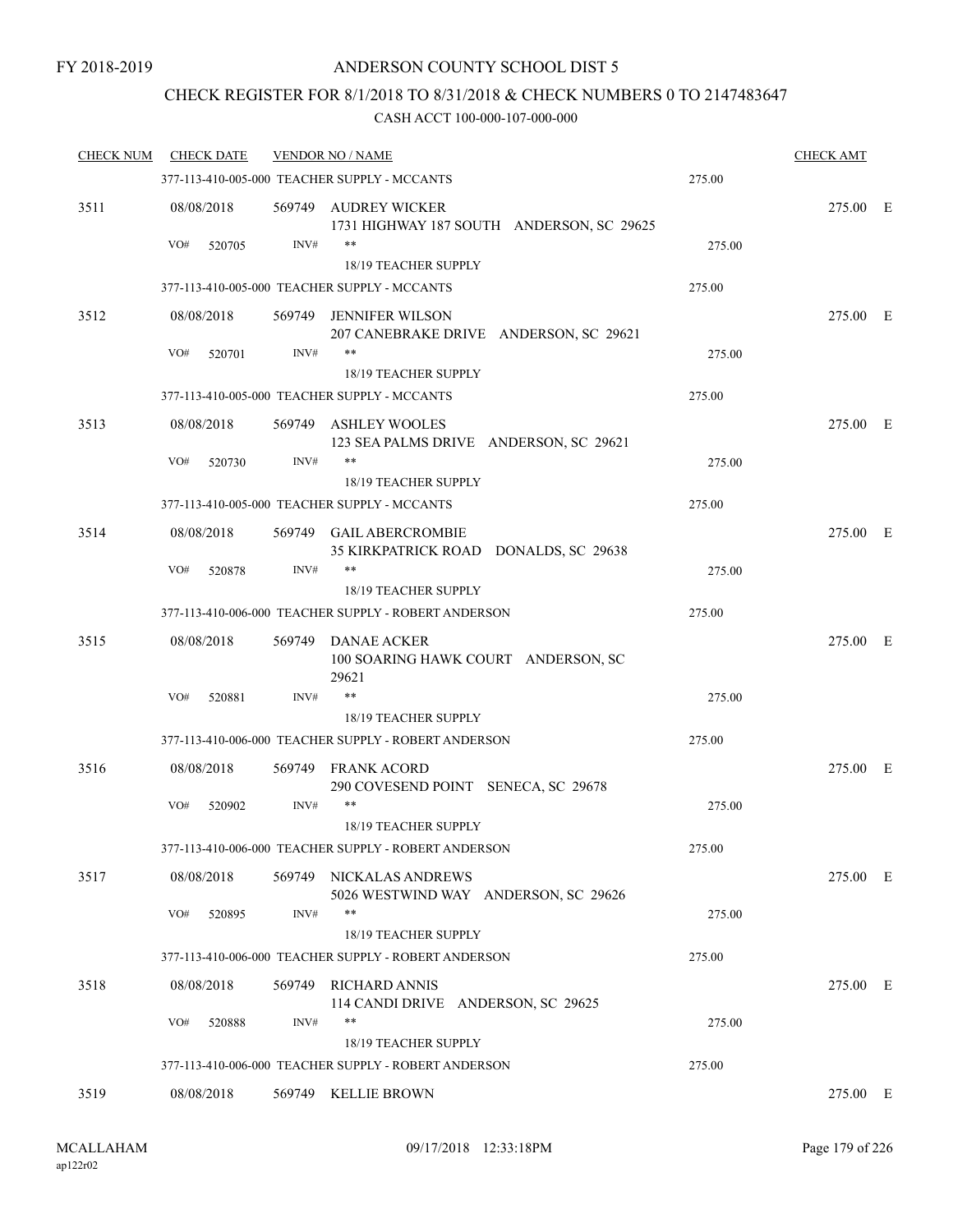FY 2018-2019

# ANDERSON COUNTY SCHOOL DIST 5

## CHECK REGISTER FOR 8/1/2018 TO 8/31/2018 & CHECK NUMBERS 0 TO 2147483647

CASH ACCT 100-000-107-000-000

| CHECK NUM | CHECK DATE | VENDOR NO / NAME | | CHECK AMT |
|---|---|---|---|---|
| | | 377-113-410-005-000 TEACHER SUPPLY - MCCANTS | 275.00 | |
| 3511 | 08/08/2018 | 569749 AUDREY WICKER<br>1731 HIGHWAY 187 SOUTH ANDERSON, SC 29625 | | 275.00 E |
| | VO# 520705 | INV# **<br>18/19 TEACHER SUPPLY | 275.00 | |
| | | 377-113-410-005-000 TEACHER SUPPLY - MCCANTS | 275.00 | |
| 3512 | 08/08/2018 | 569749 JENNIFER WILSON<br>207 CANEBRAKE DRIVE ANDERSON, SC 29621 | | 275.00 E |
| | VO# 520701 | INV# **<br>18/19 TEACHER SUPPLY | 275.00 | |
| | | 377-113-410-005-000 TEACHER SUPPLY - MCCANTS | 275.00 | |
| 3513 | 08/08/2018 | 569749 ASHLEY WOOLES<br>123 SEA PALMS DRIVE ANDERSON, SC 29621 | | 275.00 E |
| | VO# 520730 | INV# **<br>18/19 TEACHER SUPPLY | 275.00 | |
| | | 377-113-410-005-000 TEACHER SUPPLY - MCCANTS | 275.00 | |
| 3514 | 08/08/2018 | 569749 GAIL ABERCROMBIE<br>35 KIRKPATRICK ROAD DONALDS, SC 29638 | | 275.00 E |
| | VO# 520878 | INV# **<br>18/19 TEACHER SUPPLY | 275.00 | |
| | | 377-113-410-006-000 TEACHER SUPPLY - ROBERT ANDERSON | 275.00 | |
| 3515 | 08/08/2018 | 569749 DANAE ACKER<br>100 SOARING HAWK COURT ANDERSON, SC 29621 | | 275.00 E |
| | VO# 520881 | INV# **<br>18/19 TEACHER SUPPLY | 275.00 | |
| | | 377-113-410-006-000 TEACHER SUPPLY - ROBERT ANDERSON | 275.00 | |
| 3516 | 08/08/2018 | 569749 FRANK ACORD<br>290 COVESEND POINT SENECA, SC 29678 | | 275.00 E |
| | VO# 520902 | INV# **<br>18/19 TEACHER SUPPLY | 275.00 | |
| | | 377-113-410-006-000 TEACHER SUPPLY - ROBERT ANDERSON | 275.00 | |
| 3517 | 08/08/2018 | 569749 NICKALAS ANDREWS<br>5026 WESTWIND WAY ANDERSON, SC 29626 | | 275.00 E |
| | VO# 520895 | INV# **<br>18/19 TEACHER SUPPLY | 275.00 | |
| | | 377-113-410-006-000 TEACHER SUPPLY - ROBERT ANDERSON | 275.00 | |
| 3518 | 08/08/2018 | 569749 RICHARD ANNIS<br>114 CANDI DRIVE ANDERSON, SC 29625 | | 275.00 E |
| | VO# 520888 | INV# **<br>18/19 TEACHER SUPPLY | 275.00 | |
| | | 377-113-410-006-000 TEACHER SUPPLY - ROBERT ANDERSON | 275.00 | |
| 3519 | 08/08/2018 | 569749 KELLIE BROWN | | 275.00 E |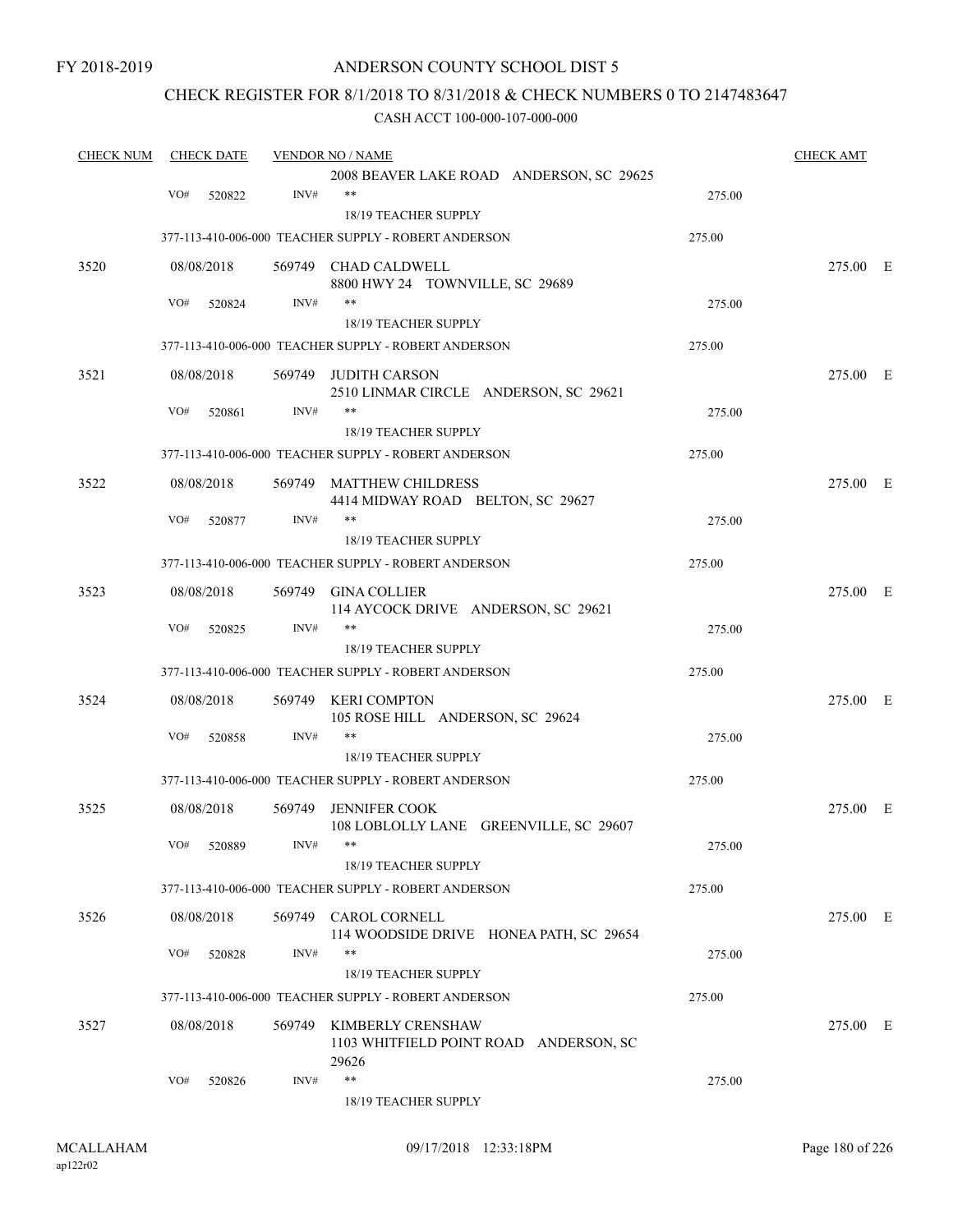FY 2018-2019

ANDERSON COUNTY SCHOOL DIST 5

CHECK REGISTER FOR 8/1/2018 TO 8/31/2018 & CHECK NUMBERS 0 TO 2147483647

CASH ACCT 100-000-107-000-000

| CHECK NUM | CHECK DATE | VENDOR NO / NAME | | CHECK AMT |
|---|---|---|---|---|
| | | 2008 BEAVER LAKE ROAD ANDERSON, SC 29625 | | |
| | VO# 520822 | INV# ** | 275.00 | |
| | | 18/19 TEACHER SUPPLY | | |
| | | 377-113-410-006-000 TEACHER SUPPLY - ROBERT ANDERSON | 275.00 | |
| 3520 | 08/08/2018 | 569749 CHAD CALDWELL<br>8800 HWY 24 TOWNVILLE, SC 29689 | | 275.00 E |
| | VO# 520824 | INV# ** | 275.00 | |
| | | 18/19 TEACHER SUPPLY | | |
| | | 377-113-410-006-000 TEACHER SUPPLY - ROBERT ANDERSON | 275.00 | |
| 3521 | 08/08/2018 | 569749 JUDITH CARSON<br>2510 LINMAR CIRCLE ANDERSON, SC 29621 | | 275.00 E |
| | VO# 520861 | INV# ** | 275.00 | |
| | | 18/19 TEACHER SUPPLY | | |
| | | 377-113-410-006-000 TEACHER SUPPLY - ROBERT ANDERSON | 275.00 | |
| 3522 | 08/08/2018 | 569749 MATTHEW CHILDRESS<br>4414 MIDWAY ROAD BELTON, SC 29627 | | 275.00 E |
| | VO# 520877 | INV# ** | 275.00 | |
| | | 18/19 TEACHER SUPPLY | | |
| | | 377-113-410-006-000 TEACHER SUPPLY - ROBERT ANDERSON | 275.00 | |
| 3523 | 08/08/2018 | 569749 GINA COLLIER<br>114 AYCOCK DRIVE ANDERSON, SC 29621 | | 275.00 E |
| | VO# 520825 | INV# ** | 275.00 | |
| | | 18/19 TEACHER SUPPLY | | |
| | | 377-113-410-006-000 TEACHER SUPPLY - ROBERT ANDERSON | 275.00 | |
| 3524 | 08/08/2018 | 569749 KERI COMPTON<br>105 ROSE HILL ANDERSON, SC 29624 | | 275.00 E |
| | VO# 520858 | INV# ** | 275.00 | |
| | | 18/19 TEACHER SUPPLY | | |
| | | 377-113-410-006-000 TEACHER SUPPLY - ROBERT ANDERSON | 275.00 | |
| 3525 | 08/08/2018 | 569749 JENNIFER COOK<br>108 LOBLOLLY LANE GREENVILLE, SC 29607 | | 275.00 E |
| | VO# 520889 | INV# ** | 275.00 | |
| | | 18/19 TEACHER SUPPLY | | |
| | | 377-113-410-006-000 TEACHER SUPPLY - ROBERT ANDERSON | 275.00 | |
| 3526 | 08/08/2018 | 569749 CAROL CORNELL<br>114 WOODSIDE DRIVE HONEA PATH, SC 29654 | | 275.00 E |
| | VO# 520828 | INV# ** | 275.00 | |
| | | 18/19 TEACHER SUPPLY | | |
| | | 377-113-410-006-000 TEACHER SUPPLY - ROBERT ANDERSON | 275.00 | |
| 3527 | 08/08/2018 | 569749 KIMBERLY CRENSHAW<br>1103 WHITFIELD POINT ROAD ANDERSON, SC 29626 | | 275.00 E |
| | VO# 520826 | INV# ** | 275.00 | |
| | | 18/19 TEACHER SUPPLY | | |

MCALLAHAM ap122r02 09/17/2018 12:33:18PM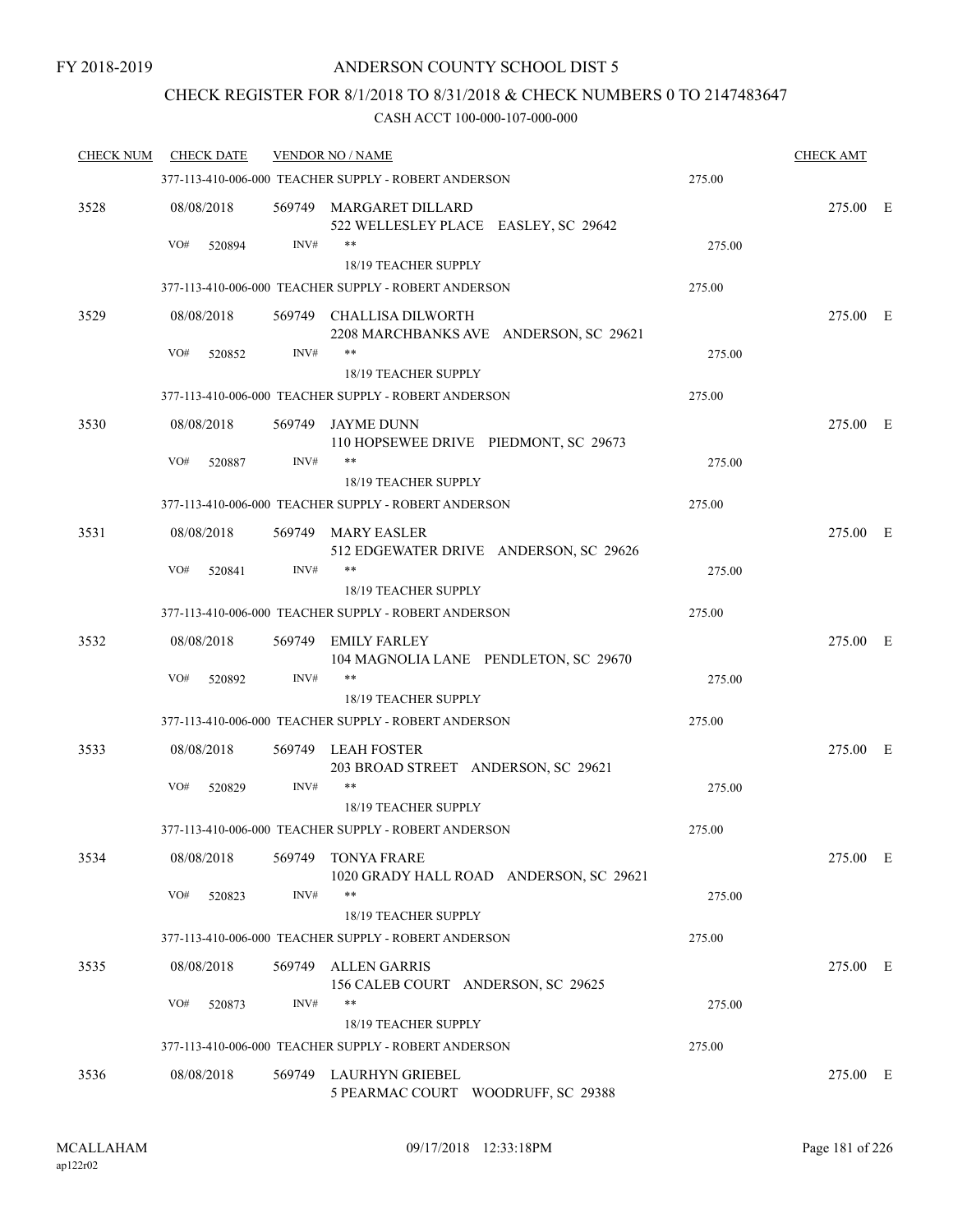FY 2018-2019

# ANDERSON COUNTY SCHOOL DIST 5

## CHECK REGISTER FOR 8/1/2018 TO 8/31/2018 & CHECK NUMBERS 0 TO 2147483647

### CASH ACCT 100-000-107-000-000

| CHECK NUM | CHECK DATE | VENDOR NO / NAME | | CHECK AMT | |
|---|---|---|---|---|---|
| | | 377-113-410-006-000 TEACHER SUPPLY - ROBERT ANDERSON | 275.00 | | |
| 3528 | 08/08/2018 | 569749 MARGARET DILLARD<br>522 WELLESLEY PLACE EASLEY, SC 29642 | | 275.00 | E |
| | VO# 520894 | INV# **<br>18/19 TEACHER SUPPLY | 275.00 | | |
| | | 377-113-410-006-000 TEACHER SUPPLY - ROBERT ANDERSON | 275.00 | | |
| 3529 | 08/08/2018 | 569749 CHALLISA DILWORTH<br>2208 MARCHBANKS AVE ANDERSON, SC 29621 | | 275.00 | E |
| | VO# 520852 | INV# **<br>18/19 TEACHER SUPPLY | 275.00 | | |
| | | 377-113-410-006-000 TEACHER SUPPLY - ROBERT ANDERSON | 275.00 | | |
| 3530 | 08/08/2018 | 569749 JAYME DUNN<br>110 HOPSEWEE DRIVE PIEDMONT, SC 29673 | | 275.00 | E |
| | VO# 520887 | INV# **<br>18/19 TEACHER SUPPLY | 275.00 | | |
| | | 377-113-410-006-000 TEACHER SUPPLY - ROBERT ANDERSON | 275.00 | | |
| 3531 | 08/08/2018 | 569749 MARY EASLER<br>512 EDGEWATER DRIVE ANDERSON, SC 29626 | | 275.00 | E |
| | VO# 520841 | INV# **<br>18/19 TEACHER SUPPLY | 275.00 | | |
| | | 377-113-410-006-000 TEACHER SUPPLY - ROBERT ANDERSON | 275.00 | | |
| 3532 | 08/08/2018 | 569749 EMILY FARLEY<br>104 MAGNOLIA LANE PENDLETON, SC 29670 | | 275.00 | E |
| | VO# 520892 | INV# **<br>18/19 TEACHER SUPPLY | 275.00 | | |
| | | 377-113-410-006-000 TEACHER SUPPLY - ROBERT ANDERSON | 275.00 | | |
| 3533 | 08/08/2018 | 569749 LEAH FOSTER<br>203 BROAD STREET ANDERSON, SC 29621 | | 275.00 | E |
| | VO# 520829 | INV# **<br>18/19 TEACHER SUPPLY | 275.00 | | |
| | | 377-113-410-006-000 TEACHER SUPPLY - ROBERT ANDERSON | 275.00 | | |
| 3534 | 08/08/2018 | 569749 TONYA FRARE<br>1020 GRADY HALL ROAD ANDERSON, SC 29621 | | 275.00 | E |
| | VO# 520823 | INV# **<br>18/19 TEACHER SUPPLY | 275.00 | | |
| | | 377-113-410-006-000 TEACHER SUPPLY - ROBERT ANDERSON | 275.00 | | |
| 3535 | 08/08/2018 | 569749 ALLEN GARRIS<br>156 CALEB COURT ANDERSON, SC 29625 | | 275.00 | E |
| | VO# 520873 | INV# **<br>18/19 TEACHER SUPPLY | 275.00 | | |
| | | 377-113-410-006-000 TEACHER SUPPLY - ROBERT ANDERSON | 275.00 | | |
| 3536 | 08/08/2018 | 569749 LAURHYN GRIEBEL<br>5 PEARMAC COURT WOODRUFF, SC 29388 | | 275.00 | E |

MCALLAHAM
ap122r02

09/17/2018 12:33:18PM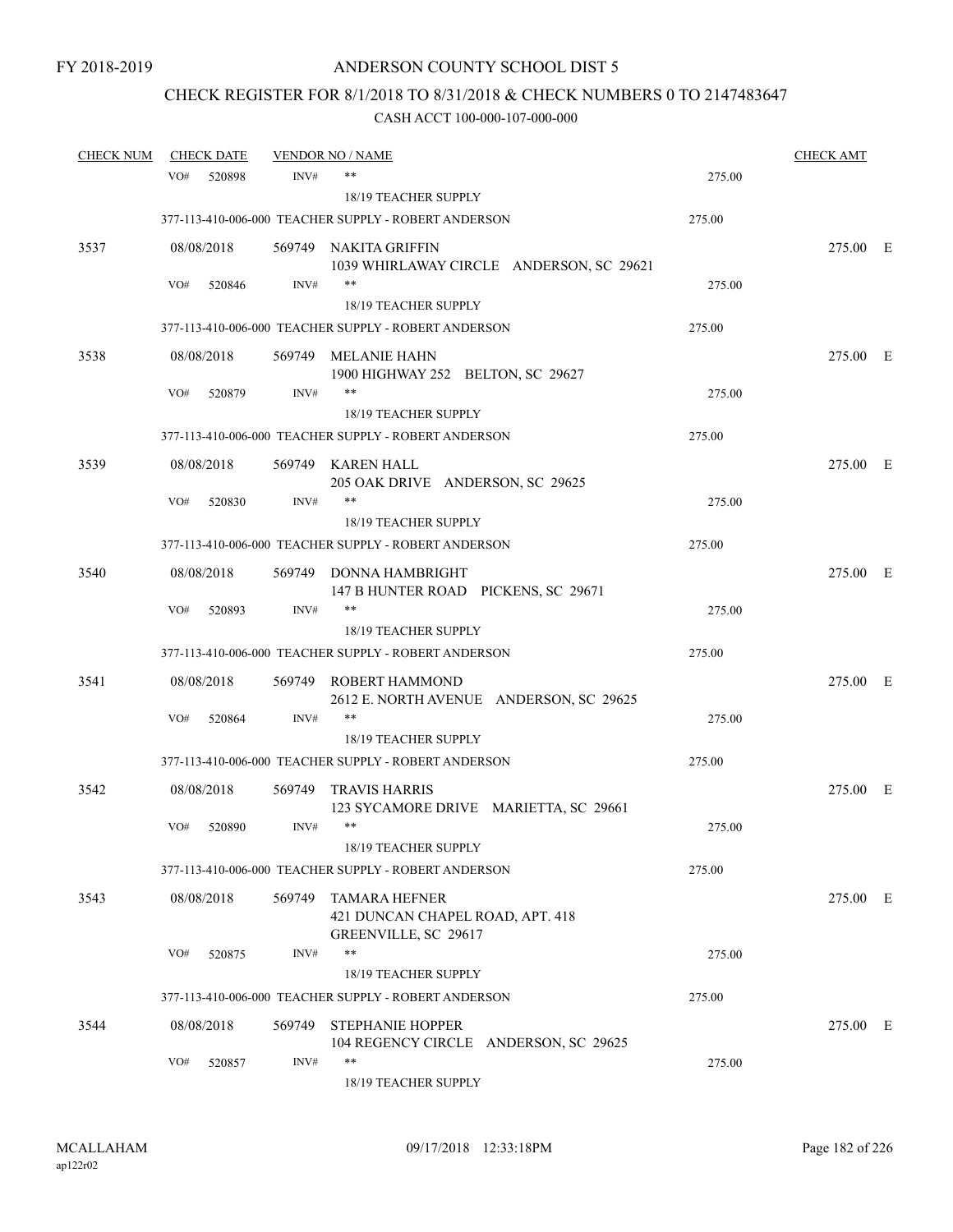FY 2018-2019

# ANDERSON COUNTY SCHOOL DIST 5

## CHECK REGISTER FOR 8/1/2018 TO 8/31/2018 & CHECK NUMBERS 0 TO 2147483647

### CASH ACCT 100-000-107-000-000

| CHECK NUM | CHECK DATE | VENDOR NO / NAME | | CHECK AMT |
|---|---|---|---|---|
| | VO# 520898 | INV# ** | 275.00 | |
| | | 18/19 TEACHER SUPPLY | | |
| | | 377-113-410-006-000 TEACHER SUPPLY - ROBERT ANDERSON | 275.00 | |
| 3537 | 08/08/2018 | 569749 NAKITA GRIFFIN<br>1039 WHIRLAWAY CIRCLE ANDERSON, SC 29621 | | 275.00 E |
| | VO# 520846 | INV# ** | 275.00 | |
| | | 18/19 TEACHER SUPPLY | | |
| | | 377-113-410-006-000 TEACHER SUPPLY - ROBERT ANDERSON | 275.00 | |
| 3538 | 08/08/2018 | 569749 MELANIE HAHN<br>1900 HIGHWAY 252 BELTON, SC 29627 | | 275.00 E |
| | VO# 520879 | INV# ** | 275.00 | |
| | | 18/19 TEACHER SUPPLY | | |
| | | 377-113-410-006-000 TEACHER SUPPLY - ROBERT ANDERSON | 275.00 | |
| 3539 | 08/08/2018 | 569749 KAREN HALL<br>205 OAK DRIVE ANDERSON, SC 29625 | | 275.00 E |
| | VO# 520830 | INV# ** | 275.00 | |
| | | 18/19 TEACHER SUPPLY | | |
| | | 377-113-410-006-000 TEACHER SUPPLY - ROBERT ANDERSON | 275.00 | |
| 3540 | 08/08/2018 | 569749 DONNA HAMBRIGHT<br>147 B HUNTER ROAD PICKENS, SC 29671 | | 275.00 E |
| | VO# 520893 | INV# ** | 275.00 | |
| | | 18/19 TEACHER SUPPLY | | |
| | | 377-113-410-006-000 TEACHER SUPPLY - ROBERT ANDERSON | 275.00 | |
| 3541 | 08/08/2018 | 569749 ROBERT HAMMOND<br>2612 E. NORTH AVENUE ANDERSON, SC 29625 | | 275.00 E |
| | VO# 520864 | INV# ** | 275.00 | |
| | | 18/19 TEACHER SUPPLY | | |
| | | 377-113-410-006-000 TEACHER SUPPLY - ROBERT ANDERSON | 275.00 | |
| 3542 | 08/08/2018 | 569749 TRAVIS HARRIS<br>123 SYCAMORE DRIVE MARIETTA, SC 29661 | | 275.00 E |
| | VO# 520890 | INV# ** | 275.00 | |
| | | 18/19 TEACHER SUPPLY | | |
| | | 377-113-410-006-000 TEACHER SUPPLY - ROBERT ANDERSON | 275.00 | |
| 3543 | 08/08/2018 | 569749 TAMARA HEFNER<br>421 DUNCAN CHAPEL ROAD, APT. 418<br>GREENVILLE, SC 29617 | | 275.00 E |
| | VO# 520875 | INV# ** | 275.00 | |
| | | 18/19 TEACHER SUPPLY | | |
| | | 377-113-410-006-000 TEACHER SUPPLY - ROBERT ANDERSON | 275.00 | |
| 3544 | 08/08/2018 | 569749 STEPHANIE HOPPER<br>104 REGENCY CIRCLE ANDERSON, SC 29625 | | 275.00 E |
| | VO# 520857 | INV# ** | 275.00 | |
| | | 18/19 TEACHER SUPPLY | | |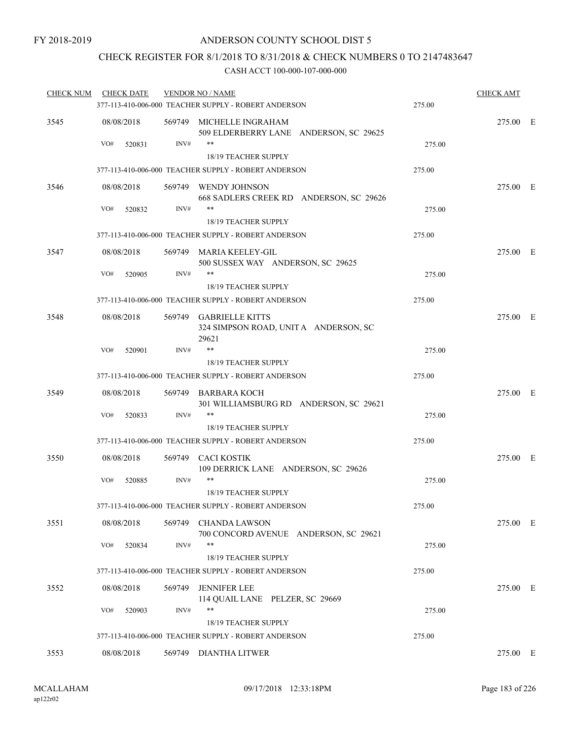FY 2018-2019

# ANDERSON COUNTY SCHOOL DIST 5

## CHECK REGISTER FOR 8/1/2018 TO 8/31/2018 & CHECK NUMBERS 0 TO 2147483647

### CASH ACCT 100-000-107-000-000

| CHECK NUM | CHECK DATE | VENDOR NO / NAME | | CHECK AMT | |
|---|---|---|---|---|---|
| | | 377-113-410-006-000 TEACHER SUPPLY - ROBERT ANDERSON | 275.00 | | |
| 3545 | 08/08/2018 | 569749 MICHELLE INGRAHAM<br>509 ELDERBERRY LANE ANDERSON, SC 29625 | | 275.00 | E |
| | VO# 520831 | INV# **<br>18/19 TEACHER SUPPLY | 275.00 | | |
| | | 377-113-410-006-000 TEACHER SUPPLY - ROBERT ANDERSON | 275.00 | | |
| 3546 | 08/08/2018 | 569749 WENDY JOHNSON<br>668 SADLERS CREEK RD ANDERSON, SC 29626 | | 275.00 | E |
| | VO# 520832 | INV# **<br>18/19 TEACHER SUPPLY | 275.00 | | |
| | | 377-113-410-006-000 TEACHER SUPPLY - ROBERT ANDERSON | 275.00 | | |
| 3547 | 08/08/2018 | 569749 MARIA KEELEY-GIL<br>500 SUSSEX WAY ANDERSON, SC 29625 | | 275.00 | E |
| | VO# 520905 | INV# **<br>18/19 TEACHER SUPPLY | 275.00 | | |
| | | 377-113-410-006-000 TEACHER SUPPLY - ROBERT ANDERSON | 275.00 | | |
| 3548 | 08/08/2018 | 569749 GABRIELLE KITTS<br>324 SIMPSON ROAD, UNIT A ANDERSON, SC 29621 | | 275.00 | E |
| | VO# 520901 | INV# **<br>18/19 TEACHER SUPPLY | 275.00 | | |
| | | 377-113-410-006-000 TEACHER SUPPLY - ROBERT ANDERSON | 275.00 | | |
| 3549 | 08/08/2018 | 569749 BARBARA KOCH<br>301 WILLIAMSBURG RD ANDERSON, SC 29621 | | 275.00 | E |
| | VO# 520833 | INV# **<br>18/19 TEACHER SUPPLY | 275.00 | | |
| | | 377-113-410-006-000 TEACHER SUPPLY - ROBERT ANDERSON | 275.00 | | |
| 3550 | 08/08/2018 | 569749 CACI KOSTIK<br>109 DERRICK LANE ANDERSON, SC 29626 | | 275.00 | E |
| | VO# 520885 | INV# **<br>18/19 TEACHER SUPPLY | 275.00 | | |
| | | 377-113-410-006-000 TEACHER SUPPLY - ROBERT ANDERSON | 275.00 | | |
| 3551 | 08/08/2018 | 569749 CHANDA LAWSON<br>700 CONCORD AVENUE ANDERSON, SC 29621 | | 275.00 | E |
| | VO# 520834 | INV# **<br>18/19 TEACHER SUPPLY | 275.00 | | |
| | | 377-113-410-006-000 TEACHER SUPPLY - ROBERT ANDERSON | 275.00 | | |
| 3552 | 08/08/2018 | 569749 JENNIFER LEE<br>114 QUAIL LANE PELZER, SC 29669 | | 275.00 | E |
| | VO# 520903 | INV# **<br>18/19 TEACHER SUPPLY | 275.00 | | |
| | | 377-113-410-006-000 TEACHER SUPPLY - ROBERT ANDERSON | 275.00 | | |
| 3553 | 08/08/2018 | 569749 DIANTHA LITWER | | 275.00 | E |

MCALLAHAM
ap122r02

09/17/2018 12:33:18PM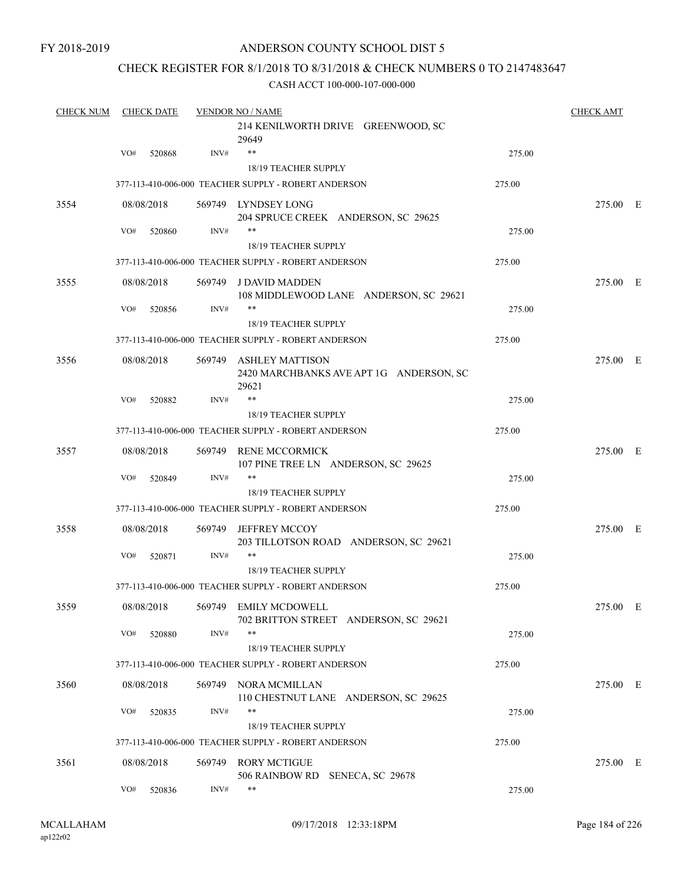FY 2018-2019

# ANDERSON COUNTY SCHOOL DIST 5

## CHECK REGISTER FOR 8/1/2018 TO 8/31/2018 & CHECK NUMBERS 0 TO 2147483647

### CASH ACCT 100-000-107-000-000

| CHECK NUM | CHECK DATE | VENDOR NO / NAME | | CHECK AMT |
|---|---|---|---|---|
| | | 214 KENILWORTH DRIVE GREENWOOD, SC 29649 | | |
| | VO# 520868 | INV# ** | 275.00 | |
| | | 18/19 TEACHER SUPPLY | | |
| | | 377-113-410-006-000 TEACHER SUPPLY - ROBERT ANDERSON | 275.00 | |
| 3554 | 08/08/2018 | 569749 LYNDSEY LONG<br>204 SPRUCE CREEK ANDERSON, SC 29625 | | 275.00 E |
| | VO# 520860 | INV# ** | 275.00 | |
| | | 18/19 TEACHER SUPPLY | | |
| | | 377-113-410-006-000 TEACHER SUPPLY - ROBERT ANDERSON | 275.00 | |
| 3555 | 08/08/2018 | 569749 J DAVID MADDEN<br>108 MIDDLEWOOD LANE ANDERSON, SC 29621 | | 275.00 E |
| | VO# 520856 | INV# ** | 275.00 | |
| | | 18/19 TEACHER SUPPLY | | |
| | | 377-113-410-006-000 TEACHER SUPPLY - ROBERT ANDERSON | 275.00 | |
| 3556 | 08/08/2018 | 569749 ASHLEY MATTISON<br>2420 MARCHBANKS AVE APT 1G ANDERSON, SC 29621 | | 275.00 E |
| | VO# 520882 | INV# ** | 275.00 | |
| | | 18/19 TEACHER SUPPLY | | |
| | | 377-113-410-006-000 TEACHER SUPPLY - ROBERT ANDERSON | 275.00 | |
| 3557 | 08/08/2018 | 569749 RENE MCCORMICK<br>107 PINE TREE LN ANDERSON, SC 29625 | | 275.00 E |
| | VO# 520849 | INV# ** | 275.00 | |
| | | 18/19 TEACHER SUPPLY | | |
| | | 377-113-410-006-000 TEACHER SUPPLY - ROBERT ANDERSON | 275.00 | |
| 3558 | 08/08/2018 | 569749 JEFFREY MCCOY<br>203 TILLOTSON ROAD ANDERSON, SC 29621 | | 275.00 E |
| | VO# 520871 | INV# ** | 275.00 | |
| | | 18/19 TEACHER SUPPLY | | |
| | | 377-113-410-006-000 TEACHER SUPPLY - ROBERT ANDERSON | 275.00 | |
| 3559 | 08/08/2018 | 569749 EMILY MCDOWELL<br>702 BRITTON STREET ANDERSON, SC 29621 | | 275.00 E |
| | VO# 520880 | INV# ** | 275.00 | |
| | | 18/19 TEACHER SUPPLY | | |
| | | 377-113-410-006-000 TEACHER SUPPLY - ROBERT ANDERSON | 275.00 | |
| 3560 | 08/08/2018 | 569749 NORA MCMILLAN<br>110 CHESTNUT LANE ANDERSON, SC 29625 | | 275.00 E |
| | VO# 520835 | INV# ** | 275.00 | |
| | | 18/19 TEACHER SUPPLY | | |
| | | 377-113-410-006-000 TEACHER SUPPLY - ROBERT ANDERSON | 275.00 | |
| 3561 | 08/08/2018 | 569749 RORY MCTIGUE<br>506 RAINBOW RD SENECA, SC 29678 | | 275.00 E |
| | VO# 520836 | INV# ** | 275.00 | |

MCALLAHAM
ap122r02

09/17/2018 12:33:18PM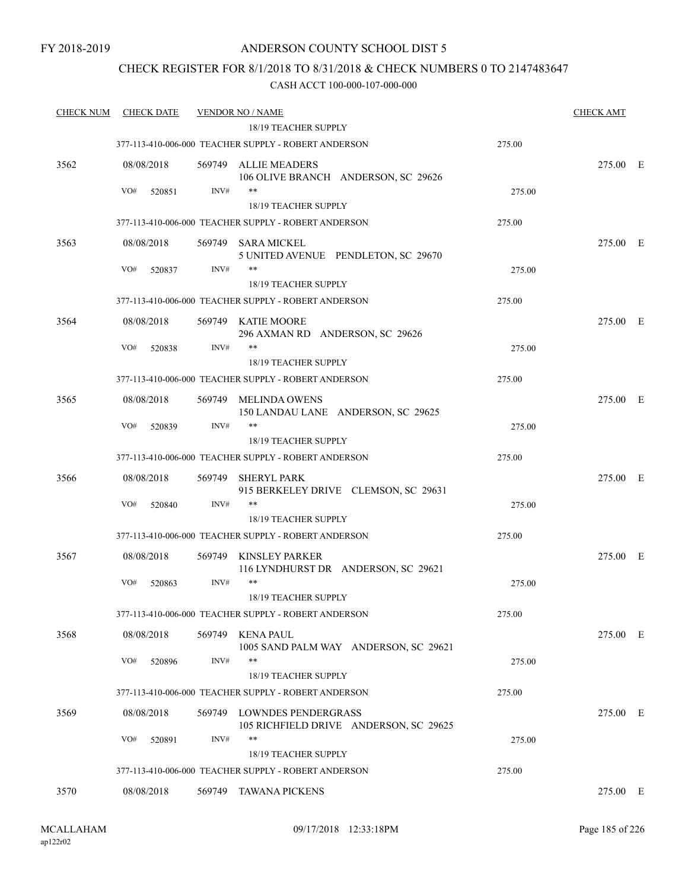FY 2018-2019

ANDERSON COUNTY SCHOOL DIST 5

CHECK REGISTER FOR 8/1/2018 TO 8/31/2018 & CHECK NUMBERS 0 TO 2147483647

CASH ACCT 100-000-107-000-000

| CHECK NUM | CHECK DATE | VENDOR NO / NAME | | CHECK AMT | |
|---|---|---|---|---|---|
| | | 18/19 TEACHER SUPPLY | | | |
| | | 377-113-410-006-000 TEACHER SUPPLY - ROBERT ANDERSON | 275.00 | | |
| 3562 | 08/08/2018 | 569749 ALLIE MEADERS<br>106 OLIVE BRANCH ANDERSON, SC 29626 | | 275.00 | E |
| | VO# 520851 | INV# ** | 275.00 | | |
| | | 18/19 TEACHER SUPPLY | | | |
| | | 377-113-410-006-000 TEACHER SUPPLY - ROBERT ANDERSON | 275.00 | | |
| 3563 | 08/08/2018 | 569749 SARA MICKEL<br>5 UNITED AVENUE PENDLETON, SC 29670 | | 275.00 | E |
| | VO# 520837 | INV# ** | 275.00 | | |
| | | 18/19 TEACHER SUPPLY | | | |
| | | 377-113-410-006-000 TEACHER SUPPLY - ROBERT ANDERSON | 275.00 | | |
| 3564 | 08/08/2018 | 569749 KATIE MOORE<br>296 AXMAN RD ANDERSON, SC 29626 | | 275.00 | E |
| | VO# 520838 | INV# ** | 275.00 | | |
| | | 18/19 TEACHER SUPPLY | | | |
| | | 377-113-410-006-000 TEACHER SUPPLY - ROBERT ANDERSON | 275.00 | | |
| 3565 | 08/08/2018 | 569749 MELINDA OWENS<br>150 LANDAU LANE ANDERSON, SC 29625 | | 275.00 | E |
| | VO# 520839 | INV# ** | 275.00 | | |
| | | 18/19 TEACHER SUPPLY | | | |
| | | 377-113-410-006-000 TEACHER SUPPLY - ROBERT ANDERSON | 275.00 | | |
| 3566 | 08/08/2018 | 569749 SHERYL PARK<br>915 BERKELEY DRIVE CLEMSON, SC 29631 | | 275.00 | E |
| | VO# 520840 | INV# ** | 275.00 | | |
| | | 18/19 TEACHER SUPPLY | | | |
| | | 377-113-410-006-000 TEACHER SUPPLY - ROBERT ANDERSON | 275.00 | | |
| 3567 | 08/08/2018 | 569749 KINSLEY PARKER<br>116 LYNDHURST DR ANDERSON, SC 29621 | | 275.00 | E |
| | VO# 520863 | INV# ** | 275.00 | | |
| | | 18/19 TEACHER SUPPLY | | | |
| | | 377-113-410-006-000 TEACHER SUPPLY - ROBERT ANDERSON | 275.00 | | |
| 3568 | 08/08/2018 | 569749 KENA PAUL<br>1005 SAND PALM WAY ANDERSON, SC 29621 | | 275.00 | E |
| | VO# 520896 | INV# ** | 275.00 | | |
| | | 18/19 TEACHER SUPPLY | | | |
| | | 377-113-410-006-000 TEACHER SUPPLY - ROBERT ANDERSON | 275.00 | | |
| 3569 | 08/08/2018 | 569749 LOWNDES PENDERGRASS<br>105 RICHFIELD DRIVE ANDERSON, SC 29625 | | 275.00 | E |
| | VO# 520891 | INV# ** | 275.00 | | |
| | | 18/19 TEACHER SUPPLY | | | |
| | | 377-113-410-006-000 TEACHER SUPPLY - ROBERT ANDERSON | 275.00 | | |
| 3570 | 08/08/2018 | 569749 TAWANA PICKENS | | 275.00 | E |

MCALLAHAM
ap122r02

09/17/2018 12:33:18PM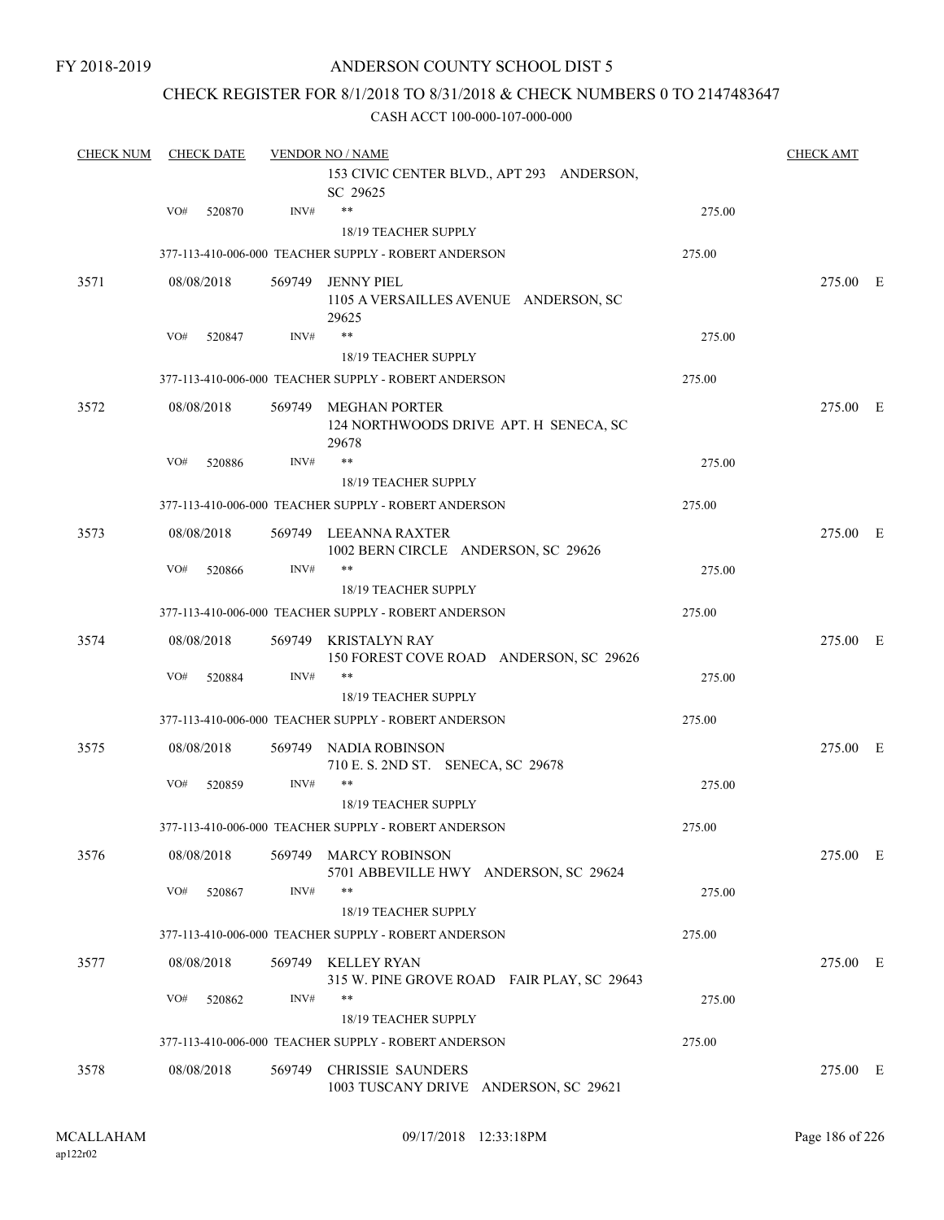FY 2018-2019

ANDERSON COUNTY SCHOOL DIST 5

CHECK REGISTER FOR 8/1/2018 TO 8/31/2018 & CHECK NUMBERS 0 TO 2147483647

CASH ACCT 100-000-107-000-000

| CHECK NUM | CHECK DATE | VENDOR NO / NAME | | CHECK AMT |
|---|---|---|---|---|
| | | 153 CIVIC CENTER BLVD., APT 293 ANDERSON, SC 29625 | | |
| | VO# 520870 | INV# ** | 275.00 | |
| | | 18/19 TEACHER SUPPLY | | |
| | | 377-113-410-006-000 TEACHER SUPPLY - ROBERT ANDERSON | 275.00 | |
| 3571 | 08/08/2018 | 569749 JENNY PIEL<br>1105 A VERSAILLES AVENUE ANDERSON, SC 29625 | | 275.00 E |
| | VO# 520847 | INV# ** | 275.00 | |
| | | 18/19 TEACHER SUPPLY | | |
| | | 377-113-410-006-000 TEACHER SUPPLY - ROBERT ANDERSON | 275.00 | |
| 3572 | 08/08/2018 | 569749 MEGHAN PORTER<br>124 NORTHWOODS DRIVE APT. H SENECA, SC 29678 | | 275.00 E |
| | VO# 520886 | INV# ** | 275.00 | |
| | | 18/19 TEACHER SUPPLY | | |
| | | 377-113-410-006-000 TEACHER SUPPLY - ROBERT ANDERSON | 275.00 | |
| 3573 | 08/08/2018 | 569749 LEEANNA RAXTER<br>1002 BERN CIRCLE ANDERSON, SC 29626 | | 275.00 E |
| | VO# 520866 | INV# ** | 275.00 | |
| | | 18/19 TEACHER SUPPLY | | |
| | | 377-113-410-006-000 TEACHER SUPPLY - ROBERT ANDERSON | 275.00 | |
| 3574 | 08/08/2018 | 569749 KRISTALYN RAY<br>150 FOREST COVE ROAD ANDERSON, SC 29626 | | 275.00 E |
| | VO# 520884 | INV# ** | 275.00 | |
| | | 18/19 TEACHER SUPPLY | | |
| | | 377-113-410-006-000 TEACHER SUPPLY - ROBERT ANDERSON | 275.00 | |
| 3575 | 08/08/2018 | 569749 NADIA ROBINSON<br>710 E. S. 2ND ST. SENECA, SC 29678 | | 275.00 E |
| | VO# 520859 | INV# ** | 275.00 | |
| | | 18/19 TEACHER SUPPLY | | |
| | | 377-113-410-006-000 TEACHER SUPPLY - ROBERT ANDERSON | 275.00 | |
| 3576 | 08/08/2018 | 569749 MARCY ROBINSON<br>5701 ABBEVILLE HWY ANDERSON, SC 29624 | | 275.00 E |
| | VO# 520867 | INV# ** | 275.00 | |
| | | 18/19 TEACHER SUPPLY | | |
| | | 377-113-410-006-000 TEACHER SUPPLY - ROBERT ANDERSON | 275.00 | |
| 3577 | 08/08/2018 | 569749 KELLEY RYAN<br>315 W. PINE GROVE ROAD FAIR PLAY, SC 29643 | | 275.00 E |
| | VO# 520862 | INV# ** | 275.00 | |
| | | 18/19 TEACHER SUPPLY | | |
| | | 377-113-410-006-000 TEACHER SUPPLY - ROBERT ANDERSON | 275.00 | |
| 3578 | 08/08/2018 | 569749 CHRISSIE SAUNDERS<br>1003 TUSCANY DRIVE ANDERSON, SC 29621 | | 275.00 E |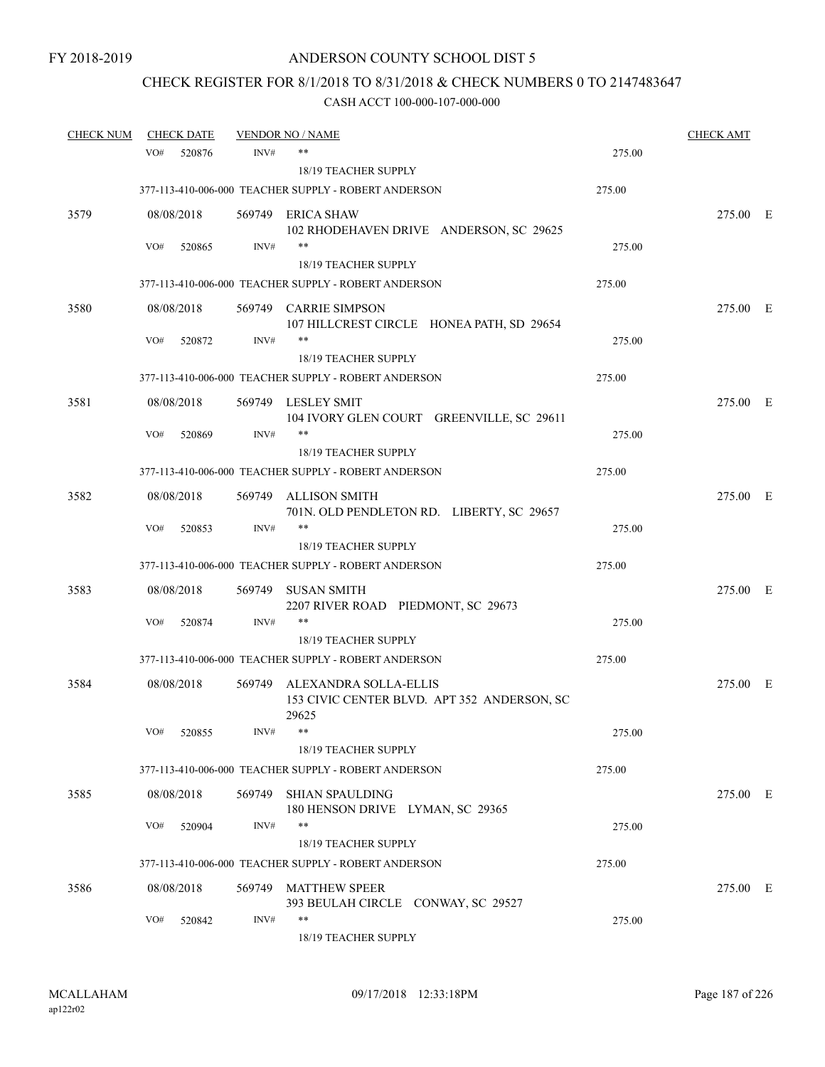FY 2018-2019

ANDERSON COUNTY SCHOOL DIST 5

CHECK REGISTER FOR 8/1/2018 TO 8/31/2018 & CHECK NUMBERS 0 TO 2147483647

CASH ACCT 100-000-107-000-000

| CHECK NUM | CHECK DATE | VENDOR NO / NAME | | CHECK AMT |
|---|---|---|---|---|
| | VO# 520876 | INV# ** <br> 18/19 TEACHER SUPPLY | 275.00 | |
| | | 377-113-410-006-000 TEACHER SUPPLY - ROBERT ANDERSON | 275.00 | |
| 3579 | 08/08/2018 | 569749 ERICA SHAW <br> 102 RHODEHAVEN DRIVE ANDERSON, SC 29625 | | 275.00 E |
| | VO# 520865 | INV# ** <br> 18/19 TEACHER SUPPLY | 275.00 | |
| | | 377-113-410-006-000 TEACHER SUPPLY - ROBERT ANDERSON | 275.00 | |
| 3580 | 08/08/2018 | 569749 CARRIE SIMPSON <br> 107 HILLCREST CIRCLE HONEA PATH, SD 29654 | | 275.00 E |
| | VO# 520872 | INV# ** <br> 18/19 TEACHER SUPPLY | 275.00 | |
| | | 377-113-410-006-000 TEACHER SUPPLY - ROBERT ANDERSON | 275.00 | |
| 3581 | 08/08/2018 | 569749 LESLEY SMIT <br> 104 IVORY GLEN COURT GREENVILLE, SC 29611 | | 275.00 E |
| | VO# 520869 | INV# ** <br> 18/19 TEACHER SUPPLY | 275.00 | |
| | | 377-113-410-006-000 TEACHER SUPPLY - ROBERT ANDERSON | 275.00 | |
| 3582 | 08/08/2018 | 569749 ALLISON SMITH <br> 701N. OLD PENDLETON RD. LIBERTY, SC 29657 | | 275.00 E |
| | VO# 520853 | INV# ** <br> 18/19 TEACHER SUPPLY | 275.00 | |
| | | 377-113-410-006-000 TEACHER SUPPLY - ROBERT ANDERSON | 275.00 | |
| 3583 | 08/08/2018 | 569749 SUSAN SMITH <br> 2207 RIVER ROAD PIEDMONT, SC 29673 | | 275.00 E |
| | VO# 520874 | INV# ** <br> 18/19 TEACHER SUPPLY | 275.00 | |
| | | 377-113-410-006-000 TEACHER SUPPLY - ROBERT ANDERSON | 275.00 | |
| 3584 | 08/08/2018 | 569749 ALEXANDRA SOLLA-ELLIS <br> 153 CIVIC CENTER BLVD. APT 352 ANDERSON, SC 29625 | | 275.00 E |
| | VO# 520855 | INV# ** <br> 18/19 TEACHER SUPPLY | 275.00 | |
| | | 377-113-410-006-000 TEACHER SUPPLY - ROBERT ANDERSON | 275.00 | |
| 3585 | 08/08/2018 | 569749 SHIAN SPAULDING <br> 180 HENSON DRIVE LYMAN, SC 29365 | | 275.00 E |
| | VO# 520904 | INV# ** <br> 18/19 TEACHER SUPPLY | 275.00 | |
| | | 377-113-410-006-000 TEACHER SUPPLY - ROBERT ANDERSON | 275.00 | |
| 3586 | 08/08/2018 | 569749 MATTHEW SPEER <br> 393 BEULAH CIRCLE CONWAY, SC 29527 | | 275.00 E |
| | VO# 520842 | INV# ** <br> 18/19 TEACHER SUPPLY | 275.00 | |

MCALLAHAM ap122r02 09/17/2018 12:33:18PM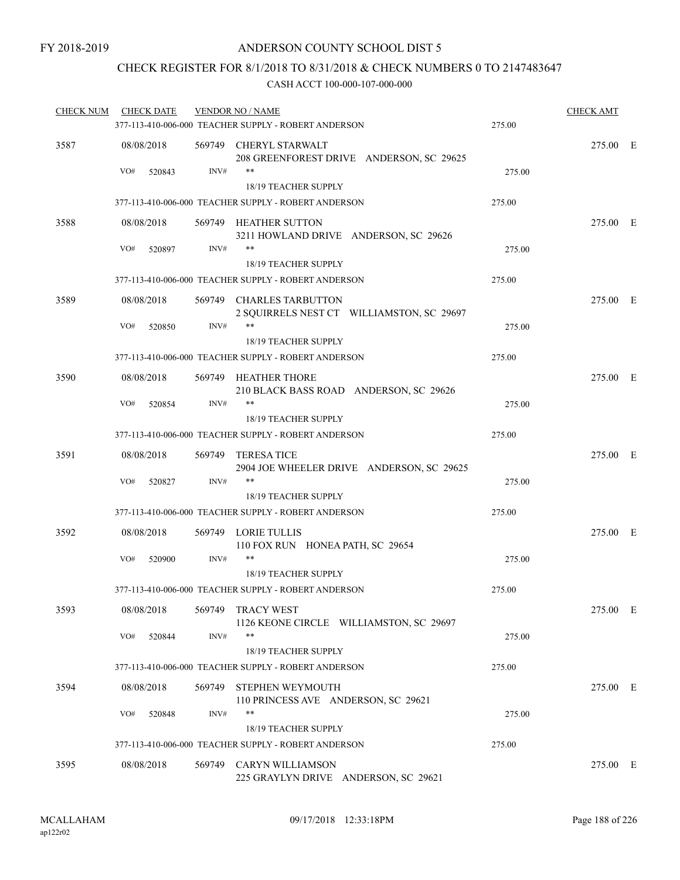FY 2018-2019

ANDERSON COUNTY SCHOOL DIST 5

CHECK REGISTER FOR 8/1/2018 TO 8/31/2018 & CHECK NUMBERS 0 TO 2147483647

CASH ACCT 100-000-107-000-000

| CHECK NUM | CHECK DATE | VENDOR NO / NAME | | CHECK AMT | |
|---|---|---|---|---|---|
| | | 377-113-410-006-000 TEACHER SUPPLY - ROBERT ANDERSON | 275.00 | | |
| 3587 | 08/08/2018 | 569749 CHERYL STARWALT<br>208 GREENFOREST DRIVE ANDERSON, SC 29625 | | 275.00 | E |
| | VO# 520843 | INV# **<br>18/19 TEACHER SUPPLY | 275.00 | | |
| | | 377-113-410-006-000 TEACHER SUPPLY - ROBERT ANDERSON | 275.00 | | |
| 3588 | 08/08/2018 | 569749 HEATHER SUTTON<br>3211 HOWLAND DRIVE ANDERSON, SC 29626 | | 275.00 | E |
| | VO# 520897 | INV# **<br>18/19 TEACHER SUPPLY | 275.00 | | |
| | | 377-113-410-006-000 TEACHER SUPPLY - ROBERT ANDERSON | 275.00 | | |
| 3589 | 08/08/2018 | 569749 CHARLES TARBUTTON<br>2 SQUIRRELS NEST CT WILLIAMSTON, SC 29697 | | 275.00 | E |
| | VO# 520850 | INV# **<br>18/19 TEACHER SUPPLY | 275.00 | | |
| | | 377-113-410-006-000 TEACHER SUPPLY - ROBERT ANDERSON | 275.00 | | |
| 3590 | 08/08/2018 | 569749 HEATHER THORE<br>210 BLACK BASS ROAD ANDERSON, SC 29626 | | 275.00 | E |
| | VO# 520854 | INV# **<br>18/19 TEACHER SUPPLY | 275.00 | | |
| | | 377-113-410-006-000 TEACHER SUPPLY - ROBERT ANDERSON | 275.00 | | |
| 3591 | 08/08/2018 | 569749 TERESA TICE<br>2904 JOE WHEELER DRIVE ANDERSON, SC 29625 | | 275.00 | E |
| | VO# 520827 | INV# **<br>18/19 TEACHER SUPPLY | 275.00 | | |
| | | 377-113-410-006-000 TEACHER SUPPLY - ROBERT ANDERSON | 275.00 | | |
| 3592 | 08/08/2018 | 569749 LORIE TULLIS<br>110 FOX RUN HONEA PATH, SC 29654 | | 275.00 | E |
| | VO# 520900 | INV# **<br>18/19 TEACHER SUPPLY | 275.00 | | |
| | | 377-113-410-006-000 TEACHER SUPPLY - ROBERT ANDERSON | 275.00 | | |
| 3593 | 08/08/2018 | 569749 TRACY WEST<br>1126 KEONE CIRCLE WILLIAMSTON, SC 29697 | | 275.00 | E |
| | VO# 520844 | INV# **<br>18/19 TEACHER SUPPLY | 275.00 | | |
| | | 377-113-410-006-000 TEACHER SUPPLY - ROBERT ANDERSON | 275.00 | | |
| 3594 | 08/08/2018 | 569749 STEPHEN WEYMOUTH<br>110 PRINCESS AVE ANDERSON, SC 29621 | | 275.00 | E |
| | VO# 520848 | INV# **<br>18/19 TEACHER SUPPLY | 275.00 | | |
| | | 377-113-410-006-000 TEACHER SUPPLY - ROBERT ANDERSON | 275.00 | | |
| 3595 | 08/08/2018 | 569749 CARYN WILLIAMSON<br>225 GRAYLYN DRIVE ANDERSON, SC 29621 | | 275.00 | E |

MCALLAHAM
ap122r02

09/17/2018 12:33:18PM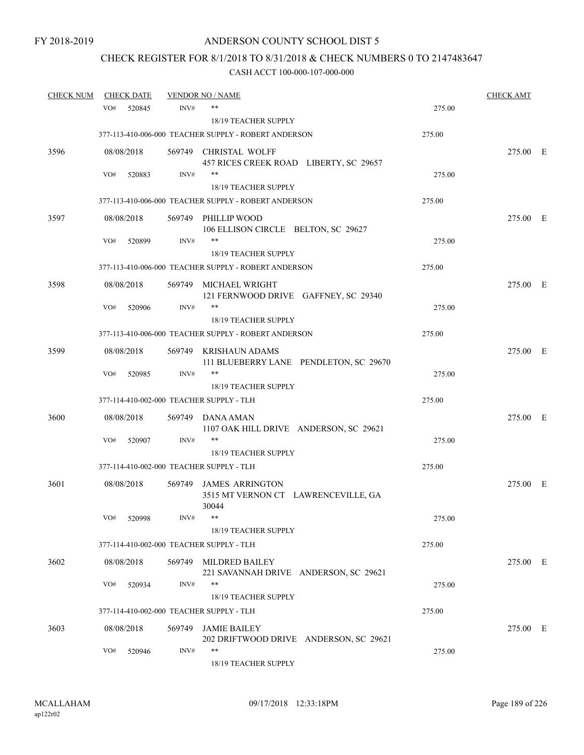FY 2018-2019

# ANDERSON COUNTY SCHOOL DIST 5

## CHECK REGISTER FOR 8/1/2018 TO 8/31/2018 & CHECK NUMBERS 0 TO 2147483647

### CASH ACCT 100-000-107-000-000

| CHECK NUM | CHECK DATE | VENDOR NO / NAME | | CHECK AMT |
|---|---|---|---|---|
| | VO# 520845 | INV# ** | 275.00 | |
| | | 18/19 TEACHER SUPPLY | | |
| | | 377-113-410-006-000 TEACHER SUPPLY - ROBERT ANDERSON | 275.00 | |
| 3596 | 08/08/2018 | 569749 CHRISTAL WOLFF<br>457 RICES CREEK ROAD LIBERTY, SC 29657 | | 275.00 E |
| | VO# 520883 | INV# ** | 275.00 | |
| | | 18/19 TEACHER SUPPLY | | |
| | | 377-113-410-006-000 TEACHER SUPPLY - ROBERT ANDERSON | 275.00 | |
| 3597 | 08/08/2018 | 569749 PHILLIP WOOD<br>106 ELLISON CIRCLE BELTON, SC 29627 | | 275.00 E |
| | VO# 520899 | INV# ** | 275.00 | |
| | | 18/19 TEACHER SUPPLY | | |
| | | 377-113-410-006-000 TEACHER SUPPLY - ROBERT ANDERSON | 275.00 | |
| 3598 | 08/08/2018 | 569749 MICHAEL WRIGHT<br>121 FERNWOOD DRIVE GAFFNEY, SC 29340 | | 275.00 E |
| | VO# 520906 | INV# ** | 275.00 | |
| | | 18/19 TEACHER SUPPLY | | |
| | | 377-113-410-006-000 TEACHER SUPPLY - ROBERT ANDERSON | 275.00 | |
| 3599 | 08/08/2018 | 569749 KRISHAUN ADAMS<br>111 BLUEBERRY LANE PENDLETON, SC 29670 | | 275.00 E |
| | VO# 520985 | INV# ** | 275.00 | |
| | | 18/19 TEACHER SUPPLY | | |
| | | 377-114-410-002-000 TEACHER SUPPLY - TLH | 275.00 | |
| 3600 | 08/08/2018 | 569749 DANA AMAN<br>1107 OAK HILL DRIVE ANDERSON, SC 29621 | | 275.00 E |
| | VO# 520907 | INV# ** | 275.00 | |
| | | 18/19 TEACHER SUPPLY | | |
| | | 377-114-410-002-000 TEACHER SUPPLY - TLH | 275.00 | |
| 3601 | 08/08/2018 | 569749 JAMES ARRINGTON<br>3515 MT VERNON CT LAWRENCEVILLE, GA 30044 | | 275.00 E |
| | VO# 520998 | INV# ** | 275.00 | |
| | | 18/19 TEACHER SUPPLY | | |
| | | 377-114-410-002-000 TEACHER SUPPLY - TLH | 275.00 | |
| 3602 | 08/08/2018 | 569749 MILDRED BAILEY<br>221 SAVANNAH DRIVE ANDERSON, SC 29621 | | 275.00 E |
| | VO# 520934 | INV# ** | 275.00 | |
| | | 18/19 TEACHER SUPPLY | | |
| | | 377-114-410-002-000 TEACHER SUPPLY - TLH | 275.00 | |
| 3603 | 08/08/2018 | 569749 JAMIE BAILEY<br>202 DRIFTWOOD DRIVE ANDERSON, SC 29621 | | 275.00 E |
| | VO# 520946 | INV# ** | 275.00 | |
| | | 18/19 TEACHER SUPPLY | | |

MCALLAHAM
ap122r02

09/17/2018 12:33:18PM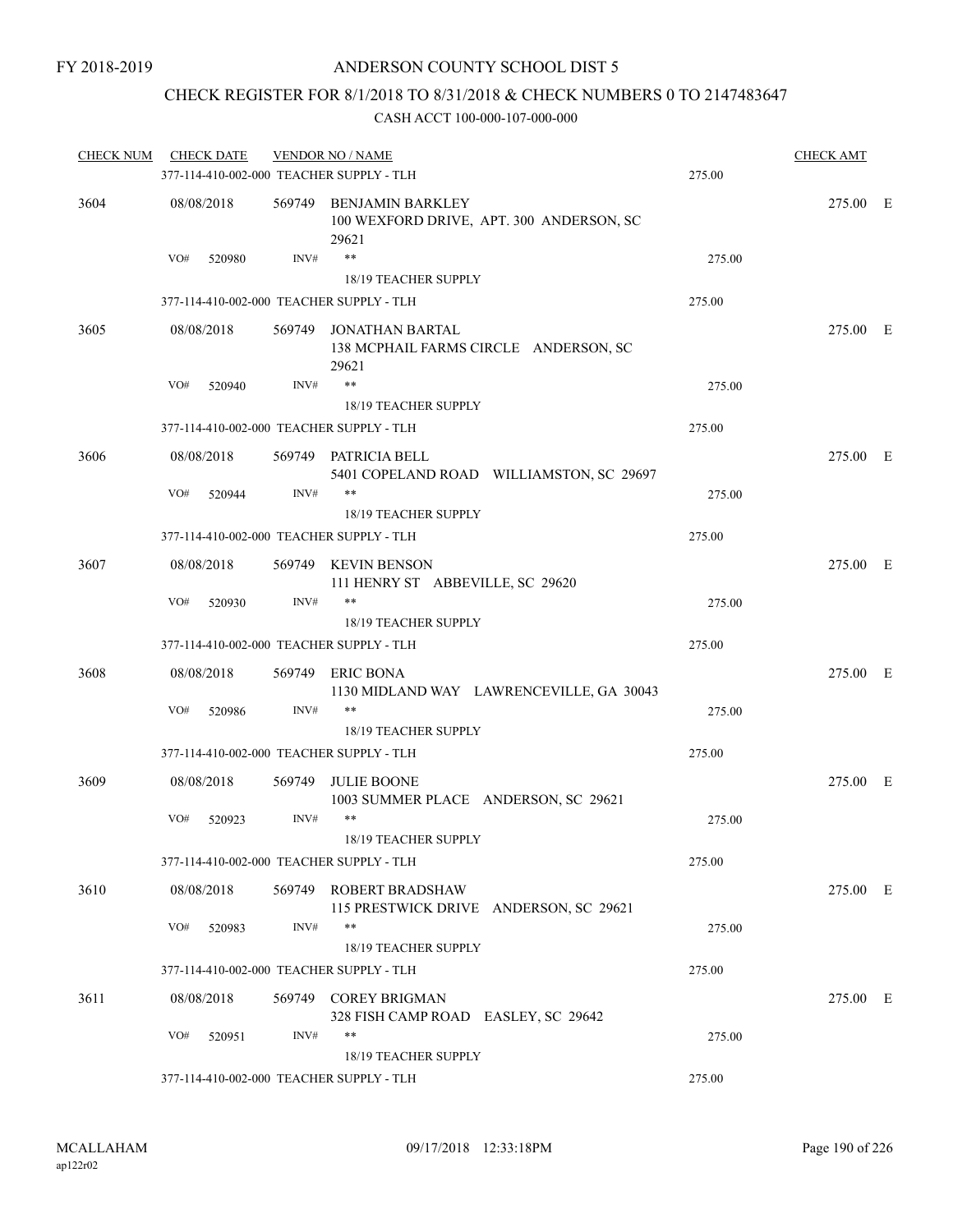FY 2018-2019

# ANDERSON COUNTY SCHOOL DIST 5

## CHECK REGISTER FOR 8/1/2018 TO 8/31/2018 & CHECK NUMBERS 0 TO 2147483647

### CASH ACCT 100-000-107-000-000

| CHECK NUM | CHECK DATE | VENDOR NO / NAME | | CHECK AMT | |
|---|---|---|---|---|---|
| | 377-114-410-002-000 TEACHER SUPPLY - TLH | | 275.00 | | |
| 3604 | 08/08/2018 | 569749 BENJAMIN BARKLEY<br>100 WEXFORD DRIVE, APT. 300 ANDERSON, SC 29621 | | 275.00 | E |
| | VO# 520980 | INV# **<br>18/19 TEACHER SUPPLY | 275.00 | | |
| | 377-114-410-002-000 TEACHER SUPPLY - TLH | | 275.00 | | |
| 3605 | 08/08/2018 | 569749 JONATHAN BARTAL<br>138 MCPHAIL FARMS CIRCLE ANDERSON, SC 29621 | | 275.00 | E |
| | VO# 520940 | INV# **<br>18/19 TEACHER SUPPLY | 275.00 | | |
| | 377-114-410-002-000 TEACHER SUPPLY - TLH | | 275.00 | | |
| 3606 | 08/08/2018 | 569749 PATRICIA BELL<br>5401 COPELAND ROAD WILLIAMSTON, SC 29697 | | 275.00 | E |
| | VO# 520944 | INV# **<br>18/19 TEACHER SUPPLY | 275.00 | | |
| | 377-114-410-002-000 TEACHER SUPPLY - TLH | | 275.00 | | |
| 3607 | 08/08/2018 | 569749 KEVIN BENSON<br>111 HENRY ST ABBEVILLE, SC 29620 | | 275.00 | E |
| | VO# 520930 | INV# **<br>18/19 TEACHER SUPPLY | 275.00 | | |
| | 377-114-410-002-000 TEACHER SUPPLY - TLH | | 275.00 | | |
| 3608 | 08/08/2018 | 569749 ERIC BONA<br>1130 MIDLAND WAY LAWRENCEVILLE, GA 30043 | | 275.00 | E |
| | VO# 520986 | INV# **<br>18/19 TEACHER SUPPLY | 275.00 | | |
| | 377-114-410-002-000 TEACHER SUPPLY - TLH | | 275.00 | | |
| 3609 | 08/08/2018 | 569749 JULIE BOONE<br>1003 SUMMER PLACE ANDERSON, SC 29621 | | 275.00 | E |
| | VO# 520923 | INV# **<br>18/19 TEACHER SUPPLY | 275.00 | | |
| | 377-114-410-002-000 TEACHER SUPPLY - TLH | | 275.00 | | |
| 3610 | 08/08/2018 | 569749 ROBERT BRADSHAW<br>115 PRESTWICK DRIVE ANDERSON, SC 29621 | | 275.00 | E |
| | VO# 520983 | INV# **<br>18/19 TEACHER SUPPLY | 275.00 | | |
| | 377-114-410-002-000 TEACHER SUPPLY - TLH | | 275.00 | | |
| 3611 | 08/08/2018 | 569749 COREY BRIGMAN<br>328 FISH CAMP ROAD EASLEY, SC 29642 | | 275.00 | E |
| | VO# 520951 | INV# **<br>18/19 TEACHER SUPPLY | 275.00 | | |
| | 377-114-410-002-000 TEACHER SUPPLY - TLH | | 275.00 | | |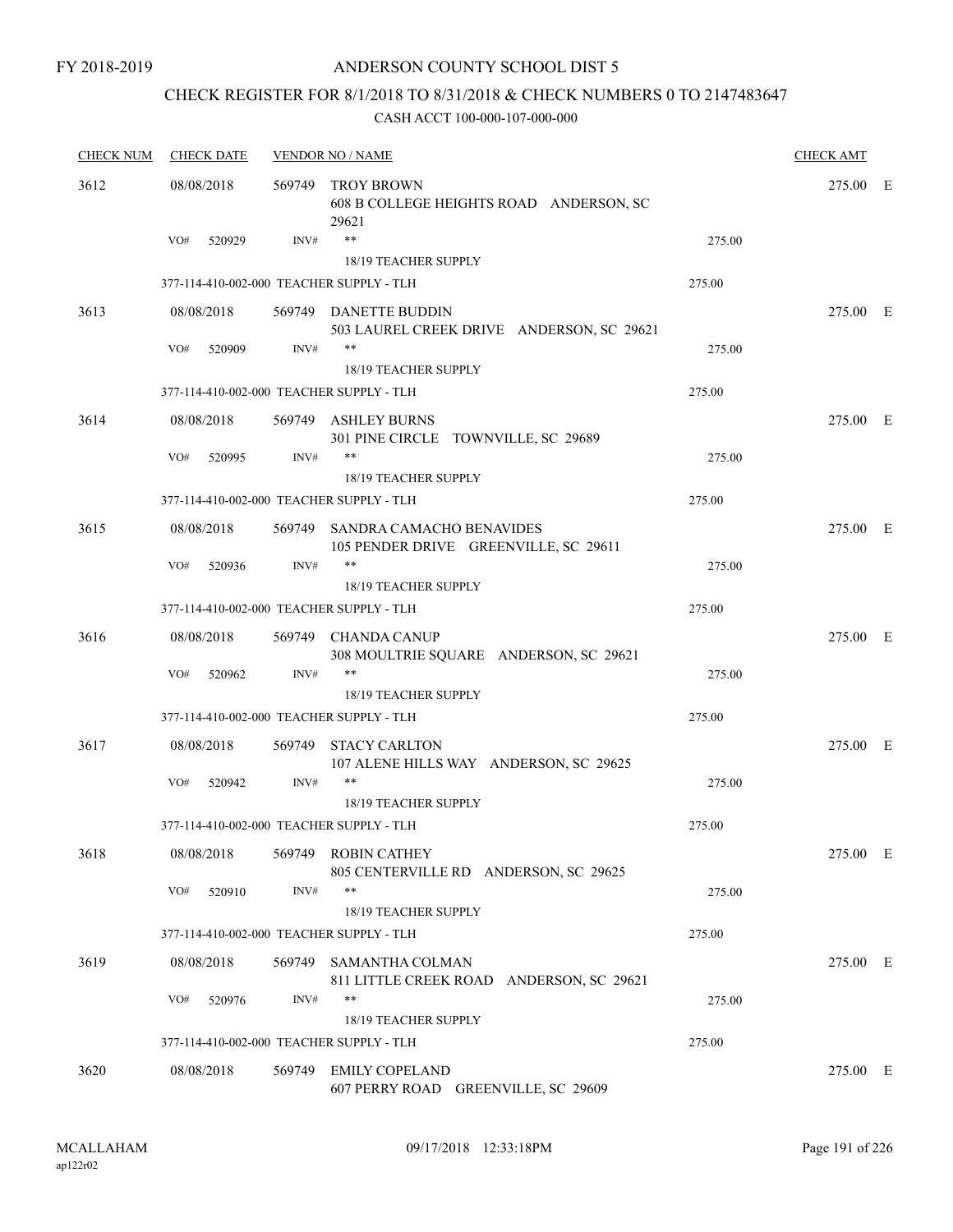FY 2018-2019

# ANDERSON COUNTY SCHOOL DIST 5

## CHECK REGISTER FOR 8/1/2018 TO 8/31/2018 & CHECK NUMBERS 0 TO 2147483647

CASH ACCT 100-000-107-000-000

| CHECK NUM | CHECK DATE | VENDOR NO / NAME | | CHECK AMT |
|---|---|---|---|---|
| 3612 | 08/08/2018 | 569749 TROY BROWN<br>608 B COLLEGE HEIGHTS ROAD ANDERSON, SC 29621 | | 275.00 E |
| | VO# 520929 | INV# ** <br>18/19 TEACHER SUPPLY | 275.00 | |
| | 377-114-410-002-000 TEACHER SUPPLY - TLH | | 275.00 | |
| 3613 | 08/08/2018 | 569749 DANETTE BUDDIN<br>503 LAUREL CREEK DRIVE ANDERSON, SC 29621 | | 275.00 E |
| | VO# 520909 | INV# ** <br>18/19 TEACHER SUPPLY | 275.00 | |
| | 377-114-410-002-000 TEACHER SUPPLY - TLH | | 275.00 | |
| 3614 | 08/08/2018 | 569749 ASHLEY BURNS<br>301 PINE CIRCLE TOWNVILLE, SC 29689 | | 275.00 E |
| | VO# 520995 | INV# ** <br>18/19 TEACHER SUPPLY | 275.00 | |
| | 377-114-410-002-000 TEACHER SUPPLY - TLH | | 275.00 | |
| 3615 | 08/08/2018 | 569749 SANDRA CAMACHO BENAVIDES<br>105 PENDER DRIVE GREENVILLE, SC 29611 | | 275.00 E |
| | VO# 520936 | INV# ** <br>18/19 TEACHER SUPPLY | 275.00 | |
| | 377-114-410-002-000 TEACHER SUPPLY - TLH | | 275.00 | |
| 3616 | 08/08/2018 | 569749 CHANDA CANUP<br>308 MOULTRIE SQUARE ANDERSON, SC 29621 | | 275.00 E |
| | VO# 520962 | INV# ** <br>18/19 TEACHER SUPPLY | 275.00 | |
| | 377-114-410-002-000 TEACHER SUPPLY - TLH | | 275.00 | |
| 3617 | 08/08/2018 | 569749 STACY CARLTON<br>107 ALENE HILLS WAY ANDERSON, SC 29625 | | 275.00 E |
| | VO# 520942 | INV# ** <br>18/19 TEACHER SUPPLY | 275.00 | |
| | 377-114-410-002-000 TEACHER SUPPLY - TLH | | 275.00 | |
| 3618 | 08/08/2018 | 569749 ROBIN CATHEY<br>805 CENTERVILLE RD ANDERSON, SC 29625 | | 275.00 E |
| | VO# 520910 | INV# ** <br>18/19 TEACHER SUPPLY | 275.00 | |
| | 377-114-410-002-000 TEACHER SUPPLY - TLH | | 275.00 | |
| 3619 | 08/08/2018 | 569749 SAMANTHA COLMAN<br>811 LITTLE CREEK ROAD ANDERSON, SC 29621 | | 275.00 E |
| | VO# 520976 | INV# ** <br>18/19 TEACHER SUPPLY | 275.00 | |
| | 377-114-410-002-000 TEACHER SUPPLY - TLH | | 275.00 | |
| 3620 | 08/08/2018 | 569749 EMILY COPELAND<br>607 PERRY ROAD GREENVILLE, SC 29609 | | 275.00 E |

MCALLAHAM
ap122r02
09/17/2018 12:33:18PM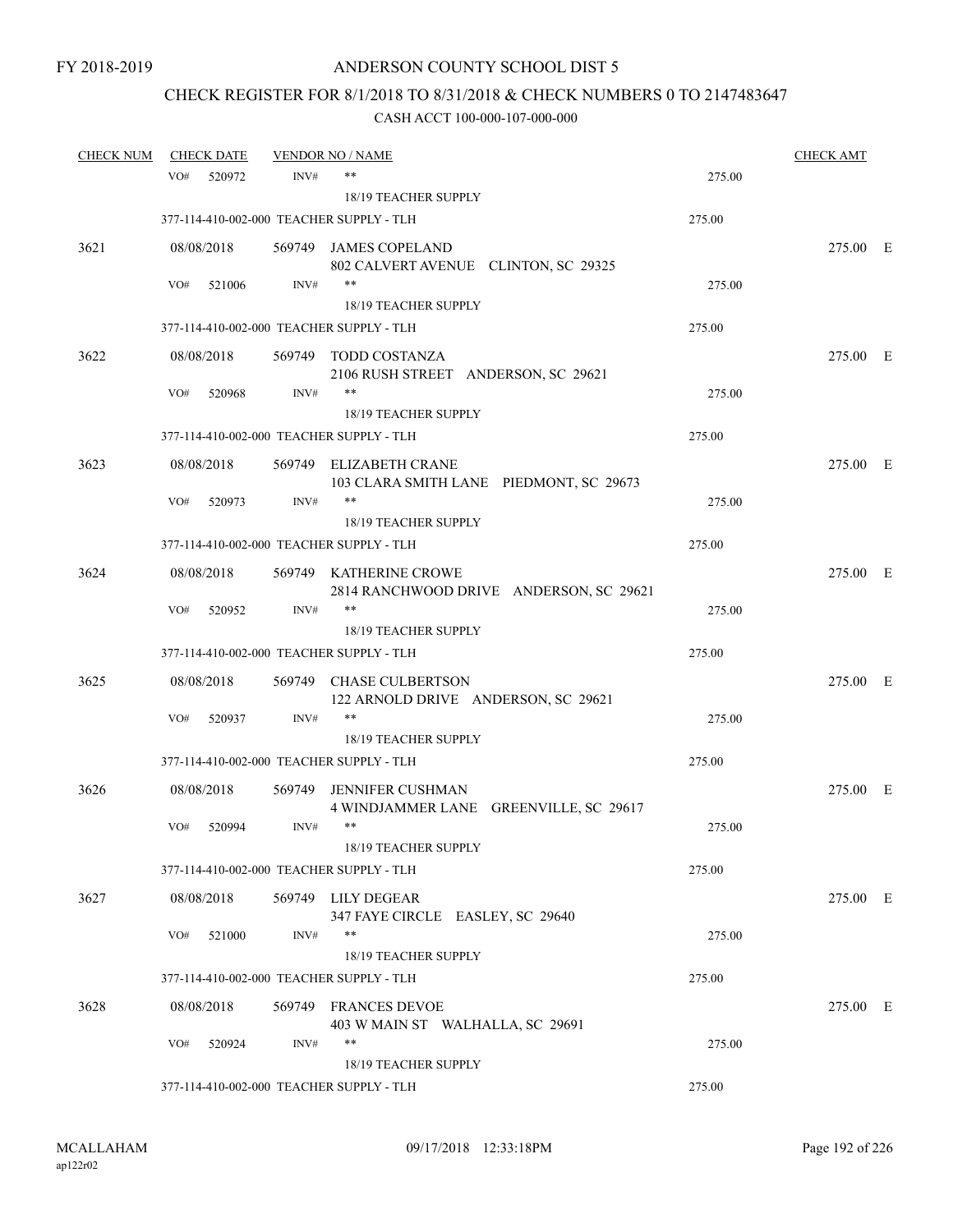FY 2018-2019

# ANDERSON COUNTY SCHOOL DIST 5

## CHECK REGISTER FOR 8/1/2018 TO 8/31/2018 & CHECK NUMBERS 0 TO 2147483647

### CASH ACCT 100-000-107-000-000

| CHECK NUM | CHECK DATE | VENDOR NO / NAME | | CHECK AMT |
|---|---|---|---|---|
| | VO# 520972 | INV# ** | 275.00 | |
| | | 18/19 TEACHER SUPPLY | | |
| | 377-114-410-002-000 TEACHER SUPPLY - TLH | | 275.00 | |
| 3621 | 08/08/2018 | 569749 JAMES COPELAND<br>802 CALVERT AVENUE CLINTON, SC 29325 | | 275.00 E |
| | VO# 521006 | INV# ** | 275.00 | |
| | | 18/19 TEACHER SUPPLY | | |
| | 377-114-410-002-000 TEACHER SUPPLY - TLH | | 275.00 | |
| 3622 | 08/08/2018 | 569749 TODD COSTANZA<br>2106 RUSH STREET ANDERSON, SC 29621 | | 275.00 E |
| | VO# 520968 | INV# ** | 275.00 | |
| | | 18/19 TEACHER SUPPLY | | |
| | 377-114-410-002-000 TEACHER SUPPLY - TLH | | 275.00 | |
| 3623 | 08/08/2018 | 569749 ELIZABETH CRANE<br>103 CLARA SMITH LANE PIEDMONT, SC 29673 | | 275.00 E |
| | VO# 520973 | INV# ** | 275.00 | |
| | | 18/19 TEACHER SUPPLY | | |
| | 377-114-410-002-000 TEACHER SUPPLY - TLH | | 275.00 | |
| 3624 | 08/08/2018 | 569749 KATHERINE CROWE<br>2814 RANCHWOOD DRIVE ANDERSON, SC 29621 | | 275.00 E |
| | VO# 520952 | INV# ** | 275.00 | |
| | | 18/19 TEACHER SUPPLY | | |
| | 377-114-410-002-000 TEACHER SUPPLY - TLH | | 275.00 | |
| 3625 | 08/08/2018 | 569749 CHASE CULBERTSON<br>122 ARNOLD DRIVE ANDERSON, SC 29621 | | 275.00 E |
| | VO# 520937 | INV# ** | 275.00 | |
| | | 18/19 TEACHER SUPPLY | | |
| | 377-114-410-002-000 TEACHER SUPPLY - TLH | | 275.00 | |
| 3626 | 08/08/2018 | 569749 JENNIFER CUSHMAN<br>4 WINDJAMMER LANE GREENVILLE, SC 29617 | | 275.00 E |
| | VO# 520994 | INV# ** | 275.00 | |
| | | 18/19 TEACHER SUPPLY | | |
| | 377-114-410-002-000 TEACHER SUPPLY - TLH | | 275.00 | |
| 3627 | 08/08/2018 | 569749 LILY DEGEAR<br>347 FAYE CIRCLE EASLEY, SC 29640 | | 275.00 E |
| | VO# 521000 | INV# ** | 275.00 | |
| | | 18/19 TEACHER SUPPLY | | |
| | 377-114-410-002-000 TEACHER SUPPLY - TLH | | 275.00 | |
| 3628 | 08/08/2018 | 569749 FRANCES DEVOE<br>403 W MAIN ST WALHALLA, SC 29691 | | 275.00 E |
| | VO# 520924 | INV# ** | 275.00 | |
| | | 18/19 TEACHER SUPPLY | | |
| | 377-114-410-002-000 TEACHER SUPPLY - TLH | | 275.00 | |

MCALLAHAM
ap122r02

09/17/2018 12:33:18PM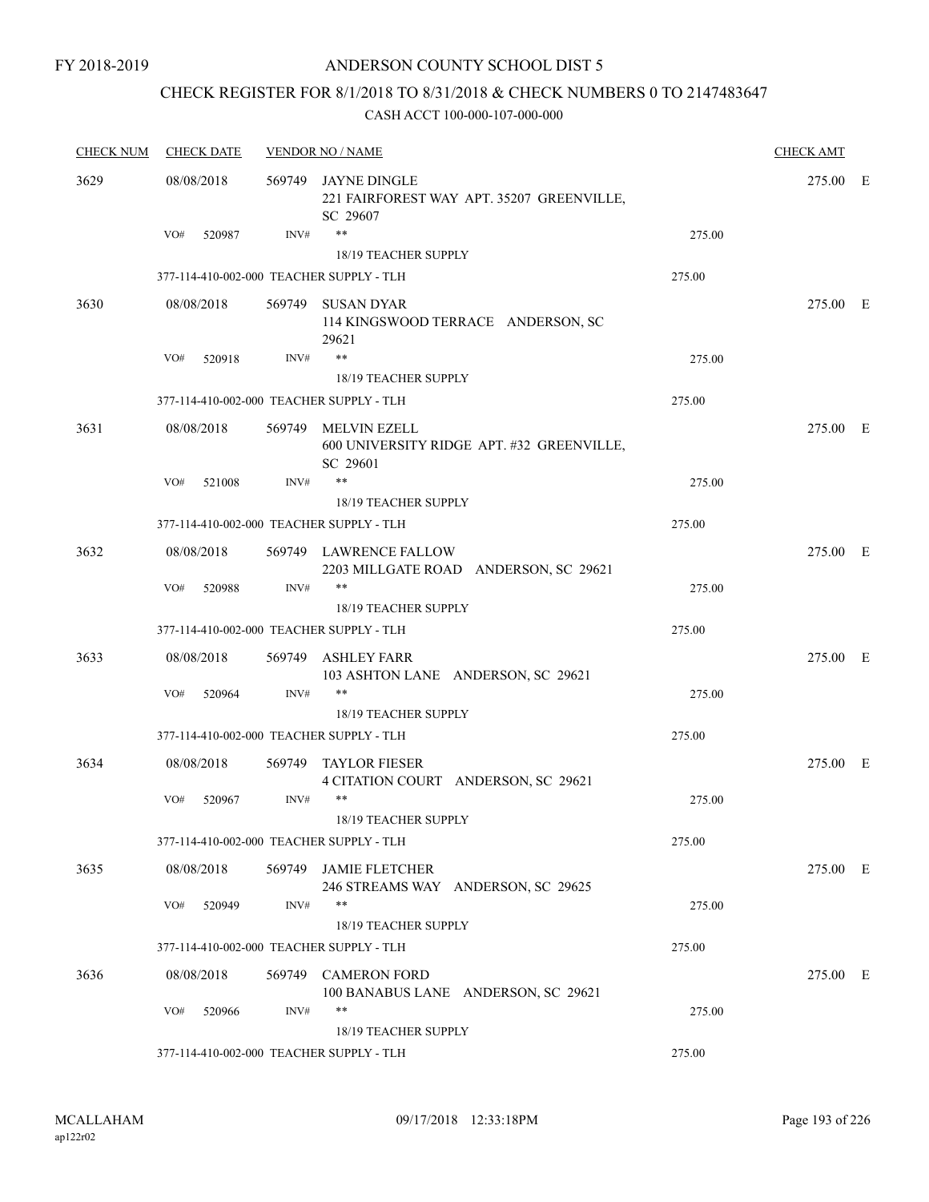FY 2018-2019

# ANDERSON COUNTY SCHOOL DIST 5

## CHECK REGISTER FOR 8/1/2018 TO 8/31/2018 & CHECK NUMBERS 0 TO 2147483647

### CASH ACCT 100-000-107-000-000

| CHECK NUM | CHECK DATE | VENDOR NO / NAME | | CHECK AMT |
|---|---|---|---|---|
| 3629 | 08/08/2018 | 569749 JAYNE DINGLE<br>221 FAIRFOREST WAY APT. 35207 GREENVILLE, SC 29607 | | 275.00 E |
| | VO# 520987 | INV# ** <br>18/19 TEACHER SUPPLY | 275.00 | |
| | 377-114-410-002-000 TEACHER SUPPLY - TLH | | 275.00 | |
| 3630 | 08/08/2018 | 569749 SUSAN DYAR<br>114 KINGSWOOD TERRACE ANDERSON, SC 29621 | | 275.00 E |
| | VO# 520918 | INV# ** <br>18/19 TEACHER SUPPLY | 275.00 | |
| | 377-114-410-002-000 TEACHER SUPPLY - TLH | | 275.00 | |
| 3631 | 08/08/2018 | 569749 MELVIN EZELL<br>600 UNIVERSITY RIDGE APT. #32 GREENVILLE, SC 29601 | | 275.00 E |
| | VO# 521008 | INV# ** <br>18/19 TEACHER SUPPLY | 275.00 | |
| | 377-114-410-002-000 TEACHER SUPPLY - TLH | | 275.00 | |
| 3632 | 08/08/2018 | 569749 LAWRENCE FALLOW<br>2203 MILLGATE ROAD ANDERSON, SC 29621 | | 275.00 E |
| | VO# 520988 | INV# ** <br>18/19 TEACHER SUPPLY | 275.00 | |
| | 377-114-410-002-000 TEACHER SUPPLY - TLH | | 275.00 | |
| 3633 | 08/08/2018 | 569749 ASHLEY FARR<br>103 ASHTON LANE ANDERSON, SC 29621 | | 275.00 E |
| | VO# 520964 | INV# ** <br>18/19 TEACHER SUPPLY | 275.00 | |
| | 377-114-410-002-000 TEACHER SUPPLY - TLH | | 275.00 | |
| 3634 | 08/08/2018 | 569749 TAYLOR FIESER<br>4 CITATION COURT ANDERSON, SC 29621 | | 275.00 E |
| | VO# 520967 | INV# ** <br>18/19 TEACHER SUPPLY | 275.00 | |
| | 377-114-410-002-000 TEACHER SUPPLY - TLH | | 275.00 | |
| 3635 | 08/08/2018 | 569749 JAMIE FLETCHER<br>246 STREAMS WAY ANDERSON, SC 29625 | | 275.00 E |
| | VO# 520949 | INV# ** <br>18/19 TEACHER SUPPLY | 275.00 | |
| | 377-114-410-002-000 TEACHER SUPPLY - TLH | | 275.00 | |
| 3636 | 08/08/2018 | 569749 CAMERON FORD<br>100 BANABUS LANE ANDERSON, SC 29621 | | 275.00 E |
| | VO# 520966 | INV# ** <br>18/19 TEACHER SUPPLY | 275.00 | |
| | 377-114-410-002-000 TEACHER SUPPLY - TLH | | 275.00 | |

MCALLAHAM
ap122r02

09/17/2018 12:33:18PM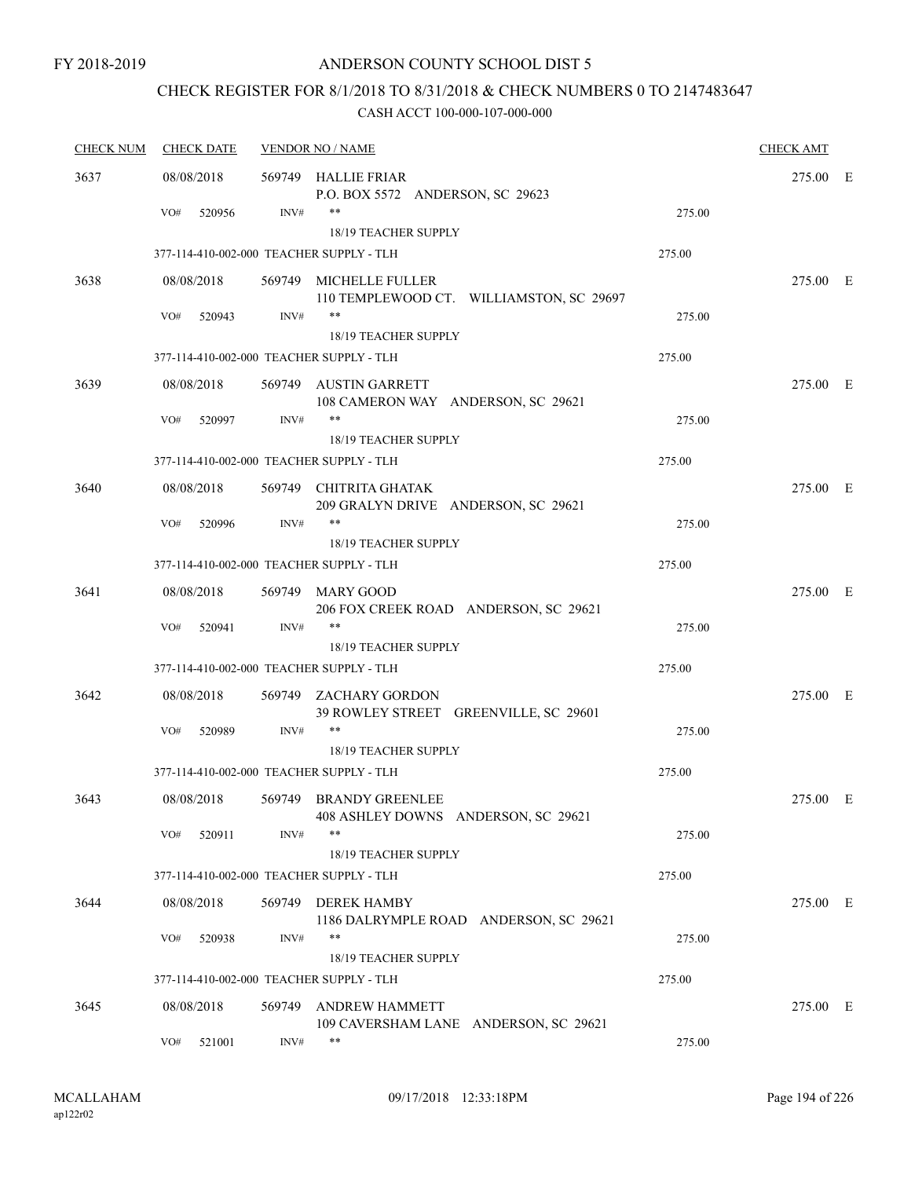FY 2018-2019

# ANDERSON COUNTY SCHOOL DIST 5

## CHECK REGISTER FOR 8/1/2018 TO 8/31/2018 & CHECK NUMBERS 0 TO 2147483647

### CASH ACCT 100-000-107-000-000

| CHECK NUM | CHECK DATE | VENDOR NO / NAME | | CHECK AMT | |
|---|---|---|---|---|---|
| 3637 | 08/08/2018 | 569749 HALLIE FRIAR<br>P.O. BOX 5572 ANDERSON, SC 29623 | | 275.00 | E |
| | VO# 520956 | INV# ** | 275.00 | | |
| | | 18/19 TEACHER SUPPLY | | | |
| | 377-114-410-002-000 TEACHER SUPPLY - TLH | | 275.00 | | |
| 3638 | 08/08/2018 | 569749 MICHELLE FULLER<br>110 TEMPLEWOOD CT. WILLIAMSTON, SC 29697 | | 275.00 | E |
| | VO# 520943 | INV# ** | 275.00 | | |
| | | 18/19 TEACHER SUPPLY | | | |
| | 377-114-410-002-000 TEACHER SUPPLY - TLH | | 275.00 | | |
| 3639 | 08/08/2018 | 569749 AUSTIN GARRETT<br>108 CAMERON WAY ANDERSON, SC 29621 | | 275.00 | E |
| | VO# 520997 | INV# ** | 275.00 | | |
| | | 18/19 TEACHER SUPPLY | | | |
| | 377-114-410-002-000 TEACHER SUPPLY - TLH | | 275.00 | | |
| 3640 | 08/08/2018 | 569749 CHITRITA GHATAK<br>209 GRALYN DRIVE ANDERSON, SC 29621 | | 275.00 | E |
| | VO# 520996 | INV# ** | 275.00 | | |
| | | 18/19 TEACHER SUPPLY | | | |
| | 377-114-410-002-000 TEACHER SUPPLY - TLH | | 275.00 | | |
| 3641 | 08/08/2018 | 569749 MARY GOOD<br>206 FOX CREEK ROAD ANDERSON, SC 29621 | | 275.00 | E |
| | VO# 520941 | INV# ** | 275.00 | | |
| | | 18/19 TEACHER SUPPLY | | | |
| | 377-114-410-002-000 TEACHER SUPPLY - TLH | | 275.00 | | |
| 3642 | 08/08/2018 | 569749 ZACHARY GORDON<br>39 ROWLEY STREET GREENVILLE, SC 29601 | | 275.00 | E |
| | VO# 520989 | INV# ** | 275.00 | | |
| | | 18/19 TEACHER SUPPLY | | | |
| | 377-114-410-002-000 TEACHER SUPPLY - TLH | | 275.00 | | |
| 3643 | 08/08/2018 | 569749 BRANDY GREENLEE<br>408 ASHLEY DOWNS ANDERSON, SC 29621 | | 275.00 | E |
| | VO# 520911 | INV# ** | 275.00 | | |
| | | 18/19 TEACHER SUPPLY | | | |
| | 377-114-410-002-000 TEACHER SUPPLY - TLH | | 275.00 | | |
| 3644 | 08/08/2018 | 569749 DEREK HAMBY<br>1186 DALRYMPLE ROAD ANDERSON, SC 29621 | | 275.00 | E |
| | VO# 520938 | INV# ** | 275.00 | | |
| | | 18/19 TEACHER SUPPLY | | | |
| | 377-114-410-002-000 TEACHER SUPPLY - TLH | | 275.00 | | |
| 3645 | 08/08/2018 | 569749 ANDREW HAMMETT<br>109 CAVERSHAM LANE ANDERSON, SC 29621 | | 275.00 | E |
| | VO# 521001 | INV# ** | 275.00 | | |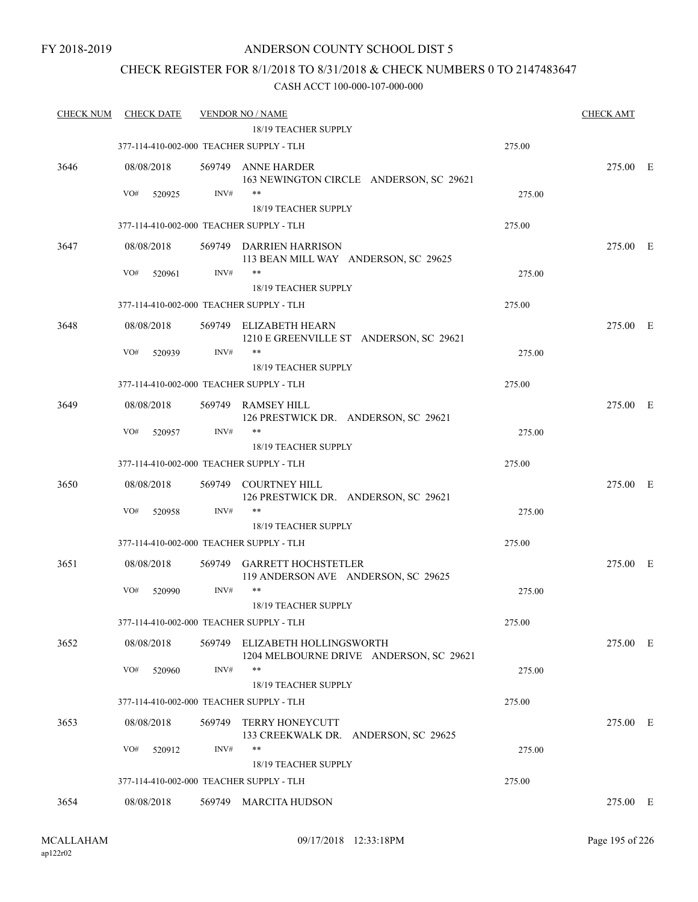FY 2018-2019

ANDERSON COUNTY SCHOOL DIST 5

CHECK REGISTER FOR 8/1/2018 TO 8/31/2018 & CHECK NUMBERS 0 TO 2147483647

CASH ACCT 100-000-107-000-000

| CHECK NUM | CHECK DATE | VENDOR NO / NAME | | CHECK AMT |
|---|---|---|---|---|
| | | 18/19 TEACHER SUPPLY | | |
| | 377-114-410-002-000 TEACHER SUPPLY - TLH | | 275.00 | |
| 3646 | 08/08/2018 | 569749 ANNE HARDER<br>163 NEWINGTON CIRCLE ANDERSON, SC 29621 | | 275.00 E |
| | VO# 520925 | INV# **<br>18/19 TEACHER SUPPLY | 275.00 | |
| | 377-114-410-002-000 TEACHER SUPPLY - TLH | | 275.00 | |
| 3647 | 08/08/2018 | 569749 DARRIEN HARRISON<br>113 BEAN MILL WAY ANDERSON, SC 29625 | | 275.00 E |
| | VO# 520961 | INV# **<br>18/19 TEACHER SUPPLY | 275.00 | |
| | 377-114-410-002-000 TEACHER SUPPLY - TLH | | 275.00 | |
| 3648 | 08/08/2018 | 569749 ELIZABETH HEARN<br>1210 E GREENVILLE ST ANDERSON, SC 29621 | | 275.00 E |
| | VO# 520939 | INV# **<br>18/19 TEACHER SUPPLY | 275.00 | |
| | 377-114-410-002-000 TEACHER SUPPLY - TLH | | 275.00 | |
| 3649 | 08/08/2018 | 569749 RAMSEY HILL<br>126 PRESTWICK DR. ANDERSON, SC 29621 | | 275.00 E |
| | VO# 520957 | INV# **<br>18/19 TEACHER SUPPLY | 275.00 | |
| | 377-114-410-002-000 TEACHER SUPPLY - TLH | | 275.00 | |
| 3650 | 08/08/2018 | 569749 COURTNEY HILL<br>126 PRESTWICK DR. ANDERSON, SC 29621 | | 275.00 E |
| | VO# 520958 | INV# **<br>18/19 TEACHER SUPPLY | 275.00 | |
| | 377-114-410-002-000 TEACHER SUPPLY - TLH | | 275.00 | |
| 3651 | 08/08/2018 | 569749 GARRETT HOCHSTETLER<br>119 ANDERSON AVE ANDERSON, SC 29625 | | 275.00 E |
| | VO# 520990 | INV# **<br>18/19 TEACHER SUPPLY | 275.00 | |
| | 377-114-410-002-000 TEACHER SUPPLY - TLH | | 275.00 | |
| 3652 | 08/08/2018 | 569749 ELIZABETH HOLLINGSWORTH<br>1204 MELBOURNE DRIVE ANDERSON, SC 29621 | | 275.00 E |
| | VO# 520960 | INV# **<br>18/19 TEACHER SUPPLY | 275.00 | |
| | 377-114-410-002-000 TEACHER SUPPLY - TLH | | 275.00 | |
| 3653 | 08/08/2018 | 569749 TERRY HONEYCUTT<br>133 CREEKWALK DR. ANDERSON, SC 29625 | | 275.00 E |
| | VO# 520912 | INV# **<br>18/19 TEACHER SUPPLY | 275.00 | |
| | 377-114-410-002-000 TEACHER SUPPLY - TLH | | 275.00 | |
| 3654 | 08/08/2018 | 569749 MARCITA HUDSON | | 275.00 E |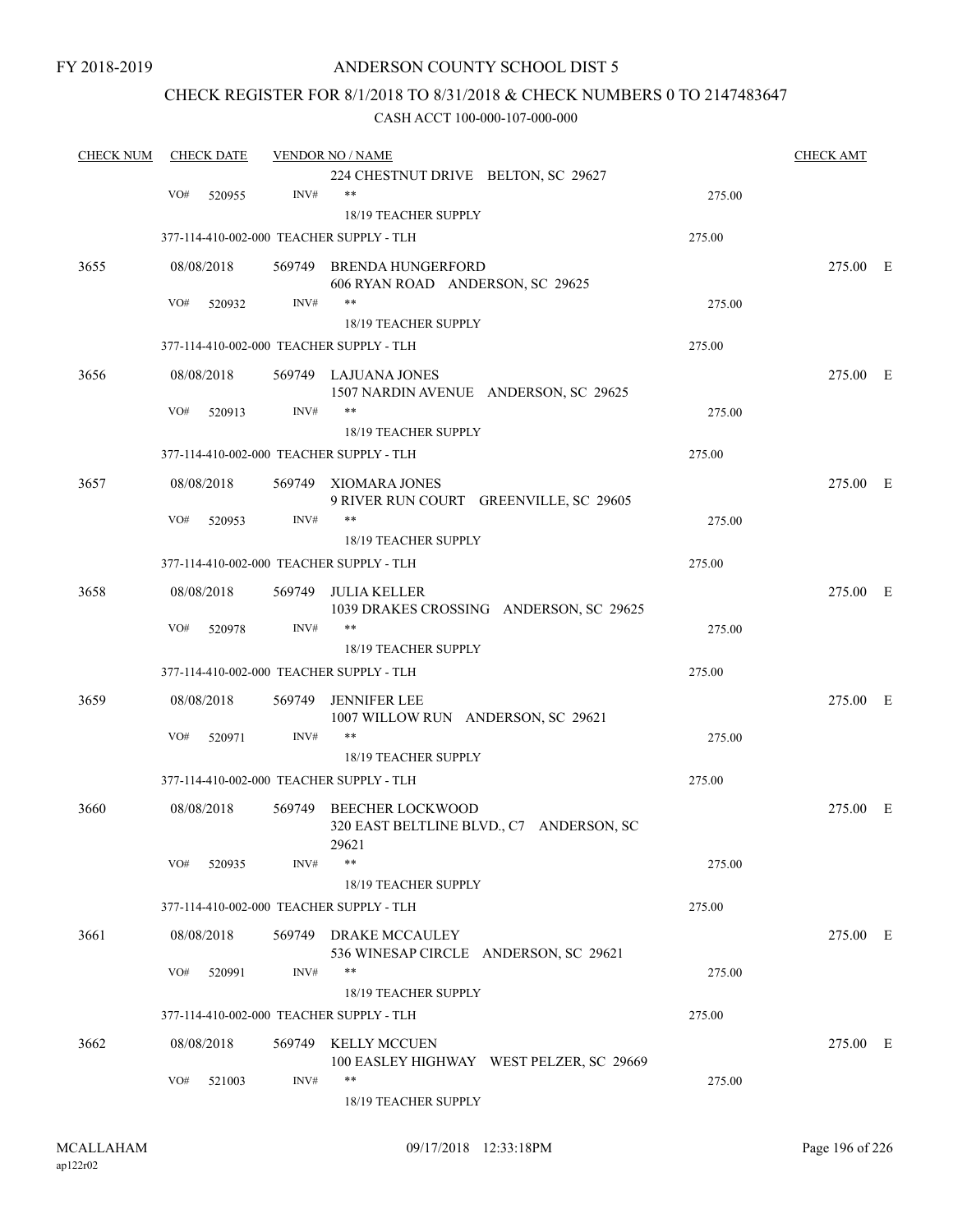FY 2018-2019

# ANDERSON COUNTY SCHOOL DIST 5

## CHECK REGISTER FOR 8/1/2018 TO 8/31/2018 & CHECK NUMBERS 0 TO 2147483647

### CASH ACCT 100-000-107-000-000

| CHECK NUM | CHECK DATE | VENDOR NO / NAME | | CHECK AMT |
|---|---|---|---|---|
| | | 224 CHESTNUT DRIVE BELTON, SC 29627 | | |
| | VO# 520955 | INV# ** 18/19 TEACHER SUPPLY | 275.00 | |
| | 377-114-410-002-000 TEACHER SUPPLY - TLH | | 275.00 | |
| 3655 | 08/08/2018 | 569749 BRENDA HUNGERFORD 606 RYAN ROAD ANDERSON, SC 29625 | | 275.00 E |
| | VO# 520932 | INV# ** 18/19 TEACHER SUPPLY | 275.00 | |
| | 377-114-410-002-000 TEACHER SUPPLY - TLH | | 275.00 | |
| 3656 | 08/08/2018 | 569749 LAJUANA JONES 1507 NARDIN AVENUE ANDERSON, SC 29625 | | 275.00 E |
| | VO# 520913 | INV# ** 18/19 TEACHER SUPPLY | 275.00 | |
| | 377-114-410-002-000 TEACHER SUPPLY - TLH | | 275.00 | |
| 3657 | 08/08/2018 | 569749 XIOMARA JONES 9 RIVER RUN COURT GREENVILLE, SC 29605 | | 275.00 E |
| | VO# 520953 | INV# ** 18/19 TEACHER SUPPLY | 275.00 | |
| | 377-114-410-002-000 TEACHER SUPPLY - TLH | | 275.00 | |
| 3658 | 08/08/2018 | 569749 JULIA KELLER 1039 DRAKES CROSSING ANDERSON, SC 29625 | | 275.00 E |
| | VO# 520978 | INV# ** 18/19 TEACHER SUPPLY | 275.00 | |
| | 377-114-410-002-000 TEACHER SUPPLY - TLH | | 275.00 | |
| 3659 | 08/08/2018 | 569749 JENNIFER LEE 1007 WILLOW RUN ANDERSON, SC 29621 | | 275.00 E |
| | VO# 520971 | INV# ** 18/19 TEACHER SUPPLY | 275.00 | |
| | 377-114-410-002-000 TEACHER SUPPLY - TLH | | 275.00 | |
| 3660 | 08/08/2018 | 569749 BEECHER LOCKWOOD 320 EAST BELTLINE BLVD., C7 ANDERSON, SC 29621 | | 275.00 E |
| | VO# 520935 | INV# ** 18/19 TEACHER SUPPLY | 275.00 | |
| | 377-114-410-002-000 TEACHER SUPPLY - TLH | | 275.00 | |
| 3661 | 08/08/2018 | 569749 DRAKE MCCAULEY 536 WINESAP CIRCLE ANDERSON, SC 29621 | | 275.00 E |
| | VO# 520991 | INV# ** 18/19 TEACHER SUPPLY | 275.00 | |
| | 377-114-410-002-000 TEACHER SUPPLY - TLH | | 275.00 | |
| 3662 | 08/08/2018 | 569749 KELLY MCCUEN 100 EASLEY HIGHWAY WEST PELZER, SC 29669 | | 275.00 E |
| | VO# 521003 | INV# ** 18/19 TEACHER SUPPLY | 275.00 | |

MCALLAHAM
ap122r02

09/17/2018 12:33:18PM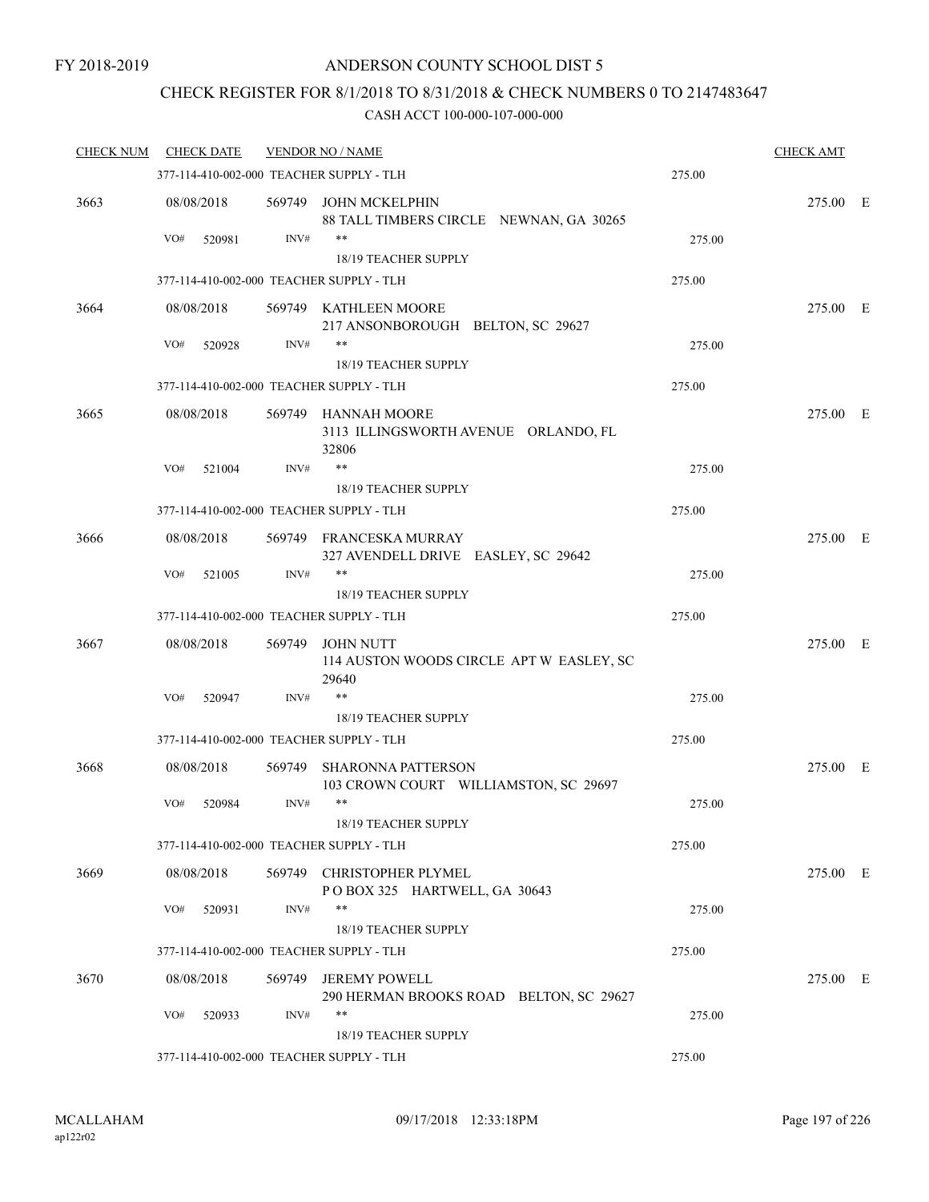FY 2018-2019

ANDERSON COUNTY SCHOOL DIST 5

CHECK REGISTER FOR 8/1/2018 TO 8/31/2018 & CHECK NUMBERS 0 TO 2147483647

CASH ACCT 100-000-107-000-000

| CHECK NUM | CHECK DATE | VENDOR NO / NAME | | CHECK AMT |
|---|---|---|---|---|
| | 377-114-410-002-000 TEACHER SUPPLY - TLH | | 275.00 | |
| 3663 | 08/08/2018 | 569749 JOHN MCKELPHIN<br>88 TALL TIMBERS CIRCLE NEWNAN, GA 30265 | | 275.00 E |
| | VO# 520981 | INV# **<br>18/19 TEACHER SUPPLY | 275.00 | |
| | 377-114-410-002-000 TEACHER SUPPLY - TLH | | 275.00 | |
| 3664 | 08/08/2018 | 569749 KATHLEEN MOORE<br>217 ANSONBOROUGH BELTON, SC 29627 | | 275.00 E |
| | VO# 520928 | INV# **<br>18/19 TEACHER SUPPLY | 275.00 | |
| | 377-114-410-002-000 TEACHER SUPPLY - TLH | | 275.00 | |
| 3665 | 08/08/2018 | 569749 HANNAH MOORE<br>3113 ILLINGSWORTH AVENUE ORLANDO, FL 32806 | | 275.00 E |
| | VO# 521004 | INV# **<br>18/19 TEACHER SUPPLY | 275.00 | |
| | 377-114-410-002-000 TEACHER SUPPLY - TLH | | 275.00 | |
| 3666 | 08/08/2018 | 569749 FRANCESKA MURRAY<br>327 AVENDELL DRIVE EASLEY, SC 29642 | | 275.00 E |
| | VO# 521005 | INV# **<br>18/19 TEACHER SUPPLY | 275.00 | |
| | 377-114-410-002-000 TEACHER SUPPLY - TLH | | 275.00 | |
| 3667 | 08/08/2018 | 569749 JOHN NUTT<br>114 AUSTON WOODS CIRCLE APT W EASLEY, SC 29640 | | 275.00 E |
| | VO# 520947 | INV# **<br>18/19 TEACHER SUPPLY | 275.00 | |
| | 377-114-410-002-000 TEACHER SUPPLY - TLH | | 275.00 | |
| 3668 | 08/08/2018 | 569749 SHARONNA PATTERSON<br>103 CROWN COURT WILLIAMSTON, SC 29697 | | 275.00 E |
| | VO# 520984 | INV# **<br>18/19 TEACHER SUPPLY | 275.00 | |
| | 377-114-410-002-000 TEACHER SUPPLY - TLH | | 275.00 | |
| 3669 | 08/08/2018 | 569749 CHRISTOPHER PLYMEL<br>P O BOX 325 HARTWELL, GA 30643 | | 275.00 E |
| | VO# 520931 | INV# **<br>18/19 TEACHER SUPPLY | 275.00 | |
| | 377-114-410-002-000 TEACHER SUPPLY - TLH | | 275.00 | |
| 3670 | 08/08/2018 | 569749 JEREMY POWELL<br>290 HERMAN BROOKS ROAD BELTON, SC 29627 | | 275.00 E |
| | VO# 520933 | INV# **<br>18/19 TEACHER SUPPLY | 275.00 | |
| | 377-114-410-002-000 TEACHER SUPPLY - TLH | | 275.00 | |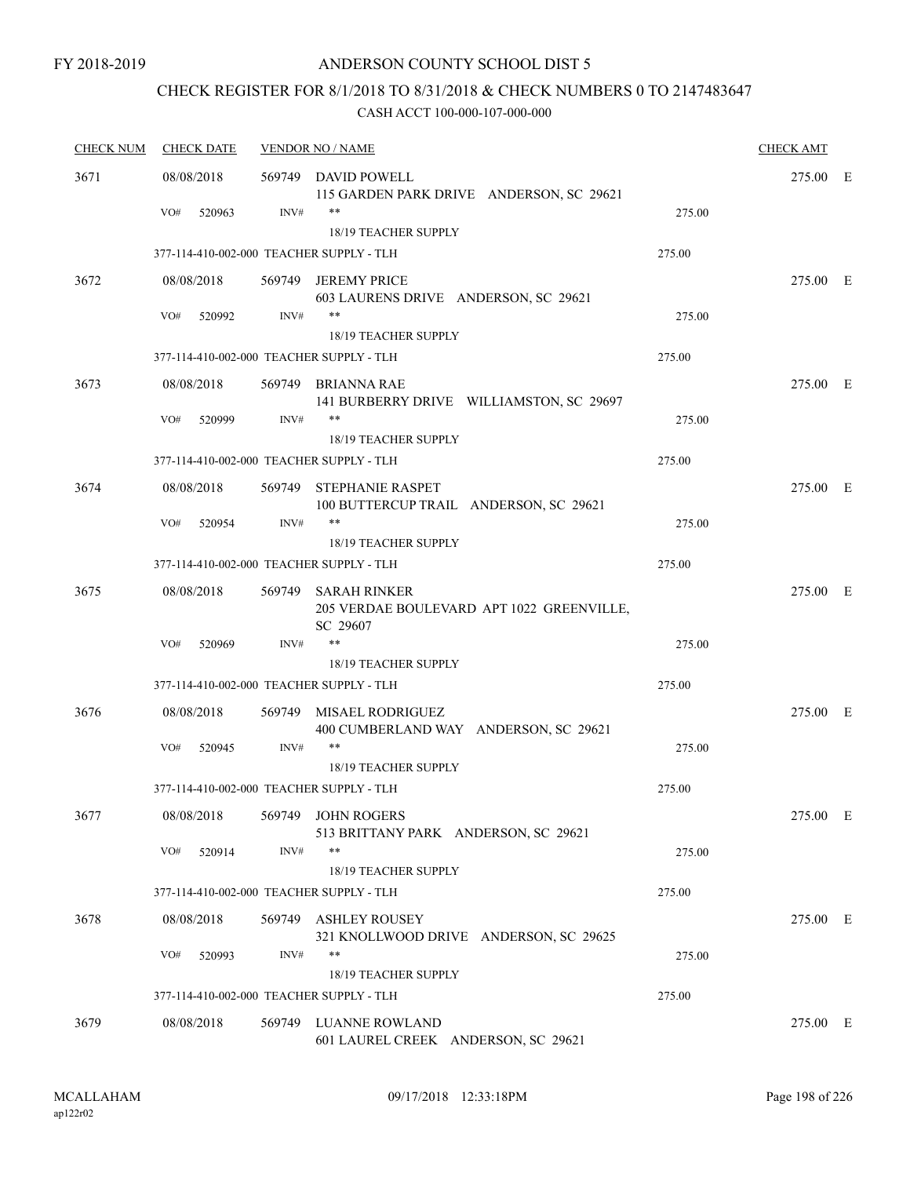FY 2018-2019

# ANDERSON COUNTY SCHOOL DIST 5

## CHECK REGISTER FOR 8/1/2018 TO 8/31/2018 & CHECK NUMBERS 0 TO 2147483647

### CASH ACCT 100-000-107-000-000

| CHECK NUM | CHECK DATE | VENDOR NO / NAME | | CHECK AMT | |
|---|---|---|---|---|---|
| 3671 | 08/08/2018 | 569749 DAVID POWELL<br>115 GARDEN PARK DRIVE ANDERSON, SC 29621 | | 275.00 | E |
| | VO# 520963 | INV# **<br>18/19 TEACHER SUPPLY | 275.00 | | |
| | 377-114-410-002-000 TEACHER SUPPLY - TLH | | 275.00 | | |
| 3672 | 08/08/2018 | 569749 JEREMY PRICE<br>603 LAURENS DRIVE ANDERSON, SC 29621 | | 275.00 | E |
| | VO# 520992 | INV# **<br>18/19 TEACHER SUPPLY | 275.00 | | |
| | 377-114-410-002-000 TEACHER SUPPLY - TLH | | 275.00 | | |
| 3673 | 08/08/2018 | 569749 BRIANNA RAE<br>141 BURBERRY DRIVE WILLIAMSTON, SC 29697 | | 275.00 | E |
| | VO# 520999 | INV# **<br>18/19 TEACHER SUPPLY | 275.00 | | |
| | 377-114-410-002-000 TEACHER SUPPLY - TLH | | 275.00 | | |
| 3674 | 08/08/2018 | 569749 STEPHANIE RASPET<br>100 BUTTERCUP TRAIL ANDERSON, SC 29621 | | 275.00 | E |
| | VO# 520954 | INV# **<br>18/19 TEACHER SUPPLY | 275.00 | | |
| | 377-114-410-002-000 TEACHER SUPPLY - TLH | | 275.00 | | |
| 3675 | 08/08/2018 | 569749 SARAH RINKER<br>205 VERDAE BOULEVARD APT 1022 GREENVILLE, SC 29607 | | 275.00 | E |
| | VO# 520969 | INV# **<br>18/19 TEACHER SUPPLY | 275.00 | | |
| | 377-114-410-002-000 TEACHER SUPPLY - TLH | | 275.00 | | |
| 3676 | 08/08/2018 | 569749 MISAEL RODRIGUEZ<br>400 CUMBERLAND WAY ANDERSON, SC 29621 | | 275.00 | E |
| | VO# 520945 | INV# **<br>18/19 TEACHER SUPPLY | 275.00 | | |
| | 377-114-410-002-000 TEACHER SUPPLY - TLH | | 275.00 | | |
| 3677 | 08/08/2018 | 569749 JOHN ROGERS<br>513 BRITTANY PARK ANDERSON, SC 29621 | | 275.00 | E |
| | VO# 520914 | INV# **<br>18/19 TEACHER SUPPLY | 275.00 | | |
| | 377-114-410-002-000 TEACHER SUPPLY - TLH | | 275.00 | | |
| 3678 | 08/08/2018 | 569749 ASHLEY ROUSEY<br>321 KNOLLWOOD DRIVE ANDERSON, SC 29625 | | 275.00 | E |
| | VO# 520993 | INV# **<br>18/19 TEACHER SUPPLY | 275.00 | | |
| | 377-114-410-002-000 TEACHER SUPPLY - TLH | | 275.00 | | |
| 3679 | 08/08/2018 | 569749 LUANNE ROWLAND<br>601 LAUREL CREEK ANDERSON, SC 29621 | | 275.00 | E |

MCALLAHAM ap122r02 09/17/2018 12:33:18PM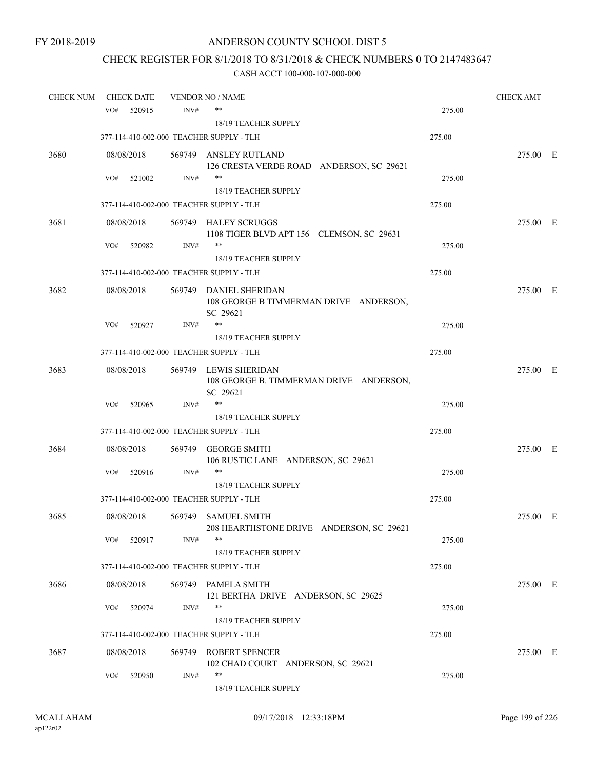FY 2018-2019

ANDERSON COUNTY SCHOOL DIST 5

CHECK REGISTER FOR 8/1/2018 TO 8/31/2018 & CHECK NUMBERS 0 TO 2147483647

CASH ACCT 100-000-107-000-000

| CHECK NUM | CHECK DATE | VENDOR NO / NAME | | CHECK AMT |
|---|---|---|---|---|
| | VO# 520915 | INV# ** 18/19 TEACHER SUPPLY | 275.00 | |
| | 377-114-410-002-000 TEACHER SUPPLY - TLH | | 275.00 | |
| 3680 | 08/08/2018 | 569749 ANSLEY RUTLAND<br>126 CRESTA VERDE ROAD ANDERSON, SC 29621 | | 275.00 E |
| | VO# 521002 | INV# ** 18/19 TEACHER SUPPLY | 275.00 | |
| | 377-114-410-002-000 TEACHER SUPPLY - TLH | | 275.00 | |
| 3681 | 08/08/2018 | 569749 HALEY SCRUGGS<br>1108 TIGER BLVD APT 156 CLEMSON, SC 29631 | | 275.00 E |
| | VO# 520982 | INV# ** 18/19 TEACHER SUPPLY | 275.00 | |
| | 377-114-410-002-000 TEACHER SUPPLY - TLH | | 275.00 | |
| 3682 | 08/08/2018 | 569749 DANIEL SHERIDAN<br>108 GEORGE B TIMMERMAN DRIVE ANDERSON, SC 29621 | | 275.00 E |
| | VO# 520927 | INV# ** 18/19 TEACHER SUPPLY | 275.00 | |
| | 377-114-410-002-000 TEACHER SUPPLY - TLH | | 275.00 | |
| 3683 | 08/08/2018 | 569749 LEWIS SHERIDAN<br>108 GEORGE B. TIMMERMAN DRIVE ANDERSON, SC 29621 | | 275.00 E |
| | VO# 520965 | INV# ** 18/19 TEACHER SUPPLY | 275.00 | |
| | 377-114-410-002-000 TEACHER SUPPLY - TLH | | 275.00 | |
| 3684 | 08/08/2018 | 569749 GEORGE SMITH<br>106 RUSTIC LANE ANDERSON, SC 29621 | | 275.00 E |
| | VO# 520916 | INV# ** 18/19 TEACHER SUPPLY | 275.00 | |
| | 377-114-410-002-000 TEACHER SUPPLY - TLH | | 275.00 | |
| 3685 | 08/08/2018 | 569749 SAMUEL SMITH<br>208 HEARTHSTONE DRIVE ANDERSON, SC 29621 | | 275.00 E |
| | VO# 520917 | INV# ** 18/19 TEACHER SUPPLY | 275.00 | |
| | 377-114-410-002-000 TEACHER SUPPLY - TLH | | 275.00 | |
| 3686 | 08/08/2018 | 569749 PAMELA SMITH<br>121 BERTHA DRIVE ANDERSON, SC 29625 | | 275.00 E |
| | VO# 520974 | INV# ** 18/19 TEACHER SUPPLY | 275.00 | |
| | 377-114-410-002-000 TEACHER SUPPLY - TLH | | 275.00 | |
| 3687 | 08/08/2018 | 569749 ROBERT SPENCER<br>102 CHAD COURT ANDERSON, SC 29621 | | 275.00 E |
| | VO# 520950 | INV# ** 18/19 TEACHER SUPPLY | 275.00 | |

MCALLAHAM
ap122r02

09/17/2018 12:33:18PM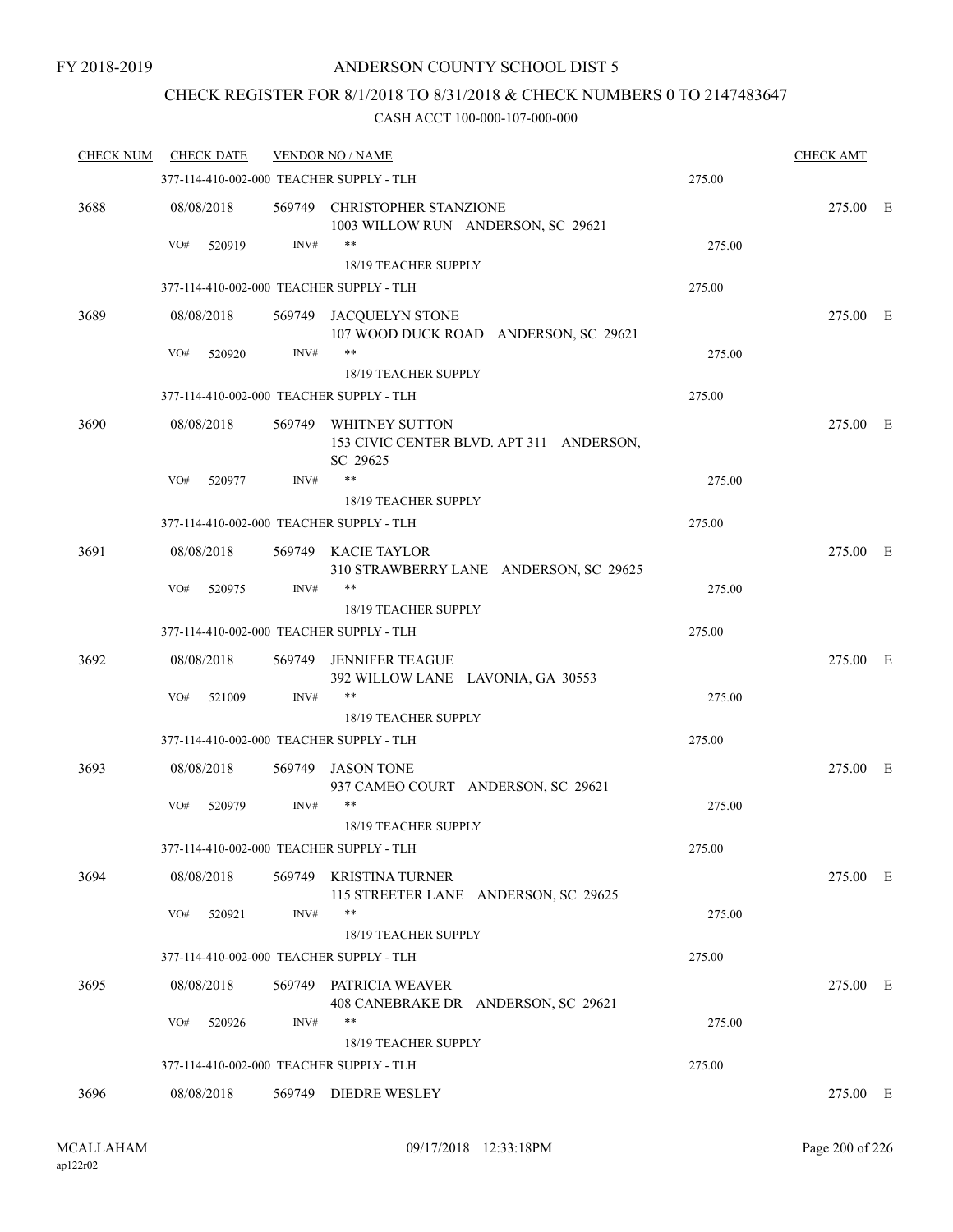FY 2018-2019

# ANDERSON COUNTY SCHOOL DIST 5

## CHECK REGISTER FOR 8/1/2018 TO 8/31/2018 & CHECK NUMBERS 0 TO 2147483647

CASH ACCT 100-000-107-000-000

| CHECK NUM | CHECK DATE | VENDOR NO / NAME | | CHECK AMT | |
|---|---|---|---|---|---|
| | 377-114-410-002-000 TEACHER SUPPLY - TLH | | 275.00 | | |
| 3688 | 08/08/2018 | 569749 CHRISTOPHER STANZIONE<br>1003 WILLOW RUN ANDERSON, SC 29621 | | 275.00 | E |
| | VO# 520919 INV# | **<br>18/19 TEACHER SUPPLY | 275.00 | | |
| | 377-114-410-002-000 TEACHER SUPPLY - TLH | | 275.00 | | |
| 3689 | 08/08/2018 | 569749 JACQUELYN STONE<br>107 WOOD DUCK ROAD ANDERSON, SC 29621 | | 275.00 | E |
| | VO# 520920 INV# | **<br>18/19 TEACHER SUPPLY | 275.00 | | |
| | 377-114-410-002-000 TEACHER SUPPLY - TLH | | 275.00 | | |
| 3690 | 08/08/2018 | 569749 WHITNEY SUTTON<br>153 CIVIC CENTER BLVD. APT 311 ANDERSON, SC 29625 | | 275.00 | E |
| | VO# 520977 INV# | **<br>18/19 TEACHER SUPPLY | 275.00 | | |
| | 377-114-410-002-000 TEACHER SUPPLY - TLH | | 275.00 | | |
| 3691 | 08/08/2018 | 569749 KACIE TAYLOR<br>310 STRAWBERRY LANE ANDERSON, SC 29625 | | 275.00 | E |
| | VO# 520975 INV# | **<br>18/19 TEACHER SUPPLY | 275.00 | | |
| | 377-114-410-002-000 TEACHER SUPPLY - TLH | | 275.00 | | |
| 3692 | 08/08/2018 | 569749 JENNIFER TEAGUE<br>392 WILLOW LANE LAVONIA, GA 30553 | | 275.00 | E |
| | VO# 521009 INV# | **<br>18/19 TEACHER SUPPLY | 275.00 | | |
| | 377-114-410-002-000 TEACHER SUPPLY - TLH | | 275.00 | | |
| 3693 | 08/08/2018 | 569749 JASON TONE<br>937 CAMEO COURT ANDERSON, SC 29621 | | 275.00 | E |
| | VO# 520979 INV# | **<br>18/19 TEACHER SUPPLY | 275.00 | | |
| | 377-114-410-002-000 TEACHER SUPPLY - TLH | | 275.00 | | |
| 3694 | 08/08/2018 | 569749 KRISTINA TURNER<br>115 STREETER LANE ANDERSON, SC 29625 | | 275.00 | E |
| | VO# 520921 INV# | **<br>18/19 TEACHER SUPPLY | 275.00 | | |
| | 377-114-410-002-000 TEACHER SUPPLY - TLH | | 275.00 | | |
| 3695 | 08/08/2018 | 569749 PATRICIA WEAVER<br>408 CANEBRAKE DR ANDERSON, SC 29621 | | 275.00 | E |
| | VO# 520926 INV# | **<br>18/19 TEACHER SUPPLY | 275.00 | | |
| | 377-114-410-002-000 TEACHER SUPPLY - TLH | | 275.00 | | |
| 3696 | 08/08/2018 | 569749 DIEDRE WESLEY | | 275.00 | E |

MCALLAHAM
ap122r02

09/17/2018 12:33:18PM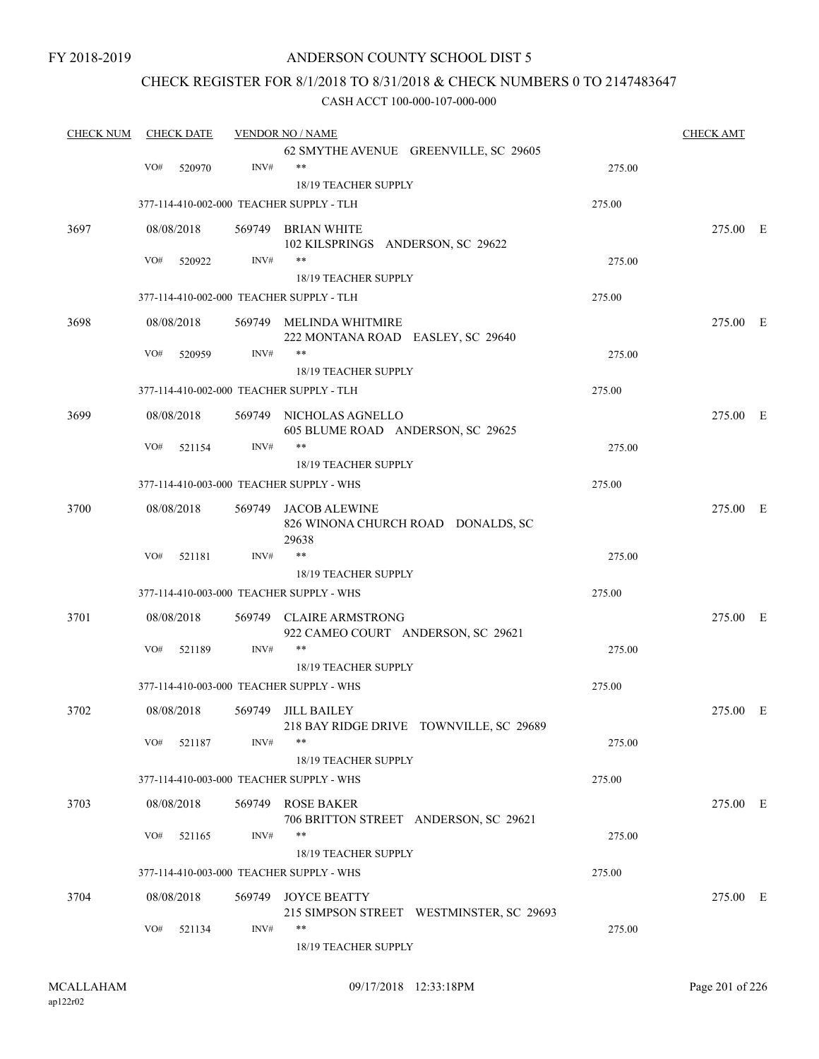FY 2018-2019

# ANDERSON COUNTY SCHOOL DIST 5

## CHECK REGISTER FOR 8/1/2018 TO 8/31/2018 & CHECK NUMBERS 0 TO 2147483647

### CASH ACCT 100-000-107-000-000

| CHECK NUM | CHECK DATE | VENDOR NO / NAME | | CHECK AMT |
|---|---|---|---|---|
| | | 62 SMYTHE AVENUE GREENVILLE, SC 29605 | | |
| | VO# 520970 | INV# ** | 275.00 | |
| | | 18/19 TEACHER SUPPLY | | |
| | 377-114-410-002-000 TEACHER SUPPLY - TLH | | 275.00 | |
| 3697 | 08/08/2018 | 569749 BRIAN WHITE<br>102 KILSPRINGS ANDERSON, SC 29622 | | 275.00 E |
| | VO# 520922 | INV# ** | 275.00 | |
| | | 18/19 TEACHER SUPPLY | | |
| | 377-114-410-002-000 TEACHER SUPPLY - TLH | | 275.00 | |
| 3698 | 08/08/2018 | 569749 MELINDA WHITMIRE<br>222 MONTANA ROAD EASLEY, SC 29640 | | 275.00 E |
| | VO# 520959 | INV# ** | 275.00 | |
| | | 18/19 TEACHER SUPPLY | | |
| | 377-114-410-002-000 TEACHER SUPPLY - TLH | | 275.00 | |
| 3699 | 08/08/2018 | 569749 NICHOLAS AGNELLO<br>605 BLUME ROAD ANDERSON, SC 29625 | | 275.00 E |
| | VO# 521154 | INV# ** | 275.00 | |
| | | 18/19 TEACHER SUPPLY | | |
| | 377-114-410-003-000 TEACHER SUPPLY - WHS | | 275.00 | |
| 3700 | 08/08/2018 | 569749 JACOB ALEWINE<br>826 WINONA CHURCH ROAD DONALDS, SC 29638 | | 275.00 E |
| | VO# 521181 | INV# ** | 275.00 | |
| | | 18/19 TEACHER SUPPLY | | |
| | 377-114-410-003-000 TEACHER SUPPLY - WHS | | 275.00 | |
| 3701 | 08/08/2018 | 569749 CLAIRE ARMSTRONG<br>922 CAMEO COURT ANDERSON, SC 29621 | | 275.00 E |
| | VO# 521189 | INV# ** | 275.00 | |
| | | 18/19 TEACHER SUPPLY | | |
| | 377-114-410-003-000 TEACHER SUPPLY - WHS | | 275.00 | |
| 3702 | 08/08/2018 | 569749 JILL BAILEY<br>218 BAY RIDGE DRIVE TOWNVILLE, SC 29689 | | 275.00 E |
| | VO# 521187 | INV# ** | 275.00 | |
| | | 18/19 TEACHER SUPPLY | | |
| | 377-114-410-003-000 TEACHER SUPPLY - WHS | | 275.00 | |
| 3703 | 08/08/2018 | 569749 ROSE BAKER<br>706 BRITTON STREET ANDERSON, SC 29621 | | 275.00 E |
| | VO# 521165 | INV# ** | 275.00 | |
| | | 18/19 TEACHER SUPPLY | | |
| | 377-114-410-003-000 TEACHER SUPPLY - WHS | | 275.00 | |
| 3704 | 08/08/2018 | 569749 JOYCE BEATTY<br>215 SIMPSON STREET WESTMINSTER, SC 29693 | | 275.00 E |
| | VO# 521134 | INV# ** | 275.00 | |
| | | 18/19 TEACHER SUPPLY | | |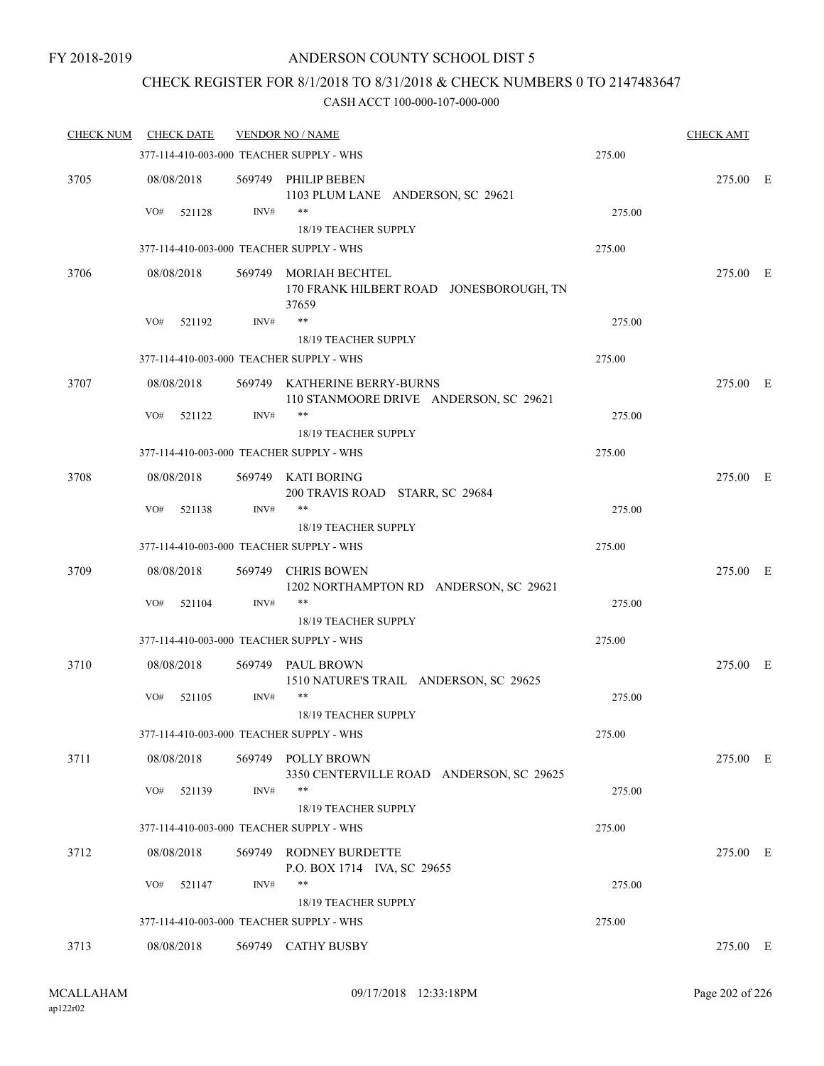FY 2018-2019

# ANDERSON COUNTY SCHOOL DIST 5

## CHECK REGISTER FOR 8/1/2018 TO 8/31/2018 & CHECK NUMBERS 0 TO 2147483647

CASH ACCT 100-000-107-000-000

| CHECK NUM | CHECK DATE | VENDOR NO / NAME | | CHECK AMT | |
|---|---|---|---|---|---|
| | 377-114-410-003-000 TEACHER SUPPLY - WHS | | 275.00 | | |
| 3705 | 08/08/2018 | 569749 PHILIP BEBEN<br>1103 PLUM LANE ANDERSON, SC 29621 | | 275.00 | E |
| | VO# 521128 | INV# **<br>18/19 TEACHER SUPPLY | 275.00 | | |
| | 377-114-410-003-000 TEACHER SUPPLY - WHS | | 275.00 | | |
| 3706 | 08/08/2018 | 569749 MORIAH BECHTEL<br>170 FRANK HILBERT ROAD JONESBOROUGH, TN 37659 | | 275.00 | E |
| | VO# 521192 | INV# **<br>18/19 TEACHER SUPPLY | 275.00 | | |
| | 377-114-410-003-000 TEACHER SUPPLY - WHS | | 275.00 | | |
| 3707 | 08/08/2018 | 569749 KATHERINE BERRY-BURNS<br>110 STANMOORE DRIVE ANDERSON, SC 29621 | | 275.00 | E |
| | VO# 521122 | INV# **<br>18/19 TEACHER SUPPLY | 275.00 | | |
| | 377-114-410-003-000 TEACHER SUPPLY - WHS | | 275.00 | | |
| 3708 | 08/08/2018 | 569749 KATI BORING<br>200 TRAVIS ROAD STARR, SC 29684 | | 275.00 | E |
| | VO# 521138 | INV# **<br>18/19 TEACHER SUPPLY | 275.00 | | |
| | 377-114-410-003-000 TEACHER SUPPLY - WHS | | 275.00 | | |
| 3709 | 08/08/2018 | 569749 CHRIS BOWEN<br>1202 NORTHAMPTON RD ANDERSON, SC 29621 | | 275.00 | E |
| | VO# 521104 | INV# **<br>18/19 TEACHER SUPPLY | 275.00 | | |
| | 377-114-410-003-000 TEACHER SUPPLY - WHS | | 275.00 | | |
| 3710 | 08/08/2018 | 569749 PAUL BROWN<br>1510 NATURE'S TRAIL ANDERSON, SC 29625 | | 275.00 | E |
| | VO# 521105 | INV# **<br>18/19 TEACHER SUPPLY | 275.00 | | |
| | 377-114-410-003-000 TEACHER SUPPLY - WHS | | 275.00 | | |
| 3711 | 08/08/2018 | 569749 POLLY BROWN<br>3350 CENTERVILLE ROAD ANDERSON, SC 29625 | | 275.00 | E |
| | VO# 521139 | INV# **<br>18/19 TEACHER SUPPLY | 275.00 | | |
| | 377-114-410-003-000 TEACHER SUPPLY - WHS | | 275.00 | | |
| 3712 | 08/08/2018 | 569749 RODNEY BURDETTE<br>P.O. BOX 1714 IVA, SC 29655 | | 275.00 | E |
| | VO# 521147 | INV# **<br>18/19 TEACHER SUPPLY | 275.00 | | |
| | 377-114-410-003-000 TEACHER SUPPLY - WHS | | 275.00 | | |
| 3713 | 08/08/2018 | 569749 CATHY BUSBY | | 275.00 | E |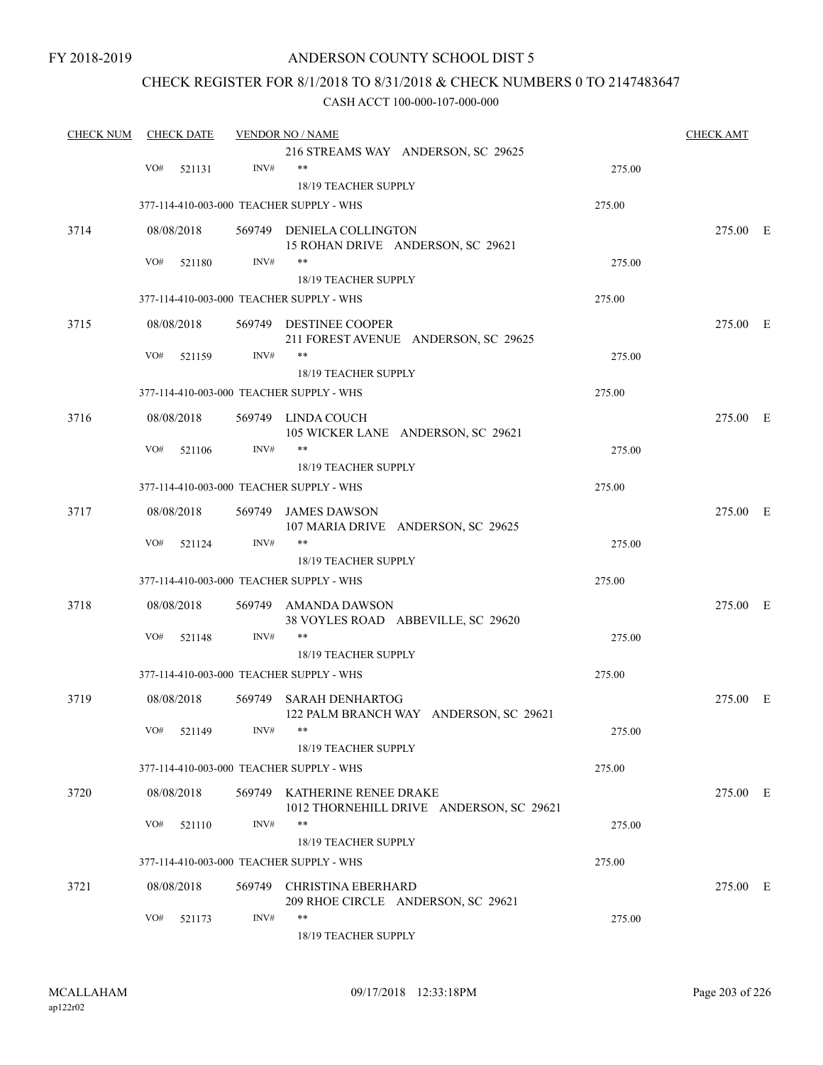FY 2018-2019

# ANDERSON COUNTY SCHOOL DIST 5

## CHECK REGISTER FOR 8/1/2018 TO 8/31/2018 & CHECK NUMBERS 0 TO 2147483647

### CASH ACCT 100-000-107-000-000

| CHECK NUM | CHECK DATE | VENDOR NO / NAME | | CHECK AMT |
|---|---|---|---|---|
| | | 216 STREAMS WAY ANDERSON, SC 29625 | | |
| | VO# 521131 | INV# ** | 275.00 | |
| | | 18/19 TEACHER SUPPLY | | |
| | 377-114-410-003-000 TEACHER SUPPLY - WHS | | 275.00 | |
| 3714 | 08/08/2018 | 569749 DENIELA COLLINGTON<br>15 ROHAN DRIVE ANDERSON, SC 29621 | | 275.00 E |
| | VO# 521180 | INV# ** | 275.00 | |
| | | 18/19 TEACHER SUPPLY | | |
| | 377-114-410-003-000 TEACHER SUPPLY - WHS | | 275.00 | |
| 3715 | 08/08/2018 | 569749 DESTINEE COOPER<br>211 FOREST AVENUE ANDERSON, SC 29625 | | 275.00 E |
| | VO# 521159 | INV# ** | 275.00 | |
| | | 18/19 TEACHER SUPPLY | | |
| | 377-114-410-003-000 TEACHER SUPPLY - WHS | | 275.00 | |
| 3716 | 08/08/2018 | 569749 LINDA COUCH<br>105 WICKER LANE ANDERSON, SC 29621 | | 275.00 E |
| | VO# 521106 | INV# ** | 275.00 | |
| | | 18/19 TEACHER SUPPLY | | |
| | 377-114-410-003-000 TEACHER SUPPLY - WHS | | 275.00 | |
| 3717 | 08/08/2018 | 569749 JAMES DAWSON<br>107 MARIA DRIVE ANDERSON, SC 29625 | | 275.00 E |
| | VO# 521124 | INV# ** | 275.00 | |
| | | 18/19 TEACHER SUPPLY | | |
| | 377-114-410-003-000 TEACHER SUPPLY - WHS | | 275.00 | |
| 3718 | 08/08/2018 | 569749 AMANDA DAWSON<br>38 VOYLES ROAD ABBEVILLE, SC 29620 | | 275.00 E |
| | VO# 521148 | INV# ** | 275.00 | |
| | | 18/19 TEACHER SUPPLY | | |
| | 377-114-410-003-000 TEACHER SUPPLY - WHS | | 275.00 | |
| 3719 | 08/08/2018 | 569749 SARAH DENHARTOG<br>122 PALM BRANCH WAY ANDERSON, SC 29621 | | 275.00 E |
| | VO# 521149 | INV# ** | 275.00 | |
| | | 18/19 TEACHER SUPPLY | | |
| | 377-114-410-003-000 TEACHER SUPPLY - WHS | | 275.00 | |
| 3720 | 08/08/2018 | 569749 KATHERINE RENEE DRAKE<br>1012 THORNEHILL DRIVE ANDERSON, SC 29621 | | 275.00 E |
| | VO# 521110 | INV# ** | 275.00 | |
| | | 18/19 TEACHER SUPPLY | | |
| | 377-114-410-003-000 TEACHER SUPPLY - WHS | | 275.00 | |
| 3721 | 08/08/2018 | 569749 CHRISTINA EBERHARD<br>209 RHOE CIRCLE ANDERSON, SC 29621 | | 275.00 E |
| | VO# 521173 | INV# ** | 275.00 | |
| | | 18/19 TEACHER SUPPLY | | |

MCALLAHAM ap122r02 09/17/2018 12:33:18PM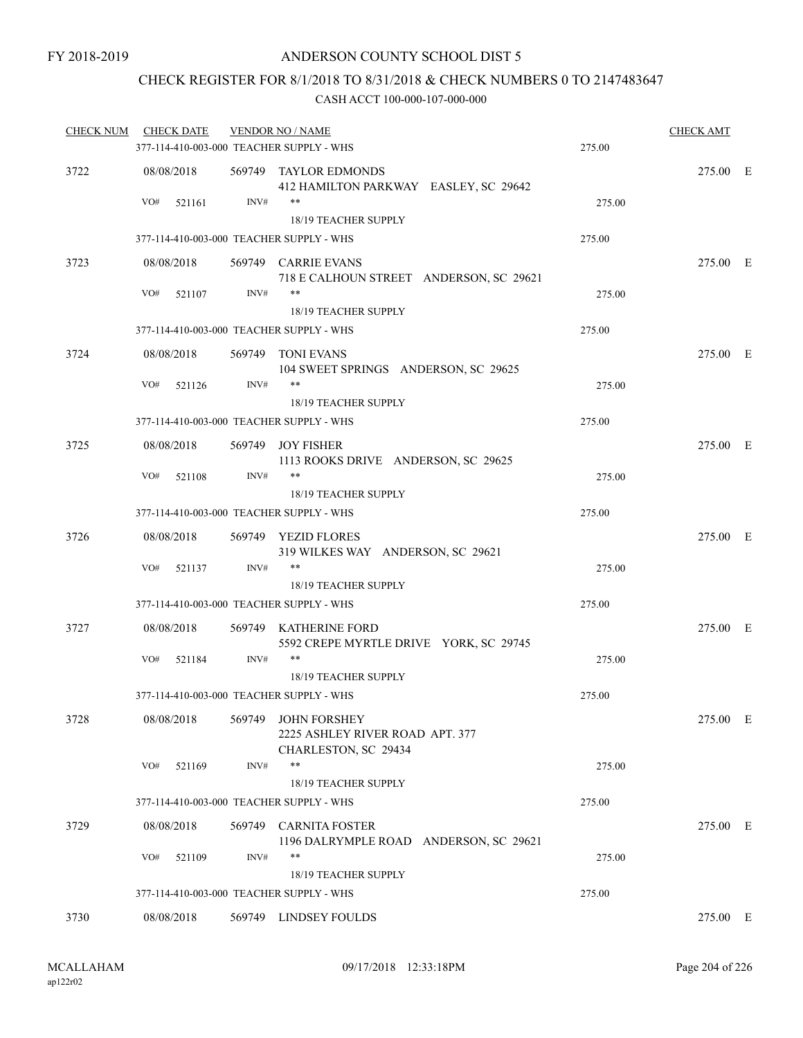FY 2018-2019

ANDERSON COUNTY SCHOOL DIST 5

CHECK REGISTER FOR 8/1/2018 TO 8/31/2018 & CHECK NUMBERS 0 TO 2147483647

CASH ACCT 100-000-107-000-000

| CHECK NUM | CHECK DATE | VENDOR NO / NAME | | CHECK AMT | |
|---|---|---|---|---|---|
| | 377-114-410-003-000 TEACHER SUPPLY - WHS | | 275.00 | | |
| 3722 | 08/08/2018 | 569749 TAYLOR EDMONDS<br>412 HAMILTON PARKWAY EASLEY, SC 29642 | | 275.00 | E |
| | VO# 521161 | INV# ** | 275.00 | | |
| | | 18/19 TEACHER SUPPLY | | | |
| | 377-114-410-003-000 TEACHER SUPPLY - WHS | | 275.00 | | |
| 3723 | 08/08/2018 | 569749 CARRIE EVANS<br>718 E CALHOUN STREET ANDERSON, SC 29621 | | 275.00 | E |
| | VO# 521107 | INV# ** | 275.00 | | |
| | | 18/19 TEACHER SUPPLY | | | |
| | 377-114-410-003-000 TEACHER SUPPLY - WHS | | 275.00 | | |
| 3724 | 08/08/2018 | 569749 TONI EVANS<br>104 SWEET SPRINGS ANDERSON, SC 29625 | | 275.00 | E |
| | VO# 521126 | INV# ** | 275.00 | | |
| | | 18/19 TEACHER SUPPLY | | | |
| | 377-114-410-003-000 TEACHER SUPPLY - WHS | | 275.00 | | |
| 3725 | 08/08/2018 | 569749 JOY FISHER<br>1113 ROOKS DRIVE ANDERSON, SC 29625 | | 275.00 | E |
| | VO# 521108 | INV# ** | 275.00 | | |
| | | 18/19 TEACHER SUPPLY | | | |
| | 377-114-410-003-000 TEACHER SUPPLY - WHS | | 275.00 | | |
| 3726 | 08/08/2018 | 569749 YEZID FLORES<br>319 WILKES WAY ANDERSON, SC 29621 | | 275.00 | E |
| | VO# 521137 | INV# ** | 275.00 | | |
| | | 18/19 TEACHER SUPPLY | | | |
| | 377-114-410-003-000 TEACHER SUPPLY - WHS | | 275.00 | | |
| 3727 | 08/08/2018 | 569749 KATHERINE FORD<br>5592 CREPE MYRTLE DRIVE YORK, SC 29745 | | 275.00 | E |
| | VO# 521184 | INV# ** | 275.00 | | |
| | | 18/19 TEACHER SUPPLY | | | |
| | 377-114-410-003-000 TEACHER SUPPLY - WHS | | 275.00 | | |
| 3728 | 08/08/2018 | 569749 JOHN FORSHEY<br>2225 ASHLEY RIVER ROAD APT. 377<br>CHARLESTON, SC 29434 | | 275.00 | E |
| | VO# 521169 | INV# ** | 275.00 | | |
| | | 18/19 TEACHER SUPPLY | | | |
| | 377-114-410-003-000 TEACHER SUPPLY - WHS | | 275.00 | | |
| 3729 | 08/08/2018 | 569749 CARNITA FOSTER<br>1196 DALRYMPLE ROAD ANDERSON, SC 29621 | | 275.00 | E |
| | VO# 521109 | INV# ** | 275.00 | | |
| | | 18/19 TEACHER SUPPLY | | | |
| | 377-114-410-003-000 TEACHER SUPPLY - WHS | | 275.00 | | |
| 3730 | 08/08/2018 | 569749 LINDSEY FOULDS | | 275.00 | E |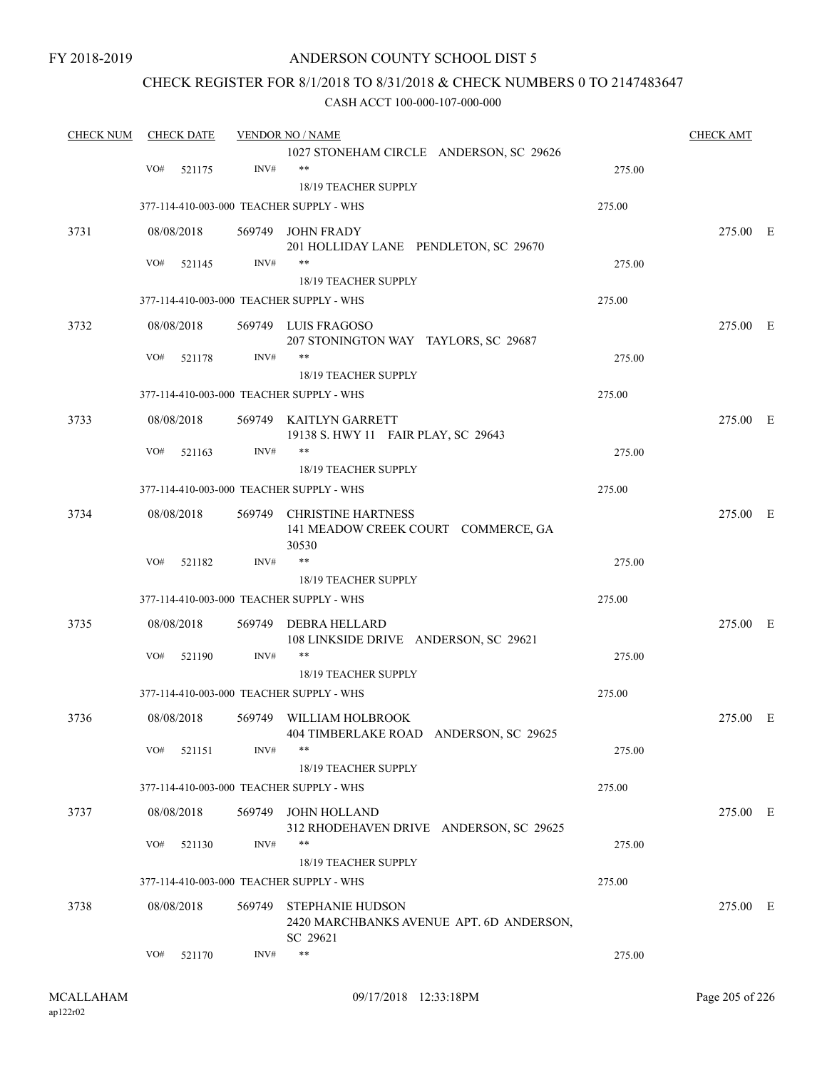FY 2018-2019

ANDERSON COUNTY SCHOOL DIST 5

CHECK REGISTER FOR 8/1/2018 TO 8/31/2018 & CHECK NUMBERS 0 TO 2147483647

CASH ACCT 100-000-107-000-000

| CHECK NUM | CHECK DATE | VENDOR NO / NAME | | CHECK AMT |
|---|---|---|---|---|
| | | 1027 STONEHAM CIRCLE ANDERSON, SC 29626 | | |
| | VO# 521175 | INV# ** | 275.00 | |
| | | 18/19 TEACHER SUPPLY | | |
| | 377-114-410-003-000 TEACHER SUPPLY - WHS | | 275.00 | |
| 3731 | 08/08/2018 | 569749 JOHN FRADY 201 HOLLIDAY LANE PENDLETON, SC 29670 | | 275.00 E |
| | VO# 521145 | INV# ** | 275.00 | |
| | | 18/19 TEACHER SUPPLY | | |
| | 377-114-410-003-000 TEACHER SUPPLY - WHS | | 275.00 | |
| 3732 | 08/08/2018 | 569749 LUIS FRAGOSO 207 STONINGTON WAY TAYLORS, SC 29687 | | 275.00 E |
| | VO# 521178 | INV# ** | 275.00 | |
| | | 18/19 TEACHER SUPPLY | | |
| | 377-114-410-003-000 TEACHER SUPPLY - WHS | | 275.00 | |
| 3733 | 08/08/2018 | 569749 KAITLYN GARRETT 19138 S. HWY 11 FAIR PLAY, SC 29643 | | 275.00 E |
| | VO# 521163 | INV# ** | 275.00 | |
| | | 18/19 TEACHER SUPPLY | | |
| | 377-114-410-003-000 TEACHER SUPPLY - WHS | | 275.00 | |
| 3734 | 08/08/2018 | 569749 CHRISTINE HARTNESS 141 MEADOW CREEK COURT COMMERCE, GA 30530 | | 275.00 E |
| | VO# 521182 | INV# ** | 275.00 | |
| | | 18/19 TEACHER SUPPLY | | |
| | 377-114-410-003-000 TEACHER SUPPLY - WHS | | 275.00 | |
| 3735 | 08/08/2018 | 569749 DEBRA HELLARD 108 LINKSIDE DRIVE ANDERSON, SC 29621 | | 275.00 E |
| | VO# 521190 | INV# ** | 275.00 | |
| | | 18/19 TEACHER SUPPLY | | |
| | 377-114-410-003-000 TEACHER SUPPLY - WHS | | 275.00 | |
| 3736 | 08/08/2018 | 569749 WILLIAM HOLBROOK 404 TIMBERLAKE ROAD ANDERSON, SC 29625 | | 275.00 E |
| | VO# 521151 | INV# ** | 275.00 | |
| | | 18/19 TEACHER SUPPLY | | |
| | 377-114-410-003-000 TEACHER SUPPLY - WHS | | 275.00 | |
| 3737 | 08/08/2018 | 569749 JOHN HOLLAND 312 RHODEHAVEN DRIVE ANDERSON, SC 29625 | | 275.00 E |
| | VO# 521130 | INV# ** | 275.00 | |
| | | 18/19 TEACHER SUPPLY | | |
| | 377-114-410-003-000 TEACHER SUPPLY - WHS | | 275.00 | |
| 3738 | 08/08/2018 | 569749 STEPHANIE HUDSON 2420 MARCHBANKS AVENUE APT. 6D ANDERSON, SC 29621 | | 275.00 E |
| | VO# 521170 | INV# ** | 275.00 | |

MCALLAHAM ap122r02 09/17/2018 12:33:18PM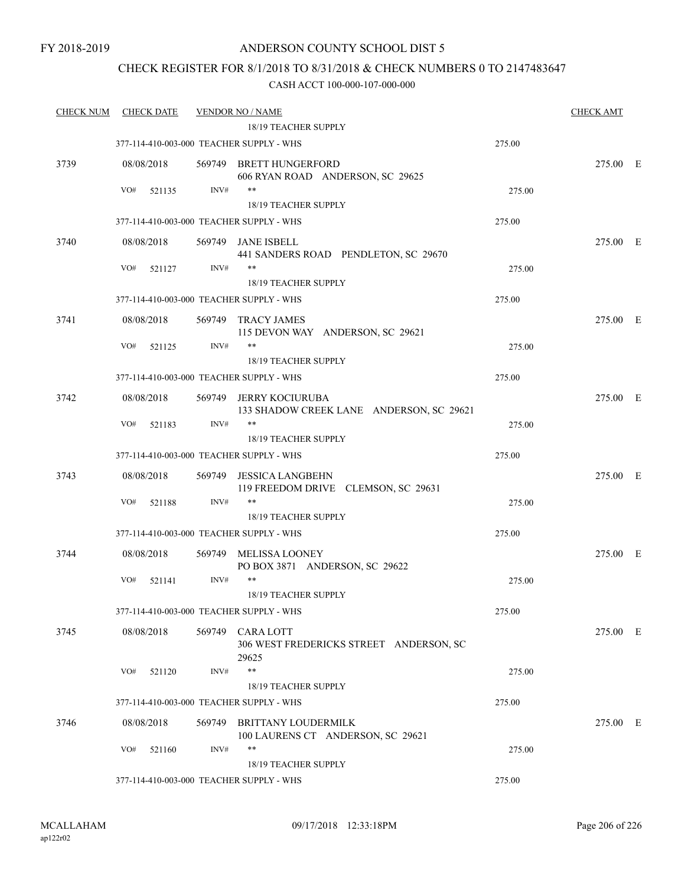FY 2018-2019

ANDERSON COUNTY SCHOOL DIST 5

CHECK REGISTER FOR 8/1/2018 TO 8/31/2018 & CHECK NUMBERS 0 TO 2147483647

CASH ACCT 100-000-107-000-000

| CHECK NUM | CHECK DATE | VENDOR NO / NAME | | CHECK AMT |
|---|---|---|---|---|
| | | 18/19 TEACHER SUPPLY | | |
| | 377-114-410-003-000 TEACHER SUPPLY - WHS | | 275.00 | |
| 3739 | 08/08/2018 | 569749 BRETT HUNGERFORD<br>606 RYAN ROAD ANDERSON, SC 29625 | | 275.00 E |
| | VO# 521135 | INV# ** | 275.00 | |
| | | 18/19 TEACHER SUPPLY | | |
| | 377-114-410-003-000 TEACHER SUPPLY - WHS | | 275.00 | |
| 3740 | 08/08/2018 | 569749 JANE ISBELL<br>441 SANDERS ROAD PENDLETON, SC 29670 | | 275.00 E |
| | VO# 521127 | INV# ** | 275.00 | |
| | | 18/19 TEACHER SUPPLY | | |
| | 377-114-410-003-000 TEACHER SUPPLY - WHS | | 275.00 | |
| 3741 | 08/08/2018 | 569749 TRACY JAMES<br>115 DEVON WAY ANDERSON, SC 29621 | | 275.00 E |
| | VO# 521125 | INV# ** | 275.00 | |
| | | 18/19 TEACHER SUPPLY | | |
| | 377-114-410-003-000 TEACHER SUPPLY - WHS | | 275.00 | |
| 3742 | 08/08/2018 | 569749 JERRY KOCIURUBA<br>133 SHADOW CREEK LANE ANDERSON, SC 29621 | | 275.00 E |
| | VO# 521183 | INV# ** | 275.00 | |
| | | 18/19 TEACHER SUPPLY | | |
| | 377-114-410-003-000 TEACHER SUPPLY - WHS | | 275.00 | |
| 3743 | 08/08/2018 | 569749 JESSICA LANGBEHN<br>119 FREEDOM DRIVE CLEMSON, SC 29631 | | 275.00 E |
| | VO# 521188 | INV# ** | 275.00 | |
| | | 18/19 TEACHER SUPPLY | | |
| | 377-114-410-003-000 TEACHER SUPPLY - WHS | | 275.00 | |
| 3744 | 08/08/2018 | 569749 MELISSA LOONEY<br>PO BOX 3871 ANDERSON, SC 29622 | | 275.00 E |
| | VO# 521141 | INV# ** | 275.00 | |
| | | 18/19 TEACHER SUPPLY | | |
| | 377-114-410-003-000 TEACHER SUPPLY - WHS | | 275.00 | |
| 3745 | 08/08/2018 | 569749 CARA LOTT<br>306 WEST FREDERICKS STREET ANDERSON, SC 29625 | | 275.00 E |
| | VO# 521120 | INV# ** | 275.00 | |
| | | 18/19 TEACHER SUPPLY | | |
| | 377-114-410-003-000 TEACHER SUPPLY - WHS | | 275.00 | |
| 3746 | 08/08/2018 | 569749 BRITTANY LOUDERMILK<br>100 LAURENS CT ANDERSON, SC 29621 | | 275.00 E |
| | VO# 521160 | INV# ** | 275.00 | |
| | | 18/19 TEACHER SUPPLY | | |
| | 377-114-410-003-000 TEACHER SUPPLY - WHS | | 275.00 | |

MCALLAHAM ap122r02 09/17/2018 12:33:18PM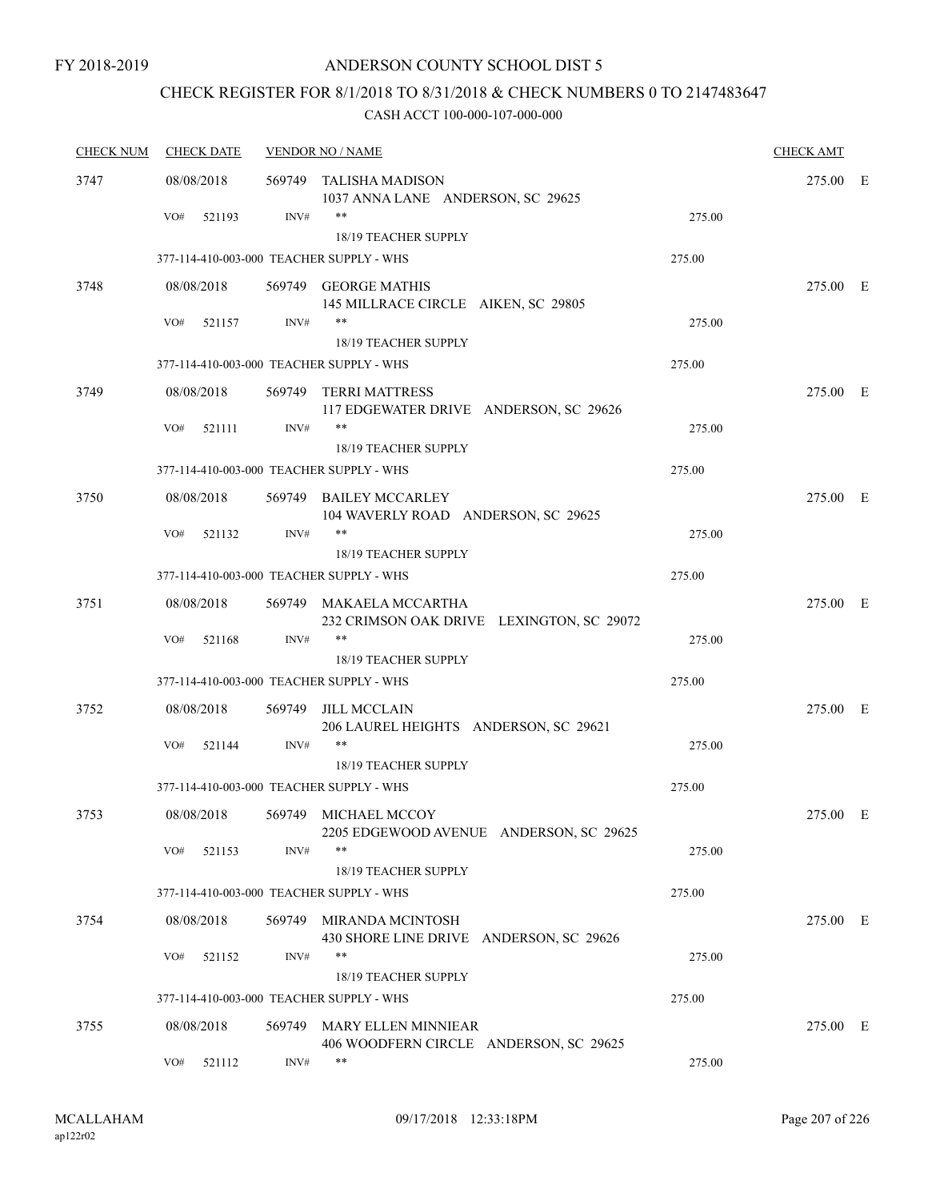FY 2018-2019

# ANDERSON COUNTY SCHOOL DIST 5

## CHECK REGISTER FOR 8/1/2018 TO 8/31/2018 & CHECK NUMBERS 0 TO 2147483647

### CASH ACCT 100-000-107-000-000

| CHECK NUM | CHECK DATE | VENDOR NO / NAME | | CHECK AMT |
|---|---|---|---|---|
| 3747 | 08/08/2018 | 569749 TALISHA MADISON<br>1037 ANNA LANE ANDERSON, SC 29625 | | 275.00 E |
| | VO# 521193 | INV# **<br>18/19 TEACHER SUPPLY | 275.00 | |
| | 377-114-410-003-000 TEACHER SUPPLY - WHS | | 275.00 | |
| 3748 | 08/08/2018 | 569749 GEORGE MATHIS<br>145 MILLRACE CIRCLE AIKEN, SC 29805 | | 275.00 E |
| | VO# 521157 | INV# **<br>18/19 TEACHER SUPPLY | 275.00 | |
| | 377-114-410-003-000 TEACHER SUPPLY - WHS | | 275.00 | |
| 3749 | 08/08/2018 | 569749 TERRI MATTRESS<br>117 EDGEWATER DRIVE ANDERSON, SC 29626 | | 275.00 E |
| | VO# 521111 | INV# **<br>18/19 TEACHER SUPPLY | 275.00 | |
| | 377-114-410-003-000 TEACHER SUPPLY - WHS | | 275.00 | |
| 3750 | 08/08/2018 | 569749 BAILEY MCCARLEY<br>104 WAVERLY ROAD ANDERSON, SC 29625 | | 275.00 E |
| | VO# 521132 | INV# **<br>18/19 TEACHER SUPPLY | 275.00 | |
| | 377-114-410-003-000 TEACHER SUPPLY - WHS | | 275.00 | |
| 3751 | 08/08/2018 | 569749 MAKAELA MCCARTHA<br>232 CRIMSON OAK DRIVE LEXINGTON, SC 29072 | | 275.00 E |
| | VO# 521168 | INV# **<br>18/19 TEACHER SUPPLY | 275.00 | |
| | 377-114-410-003-000 TEACHER SUPPLY - WHS | | 275.00 | |
| 3752 | 08/08/2018 | 569749 JILL MCCLAIN<br>206 LAUREL HEIGHTS ANDERSON, SC 29621 | | 275.00 E |
| | VO# 521144 | INV# **<br>18/19 TEACHER SUPPLY | 275.00 | |
| | 377-114-410-003-000 TEACHER SUPPLY - WHS | | 275.00 | |
| 3753 | 08/08/2018 | 569749 MICHAEL MCCOY<br>2205 EDGEWOOD AVENUE ANDERSON, SC 29625 | | 275.00 E |
| | VO# 521153 | INV# **<br>18/19 TEACHER SUPPLY | 275.00 | |
| | 377-114-410-003-000 TEACHER SUPPLY - WHS | | 275.00 | |
| 3754 | 08/08/2018 | 569749 MIRANDA MCINTOSH<br>430 SHORE LINE DRIVE ANDERSON, SC 29626 | | 275.00 E |
| | VO# 521152 | INV# **<br>18/19 TEACHER SUPPLY | 275.00 | |
| | 377-114-410-003-000 TEACHER SUPPLY - WHS | | 275.00 | |
| 3755 | 08/08/2018 | 569749 MARY ELLEN MINNIEAR<br>406 WOODFERN CIRCLE ANDERSON, SC 29625 | | 275.00 E |
| | VO# 521112 | INV# ** | 275.00 | |

MCALLAHAM
ap122r02

09/17/2018 12:33:18PM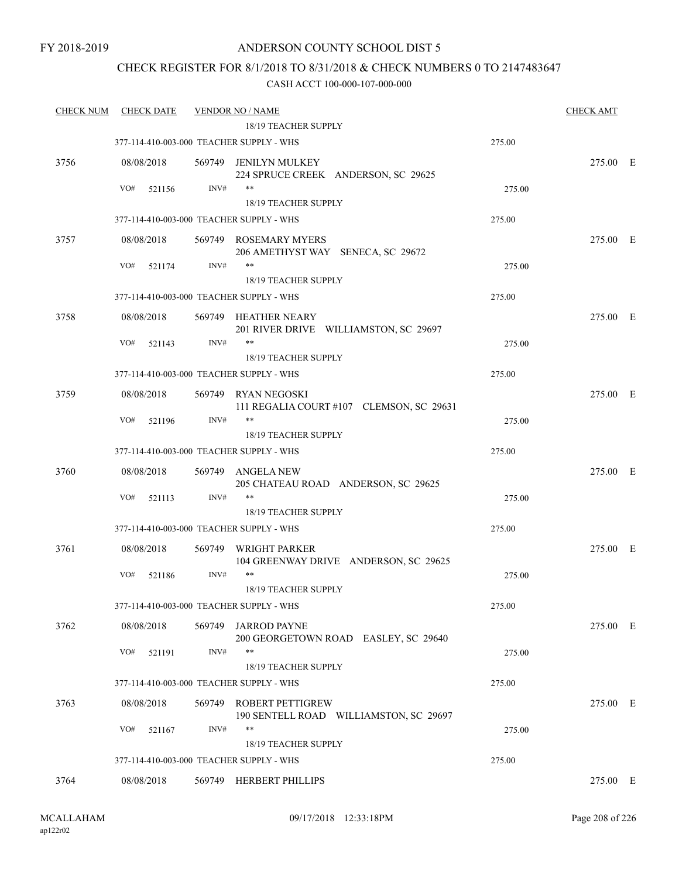FY 2018-2019

ANDERSON COUNTY SCHOOL DIST 5

CHECK REGISTER FOR 8/1/2018 TO 8/31/2018 & CHECK NUMBERS 0 TO 2147483647

CASH ACCT 100-000-107-000-000

| CHECK NUM | CHECK DATE | VENDOR NO / NAME | | CHECK AMT |
|---|---|---|---|---|
| | | 18/19 TEACHER SUPPLY | | |
| | 377-114-410-003-000 TEACHER SUPPLY - WHS | | 275.00 | |
| 3756 | 08/08/2018 | 569749 JENILYN MULKEY<br>224 SPRUCE CREEK ANDERSON, SC 29625 | | 275.00 E |
| | VO# 521156 | INV# **<br>18/19 TEACHER SUPPLY | 275.00 | |
| | 377-114-410-003-000 TEACHER SUPPLY - WHS | | 275.00 | |
| 3757 | 08/08/2018 | 569749 ROSEMARY MYERS<br>206 AMETHYST WAY SENECA, SC 29672 | | 275.00 E |
| | VO# 521174 | INV# **<br>18/19 TEACHER SUPPLY | 275.00 | |
| | 377-114-410-003-000 TEACHER SUPPLY - WHS | | 275.00 | |
| 3758 | 08/08/2018 | 569749 HEATHER NEARY<br>201 RIVER DRIVE WILLIAMSTON, SC 29697 | | 275.00 E |
| | VO# 521143 | INV# **<br>18/19 TEACHER SUPPLY | 275.00 | |
| | 377-114-410-003-000 TEACHER SUPPLY - WHS | | 275.00 | |
| 3759 | 08/08/2018 | 569749 RYAN NEGOSKI<br>111 REGALIA COURT #107 CLEMSON, SC 29631 | | 275.00 E |
| | VO# 521196 | INV# **<br>18/19 TEACHER SUPPLY | 275.00 | |
| | 377-114-410-003-000 TEACHER SUPPLY - WHS | | 275.00 | |
| 3760 | 08/08/2018 | 569749 ANGELA NEW<br>205 CHATEAU ROAD ANDERSON, SC 29625 | | 275.00 E |
| | VO# 521113 | INV# **<br>18/19 TEACHER SUPPLY | 275.00 | |
| | 377-114-410-003-000 TEACHER SUPPLY - WHS | | 275.00 | |
| 3761 | 08/08/2018 | 569749 WRIGHT PARKER<br>104 GREENWAY DRIVE ANDERSON, SC 29625 | | 275.00 E |
| | VO# 521186 | INV# **<br>18/19 TEACHER SUPPLY | 275.00 | |
| | 377-114-410-003-000 TEACHER SUPPLY - WHS | | 275.00 | |
| 3762 | 08/08/2018 | 569749 JARROD PAYNE<br>200 GEORGETOWN ROAD EASLEY, SC 29640 | | 275.00 E |
| | VO# 521191 | INV# **<br>18/19 TEACHER SUPPLY | 275.00 | |
| | 377-114-410-003-000 TEACHER SUPPLY - WHS | | 275.00 | |
| 3763 | 08/08/2018 | 569749 ROBERT PETTIGREW<br>190 SENTELL ROAD WILLIAMSTON, SC 29697 | | 275.00 E |
| | VO# 521167 | INV# **<br>18/19 TEACHER SUPPLY | 275.00 | |
| | 377-114-410-003-000 TEACHER SUPPLY - WHS | | 275.00 | |
| 3764 | 08/08/2018 | 569749 HERBERT PHILLIPS | | 275.00 E |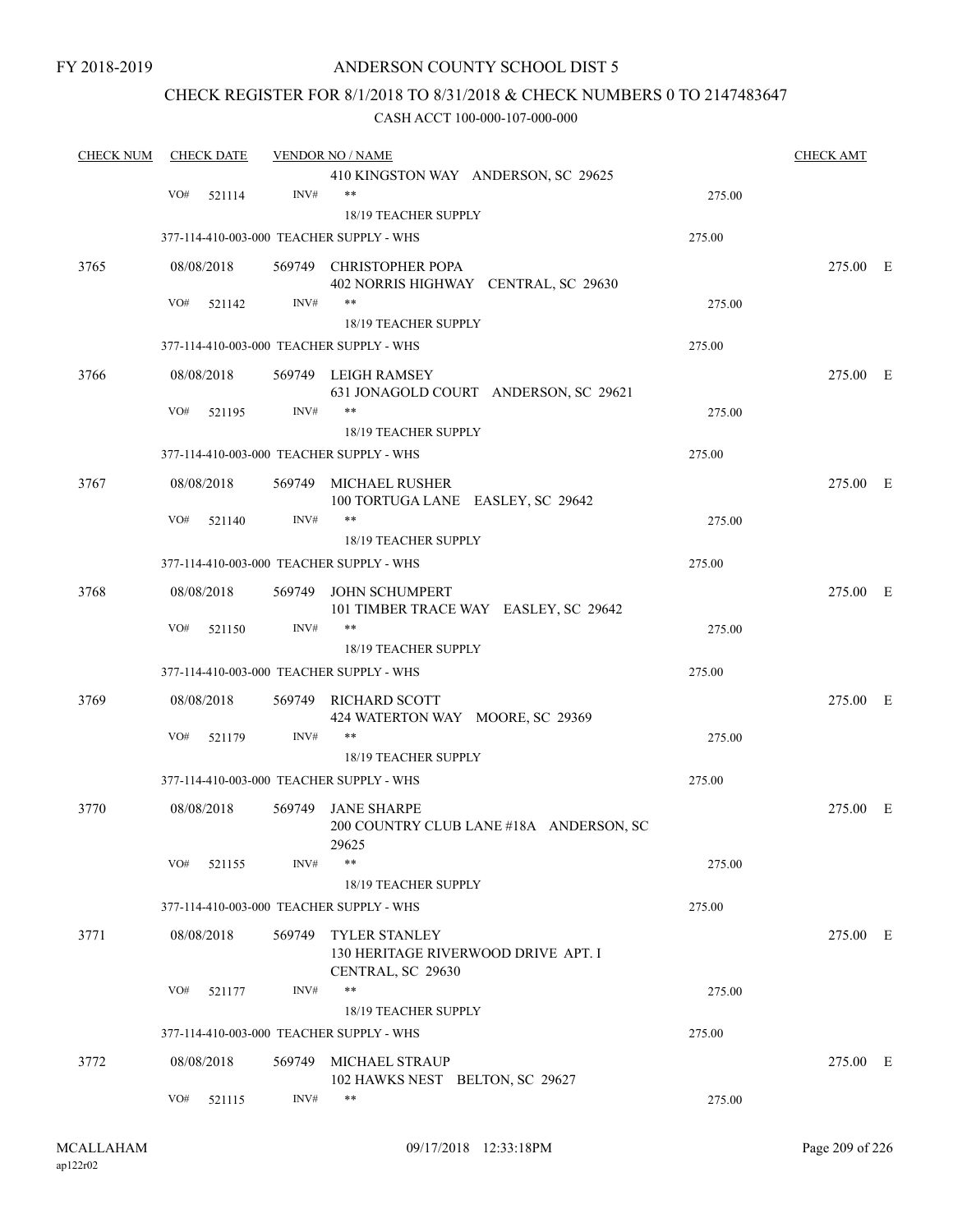FY 2018-2019

# ANDERSON COUNTY SCHOOL DIST 5

## CHECK REGISTER FOR 8/1/2018 TO 8/31/2018 & CHECK NUMBERS 0 TO 2147483647

### CASH ACCT 100-000-107-000-000

| CHECK NUM | CHECK DATE | VENDOR NO / NAME | | CHECK AMT | |
|---|---|---|---|---|---|
| | | 410 KINGSTON WAY ANDERSON, SC 29625 | | | |
| | VO# 521114 | INV# ** | 275.00 | | |
| | | 18/19 TEACHER SUPPLY | | | |
| | 377-114-410-003-000 TEACHER SUPPLY - WHS | | 275.00 | | |
| 3765 | 08/08/2018 | 569749 CHRISTOPHER POPA<br>402 NORRIS HIGHWAY CENTRAL, SC 29630 | | 275.00 | E |
| | VO# 521142 | INV# ** | 275.00 | | |
| | | 18/19 TEACHER SUPPLY | | | |
| | 377-114-410-003-000 TEACHER SUPPLY - WHS | | 275.00 | | |
| 3766 | 08/08/2018 | 569749 LEIGH RAMSEY<br>631 JONAGOLD COURT ANDERSON, SC 29621 | | 275.00 | E |
| | VO# 521195 | INV# ** | 275.00 | | |
| | | 18/19 TEACHER SUPPLY | | | |
| | 377-114-410-003-000 TEACHER SUPPLY - WHS | | 275.00 | | |
| 3767 | 08/08/2018 | 569749 MICHAEL RUSHER<br>100 TORTUGA LANE EASLEY, SC 29642 | | 275.00 | E |
| | VO# 521140 | INV# ** | 275.00 | | |
| | | 18/19 TEACHER SUPPLY | | | |
| | 377-114-410-003-000 TEACHER SUPPLY - WHS | | 275.00 | | |
| 3768 | 08/08/2018 | 569749 JOHN SCHUMPERT<br>101 TIMBER TRACE WAY EASLEY, SC 29642 | | 275.00 | E |
| | VO# 521150 | INV# ** | 275.00 | | |
| | | 18/19 TEACHER SUPPLY | | | |
| | 377-114-410-003-000 TEACHER SUPPLY - WHS | | 275.00 | | |
| 3769 | 08/08/2018 | 569749 RICHARD SCOTT<br>424 WATERTON WAY MOORE, SC 29369 | | 275.00 | E |
| | VO# 521179 | INV# ** | 275.00 | | |
| | | 18/19 TEACHER SUPPLY | | | |
| | 377-114-410-003-000 TEACHER SUPPLY - WHS | | 275.00 | | |
| 3770 | 08/08/2018 | 569749 JANE SHARPE<br>200 COUNTRY CLUB LANE #18A ANDERSON, SC 29625 | | 275.00 | E |
| | VO# 521155 | INV# ** | 275.00 | | |
| | | 18/19 TEACHER SUPPLY | | | |
| | 377-114-410-003-000 TEACHER SUPPLY - WHS | | 275.00 | | |
| 3771 | 08/08/2018 | 569749 TYLER STANLEY<br>130 HERITAGE RIVERWOOD DRIVE APT. I<br>CENTRAL, SC 29630 | | 275.00 | E |
| | VO# 521177 | INV# ** | 275.00 | | |
| | | 18/19 TEACHER SUPPLY | | | |
| | 377-114-410-003-000 TEACHER SUPPLY - WHS | | 275.00 | | |
| 3772 | 08/08/2018 | 569749 MICHAEL STRAUP<br>102 HAWKS NEST BELTON, SC 29627 | | 275.00 | E |
| | VO# 521115 | INV# ** | 275.00 | | |

MCALLAHAM
ap122r02
09/17/2018 12:33:18PM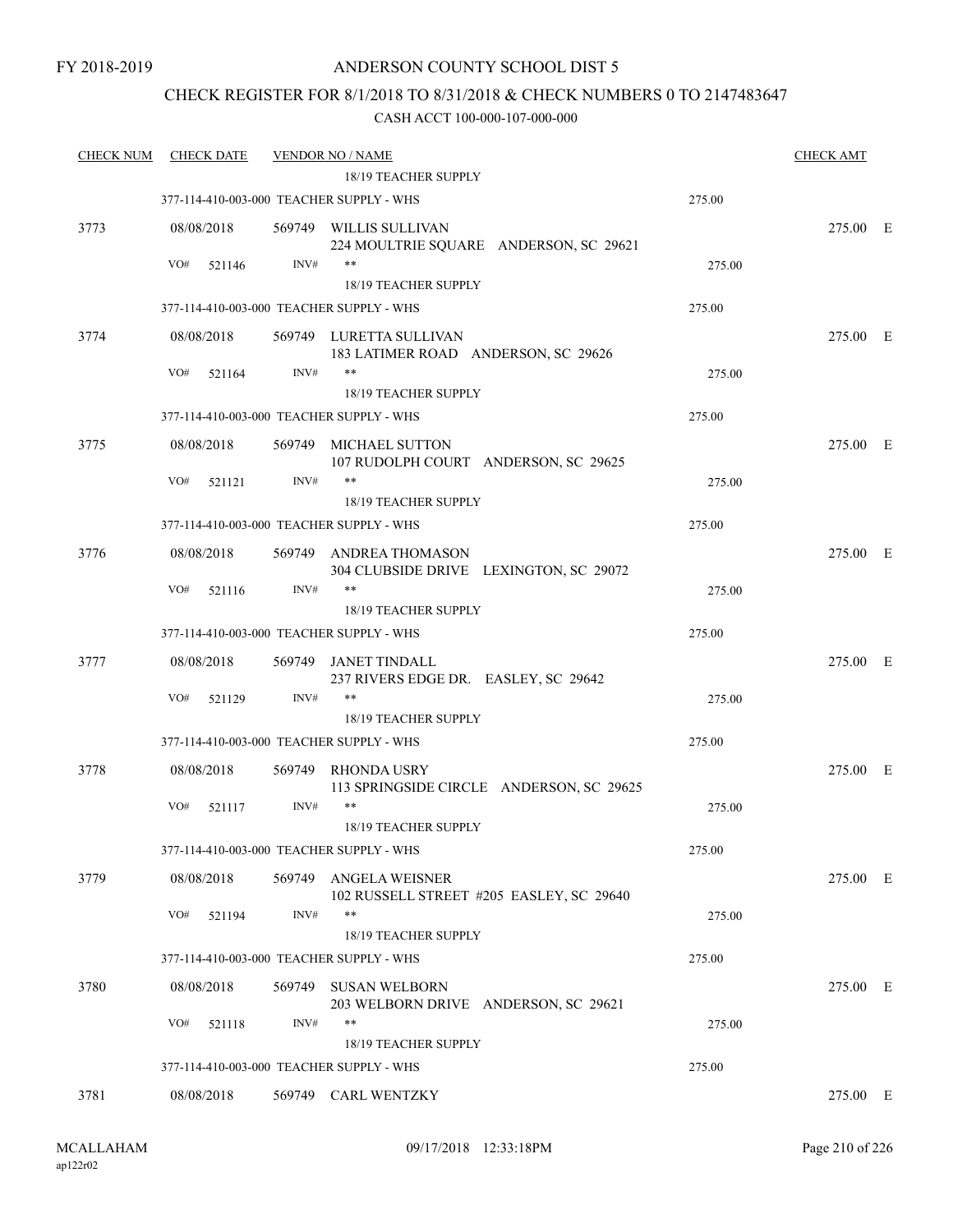FY 2018-2019

ANDERSON COUNTY SCHOOL DIST 5

CHECK REGISTER FOR 8/1/2018 TO 8/31/2018 & CHECK NUMBERS 0 TO 2147483647

CASH ACCT 100-000-107-000-000

| CHECK NUM | CHECK DATE | VENDOR NO / NAME | | CHECK AMT |
|---|---|---|---|---|
| | | 18/19 TEACHER SUPPLY | | |
| | 377-114-410-003-000 TEACHER SUPPLY - WHS | | 275.00 | |
| 3773 | 08/08/2018 | 569749 WILLIS SULLIVAN<br>224 MOULTRIE SQUARE ANDERSON, SC 29621 | | 275.00 E |
| | VO# 521146 | INV# **<br>18/19 TEACHER SUPPLY | 275.00 | |
| | 377-114-410-003-000 TEACHER SUPPLY - WHS | | 275.00 | |
| 3774 | 08/08/2018 | 569749 LURETTA SULLIVAN<br>183 LATIMER ROAD ANDERSON, SC 29626 | | 275.00 E |
| | VO# 521164 | INV# **<br>18/19 TEACHER SUPPLY | 275.00 | |
| | 377-114-410-003-000 TEACHER SUPPLY - WHS | | 275.00 | |
| 3775 | 08/08/2018 | 569749 MICHAEL SUTTON<br>107 RUDOLPH COURT ANDERSON, SC 29625 | | 275.00 E |
| | VO# 521121 | INV# **<br>18/19 TEACHER SUPPLY | 275.00 | |
| | 377-114-410-003-000 TEACHER SUPPLY - WHS | | 275.00 | |
| 3776 | 08/08/2018 | 569749 ANDREA THOMASON<br>304 CLUBSIDE DRIVE LEXINGTON, SC 29072 | | 275.00 E |
| | VO# 521116 | INV# **<br>18/19 TEACHER SUPPLY | 275.00 | |
| | 377-114-410-003-000 TEACHER SUPPLY - WHS | | 275.00 | |
| 3777 | 08/08/2018 | 569749 JANET TINDALL<br>237 RIVERS EDGE DR. EASLEY, SC 29642 | | 275.00 E |
| | VO# 521129 | INV# **<br>18/19 TEACHER SUPPLY | 275.00 | |
| | 377-114-410-003-000 TEACHER SUPPLY - WHS | | 275.00 | |
| 3778 | 08/08/2018 | 569749 RHONDA USRY<br>113 SPRINGSIDE CIRCLE ANDERSON, SC 29625 | | 275.00 E |
| | VO# 521117 | INV# **<br>18/19 TEACHER SUPPLY | 275.00 | |
| | 377-114-410-003-000 TEACHER SUPPLY - WHS | | 275.00 | |
| 3779 | 08/08/2018 | 569749 ANGELA WEISNER<br>102 RUSSELL STREET #205 EASLEY, SC 29640 | | 275.00 E |
| | VO# 521194 | INV# **<br>18/19 TEACHER SUPPLY | 275.00 | |
| | 377-114-410-003-000 TEACHER SUPPLY - WHS | | 275.00 | |
| 3780 | 08/08/2018 | 569749 SUSAN WELBORN<br>203 WELBORN DRIVE ANDERSON, SC 29621 | | 275.00 E |
| | VO# 521118 | INV# **<br>18/19 TEACHER SUPPLY | 275.00 | |
| | 377-114-410-003-000 TEACHER SUPPLY - WHS | | 275.00 | |
| 3781 | 08/08/2018 | 569749 CARL WENTZKY | | 275.00 E |

MCALLAHAM ap122r02 09/17/2018 12:33:18PM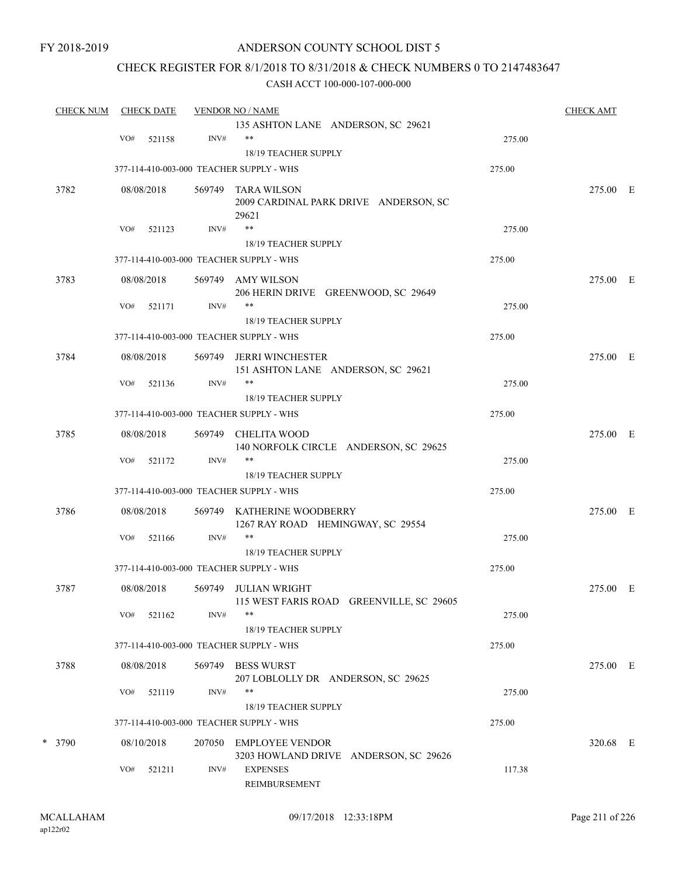FY 2018-2019

# ANDERSON COUNTY SCHOOL DIST 5

## CHECK REGISTER FOR 8/1/2018 TO 8/31/2018 & CHECK NUMBERS 0 TO 2147483647

CASH ACCT 100-000-107-000-000

| CHECK NUM | CHECK DATE | VENDOR NO / NAME | | CHECK AMT |
|---|---|---|---|---|
| | | 135 ASHTON LANE ANDERSON, SC 29621 | | |
| | VO# 521158 | INV# ** | 275.00 | |
| | | 18/19 TEACHER SUPPLY | | |
| | 377-114-410-003-000 TEACHER SUPPLY - WHS | | 275.00 | |
| 3782 | 08/08/2018 | 569749 TARA WILSON<br>2009 CARDINAL PARK DRIVE ANDERSON, SC 29621 | | 275.00 E |
| | VO# 521123 | INV# ** | 275.00 | |
| | | 18/19 TEACHER SUPPLY | | |
| | 377-114-410-003-000 TEACHER SUPPLY - WHS | | 275.00 | |
| 3783 | 08/08/2018 | 569749 AMY WILSON<br>206 HERIN DRIVE GREENWOOD, SC 29649 | | 275.00 E |
| | VO# 521171 | INV# ** | 275.00 | |
| | | 18/19 TEACHER SUPPLY | | |
| | 377-114-410-003-000 TEACHER SUPPLY - WHS | | 275.00 | |
| 3784 | 08/08/2018 | 569749 JERRI WINCHESTER<br>151 ASHTON LANE ANDERSON, SC 29621 | | 275.00 E |
| | VO# 521136 | INV# ** | 275.00 | |
| | | 18/19 TEACHER SUPPLY | | |
| | 377-114-410-003-000 TEACHER SUPPLY - WHS | | 275.00 | |
| 3785 | 08/08/2018 | 569749 CHELITA WOOD<br>140 NORFOLK CIRCLE ANDERSON, SC 29625 | | 275.00 E |
| | VO# 521172 | INV# ** | 275.00 | |
| | | 18/19 TEACHER SUPPLY | | |
| | 377-114-410-003-000 TEACHER SUPPLY - WHS | | 275.00 | |
| 3786 | 08/08/2018 | 569749 KATHERINE WOODBERRY<br>1267 RAY ROAD HEMINGWAY, SC 29554 | | 275.00 E |
| | VO# 521166 | INV# ** | 275.00 | |
| | | 18/19 TEACHER SUPPLY | | |
| | 377-114-410-003-000 TEACHER SUPPLY - WHS | | 275.00 | |
| 3787 | 08/08/2018 | 569749 JULIAN WRIGHT<br>115 WEST FARIS ROAD GREENVILLE, SC 29605 | | 275.00 E |
| | VO# 521162 | INV# ** | 275.00 | |
| | | 18/19 TEACHER SUPPLY | | |
| | 377-114-410-003-000 TEACHER SUPPLY - WHS | | 275.00 | |
| 3788 | 08/08/2018 | 569749 BESS WURST<br>207 LOBLOLLY DR ANDERSON, SC 29625 | | 275.00 E |
| | VO# 521119 | INV# ** | 275.00 | |
| | | 18/19 TEACHER SUPPLY | | |
| | 377-114-410-003-000 TEACHER SUPPLY - WHS | | 275.00 | |
| * 3790 | 08/10/2018 | 207050 EMPLOYEE VENDOR<br>3203 HOWLAND DRIVE ANDERSON, SC 29626 | | 320.68 E |
| | VO# 521211 | INV# EXPENSES | 117.38 | |
| | | REIMBURSEMENT | | |

MCALLAHAM
ap122r02

09/17/2018 12:33:18PM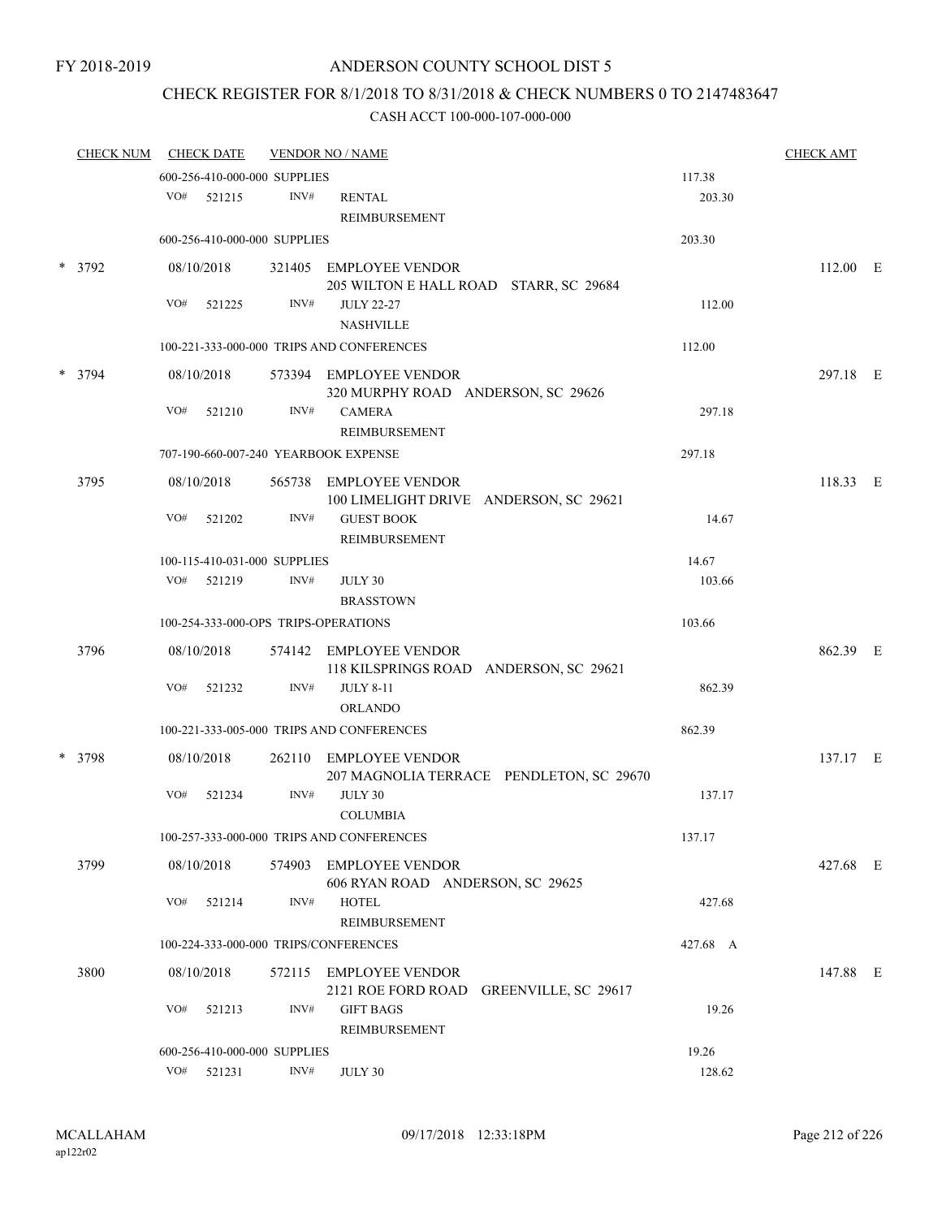# ANDERSON COUNTY SCHOOL DIST 5

## CHECK REGISTER FOR 8/1/2018 TO 8/31/2018 & CHECK NUMBERS 0 TO 2147483647

CASH ACCT 100-000-107-000-000

| CHECK NUM | CHECK DATE | VENDOR NO / NAME | | CHECK AMT |
|---|---|---|---|---|
| | 600-256-410-000-000 SUPPLIES | | 117.38 | |
| | VO# 521215 | INV# RENTAL REIMBURSEMENT | 203.30 | |
| | 600-256-410-000-000 SUPPLIES | | 203.30 | |
| * 3792 | 08/10/2018 | 321405 EMPLOYEE VENDOR 205 WILTON E HALL ROAD STARR, SC 29684 | | 112.00 E |
| | VO# 521225 | INV# JULY 22-27 NASHVILLE | 112.00 | |
| | 100-221-333-000-000 TRIPS AND CONFERENCES | | 112.00 | |
| * 3794 | 08/10/2018 | 573394 EMPLOYEE VENDOR 320 MURPHY ROAD ANDERSON, SC 29626 | | 297.18 E |
| | VO# 521210 | INV# CAMERA REIMBURSEMENT | 297.18 | |
| | 707-190-660-007-240 YEARBOOK EXPENSE | | 297.18 | |
| 3795 | 08/10/2018 | 565738 EMPLOYEE VENDOR 100 LIMELIGHT DRIVE ANDERSON, SC 29621 | | 118.33 E |
| | VO# 521202 | INV# GUEST BOOK REIMBURSEMENT | 14.67 | |
| | 100-115-410-031-000 SUPPLIES | | 14.67 | |
| | VO# 521219 | INV# JULY 30 BRASSTOWN | 103.66 | |
| | 100-254-333-000-OPS TRIPS-OPERATIONS | | 103.66 | |
| 3796 | 08/10/2018 | 574142 EMPLOYEE VENDOR 118 KILSPRINGS ROAD ANDERSON, SC 29621 | | 862.39 E |
| | VO# 521232 | INV# JULY 8-11 ORLANDO | 862.39 | |
| | 100-221-333-005-000 TRIPS AND CONFERENCES | | 862.39 | |
| * 3798 | 08/10/2018 | 262110 EMPLOYEE VENDOR 207 MAGNOLIA TERRACE PENDLETON, SC 29670 | | 137.17 E |
| | VO# 521234 | INV# JULY 30 COLUMBIA | 137.17 | |
| | 100-257-333-000-000 TRIPS AND CONFERENCES | | 137.17 | |
| 3799 | 08/10/2018 | 574903 EMPLOYEE VENDOR 606 RYAN ROAD ANDERSON, SC 29625 | | 427.68 E |
| | VO# 521214 | INV# HOTEL REIMBURSEMENT | 427.68 | |
| | 100-224-333-000-000 TRIPS/CONFERENCES | | 427.68 A | |
| 3800 | 08/10/2018 | 572115 EMPLOYEE VENDOR 2121 ROE FORD ROAD GREENVILLE, SC 29617 | | 147.88 E |
| | VO# 521213 | INV# GIFT BAGS REIMBURSEMENT | 19.26 | |
| | 600-256-410-000-000 SUPPLIES | | 19.26 | |
| | VO# 521231 | INV# JULY 30 | 128.62 | |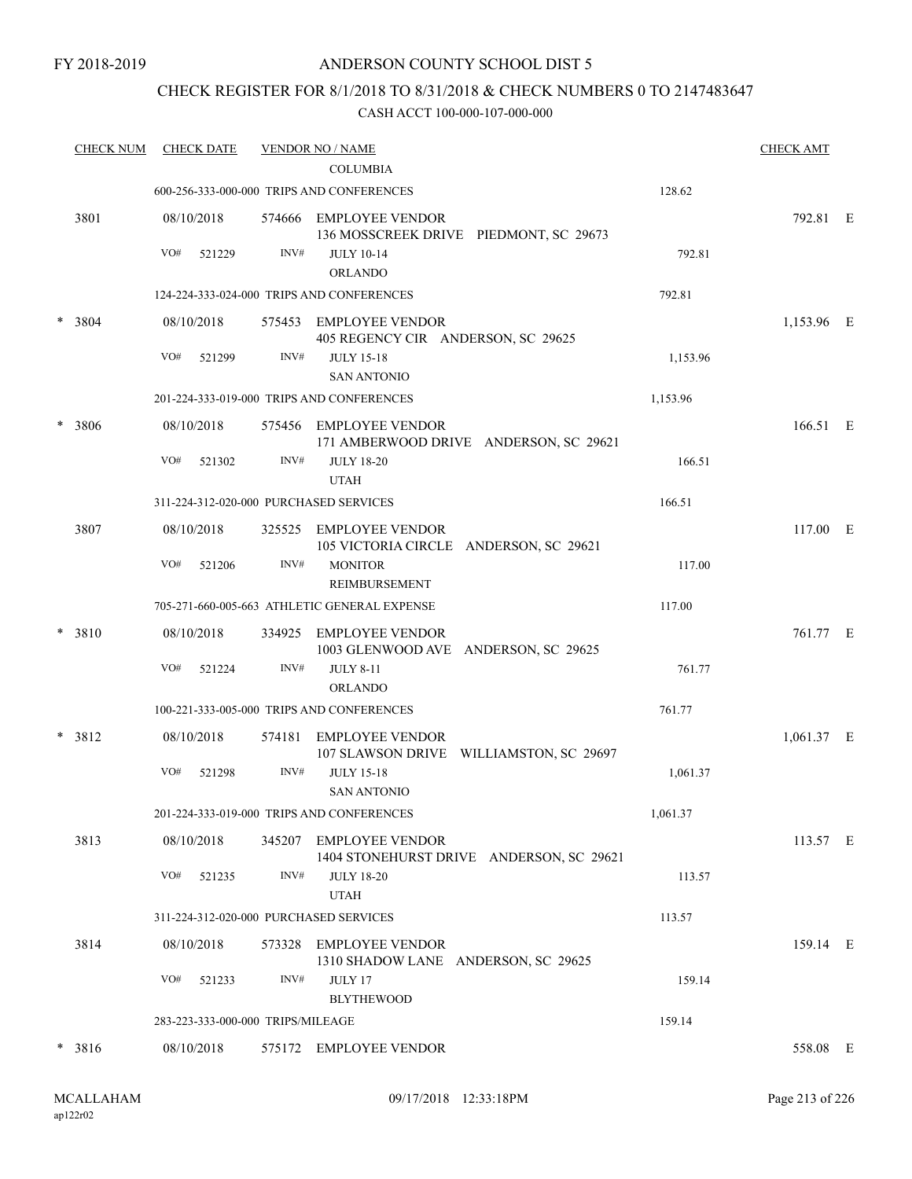FY 2018-2019

# ANDERSON COUNTY SCHOOL DIST 5

## CHECK REGISTER FOR 8/1/2018 TO 8/31/2018 & CHECK NUMBERS 0 TO 2147483647

CASH ACCT 100-000-107-000-000

| CHECK NUM | CHECK DATE | VENDOR NO / NAME | | CHECK AMT |
|---|---|---|---|---|
| | | COLUMBIA | | |
| | | 600-256-333-000-000 TRIPS AND CONFERENCES | 128.62 | |
| 3801 | 08/10/2018 | 574666 EMPLOYEE VENDOR<br>136 MOSSCREEK DRIVE PIEDMONT, SC 29673 | | 792.81 E |
| | VO# 521229 | INV# JULY 10-14<br>ORLANDO | 792.81 | |
| | | 124-224-333-024-000 TRIPS AND CONFERENCES | 792.81 | |
| * 3804 | 08/10/2018 | 575453 EMPLOYEE VENDOR<br>405 REGENCY CIR ANDERSON, SC 29625 | | 1,153.96 E |
| | VO# 521299 | INV# JULY 15-18<br>SAN ANTONIO | 1,153.96 | |
| | | 201-224-333-019-000 TRIPS AND CONFERENCES | 1,153.96 | |
| * 3806 | 08/10/2018 | 575456 EMPLOYEE VENDOR<br>171 AMBERWOOD DRIVE ANDERSON, SC 29621 | | 166.51 E |
| | VO# 521302 | INV# JULY 18-20<br>UTAH | 166.51 | |
| | | 311-224-312-020-000 PURCHASED SERVICES | 166.51 | |
| 3807 | 08/10/2018 | 325525 EMPLOYEE VENDOR<br>105 VICTORIA CIRCLE ANDERSON, SC 29621 | | 117.00 E |
| | VO# 521206 | INV# MONITOR<br>REIMBURSEMENT | 117.00 | |
| | | 705-271-660-005-663 ATHLETIC GENERAL EXPENSE | 117.00 | |
| * 3810 | 08/10/2018 | 334925 EMPLOYEE VENDOR<br>1003 GLENWOOD AVE ANDERSON, SC 29625 | | 761.77 E |
| | VO# 521224 | INV# JULY 8-11<br>ORLANDO | 761.77 | |
| | | 100-221-333-005-000 TRIPS AND CONFERENCES | 761.77 | |
| * 3812 | 08/10/2018 | 574181 EMPLOYEE VENDOR<br>107 SLAWSON DRIVE WILLIAMSTON, SC 29697 | | 1,061.37 E |
| | VO# 521298 | INV# JULY 15-18<br>SAN ANTONIO | 1,061.37 | |
| | | 201-224-333-019-000 TRIPS AND CONFERENCES | 1,061.37 | |
| 3813 | 08/10/2018 | 345207 EMPLOYEE VENDOR<br>1404 STONEHURST DRIVE ANDERSON, SC 29621 | | 113.57 E |
| | VO# 521235 | INV# JULY 18-20<br>UTAH | 113.57 | |
| | | 311-224-312-020-000 PURCHASED SERVICES | 113.57 | |
| 3814 | 08/10/2018 | 573328 EMPLOYEE VENDOR<br>1310 SHADOW LANE ANDERSON, SC 29625 | | 159.14 E |
| | VO# 521233 | INV# JULY 17<br>BLYTHEWOOD | 159.14 | |
| | | 283-223-333-000-000 TRIPS/MILEAGE | 159.14 | |
| * 3816 | 08/10/2018 | 575172 EMPLOYEE VENDOR | | 558.08 E |

MCALLAHAM
ap122r02

09/17/2018 12:33:18PM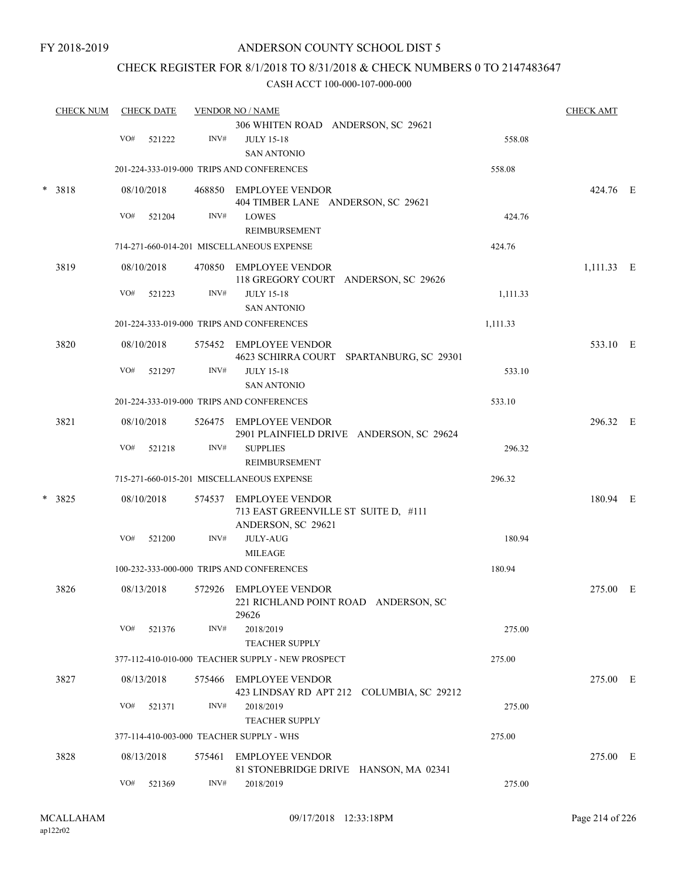FY 2018-2019

ANDERSON COUNTY SCHOOL DIST 5

CHECK REGISTER FOR 8/1/2018 TO 8/31/2018 & CHECK NUMBERS 0 TO 2147483647

CASH ACCT 100-000-107-000-000

| CHECK NUM | CHECK DATE | VENDOR NO / NAME | | CHECK AMT |
|---|---|---|---|---|
| | | 306 WHITEN ROAD ANDERSON, SC 29621 | | |
| | VO# 521222 | INV# JULY 15-18 SAN ANTONIO | 558.08 | |
| | | 201-224-333-019-000 TRIPS AND CONFERENCES | 558.08 | |
| * 3818 | 08/10/2018 | 468850 EMPLOYEE VENDOR 404 TIMBER LANE ANDERSON, SC 29621 | | 424.76 E |
| | VO# 521204 | INV# LOWES REIMBURSEMENT | 424.76 | |
| | | 714-271-660-014-201 MISCELLANEOUS EXPENSE | 424.76 | |
| 3819 | 08/10/2018 | 470850 EMPLOYEE VENDOR 118 GREGORY COURT ANDERSON, SC 29626 | | 1,111.33 E |
| | VO# 521223 | INV# JULY 15-18 SAN ANTONIO | 1,111.33 | |
| | | 201-224-333-019-000 TRIPS AND CONFERENCES | 1,111.33 | |
| 3820 | 08/10/2018 | 575452 EMPLOYEE VENDOR 4623 SCHIRRA COURT SPARTANBURG, SC 29301 | | 533.10 E |
| | VO# 521297 | INV# JULY 15-18 SAN ANTONIO | 533.10 | |
| | | 201-224-333-019-000 TRIPS AND CONFERENCES | 533.10 | |
| 3821 | 08/10/2018 | 526475 EMPLOYEE VENDOR 2901 PLAINFIELD DRIVE ANDERSON, SC 29624 | | 296.32 E |
| | VO# 521218 | INV# SUPPLIES REIMBURSEMENT | 296.32 | |
| | | 715-271-660-015-201 MISCELLANEOUS EXPENSE | 296.32 | |
| * 3825 | 08/10/2018 | 574537 EMPLOYEE VENDOR 713 EAST GREENVILLE ST SUITE D, #111 ANDERSON, SC 29621 | | 180.94 E |
| | VO# 521200 | INV# JULY-AUG MILEAGE | 180.94 | |
| | | 100-232-333-000-000 TRIPS AND CONFERENCES | 180.94 | |
| 3826 | 08/13/2018 | 572926 EMPLOYEE VENDOR 221 RICHLAND POINT ROAD ANDERSON, SC 29626 | | 275.00 E |
| | VO# 521376 | INV# 2018/2019 TEACHER SUPPLY | 275.00 | |
| | | 377-112-410-010-000 TEACHER SUPPLY - NEW PROSPECT | 275.00 | |
| 3827 | 08/13/2018 | 575466 EMPLOYEE VENDOR 423 LINDSAY RD APT 212 COLUMBIA, SC 29212 | | 275.00 E |
| | VO# 521371 | INV# 2018/2019 TEACHER SUPPLY | 275.00 | |
| | | 377-114-410-003-000 TEACHER SUPPLY - WHS | 275.00 | |
| 3828 | 08/13/2018 | 575461 EMPLOYEE VENDOR 81 STONEBRIDGE DRIVE HANSON, MA 02341 | | 275.00 E |
| | VO# 521369 | INV# 2018/2019 | 275.00 | |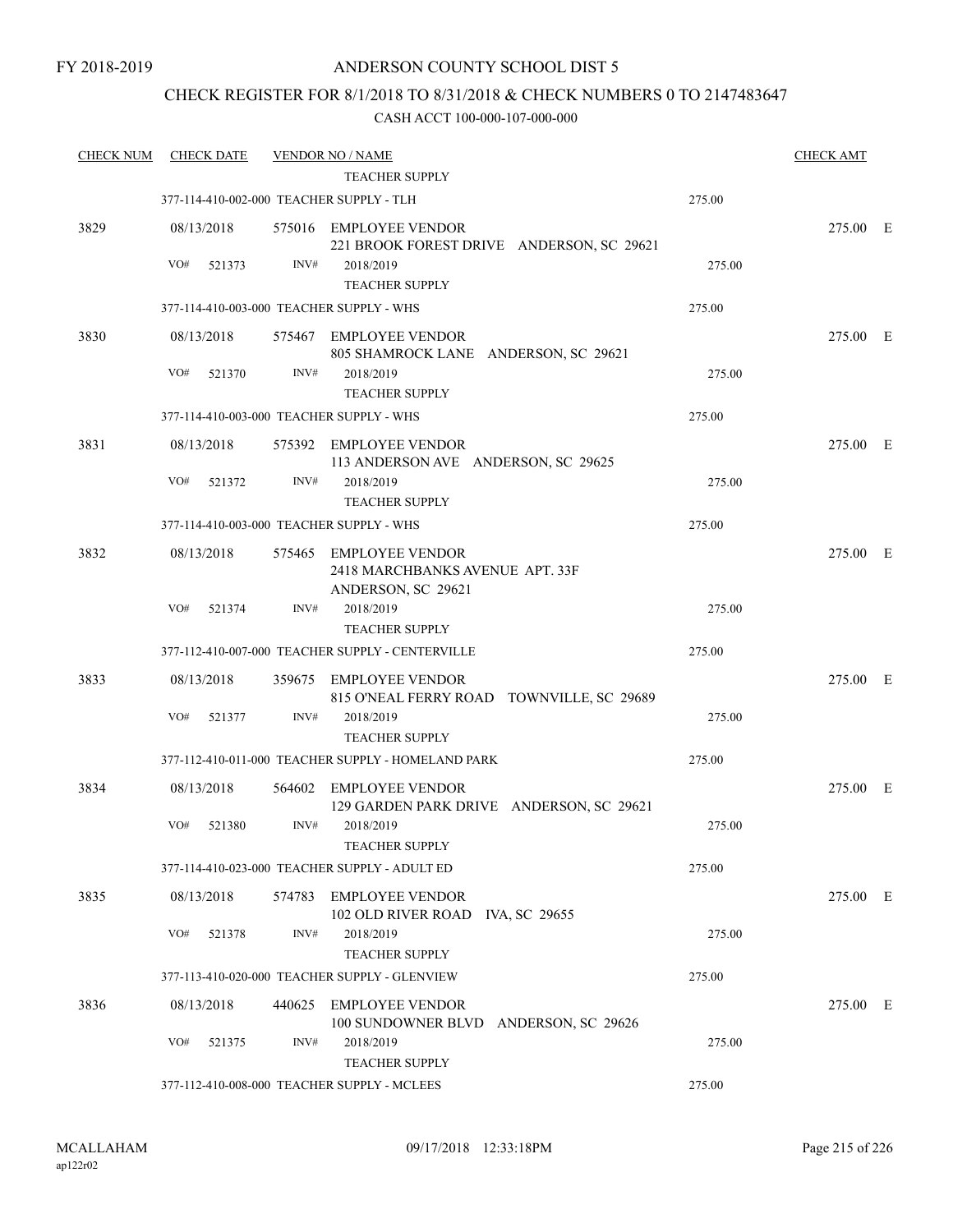FY 2018-2019

# ANDERSON COUNTY SCHOOL DIST 5

## CHECK REGISTER FOR 8/1/2018 TO 8/31/2018 & CHECK NUMBERS 0 TO 2147483647

CASH ACCT 100-000-107-000-000

| CHECK NUM | CHECK DATE | VENDOR NO / NAME | | CHECK AMT |
|---|---|---|---|---|
| | | TEACHER SUPPLY | | |
| | 377-114-410-002-000 TEACHER SUPPLY - TLH | | 275.00 | |
| 3829 | 08/13/2018 | 575016 EMPLOYEE VENDOR<br>221 BROOK FOREST DRIVE ANDERSON, SC 29621 | | 275.00 E |
| | VO# 521373 | INV# 2018/2019<br>TEACHER SUPPLY | 275.00 | |
| | 377-114-410-003-000 TEACHER SUPPLY - WHS | | 275.00 | |
| 3830 | 08/13/2018 | 575467 EMPLOYEE VENDOR<br>805 SHAMROCK LANE ANDERSON, SC 29621 | | 275.00 E |
| | VO# 521370 | INV# 2018/2019<br>TEACHER SUPPLY | 275.00 | |
| | 377-114-410-003-000 TEACHER SUPPLY - WHS | | 275.00 | |
| 3831 | 08/13/2018 | 575392 EMPLOYEE VENDOR<br>113 ANDERSON AVE ANDERSON, SC 29625 | | 275.00 E |
| | VO# 521372 | INV# 2018/2019<br>TEACHER SUPPLY | 275.00 | |
| | 377-114-410-003-000 TEACHER SUPPLY - WHS | | 275.00 | |
| 3832 | 08/13/2018 | 575465 EMPLOYEE VENDOR<br>2418 MARCHBANKS AVENUE APT. 33F<br>ANDERSON, SC 29621 | | 275.00 E |
| | VO# 521374 | INV# 2018/2019<br>TEACHER SUPPLY | 275.00 | |
| | 377-112-410-007-000 TEACHER SUPPLY - CENTERVILLE | | 275.00 | |
| 3833 | 08/13/2018 | 359675 EMPLOYEE VENDOR<br>815 O'NEAL FERRY ROAD TOWNVILLE, SC 29689 | | 275.00 E |
| | VO# 521377 | INV# 2018/2019<br>TEACHER SUPPLY | 275.00 | |
| | 377-112-410-011-000 TEACHER SUPPLY - HOMELAND PARK | | 275.00 | |
| 3834 | 08/13/2018 | 564602 EMPLOYEE VENDOR<br>129 GARDEN PARK DRIVE ANDERSON, SC 29621 | | 275.00 E |
| | VO# 521380 | INV# 2018/2019<br>TEACHER SUPPLY | 275.00 | |
| | 377-114-410-023-000 TEACHER SUPPLY - ADULT ED | | 275.00 | |
| 3835 | 08/13/2018 | 574783 EMPLOYEE VENDOR<br>102 OLD RIVER ROAD IVA, SC 29655 | | 275.00 E |
| | VO# 521378 | INV# 2018/2019<br>TEACHER SUPPLY | 275.00 | |
| | 377-113-410-020-000 TEACHER SUPPLY - GLENVIEW | | 275.00 | |
| 3836 | 08/13/2018 | 440625 EMPLOYEE VENDOR<br>100 SUNDOWNER BLVD ANDERSON, SC 29626 | | 275.00 E |
| | VO# 521375 | INV# 2018/2019<br>TEACHER SUPPLY | 275.00 | |
| | 377-112-410-008-000 TEACHER SUPPLY - MCLEES | | 275.00 | |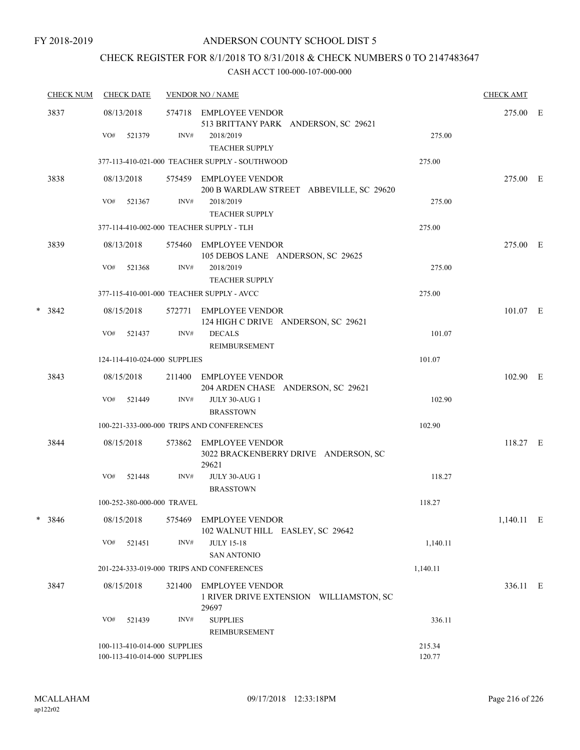FY 2018-2019

# ANDERSON COUNTY SCHOOL DIST 5

## CHECK REGISTER FOR 8/1/2018 TO 8/31/2018 & CHECK NUMBERS 0 TO 2147483647

CASH ACCT 100-000-107-000-000

| CHECK NUM | CHECK DATE | VENDOR NO / NAME | | CHECK AMT |
|---|---|---|---|---|
| 3837 | 08/13/2018 | 574718 EMPLOYEE VENDOR<br>513 BRITTANY PARK ANDERSON, SC 29621 | | 275.00 E |
| | VO# 521379 | INV# 2018/2019<br>TEACHER SUPPLY | 275.00 | |
| | 377-113-410-021-000 TEACHER SUPPLY - SOUTHWOOD | | 275.00 | |
| 3838 | 08/13/2018 | 575459 EMPLOYEE VENDOR<br>200 B WARDLAW STREET ABBEVILLE, SC 29620 | | 275.00 E |
| | VO# 521367 | INV# 2018/2019<br>TEACHER SUPPLY | 275.00 | |
| | 377-114-410-002-000 TEACHER SUPPLY - TLH | | 275.00 | |
| 3839 | 08/13/2018 | 575460 EMPLOYEE VENDOR<br>105 DEBOS LANE ANDERSON, SC 29625 | | 275.00 E |
| | VO# 521368 | INV# 2018/2019<br>TEACHER SUPPLY | 275.00 | |
| | 377-115-410-001-000 TEACHER SUPPLY - AVCC | | 275.00 | |
| * 3842 | 08/15/2018 | 572771 EMPLOYEE VENDOR<br>124 HIGH C DRIVE ANDERSON, SC 29621 | | 101.07 E |
| | VO# 521437 | INV# DECALS<br>REIMBURSEMENT | 101.07 | |
| | 124-114-410-024-000 SUPPLIES | | 101.07 | |
| 3843 | 08/15/2018 | 211400 EMPLOYEE VENDOR<br>204 ARDEN CHASE ANDERSON, SC 29621 | | 102.90 E |
| | VO# 521449 | INV# JULY 30-AUG 1<br>BRASSTOWN | 102.90 | |
| | 100-221-333-000-000 TRIPS AND CONFERENCES | | 102.90 | |
| 3844 | 08/15/2018 | 573862 EMPLOYEE VENDOR<br>3022 BRACKENBERRY DRIVE ANDERSON, SC 29621 | | 118.27 E |
| | VO# 521448 | INV# JULY 30-AUG 1<br>BRASSTOWN | 118.27 | |
| | 100-252-380-000-000 TRAVEL | | 118.27 | |
| * 3846 | 08/15/2018 | 575469 EMPLOYEE VENDOR<br>102 WALNUT HILL EASLEY, SC 29642 | | 1,140.11 E |
| | VO# 521451 | INV# JULY 15-18<br>SAN ANTONIO | 1,140.11 | |
| | 201-224-333-019-000 TRIPS AND CONFERENCES | | 1,140.11 | |
| 3847 | 08/15/2018 | 321400 EMPLOYEE VENDOR<br>1 RIVER DRIVE EXTENSION WILLIAMSTON, SC 29697 | | 336.11 E |
| | VO# 521439 | INV# SUPPLIES<br>REIMBURSEMENT | 336.11 | |
| | 100-113-410-014-000 SUPPLIES | | 215.34 | |
| | 100-113-410-014-000 SUPPLIES | | 120.77 | |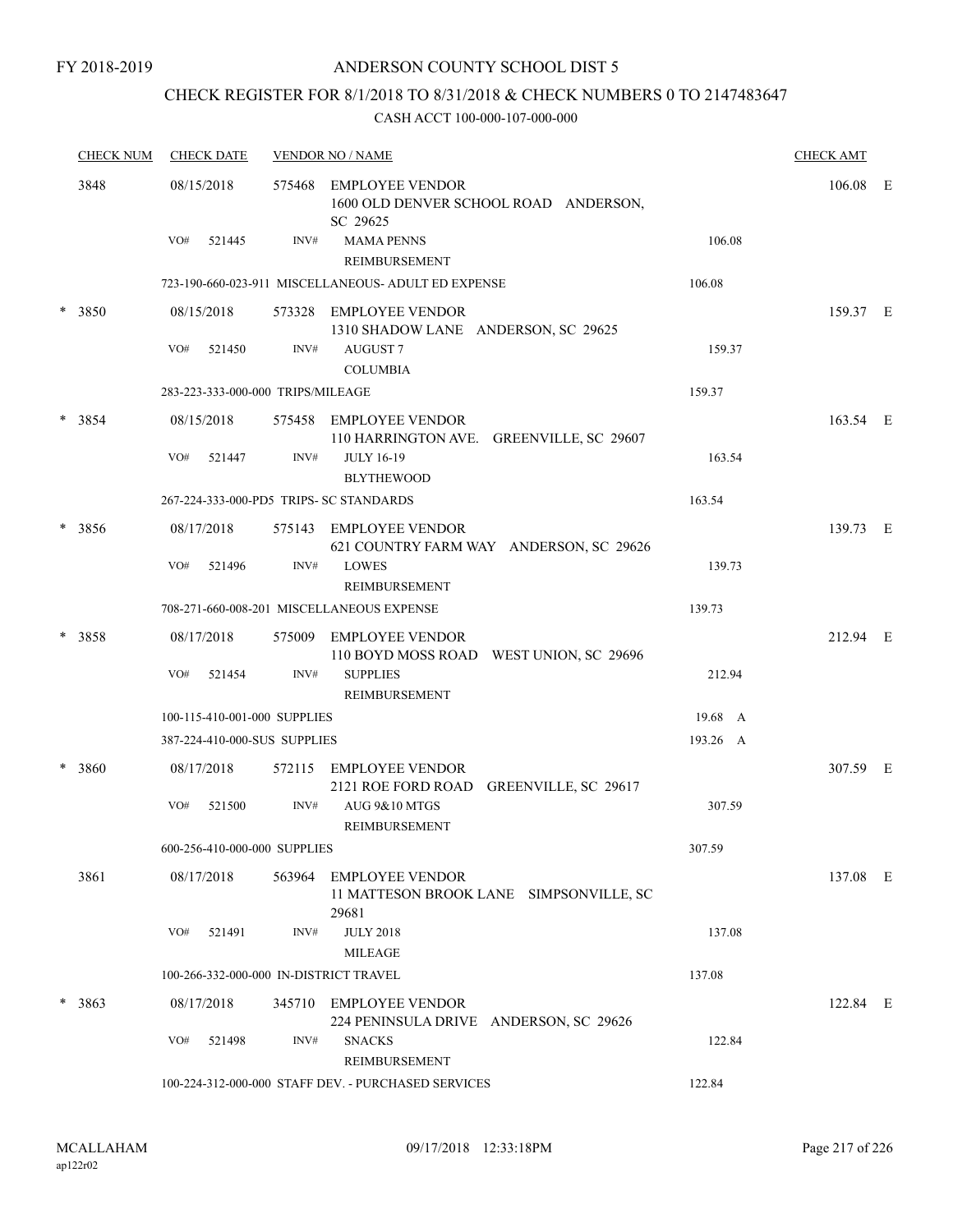FY 2018-2019

# ANDERSON COUNTY SCHOOL DIST 5

## CHECK REGISTER FOR 8/1/2018 TO 8/31/2018 & CHECK NUMBERS 0 TO 2147483647

### CASH ACCT 100-000-107-000-000

| CHECK NUM | CHECK DATE | VENDOR NO / NAME | | CHECK AMT |
|---|---|---|---|---|
| 3848 | 08/15/2018 | 575468 EMPLOYEE VENDOR<br>1600 OLD DENVER SCHOOL ROAD ANDERSON, SC 29625 | | 106.08 E |
| | VO# 521445 | INV# MAMA PENNS<br>REIMBURSEMENT | 106.08 | |
| | 723-190-660-023-911 MISCELLANEOUS- ADULT ED EXPENSE | | 106.08 | |
| * 3850 | 08/15/2018 | 573328 EMPLOYEE VENDOR<br>1310 SHADOW LANE ANDERSON, SC 29625 | | 159.37 E |
| | VO# 521450 | INV# AUGUST 7<br>COLUMBIA | 159.37 | |
| | 283-223-333-000-000 TRIPS/MILEAGE | | 159.37 | |
| * 3854 | 08/15/2018 | 575458 EMPLOYEE VENDOR<br>110 HARRINGTON AVE. GREENVILLE, SC 29607 | | 163.54 E |
| | VO# 521447 | INV# JULY 16-19<br>BLYTHEWOOD | 163.54 | |
| | 267-224-333-000-PD5 TRIPS- SC STANDARDS | | 163.54 | |
| * 3856 | 08/17/2018 | 575143 EMPLOYEE VENDOR<br>621 COUNTRY FARM WAY ANDERSON, SC 29626 | | 139.73 E |
| | VO# 521496 | INV# LOWES<br>REIMBURSEMENT | 139.73 | |
| | 708-271-660-008-201 MISCELLANEOUS EXPENSE | | 139.73 | |
| * 3858 | 08/17/2018 | 575009 EMPLOYEE VENDOR<br>110 BOYD MOSS ROAD WEST UNION, SC 29696 | | 212.94 E |
| | VO# 521454 | INV# SUPPLIES<br>REIMBURSEMENT | 212.94 | |
| | 100-115-410-001-000 SUPPLIES | | 19.68 A | |
| | 387-224-410-000-SUS SUPPLIES | | 193.26 A | |
| * 3860 | 08/17/2018 | 572115 EMPLOYEE VENDOR<br>2121 ROE FORD ROAD GREENVILLE, SC 29617 | | 307.59 E |
| | VO# 521500 | INV# AUG 9&10 MTGS<br>REIMBURSEMENT | 307.59 | |
| | 600-256-410-000-000 SUPPLIES | | 307.59 | |
| 3861 | 08/17/2018 | 563964 EMPLOYEE VENDOR<br>11 MATTESON BROOK LANE SIMPSONVILLE, SC 29681 | | 137.08 E |
| | VO# 521491 | INV# JULY 2018<br>MILEAGE | 137.08 | |
| | 100-266-332-000-000 IN-DISTRICT TRAVEL | | 137.08 | |
| * 3863 | 08/17/2018 | 345710 EMPLOYEE VENDOR<br>224 PENINSULA DRIVE ANDERSON, SC 29626 | | 122.84 E |
| | VO# 521498 | INV# SNACKS<br>REIMBURSEMENT | 122.84 | |
| | 100-224-312-000-000 STAFF DEV. - PURCHASED SERVICES | | 122.84 | |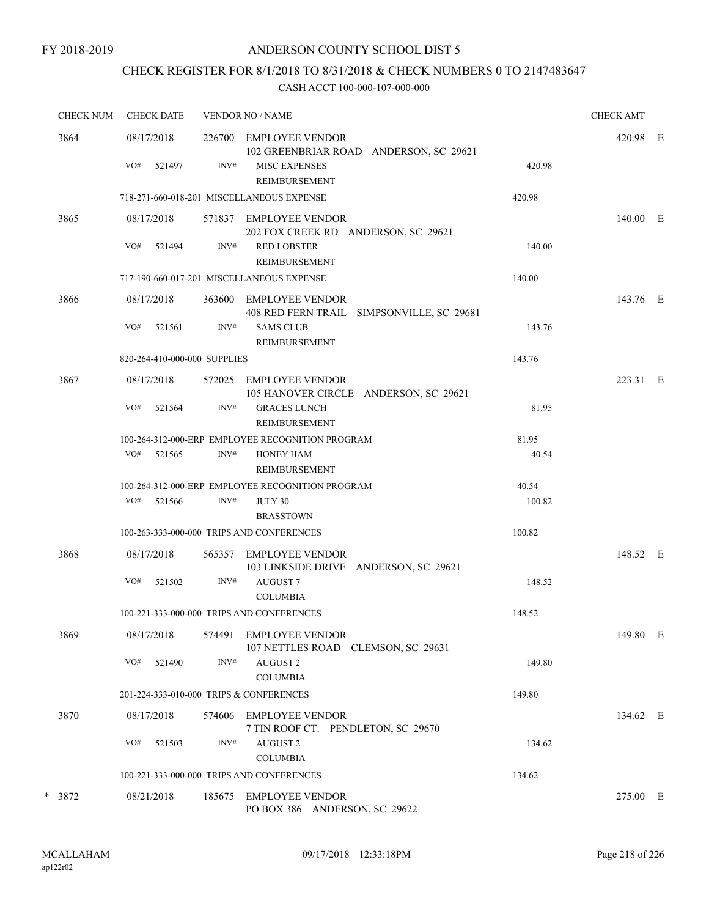FY 2018-2019

# ANDERSON COUNTY SCHOOL DIST 5

## CHECK REGISTER FOR 8/1/2018 TO 8/31/2018 & CHECK NUMBERS 0 TO 2147483647

### CASH ACCT 100-000-107-000-000

| CHECK NUM | CHECK DATE | VENDOR NO / NAME | | CHECK AMT | |
|---|---|---|---|---|---|
| 3864 | 08/17/2018 | 226700 EMPLOYEE VENDOR<br>102 GREENBRIAR ROAD ANDERSON, SC 29621 | | 420.98 | E |
| | VO# 521497 | INV# MISC EXPENSES<br>REIMBURSEMENT | 420.98 | | |
| | 718-271-660-018-201 MISCELLANEOUS EXPENSE | | 420.98 | | |
| 3865 | 08/17/2018 | 571837 EMPLOYEE VENDOR<br>202 FOX CREEK RD ANDERSON, SC 29621 | | 140.00 | E |
| | VO# 521494 | INV# RED LOBSTER<br>REIMBURSEMENT | 140.00 | | |
| | 717-190-660-017-201 MISCELLANEOUS EXPENSE | | 140.00 | | |
| 3866 | 08/17/2018 | 363600 EMPLOYEE VENDOR<br>408 RED FERN TRAIL SIMPSONVILLE, SC 29681 | | 143.76 | E |
| | VO# 521561 | INV# SAMS CLUB<br>REIMBURSEMENT | 143.76 | | |
| | 820-264-410-000-000 SUPPLIES | | 143.76 | | |
| 3867 | 08/17/2018 | 572025 EMPLOYEE VENDOR<br>105 HANOVER CIRCLE ANDERSON, SC 29621 | | 223.31 | E |
| | VO# 521564 | INV# GRACES LUNCH<br>REIMBURSEMENT | 81.95 | | |
| | 100-264-312-000-ERP EMPLOYEE RECOGNITION PROGRAM | | 81.95 | | |
| | VO# 521565 | INV# HONEY HAM<br>REIMBURSEMENT | 40.54 | | |
| | 100-264-312-000-ERP EMPLOYEE RECOGNITION PROGRAM | | 40.54 | | |
| | VO# 521566 | INV# JULY 30<br>BRASSTOWN | 100.82 | | |
| | 100-263-333-000-000 TRIPS AND CONFERENCES | | 100.82 | | |
| 3868 | 08/17/2018 | 565357 EMPLOYEE VENDOR<br>103 LINKSIDE DRIVE ANDERSON, SC 29621 | | 148.52 | E |
| | VO# 521502 | INV# AUGUST 7<br>COLUMBIA | 148.52 | | |
| | 100-221-333-000-000 TRIPS AND CONFERENCES | | 148.52 | | |
| 3869 | 08/17/2018 | 574491 EMPLOYEE VENDOR<br>107 NETTLES ROAD CLEMSON, SC 29631 | | 149.80 | E |
| | VO# 521490 | INV# AUGUST 2<br>COLUMBIA | 149.80 | | |
| | 201-224-333-010-000 TRIPS & CONFERENCES | | 149.80 | | |
| 3870 | 08/17/2018 | 574606 EMPLOYEE VENDOR<br>7 TIN ROOF CT. PENDLETON, SC 29670 | | 134.62 | E |
| | VO# 521503 | INV# AUGUST 2<br>COLUMBIA | 134.62 | | |
| | 100-221-333-000-000 TRIPS AND CONFERENCES | | 134.62 | | |
| * 3872 | 08/21/2018 | 185675 EMPLOYEE VENDOR<br>PO BOX 386 ANDERSON, SC 29622 | | 275.00 | E |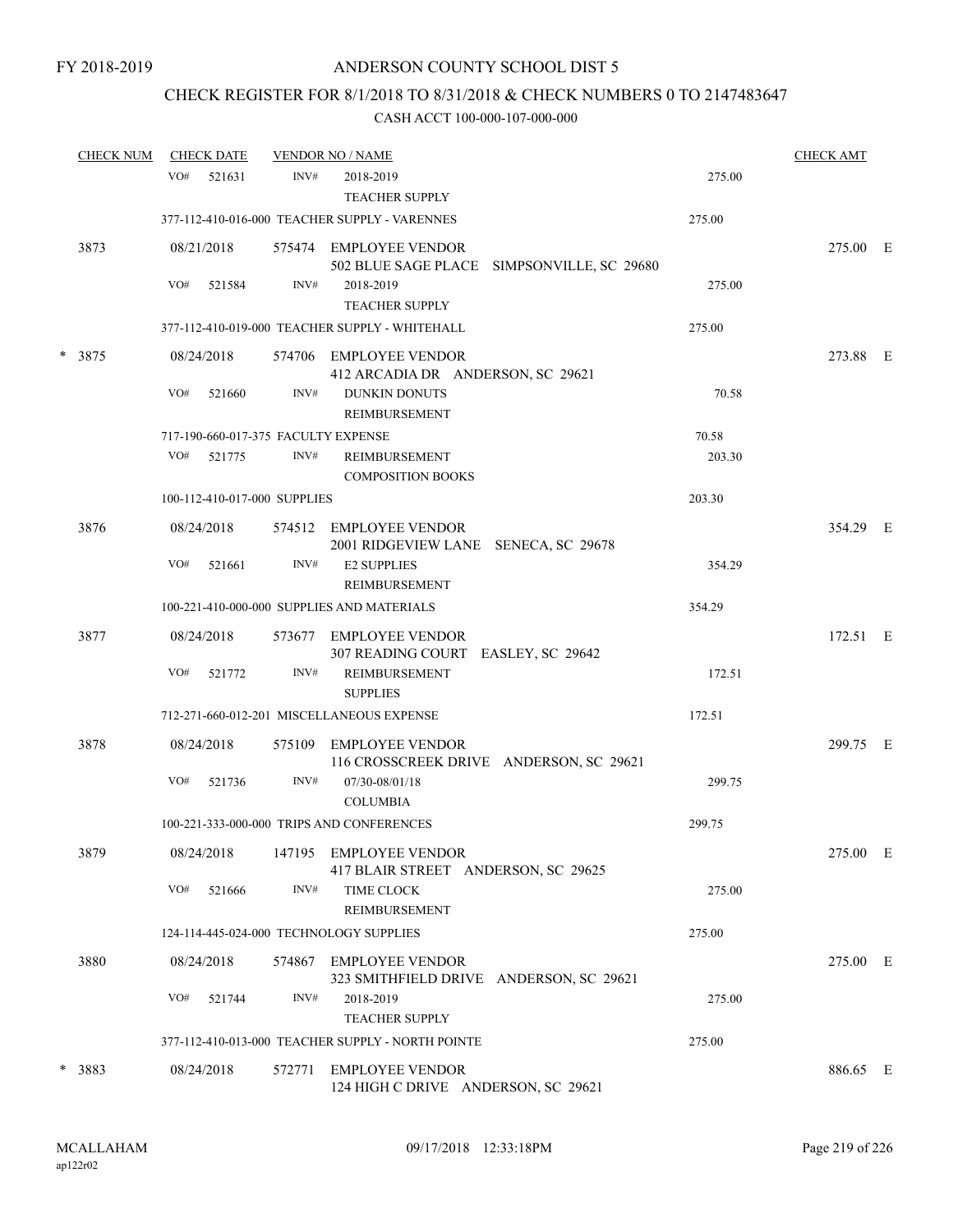FY 2018-2019

# ANDERSON COUNTY SCHOOL DIST 5

## CHECK REGISTER FOR 8/1/2018 TO 8/31/2018 & CHECK NUMBERS 0 TO 2147483647

### CASH ACCT 100-000-107-000-000

| CHECK NUM | CHECK DATE | VENDOR NO / NAME | | CHECK AMT | |
|---|---|---|---|---|---|
| | VO# 521631 | INV# 2018-2019 TEACHER SUPPLY | 275.00 | | |
| | 377-112-410-016-000 TEACHER SUPPLY - VARENNES | | 275.00 | | |
| 3873 | 08/21/2018 | 575474 EMPLOYEE VENDOR 502 BLUE SAGE PLACE SIMPSONVILLE, SC 29680 | | 275.00 | E |
| | VO# 521584 | INV# 2018-2019 TEACHER SUPPLY | 275.00 | | |
| | 377-112-410-019-000 TEACHER SUPPLY - WHITEHALL | | 275.00 | | |
| * 3875 | 08/24/2018 | 574706 EMPLOYEE VENDOR 412 ARCADIA DR ANDERSON, SC 29621 | | 273.88 | E |
| | VO# 521660 | INV# DUNKIN DONUTS REIMBURSEMENT | 70.58 | | |
| | 717-190-660-017-375 FACULTY EXPENSE | | 70.58 | | |
| | VO# 521775 | INV# REIMBURSEMENT COMPOSITION BOOKS | 203.30 | | |
| | 100-112-410-017-000 SUPPLIES | | 203.30 | | |
| 3876 | 08/24/2018 | 574512 EMPLOYEE VENDOR 2001 RIDGEVIEW LANE SENECA, SC 29678 | | 354.29 | E |
| | VO# 521661 | INV# E2 SUPPLIES REIMBURSEMENT | 354.29 | | |
| | 100-221-410-000-000 SUPPLIES AND MATERIALS | | 354.29 | | |
| 3877 | 08/24/2018 | 573677 EMPLOYEE VENDOR 307 READING COURT EASLEY, SC 29642 | | 172.51 | E |
| | VO# 521772 | INV# REIMBURSEMENT SUPPLIES | 172.51 | | |
| | 712-271-660-012-201 MISCELLANEOUS EXPENSE | | 172.51 | | |
| 3878 | 08/24/2018 | 575109 EMPLOYEE VENDOR 116 CROSSCREEK DRIVE ANDERSON, SC 29621 | | 299.75 | E |
| | VO# 521736 | INV# 07/30-08/01/18 COLUMBIA | 299.75 | | |
| | 100-221-333-000-000 TRIPS AND CONFERENCES | | 299.75 | | |
| 3879 | 08/24/2018 | 147195 EMPLOYEE VENDOR 417 BLAIR STREET ANDERSON, SC 29625 | | 275.00 | E |
| | VO# 521666 | INV# TIME CLOCK REIMBURSEMENT | 275.00 | | |
| | 124-114-445-024-000 TECHNOLOGY SUPPLIES | | 275.00 | | |
| 3880 | 08/24/2018 | 574867 EMPLOYEE VENDOR 323 SMITHFIELD DRIVE ANDERSON, SC 29621 | | 275.00 | E |
| | VO# 521744 | INV# 2018-2019 TEACHER SUPPLY | 275.00 | | |
| | 377-112-410-013-000 TEACHER SUPPLY - NORTH POINTE | | 275.00 | | |
| * 3883 | 08/24/2018 | 572771 EMPLOYEE VENDOR 124 HIGH C DRIVE ANDERSON, SC 29621 | | 886.65 | E |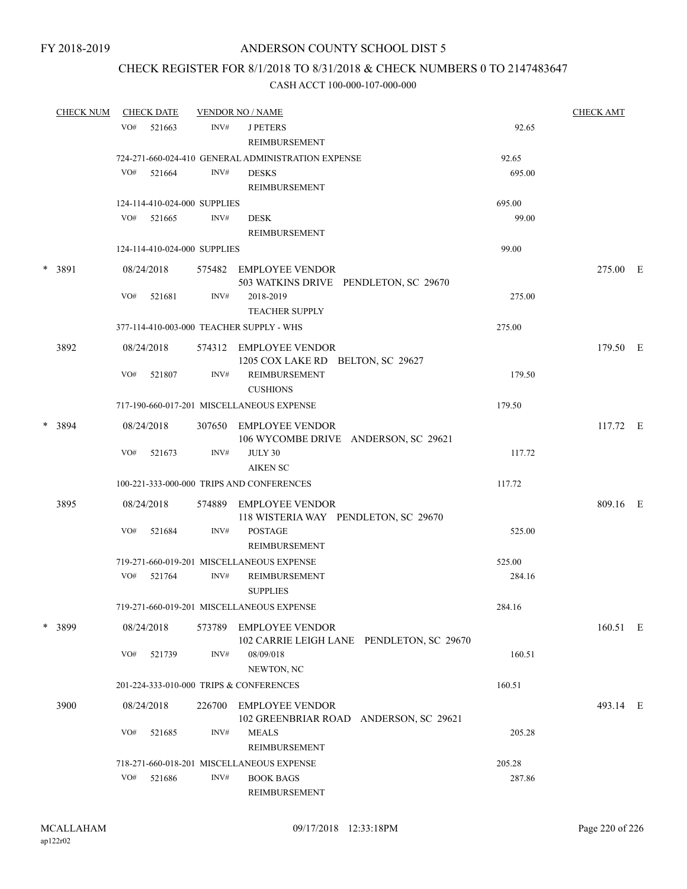FY 2018-2019

# ANDERSON COUNTY SCHOOL DIST 5

## CHECK REGISTER FOR 8/1/2018 TO 8/31/2018 & CHECK NUMBERS 0 TO 2147483647

### CASH ACCT 100-000-107-000-000

| CHECK NUM | CHECK DATE | VENDOR NO / NAME | | CHECK AMT | |
|---|---|---|---|---|---|
| | VO# 521663 | INV# J PETERS REIMBURSEMENT | 92.65 | | |
| | 724-271-660-024-410 GENERAL ADMINISTRATION EXPENSE | | 92.65 | | |
| | VO# 521664 | INV# DESKS REIMBURSEMENT | 695.00 | | |
| | 124-114-410-024-000 SUPPLIES | | 695.00 | | |
| | VO# 521665 | INV# DESK REIMBURSEMENT | 99.00 | | |
| | 124-114-410-024-000 SUPPLIES | | 99.00 | | |
| * 3891 | 08/24/2018 | 575482 EMPLOYEE VENDOR 503 WATKINS DRIVE PENDLETON, SC 29670 | | 275.00 | E |
| | VO# 521681 | INV# 2018-2019 TEACHER SUPPLY | 275.00 | | |
| | 377-114-410-003-000 TEACHER SUPPLY - WHS | | 275.00 | | |
| 3892 | 08/24/2018 | 574312 EMPLOYEE VENDOR 1205 COX LAKE RD BELTON, SC 29627 | | 179.50 | E |
| | VO# 521807 | INV# REIMBURSEMENT CUSHIONS | 179.50 | | |
| | 717-190-660-017-201 MISCELLANEOUS EXPENSE | | 179.50 | | |
| * 3894 | 08/24/2018 | 307650 EMPLOYEE VENDOR 106 WYCOMBE DRIVE ANDERSON, SC 29621 | | 117.72 | E |
| | VO# 521673 | INV# JULY 30 AIKEN SC | 117.72 | | |
| | 100-221-333-000-000 TRIPS AND CONFERENCES | | 117.72 | | |
| 3895 | 08/24/2018 | 574889 EMPLOYEE VENDOR 118 WISTERIA WAY PENDLETON, SC 29670 | | 809.16 | E |
| | VO# 521684 | INV# POSTAGE REIMBURSEMENT | 525.00 | | |
| | 719-271-660-019-201 MISCELLANEOUS EXPENSE | | 525.00 | | |
| | VO# 521764 | INV# REIMBURSEMENT SUPPLIES | 284.16 | | |
| | 719-271-660-019-201 MISCELLANEOUS EXPENSE | | 284.16 | | |
| * 3899 | 08/24/2018 | 573789 EMPLOYEE VENDOR 102 CARRIE LEIGH LANE PENDLETON, SC 29670 | | 160.51 | E |
| | VO# 521739 | INV# 08/09/018 NEWTON, NC | 160.51 | | |
| | 201-224-333-010-000 TRIPS & CONFERENCES | | 160.51 | | |
| 3900 | 08/24/2018 | 226700 EMPLOYEE VENDOR 102 GREENBRIAR ROAD ANDERSON, SC 29621 | | 493.14 | E |
| | VO# 521685 | INV# MEALS REIMBURSEMENT | 205.28 | | |
| | 718-271-660-018-201 MISCELLANEOUS EXPENSE | | 205.28 | | |
| | VO# 521686 | INV# BOOK BAGS REIMBURSEMENT | 287.86 | | |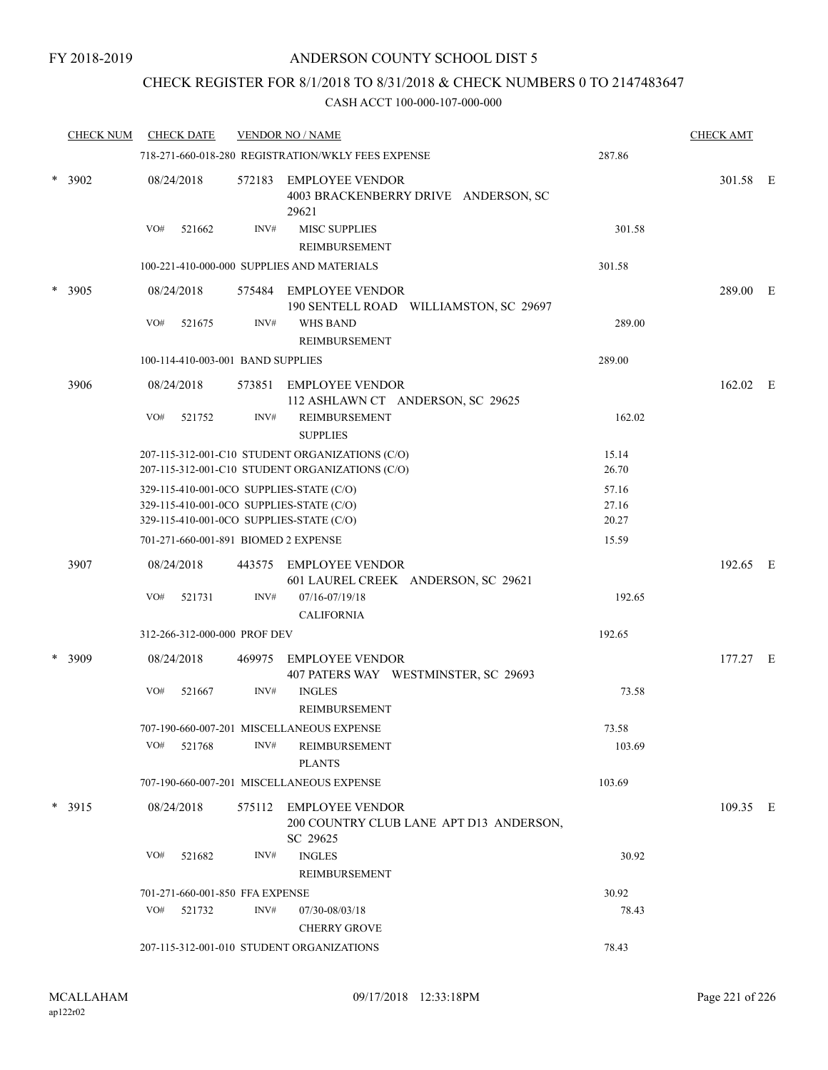FY 2018-2019

# ANDERSON COUNTY SCHOOL DIST 5

## CHECK REGISTER FOR 8/1/2018 TO 8/31/2018 & CHECK NUMBERS 0 TO 2147483647

### CASH ACCT 100-000-107-000-000

| CHECK NUM | CHECK DATE | VENDOR NO / NAME | | CHECK AMT |
|---|---|---|---|---|
| | | 718-271-660-018-280 REGISTRATION/WKLY FEES EXPENSE | 287.86 | |
| * 3902 | 08/24/2018 | 572183 EMPLOYEE VENDOR<br>4003 BRACKENBERRY DRIVE ANDERSON, SC 29621 | | 301.58 E |
| | VO# 521662 | INV# MISC SUPPLIES<br>REIMBURSEMENT | 301.58 | |
| | | 100-221-410-000-000 SUPPLIES AND MATERIALS | 301.58 | |
| * 3905 | 08/24/2018 | 575484 EMPLOYEE VENDOR<br>190 SENTELL ROAD WILLIAMSTON, SC 29697 | | 289.00 E |
| | VO# 521675 | INV# WHS BAND<br>REIMBURSEMENT | 289.00 | |
| | | 100-114-410-003-001 BAND SUPPLIES | 289.00 | |
| 3906 | 08/24/2018 | 573851 EMPLOYEE VENDOR<br>112 ASHLAWN CT ANDERSON, SC 29625 | | 162.02 E |
| | VO# 521752 | INV# REIMBURSEMENT<br>SUPPLIES | 162.02 | |
| | | 207-115-312-001-C10 STUDENT ORGANIZATIONS (C/O) | 15.14 | |
| | | 207-115-312-001-C10 STUDENT ORGANIZATIONS (C/O) | 26.70 | |
| | | 329-115-410-001-0CO SUPPLIES-STATE (C/O) | 57.16 | |
| | | 329-115-410-001-0CO SUPPLIES-STATE (C/O) | 27.16 | |
| | | 329-115-410-001-0CO SUPPLIES-STATE (C/O) | 20.27 | |
| | | 701-271-660-001-891 BIOMED 2 EXPENSE | 15.59 | |
| 3907 | 08/24/2018 | 443575 EMPLOYEE VENDOR<br>601 LAUREL CREEK ANDERSON, SC 29621 | | 192.65 E |
| | VO# 521731 | INV# 07/16-07/19/18<br>CALIFORNIA | 192.65 | |
| | | 312-266-312-000-000 PROF DEV | 192.65 | |
| * 3909 | 08/24/2018 | 469975 EMPLOYEE VENDOR<br>407 PATERS WAY WESTMINSTER, SC 29693 | | 177.27 E |
| | VO# 521667 | INV# INGLES<br>REIMBURSEMENT | 73.58 | |
| | | 707-190-660-007-201 MISCELLANEOUS EXPENSE | 73.58 | |
| | VO# 521768 | INV# REIMBURSEMENT<br>PLANTS | 103.69 | |
| | | 707-190-660-007-201 MISCELLANEOUS EXPENSE | 103.69 | |
| * 3915 | 08/24/2018 | 575112 EMPLOYEE VENDOR<br>200 COUNTRY CLUB LANE APT D13 ANDERSON, SC 29625 | | 109.35 E |
| | VO# 521682 | INV# INGLES<br>REIMBURSEMENT | 30.92 | |
| | | 701-271-660-001-850 FFA EXPENSE | 30.92 | |
| | VO# 521732 | INV# 07/30-08/03/18<br>CHERRY GROVE | 78.43 | |
| | | 207-115-312-001-010 STUDENT ORGANIZATIONS | 78.43 | |

MCALLAHAM
ap122r02

09/17/2018 12:33:18PM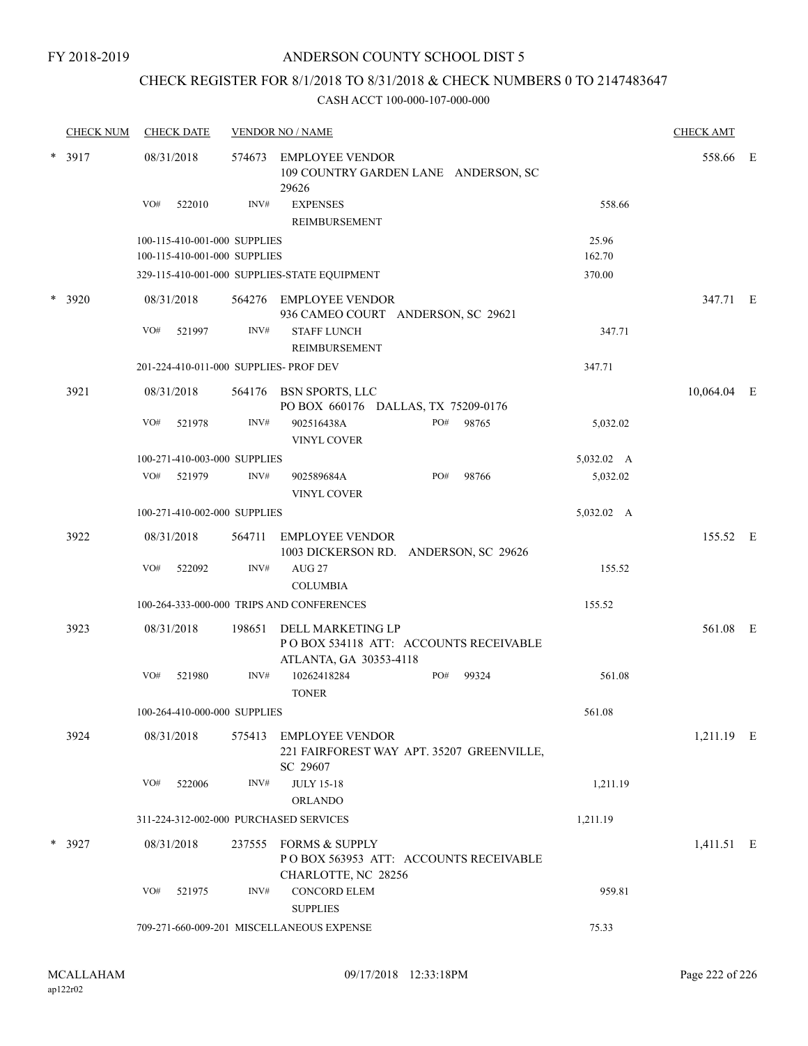FY 2018-2019

# ANDERSON COUNTY SCHOOL DIST 5

## CHECK REGISTER FOR 8/1/2018 TO 8/31/2018 & CHECK NUMBERS 0 TO 2147483647

### CASH ACCT 100-000-107-000-000

| CHECK NUM | CHECK DATE | VENDOR NO / NAME | | | CHECK AMT | |
|---|---|---|---|---|---|---|
| * 3917 | 08/31/2018 | 574673 EMPLOYEE VENDOR<br>109 COUNTRY GARDEN LANE ANDERSON, SC 29626 | | | 558.66 | E |
| | VO# 522010 | INV# EXPENSES<br>REIMBURSEMENT | | 558.66 | | |
| | 100-115-410-001-000 SUPPLIES | | | 25.96 | | |
| | 100-115-410-001-000 SUPPLIES | | | 162.70 | | |
| | 329-115-410-001-000 SUPPLIES-STATE EQUIPMENT | | | 370.00 | | |
| * 3920 | 08/31/2018 | 564276 EMPLOYEE VENDOR<br>936 CAMEO COURT ANDERSON, SC 29621 | | | 347.71 | E |
| | VO# 521997 | INV# STAFF LUNCH<br>REIMBURSEMENT | | 347.71 | | |
| | 201-224-410-011-000 SUPPLIES- PROF DEV | | | 347.71 | | |
| 3921 | 08/31/2018 | 564176 BSN SPORTS, LLC<br>PO BOX 660176 DALLAS, TX 75209-0176 | | | 10,064.04 | E |
| | VO# 521978 | INV# 902516438A<br>VINYL COVER | PO# 98765 | 5,032.02 | | |
| | 100-271-410-003-000 SUPPLIES | | | 5,032.02 A | | |
| | VO# 521979 | INV# 902589684A<br>VINYL COVER | PO# 98766 | 5,032.02 | | |
| | 100-271-410-002-000 SUPPLIES | | | 5,032.02 A | | |
| 3922 | 08/31/2018 | 564711 EMPLOYEE VENDOR<br>1003 DICKERSON RD. ANDERSON, SC 29626 | | | 155.52 | E |
| | VO# 522092 | INV# AUG 27<br>COLUMBIA | | 155.52 | | |
| | 100-264-333-000-000 TRIPS AND CONFERENCES | | | 155.52 | | |
| 3923 | 08/31/2018 | 198651 DELL MARKETING LP<br>P O BOX 534118 ATT: ACCOUNTS RECEIVABLE ATLANTA, GA 30353-4118 | | | 561.08 | E |
| | VO# 521980 | INV# 10262418284<br>TONER | PO# 99324 | 561.08 | | |
| | 100-264-410-000-000 SUPPLIES | | | 561.08 | | |
| 3924 | 08/31/2018 | 575413 EMPLOYEE VENDOR<br>221 FAIRFOREST WAY APT. 35207 GREENVILLE, SC 29607 | | | 1,211.19 | E |
| | VO# 522006 | INV# JULY 15-18<br>ORLANDO | | 1,211.19 | | |
| | 311-224-312-002-000 PURCHASED SERVICES | | | 1,211.19 | | |
| * 3927 | 08/31/2018 | 237555 FORMS & SUPPLY<br>P O BOX 563953 ATT: ACCOUNTS RECEIVABLE CHARLOTTE, NC 28256 | | | 1,411.51 | E |
| | VO# 521975 | INV# CONCORD ELEM<br>SUPPLIES | | 959.81 | | |
| | 709-271-660-009-201 MISCELLANEOUS EXPENSE | | | 75.33 | | |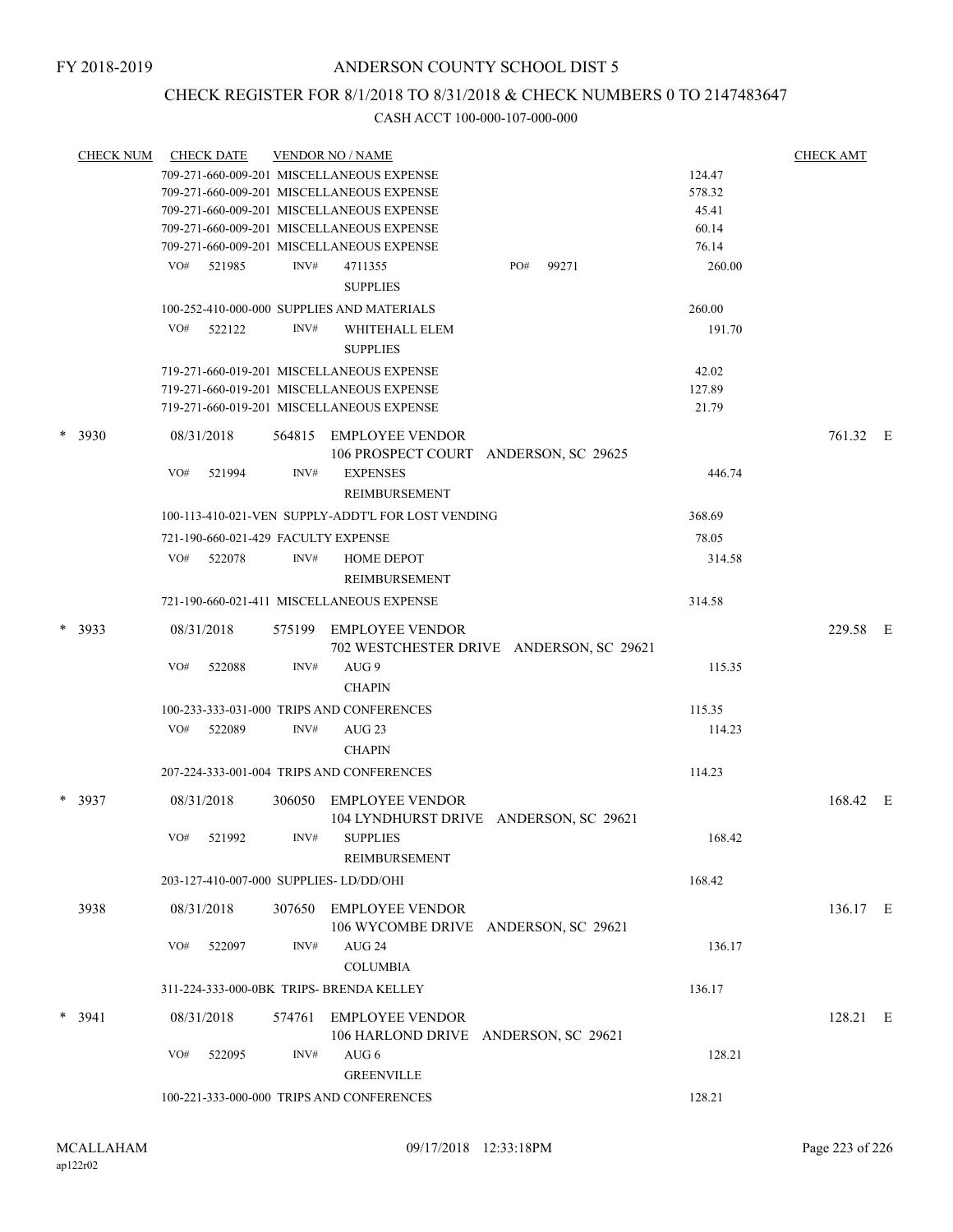FY 2018-2019

# ANDERSON COUNTY SCHOOL DIST 5

## CHECK REGISTER FOR 8/1/2018 TO 8/31/2018 & CHECK NUMBERS 0 TO 2147483647

### CASH ACCT 100-000-107-000-000

| CHECK NUM | CHECK DATE | VENDOR NO / NAME | | CHECK AMT | |
|---|---|---|---|---|---|
| | 709-271-660-009-201 MISCELLANEOUS EXPENSE | | 124.47 | | |
| | 709-271-660-009-201 MISCELLANEOUS EXPENSE | | 578.32 | | |
| | 709-271-660-009-201 MISCELLANEOUS EXPENSE | | 45.41 | | |
| | 709-271-660-009-201 MISCELLANEOUS EXPENSE | | 60.14 | | |
| | 709-271-660-009-201 MISCELLANEOUS EXPENSE | | 76.14 | | |
| | VO# 521985 | INV# 4711355 PO# 99271<br>SUPPLIES | 260.00 | | |
| | 100-252-410-000-000 SUPPLIES AND MATERIALS | | 260.00 | | |
| | VO# 522122 | INV# WHITEHALL ELEM<br>SUPPLIES | 191.70 | | |
| | 719-271-660-019-201 MISCELLANEOUS EXPENSE | | 42.02 | | |
| | 719-271-660-019-201 MISCELLANEOUS EXPENSE | | 127.89 | | |
| | 719-271-660-019-201 MISCELLANEOUS EXPENSE | | 21.79 | | |
| * 3930 | 08/31/2018 | 564815 EMPLOYEE VENDOR<br>106 PROSPECT COURT ANDERSON, SC 29625 | | 761.32 | E |
| | VO# 521994 | INV# EXPENSES<br>REIMBURSEMENT | 446.74 | | |
| | 100-113-410-021-VEN SUPPLY-ADDT'L FOR LOST VENDING | | 368.69 | | |
| | 721-190-660-021-429 FACULTY EXPENSE | | 78.05 | | |
| | VO# 522078 | INV# HOME DEPOT<br>REIMBURSEMENT | 314.58 | | |
| | 721-190-660-021-411 MISCELLANEOUS EXPENSE | | 314.58 | | |
| * 3933 | 08/31/2018 | 575199 EMPLOYEE VENDOR<br>702 WESTCHESTER DRIVE ANDERSON, SC 29621 | | 229.58 | E |
| | VO# 522088 | INV# AUG 9<br>CHAPIN | 115.35 | | |
| | 100-233-333-031-000 TRIPS AND CONFERENCES | | 115.35 | | |
| | VO# 522089 | INV# AUG 23<br>CHAPIN | 114.23 | | |
| | 207-224-333-001-004 TRIPS AND CONFERENCES | | 114.23 | | |
| * 3937 | 08/31/2018 | 306050 EMPLOYEE VENDOR<br>104 LYNDHURST DRIVE ANDERSON, SC 29621 | | 168.42 | E |
| | VO# 521992 | INV# SUPPLIES<br>REIMBURSEMENT | 168.42 | | |
| | 203-127-410-007-000 SUPPLIES- LD/DD/OHI | | 168.42 | | |
| 3938 | 08/31/2018 | 307650 EMPLOYEE VENDOR<br>106 WYCOMBE DRIVE ANDERSON, SC 29621 | | 136.17 | E |
| | VO# 522097 | INV# AUG 24<br>COLUMBIA | 136.17 | | |
| | 311-224-333-000-0BK TRIPS- BRENDA KELLEY | | 136.17 | | |
| * 3941 | 08/31/2018 | 574761 EMPLOYEE VENDOR<br>106 HARLOND DRIVE ANDERSON, SC 29621 | | 128.21 | E |
| | VO# 522095 | INV# AUG 6<br>GREENVILLE | 128.21 | | |
| | 100-221-333-000-000 TRIPS AND CONFERENCES | | 128.21 | | |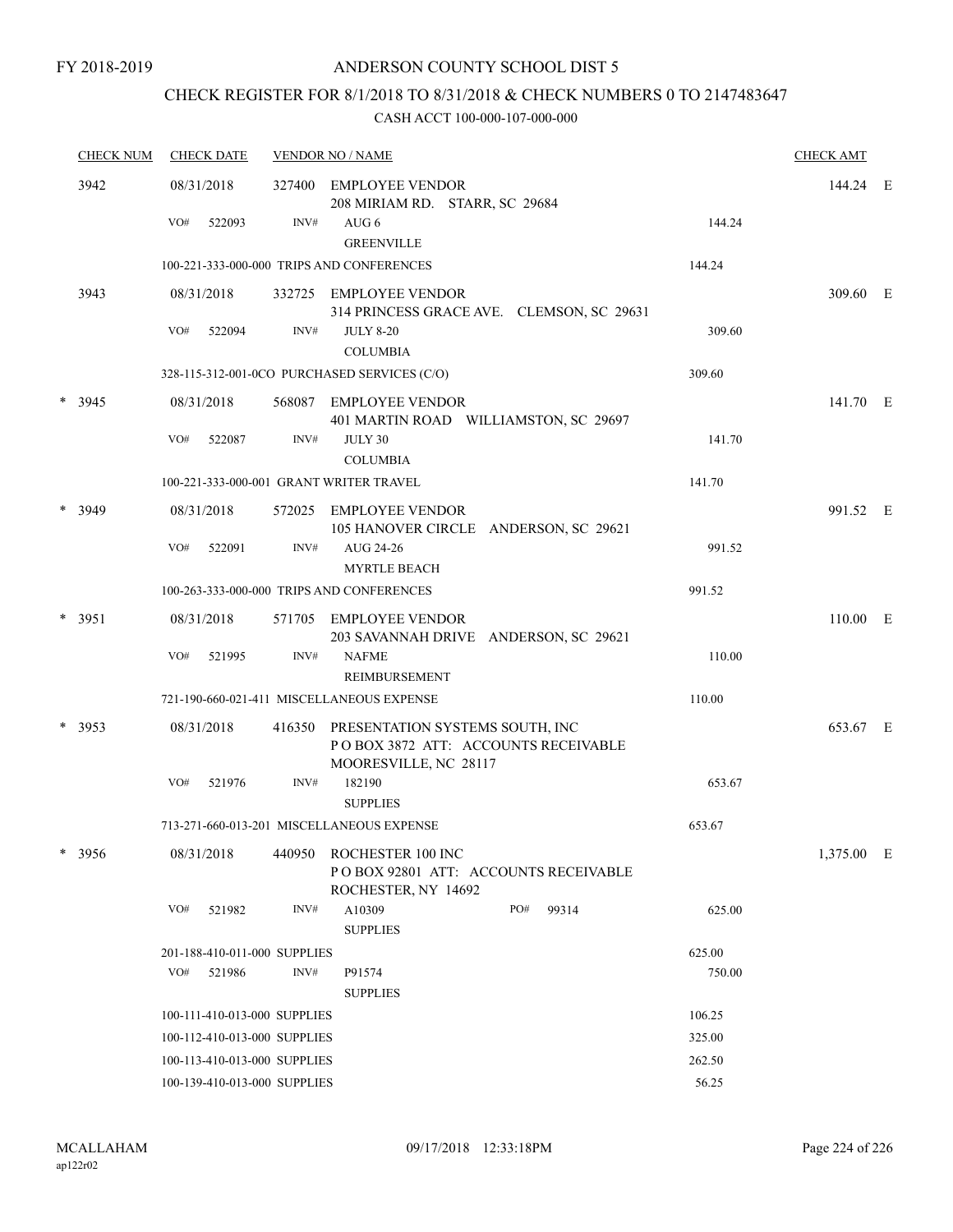FY 2018-2019

# ANDERSON COUNTY SCHOOL DIST 5

## CHECK REGISTER FOR 8/1/2018 TO 8/31/2018 & CHECK NUMBERS 0 TO 2147483647

CASH ACCT 100-000-107-000-000

| CHECK NUM | CHECK DATE | VENDOR NO / NAME | | CHECK AMT | |
|---|---|---|---|---|---|
| 3942 | 08/31/2018 | 327400 EMPLOYEE VENDOR<br>208 MIRIAM RD. STARR, SC 29684 | | 144.24 | E |
| | VO# 522093 | INV# AUG 6<br>GREENVILLE | 144.24 | | |
| | 100-221-333-000-000 TRIPS AND CONFERENCES | | 144.24 | | |
| 3943 | 08/31/2018 | 332725 EMPLOYEE VENDOR<br>314 PRINCESS GRACE AVE. CLEMSON, SC 29631 | | 309.60 | E |
| | VO# 522094 | INV# JULY 8-20<br>COLUMBIA | 309.60 | | |
| | 328-115-312-001-0CO PURCHASED SERVICES (C/O) | | 309.60 | | |
| * 3945 | 08/31/2018 | 568087 EMPLOYEE VENDOR<br>401 MARTIN ROAD WILLIAMSTON, SC 29697 | | 141.70 | E |
| | VO# 522087 | INV# JULY 30<br>COLUMBIA | 141.70 | | |
| | 100-221-333-000-001 GRANT WRITER TRAVEL | | 141.70 | | |
| * 3949 | 08/31/2018 | 572025 EMPLOYEE VENDOR<br>105 HANOVER CIRCLE ANDERSON, SC 29621 | | 991.52 | E |
| | VO# 522091 | INV# AUG 24-26<br>MYRTLE BEACH | 991.52 | | |
| | 100-263-333-000-000 TRIPS AND CONFERENCES | | 991.52 | | |
| * 3951 | 08/31/2018 | 571705 EMPLOYEE VENDOR<br>203 SAVANNAH DRIVE ANDERSON, SC 29621 | | 110.00 | E |
| | VO# 521995 | INV# NAFME<br>REIMBURSEMENT | 110.00 | | |
| | 721-190-660-021-411 MISCELLANEOUS EXPENSE | | 110.00 | | |
| * 3953 | 08/31/2018 | 416350 PRESENTATION SYSTEMS SOUTH, INC<br>P O BOX 3872 ATT: ACCOUNTS RECEIVABLE<br>MOORESVILLE, NC 28117 | | 653.67 | E |
| | VO# 521976 | INV# 182190<br>SUPPLIES | 653.67 | | |
| | 713-271-660-013-201 MISCELLANEOUS EXPENSE | | 653.67 | | |
| * 3956 | 08/31/2018 | 440950 ROCHESTER 100 INC<br>P O BOX 92801 ATT: ACCOUNTS RECEIVABLE<br>ROCHESTER, NY 14692 | | 1,375.00 | E |
| | VO# 521982 | INV# A10309 PO# 99314<br>SUPPLIES | 625.00 | | |
| | 201-188-410-011-000 SUPPLIES | | 625.00 | | |
| | VO# 521986 | INV# P91574<br>SUPPLIES | 750.00 | | |
| | 100-111-410-013-000 SUPPLIES | | 106.25 | | |
| | 100-112-410-013-000 SUPPLIES | | 325.00 | | |
| | 100-113-410-013-000 SUPPLIES | | 262.50 | | |
| | 100-139-410-013-000 SUPPLIES | | 56.25 | | |

MCALLAHAM
ap122r02

09/17/2018 12:33:18PM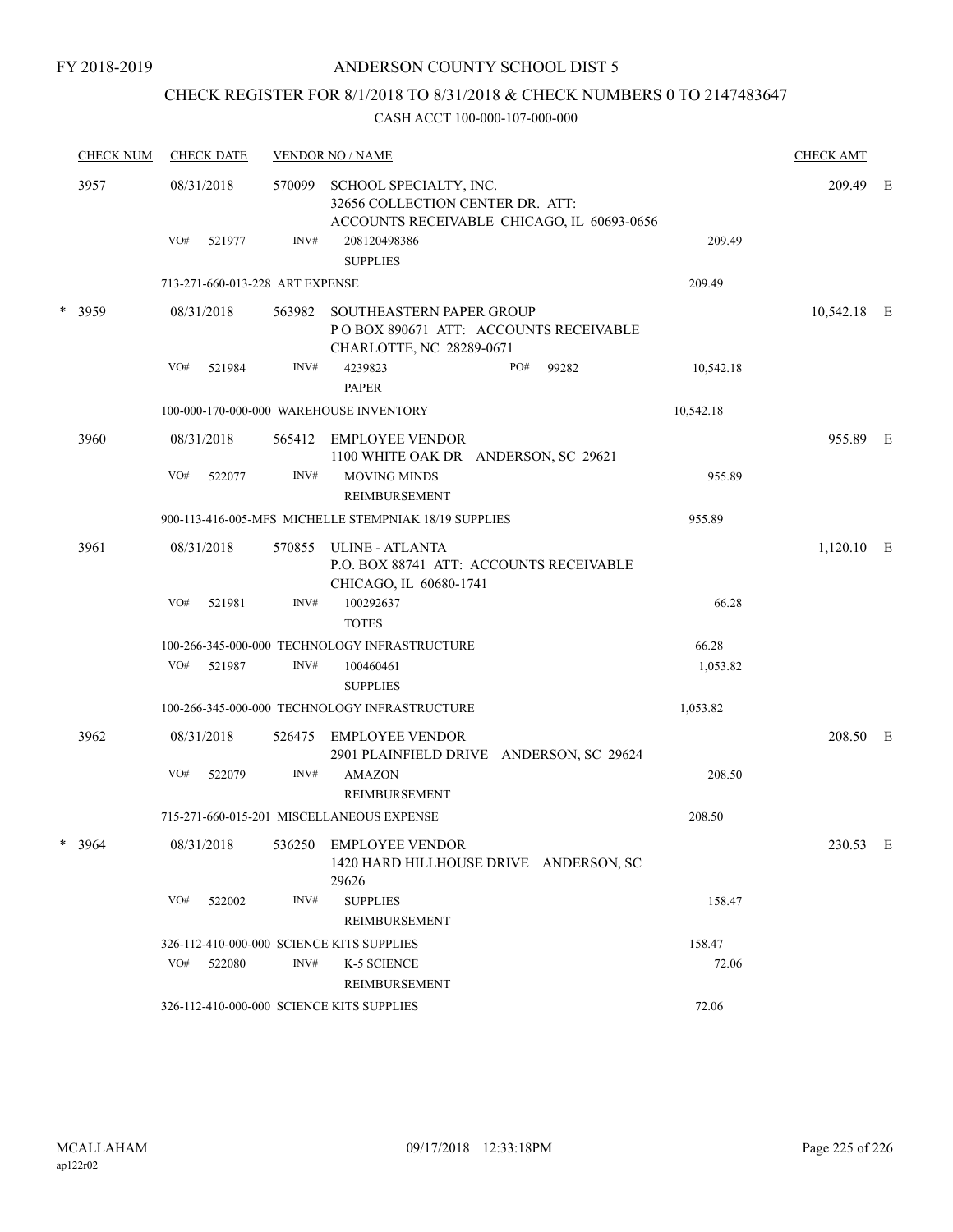FY 2018-2019

# ANDERSON COUNTY SCHOOL DIST 5

## CHECK REGISTER FOR 8/1/2018 TO 8/31/2018 & CHECK NUMBERS 0 TO 2147483647

### CASH ACCT 100-000-107-000-000

| CHECK NUM | CHECK DATE | VENDOR NO / NAME | | | CHECK AMT | |
|---|---|---|---|---|---|---|
| 3957 | 08/31/2018 | 570099 | SCHOOL SPECIALTY, INC. 32656 COLLECTION CENTER DR. ATT: ACCOUNTS RECEIVABLE CHICAGO, IL 60693-0656 | | 209.49 | E |
| | VO# 521977 | INV# | 208120498386 SUPPLIES | 209.49 | | |
| | 713-271-660-013-228 ART EXPENSE | | | 209.49 | | |
| * 3959 | 08/31/2018 | 563982 | SOUTHEASTERN PAPER GROUP P O BOX 890671 ATT: ACCOUNTS RECEIVABLE CHARLOTTE, NC 28289-0671 | | 10,542.18 | E |
| | VO# 521984 | INV# | 4239823 PO# 99282 PAPER | 10,542.18 | | |
| | 100-000-170-000-000 WAREHOUSE INVENTORY | | | 10,542.18 | | |
| 3960 | 08/31/2018 | 565412 | EMPLOYEE VENDOR 1100 WHITE OAK DR ANDERSON, SC 29621 | | 955.89 | E |
| | VO# 522077 | INV# | MOVING MINDS REIMBURSEMENT | 955.89 | | |
| | 900-113-416-005-MFS MICHELLE STEMPNIAK 18/19 SUPPLIES | | | 955.89 | | |
| 3961 | 08/31/2018 | 570855 | ULINE - ATLANTA P.O. BOX 88741 ATT: ACCOUNTS RECEIVABLE CHICAGO, IL 60680-1741 | | 1,120.10 | E |
| | VO# 521981 | INV# | 100292637 TOTES | 66.28 | | |
| | 100-266-345-000-000 TECHNOLOGY INFRASTRUCTURE | | | 66.28 | | |
| | VO# 521987 | INV# | 100460461 SUPPLIES | 1,053.82 | | |
| | 100-266-345-000-000 TECHNOLOGY INFRASTRUCTURE | | | 1,053.82 | | |
| 3962 | 08/31/2018 | 526475 | EMPLOYEE VENDOR 2901 PLAINFIELD DRIVE ANDERSON, SC 29624 | | 208.50 | E |
| | VO# 522079 | INV# | AMAZON REIMBURSEMENT | 208.50 | | |
| | 715-271-660-015-201 MISCELLANEOUS EXPENSE | | | 208.50 | | |
| * 3964 | 08/31/2018 | 536250 | EMPLOYEE VENDOR 1420 HARD HILLHOUSE DRIVE ANDERSON, SC 29626 | | 230.53 | E |
| | VO# 522002 | INV# | SUPPLIES REIMBURSEMENT | 158.47 | | |
| | 326-112-410-000-000 SCIENCE KITS SUPPLIES | | | 158.47 | | |
| | VO# 522080 | INV# | K-5 SCIENCE REIMBURSEMENT | 72.06 | | |
| | 326-112-410-000-000 SCIENCE KITS SUPPLIES | | | 72.06 | | |

MCALLAHAM ap122r02 09/17/2018 12:33:18PM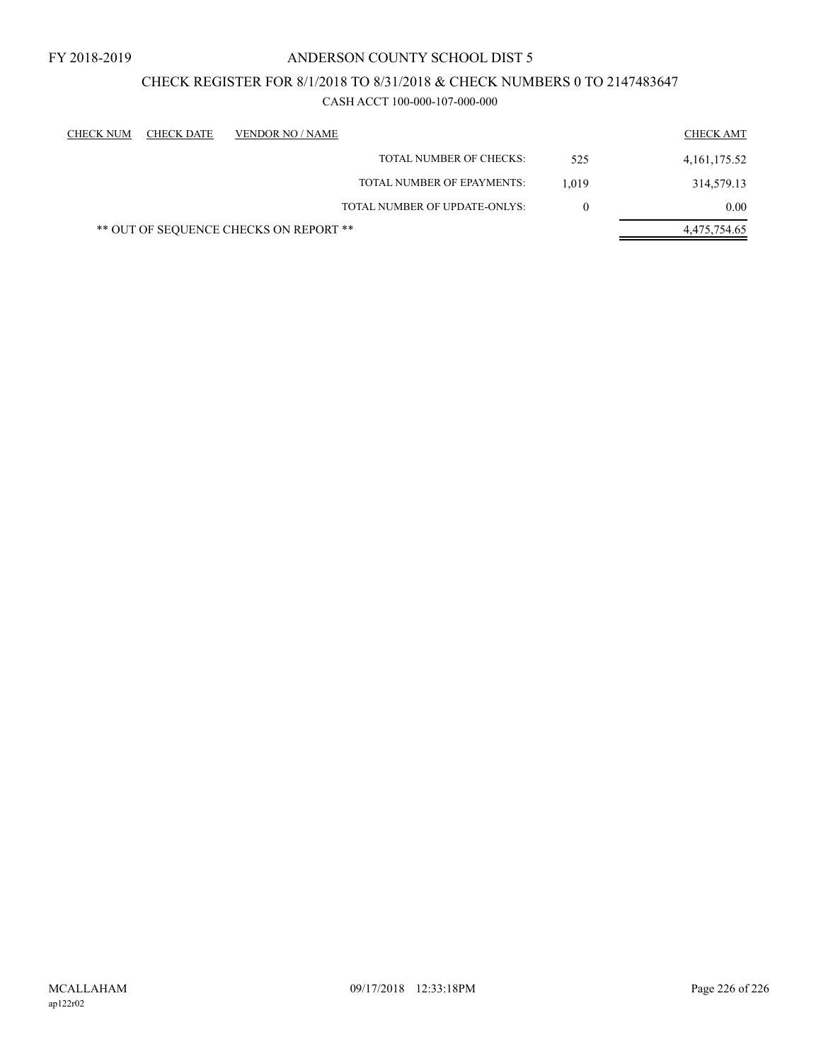FY 2018-2019

# ANDERSON COUNTY SCHOOL DIST 5

## CHECK REGISTER FOR 8/1/2018 TO 8/31/2018 & CHECK NUMBERS 0 TO 2147483647

### CASH ACCT 100-000-107-000-000

| CHECK NUM | CHECK DATE | VENDOR NO / NAME | | CHECK AMT |
|---|---|---|---|---|
| | | TOTAL NUMBER OF CHECKS: | 525 | 4,161,175.52 |
| | | TOTAL NUMBER OF EPAYMENTS: | 1,019 | 314,579.13 |
| | | TOTAL NUMBER OF UPDATE-ONLYS: | 0 | 0.00 |
| ** OUT OF SEQUENCE CHECKS ON REPORT ** | | | | 4,475,754.65 |

MCALLAHAM
ap122r02

09/17/2018 12:33:18PM